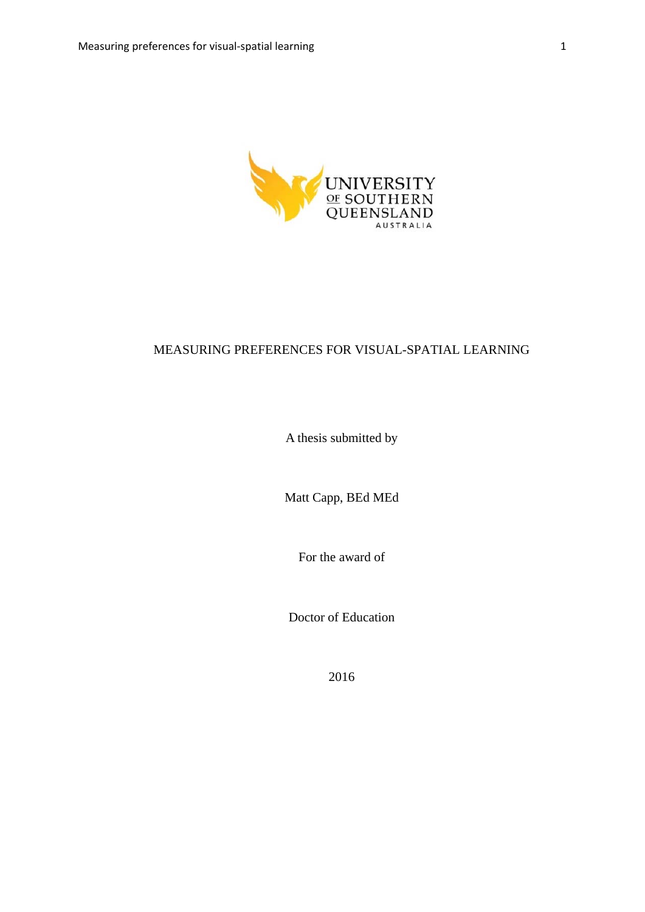UNIVERSITY OF SOUTHERN QUEENSLAND AUSTRALIA

# MEASURING PREFERENCES FOR VISUAL-SPATIAL LEARNING

A thesis submitted by

Matt Capp, BEd MEd

For the award of

Doctor of Education

2016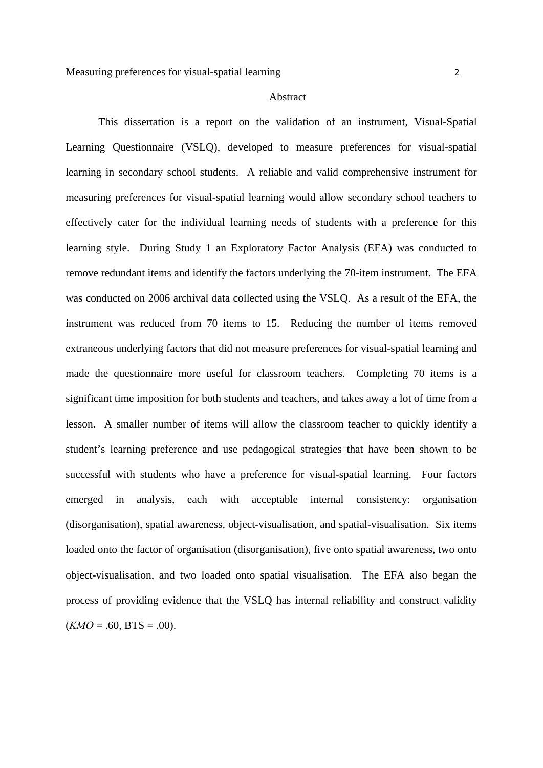## Abstract

This dissertation is a report on the validation of an instrument, Visual-Spatial Learning Questionnaire (VSLQ), developed to measure preferences for visual-spatial learning in secondary school students. A reliable and valid comprehensive instrument for measuring preferences for visual-spatial learning would allow secondary school teachers to effectively cater for the individual learning needs of students with a preference for this learning style. During Study 1 an Exploratory Factor Analysis (EFA) was conducted to remove redundant items and identify the factors underlying the 70-item instrument. The EFA was conducted on 2006 archival data collected using the VSLQ. As a result of the EFA, the instrument was reduced from 70 items to 15. Reducing the number of items removed extraneous underlying factors that did not measure preferences for visual-spatial learning and made the questionnaire more useful for classroom teachers. Completing 70 items is a significant time imposition for both students and teachers, and takes away a lot of time from a lesson. A smaller number of items will allow the classroom teacher to quickly identify a student's learning preference and use pedagogical strategies that have been shown to be successful with students who have a preference for visual-spatial learning. Four factors emerged in analysis, each with acceptable internal consistency: organisation (disorganisation), spatial awareness, object-visualisation, and spatial-visualisation. Six items loaded onto the factor of organisation (disorganisation), five onto spatial awareness, two onto object-visualisation, and two loaded onto spatial visualisation. The EFA also began the process of providing evidence that the VSLQ has internal reliability and construct validity (*KMO* = .60, BTS = .00).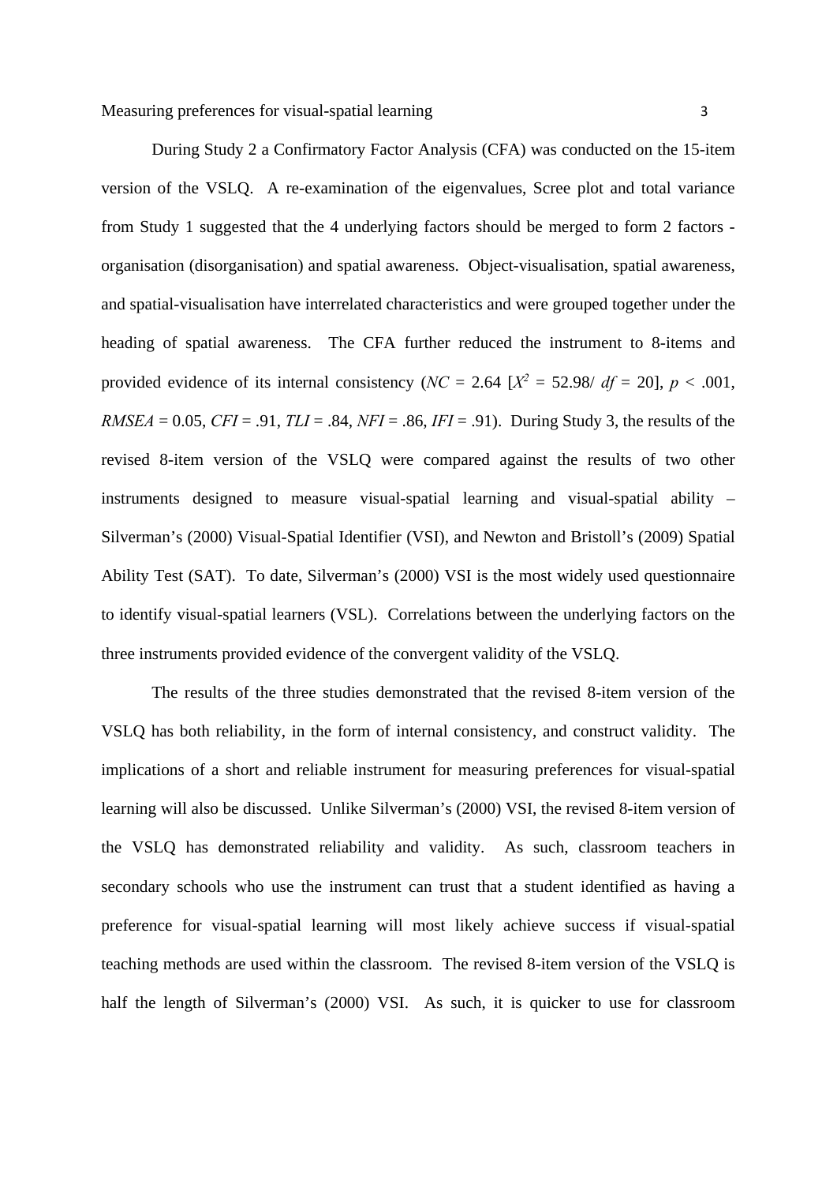During Study 2 a Confirmatory Factor Analysis (CFA) was conducted on the 15-item version of the VSLQ. A re-examination of the eigenvalues, Scree plot and total variance from Study 1 suggested that the 4 underlying factors should be merged to form 2 factors - organisation (disorganisation) and spatial awareness. Object-visualisation, spatial awareness, and spatial-visualisation have interrelated characteristics and were grouped together under the heading of spatial awareness. The CFA further reduced the instrument to 8-items and provided evidence of its internal consistency ($NC$ = 2.64 [$X^2$ = 52.98/ $df$ = 20], $p$ < .001, $RMSEA$ = 0.05, $CFI$ = .91, $TLI$ = .84, $NFI$ = .86, $IFI$ = .91). During Study 3, the results of the revised 8-item version of the VSLQ were compared against the results of two other instruments designed to measure visual-spatial learning and visual-spatial ability – Silverman's (2000) Visual-Spatial Identifier (VSI), and Newton and Bristoll's (2009) Spatial Ability Test (SAT). To date, Silverman's (2000) VSI is the most widely used questionnaire to identify visual-spatial learners (VSL). Correlations between the underlying factors on the three instruments provided evidence of the convergent validity of the VSLQ.

The results of the three studies demonstrated that the revised 8-item version of the VSLQ has both reliability, in the form of internal consistency, and construct validity. The implications of a short and reliable instrument for measuring preferences for visual-spatial learning will also be discussed. Unlike Silverman's (2000) VSI, the revised 8-item version of the VSLQ has demonstrated reliability and validity. As such, classroom teachers in secondary schools who use the instrument can trust that a student identified as having a preference for visual-spatial learning will most likely achieve success if visual-spatial teaching methods are used within the classroom. The revised 8-item version of the VSLQ is half the length of Silverman's (2000) VSI. As such, it is quicker to use for classroom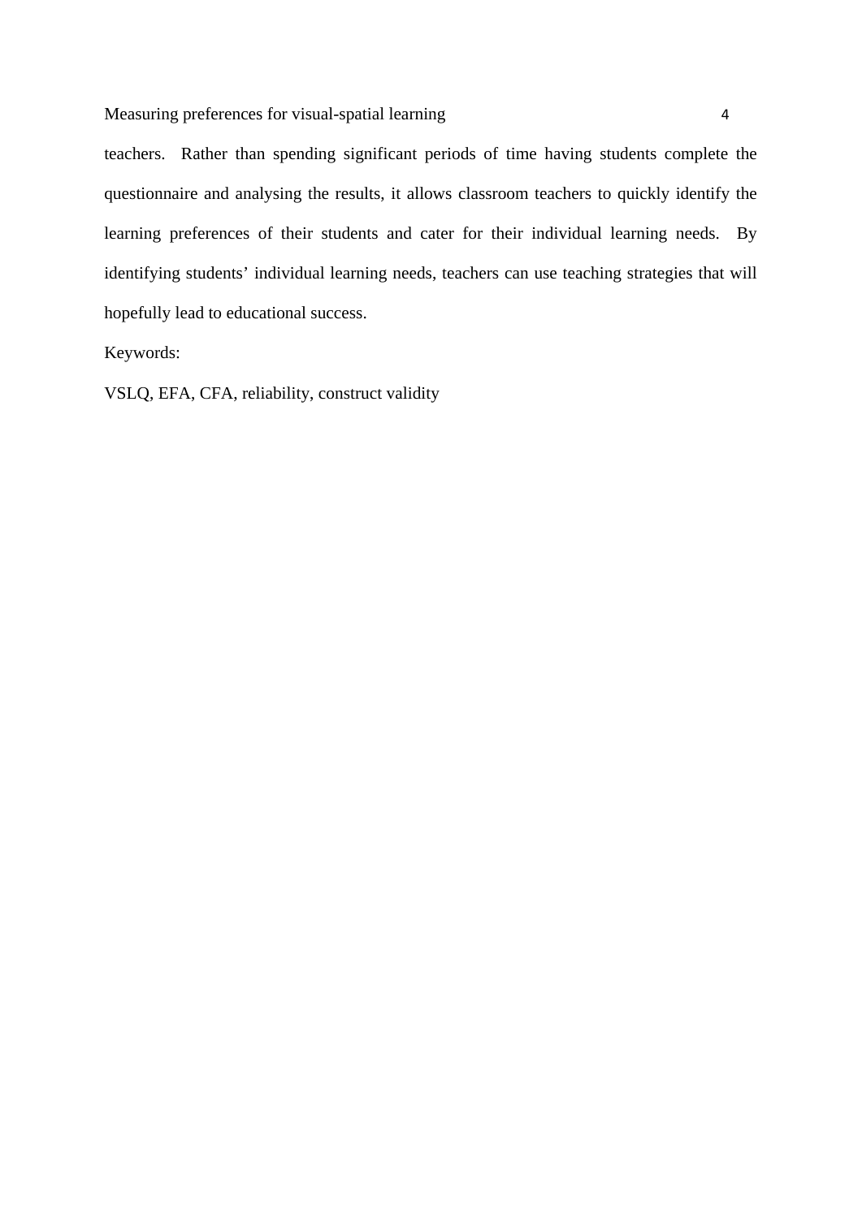teachers. Rather than spending significant periods of time having students complete the questionnaire and analysing the results, it allows classroom teachers to quickly identify the learning preferences of their students and cater for their individual learning needs. By identifying students' individual learning needs, teachers can use teaching strategies that will hopefully lead to educational success.

Keywords:

VSLQ, EFA, CFA, reliability, construct validity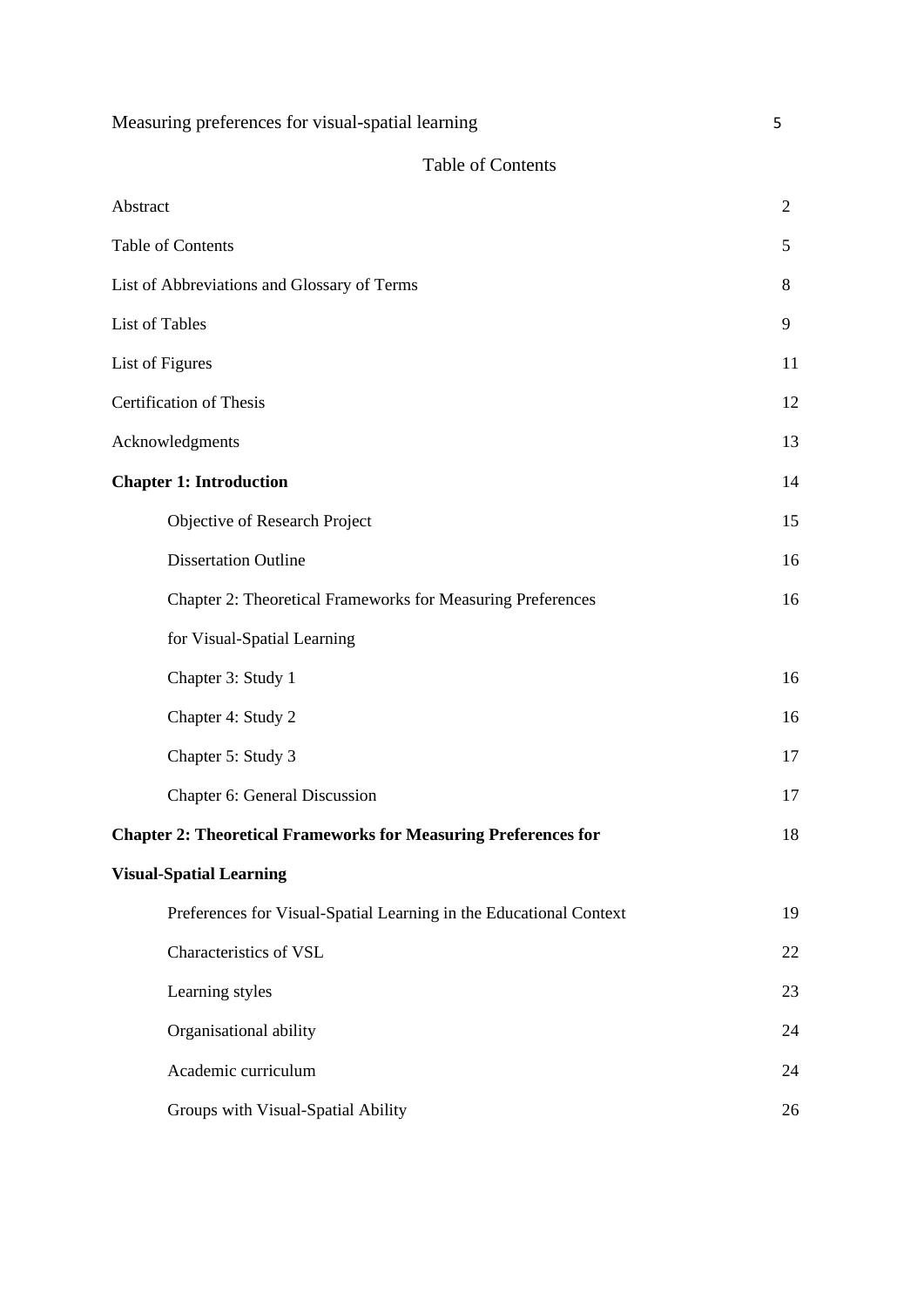# Table of Contents

| | |
|---|---|
| Abstract | 2 |
| Table of Contents | 5 |
| List of Abbreviations and Glossary of Terms | 8 |
| List of Tables | 9 |
| List of Figures | 11 |
| Certification of Thesis | 12 |
| Acknowledgments | 13 |
| **Chapter 1: Introduction** | 14 |
| Objective of Research Project | 15 |
| Dissertation Outline | 16 |
| Chapter 2: Theoretical Frameworks for Measuring Preferences for Visual-Spatial Learning | 16 |
| Chapter 3: Study 1 | 16 |
| Chapter 4: Study 2 | 16 |
| Chapter 5: Study 3 | 17 |
| Chapter 6: General Discussion | 17 |
| **Chapter 2: Theoretical Frameworks for Measuring Preferences for Visual-Spatial Learning** | 18 |
| Preferences for Visual-Spatial Learning in the Educational Context | 19 |
| Characteristics of VSL | 22 |
| Learning styles | 23 |
| Organisational ability | 24 |
| Academic curriculum | 24 |
| Groups with Visual-Spatial Ability | 26 |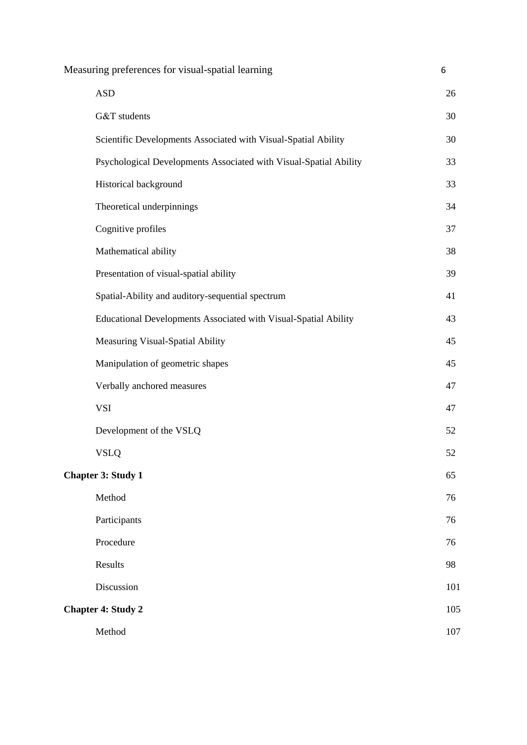| | |
|---|---|
| ASD | 26 |
| G&T students | 30 |
| Scientific Developments Associated with Visual-Spatial Ability | 30 |
| Psychological Developments Associated with Visual-Spatial Ability | 33 |
| Historical background | 33 |
| Theoretical underpinnings | 34 |
| Cognitive profiles | 37 |
| Mathematical ability | 38 |
| Presentation of visual-spatial ability | 39 |
| Spatial-Ability and auditory-sequential spectrum | 41 |
| Educational Developments Associated with Visual-Spatial Ability | 43 |
| Measuring Visual-Spatial Ability | 45 |
| Manipulation of geometric shapes | 45 |
| Verbally anchored measures | 47 |
| VSI | 47 |
| Development of the VSLQ | 52 |
| VSLQ | 52 |
| **Chapter 3: Study 1** | 65 |
| Method | 76 |
| Participants | 76 |
| Procedure | 76 |
| Results | 98 |
| Discussion | 101 |
| **Chapter 4: Study 2** | 105 |
| Method | 107 |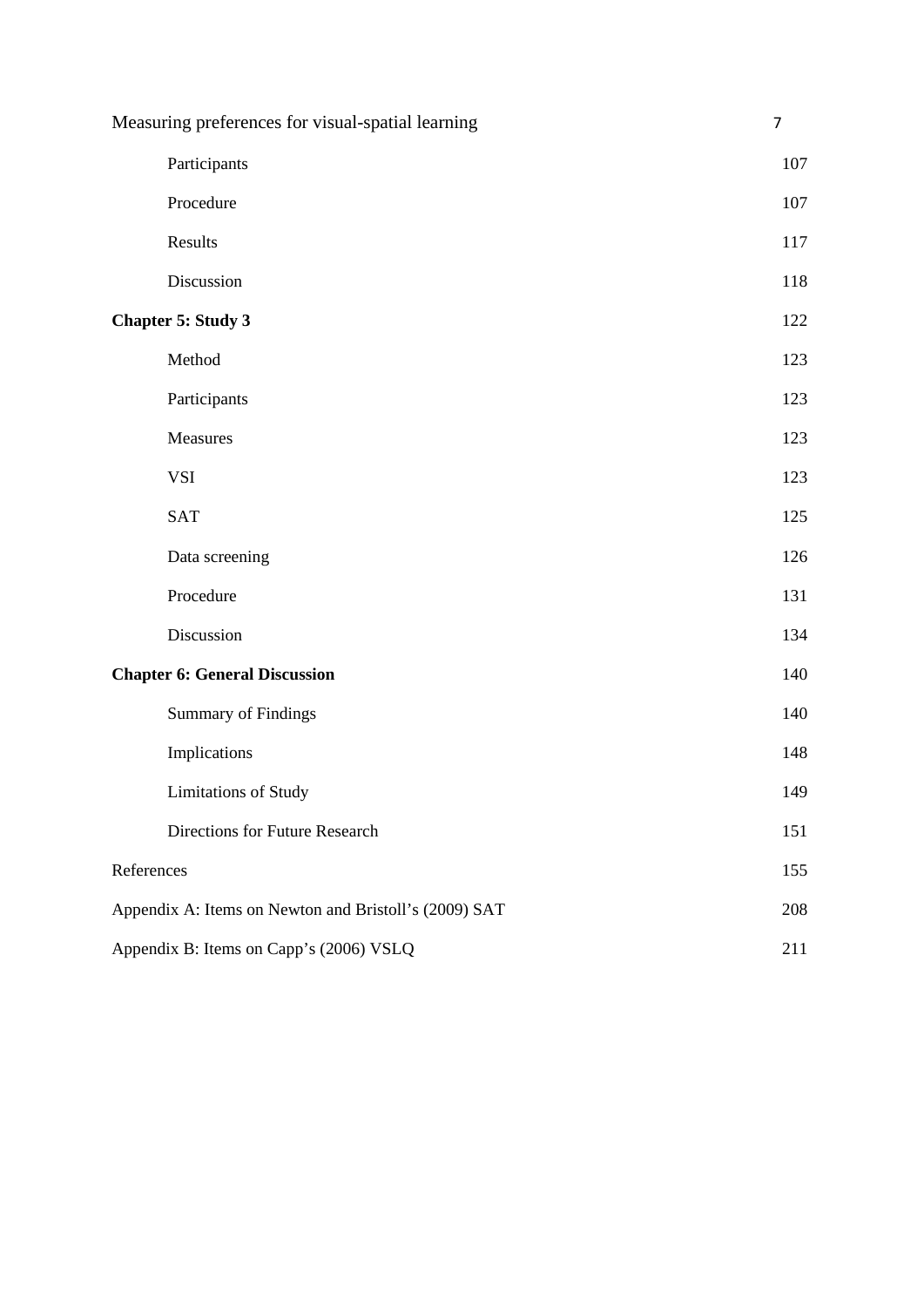| | |
|---|---|
| Participants | 107 |
| Procedure | 107 |
| Results | 117 |
| Discussion | 118 |
| **Chapter 5: Study 3** | 122 |
| Method | 123 |
| Participants | 123 |
| Measures | 123 |
| VSI | 123 |
| SAT | 125 |
| Data screening | 126 |
| Procedure | 131 |
| Discussion | 134 |
| **Chapter 6: General Discussion** | 140 |
| Summary of Findings | 140 |
| Implications | 148 |
| Limitations of Study | 149 |
| Directions for Future Research | 151 |
| References | 155 |
| Appendix A: Items on Newton and Bristoll's (2009) SAT | 208 |
| Appendix B: Items on Capp's (2006) VSLQ | 211 |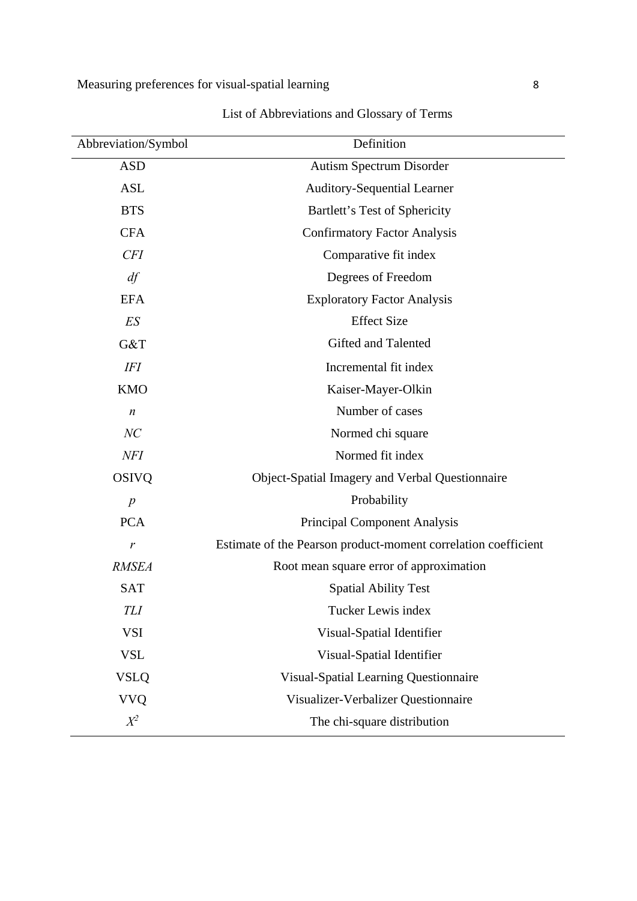List of Abbreviations and Glossary of Terms

| Abbreviation/Symbol | Definition |
|---|---|
| ASD | Autism Spectrum Disorder |
| ASL | Auditory-Sequential Learner |
| BTS | Bartlett's Test of Sphericity |
| CFA | Confirmatory Factor Analysis |
| *CFI* | Comparative fit index |
| *df* | Degrees of Freedom |
| EFA | Exploratory Factor Analysis |
| *ES* | Effect Size |
| G&T | Gifted and Talented |
| *IFI* | Incremental fit index |
| KMO | Kaiser-Mayer-Olkin |
| *n* | Number of cases |
| *NC* | Normed chi square |
| *NFI* | Normed fit index |
| OSIVQ | Object-Spatial Imagery and Verbal Questionnaire |
| *p* | Probability |
| PCA | Principal Component Analysis |
| *r* | Estimate of the Pearson product-moment correlation coefficient |
| *RMSEA* | Root mean square error of approximation |
| SAT | Spatial Ability Test |
| *TLI* | Tucker Lewis index |
| VSI | Visual-Spatial Identifier |
| VSL | Visual-Spatial Identifier |
| VSLQ | Visual-Spatial Learning Questionnaire |
| VVQ | Visualizer-Verbalizer Questionnaire |
| $X^2$ | The chi-square distribution |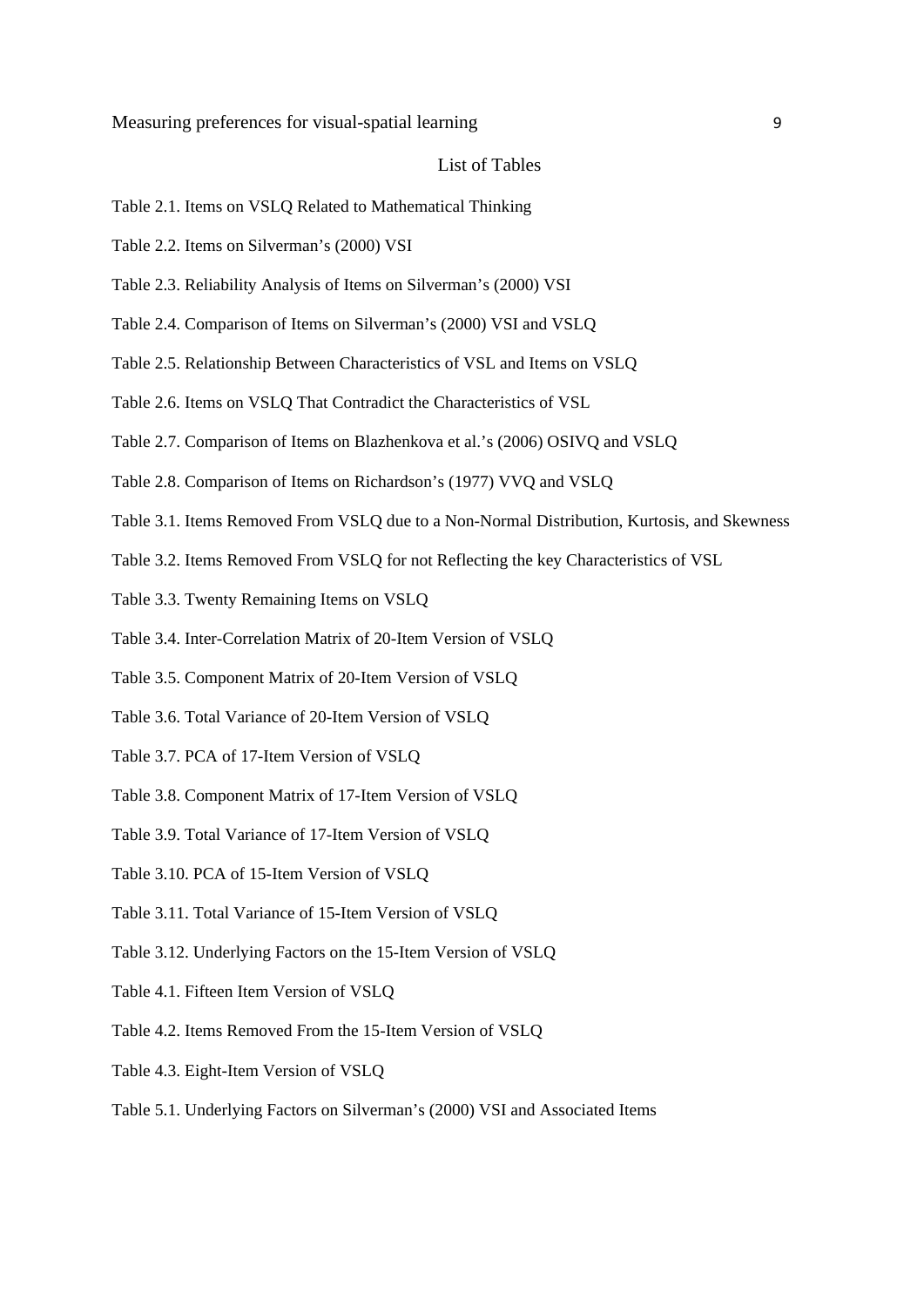# List of Tables

Table 2.1. Items on VSLQ Related to Mathematical Thinking

Table 2.2. Items on Silverman's (2000) VSI

Table 2.3. Reliability Analysis of Items on Silverman's (2000) VSI

Table 2.4. Comparison of Items on Silverman's (2000) VSI and VSLQ

Table 2.5. Relationship Between Characteristics of VSL and Items on VSLQ

Table 2.6. Items on VSLQ That Contradict the Characteristics of VSL

Table 2.7. Comparison of Items on Blazhenkova et al.'s (2006) OSIVQ and VSLQ

Table 2.8. Comparison of Items on Richardson's (1977) VVQ and VSLQ

Table 3.1. Items Removed From VSLQ due to a Non-Normal Distribution, Kurtosis, and Skewness

Table 3.2. Items Removed From VSLQ for not Reflecting the key Characteristics of VSL

Table 3.3. Twenty Remaining Items on VSLQ

Table 3.4. Inter-Correlation Matrix of 20-Item Version of VSLQ

Table 3.5. Component Matrix of 20-Item Version of VSLQ

Table 3.6. Total Variance of 20-Item Version of VSLQ

Table 3.7. PCA of 17-Item Version of VSLQ

Table 3.8. Component Matrix of 17-Item Version of VSLQ

Table 3.9. Total Variance of 17-Item Version of VSLQ

Table 3.10. PCA of 15-Item Version of VSLQ

Table 3.11. Total Variance of 15-Item Version of VSLQ

Table 3.12. Underlying Factors on the 15-Item Version of VSLQ

Table 4.1. Fifteen Item Version of VSLQ

Table 4.2. Items Removed From the 15-Item Version of VSLQ

Table 4.3. Eight-Item Version of VSLQ

Table 5.1. Underlying Factors on Silverman's (2000) VSI and Associated Items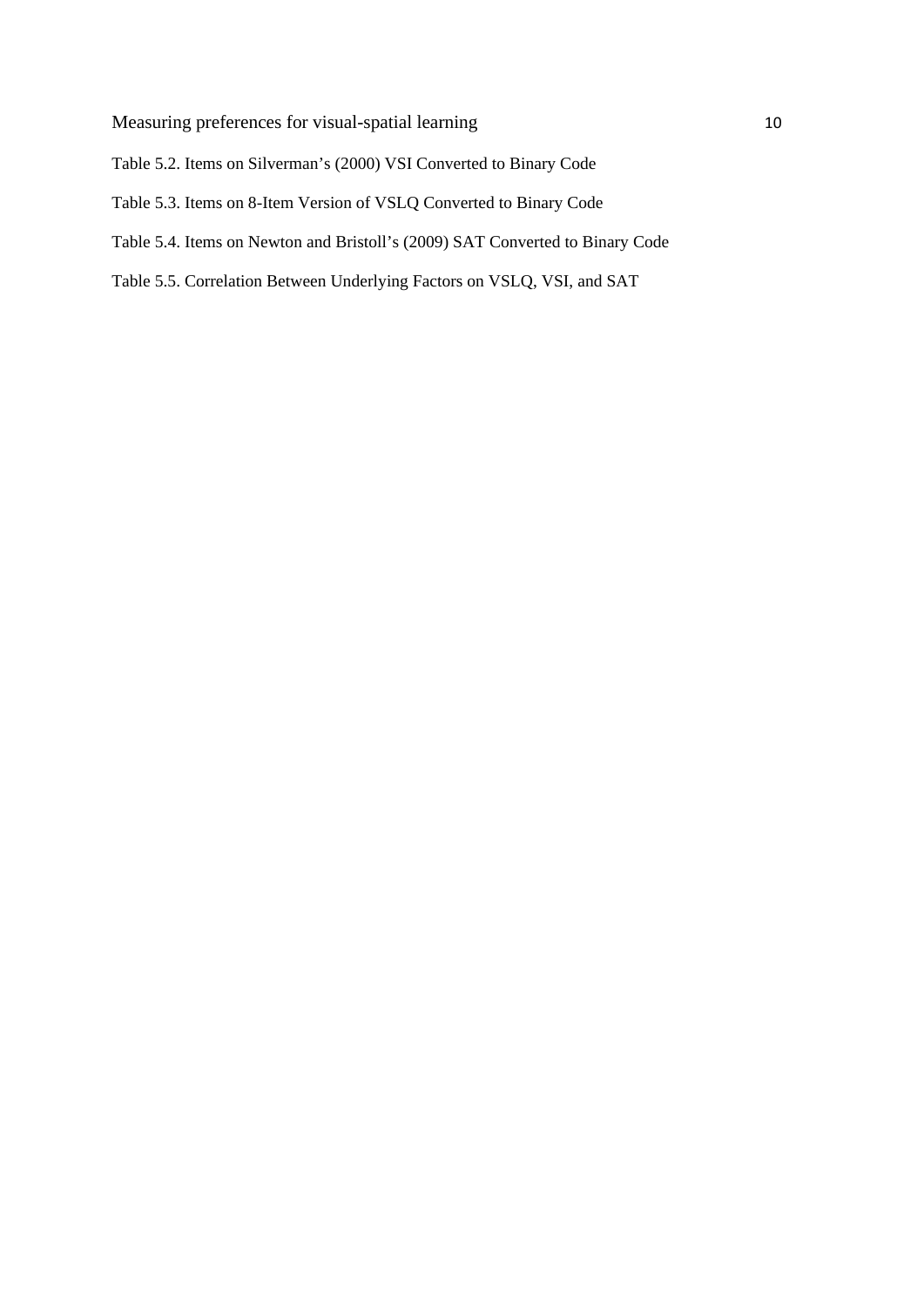Table 5.2. Items on Silverman's (2000) VSI Converted to Binary Code

Table 5.3. Items on 8-Item Version of VSLQ Converted to Binary Code

Table 5.4. Items on Newton and Bristoll's (2009) SAT Converted to Binary Code

Table 5.5. Correlation Between Underlying Factors on VSLQ, VSI, and SAT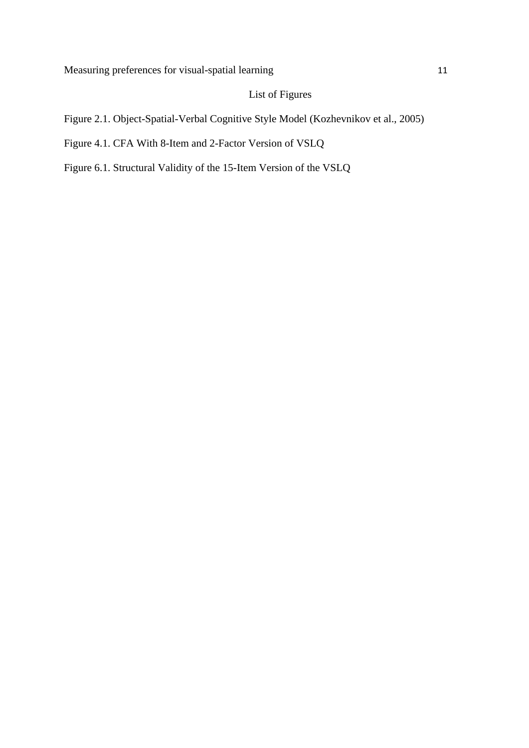## List of Figures

Figure 2.1. Object-Spatial-Verbal Cognitive Style Model (Kozhevnikov et al., 2005)

Figure 4.1. CFA With 8-Item and 2-Factor Version of VSLQ

Figure 6.1. Structural Validity of the 15-Item Version of the VSLQ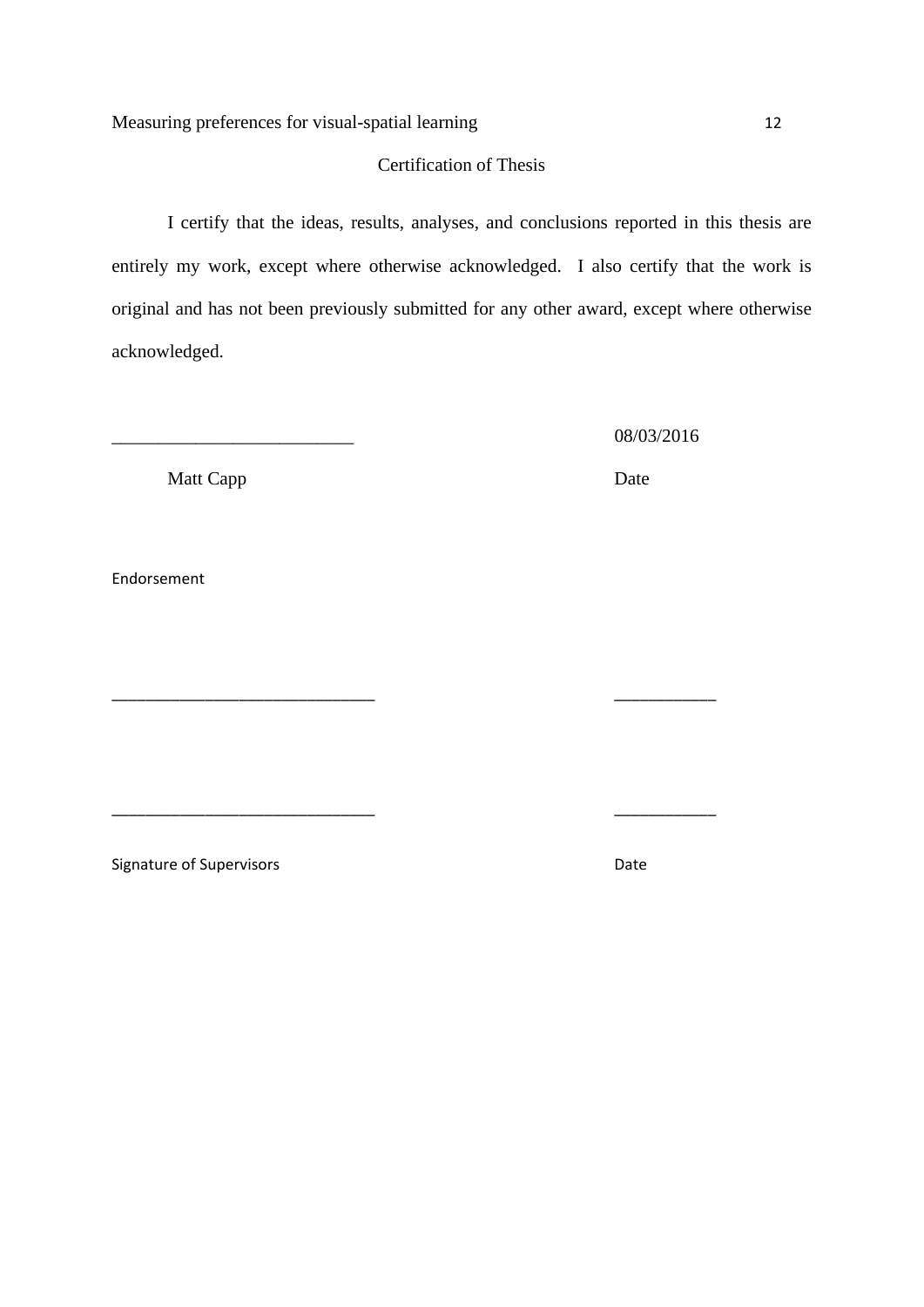## Certification of Thesis

I certify that the ideas, results, analyses, and conclusions reported in this thesis are entirely my work, except where otherwise acknowledged. I also certify that the work is original and has not been previously submitted for any other award, except where otherwise acknowledged.

__________________________ 08/03/2016

Matt Capp Date

Endorsement

____________________________ ___________

____________________________ ___________

Signature of Supervisors Date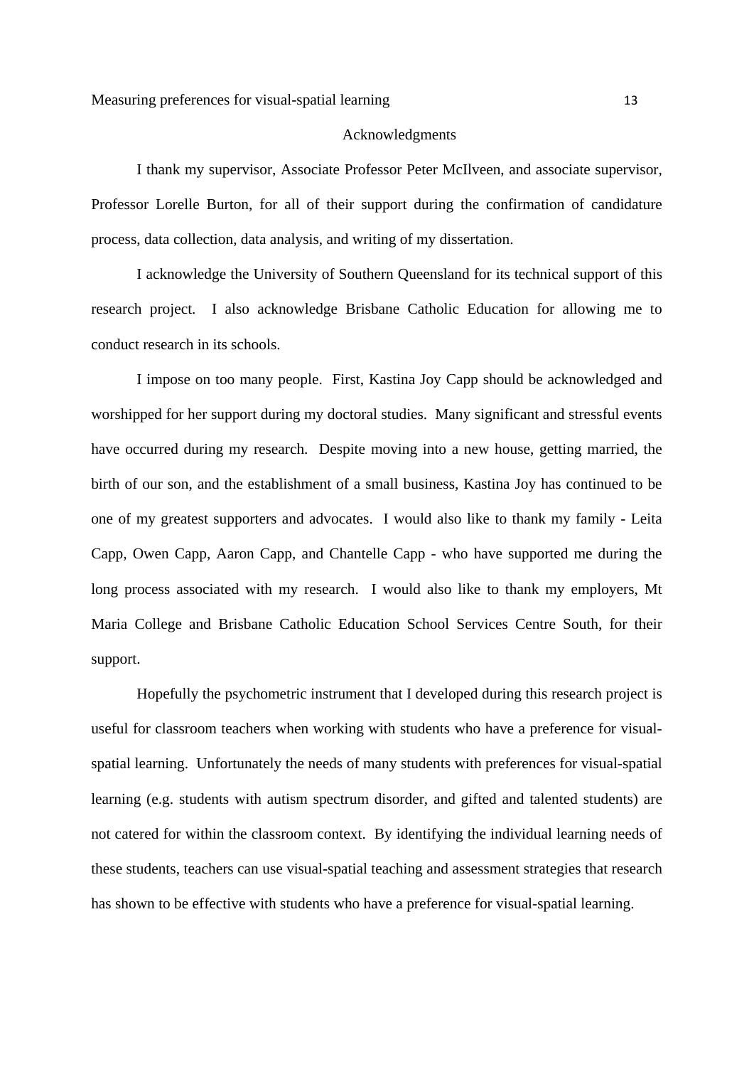## Acknowledgments

I thank my supervisor, Associate Professor Peter McIlveen, and associate supervisor, Professor Lorelle Burton, for all of their support during the confirmation of candidature process, data collection, data analysis, and writing of my dissertation.

I acknowledge the University of Southern Queensland for its technical support of this research project. I also acknowledge Brisbane Catholic Education for allowing me to conduct research in its schools.

I impose on too many people. First, Kastina Joy Capp should be acknowledged and worshipped for her support during my doctoral studies. Many significant and stressful events have occurred during my research. Despite moving into a new house, getting married, the birth of our son, and the establishment of a small business, Kastina Joy has continued to be one of my greatest supporters and advocates. I would also like to thank my family - Leita Capp, Owen Capp, Aaron Capp, and Chantelle Capp - who have supported me during the long process associated with my research. I would also like to thank my employers, Mt Maria College and Brisbane Catholic Education School Services Centre South, for their support.

Hopefully the psychometric instrument that I developed during this research project is useful for classroom teachers when working with students who have a preference for visual-spatial learning. Unfortunately the needs of many students with preferences for visual-spatial learning (e.g. students with autism spectrum disorder, and gifted and talented students) are not catered for within the classroom context. By identifying the individual learning needs of these students, teachers can use visual-spatial teaching and assessment strategies that research has shown to be effective with students who have a preference for visual-spatial learning.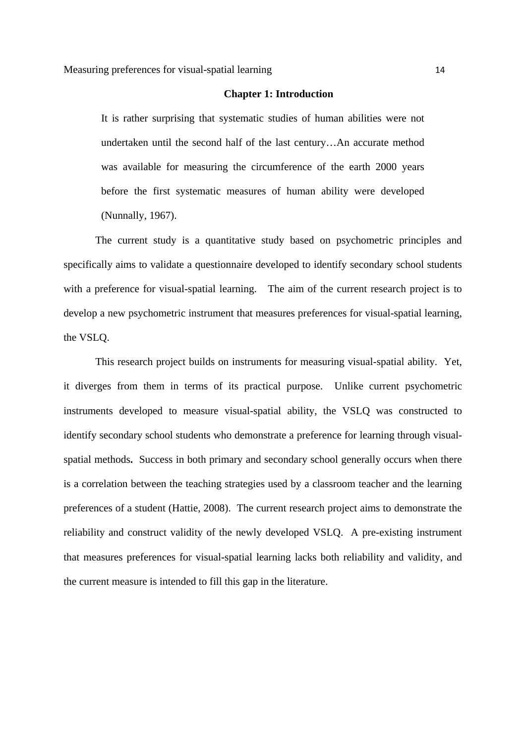# Chapter 1: Introduction

> It is rather surprising that systematic studies of human abilities were not undertaken until the second half of the last century…An accurate method was available for measuring the circumference of the earth 2000 years before the first systematic measures of human ability were developed (Nunnally, 1967).

The current study is a quantitative study based on psychometric principles and specifically aims to validate a questionnaire developed to identify secondary school students with a preference for visual-spatial learning. The aim of the current research project is to develop a new psychometric instrument that measures preferences for visual-spatial learning, the VSLQ.

This research project builds on instruments for measuring visual-spatial ability. Yet, it diverges from them in terms of its practical purpose. Unlike current psychometric instruments developed to measure visual-spatial ability, the VSLQ was constructed to identify secondary school students who demonstrate a preference for learning through visual-spatial methods**.** Success in both primary and secondary school generally occurs when there is a correlation between the teaching strategies used by a classroom teacher and the learning preferences of a student (Hattie, 2008). The current research project aims to demonstrate the reliability and construct validity of the newly developed VSLQ. A pre-existing instrument that measures preferences for visual-spatial learning lacks both reliability and validity, and the current measure is intended to fill this gap in the literature.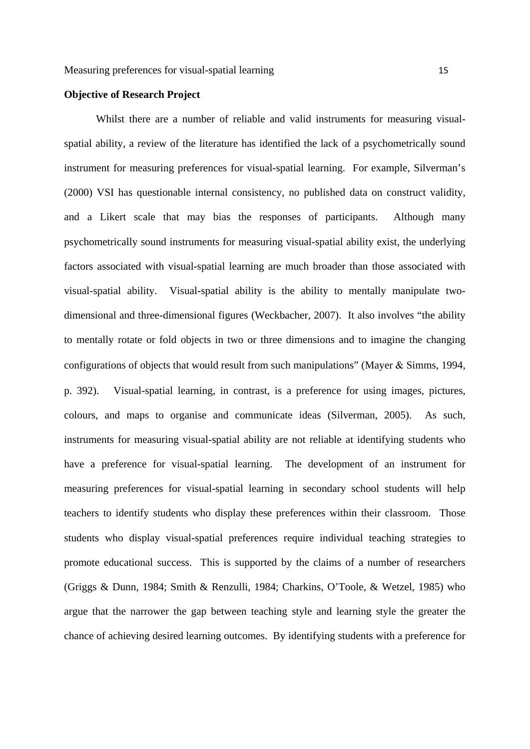**Objective of Research Project**

Whilst there are a number of reliable and valid instruments for measuring visual-spatial ability, a review of the literature has identified the lack of a psychometrically sound instrument for measuring preferences for visual-spatial learning. For example, Silverman's (2000) VSI has questionable internal consistency, no published data on construct validity, and a Likert scale that may bias the responses of participants. Although many psychometrically sound instruments for measuring visual-spatial ability exist, the underlying factors associated with visual-spatial learning are much broader than those associated with visual-spatial ability. Visual-spatial ability is the ability to mentally manipulate two-dimensional and three-dimensional figures (Weckbacher, 2007). It also involves "the ability to mentally rotate or fold objects in two or three dimensions and to imagine the changing configurations of objects that would result from such manipulations" (Mayer & Simms, 1994, p. 392). Visual-spatial learning, in contrast, is a preference for using images, pictures, colours, and maps to organise and communicate ideas (Silverman, 2005). As such, instruments for measuring visual-spatial ability are not reliable at identifying students who have a preference for visual-spatial learning. The development of an instrument for measuring preferences for visual-spatial learning in secondary school students will help teachers to identify students who display these preferences within their classroom. Those students who display visual-spatial preferences require individual teaching strategies to promote educational success. This is supported by the claims of a number of researchers (Griggs & Dunn, 1984; Smith & Renzulli, 1984; Charkins, O'Toole, & Wetzel, 1985) who argue that the narrower the gap between teaching style and learning style the greater the chance of achieving desired learning outcomes. By identifying students with a preference for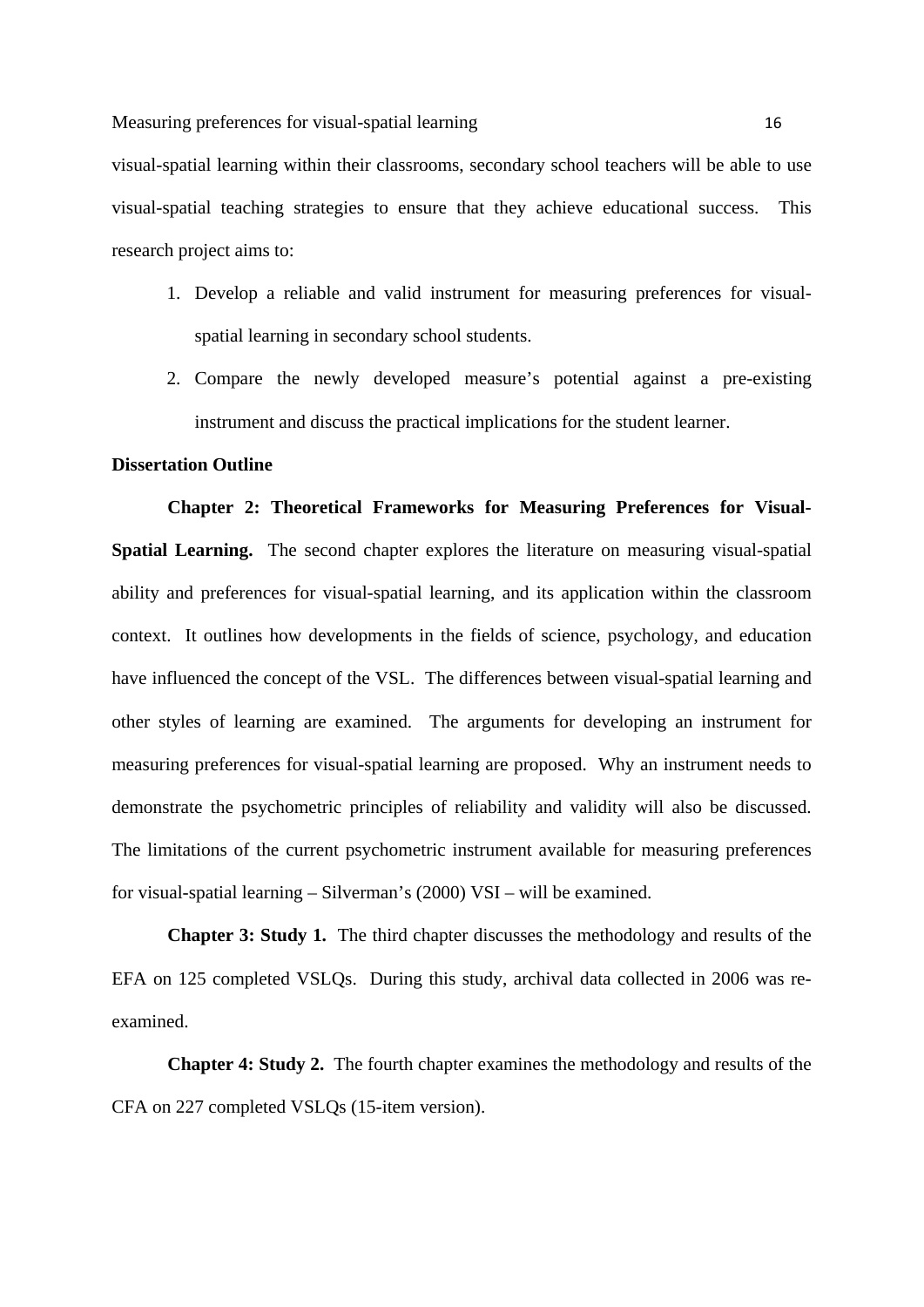visual-spatial learning within their classrooms, secondary school teachers will be able to use visual-spatial teaching strategies to ensure that they achieve educational success. This research project aims to:

1. Develop a reliable and valid instrument for measuring preferences for visual-spatial learning in secondary school students.
2. Compare the newly developed measure's potential against a pre-existing instrument and discuss the practical implications for the student learner.

**Dissertation Outline**

**Chapter 2: Theoretical Frameworks for Measuring Preferences for Visual-Spatial Learning.** The second chapter explores the literature on measuring visual-spatial ability and preferences for visual-spatial learning, and its application within the classroom context. It outlines how developments in the fields of science, psychology, and education have influenced the concept of the VSL. The differences between visual-spatial learning and other styles of learning are examined. The arguments for developing an instrument for measuring preferences for visual-spatial learning are proposed. Why an instrument needs to demonstrate the psychometric principles of reliability and validity will also be discussed. The limitations of the current psychometric instrument available for measuring preferences for visual-spatial learning – Silverman's (2000) VSI – will be examined.

**Chapter 3: Study 1.** The third chapter discusses the methodology and results of the EFA on 125 completed VSLQs. During this study, archival data collected in 2006 was re-examined.

**Chapter 4: Study 2.** The fourth chapter examines the methodology and results of the CFA on 227 completed VSLQs (15-item version).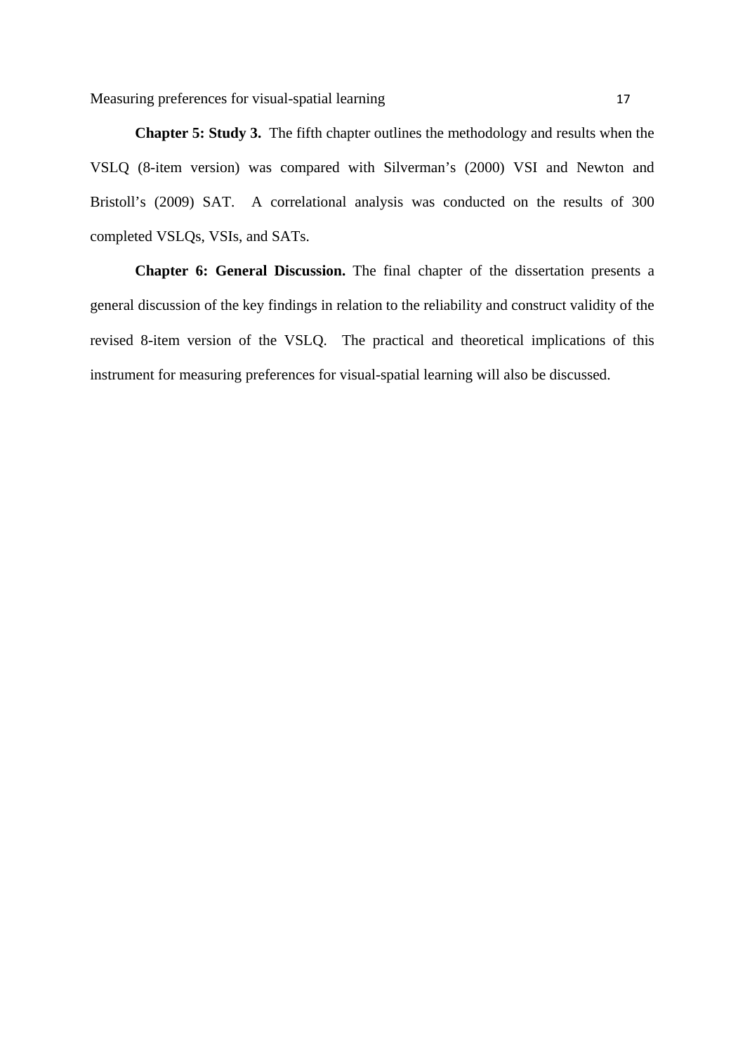**Chapter 5: Study 3.** The fifth chapter outlines the methodology and results when the VSLQ (8-item version) was compared with Silverman's (2000) VSI and Newton and Bristoll's (2009) SAT. A correlational analysis was conducted on the results of 300 completed VSLQs, VSIs, and SATs.

**Chapter 6: General Discussion.** The final chapter of the dissertation presents a general discussion of the key findings in relation to the reliability and construct validity of the revised 8-item version of the VSLQ. The practical and theoretical implications of this instrument for measuring preferences for visual-spatial learning will also be discussed.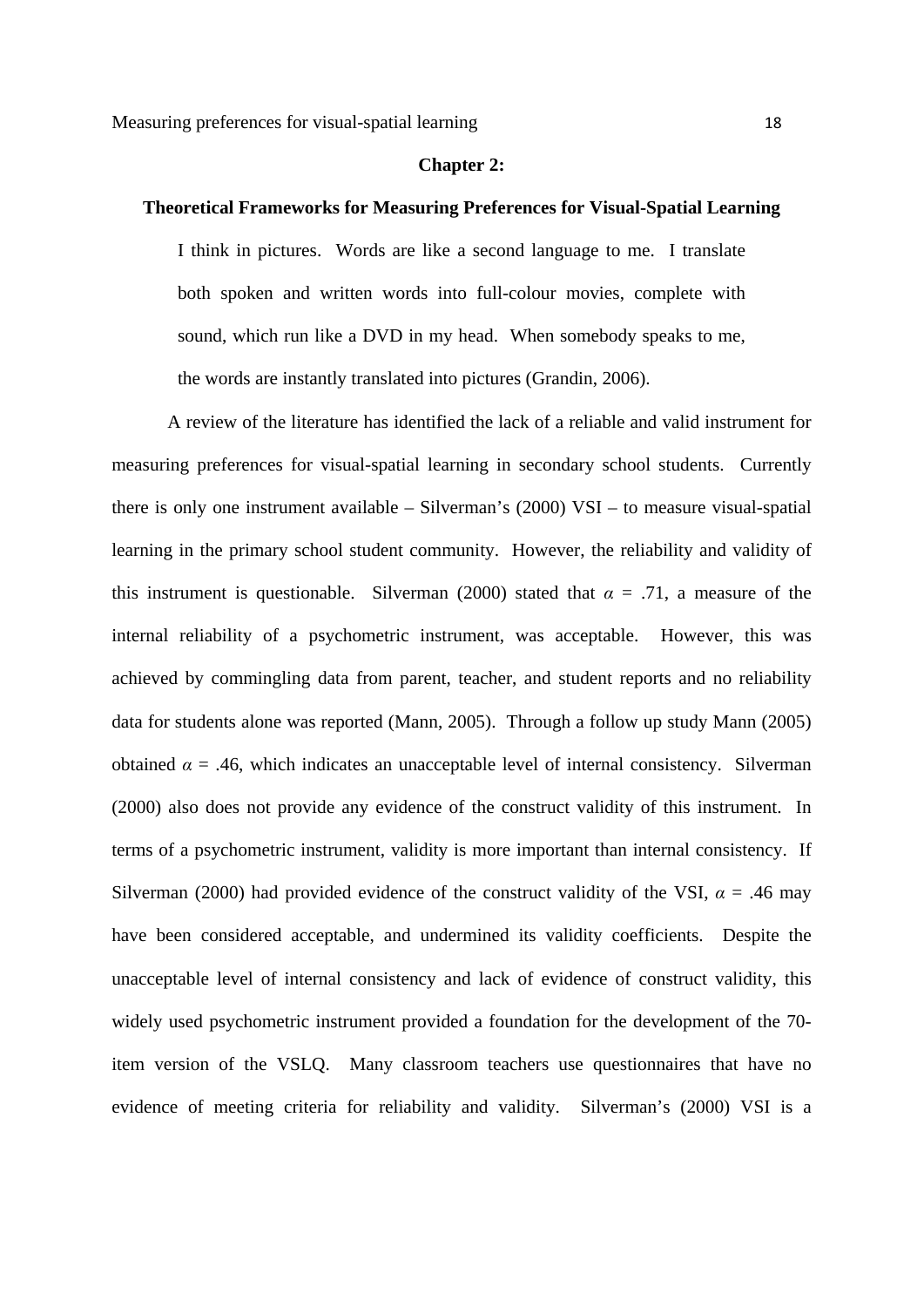# Chapter 2:

## Theoretical Frameworks for Measuring Preferences for Visual-Spatial Learning

> I think in pictures. Words are like a second language to me. I translate both spoken and written words into full-colour movies, complete with sound, which run like a DVD in my head. When somebody speaks to me, the words are instantly translated into pictures (Grandin, 2006).

A review of the literature has identified the lack of a reliable and valid instrument for measuring preferences for visual-spatial learning in secondary school students. Currently there is only one instrument available – Silverman's (2000) VSI – to measure visual-spatial learning in the primary school student community. However, the reliability and validity of this instrument is questionable. Silverman (2000) stated that $\alpha$ = .71, a measure of the internal reliability of a psychometric instrument, was acceptable. However, this was achieved by commingling data from parent, teacher, and student reports and no reliability data for students alone was reported (Mann, 2005). Through a follow up study Mann (2005) obtained $\alpha$ = .46, which indicates an unacceptable level of internal consistency. Silverman (2000) also does not provide any evidence of the construct validity of this instrument. In terms of a psychometric instrument, validity is more important than internal consistency. If Silverman (2000) had provided evidence of the construct validity of the VSI, $\alpha$ = .46 may have been considered acceptable, and undermined its validity coefficients. Despite the unacceptable level of internal consistency and lack of evidence of construct validity, this widely used psychometric instrument provided a foundation for the development of the 70-item version of the VSLQ. Many classroom teachers use questionnaires that have no evidence of meeting criteria for reliability and validity. Silverman's (2000) VSI is a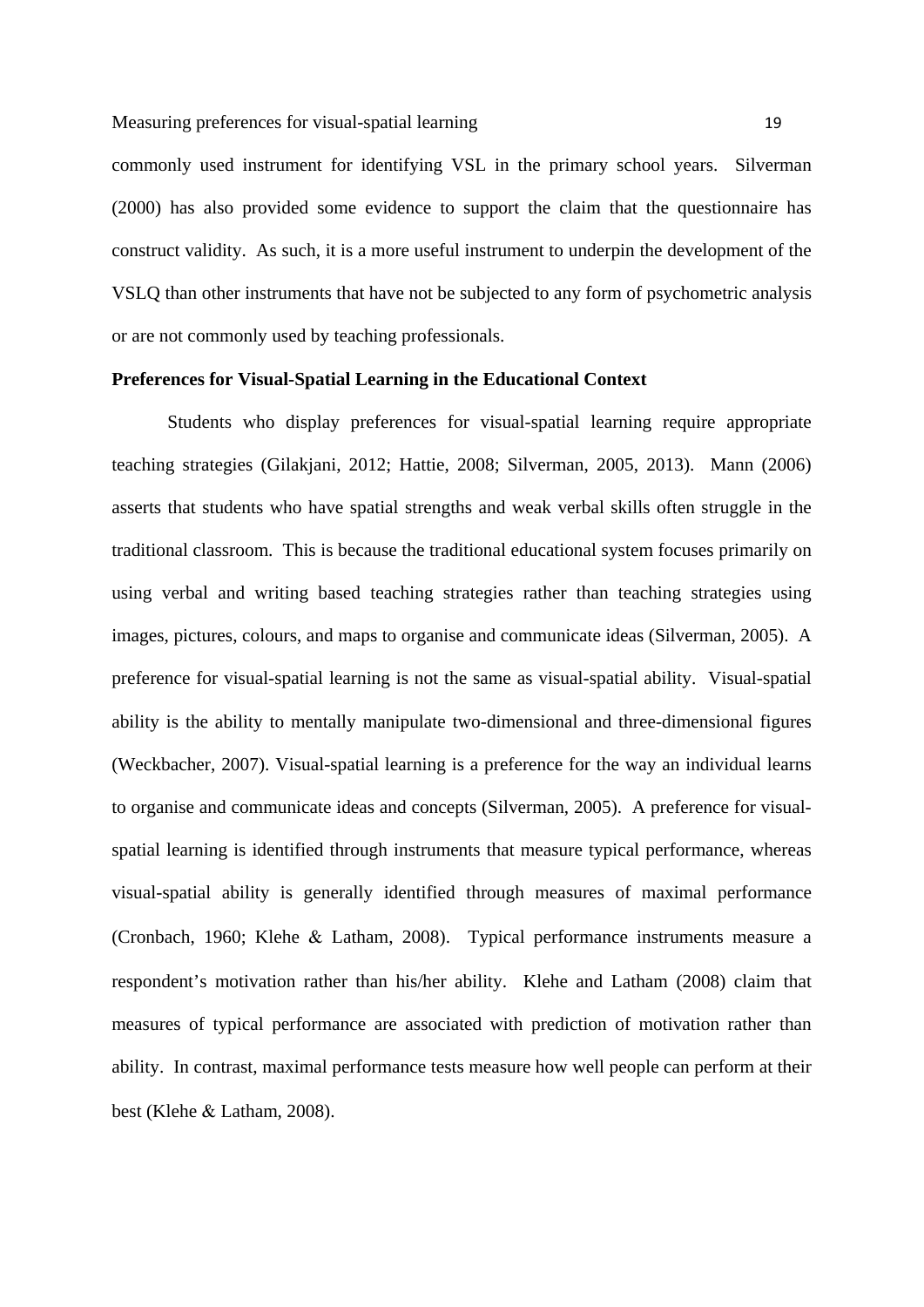commonly used instrument for identifying VSL in the primary school years. Silverman (2000) has also provided some evidence to support the claim that the questionnaire has construct validity. As such, it is a more useful instrument to underpin the development of the VSLQ than other instruments that have not be subjected to any form of psychometric analysis or are not commonly used by teaching professionals.

**Preferences for Visual-Spatial Learning in the Educational Context**

Students who display preferences for visual-spatial learning require appropriate teaching strategies (Gilakjani, 2012; Hattie, 2008; Silverman, 2005, 2013). Mann (2006) asserts that students who have spatial strengths and weak verbal skills often struggle in the traditional classroom. This is because the traditional educational system focuses primarily on using verbal and writing based teaching strategies rather than teaching strategies using images, pictures, colours, and maps to organise and communicate ideas (Silverman, 2005). A preference for visual-spatial learning is not the same as visual-spatial ability. Visual-spatial ability is the ability to mentally manipulate two-dimensional and three-dimensional figures (Weckbacher, 2007). Visual-spatial learning is a preference for the way an individual learns to organise and communicate ideas and concepts (Silverman, 2005). A preference for visual-spatial learning is identified through instruments that measure typical performance, whereas visual-spatial ability is generally identified through measures of maximal performance (Cronbach, 1960; Klehe & Latham, 2008). Typical performance instruments measure a respondent's motivation rather than his/her ability. Klehe and Latham (2008) claim that measures of typical performance are associated with prediction of motivation rather than ability. In contrast, maximal performance tests measure how well people can perform at their best (Klehe & Latham, 2008).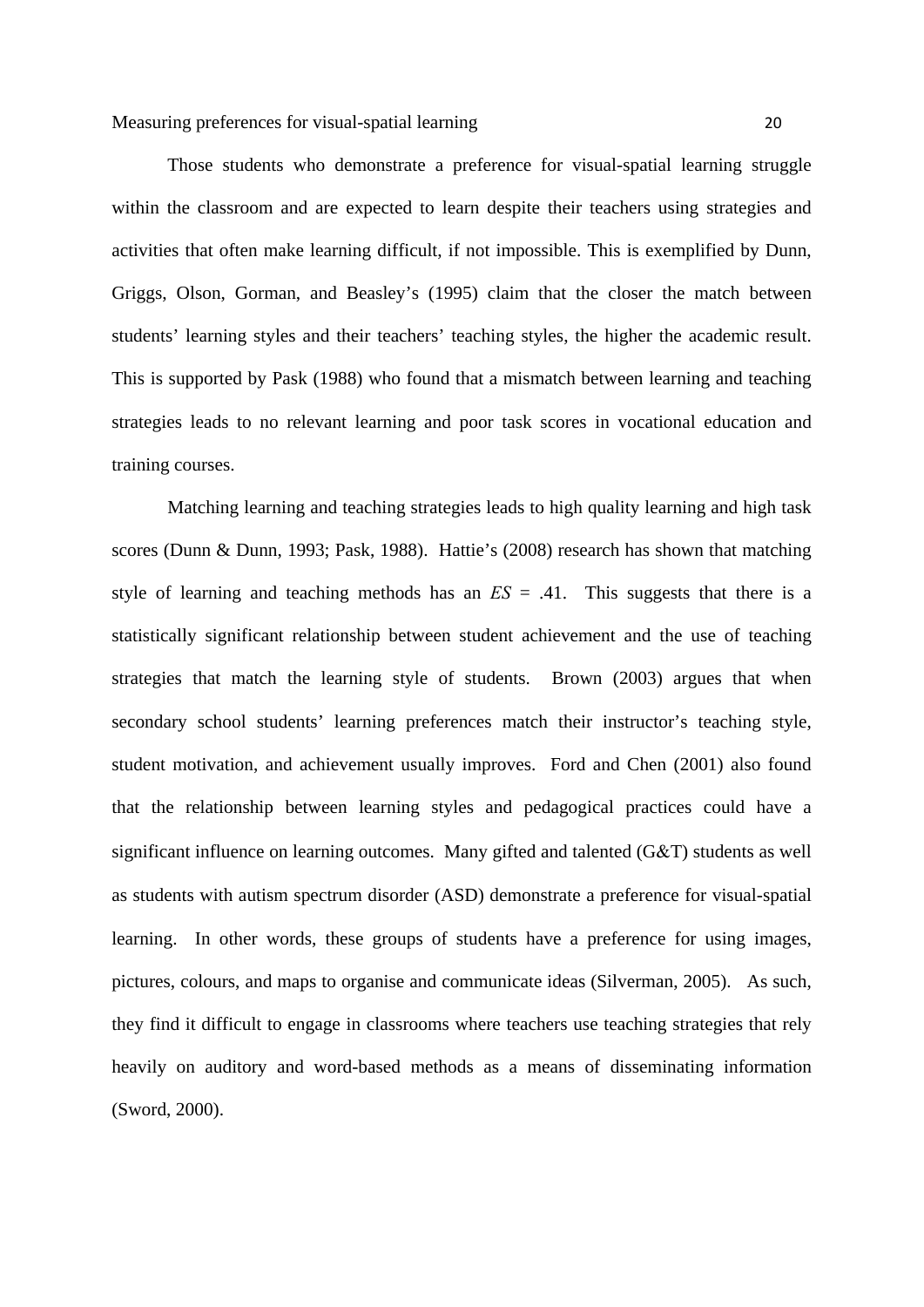Those students who demonstrate a preference for visual-spatial learning struggle within the classroom and are expected to learn despite their teachers using strategies and activities that often make learning difficult, if not impossible. This is exemplified by Dunn, Griggs, Olson, Gorman, and Beasley's (1995) claim that the closer the match between students' learning styles and their teachers' teaching styles, the higher the academic result. This is supported by Pask (1988) who found that a mismatch between learning and teaching strategies leads to no relevant learning and poor task scores in vocational education and training courses.

Matching learning and teaching strategies leads to high quality learning and high task scores (Dunn & Dunn, 1993; Pask, 1988). Hattie's (2008) research has shown that matching style of learning and teaching methods has an *ES* = .41. This suggests that there is a statistically significant relationship between student achievement and the use of teaching strategies that match the learning style of students. Brown (2003) argues that when secondary school students' learning preferences match their instructor's teaching style, student motivation, and achievement usually improves. Ford and Chen (2001) also found that the relationship between learning styles and pedagogical practices could have a significant influence on learning outcomes. Many gifted and talented (G&T) students as well as students with autism spectrum disorder (ASD) demonstrate a preference for visual-spatial learning. In other words, these groups of students have a preference for using images, pictures, colours, and maps to organise and communicate ideas (Silverman, 2005). As such, they find it difficult to engage in classrooms where teachers use teaching strategies that rely heavily on auditory and word-based methods as a means of disseminating information (Sword, 2000).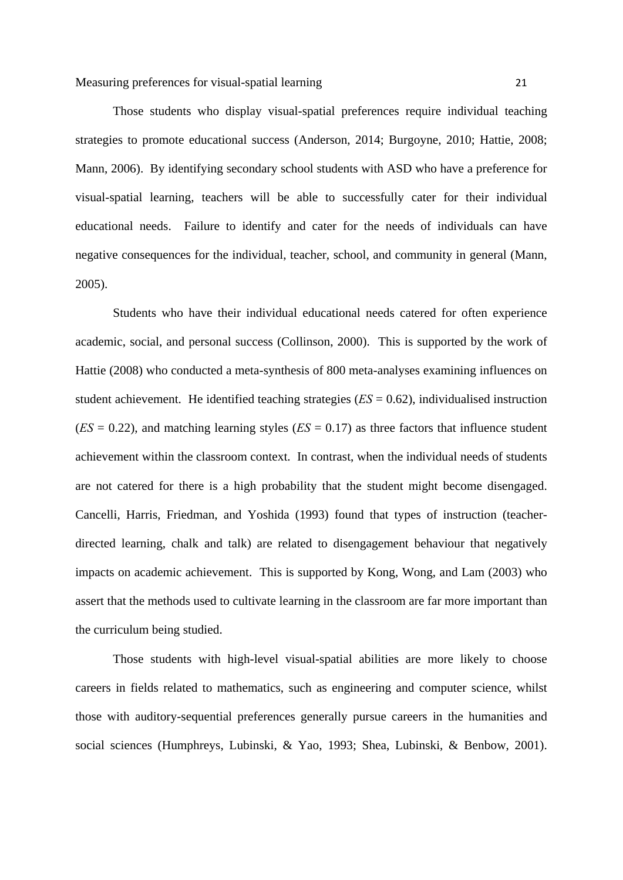Those students who display visual-spatial preferences require individual teaching strategies to promote educational success (Anderson, 2014; Burgoyne, 2010; Hattie, 2008; Mann, 2006). By identifying secondary school students with ASD who have a preference for visual-spatial learning, teachers will be able to successfully cater for their individual educational needs. Failure to identify and cater for the needs of individuals can have negative consequences for the individual, teacher, school, and community in general (Mann, 2005).

Students who have their individual educational needs catered for often experience academic, social, and personal success (Collinson, 2000). This is supported by the work of Hattie (2008) who conducted a meta-synthesis of 800 meta-analyses examining influences on student achievement. He identified teaching strategies (*ES* = 0.62), individualised instruction (*ES* = 0.22), and matching learning styles (*ES* = 0.17) as three factors that influence student achievement within the classroom context. In contrast, when the individual needs of students are not catered for there is a high probability that the student might become disengaged. Cancelli, Harris, Friedman, and Yoshida (1993) found that types of instruction (teacher-directed learning, chalk and talk) are related to disengagement behaviour that negatively impacts on academic achievement. This is supported by Kong, Wong, and Lam (2003) who assert that the methods used to cultivate learning in the classroom are far more important than the curriculum being studied.

Those students with high-level visual-spatial abilities are more likely to choose careers in fields related to mathematics, such as engineering and computer science, whilst those with auditory-sequential preferences generally pursue careers in the humanities and social sciences (Humphreys, Lubinski, & Yao, 1993; Shea, Lubinski, & Benbow, 2001).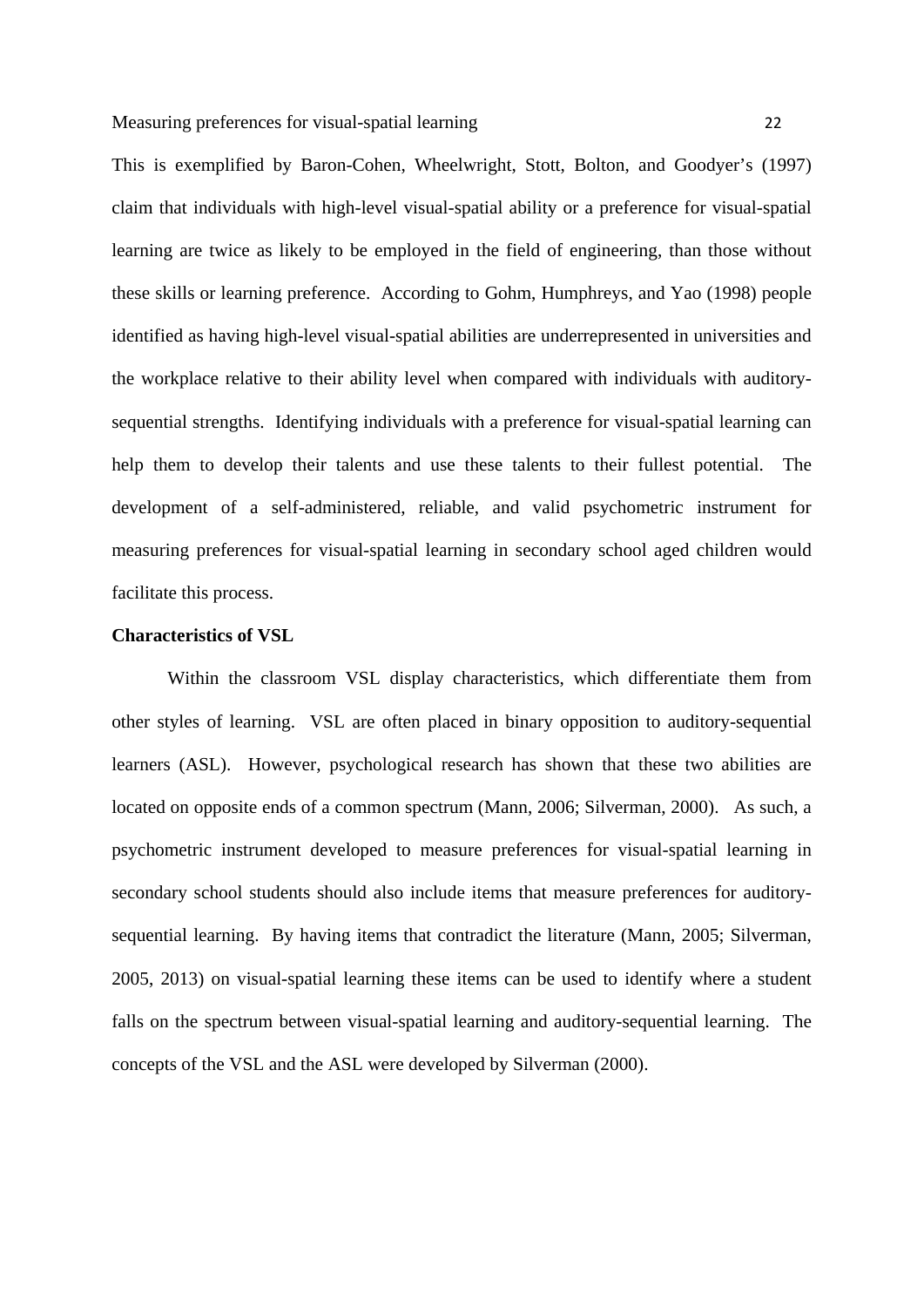This is exemplified by Baron-Cohen, Wheelwright, Stott, Bolton, and Goodyer's (1997) claim that individuals with high-level visual-spatial ability or a preference for visual-spatial learning are twice as likely to be employed in the field of engineering, than those without these skills or learning preference. According to Gohm, Humphreys, and Yao (1998) people identified as having high-level visual-spatial abilities are underrepresented in universities and the workplace relative to their ability level when compared with individuals with auditory-sequential strengths. Identifying individuals with a preference for visual-spatial learning can help them to develop their talents and use these talents to their fullest potential. The development of a self-administered, reliable, and valid psychometric instrument for measuring preferences for visual-spatial learning in secondary school aged children would facilitate this process.

**Characteristics of VSL**

Within the classroom VSL display characteristics, which differentiate them from other styles of learning. VSL are often placed in binary opposition to auditory-sequential learners (ASL). However, psychological research has shown that these two abilities are located on opposite ends of a common spectrum (Mann, 2006; Silverman, 2000). As such, a psychometric instrument developed to measure preferences for visual-spatial learning in secondary school students should also include items that measure preferences for auditory-sequential learning. By having items that contradict the literature (Mann, 2005; Silverman, 2005, 2013) on visual-spatial learning these items can be used to identify where a student falls on the spectrum between visual-spatial learning and auditory-sequential learning. The concepts of the VSL and the ASL were developed by Silverman (2000).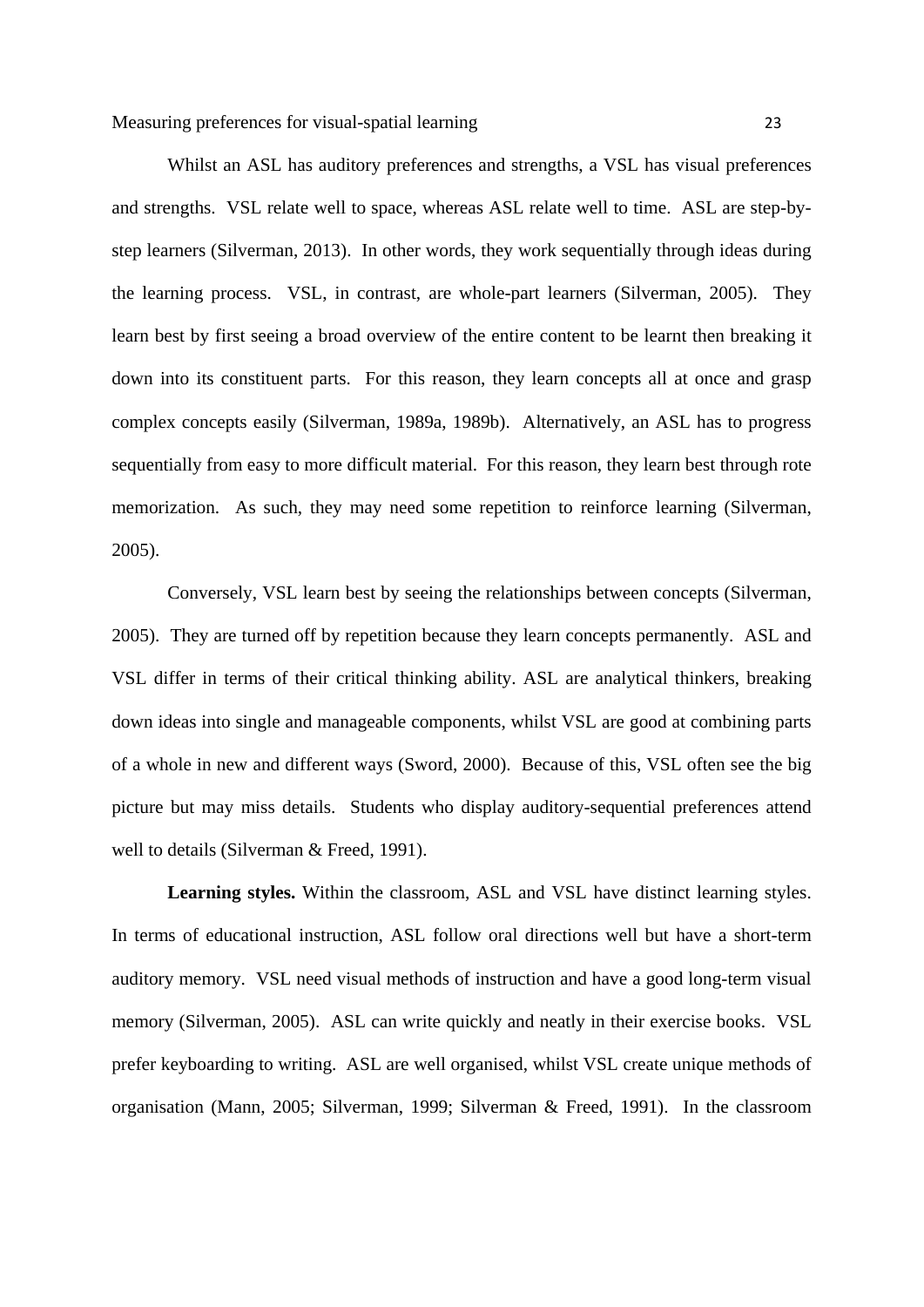Whilst an ASL has auditory preferences and strengths, a VSL has visual preferences and strengths. VSL relate well to space, whereas ASL relate well to time. ASL are step-by-step learners (Silverman, 2013). In other words, they work sequentially through ideas during the learning process. VSL, in contrast, are whole-part learners (Silverman, 2005). They learn best by first seeing a broad overview of the entire content to be learnt then breaking it down into its constituent parts. For this reason, they learn concepts all at once and grasp complex concepts easily (Silverman, 1989a, 1989b). Alternatively, an ASL has to progress sequentially from easy to more difficult material. For this reason, they learn best through rote memorization. As such, they may need some repetition to reinforce learning (Silverman, 2005).

Conversely, VSL learn best by seeing the relationships between concepts (Silverman, 2005). They are turned off by repetition because they learn concepts permanently. ASL and VSL differ in terms of their critical thinking ability. ASL are analytical thinkers, breaking down ideas into single and manageable components, whilst VSL are good at combining parts of a whole in new and different ways (Sword, 2000). Because of this, VSL often see the big picture but may miss details. Students who display auditory-sequential preferences attend well to details (Silverman & Freed, 1991).

**Learning styles.** Within the classroom, ASL and VSL have distinct learning styles. In terms of educational instruction, ASL follow oral directions well but have a short-term auditory memory. VSL need visual methods of instruction and have a good long-term visual memory (Silverman, 2005). ASL can write quickly and neatly in their exercise books. VSL prefer keyboarding to writing. ASL are well organised, whilst VSL create unique methods of organisation (Mann, 2005; Silverman, 1999; Silverman & Freed, 1991). In the classroom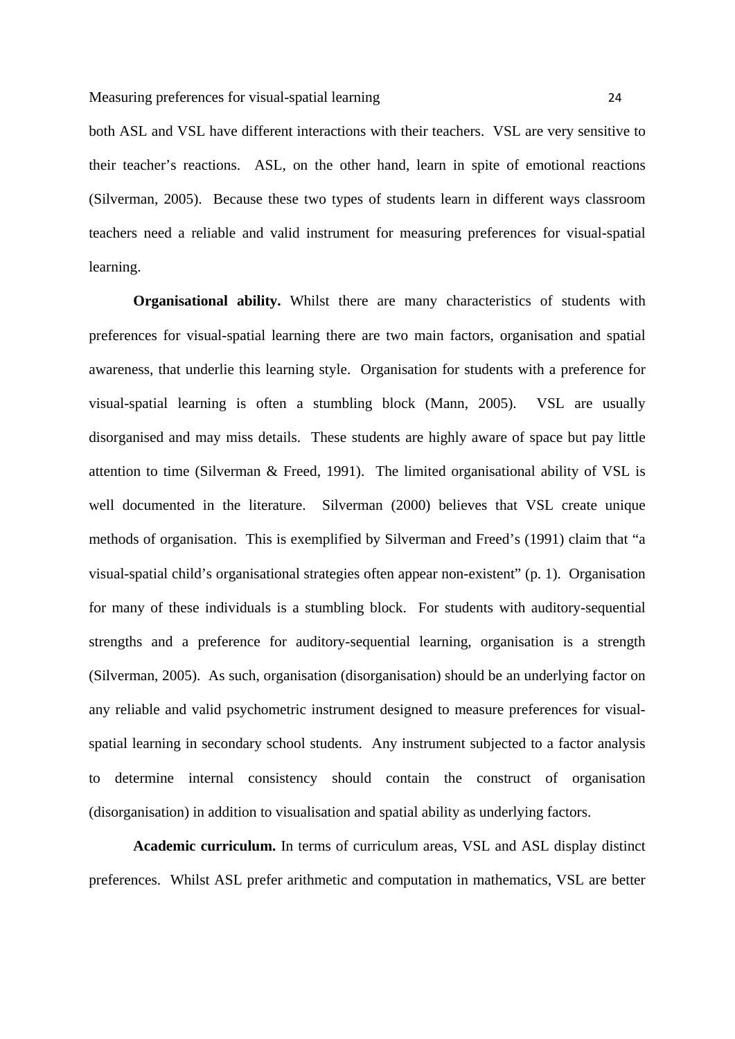both ASL and VSL have different interactions with their teachers. VSL are very sensitive to their teacher's reactions. ASL, on the other hand, learn in spite of emotional reactions (Silverman, 2005). Because these two types of students learn in different ways classroom teachers need a reliable and valid instrument for measuring preferences for visual-spatial learning.

**Organisational ability.** Whilst there are many characteristics of students with preferences for visual-spatial learning there are two main factors, organisation and spatial awareness, that underlie this learning style. Organisation for students with a preference for visual-spatial learning is often a stumbling block (Mann, 2005). VSL are usually disorganised and may miss details. These students are highly aware of space but pay little attention to time (Silverman & Freed, 1991). The limited organisational ability of VSL is well documented in the literature. Silverman (2000) believes that VSL create unique methods of organisation. This is exemplified by Silverman and Freed's (1991) claim that "a visual-spatial child's organisational strategies often appear non-existent" (p. 1). Organisation for many of these individuals is a stumbling block. For students with auditory-sequential strengths and a preference for auditory-sequential learning, organisation is a strength (Silverman, 2005). As such, organisation (disorganisation) should be an underlying factor on any reliable and valid psychometric instrument designed to measure preferences for visual-spatial learning in secondary school students. Any instrument subjected to a factor analysis to determine internal consistency should contain the construct of organisation (disorganisation) in addition to visualisation and spatial ability as underlying factors.

**Academic curriculum.** In terms of curriculum areas, VSL and ASL display distinct preferences. Whilst ASL prefer arithmetic and computation in mathematics, VSL are better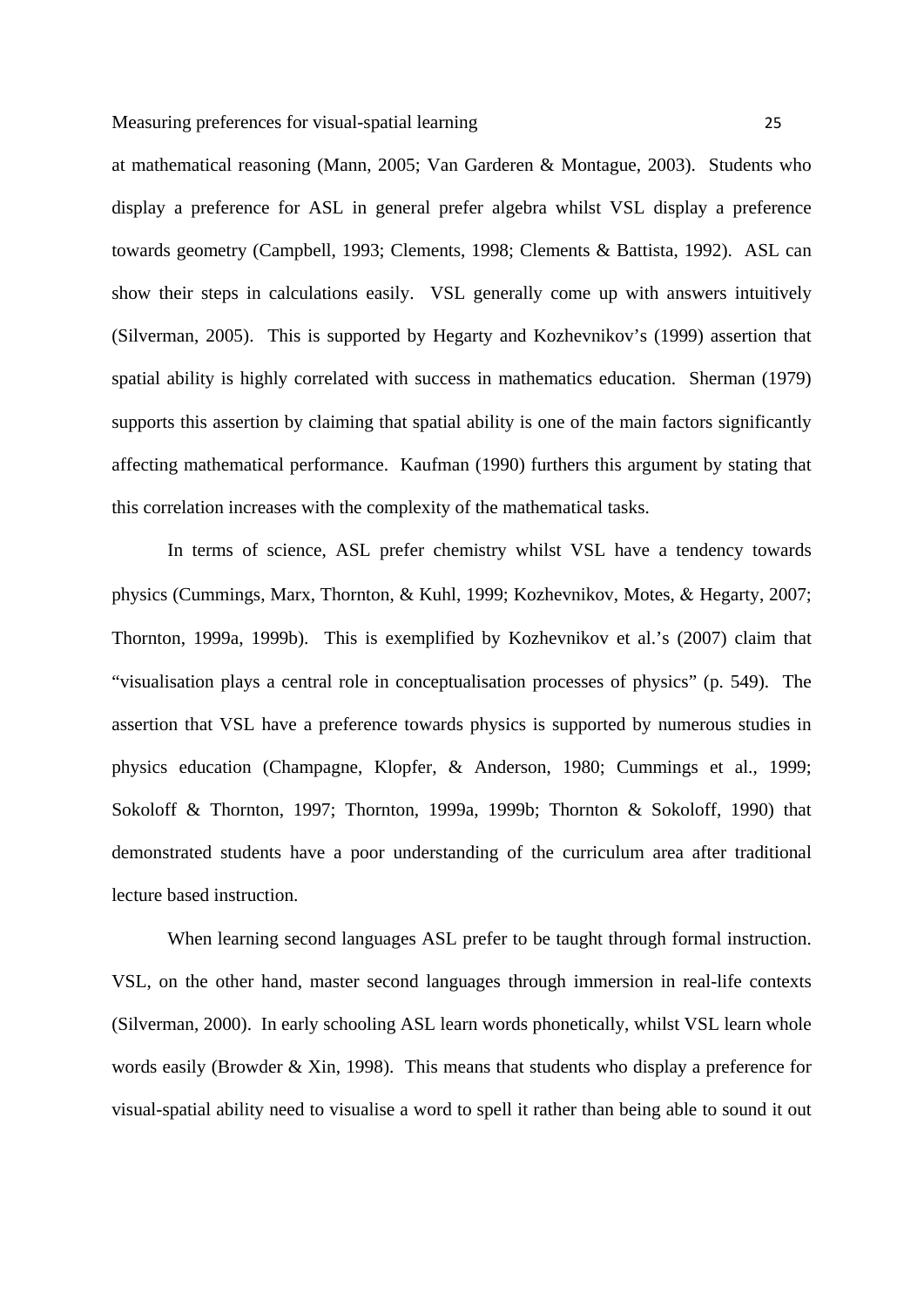at mathematical reasoning (Mann, 2005; Van Garderen & Montague, 2003). Students who display a preference for ASL in general prefer algebra whilst VSL display a preference towards geometry (Campbell, 1993; Clements, 1998; Clements & Battista, 1992). ASL can show their steps in calculations easily. VSL generally come up with answers intuitively (Silverman, 2005). This is supported by Hegarty and Kozhevnikov's (1999) assertion that spatial ability is highly correlated with success in mathematics education. Sherman (1979) supports this assertion by claiming that spatial ability is one of the main factors significantly affecting mathematical performance. Kaufman (1990) furthers this argument by stating that this correlation increases with the complexity of the mathematical tasks.

In terms of science, ASL prefer chemistry whilst VSL have a tendency towards physics (Cummings, Marx, Thornton, & Kuhl, 1999; Kozhevnikov, Motes, & Hegarty, 2007; Thornton, 1999a, 1999b). This is exemplified by Kozhevnikov et al.'s (2007) claim that "visualisation plays a central role in conceptualisation processes of physics" (p. 549). The assertion that VSL have a preference towards physics is supported by numerous studies in physics education (Champagne, Klopfer, & Anderson, 1980; Cummings et al., 1999; Sokoloff & Thornton, 1997; Thornton, 1999a, 1999b; Thornton & Sokoloff, 1990) that demonstrated students have a poor understanding of the curriculum area after traditional lecture based instruction.

When learning second languages ASL prefer to be taught through formal instruction. VSL, on the other hand, master second languages through immersion in real-life contexts (Silverman, 2000). In early schooling ASL learn words phonetically, whilst VSL learn whole words easily (Browder & Xin, 1998). This means that students who display a preference for visual-spatial ability need to visualise a word to spell it rather than being able to sound it out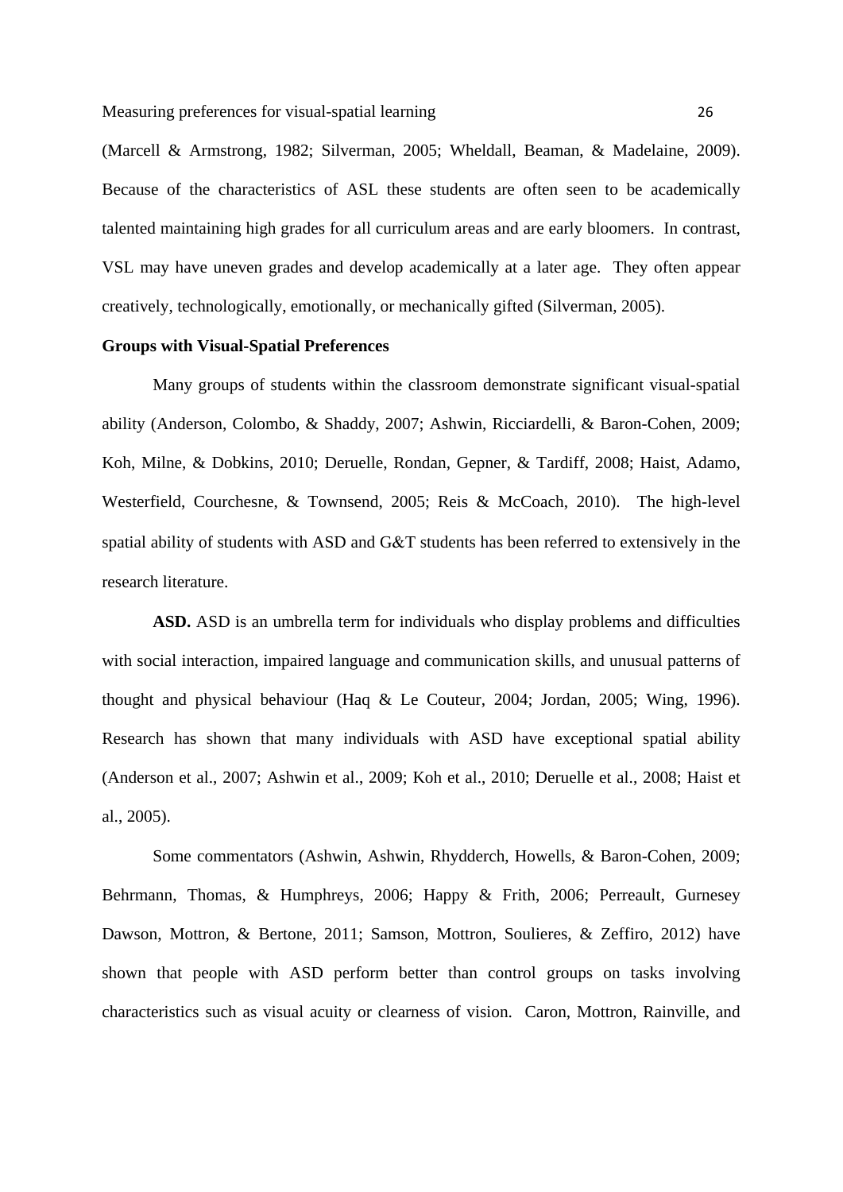(Marcell & Armstrong, 1982; Silverman, 2005; Wheldall, Beaman, & Madelaine, 2009). Because of the characteristics of ASL these students are often seen to be academically talented maintaining high grades for all curriculum areas and are early bloomers. In contrast, VSL may have uneven grades and develop academically at a later age. They often appear creatively, technologically, emotionally, or mechanically gifted (Silverman, 2005).

**Groups with Visual-Spatial Preferences**

Many groups of students within the classroom demonstrate significant visual-spatial ability (Anderson, Colombo, & Shaddy, 2007; Ashwin, Ricciardelli, & Baron-Cohen, 2009; Koh, Milne, & Dobkins, 2010; Deruelle, Rondan, Gepner, & Tardiff, 2008; Haist, Adamo, Westerfield, Courchesne, & Townsend, 2005; Reis & McCoach, 2010). The high-level spatial ability of students with ASD and G&T students has been referred to extensively in the research literature.

**ASD.** ASD is an umbrella term for individuals who display problems and difficulties with social interaction, impaired language and communication skills, and unusual patterns of thought and physical behaviour (Haq & Le Couteur, 2004; Jordan, 2005; Wing, 1996). Research has shown that many individuals with ASD have exceptional spatial ability (Anderson et al., 2007; Ashwin et al., 2009; Koh et al., 2010; Deruelle et al., 2008; Haist et al., 2005).

Some commentators (Ashwin, Ashwin, Rhydderch, Howells, & Baron-Cohen, 2009; Behrmann, Thomas, & Humphreys, 2006; Happy & Frith, 2006; Perreault, Gurnesey Dawson, Mottron, & Bertone, 2011; Samson, Mottron, Soulieres, & Zeffiro, 2012) have shown that people with ASD perform better than control groups on tasks involving characteristics such as visual acuity or clearness of vision. Caron, Mottron, Rainville, and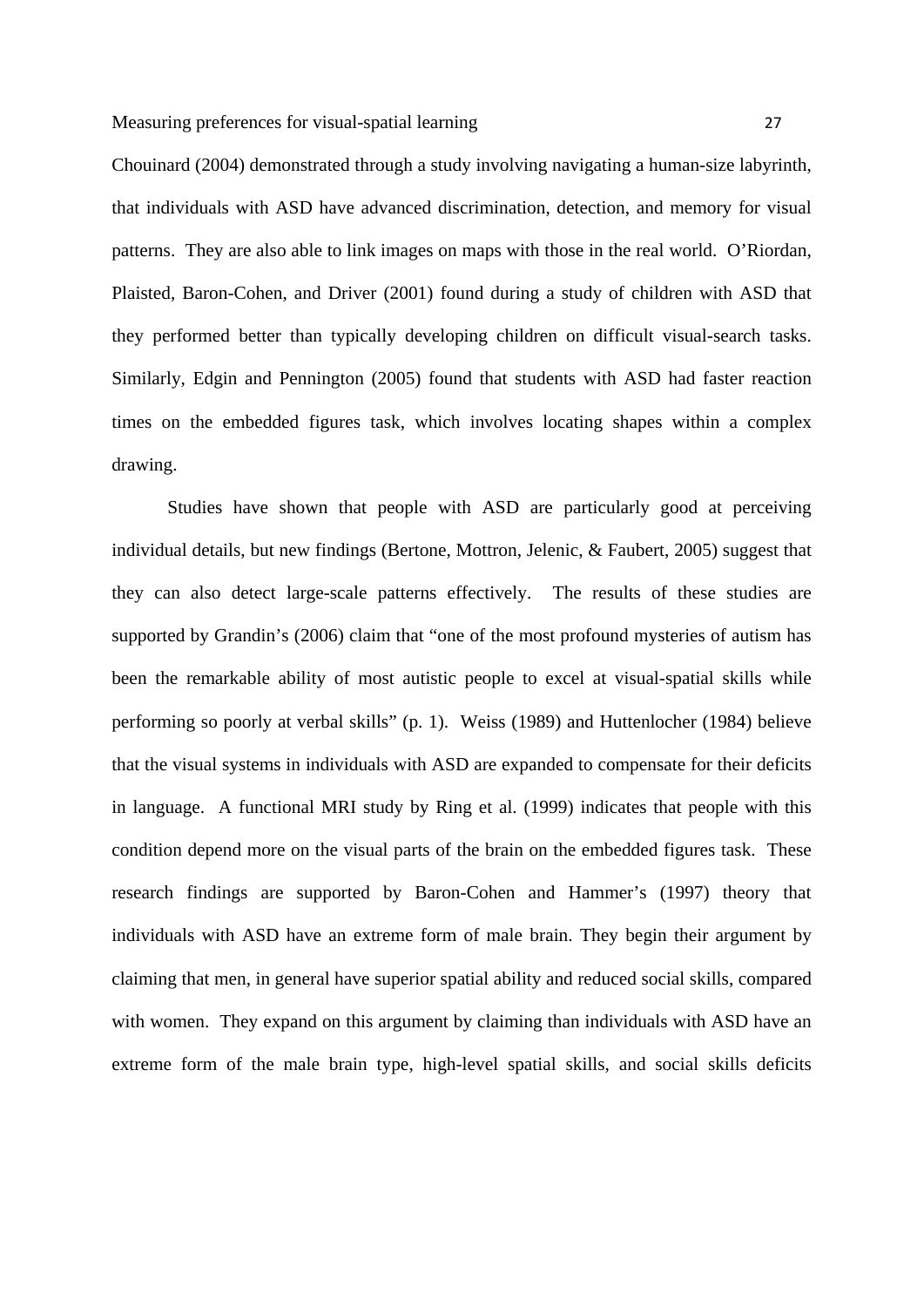Chouinard (2004) demonstrated through a study involving navigating a human-size labyrinth, that individuals with ASD have advanced discrimination, detection, and memory for visual patterns. They are also able to link images on maps with those in the real world. O'Riordan, Plaisted, Baron-Cohen, and Driver (2001) found during a study of children with ASD that they performed better than typically developing children on difficult visual-search tasks. Similarly, Edgin and Pennington (2005) found that students with ASD had faster reaction times on the embedded figures task, which involves locating shapes within a complex drawing.

Studies have shown that people with ASD are particularly good at perceiving individual details, but new findings (Bertone, Mottron, Jelenic, & Faubert, 2005) suggest that they can also detect large-scale patterns effectively. The results of these studies are supported by Grandin's (2006) claim that "one of the most profound mysteries of autism has been the remarkable ability of most autistic people to excel at visual-spatial skills while performing so poorly at verbal skills" (p. 1). Weiss (1989) and Huttenlocher (1984) believe that the visual systems in individuals with ASD are expanded to compensate for their deficits in language. A functional MRI study by Ring et al. (1999) indicates that people with this condition depend more on the visual parts of the brain on the embedded figures task. These research findings are supported by Baron-Cohen and Hammer's (1997) theory that individuals with ASD have an extreme form of male brain. They begin their argument by claiming that men, in general have superior spatial ability and reduced social skills, compared with women. They expand on this argument by claiming than individuals with ASD have an extreme form of the male brain type, high-level spatial skills, and social skills deficits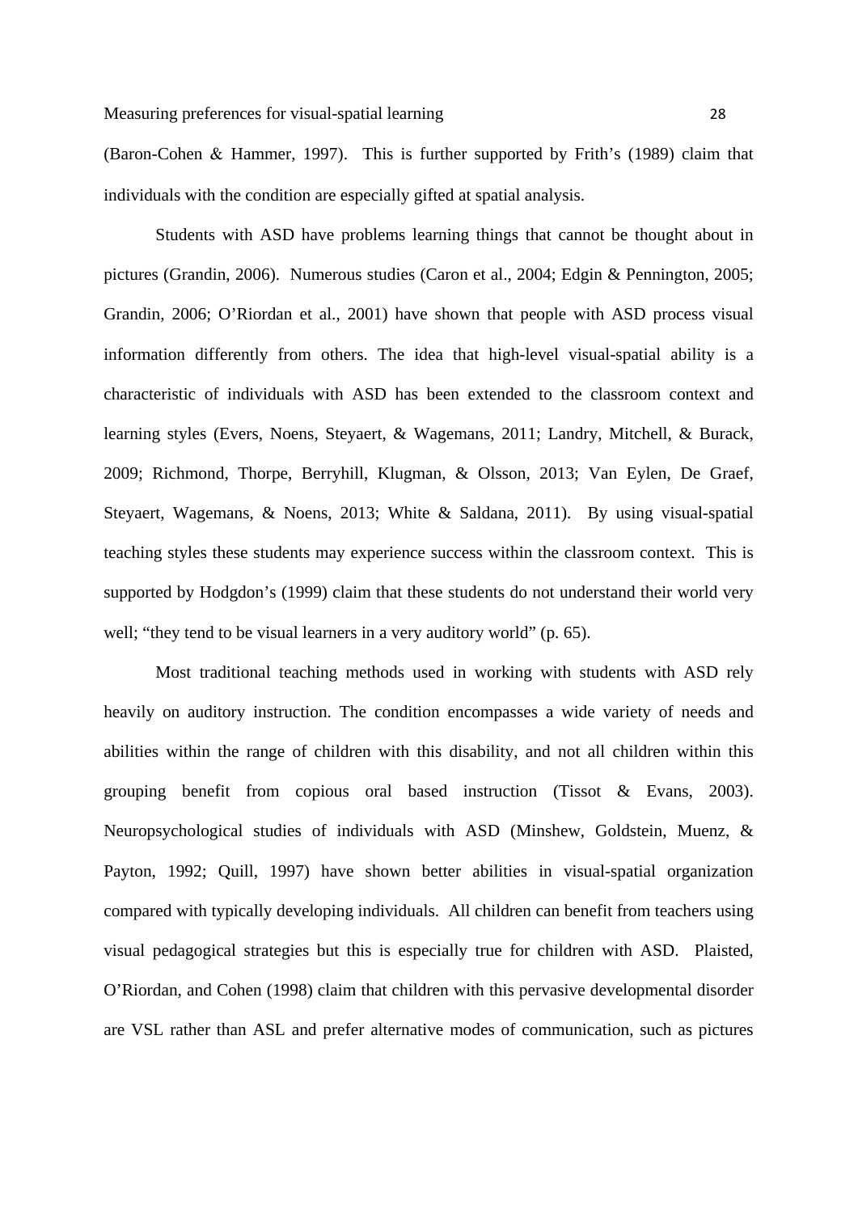(Baron-Cohen & Hammer, 1997). This is further supported by Frith's (1989) claim that individuals with the condition are especially gifted at spatial analysis.

Students with ASD have problems learning things that cannot be thought about in pictures (Grandin, 2006). Numerous studies (Caron et al., 2004; Edgin & Pennington, 2005; Grandin, 2006; O'Riordan et al., 2001) have shown that people with ASD process visual information differently from others. The idea that high-level visual-spatial ability is a characteristic of individuals with ASD has been extended to the classroom context and learning styles (Evers, Noens, Steyaert, & Wagemans, 2011; Landry, Mitchell, & Burack, 2009; Richmond, Thorpe, Berryhill, Klugman, & Olsson, 2013; Van Eylen, De Graef, Steyaert, Wagemans, & Noens, 2013; White & Saldana, 2011). By using visual-spatial teaching styles these students may experience success within the classroom context. This is supported by Hodgdon's (1999) claim that these students do not understand their world very well; "they tend to be visual learners in a very auditory world" (p. 65).

Most traditional teaching methods used in working with students with ASD rely heavily on auditory instruction. The condition encompasses a wide variety of needs and abilities within the range of children with this disability, and not all children within this grouping benefit from copious oral based instruction (Tissot & Evans, 2003). Neuropsychological studies of individuals with ASD (Minshew, Goldstein, Muenz, & Payton, 1992; Quill, 1997) have shown better abilities in visual-spatial organization compared with typically developing individuals. All children can benefit from teachers using visual pedagogical strategies but this is especially true for children with ASD. Plaisted, O'Riordan, and Cohen (1998) claim that children with this pervasive developmental disorder are VSL rather than ASL and prefer alternative modes of communication, such as pictures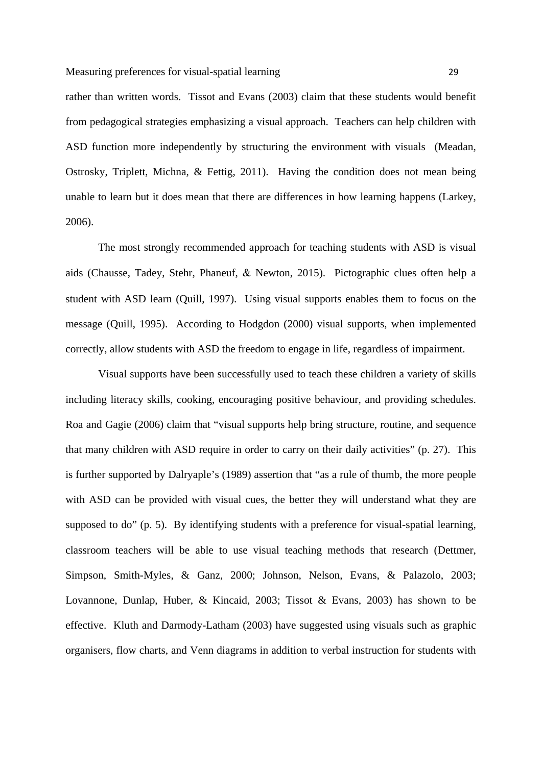rather than written words. Tissot and Evans (2003) claim that these students would benefit from pedagogical strategies emphasizing a visual approach. Teachers can help children with ASD function more independently by structuring the environment with visuals (Meadan, Ostrosky, Triplett, Michna, & Fettig, 2011). Having the condition does not mean being unable to learn but it does mean that there are differences in how learning happens (Larkey, 2006).

The most strongly recommended approach for teaching students with ASD is visual aids (Chausse, Tadey, Stehr, Phaneuf, & Newton, 2015). Pictographic clues often help a student with ASD learn (Quill, 1997). Using visual supports enables them to focus on the message (Quill, 1995). According to Hodgdon (2000) visual supports, when implemented correctly, allow students with ASD the freedom to engage in life, regardless of impairment.

Visual supports have been successfully used to teach these children a variety of skills including literacy skills, cooking, encouraging positive behaviour, and providing schedules. Roa and Gagie (2006) claim that "visual supports help bring structure, routine, and sequence that many children with ASD require in order to carry on their daily activities" (p. 27). This is further supported by Dalryaple's (1989) assertion that "as a rule of thumb, the more people with ASD can be provided with visual cues, the better they will understand what they are supposed to do" (p. 5). By identifying students with a preference for visual-spatial learning, classroom teachers will be able to use visual teaching methods that research (Dettmer, Simpson, Smith-Myles, & Ganz, 2000; Johnson, Nelson, Evans, & Palazolo, 2003; Lovannone, Dunlap, Huber, & Kincaid, 2003; Tissot & Evans, 2003) has shown to be effective. Kluth and Darmody-Latham (2003) have suggested using visuals such as graphic organisers, flow charts, and Venn diagrams in addition to verbal instruction for students with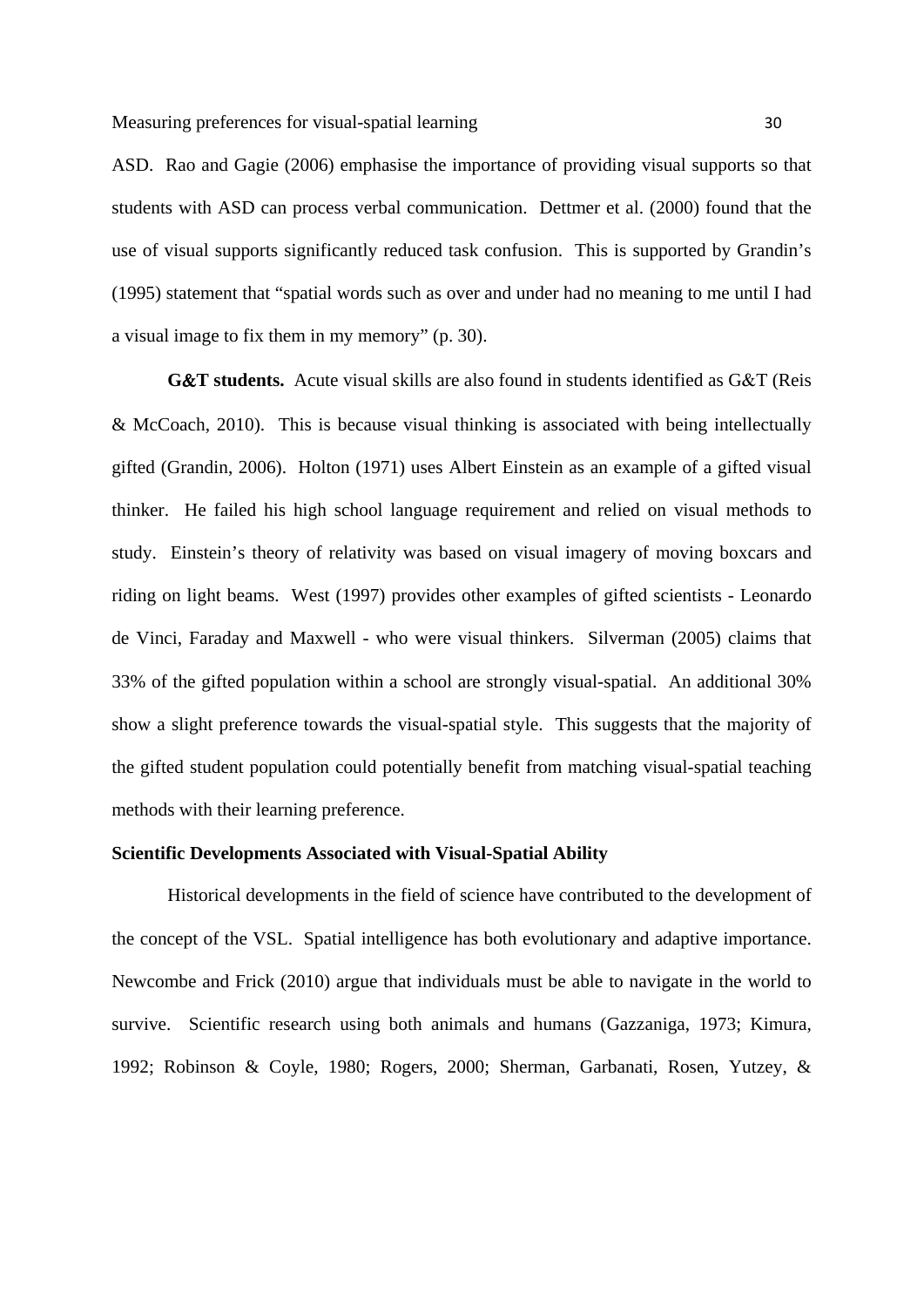ASD. Rao and Gagie (2006) emphasise the importance of providing visual supports so that students with ASD can process verbal communication. Dettmer et al. (2000) found that the use of visual supports significantly reduced task confusion. This is supported by Grandin's (1995) statement that "spatial words such as over and under had no meaning to me until I had a visual image to fix them in my memory" (p. 30).

**G&T students.** Acute visual skills are also found in students identified as G&T (Reis & McCoach, 2010). This is because visual thinking is associated with being intellectually gifted (Grandin, 2006). Holton (1971) uses Albert Einstein as an example of a gifted visual thinker. He failed his high school language requirement and relied on visual methods to study. Einstein's theory of relativity was based on visual imagery of moving boxcars and riding on light beams. West (1997) provides other examples of gifted scientists - Leonardo de Vinci, Faraday and Maxwell - who were visual thinkers. Silverman (2005) claims that 33% of the gifted population within a school are strongly visual-spatial. An additional 30% show a slight preference towards the visual-spatial style. This suggests that the majority of the gifted student population could potentially benefit from matching visual-spatial teaching methods with their learning preference.

### Scientific Developments Associated with Visual-Spatial Ability

Historical developments in the field of science have contributed to the development of the concept of the VSL. Spatial intelligence has both evolutionary and adaptive importance. Newcombe and Frick (2010) argue that individuals must be able to navigate in the world to survive. Scientific research using both animals and humans (Gazzaniga, 1973; Kimura, 1992; Robinson & Coyle, 1980; Rogers, 2000; Sherman, Garbanati, Rosen, Yutzey, &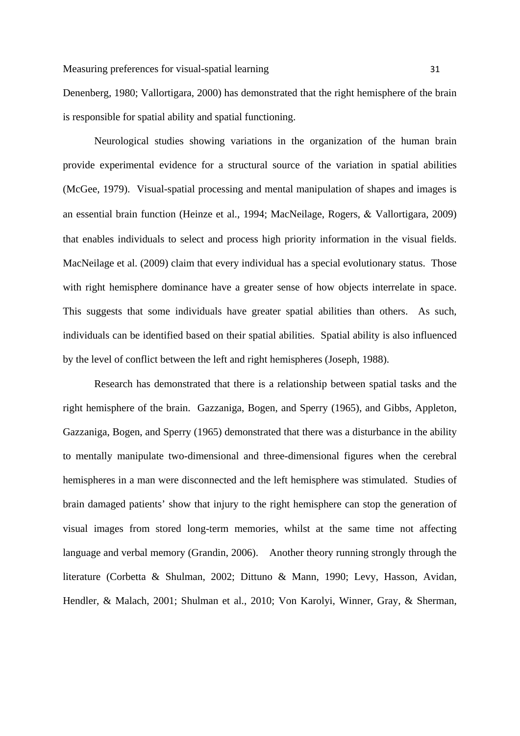Denenberg, 1980; Vallortigara, 2000) has demonstrated that the right hemisphere of the brain is responsible for spatial ability and spatial functioning.

Neurological studies showing variations in the organization of the human brain provide experimental evidence for a structural source of the variation in spatial abilities (McGee, 1979). Visual-spatial processing and mental manipulation of shapes and images is an essential brain function (Heinze et al., 1994; MacNeilage, Rogers, & Vallortigara, 2009) that enables individuals to select and process high priority information in the visual fields. MacNeilage et al. (2009) claim that every individual has a special evolutionary status. Those with right hemisphere dominance have a greater sense of how objects interrelate in space. This suggests that some individuals have greater spatial abilities than others. As such, individuals can be identified based on their spatial abilities. Spatial ability is also influenced by the level of conflict between the left and right hemispheres (Joseph, 1988).

Research has demonstrated that there is a relationship between spatial tasks and the right hemisphere of the brain. Gazzaniga, Bogen, and Sperry (1965), and Gibbs, Appleton, Gazzaniga, Bogen, and Sperry (1965) demonstrated that there was a disturbance in the ability to mentally manipulate two-dimensional and three-dimensional figures when the cerebral hemispheres in a man were disconnected and the left hemisphere was stimulated. Studies of brain damaged patients' show that injury to the right hemisphere can stop the generation of visual images from stored long-term memories, whilst at the same time not affecting language and verbal memory (Grandin, 2006). Another theory running strongly through the literature (Corbetta & Shulman, 2002; Dittuno & Mann, 1990; Levy, Hasson, Avidan, Hendler, & Malach, 2001; Shulman et al., 2010; Von Karolyi, Winner, Gray, & Sherman,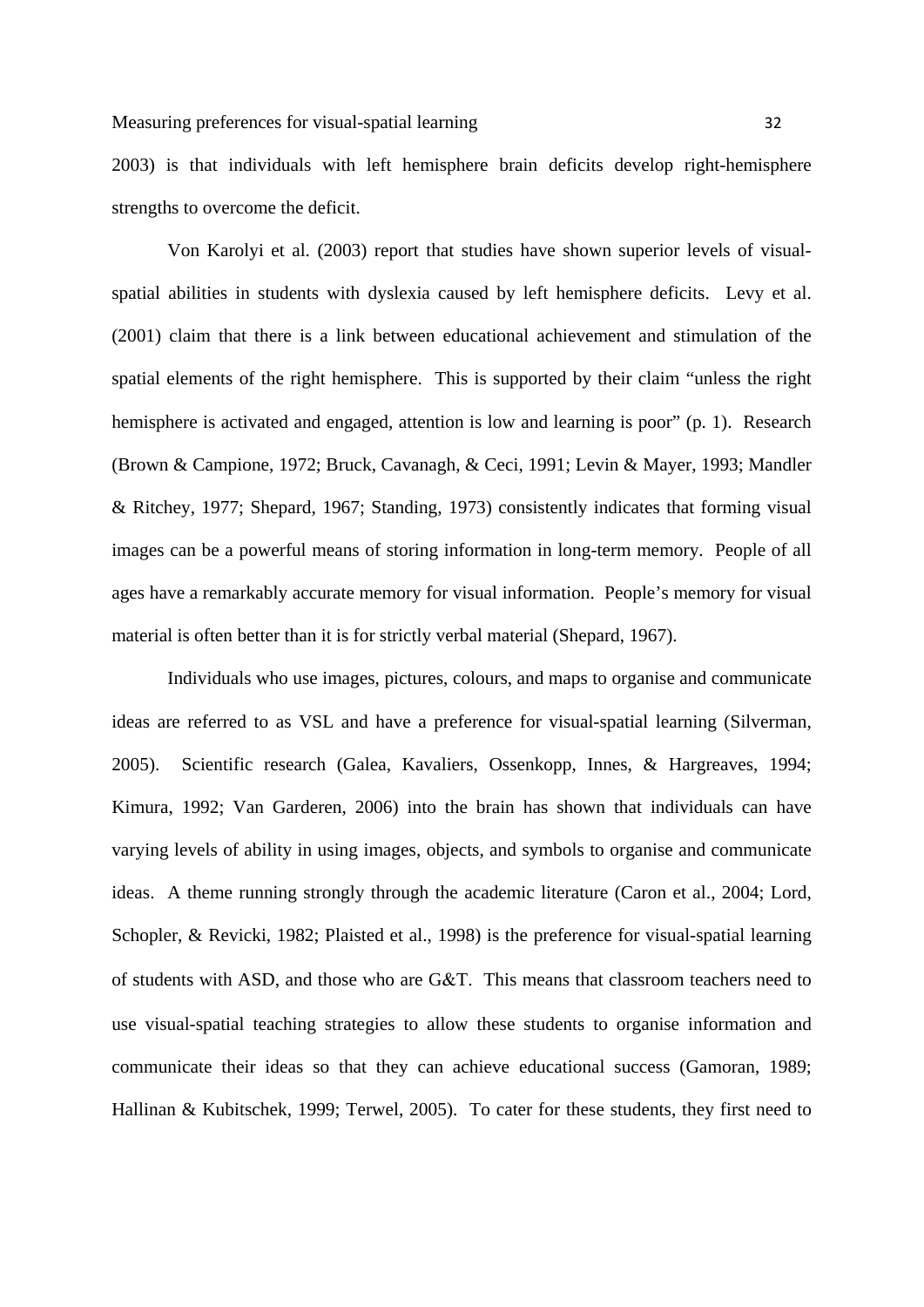2003) is that individuals with left hemisphere brain deficits develop right-hemisphere strengths to overcome the deficit.

Von Karolyi et al. (2003) report that studies have shown superior levels of visual-spatial abilities in students with dyslexia caused by left hemisphere deficits. Levy et al. (2001) claim that there is a link between educational achievement and stimulation of the spatial elements of the right hemisphere. This is supported by their claim "unless the right hemisphere is activated and engaged, attention is low and learning is poor" (p. 1). Research (Brown & Campione, 1972; Bruck, Cavanagh, & Ceci, 1991; Levin & Mayer, 1993; Mandler & Ritchey, 1977; Shepard, 1967; Standing, 1973) consistently indicates that forming visual images can be a powerful means of storing information in long-term memory. People of all ages have a remarkably accurate memory for visual information. People's memory for visual material is often better than it is for strictly verbal material (Shepard, 1967).

Individuals who use images, pictures, colours, and maps to organise and communicate ideas are referred to as VSL and have a preference for visual-spatial learning (Silverman, 2005). Scientific research (Galea, Kavaliers, Ossenkopp, Innes, & Hargreaves, 1994; Kimura, 1992; Van Garderen, 2006) into the brain has shown that individuals can have varying levels of ability in using images, objects, and symbols to organise and communicate ideas. A theme running strongly through the academic literature (Caron et al., 2004; Lord, Schopler, & Revicki, 1982; Plaisted et al., 1998) is the preference for visual-spatial learning of students with ASD, and those who are G&T. This means that classroom teachers need to use visual-spatial teaching strategies to allow these students to organise information and communicate their ideas so that they can achieve educational success (Gamoran, 1989; Hallinan & Kubitschek, 1999; Terwel, 2005). To cater for these students, they first need to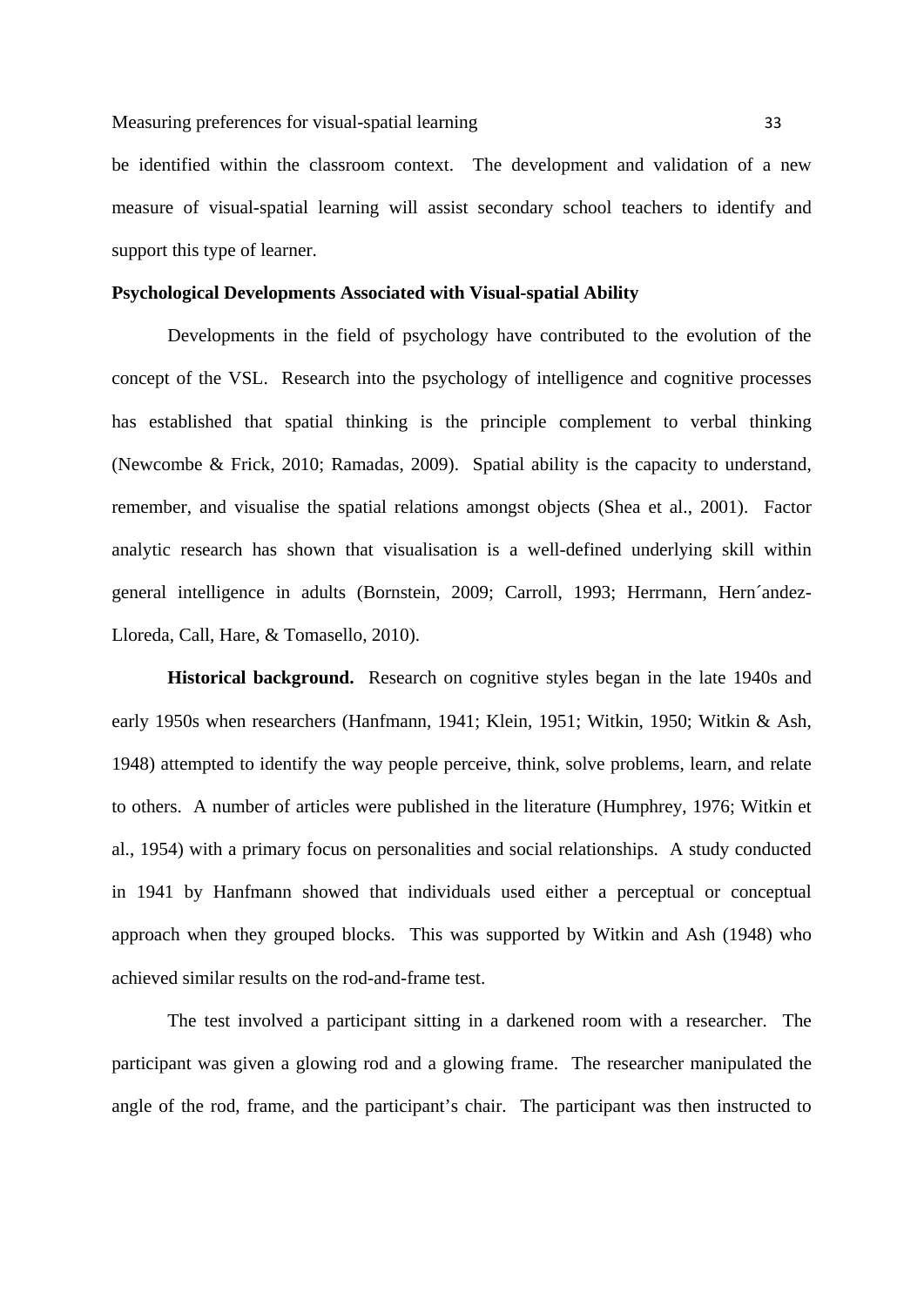be identified within the classroom context. The development and validation of a new measure of visual-spatial learning will assist secondary school teachers to identify and support this type of learner.

## Psychological Developments Associated with Visual-spatial Ability

Developments in the field of psychology have contributed to the evolution of the concept of the VSL. Research into the psychology of intelligence and cognitive processes has established that spatial thinking is the principle complement to verbal thinking (Newcombe & Frick, 2010; Ramadas, 2009). Spatial ability is the capacity to understand, remember, and visualise the spatial relations amongst objects (Shea et al., 2001). Factor analytic research has shown that visualisation is a well-defined underlying skill within general intelligence in adults (Bornstein, 2009; Carroll, 1993; Herrmann, Hern´andez-Lloreda, Call, Hare, & Tomasello, 2010).

**Historical background.** Research on cognitive styles began in the late 1940s and early 1950s when researchers (Hanfmann, 1941; Klein, 1951; Witkin, 1950; Witkin & Ash, 1948) attempted to identify the way people perceive, think, solve problems, learn, and relate to others. A number of articles were published in the literature (Humphrey, 1976; Witkin et al., 1954) with a primary focus on personalities and social relationships. A study conducted in 1941 by Hanfmann showed that individuals used either a perceptual or conceptual approach when they grouped blocks. This was supported by Witkin and Ash (1948) who achieved similar results on the rod-and-frame test.

The test involved a participant sitting in a darkened room with a researcher. The participant was given a glowing rod and a glowing frame. The researcher manipulated the angle of the rod, frame, and the participant's chair. The participant was then instructed to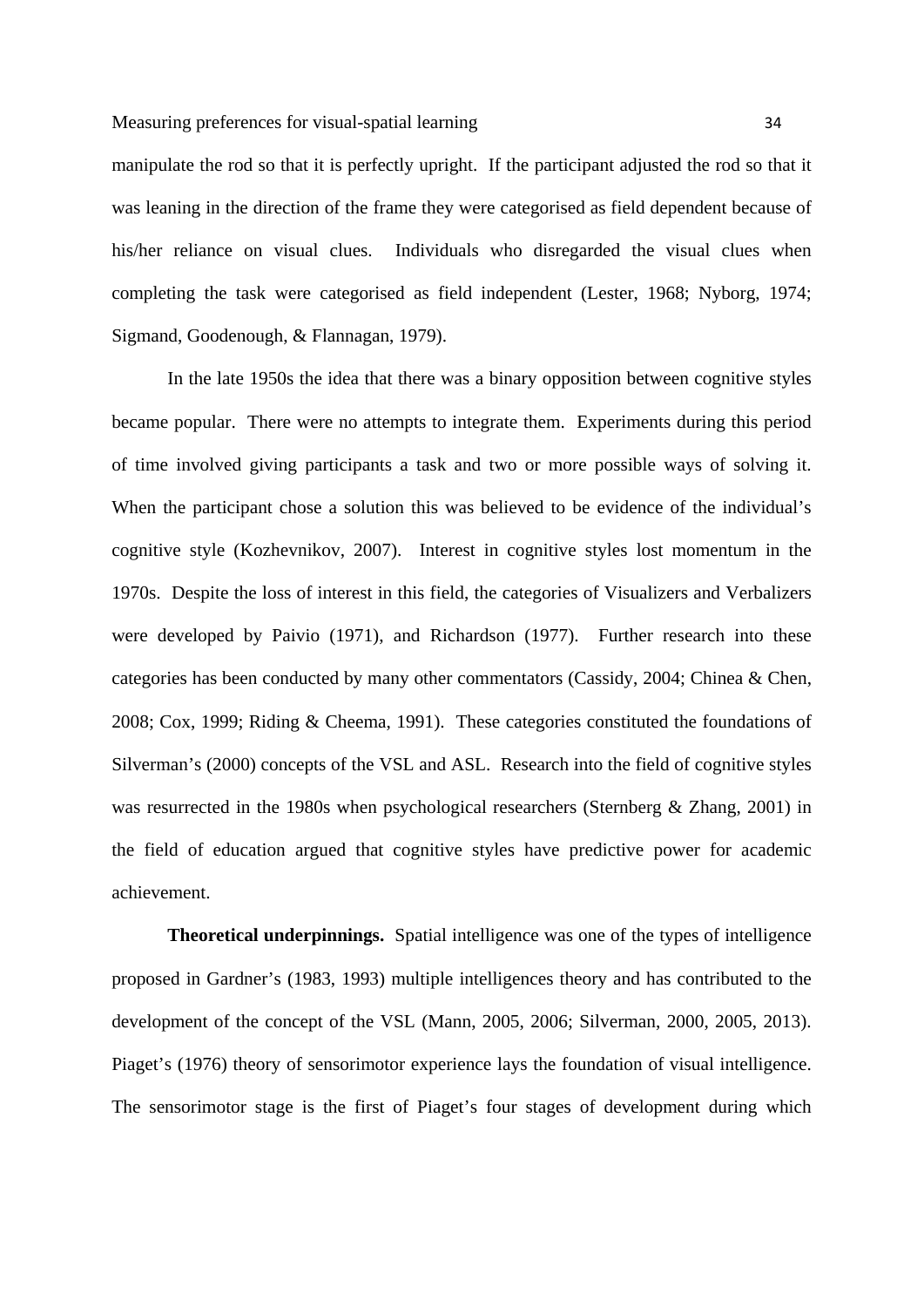manipulate the rod so that it is perfectly upright. If the participant adjusted the rod so that it was leaning in the direction of the frame they were categorised as field dependent because of his/her reliance on visual clues. Individuals who disregarded the visual clues when completing the task were categorised as field independent (Lester, 1968; Nyborg, 1974; Sigmand, Goodenough, & Flannagan, 1979).

In the late 1950s the idea that there was a binary opposition between cognitive styles became popular. There were no attempts to integrate them. Experiments during this period of time involved giving participants a task and two or more possible ways of solving it. When the participant chose a solution this was believed to be evidence of the individual's cognitive style (Kozhevnikov, 2007). Interest in cognitive styles lost momentum in the 1970s. Despite the loss of interest in this field, the categories of Visualizers and Verbalizers were developed by Paivio (1971), and Richardson (1977). Further research into these categories has been conducted by many other commentators (Cassidy, 2004; Chinea & Chen, 2008; Cox, 1999; Riding & Cheema, 1991). These categories constituted the foundations of Silverman's (2000) concepts of the VSL and ASL. Research into the field of cognitive styles was resurrected in the 1980s when psychological researchers (Sternberg & Zhang, 2001) in the field of education argued that cognitive styles have predictive power for academic achievement.

**Theoretical underpinnings.** Spatial intelligence was one of the types of intelligence proposed in Gardner's (1983, 1993) multiple intelligences theory and has contributed to the development of the concept of the VSL (Mann, 2005, 2006; Silverman, 2000, 2005, 2013). Piaget's (1976) theory of sensorimotor experience lays the foundation of visual intelligence. The sensorimotor stage is the first of Piaget's four stages of development during which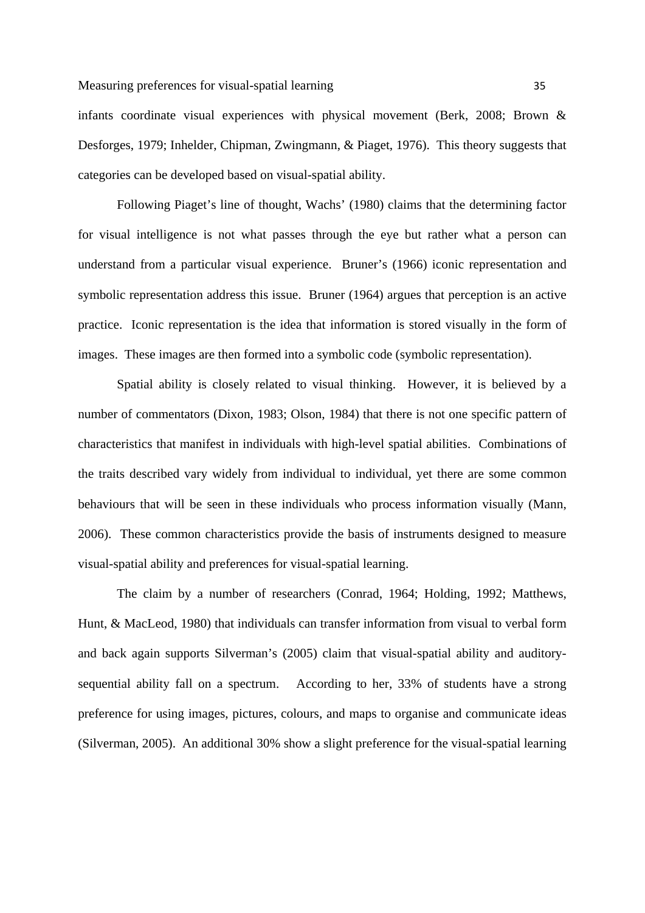infants coordinate visual experiences with physical movement (Berk, 2008; Brown & Desforges, 1979; Inhelder, Chipman, Zwingmann, & Piaget, 1976). This theory suggests that categories can be developed based on visual-spatial ability.

Following Piaget's line of thought, Wachs' (1980) claims that the determining factor for visual intelligence is not what passes through the eye but rather what a person can understand from a particular visual experience. Bruner's (1966) iconic representation and symbolic representation address this issue. Bruner (1964) argues that perception is an active practice. Iconic representation is the idea that information is stored visually in the form of images. These images are then formed into a symbolic code (symbolic representation).

Spatial ability is closely related to visual thinking. However, it is believed by a number of commentators (Dixon, 1983; Olson, 1984) that there is not one specific pattern of characteristics that manifest in individuals with high-level spatial abilities. Combinations of the traits described vary widely from individual to individual, yet there are some common behaviours that will be seen in these individuals who process information visually (Mann, 2006). These common characteristics provide the basis of instruments designed to measure visual-spatial ability and preferences for visual-spatial learning.

The claim by a number of researchers (Conrad, 1964; Holding, 1992; Matthews, Hunt, & MacLeod, 1980) that individuals can transfer information from visual to verbal form and back again supports Silverman's (2005) claim that visual-spatial ability and auditory-sequential ability fall on a spectrum. According to her, 33% of students have a strong preference for using images, pictures, colours, and maps to organise and communicate ideas (Silverman, 2005). An additional 30% show a slight preference for the visual-spatial learning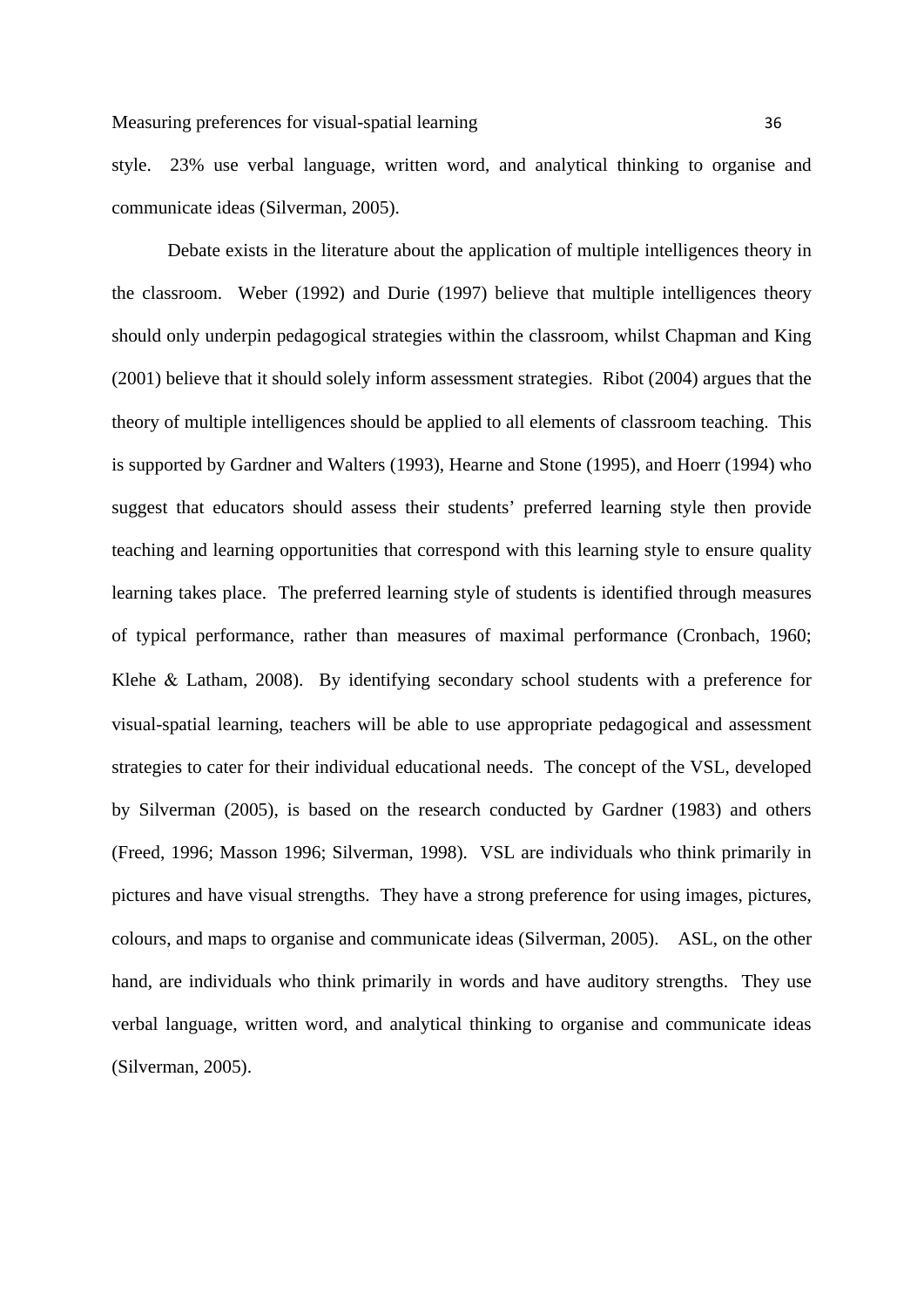style. 23% use verbal language, written word, and analytical thinking to organise and communicate ideas (Silverman, 2005).

Debate exists in the literature about the application of multiple intelligences theory in the classroom. Weber (1992) and Durie (1997) believe that multiple intelligences theory should only underpin pedagogical strategies within the classroom, whilst Chapman and King (2001) believe that it should solely inform assessment strategies. Ribot (2004) argues that the theory of multiple intelligences should be applied to all elements of classroom teaching. This is supported by Gardner and Walters (1993), Hearne and Stone (1995), and Hoerr (1994) who suggest that educators should assess their students' preferred learning style then provide teaching and learning opportunities that correspond with this learning style to ensure quality learning takes place. The preferred learning style of students is identified through measures of typical performance, rather than measures of maximal performance (Cronbach, 1960; Klehe & Latham, 2008). By identifying secondary school students with a preference for visual-spatial learning, teachers will be able to use appropriate pedagogical and assessment strategies to cater for their individual educational needs. The concept of the VSL, developed by Silverman (2005), is based on the research conducted by Gardner (1983) and others (Freed, 1996; Masson 1996; Silverman, 1998). VSL are individuals who think primarily in pictures and have visual strengths. They have a strong preference for using images, pictures, colours, and maps to organise and communicate ideas (Silverman, 2005). ASL, on the other hand, are individuals who think primarily in words and have auditory strengths. They use verbal language, written word, and analytical thinking to organise and communicate ideas (Silverman, 2005).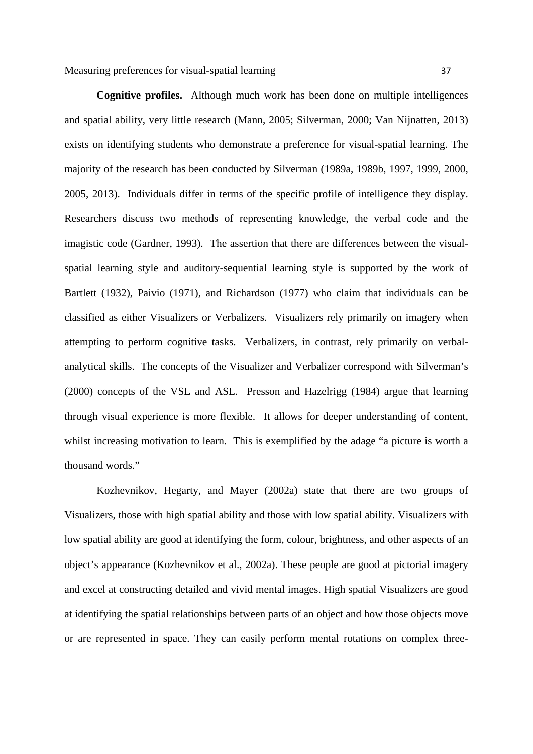**Cognitive profiles.** Although much work has been done on multiple intelligences and spatial ability, very little research (Mann, 2005; Silverman, 2000; Van Nijnatten, 2013) exists on identifying students who demonstrate a preference for visual-spatial learning. The majority of the research has been conducted by Silverman (1989a, 1989b, 1997, 1999, 2000, 2005, 2013). Individuals differ in terms of the specific profile of intelligence they display. Researchers discuss two methods of representing knowledge, the verbal code and the imagistic code (Gardner, 1993). The assertion that there are differences between the visual-spatial learning style and auditory-sequential learning style is supported by the work of Bartlett (1932), Paivio (1971), and Richardson (1977) who claim that individuals can be classified as either Visualizers or Verbalizers. Visualizers rely primarily on imagery when attempting to perform cognitive tasks. Verbalizers, in contrast, rely primarily on verbal-analytical skills. The concepts of the Visualizer and Verbalizer correspond with Silverman's (2000) concepts of the VSL and ASL. Presson and Hazelrigg (1984) argue that learning through visual experience is more flexible. It allows for deeper understanding of content, whilst increasing motivation to learn. This is exemplified by the adage "a picture is worth a thousand words."

Kozhevnikov, Hegarty, and Mayer (2002a) state that there are two groups of Visualizers, those with high spatial ability and those with low spatial ability. Visualizers with low spatial ability are good at identifying the form, colour, brightness, and other aspects of an object's appearance (Kozhevnikov et al., 2002a). These people are good at pictorial imagery and excel at constructing detailed and vivid mental images. High spatial Visualizers are good at identifying the spatial relationships between parts of an object and how those objects move or are represented in space. They can easily perform mental rotations on complex three-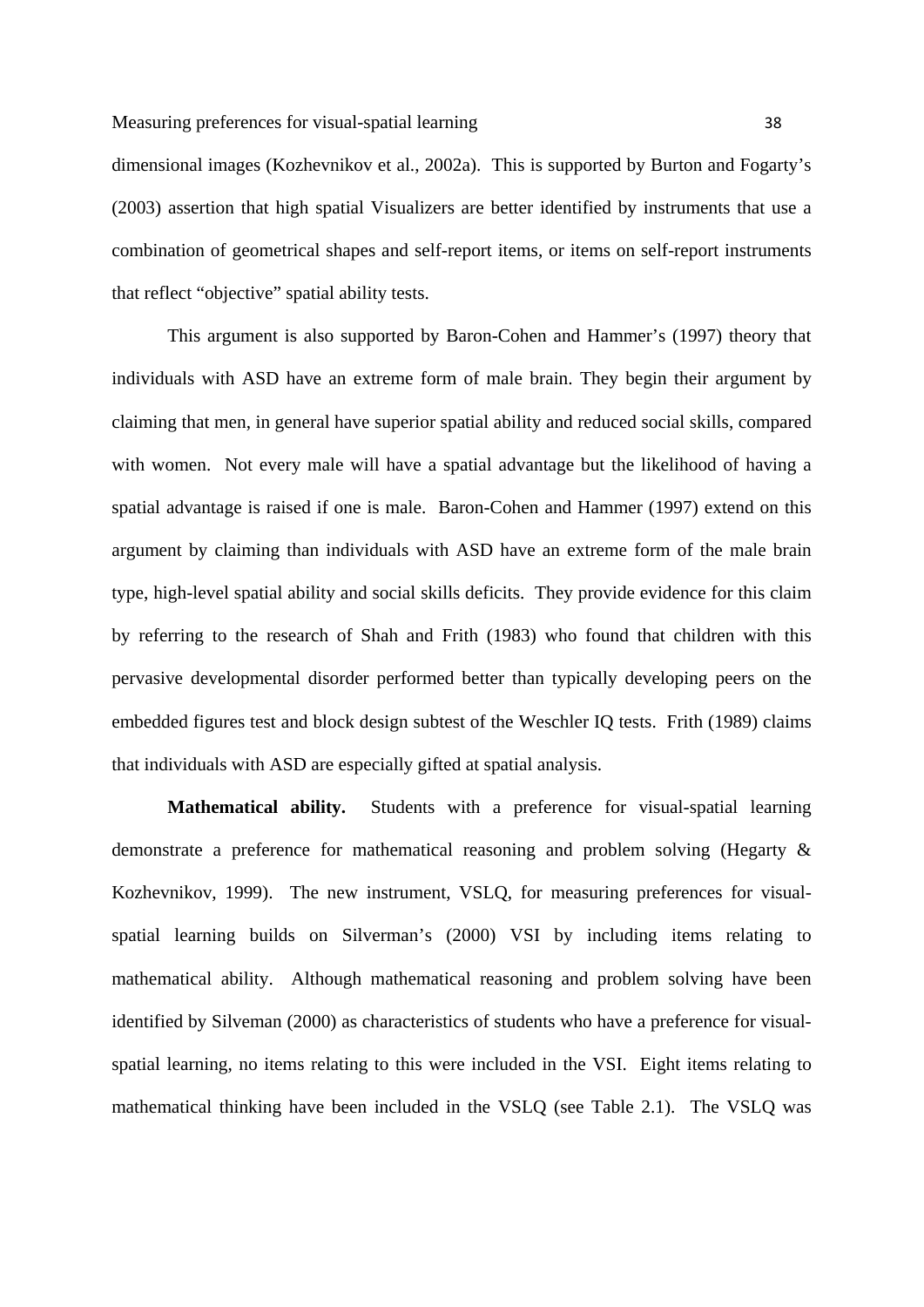dimensional images (Kozhevnikov et al., 2002a). This is supported by Burton and Fogarty's (2003) assertion that high spatial Visualizers are better identified by instruments that use a combination of geometrical shapes and self-report items, or items on self-report instruments that reflect "objective" spatial ability tests.

This argument is also supported by Baron-Cohen and Hammer's (1997) theory that individuals with ASD have an extreme form of male brain. They begin their argument by claiming that men, in general have superior spatial ability and reduced social skills, compared with women. Not every male will have a spatial advantage but the likelihood of having a spatial advantage is raised if one is male. Baron-Cohen and Hammer (1997) extend on this argument by claiming than individuals with ASD have an extreme form of the male brain type, high-level spatial ability and social skills deficits. They provide evidence for this claim by referring to the research of Shah and Frith (1983) who found that children with this pervasive developmental disorder performed better than typically developing peers on the embedded figures test and block design subtest of the Weschler IQ tests. Frith (1989) claims that individuals with ASD are especially gifted at spatial analysis.

**Mathematical ability.** Students with a preference for visual-spatial learning demonstrate a preference for mathematical reasoning and problem solving (Hegarty & Kozhevnikov, 1999). The new instrument, VSLQ, for measuring preferences for visual-spatial learning builds on Silverman's (2000) VSI by including items relating to mathematical ability. Although mathematical reasoning and problem solving have been identified by Silveman (2000) as characteristics of students who have a preference for visual-spatial learning, no items relating to this were included in the VSI. Eight items relating to mathematical thinking have been included in the VSLQ (see Table 2.1). The VSLQ was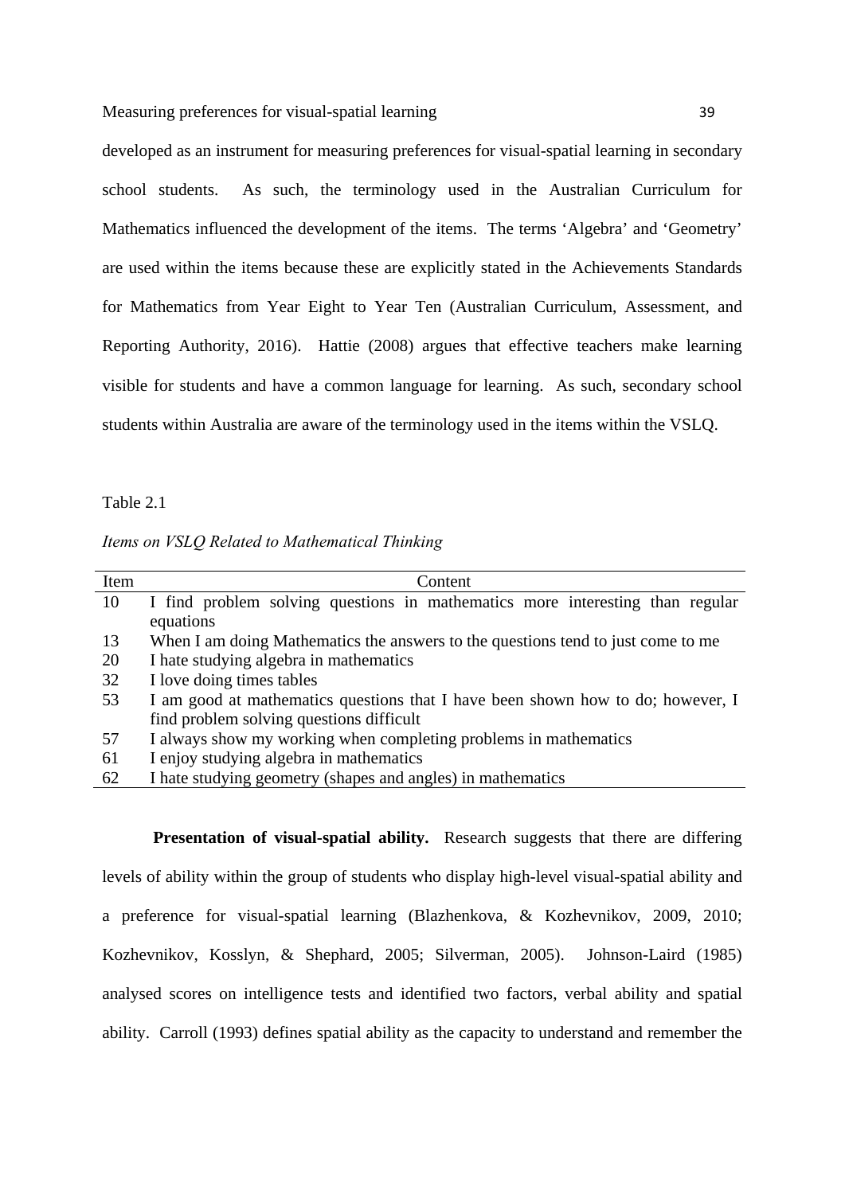developed as an instrument for measuring preferences for visual-spatial learning in secondary school students. As such, the terminology used in the Australian Curriculum for Mathematics influenced the development of the items. The terms 'Algebra' and 'Geometry' are used within the items because these are explicitly stated in the Achievements Standards for Mathematics from Year Eight to Year Ten (Australian Curriculum, Assessment, and Reporting Authority, 2016). Hattie (2008) argues that effective teachers make learning visible for students and have a common language for learning. As such, secondary school students within Australia are aware of the terminology used in the items within the VSLQ.

Table 2.1

*Items on VSLQ Related to Mathematical Thinking*

| Item | Content |
|---|---|
| 10 | I find problem solving questions in mathematics more interesting than regular equations |
| 13 | When I am doing Mathematics the answers to the questions tend to just come to me |
| 20 | I hate studying algebra in mathematics |
| 32 | I love doing times tables |
| 53 | I am good at mathematics questions that I have been shown how to do; however, I find problem solving questions difficult |
| 57 | I always show my working when completing problems in mathematics |
| 61 | I enjoy studying algebra in mathematics |
| 62 | I hate studying geometry (shapes and angles) in mathematics |

**Presentation of visual-spatial ability.** Research suggests that there are differing levels of ability within the group of students who display high-level visual-spatial ability and a preference for visual-spatial learning (Blazhenkova, & Kozhevnikov, 2009, 2010; Kozhevnikov, Kosslyn, & Shephard, 2005; Silverman, 2005). Johnson-Laird (1985) analysed scores on intelligence tests and identified two factors, verbal ability and spatial ability. Carroll (1993) defines spatial ability as the capacity to understand and remember the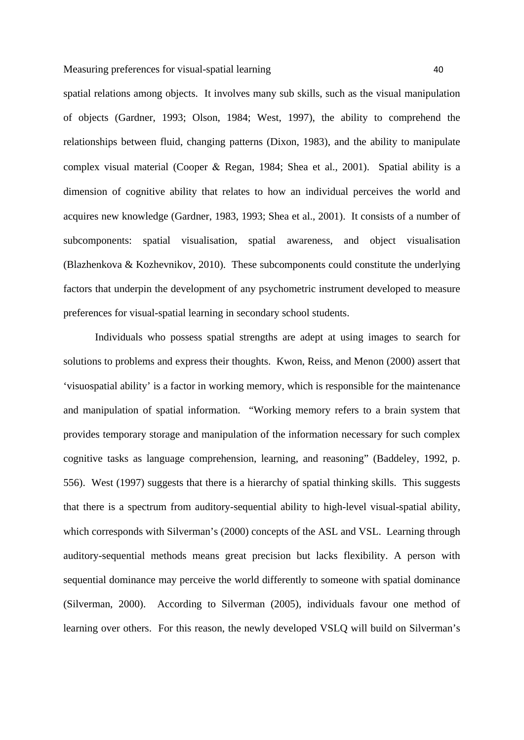spatial relations among objects. It involves many sub skills, such as the visual manipulation of objects (Gardner, 1993; Olson, 1984; West, 1997), the ability to comprehend the relationships between fluid, changing patterns (Dixon, 1983), and the ability to manipulate complex visual material (Cooper & Regan, 1984; Shea et al., 2001). Spatial ability is a dimension of cognitive ability that relates to how an individual perceives the world and acquires new knowledge (Gardner, 1983, 1993; Shea et al., 2001). It consists of a number of subcomponents: spatial visualisation, spatial awareness, and object visualisation (Blazhenkova & Kozhevnikov, 2010). These subcomponents could constitute the underlying factors that underpin the development of any psychometric instrument developed to measure preferences for visual-spatial learning in secondary school students.

Individuals who possess spatial strengths are adept at using images to search for solutions to problems and express their thoughts. Kwon, Reiss, and Menon (2000) assert that 'visuospatial ability' is a factor in working memory, which is responsible for the maintenance and manipulation of spatial information. "Working memory refers to a brain system that provides temporary storage and manipulation of the information necessary for such complex cognitive tasks as language comprehension, learning, and reasoning" (Baddeley, 1992, p. 556). West (1997) suggests that there is a hierarchy of spatial thinking skills. This suggests that there is a spectrum from auditory-sequential ability to high-level visual-spatial ability, which corresponds with Silverman's (2000) concepts of the ASL and VSL. Learning through auditory-sequential methods means great precision but lacks flexibility. A person with sequential dominance may perceive the world differently to someone with spatial dominance (Silverman, 2000). According to Silverman (2005), individuals favour one method of learning over others. For this reason, the newly developed VSLQ will build on Silverman's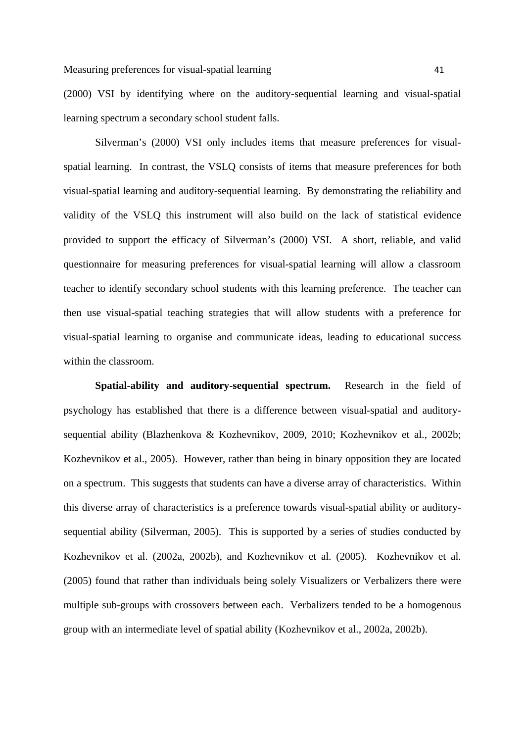(2000) VSI by identifying where on the auditory-sequential learning and visual-spatial learning spectrum a secondary school student falls.

Silverman's (2000) VSI only includes items that measure preferences for visual-spatial learning. In contrast, the VSLQ consists of items that measure preferences for both visual-spatial learning and auditory-sequential learning. By demonstrating the reliability and validity of the VSLQ this instrument will also build on the lack of statistical evidence provided to support the efficacy of Silverman's (2000) VSI. A short, reliable, and valid questionnaire for measuring preferences for visual-spatial learning will allow a classroom teacher to identify secondary school students with this learning preference. The teacher can then use visual-spatial teaching strategies that will allow students with a preference for visual-spatial learning to organise and communicate ideas, leading to educational success within the classroom.

**Spatial-ability and auditory-sequential spectrum.** Research in the field of psychology has established that there is a difference between visual-spatial and auditory-sequential ability (Blazhenkova & Kozhevnikov, 2009, 2010; Kozhevnikov et al., 2002b; Kozhevnikov et al., 2005). However, rather than being in binary opposition they are located on a spectrum. This suggests that students can have a diverse array of characteristics. Within this diverse array of characteristics is a preference towards visual-spatial ability or auditory-sequential ability (Silverman, 2005). This is supported by a series of studies conducted by Kozhevnikov et al. (2002a, 2002b), and Kozhevnikov et al. (2005). Kozhevnikov et al. (2005) found that rather than individuals being solely Visualizers or Verbalizers there were multiple sub-groups with crossovers between each. Verbalizers tended to be a homogenous group with an intermediate level of spatial ability (Kozhevnikov et al., 2002a, 2002b).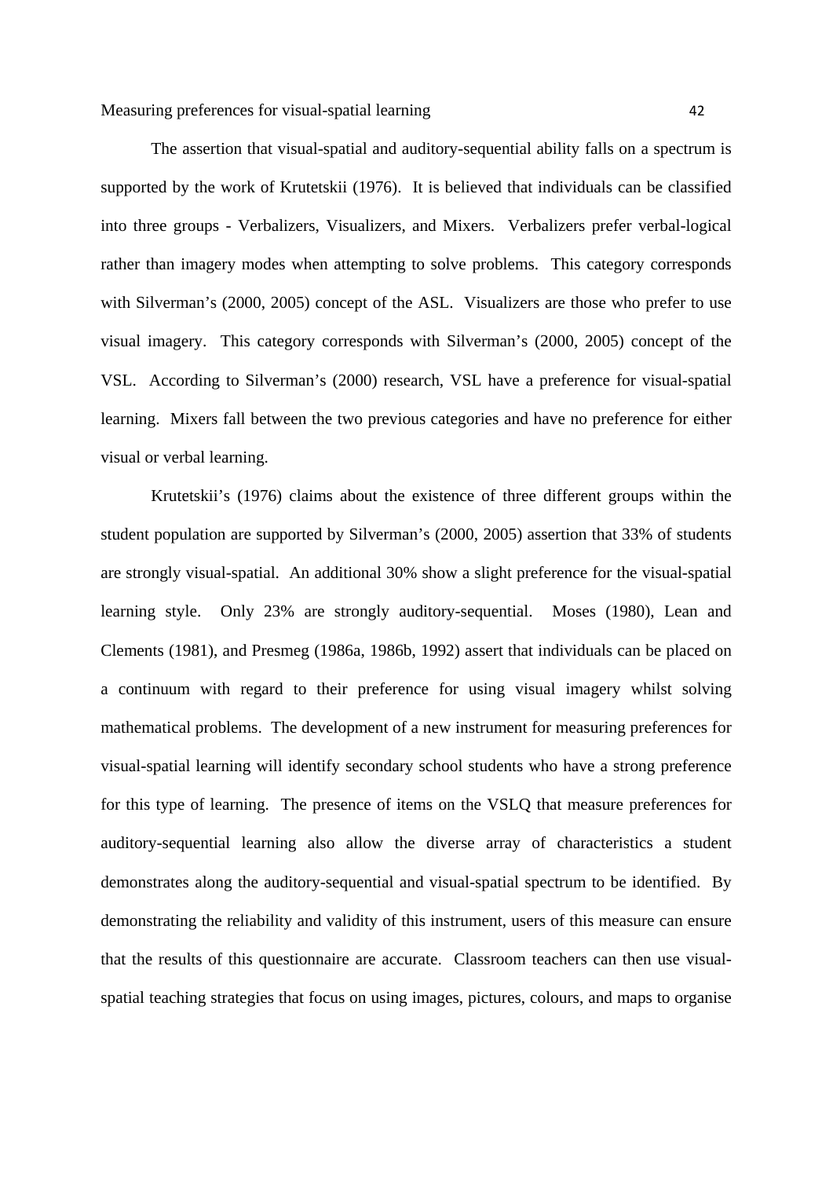The assertion that visual-spatial and auditory-sequential ability falls on a spectrum is supported by the work of Krutetskii (1976). It is believed that individuals can be classified into three groups - Verbalizers, Visualizers, and Mixers. Verbalizers prefer verbal-logical rather than imagery modes when attempting to solve problems. This category corresponds with Silverman's (2000, 2005) concept of the ASL. Visualizers are those who prefer to use visual imagery. This category corresponds with Silverman's (2000, 2005) concept of the VSL. According to Silverman's (2000) research, VSL have a preference for visual-spatial learning. Mixers fall between the two previous categories and have no preference for either visual or verbal learning.

Krutetskii's (1976) claims about the existence of three different groups within the student population are supported by Silverman's (2000, 2005) assertion that 33% of students are strongly visual-spatial. An additional 30% show a slight preference for the visual-spatial learning style. Only 23% are strongly auditory-sequential. Moses (1980), Lean and Clements (1981), and Presmeg (1986a, 1986b, 1992) assert that individuals can be placed on a continuum with regard to their preference for using visual imagery whilst solving mathematical problems. The development of a new instrument for measuring preferences for visual-spatial learning will identify secondary school students who have a strong preference for this type of learning. The presence of items on the VSLQ that measure preferences for auditory-sequential learning also allow the diverse array of characteristics a student demonstrates along the auditory-sequential and visual-spatial spectrum to be identified. By demonstrating the reliability and validity of this instrument, users of this measure can ensure that the results of this questionnaire are accurate. Classroom teachers can then use visual-spatial teaching strategies that focus on using images, pictures, colours, and maps to organise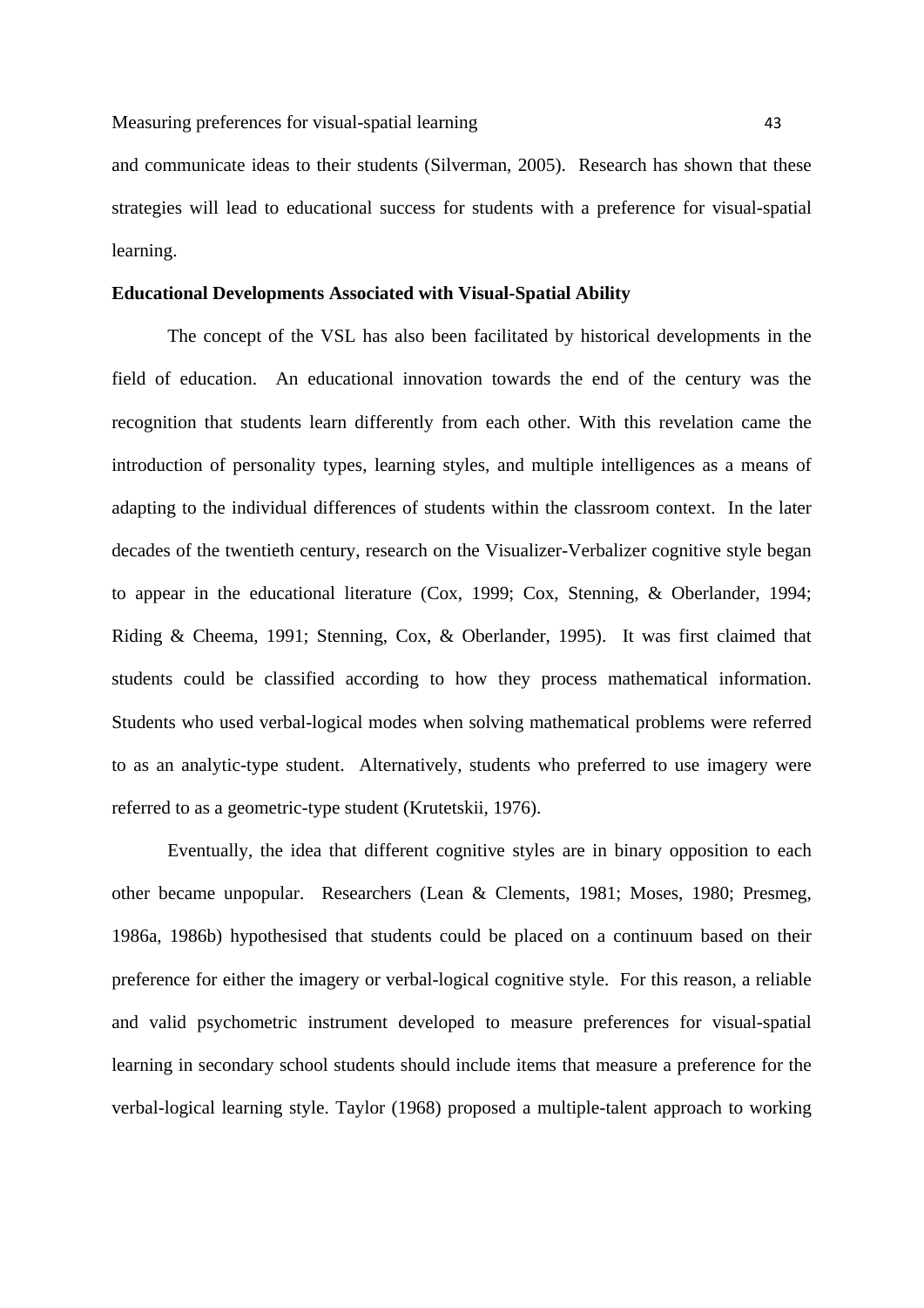and communicate ideas to their students (Silverman, 2005). Research has shown that these strategies will lead to educational success for students with a preference for visual-spatial learning.

**Educational Developments Associated with Visual-Spatial Ability**

The concept of the VSL has also been facilitated by historical developments in the field of education. An educational innovation towards the end of the century was the recognition that students learn differently from each other. With this revelation came the introduction of personality types, learning styles, and multiple intelligences as a means of adapting to the individual differences of students within the classroom context. In the later decades of the twentieth century, research on the Visualizer-Verbalizer cognitive style began to appear in the educational literature (Cox, 1999; Cox, Stenning, & Oberlander, 1994; Riding & Cheema, 1991; Stenning, Cox, & Oberlander, 1995). It was first claimed that students could be classified according to how they process mathematical information. Students who used verbal-logical modes when solving mathematical problems were referred to as an analytic-type student. Alternatively, students who preferred to use imagery were referred to as a geometric-type student (Krutetskii, 1976).

Eventually, the idea that different cognitive styles are in binary opposition to each other became unpopular. Researchers (Lean & Clements, 1981; Moses, 1980; Presmeg, 1986a, 1986b) hypothesised that students could be placed on a continuum based on their preference for either the imagery or verbal-logical cognitive style. For this reason, a reliable and valid psychometric instrument developed to measure preferences for visual-spatial learning in secondary school students should include items that measure a preference for the verbal-logical learning style. Taylor (1968) proposed a multiple-talent approach to working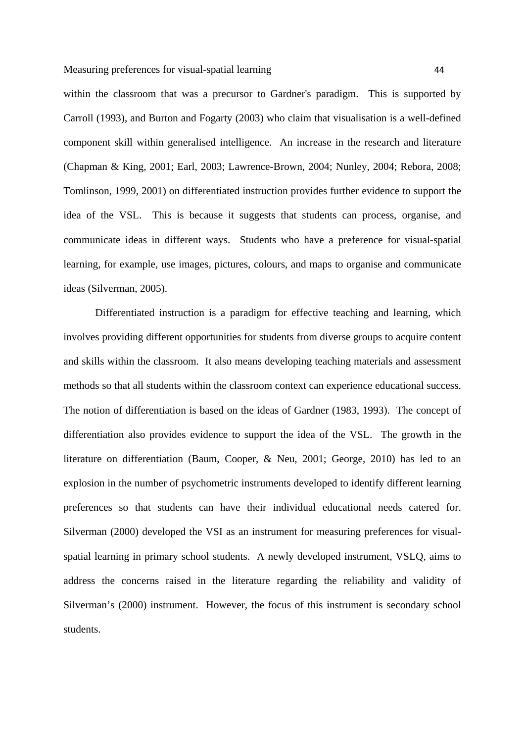within the classroom that was a precursor to Gardner's paradigm. This is supported by Carroll (1993), and Burton and Fogarty (2003) who claim that visualisation is a well-defined component skill within generalised intelligence. An increase in the research and literature (Chapman & King, 2001; Earl, 2003; Lawrence-Brown, 2004; Nunley, 2004; Rebora, 2008; Tomlinson, 1999, 2001) on differentiated instruction provides further evidence to support the idea of the VSL. This is because it suggests that students can process, organise, and communicate ideas in different ways. Students who have a preference for visual-spatial learning, for example, use images, pictures, colours, and maps to organise and communicate ideas (Silverman, 2005).

Differentiated instruction is a paradigm for effective teaching and learning, which involves providing different opportunities for students from diverse groups to acquire content and skills within the classroom. It also means developing teaching materials and assessment methods so that all students within the classroom context can experience educational success. The notion of differentiation is based on the ideas of Gardner (1983, 1993). The concept of differentiation also provides evidence to support the idea of the VSL. The growth in the literature on differentiation (Baum, Cooper, & Neu, 2001; George, 2010) has led to an explosion in the number of psychometric instruments developed to identify different learning preferences so that students can have their individual educational needs catered for. Silverman (2000) developed the VSI as an instrument for measuring preferences for visual-spatial learning in primary school students. A newly developed instrument, VSLQ, aims to address the concerns raised in the literature regarding the reliability and validity of Silverman's (2000) instrument. However, the focus of this instrument is secondary school students.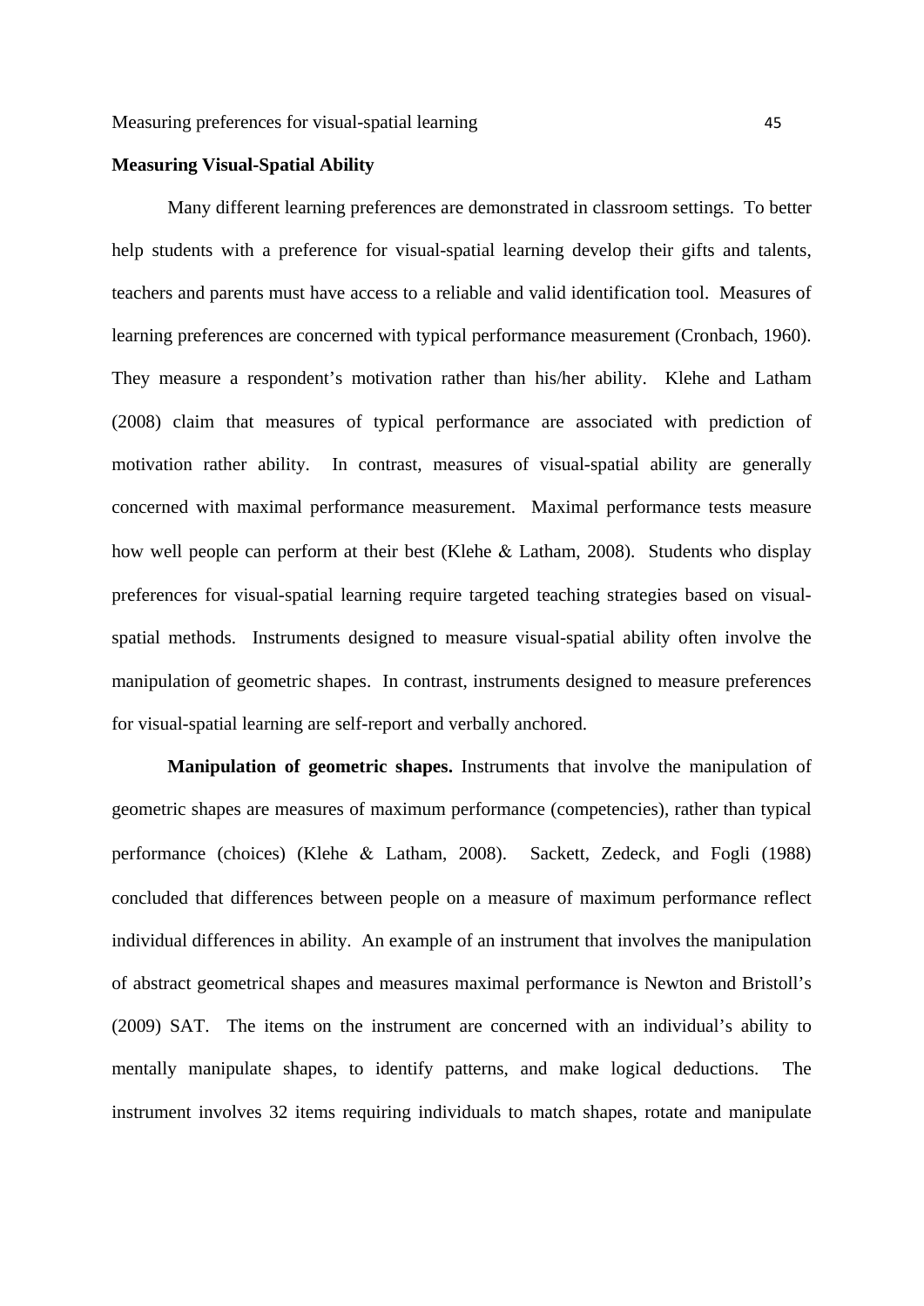## Measuring Visual-Spatial Ability

Many different learning preferences are demonstrated in classroom settings. To better help students with a preference for visual-spatial learning develop their gifts and talents, teachers and parents must have access to a reliable and valid identification tool. Measures of learning preferences are concerned with typical performance measurement (Cronbach, 1960). They measure a respondent's motivation rather than his/her ability. Klehe and Latham (2008) claim that measures of typical performance are associated with prediction of motivation rather ability. In contrast, measures of visual-spatial ability are generally concerned with maximal performance measurement. Maximal performance tests measure how well people can perform at their best (Klehe & Latham, 2008). Students who display preferences for visual-spatial learning require targeted teaching strategies based on visual-spatial methods. Instruments designed to measure visual-spatial ability often involve the manipulation of geometric shapes. In contrast, instruments designed to measure preferences for visual-spatial learning are self-report and verbally anchored.

**Manipulation of geometric shapes.** Instruments that involve the manipulation of geometric shapes are measures of maximum performance (competencies), rather than typical performance (choices) (Klehe & Latham, 2008). Sackett, Zedeck, and Fogli (1988) concluded that differences between people on a measure of maximum performance reflect individual differences in ability. An example of an instrument that involves the manipulation of abstract geometrical shapes and measures maximal performance is Newton and Bristoll's (2009) SAT. The items on the instrument are concerned with an individual's ability to mentally manipulate shapes, to identify patterns, and make logical deductions. The instrument involves 32 items requiring individuals to match shapes, rotate and manipulate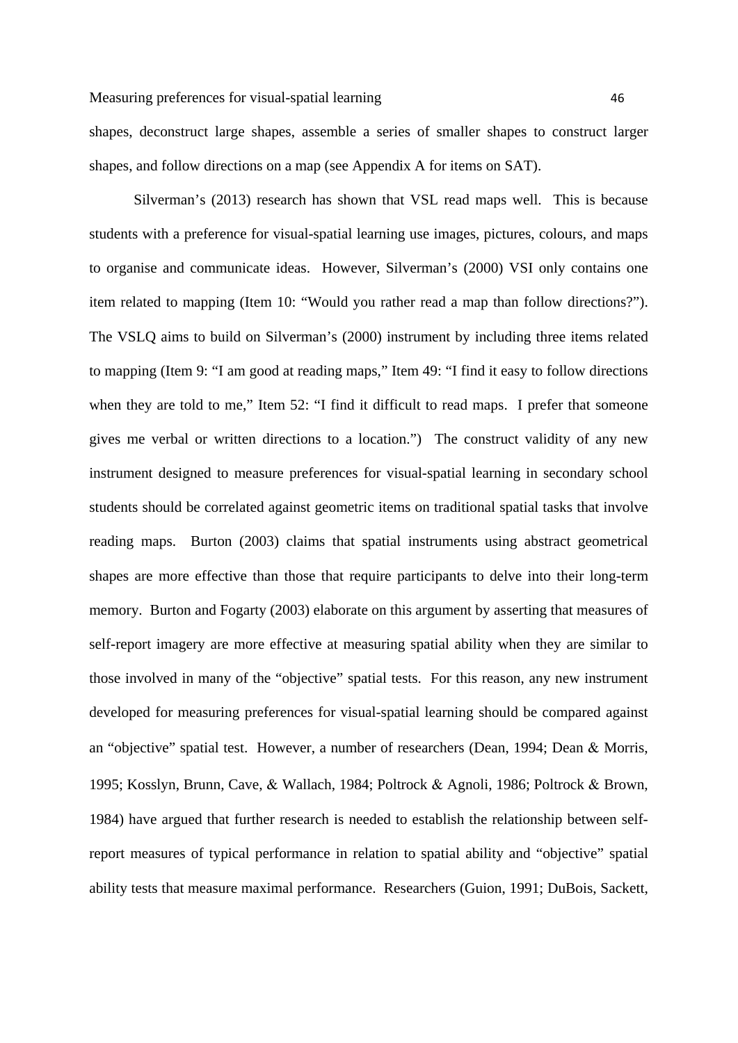shapes, deconstruct large shapes, assemble a series of smaller shapes to construct larger shapes, and follow directions on a map (see Appendix A for items on SAT).

Silverman's (2013) research has shown that VSL read maps well. This is because students with a preference for visual-spatial learning use images, pictures, colours, and maps to organise and communicate ideas. However, Silverman's (2000) VSI only contains one item related to mapping (Item 10: "Would you rather read a map than follow directions?"). The VSLQ aims to build on Silverman's (2000) instrument by including three items related to mapping (Item 9: "I am good at reading maps," Item 49: "I find it easy to follow directions when they are told to me," Item 52: "I find it difficult to read maps. I prefer that someone gives me verbal or written directions to a location.") The construct validity of any new instrument designed to measure preferences for visual-spatial learning in secondary school students should be correlated against geometric items on traditional spatial tasks that involve reading maps. Burton (2003) claims that spatial instruments using abstract geometrical shapes are more effective than those that require participants to delve into their long-term memory. Burton and Fogarty (2003) elaborate on this argument by asserting that measures of self-report imagery are more effective at measuring spatial ability when they are similar to those involved in many of the "objective" spatial tests. For this reason, any new instrument developed for measuring preferences for visual-spatial learning should be compared against an "objective" spatial test. However, a number of researchers (Dean, 1994; Dean & Morris, 1995; Kosslyn, Brunn, Cave, & Wallach, 1984; Poltrock & Agnoli, 1986; Poltrock & Brown, 1984) have argued that further research is needed to establish the relationship between self-report measures of typical performance in relation to spatial ability and "objective" spatial ability tests that measure maximal performance. Researchers (Guion, 1991; DuBois, Sackett,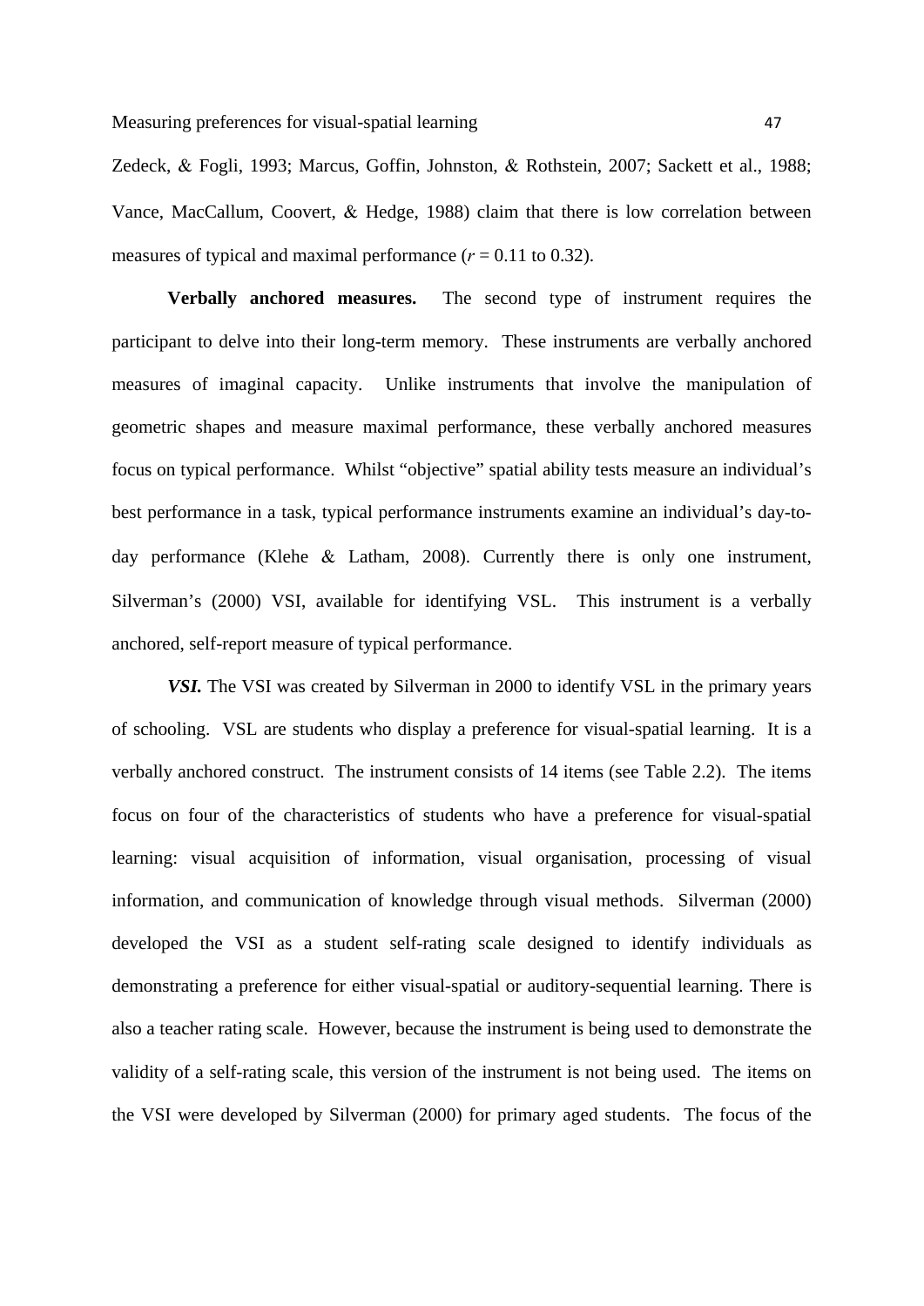Zedeck, & Fogli, 1993; Marcus, Goffin, Johnston, & Rothstein, 2007; Sackett et al., 1988; Vance, MacCallum, Coovert, & Hedge, 1988) claim that there is low correlation between measures of typical and maximal performance ($r$ = 0.11 to 0.32).

**Verbally anchored measures.** The second type of instrument requires the participant to delve into their long-term memory. These instruments are verbally anchored measures of imaginal capacity. Unlike instruments that involve the manipulation of geometric shapes and measure maximal performance, these verbally anchored measures focus on typical performance. Whilst "objective" spatial ability tests measure an individual's best performance in a task, typical performance instruments examine an individual's day-to-day performance (Klehe & Latham, 2008). Currently there is only one instrument, Silverman's (2000) VSI, available for identifying VSL. This instrument is a verbally anchored, self-report measure of typical performance.

***VSI.*** The VSI was created by Silverman in 2000 to identify VSL in the primary years of schooling. VSL are students who display a preference for visual-spatial learning. It is a verbally anchored construct. The instrument consists of 14 items (see Table 2.2). The items focus on four of the characteristics of students who have a preference for visual-spatial learning: visual acquisition of information, visual organisation, processing of visual information, and communication of knowledge through visual methods. Silverman (2000) developed the VSI as a student self-rating scale designed to identify individuals as demonstrating a preference for either visual-spatial or auditory-sequential learning. There is also a teacher rating scale. However, because the instrument is being used to demonstrate the validity of a self-rating scale, this version of the instrument is not being used. The items on the VSI were developed by Silverman (2000) for primary aged students. The focus of the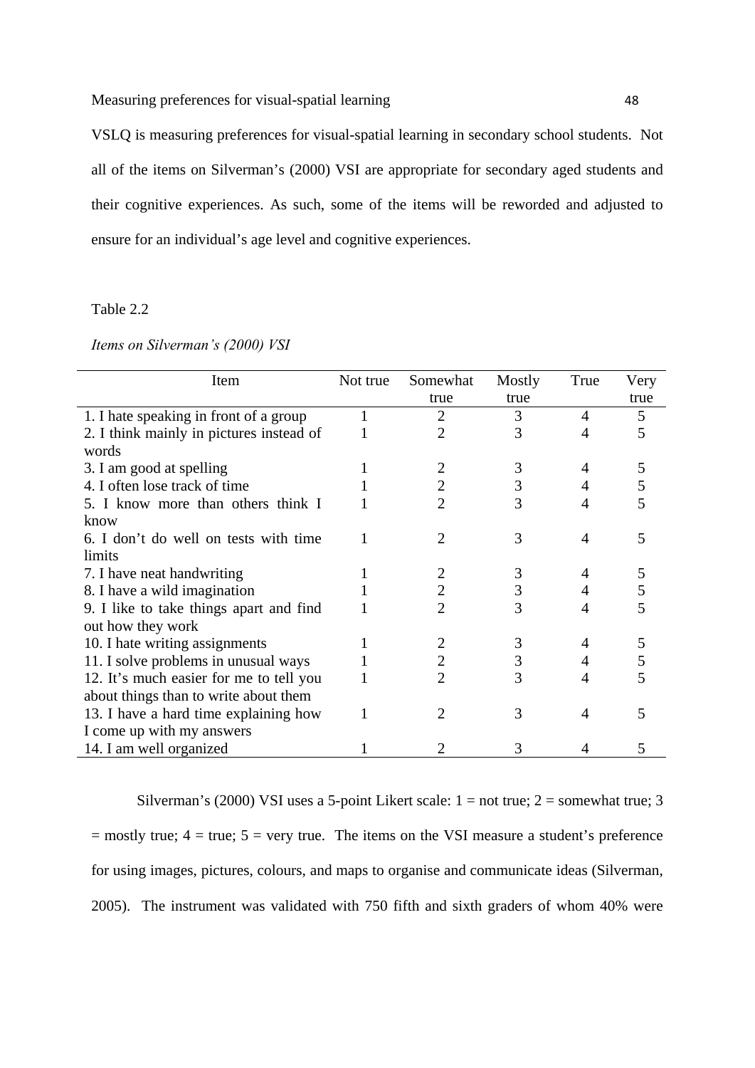VSLQ is measuring preferences for visual-spatial learning in secondary school students. Not all of the items on Silverman's (2000) VSI are appropriate for secondary aged students and their cognitive experiences. As such, some of the items will be reworded and adjusted to ensure for an individual's age level and cognitive experiences.

Table 2.2

*Items on Silverman's (2000) VSI*

| Item | Not true | Somewhat true | Mostly true | True | Very true |
|---|---|---|---|---|---|
| 1. I hate speaking in front of a group | 1 | 2 | 3 | 4 | 5 |
| 2. I think mainly in pictures instead of words | 1 | 2 | 3 | 4 | 5 |
| 3. I am good at spelling | 1 | 2 | 3 | 4 | 5 |
| 4. I often lose track of time | 1 | 2 | 3 | 4 | 5 |
| 5. I know more than others think I know | 1 | 2 | 3 | 4 | 5 |
| 6. I don't do well on tests with time limits | 1 | 2 | 3 | 4 | 5 |
| 7. I have neat handwriting | 1 | 2 | 3 | 4 | 5 |
| 8. I have a wild imagination | 1 | 2 | 3 | 4 | 5 |
| 9. I like to take things apart and find out how they work | 1 | 2 | 3 | 4 | 5 |
| 10. I hate writing assignments | 1 | 2 | 3 | 4 | 5 |
| 11. I solve problems in unusual ways | 1 | 2 | 3 | 4 | 5 |
| 12. It's much easier for me to tell you about things than to write about them | 1 | 2 | 3 | 4 | 5 |
| 13. I have a hard time explaining how I come up with my answers | 1 | 2 | 3 | 4 | 5 |
| 14. I am well organized | 1 | 2 | 3 | 4 | 5 |

Silverman's (2000) VSI uses a 5-point Likert scale: 1 = not true; 2 = somewhat true; 3 = mostly true; 4 = true; 5 = very true. The items on the VSI measure a student's preference for using images, pictures, colours, and maps to organise and communicate ideas (Silverman, 2005). The instrument was validated with 750 fifth and sixth graders of whom 40% were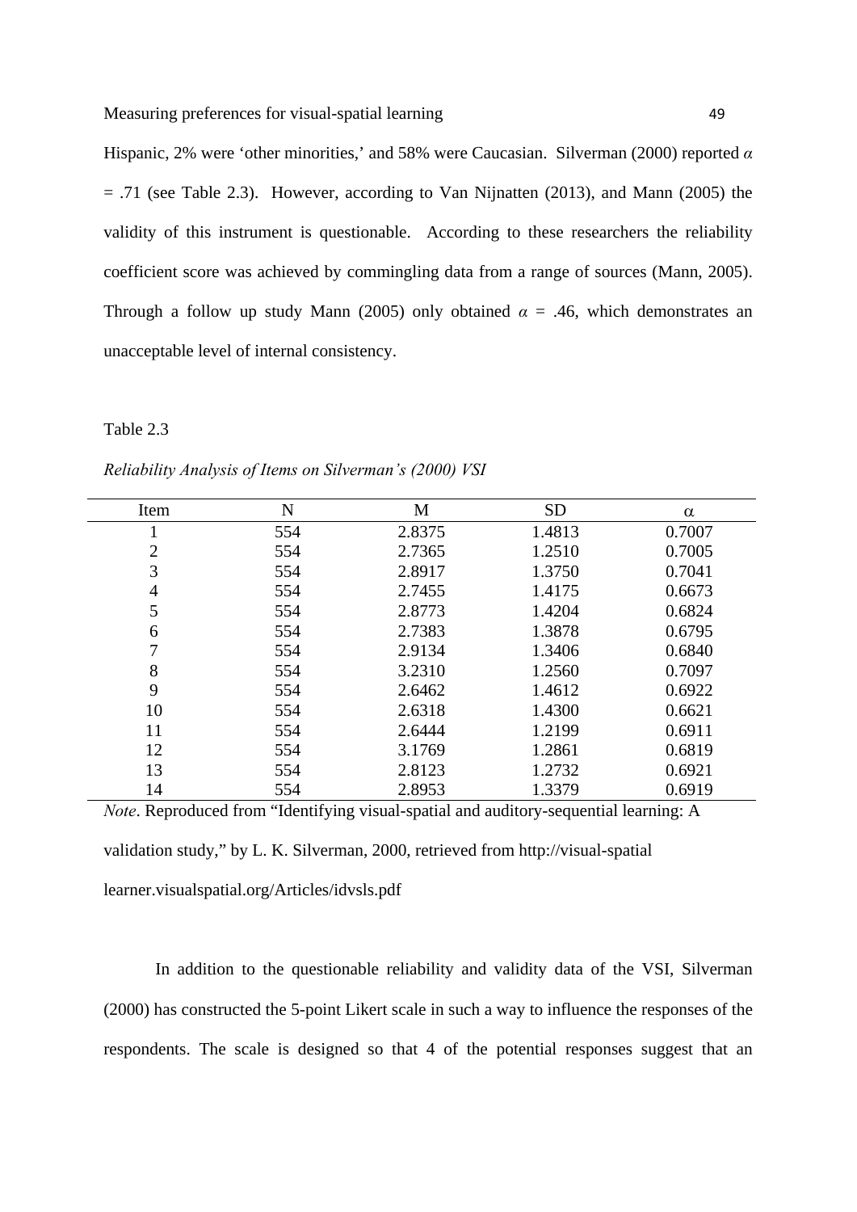Hispanic, 2% were 'other minorities,' and 58% were Caucasian. Silverman (2000) reported $\alpha$ = .71 (see Table 2.3). However, according to Van Nijnatten (2013), and Mann (2005) the validity of this instrument is questionable. According to these researchers the reliability coefficient score was achieved by commingling data from a range of sources (Mann, 2005). Through a follow up study Mann (2005) only obtained $\alpha$ = .46, which demonstrates an unacceptable level of internal consistency.

Table 2.3

*Reliability Analysis of Items on Silverman's (2000) VSI*

| Item | N | M | SD | $\alpha$ |
|---|---|---|---|---|
| 1 | 554 | 2.8375 | 1.4813 | 0.7007 |
| 2 | 554 | 2.7365 | 1.2510 | 0.7005 |
| 3 | 554 | 2.8917 | 1.3750 | 0.7041 |
| 4 | 554 | 2.7455 | 1.4175 | 0.6673 |
| 5 | 554 | 2.8773 | 1.4204 | 0.6824 |
| 6 | 554 | 2.7383 | 1.3878 | 0.6795 |
| 7 | 554 | 2.9134 | 1.3406 | 0.6840 |
| 8 | 554 | 3.2310 | 1.2560 | 0.7097 |
| 9 | 554 | 2.6462 | 1.4612 | 0.6922 |
| 10 | 554 | 2.6318 | 1.4300 | 0.6621 |
| 11 | 554 | 2.6444 | 1.2199 | 0.6911 |
| 12 | 554 | 3.1769 | 1.2861 | 0.6819 |
| 13 | 554 | 2.8123 | 1.2732 | 0.6921 |
| 14 | 554 | 2.8953 | 1.3379 | 0.6919 |

*Note*. Reproduced from "Identifying visual-spatial and auditory-sequential learning: A validation study," by L. K. Silverman, 2000, retrieved from http://visual-spatial learner.visualspatial.org/Articles/idvsls.pdf

In addition to the questionable reliability and validity data of the VSI, Silverman (2000) has constructed the 5-point Likert scale in such a way to influence the responses of the respondents. The scale is designed so that 4 of the potential responses suggest that an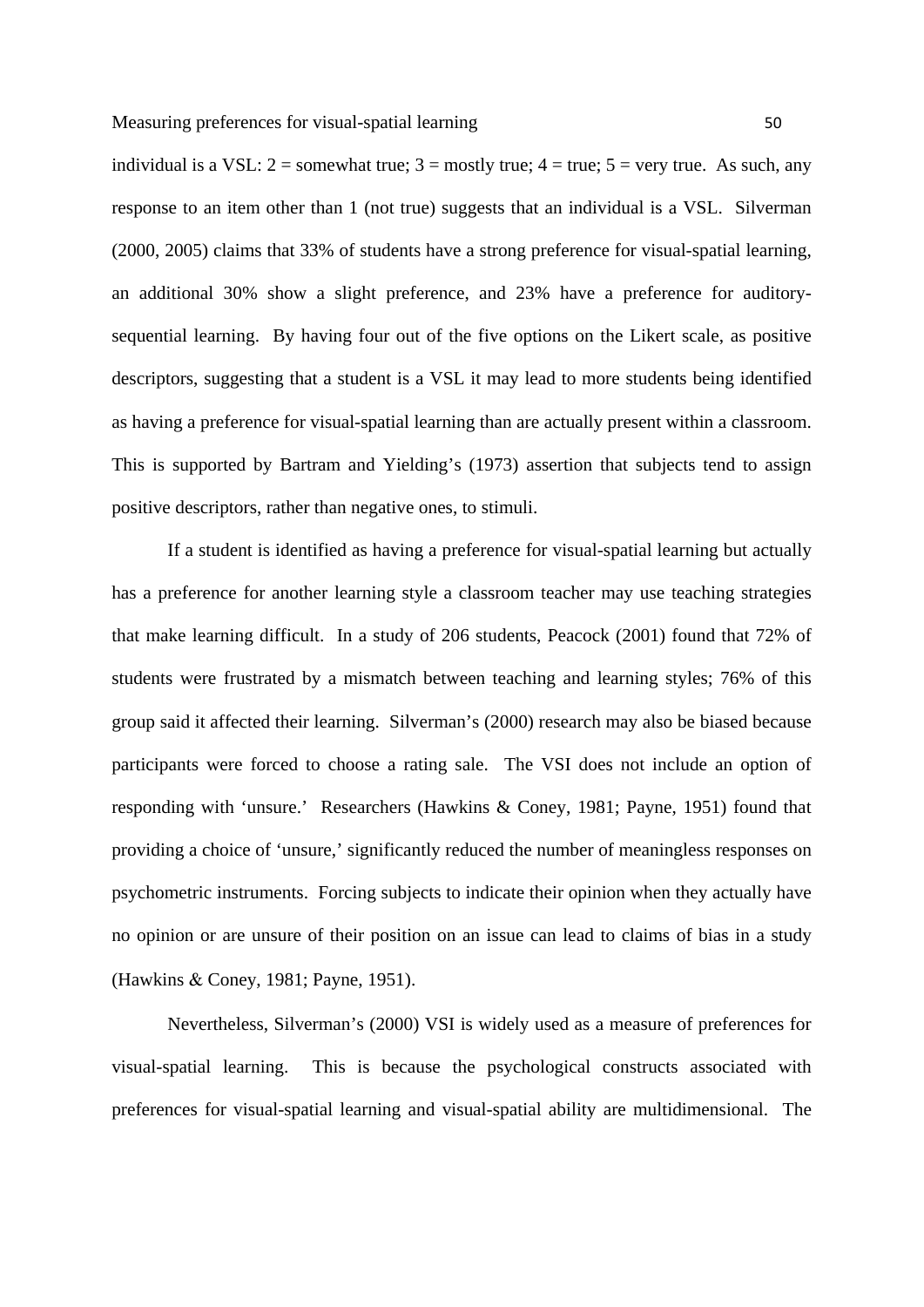individual is a VSL: 2 = somewhat true; 3 = mostly true; 4 = true; 5 = very true. As such, any response to an item other than 1 (not true) suggests that an individual is a VSL. Silverman (2000, 2005) claims that 33% of students have a strong preference for visual-spatial learning, an additional 30% show a slight preference, and 23% have a preference for auditory-sequential learning. By having four out of the five options on the Likert scale, as positive descriptors, suggesting that a student is a VSL it may lead to more students being identified as having a preference for visual-spatial learning than are actually present within a classroom. This is supported by Bartram and Yielding's (1973) assertion that subjects tend to assign positive descriptors, rather than negative ones, to stimuli.

If a student is identified as having a preference for visual-spatial learning but actually has a preference for another learning style a classroom teacher may use teaching strategies that make learning difficult. In a study of 206 students, Peacock (2001) found that 72% of students were frustrated by a mismatch between teaching and learning styles; 76% of this group said it affected their learning. Silverman's (2000) research may also be biased because participants were forced to choose a rating sale. The VSI does not include an option of responding with 'unsure.' Researchers (Hawkins & Coney, 1981; Payne, 1951) found that providing a choice of 'unsure,' significantly reduced the number of meaningless responses on psychometric instruments. Forcing subjects to indicate their opinion when they actually have no opinion or are unsure of their position on an issue can lead to claims of bias in a study (Hawkins & Coney, 1981; Payne, 1951).

Nevertheless, Silverman's (2000) VSI is widely used as a measure of preferences for visual-spatial learning. This is because the psychological constructs associated with preferences for visual-spatial learning and visual-spatial ability are multidimensional. The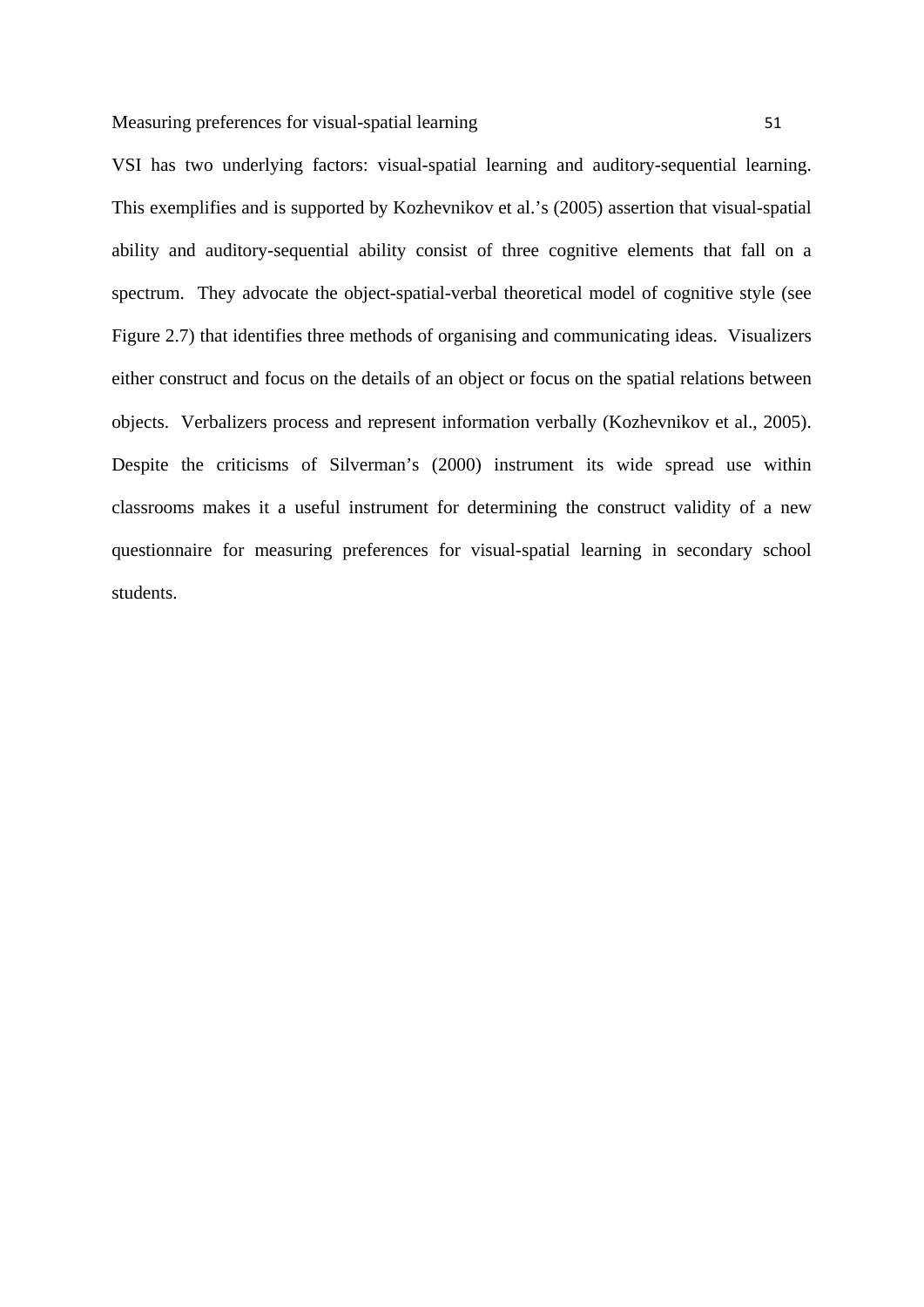VSI has two underlying factors: visual-spatial learning and auditory-sequential learning. This exemplifies and is supported by Kozhevnikov et al.'s (2005) assertion that visual-spatial ability and auditory-sequential ability consist of three cognitive elements that fall on a spectrum. They advocate the object-spatial-verbal theoretical model of cognitive style (see Figure 2.7) that identifies three methods of organising and communicating ideas. Visualizers either construct and focus on the details of an object or focus on the spatial relations between objects. Verbalizers process and represent information verbally (Kozhevnikov et al., 2005). Despite the criticisms of Silverman's (2000) instrument its wide spread use within classrooms makes it a useful instrument for determining the construct validity of a new questionnaire for measuring preferences for visual-spatial learning in secondary school students.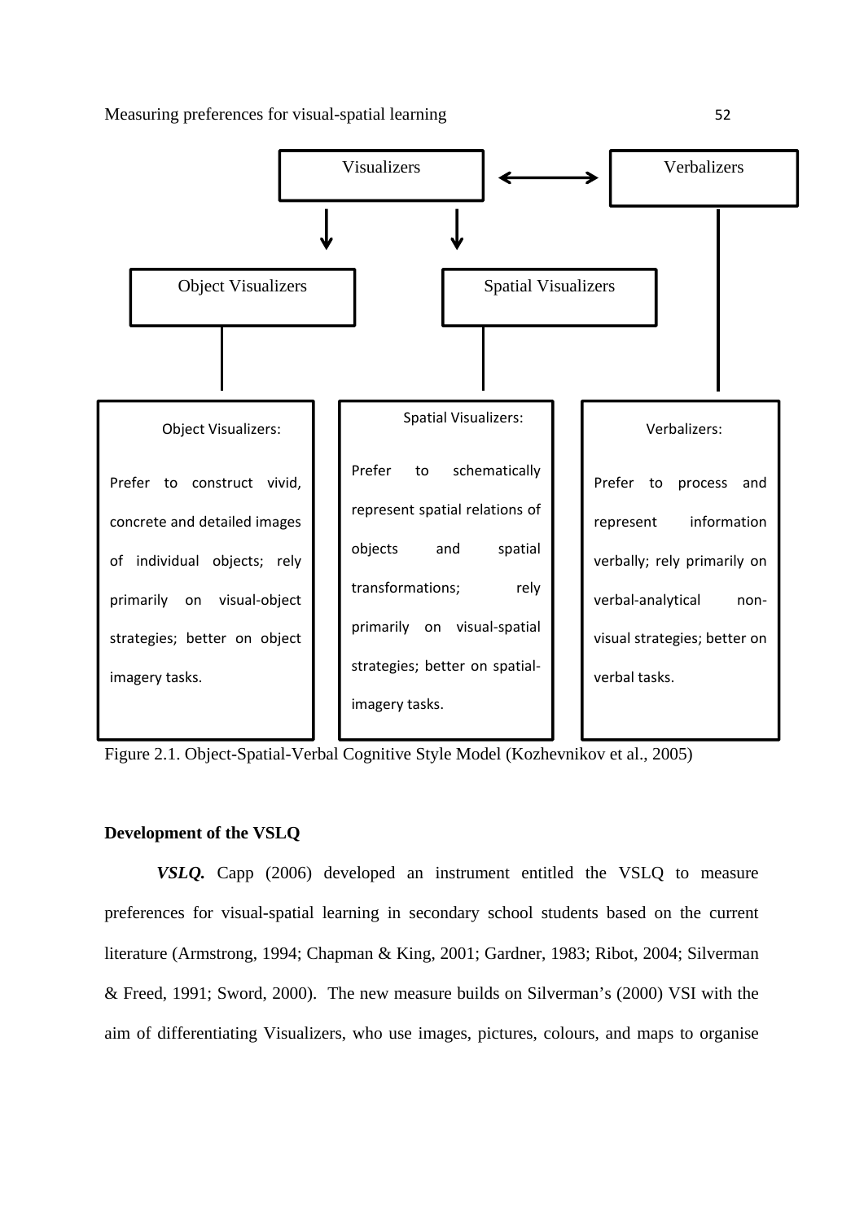Visualizers ⟷ Verbalizers

Object Visualizers

Spatial Visualizers

Object Visualizers:

Prefer to construct vivid, concrete and detailed images of individual objects; rely primarily on visual-object strategies; better on object imagery tasks.

Spatial Visualizers:

Prefer to schematically represent spatial relations of objects and spatial transformations; rely primarily on visual-spatial strategies; better on spatial-imagery tasks.

Verbalizers:

Prefer to process and represent information verbally; rely primarily on verbal-analytical non-visual strategies; better on verbal tasks.

Figure 2.1. Object-Spatial-Verbal Cognitive Style Model (Kozhevnikov et al., 2005)

**Development of the VSLQ**

***VSLQ.*** Capp (2006) developed an instrument entitled the VSLQ to measure preferences for visual-spatial learning in secondary school students based on the current literature (Armstrong, 1994; Chapman & King, 2001; Gardner, 1983; Ribot, 2004; Silverman & Freed, 1991; Sword, 2000). The new measure builds on Silverman's (2000) VSI with the aim of differentiating Visualizers, who use images, pictures, colours, and maps to organise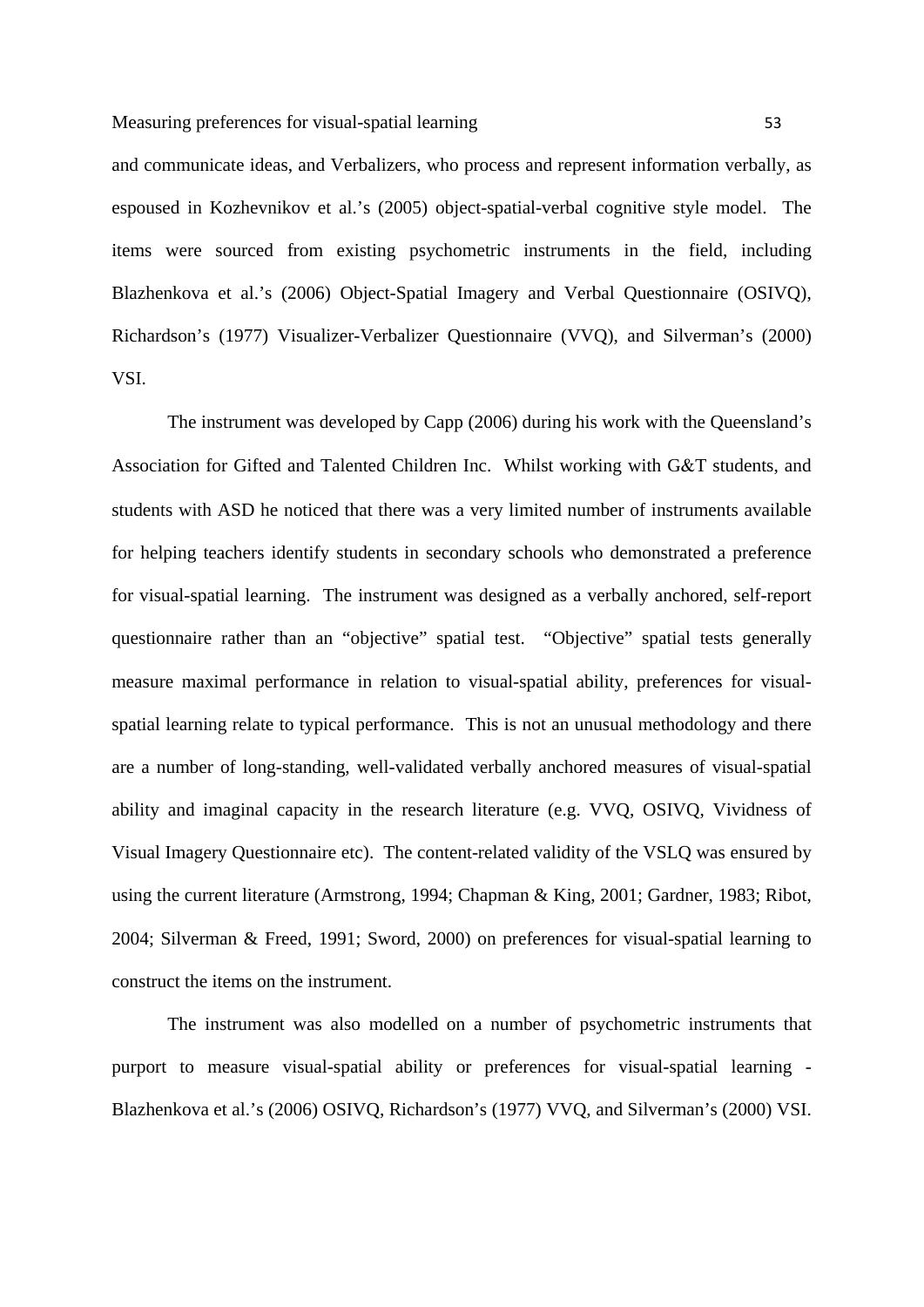and communicate ideas, and Verbalizers, who process and represent information verbally, as espoused in Kozhevnikov et al.'s (2005) object-spatial-verbal cognitive style model. The items were sourced from existing psychometric instruments in the field, including Blazhenkova et al.'s (2006) Object-Spatial Imagery and Verbal Questionnaire (OSIVQ), Richardson's (1977) Visualizer-Verbalizer Questionnaire (VVQ), and Silverman's (2000) VSI.

The instrument was developed by Capp (2006) during his work with the Queensland's Association for Gifted and Talented Children Inc. Whilst working with G&T students, and students with ASD he noticed that there was a very limited number of instruments available for helping teachers identify students in secondary schools who demonstrated a preference for visual-spatial learning. The instrument was designed as a verbally anchored, self-report questionnaire rather than an "objective" spatial test. "Objective" spatial tests generally measure maximal performance in relation to visual-spatial ability, preferences for visual-spatial learning relate to typical performance. This is not an unusual methodology and there are a number of long-standing, well-validated verbally anchored measures of visual-spatial ability and imaginal capacity in the research literature (e.g. VVQ, OSIVQ, Vividness of Visual Imagery Questionnaire etc). The content-related validity of the VSLQ was ensured by using the current literature (Armstrong, 1994; Chapman & King, 2001; Gardner, 1983; Ribot, 2004; Silverman & Freed, 1991; Sword, 2000) on preferences for visual-spatial learning to construct the items on the instrument.

The instrument was also modelled on a number of psychometric instruments that purport to measure visual-spatial ability or preferences for visual-spatial learning - Blazhenkova et al.'s (2006) OSIVQ, Richardson's (1977) VVQ, and Silverman's (2000) VSI.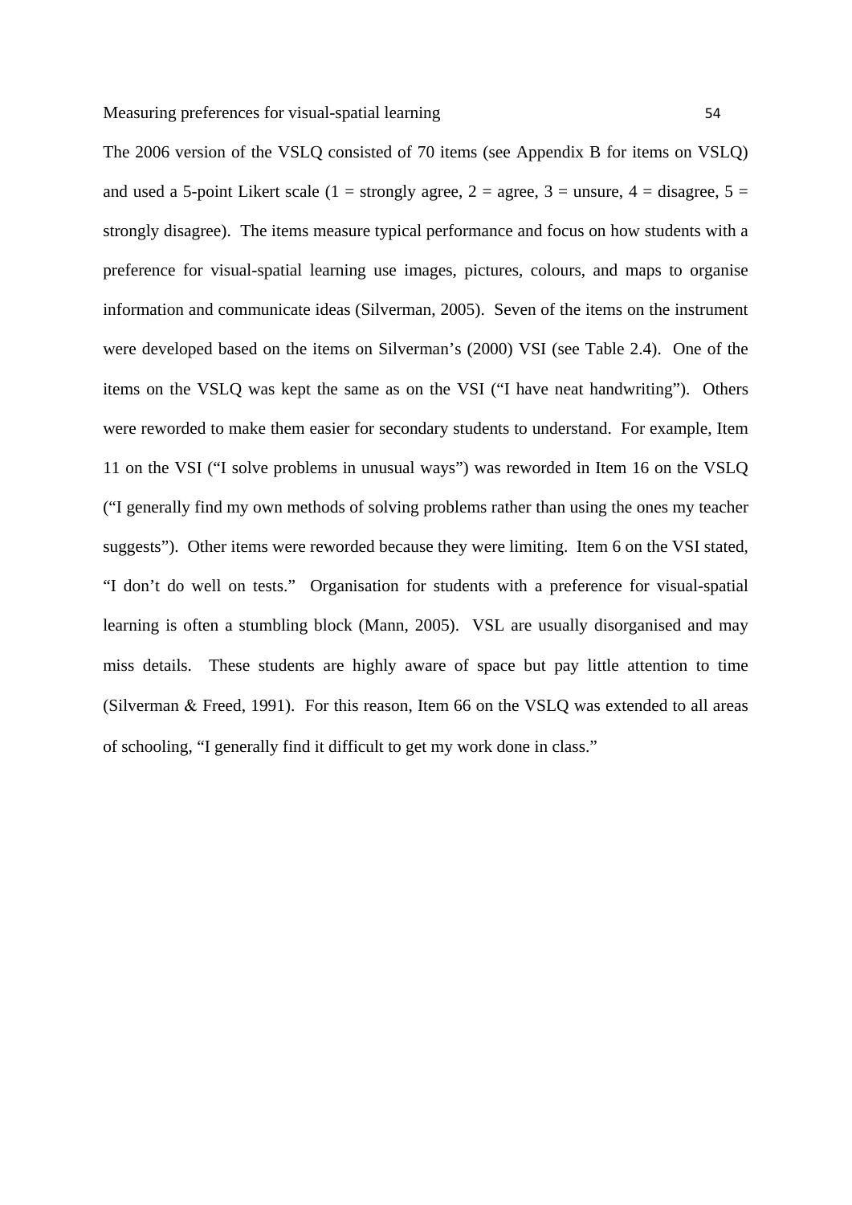The 2006 version of the VSLQ consisted of 70 items (see Appendix B for items on VSLQ) and used a 5-point Likert scale (1 = strongly agree, 2 = agree, 3 = unsure, 4 = disagree, 5 = strongly disagree). The items measure typical performance and focus on how students with a preference for visual-spatial learning use images, pictures, colours, and maps to organise information and communicate ideas (Silverman, 2005). Seven of the items on the instrument were developed based on the items on Silverman's (2000) VSI (see Table 2.4). One of the items on the VSLQ was kept the same as on the VSI ("I have neat handwriting"). Others were reworded to make them easier for secondary students to understand. For example, Item 11 on the VSI ("I solve problems in unusual ways") was reworded in Item 16 on the VSLQ ("I generally find my own methods of solving problems rather than using the ones my teacher suggests"). Other items were reworded because they were limiting. Item 6 on the VSI stated, "I don't do well on tests." Organisation for students with a preference for visual-spatial learning is often a stumbling block (Mann, 2005). VSL are usually disorganised and may miss details. These students are highly aware of space but pay little attention to time (Silverman & Freed, 1991). For this reason, Item 66 on the VSLQ was extended to all areas of schooling, "I generally find it difficult to get my work done in class."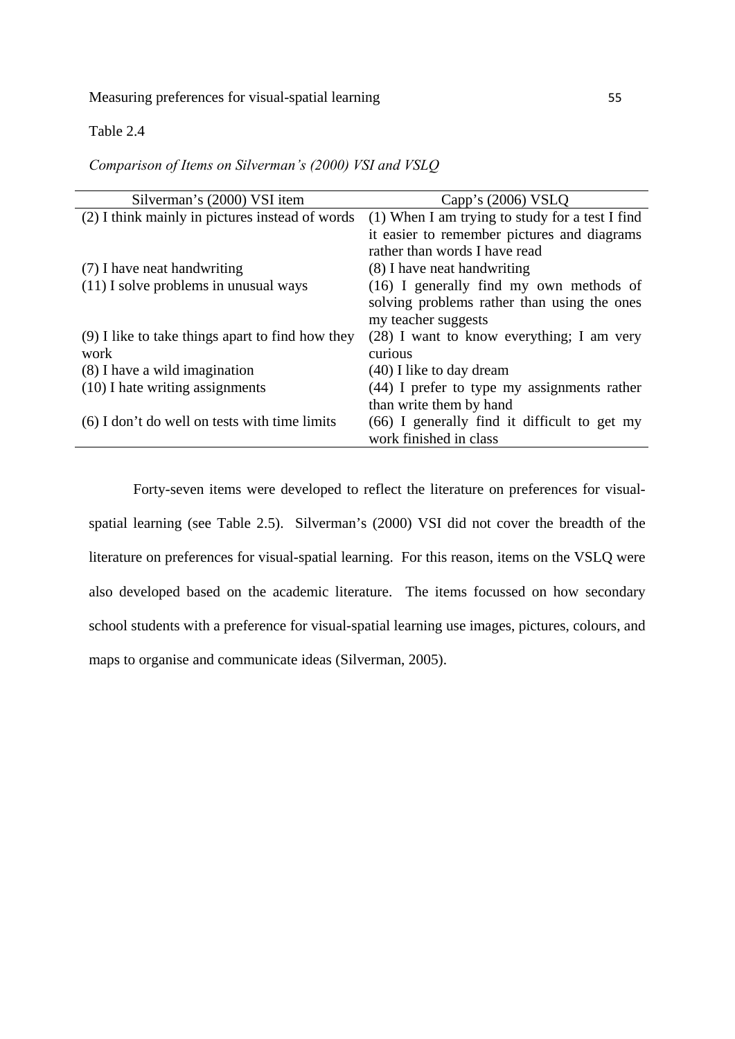Table 2.4

*Comparison of Items on Silverman's (2000) VSI and VSLQ*

| Silverman's (2000) VSI item | Capp's (2006) VSLQ |
|---|---|
| (2) I think mainly in pictures instead of words | (1) When I am trying to study for a test I find it easier to remember pictures and diagrams rather than words I have read |
| (7) I have neat handwriting | (8) I have neat handwriting |
| (11) I solve problems in unusual ways | (16) I generally find my own methods of solving problems rather than using the ones my teacher suggests |
| (9) I like to take things apart to find how they work | (28) I want to know everything; I am very curious |
| (8) I have a wild imagination | (40) I like to day dream |
| (10) I hate writing assignments | (44) I prefer to type my assignments rather than write them by hand |
| (6) I don't do well on tests with time limits | (66) I generally find it difficult to get my work finished in class |

Forty-seven items were developed to reflect the literature on preferences for visual-spatial learning (see Table 2.5). Silverman's (2000) VSI did not cover the breadth of the literature on preferences for visual-spatial learning. For this reason, items on the VSLQ were also developed based on the academic literature. The items focussed on how secondary school students with a preference for visual-spatial learning use images, pictures, colours, and maps to organise and communicate ideas (Silverman, 2005).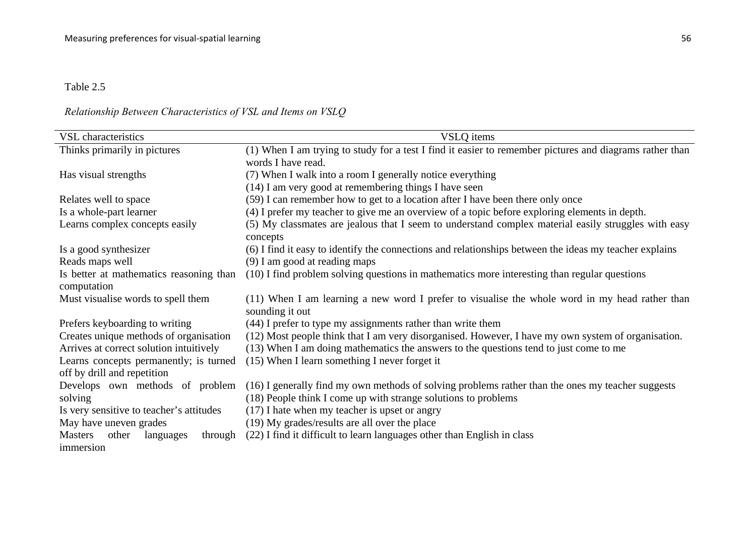Table 2.5

*Relationship Between Characteristics of VSL and Items on VSLQ*

| VSL characteristics | VSLQ items |
|---|---|
| Thinks primarily in pictures | (1) When I am trying to study for a test I find it easier to remember pictures and diagrams rather than words I have read. |
| Has visual strengths | (7) When I walk into a room I generally notice everything<br>(14) I am very good at remembering things I have seen |
| Relates well to space | (59) I can remember how to get to a location after I have been there only once |
| Is a whole-part learner | (4) I prefer my teacher to give me an overview of a topic before exploring elements in depth. |
| Learns complex concepts easily | (5) My classmates are jealous that I seem to understand complex material easily struggles with easy concepts |
| Is a good synthesizer | (6) I find it easy to identify the connections and relationships between the ideas my teacher explains |
| Reads maps well | (9) I am good at reading maps |
| Is better at mathematics reasoning than computation | (10) I find problem solving questions in mathematics more interesting than regular questions |
| Must visualise words to spell them | (11) When I am learning a new word I prefer to visualise the whole word in my head rather than sounding it out |
| Prefers keyboarding to writing | (44) I prefer to type my assignments rather than write them |
| Creates unique methods of organisation | (12) Most people think that I am very disorganised. However, I have my own system of organisation. |
| Arrives at correct solution intuitively | (13) When I am doing mathematics the answers to the questions tend to just come to me |
| Learns concepts permanently; is turned off by drill and repetition | (15) When I learn something I never forget it |
| Develops own methods of problem solving | (16) I generally find my own methods of solving problems rather than the ones my teacher suggests<br>(18) People think I come up with strange solutions to problems |
| Is very sensitive to teacher's attitudes | (17) I hate when my teacher is upset or angry |
| May have uneven grades | (19) My grades/results are all over the place |
| Masters other languages through immersion | (22) I find it difficult to learn languages other than English in class |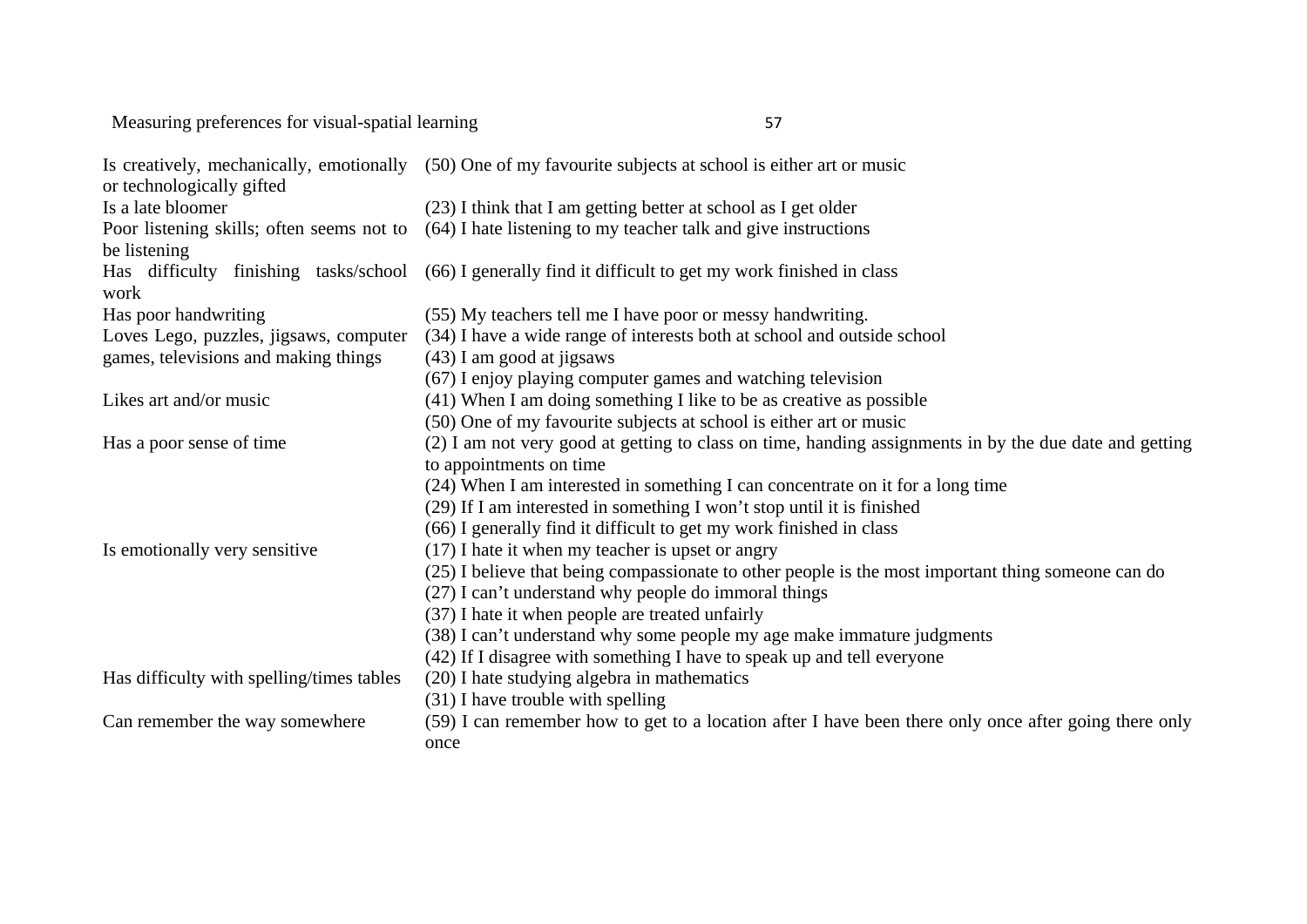| | |
|---|---|
| Is creatively, mechanically, emotionally or technologically gifted | (50) One of my favourite subjects at school is either art or music |
| Is a late bloomer | (23) I think that I am getting better at school as I get older |
| Poor listening skills; often seems not to be listening | (64) I hate listening to my teacher talk and give instructions |
| Has difficulty finishing tasks/school work | (66) I generally find it difficult to get my work finished in class |
| Has poor handwriting | (55) My teachers tell me I have poor or messy handwriting. |
| Loves Lego, puzzles, jigsaws, computer games, televisions and making things | (34) I have a wide range of interests both at school and outside school<br>(43) I am good at jigsaws<br>(67) I enjoy playing computer games and watching television |
| Likes art and/or music | (41) When I am doing something I like to be as creative as possible<br>(50) One of my favourite subjects at school is either art or music |
| Has a poor sense of time | (2) I am not very good at getting to class on time, handing assignments in by the due date and getting to appointments on time<br>(24) When I am interested in something I can concentrate on it for a long time<br>(29) If I am interested in something I won't stop until it is finished<br>(66) I generally find it difficult to get my work finished in class |
| Is emotionally very sensitive | (17) I hate it when my teacher is upset or angry<br>(25) I believe that being compassionate to other people is the most important thing someone can do<br>(27) I can't understand why people do immoral things<br>(37) I hate it when people are treated unfairly<br>(38) I can't understand why some people my age make immature judgments<br>(42) If I disagree with something I have to speak up and tell everyone |
| Has difficulty with spelling/times tables | (20) I hate studying algebra in mathematics<br>(31) I have trouble with spelling |
| Can remember the way somewhere | (59) I can remember how to get to a location after I have been there only once after going there only once |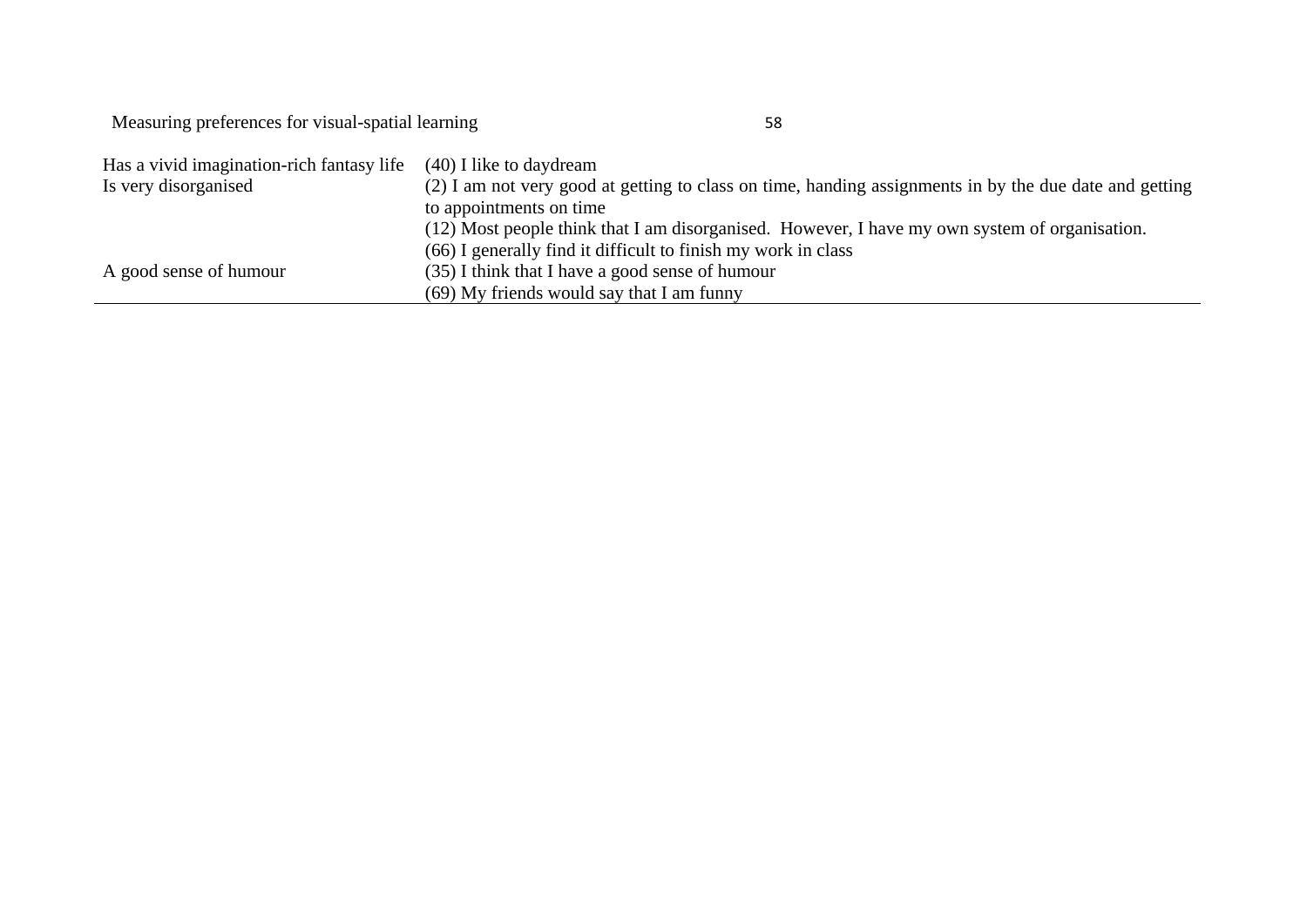| | |
|---|---|
| Has a vivid imagination-rich fantasy life | (40) I like to daydream |
| Is very disorganised | (2) I am not very good at getting to class on time, handing assignments in by the due date and getting to appointments on time |
| | (12) Most people think that I am disorganised. However, I have my own system of organisation. |
| | (66) I generally find it difficult to finish my work in class |
| A good sense of humour | (35) I think that I have a good sense of humour |
| | (69) My friends would say that I am funny |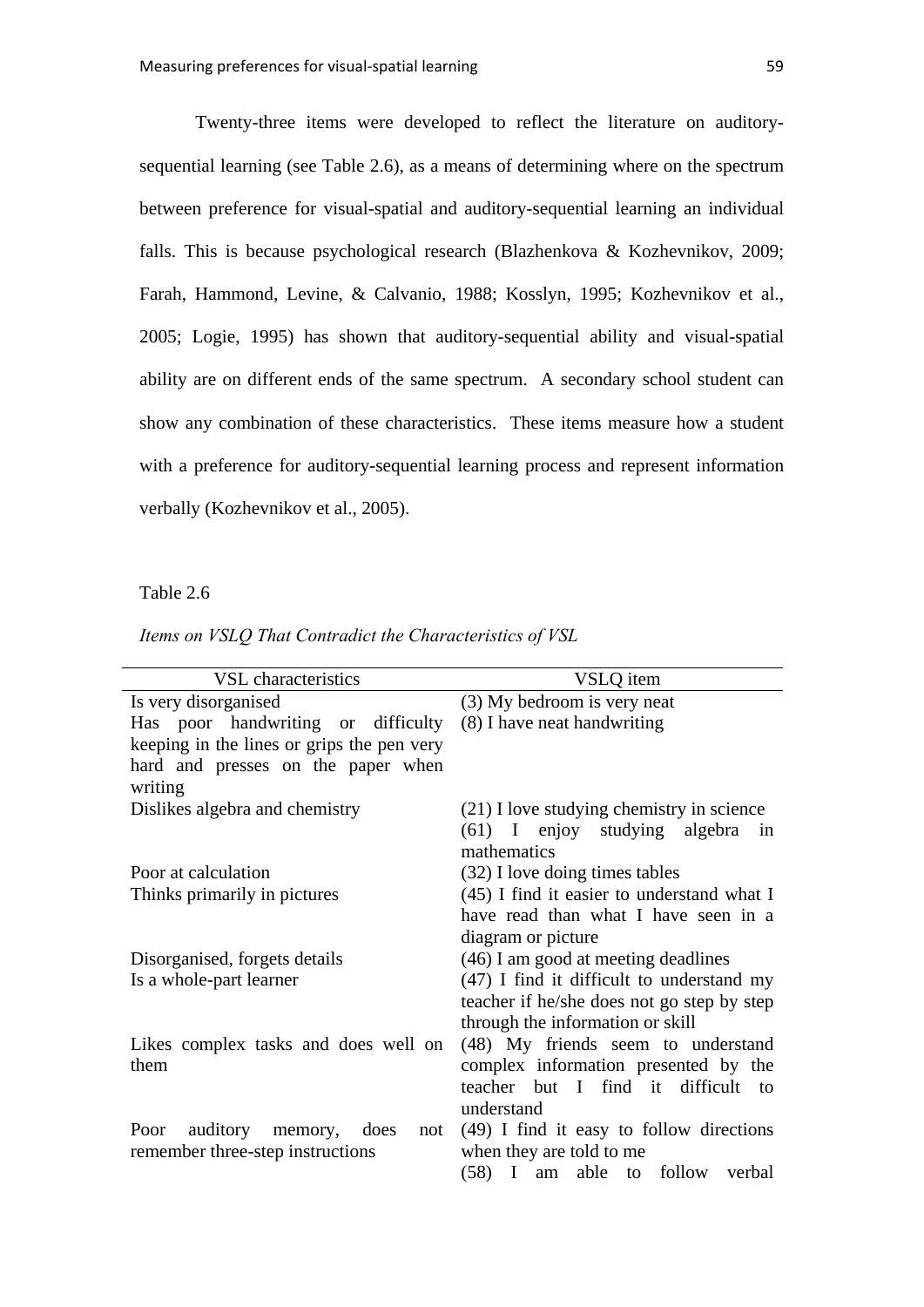Twenty-three items were developed to reflect the literature on auditory-sequential learning (see Table 2.6), as a means of determining where on the spectrum between preference for visual-spatial and auditory-sequential learning an individual falls. This is because psychological research (Blazhenkova & Kozhevnikov, 2009; Farah, Hammond, Levine, & Calvanio, 1988; Kosslyn, 1995; Kozhevnikov et al., 2005; Logie, 1995) has shown that auditory-sequential ability and visual-spatial ability are on different ends of the same spectrum. A secondary school student can show any combination of these characteristics. These items measure how a student with a preference for auditory-sequential learning process and represent information verbally (Kozhevnikov et al., 2005).

Table 2.6

*Items on VSLQ That Contradict the Characteristics of VSL*

| VSL characteristics | VSLQ item |
|---|---|
| Is very disorganised | (3) My bedroom is very neat |
| Has poor handwriting or difficulty keeping in the lines or grips the pen very hard and presses on the paper when writing | (8) I have neat handwriting |
| Dislikes algebra and chemistry | (21) I love studying chemistry in science<br>(61) I enjoy studying algebra in mathematics |
| Poor at calculation | (32) I love doing times tables |
| Thinks primarily in pictures | (45) I find it easier to understand what I have read than what I have seen in a diagram or picture |
| Disorganised, forgets details | (46) I am good at meeting deadlines |
| Is a whole-part learner | (47) I find it difficult to understand my teacher if he/she does not go step by step through the information or skill |
| Likes complex tasks and does well on them | (48) My friends seem to understand complex information presented by the teacher but I find it difficult to understand |
| Poor auditory memory, does not remember three-step instructions | (49) I find it easy to follow directions when they are told to me<br>(58) I am able to follow verbal |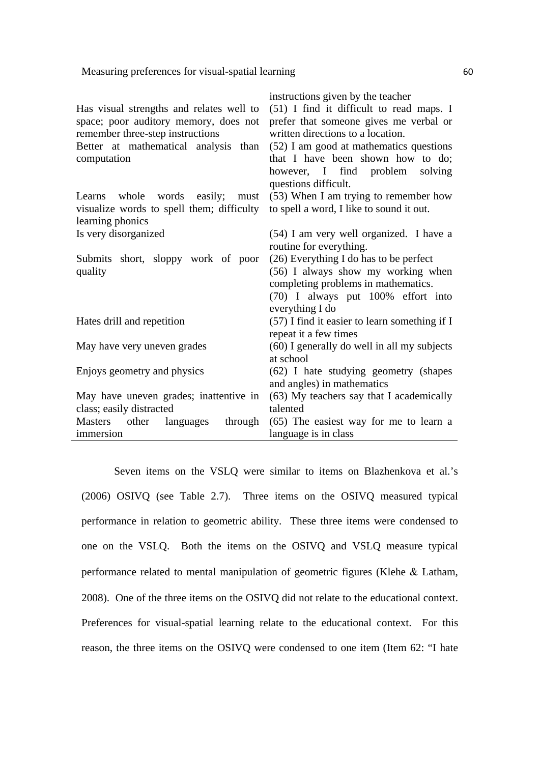| | |
|---|---|
| | instructions given by the teacher |
| Has visual strengths and relates well to space; poor auditory memory, does not remember three-step instructions | (51) I find it difficult to read maps. I prefer that someone gives me verbal or written directions to a location. |
| Better at mathematical analysis than computation | (52) I am good at mathematics questions that I have been shown how to do; however, I find problem solving questions difficult. |
| Learns whole words easily; must visualize words to spell them; difficulty learning phonics | (53) When I am trying to remember how to spell a word, I like to sound it out. |
| Is very disorganized | (54) I am very well organized. I have a routine for everything. |
| Submits short, sloppy work of poor quality | (26) Everything I do has to be perfect<br>(56) I always show my working when completing problems in mathematics.<br>(70) I always put 100% effort into everything I do |
| Hates drill and repetition | (57) I find it easier to learn something if I repeat it a few times |
| May have very uneven grades | (60) I generally do well in all my subjects at school |
| Enjoys geometry and physics | (62) I hate studying geometry (shapes and angles) in mathematics |
| May have uneven grades; inattentive in class; easily distracted | (63) My teachers say that I academically talented |
| Masters other languages through immersion | (65) The easiest way for me to learn a language is in class |

Seven items on the VSLQ were similar to items on Blazhenkova et al.'s (2006) OSIVQ (see Table 2.7). Three items on the OSIVQ measured typical performance in relation to geometric ability. These three items were condensed to one on the VSLQ. Both the items on the OSIVQ and VSLQ measure typical performance related to mental manipulation of geometric figures (Klehe & Latham, 2008). One of the three items on the OSIVQ did not relate to the educational context. Preferences for visual-spatial learning relate to the educational context. For this reason, the three items on the OSIVQ were condensed to one item (Item 62: "I hate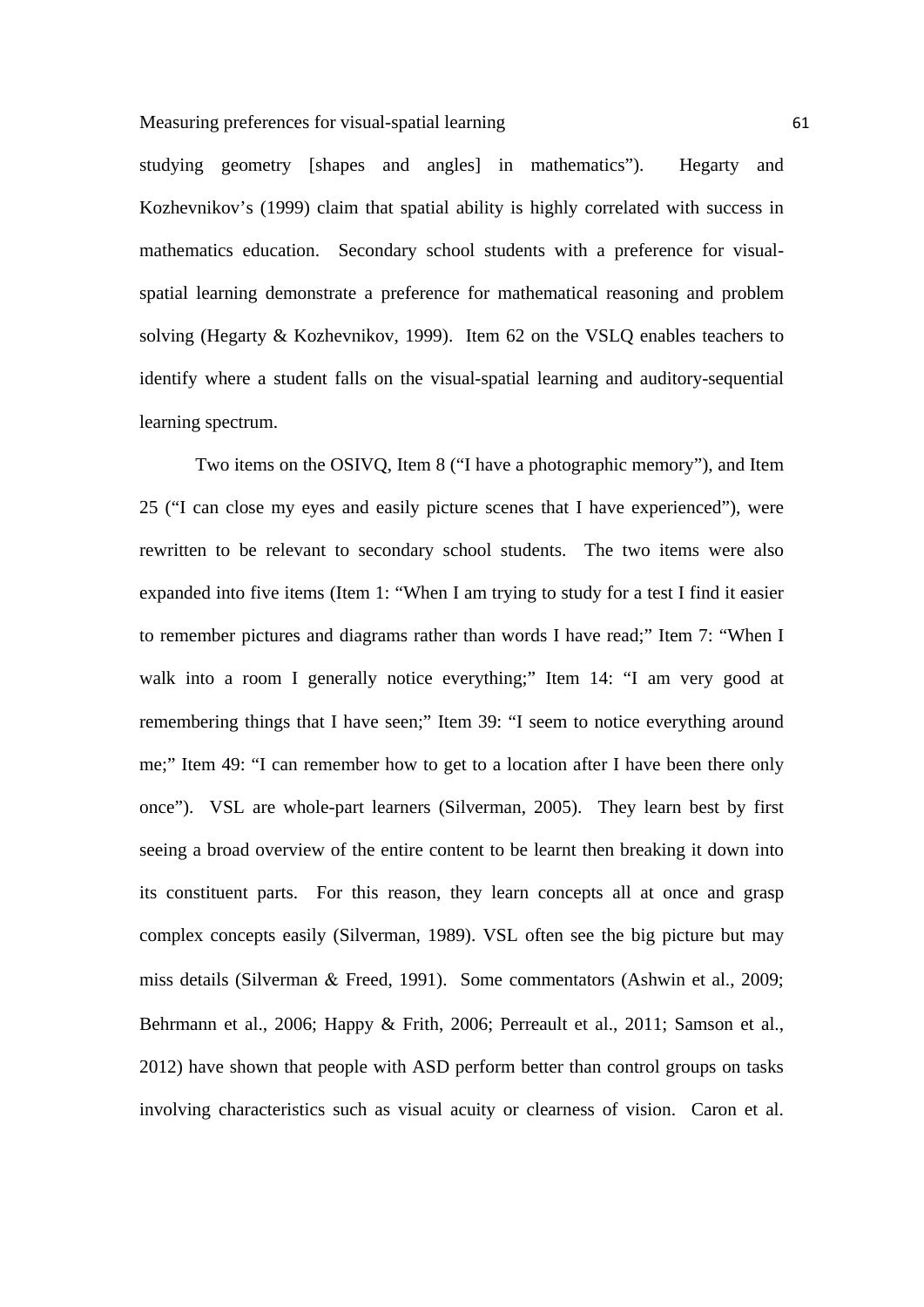studying geometry [shapes and angles] in mathematics"). Hegarty and Kozhevnikov's (1999) claim that spatial ability is highly correlated with success in mathematics education. Secondary school students with a preference for visual-spatial learning demonstrate a preference for mathematical reasoning and problem solving (Hegarty & Kozhevnikov, 1999). Item 62 on the VSLQ enables teachers to identify where a student falls on the visual-spatial learning and auditory-sequential learning spectrum.

Two items on the OSIVQ, Item 8 ("I have a photographic memory"), and Item 25 ("I can close my eyes and easily picture scenes that I have experienced"), were rewritten to be relevant to secondary school students. The two items were also expanded into five items (Item 1: "When I am trying to study for a test I find it easier to remember pictures and diagrams rather than words I have read;" Item 7: "When I walk into a room I generally notice everything;" Item 14: "I am very good at remembering things that I have seen;" Item 39: "I seem to notice everything around me;" Item 49: "I can remember how to get to a location after I have been there only once"). VSL are whole-part learners (Silverman, 2005). They learn best by first seeing a broad overview of the entire content to be learnt then breaking it down into its constituent parts. For this reason, they learn concepts all at once and grasp complex concepts easily (Silverman, 1989). VSL often see the big picture but may miss details (Silverman & Freed, 1991). Some commentators (Ashwin et al., 2009; Behrmann et al., 2006; Happy & Frith, 2006; Perreault et al., 2011; Samson et al., 2012) have shown that people with ASD perform better than control groups on tasks involving characteristics such as visual acuity or clearness of vision. Caron et al.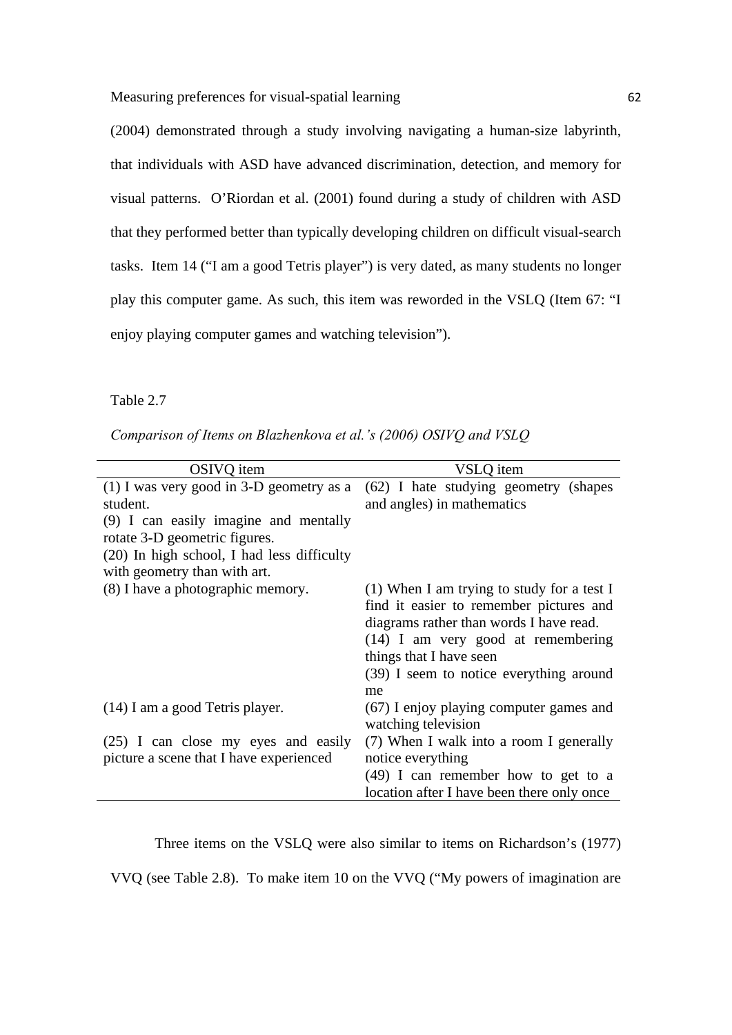(2004) demonstrated through a study involving navigating a human-size labyrinth, that individuals with ASD have advanced discrimination, detection, and memory for visual patterns. O'Riordan et al. (2001) found during a study of children with ASD that they performed better than typically developing children on difficult visual-search tasks. Item 14 ("I am a good Tetris player") is very dated, as many students no longer play this computer game. As such, this item was reworded in the VSLQ (Item 67: "I enjoy playing computer games and watching television").

Table 2.7

*Comparison of Items on Blazhenkova et al.'s (2006) OSIVQ and VSLQ*

| OSIVQ item | VSLQ item |
|---|---|
| (1) I was very good in 3-D geometry as a student.<br>(9) I can easily imagine and mentally rotate 3-D geometric figures.<br>(20) In high school, I had less difficulty with geometry than with art. | (62) I hate studying geometry (shapes and angles) in mathematics |
| (8) I have a photographic memory. | (1) When I am trying to study for a test I find it easier to remember pictures and diagrams rather than words I have read.<br>(14) I am very good at remembering things that I have seen<br>(39) I seem to notice everything around me |
| (14) I am a good Tetris player. | (67) I enjoy playing computer games and watching television |
| (25) I can close my eyes and easily picture a scene that I have experienced | (7) When I walk into a room I generally notice everything<br>(49) I can remember how to get to a location after I have been there only once |

Three items on the VSLQ were also similar to items on Richardson's (1977) VVQ (see Table 2.8). To make item 10 on the VVQ ("My powers of imagination are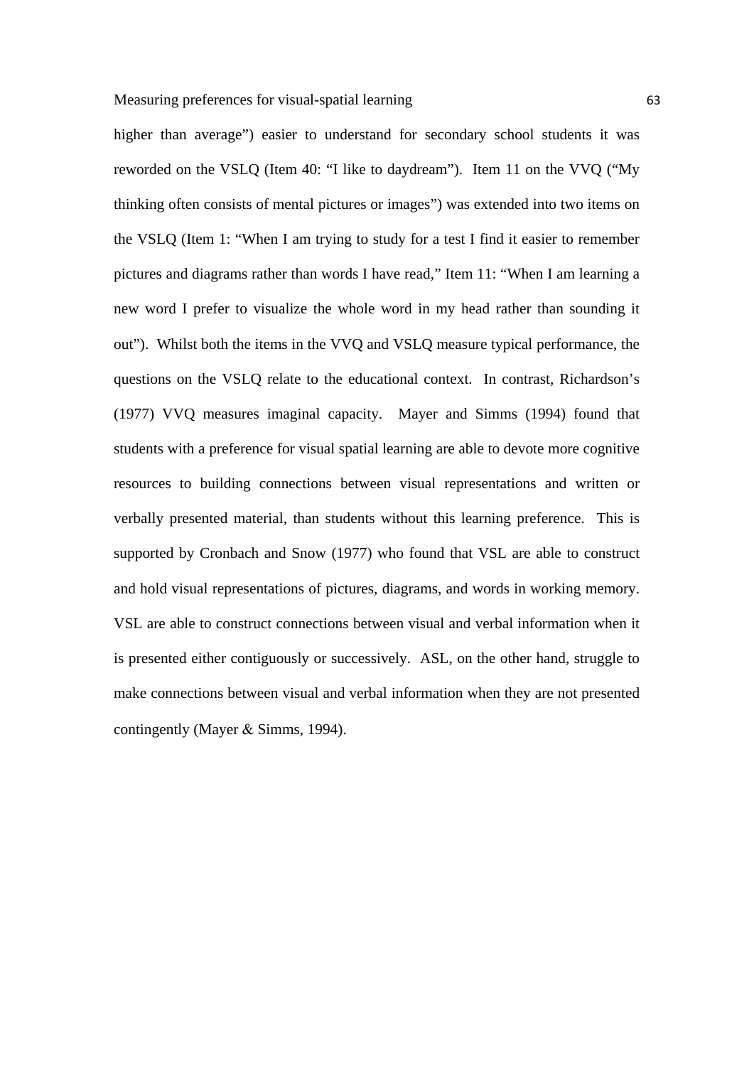higher than average") easier to understand for secondary school students it was reworded on the VSLQ (Item 40: "I like to daydream"). Item 11 on the VVQ ("My thinking often consists of mental pictures or images") was extended into two items on the VSLQ (Item 1: "When I am trying to study for a test I find it easier to remember pictures and diagrams rather than words I have read," Item 11: "When I am learning a new word I prefer to visualize the whole word in my head rather than sounding it out"). Whilst both the items in the VVQ and VSLQ measure typical performance, the questions on the VSLQ relate to the educational context. In contrast, Richardson's (1977) VVQ measures imaginal capacity. Mayer and Simms (1994) found that students with a preference for visual spatial learning are able to devote more cognitive resources to building connections between visual representations and written or verbally presented material, than students without this learning preference. This is supported by Cronbach and Snow (1977) who found that VSL are able to construct and hold visual representations of pictures, diagrams, and words in working memory. VSL are able to construct connections between visual and verbal information when it is presented either contiguously or successively. ASL, on the other hand, struggle to make connections between visual and verbal information when they are not presented contingently (Mayer & Simms, 1994).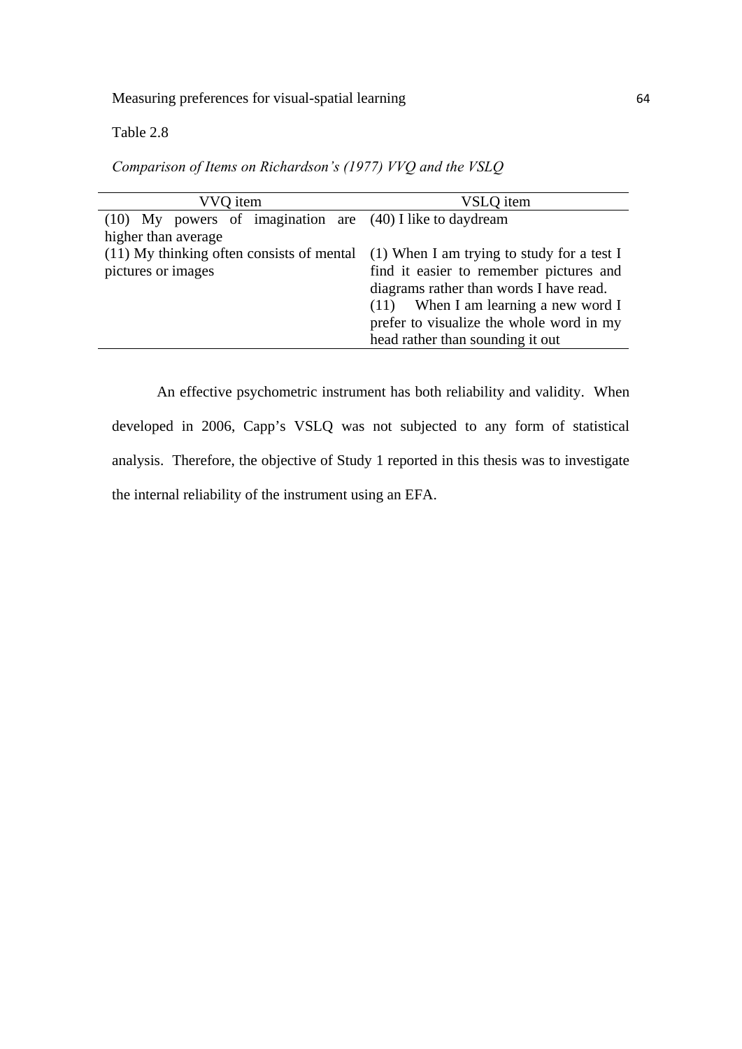Table 2.8

*Comparison of Items on Richardson's (1977) VVQ and the VSLQ*

| VVQ item | VSLQ item |
|---|---|
| (10) My powers of imagination are higher than average | (40) I like to daydream |
| (11) My thinking often consists of mental pictures or images | (1) When I am trying to study for a test I find it easier to remember pictures and diagrams rather than words I have read.<br>(11) When I am learning a new word I prefer to visualize the whole word in my head rather than sounding it out |

An effective psychometric instrument has both reliability and validity. When developed in 2006, Capp's VSLQ was not subjected to any form of statistical analysis. Therefore, the objective of Study 1 reported in this thesis was to investigate the internal reliability of the instrument using an EFA.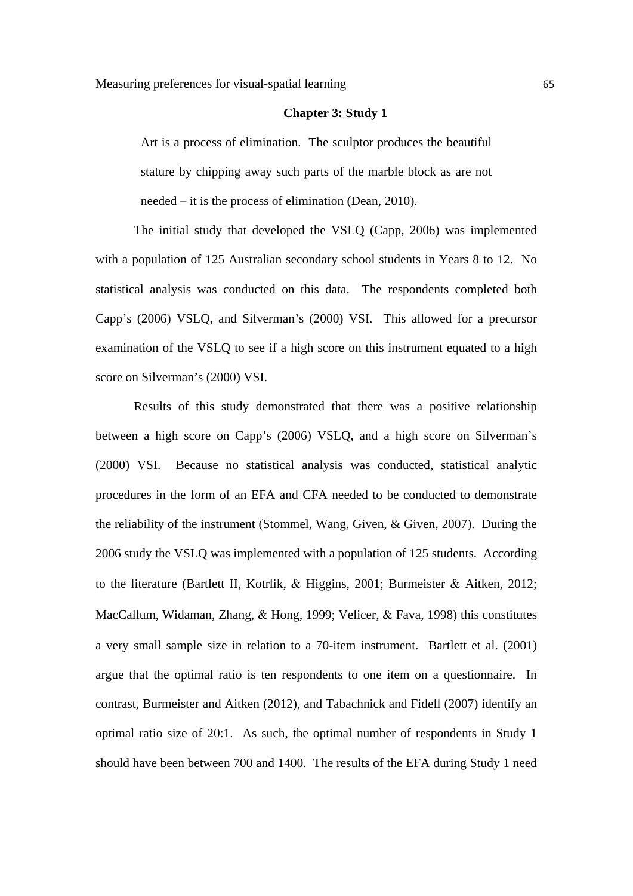## Chapter 3: Study 1

> Art is a process of elimination. The sculptor produces the beautiful stature by chipping away such parts of the marble block as are not needed – it is the process of elimination (Dean, 2010).

The initial study that developed the VSLQ (Capp, 2006) was implemented with a population of 125 Australian secondary school students in Years 8 to 12. No statistical analysis was conducted on this data. The respondents completed both Capp's (2006) VSLQ, and Silverman's (2000) VSI. This allowed for a precursor examination of the VSLQ to see if a high score on this instrument equated to a high score on Silverman's (2000) VSI.

Results of this study demonstrated that there was a positive relationship between a high score on Capp's (2006) VSLQ, and a high score on Silverman's (2000) VSI. Because no statistical analysis was conducted, statistical analytic procedures in the form of an EFA and CFA needed to be conducted to demonstrate the reliability of the instrument (Stommel, Wang, Given, & Given, 2007). During the 2006 study the VSLQ was implemented with a population of 125 students. According to the literature (Bartlett II, Kotrlik, & Higgins, 2001; Burmeister & Aitken, 2012; MacCallum, Widaman, Zhang, & Hong, 1999; Velicer, & Fava, 1998) this constitutes a very small sample size in relation to a 70-item instrument. Bartlett et al. (2001) argue that the optimal ratio is ten respondents to one item on a questionnaire. In contrast, Burmeister and Aitken (2012), and Tabachnick and Fidell (2007) identify an optimal ratio size of 20:1. As such, the optimal number of respondents in Study 1 should have been between 700 and 1400. The results of the EFA during Study 1 need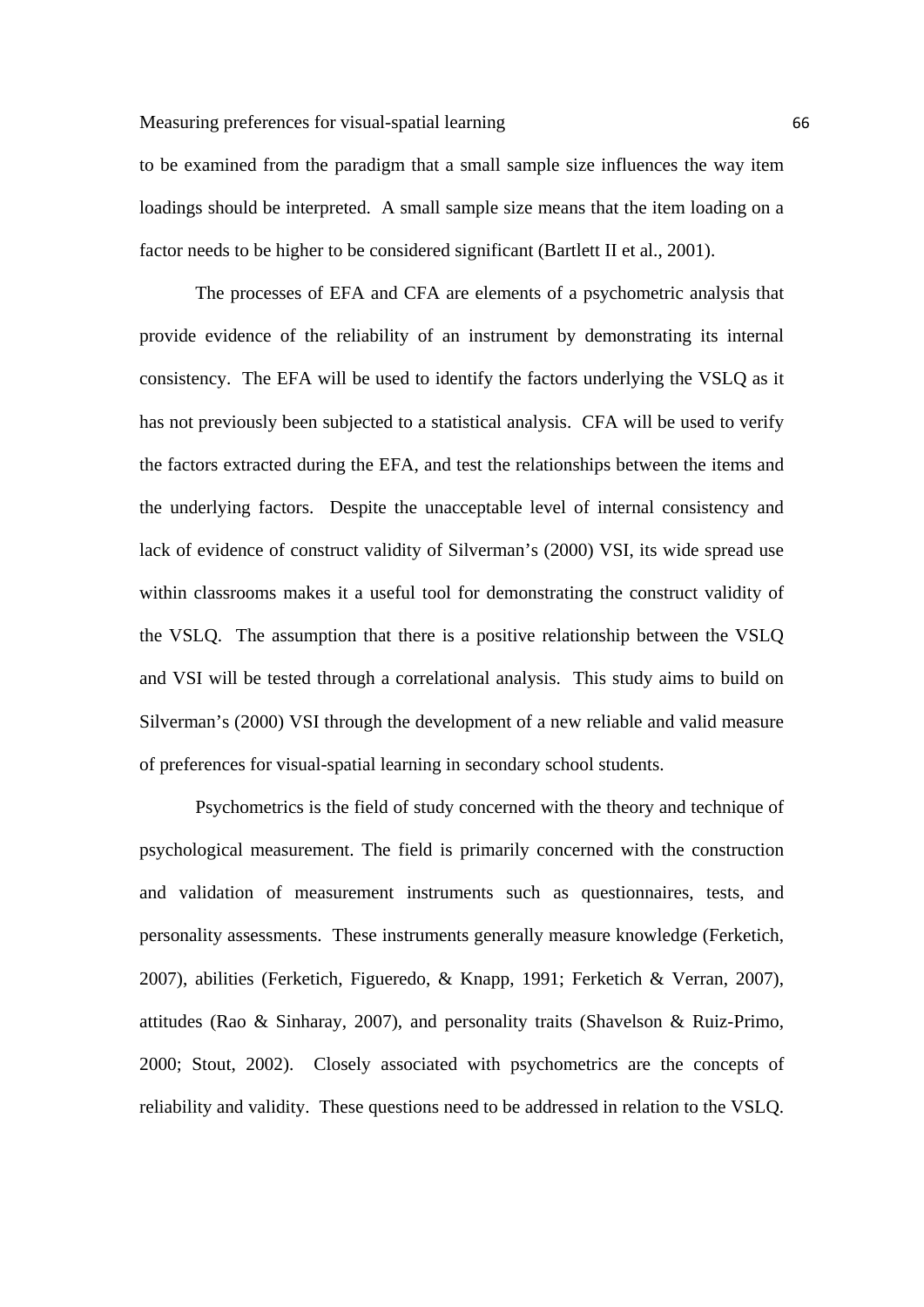to be examined from the paradigm that a small sample size influences the way item loadings should be interpreted. A small sample size means that the item loading on a factor needs to be higher to be considered significant (Bartlett II et al., 2001).

The processes of EFA and CFA are elements of a psychometric analysis that provide evidence of the reliability of an instrument by demonstrating its internal consistency. The EFA will be used to identify the factors underlying the VSLQ as it has not previously been subjected to a statistical analysis. CFA will be used to verify the factors extracted during the EFA, and test the relationships between the items and the underlying factors. Despite the unacceptable level of internal consistency and lack of evidence of construct validity of Silverman's (2000) VSI, its wide spread use within classrooms makes it a useful tool for demonstrating the construct validity of the VSLQ. The assumption that there is a positive relationship between the VSLQ and VSI will be tested through a correlational analysis. This study aims to build on Silverman's (2000) VSI through the development of a new reliable and valid measure of preferences for visual-spatial learning in secondary school students.

Psychometrics is the field of study concerned with the theory and technique of psychological measurement. The field is primarily concerned with the construction and validation of measurement instruments such as questionnaires, tests, and personality assessments. These instruments generally measure knowledge (Ferketich, 2007), abilities (Ferketich, Figueredo, & Knapp, 1991; Ferketich & Verran, 2007), attitudes (Rao & Sinharay, 2007), and personality traits (Shavelson & Ruiz-Primo, 2000; Stout, 2002). Closely associated with psychometrics are the concepts of reliability and validity. These questions need to be addressed in relation to the VSLQ.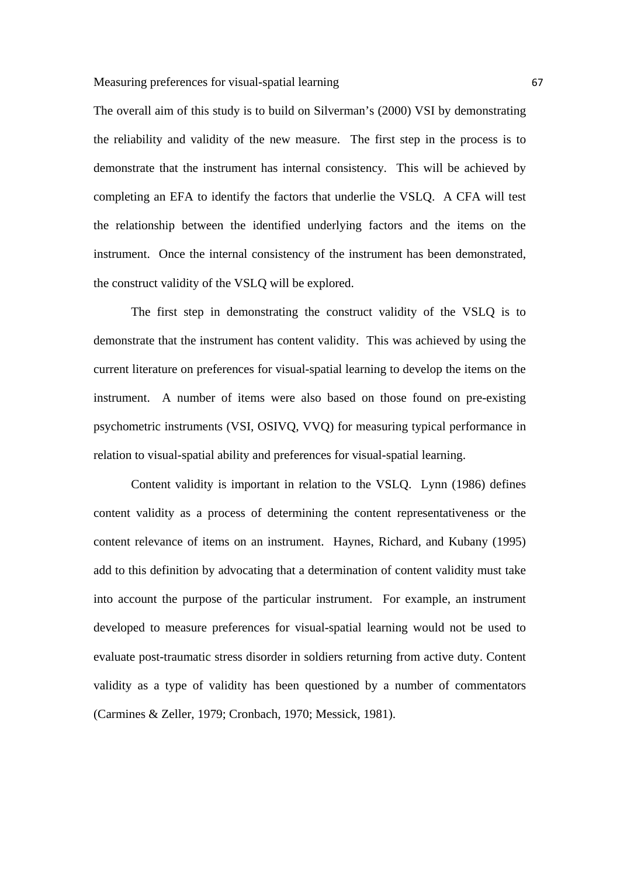The overall aim of this study is to build on Silverman's (2000) VSI by demonstrating the reliability and validity of the new measure. The first step in the process is to demonstrate that the instrument has internal consistency. This will be achieved by completing an EFA to identify the factors that underlie the VSLQ. A CFA will test the relationship between the identified underlying factors and the items on the instrument. Once the internal consistency of the instrument has been demonstrated, the construct validity of the VSLQ will be explored.

The first step in demonstrating the construct validity of the VSLQ is to demonstrate that the instrument has content validity. This was achieved by using the current literature on preferences for visual-spatial learning to develop the items on the instrument. A number of items were also based on those found on pre-existing psychometric instruments (VSI, OSIVQ, VVQ) for measuring typical performance in relation to visual-spatial ability and preferences for visual-spatial learning.

Content validity is important in relation to the VSLQ. Lynn (1986) defines content validity as a process of determining the content representativeness or the content relevance of items on an instrument. Haynes, Richard, and Kubany (1995) add to this definition by advocating that a determination of content validity must take into account the purpose of the particular instrument. For example, an instrument developed to measure preferences for visual-spatial learning would not be used to evaluate post-traumatic stress disorder in soldiers returning from active duty. Content validity as a type of validity has been questioned by a number of commentators (Carmines & Zeller, 1979; Cronbach, 1970; Messick, 1981).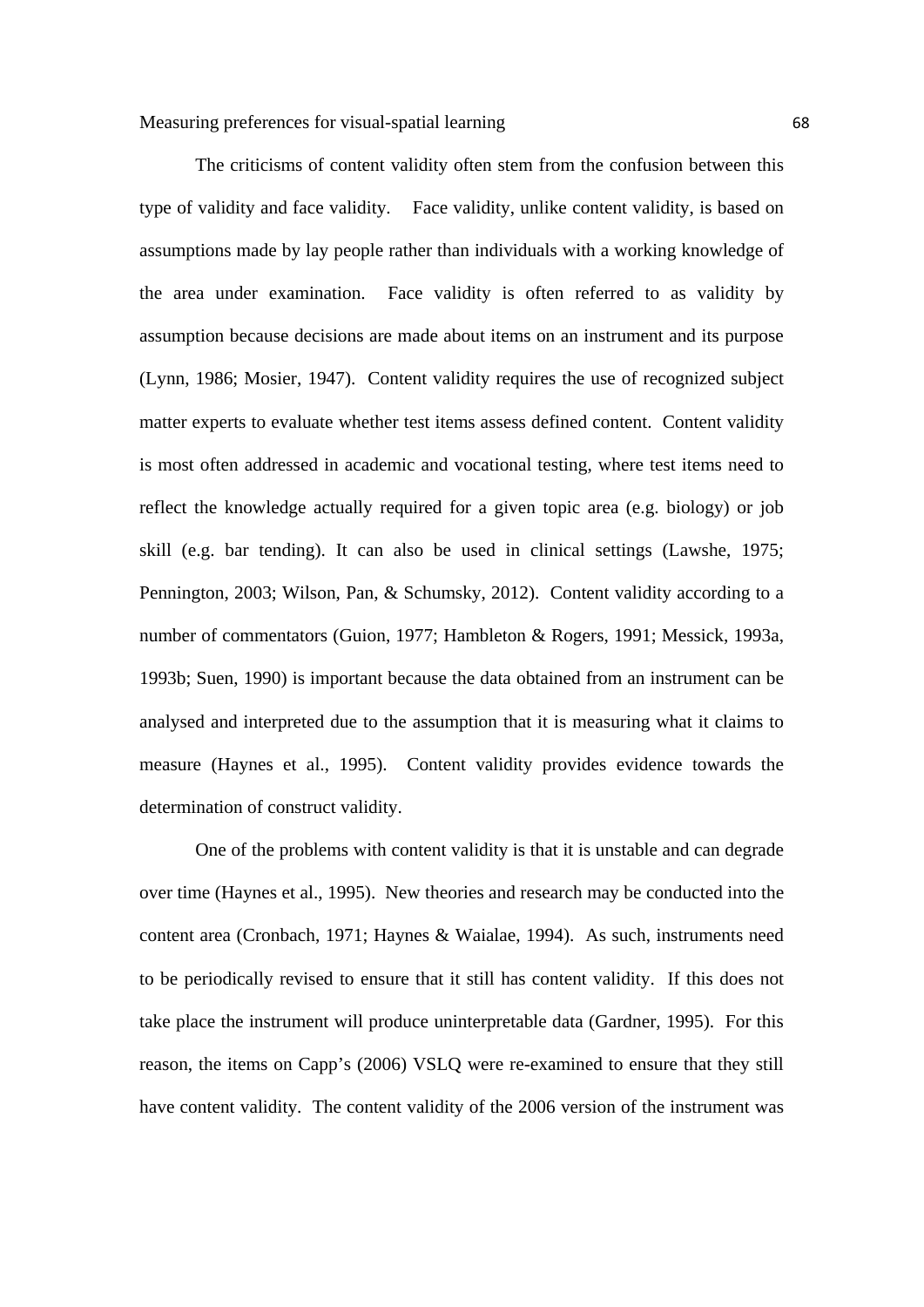The criticisms of content validity often stem from the confusion between this type of validity and face validity. Face validity, unlike content validity, is based on assumptions made by lay people rather than individuals with a working knowledge of the area under examination. Face validity is often referred to as validity by assumption because decisions are made about items on an instrument and its purpose (Lynn, 1986; Mosier, 1947). Content validity requires the use of recognized subject matter experts to evaluate whether test items assess defined content. Content validity is most often addressed in academic and vocational testing, where test items need to reflect the knowledge actually required for a given topic area (e.g. biology) or job skill (e.g. bar tending). It can also be used in clinical settings (Lawshe, 1975; Pennington, 2003; Wilson, Pan, & Schumsky, 2012). Content validity according to a number of commentators (Guion, 1977; Hambleton & Rogers, 1991; Messick, 1993a, 1993b; Suen, 1990) is important because the data obtained from an instrument can be analysed and interpreted due to the assumption that it is measuring what it claims to measure (Haynes et al., 1995). Content validity provides evidence towards the determination of construct validity.

One of the problems with content validity is that it is unstable and can degrade over time (Haynes et al., 1995). New theories and research may be conducted into the content area (Cronbach, 1971; Haynes & Waialae, 1994). As such, instruments need to be periodically revised to ensure that it still has content validity. If this does not take place the instrument will produce uninterpretable data (Gardner, 1995). For this reason, the items on Capp's (2006) VSLQ were re-examined to ensure that they still have content validity. The content validity of the 2006 version of the instrument was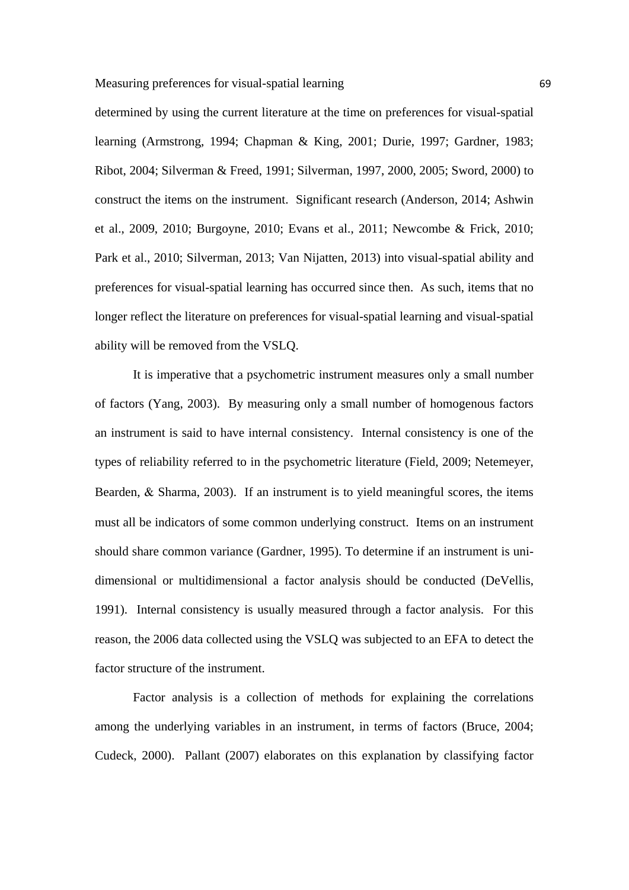determined by using the current literature at the time on preferences for visual-spatial learning (Armstrong, 1994; Chapman & King, 2001; Durie, 1997; Gardner, 1983; Ribot, 2004; Silverman & Freed, 1991; Silverman, 1997, 2000, 2005; Sword, 2000) to construct the items on the instrument. Significant research (Anderson, 2014; Ashwin et al., 2009, 2010; Burgoyne, 2010; Evans et al., 2011; Newcombe & Frick, 2010; Park et al., 2010; Silverman, 2013; Van Nijatten, 2013) into visual-spatial ability and preferences for visual-spatial learning has occurred since then. As such, items that no longer reflect the literature on preferences for visual-spatial learning and visual-spatial ability will be removed from the VSLQ.

It is imperative that a psychometric instrument measures only a small number of factors (Yang, 2003). By measuring only a small number of homogenous factors an instrument is said to have internal consistency. Internal consistency is one of the types of reliability referred to in the psychometric literature (Field, 2009; Netemeyer, Bearden, & Sharma, 2003). If an instrument is to yield meaningful scores, the items must all be indicators of some common underlying construct. Items on an instrument should share common variance (Gardner, 1995). To determine if an instrument is uni-dimensional or multidimensional a factor analysis should be conducted (DeVellis, 1991). Internal consistency is usually measured through a factor analysis. For this reason, the 2006 data collected using the VSLQ was subjected to an EFA to detect the factor structure of the instrument.

Factor analysis is a collection of methods for explaining the correlations among the underlying variables in an instrument, in terms of factors (Bruce, 2004; Cudeck, 2000). Pallant (2007) elaborates on this explanation by classifying factor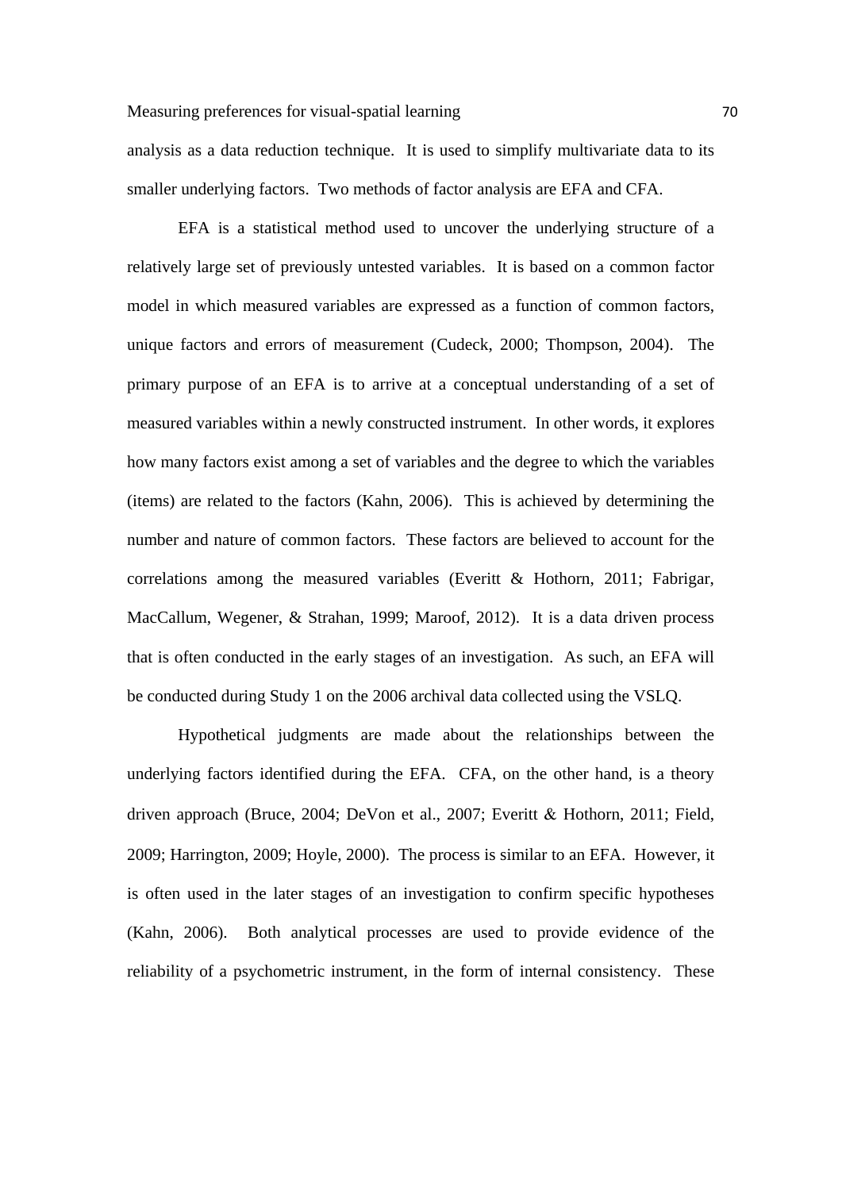analysis as a data reduction technique. It is used to simplify multivariate data to its smaller underlying factors. Two methods of factor analysis are EFA and CFA.

EFA is a statistical method used to uncover the underlying structure of a relatively large set of previously untested variables. It is based on a common factor model in which measured variables are expressed as a function of common factors, unique factors and errors of measurement (Cudeck, 2000; Thompson, 2004). The primary purpose of an EFA is to arrive at a conceptual understanding of a set of measured variables within a newly constructed instrument. In other words, it explores how many factors exist among a set of variables and the degree to which the variables (items) are related to the factors (Kahn, 2006). This is achieved by determining the number and nature of common factors. These factors are believed to account for the correlations among the measured variables (Everitt & Hothorn, 2011; Fabrigar, MacCallum, Wegener, & Strahan, 1999; Maroof, 2012). It is a data driven process that is often conducted in the early stages of an investigation. As such, an EFA will be conducted during Study 1 on the 2006 archival data collected using the VSLQ.

Hypothetical judgments are made about the relationships between the underlying factors identified during the EFA. CFA, on the other hand, is a theory driven approach (Bruce, 2004; DeVon et al., 2007; Everitt & Hothorn, 2011; Field, 2009; Harrington, 2009; Hoyle, 2000). The process is similar to an EFA. However, it is often used in the later stages of an investigation to confirm specific hypotheses (Kahn, 2006). Both analytical processes are used to provide evidence of the reliability of a psychometric instrument, in the form of internal consistency. These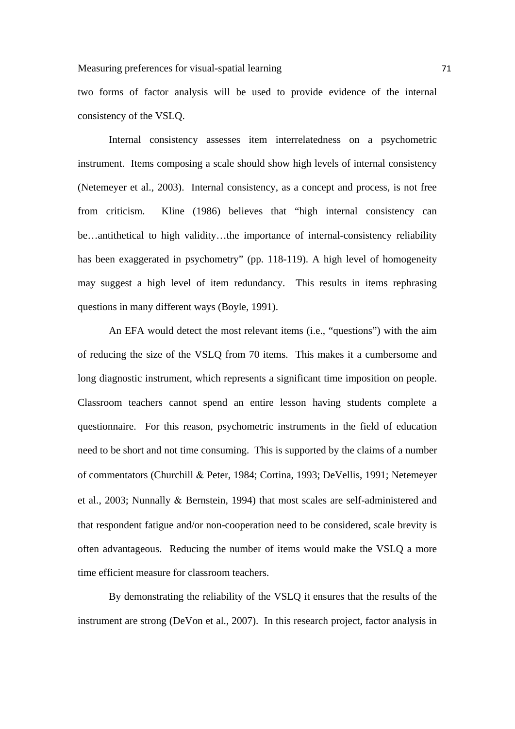two forms of factor analysis will be used to provide evidence of the internal consistency of the VSLQ.

Internal consistency assesses item interrelatedness on a psychometric instrument. Items composing a scale should show high levels of internal consistency (Netemeyer et al., 2003). Internal consistency, as a concept and process, is not free from criticism. Kline (1986) believes that "high internal consistency can be…antithetical to high validity…the importance of internal-consistency reliability has been exaggerated in psychometry" (pp. 118-119). A high level of homogeneity may suggest a high level of item redundancy. This results in items rephrasing questions in many different ways (Boyle, 1991).

An EFA would detect the most relevant items (i.e., "questions") with the aim of reducing the size of the VSLQ from 70 items. This makes it a cumbersome and long diagnostic instrument, which represents a significant time imposition on people. Classroom teachers cannot spend an entire lesson having students complete a questionnaire. For this reason, psychometric instruments in the field of education need to be short and not time consuming. This is supported by the claims of a number of commentators (Churchill & Peter, 1984; Cortina, 1993; DeVellis, 1991; Netemeyer et al., 2003; Nunnally & Bernstein, 1994) that most scales are self-administered and that respondent fatigue and/or non-cooperation need to be considered, scale brevity is often advantageous. Reducing the number of items would make the VSLQ a more time efficient measure for classroom teachers.

By demonstrating the reliability of the VSLQ it ensures that the results of the instrument are strong (DeVon et al., 2007). In this research project, factor analysis in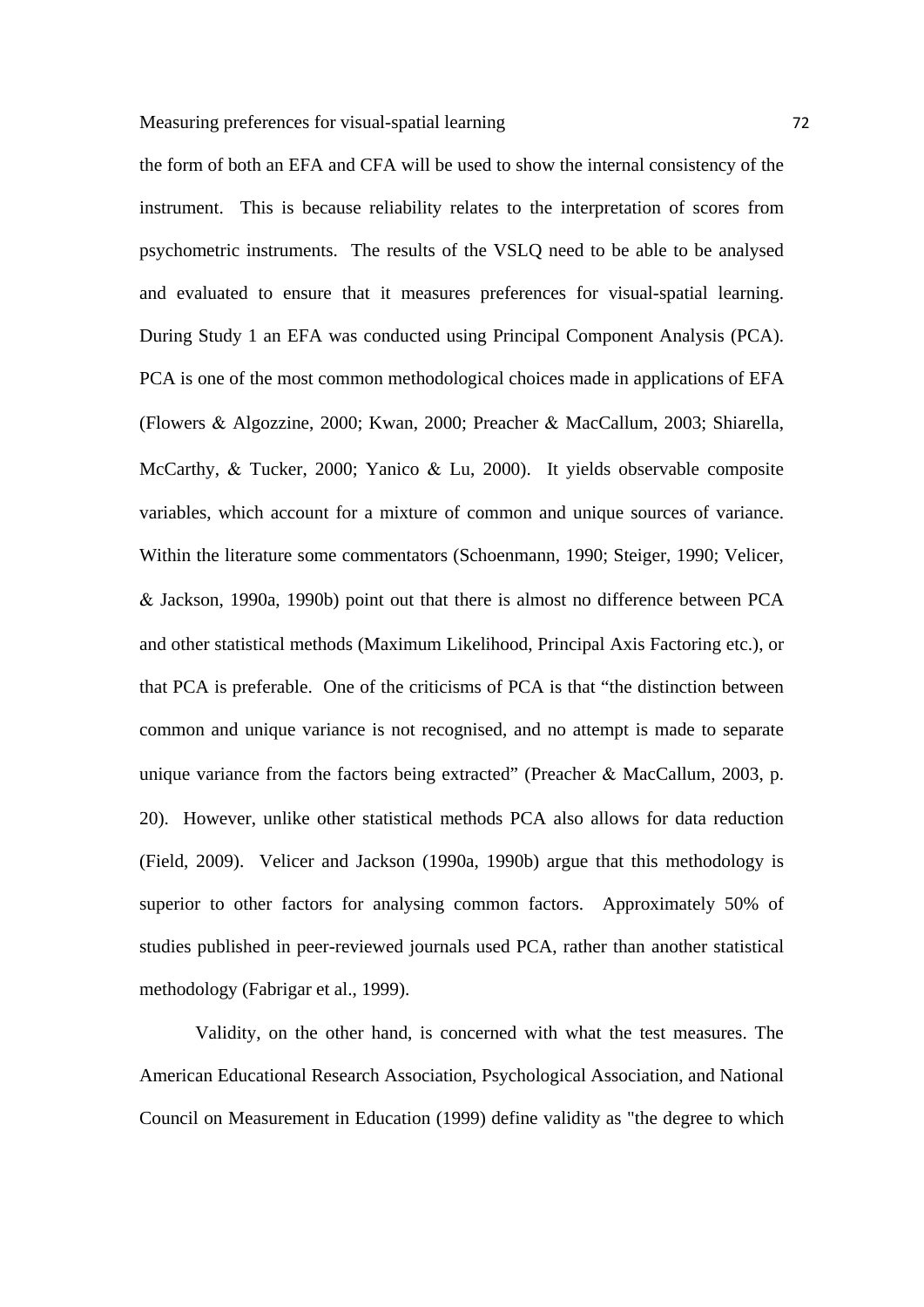the form of both an EFA and CFA will be used to show the internal consistency of the instrument. This is because reliability relates to the interpretation of scores from psychometric instruments. The results of the VSLQ need to be able to be analysed and evaluated to ensure that it measures preferences for visual-spatial learning. During Study 1 an EFA was conducted using Principal Component Analysis (PCA). PCA is one of the most common methodological choices made in applications of EFA (Flowers & Algozzine, 2000; Kwan, 2000; Preacher & MacCallum, 2003; Shiarella, McCarthy, & Tucker, 2000; Yanico & Lu, 2000). It yields observable composite variables, which account for a mixture of common and unique sources of variance. Within the literature some commentators (Schoenmann, 1990; Steiger, 1990; Velicer, & Jackson, 1990a, 1990b) point out that there is almost no difference between PCA and other statistical methods (Maximum Likelihood, Principal Axis Factoring etc.), or that PCA is preferable. One of the criticisms of PCA is that "the distinction between common and unique variance is not recognised, and no attempt is made to separate unique variance from the factors being extracted" (Preacher & MacCallum, 2003, p. 20). However, unlike other statistical methods PCA also allows for data reduction (Field, 2009). Velicer and Jackson (1990a, 1990b) argue that this methodology is superior to other factors for analysing common factors. Approximately 50% of studies published in peer-reviewed journals used PCA, rather than another statistical methodology (Fabrigar et al., 1999).

Validity, on the other hand, is concerned with what the test measures. The American Educational Research Association, Psychological Association, and National Council on Measurement in Education (1999) define validity as "the degree to which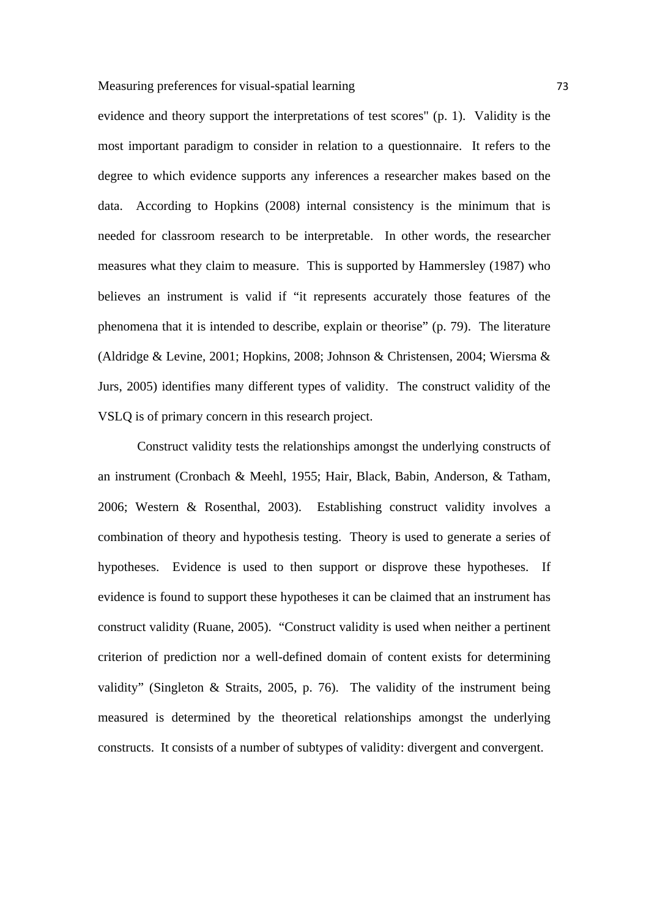evidence and theory support the interpretations of test scores" (p. 1). Validity is the most important paradigm to consider in relation to a questionnaire. It refers to the degree to which evidence supports any inferences a researcher makes based on the data. According to Hopkins (2008) internal consistency is the minimum that is needed for classroom research to be interpretable. In other words, the researcher measures what they claim to measure. This is supported by Hammersley (1987) who believes an instrument is valid if "it represents accurately those features of the phenomena that it is intended to describe, explain or theorise" (p. 79). The literature (Aldridge & Levine, 2001; Hopkins, 2008; Johnson & Christensen, 2004; Wiersma & Jurs, 2005) identifies many different types of validity. The construct validity of the VSLQ is of primary concern in this research project.

Construct validity tests the relationships amongst the underlying constructs of an instrument (Cronbach & Meehl, 1955; Hair, Black, Babin, Anderson, & Tatham, 2006; Western & Rosenthal, 2003). Establishing construct validity involves a combination of theory and hypothesis testing. Theory is used to generate a series of hypotheses. Evidence is used to then support or disprove these hypotheses. If evidence is found to support these hypotheses it can be claimed that an instrument has construct validity (Ruane, 2005). "Construct validity is used when neither a pertinent criterion of prediction nor a well-defined domain of content exists for determining validity" (Singleton & Straits, 2005, p. 76). The validity of the instrument being measured is determined by the theoretical relationships amongst the underlying constructs. It consists of a number of subtypes of validity: divergent and convergent.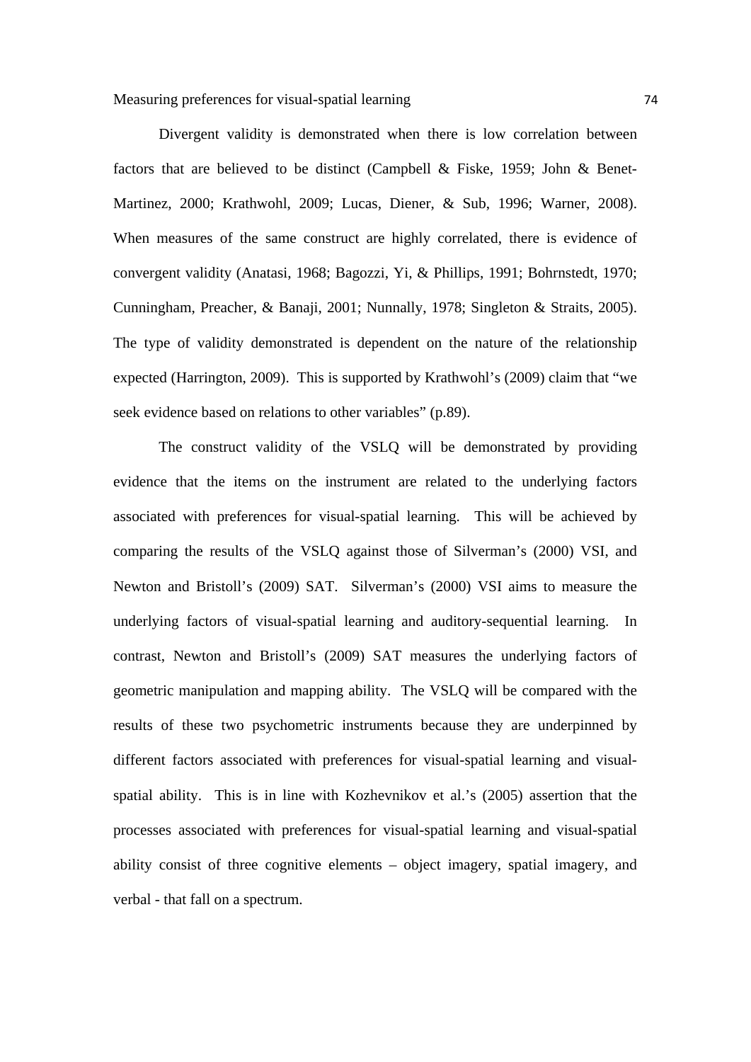Divergent validity is demonstrated when there is low correlation between factors that are believed to be distinct (Campbell & Fiske, 1959; John & Benet-Martinez, 2000; Krathwohl, 2009; Lucas, Diener, & Sub, 1996; Warner, 2008). When measures of the same construct are highly correlated, there is evidence of convergent validity (Anatasi, 1968; Bagozzi, Yi, & Phillips, 1991; Bohrnstedt, 1970; Cunningham, Preacher, & Banaji, 2001; Nunnally, 1978; Singleton & Straits, 2005). The type of validity demonstrated is dependent on the nature of the relationship expected (Harrington, 2009). This is supported by Krathwohl's (2009) claim that "we seek evidence based on relations to other variables" (p.89).

The construct validity of the VSLQ will be demonstrated by providing evidence that the items on the instrument are related to the underlying factors associated with preferences for visual-spatial learning. This will be achieved by comparing the results of the VSLQ against those of Silverman's (2000) VSI, and Newton and Bristoll's (2009) SAT. Silverman's (2000) VSI aims to measure the underlying factors of visual-spatial learning and auditory-sequential learning. In contrast, Newton and Bristoll's (2009) SAT measures the underlying factors of geometric manipulation and mapping ability. The VSLQ will be compared with the results of these two psychometric instruments because they are underpinned by different factors associated with preferences for visual-spatial learning and visual-spatial ability. This is in line with Kozhevnikov et al.'s (2005) assertion that the processes associated with preferences for visual-spatial learning and visual-spatial ability consist of three cognitive elements – object imagery, spatial imagery, and verbal - that fall on a spectrum.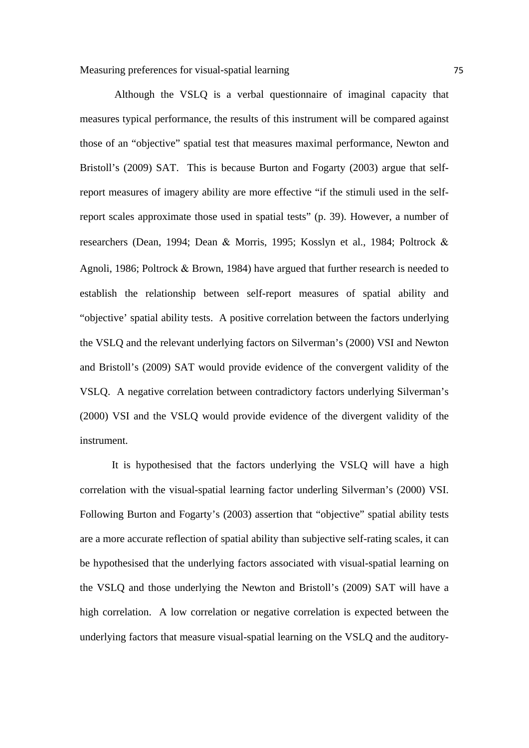Although the VSLQ is a verbal questionnaire of imaginal capacity that measures typical performance, the results of this instrument will be compared against those of an "objective" spatial test that measures maximal performance, Newton and Bristoll's (2009) SAT. This is because Burton and Fogarty (2003) argue that self-report measures of imagery ability are more effective "if the stimuli used in the self-report scales approximate those used in spatial tests" (p. 39). However, a number of researchers (Dean, 1994; Dean & Morris, 1995; Kosslyn et al., 1984; Poltrock & Agnoli, 1986; Poltrock & Brown, 1984) have argued that further research is needed to establish the relationship between self-report measures of spatial ability and "objective' spatial ability tests. A positive correlation between the factors underlying the VSLQ and the relevant underlying factors on Silverman's (2000) VSI and Newton and Bristoll's (2009) SAT would provide evidence of the convergent validity of the VSLQ. A negative correlation between contradictory factors underlying Silverman's (2000) VSI and the VSLQ would provide evidence of the divergent validity of the instrument.

It is hypothesised that the factors underlying the VSLQ will have a high correlation with the visual-spatial learning factor underling Silverman's (2000) VSI. Following Burton and Fogarty's (2003) assertion that "objective" spatial ability tests are a more accurate reflection of spatial ability than subjective self-rating scales, it can be hypothesised that the underlying factors associated with visual-spatial learning on the VSLQ and those underlying the Newton and Bristoll's (2009) SAT will have a high correlation. A low correlation or negative correlation is expected between the underlying factors that measure visual-spatial learning on the VSLQ and the auditory-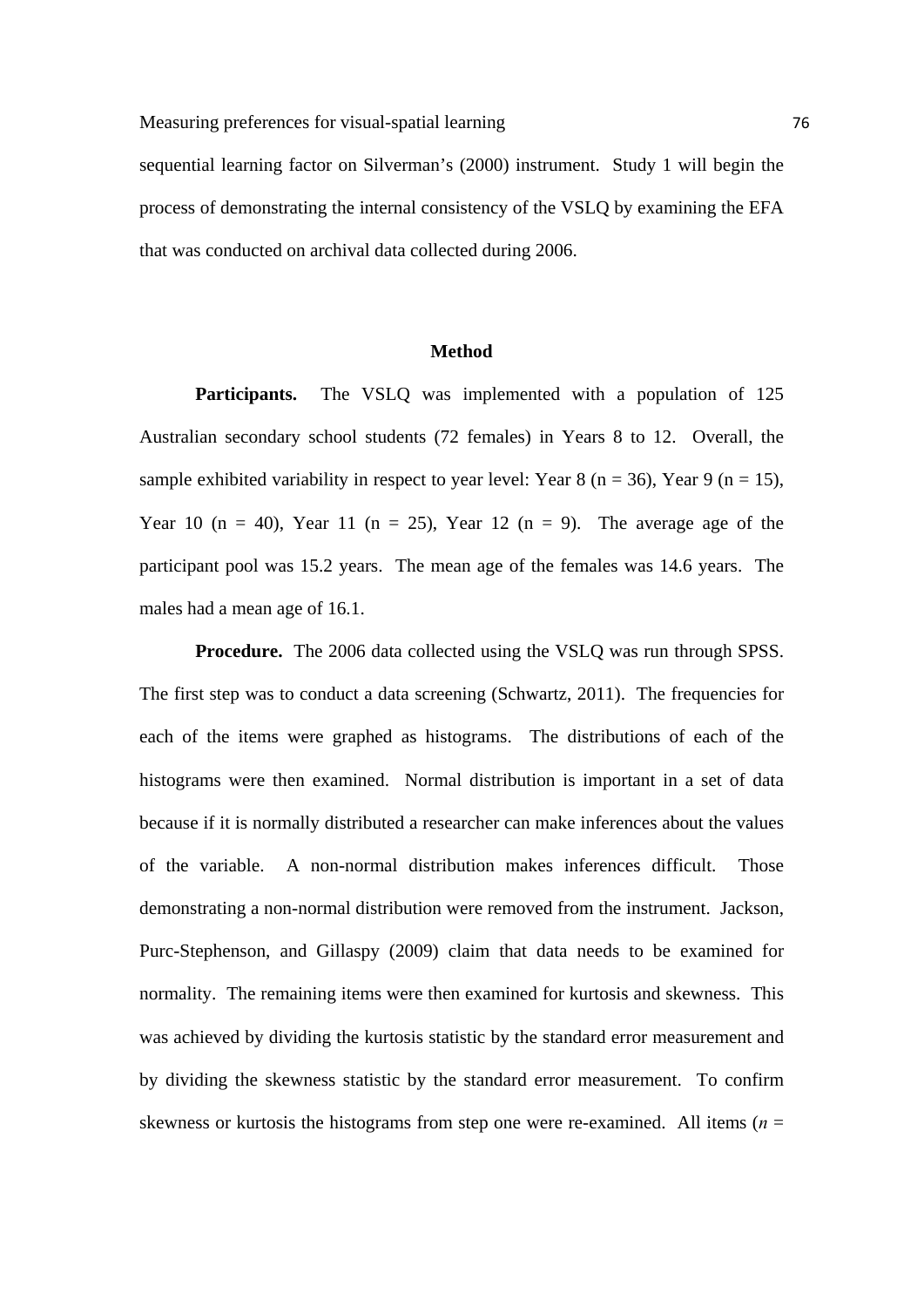sequential learning factor on Silverman's (2000) instrument. Study 1 will begin the process of demonstrating the internal consistency of the VSLQ by examining the EFA that was conducted on archival data collected during 2006.

## Method

**Participants.** The VSLQ was implemented with a population of 125 Australian secondary school students (72 females) in Years 8 to 12. Overall, the sample exhibited variability in respect to year level: Year 8 (n = 36), Year 9 (n = 15), Year 10 (n = 40), Year 11 (n = 25), Year 12 (n = 9). The average age of the participant pool was 15.2 years. The mean age of the females was 14.6 years. The males had a mean age of 16.1.

**Procedure.** The 2006 data collected using the VSLQ was run through SPSS. The first step was to conduct a data screening (Schwartz, 2011). The frequencies for each of the items were graphed as histograms. The distributions of each of the histograms were then examined. Normal distribution is important in a set of data because if it is normally distributed a researcher can make inferences about the values of the variable. A non-normal distribution makes inferences difficult. Those demonstrating a non-normal distribution were removed from the instrument. Jackson, Purc-Stephenson, and Gillaspy (2009) claim that data needs to be examined for normality. The remaining items were then examined for kurtosis and skewness. This was achieved by dividing the kurtosis statistic by the standard error measurement and by dividing the skewness statistic by the standard error measurement. To confirm skewness or kurtosis the histograms from step one were re-examined. All items ($n$ =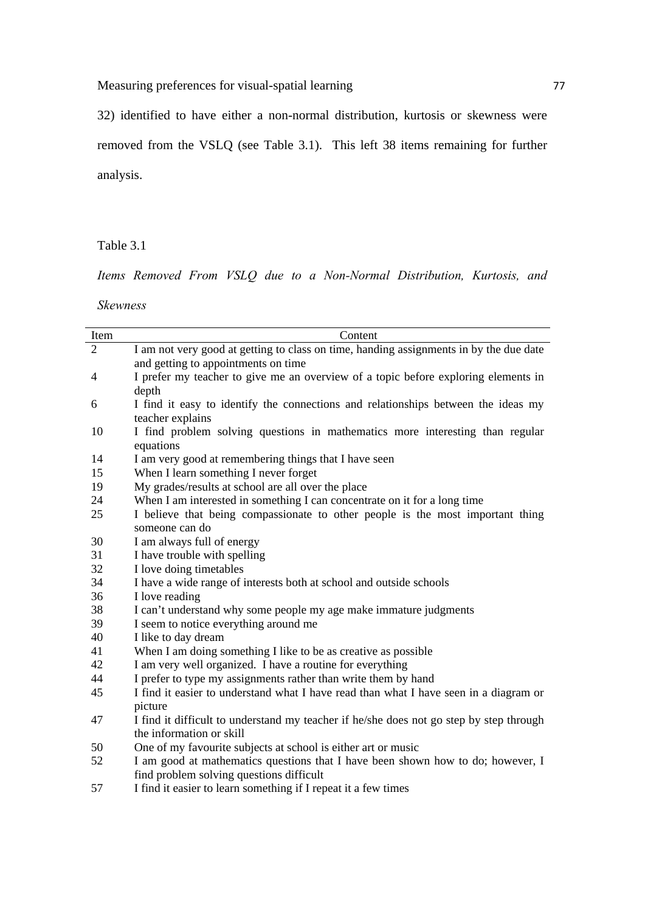32) identified to have either a non-normal distribution, kurtosis or skewness were removed from the VSLQ (see Table 3.1). This left 38 items remaining for further analysis.

Table 3.1

*Items Removed From VSLQ due to a Non-Normal Distribution, Kurtosis, and Skewness*

| Item | Content |
|---|---|
| 2 | I am not very good at getting to class on time, handing assignments in by the due date and getting to appointments on time |
| 4 | I prefer my teacher to give me an overview of a topic before exploring elements in depth |
| 6 | I find it easy to identify the connections and relationships between the ideas my teacher explains |
| 10 | I find problem solving questions in mathematics more interesting than regular equations |
| 14 | I am very good at remembering things that I have seen |
| 15 | When I learn something I never forget |
| 19 | My grades/results at school are all over the place |
| 24 | When I am interested in something I can concentrate on it for a long time |
| 25 | I believe that being compassionate to other people is the most important thing someone can do |
| 30 | I am always full of energy |
| 31 | I have trouble with spelling |
| 32 | I love doing timetables |
| 34 | I have a wide range of interests both at school and outside schools |
| 36 | I love reading |
| 38 | I can't understand why some people my age make immature judgments |
| 39 | I seem to notice everything around me |
| 40 | I like to day dream |
| 41 | When I am doing something I like to be as creative as possible |
| 42 | I am very well organized. I have a routine for everything |
| 44 | I prefer to type my assignments rather than write them by hand |
| 45 | I find it easier to understand what I have read than what I have seen in a diagram or picture |
| 47 | I find it difficult to understand my teacher if he/she does not go step by step through the information or skill |
| 50 | One of my favourite subjects at school is either art or music |
| 52 | I am good at mathematics questions that I have been shown how to do; however, I find problem solving questions difficult |
| 57 | I find it easier to learn something if I repeat it a few times |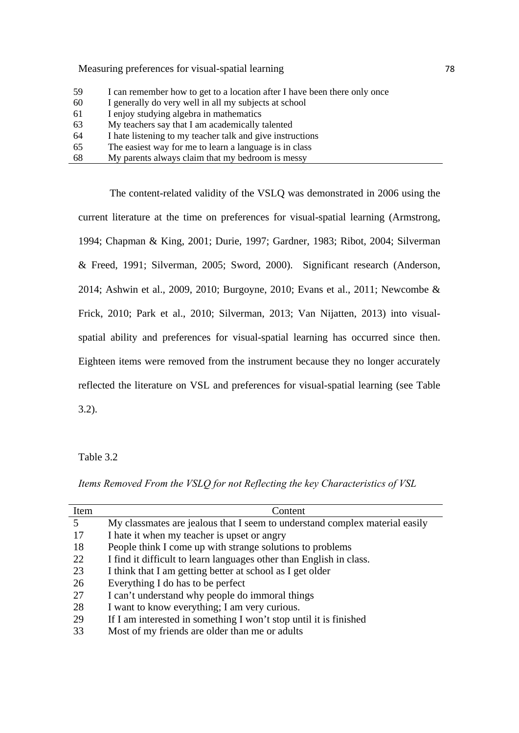| | |
|---|---|
| 59 | I can remember how to get to a location after I have been there only once |
| 60 | I generally do very well in all my subjects at school |
| 61 | I enjoy studying algebra in mathematics |
| 63 | My teachers say that I am academically talented |
| 64 | I hate listening to my teacher talk and give instructions |
| 65 | The easiest way for me to learn a language is in class |
| 68 | My parents always claim that my bedroom is messy |

The content-related validity of the VSLQ was demonstrated in 2006 using the current literature at the time on preferences for visual-spatial learning (Armstrong, 1994; Chapman & King, 2001; Durie, 1997; Gardner, 1983; Ribot, 2004; Silverman & Freed, 1991; Silverman, 2005; Sword, 2000). Significant research (Anderson, 2014; Ashwin et al., 2009, 2010; Burgoyne, 2010; Evans et al., 2011; Newcombe & Frick, 2010; Park et al., 2010; Silverman, 2013; Van Nijatten, 2013) into visual-spatial ability and preferences for visual-spatial learning has occurred since then. Eighteen items were removed from the instrument because they no longer accurately reflected the literature on VSL and preferences for visual-spatial learning (see Table 3.2).

Table 3.2

*Items Removed From the VSLQ for not Reflecting the key Characteristics of VSL*

| Item | Content |
|---|---|
| 5 | My classmates are jealous that I seem to understand complex material easily |
| 17 | I hate it when my teacher is upset or angry |
| 18 | People think I come up with strange solutions to problems |
| 22 | I find it difficult to learn languages other than English in class. |
| 23 | I think that I am getting better at school as I get older |
| 26 | Everything I do has to be perfect |
| 27 | I can't understand why people do immoral things |
| 28 | I want to know everything; I am very curious. |
| 29 | If I am interested in something I won't stop until it is finished |
| 33 | Most of my friends are older than me or adults |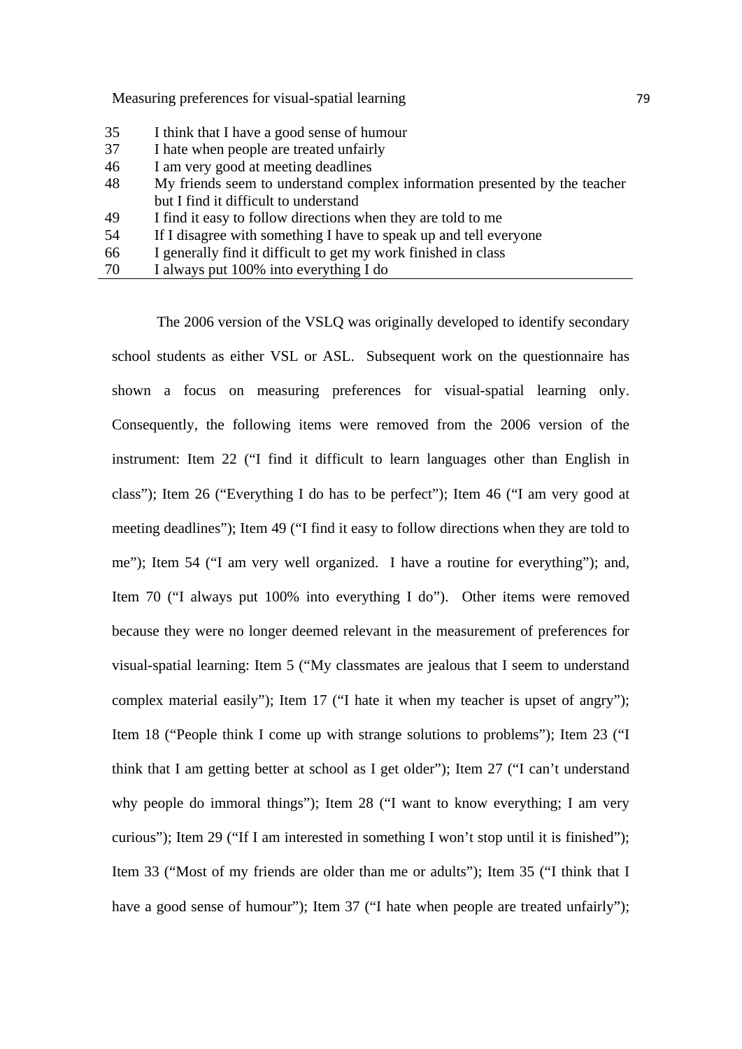| | |
|---|---|
| 35 | I think that I have a good sense of humour |
| 37 | I hate when people are treated unfairly |
| 46 | I am very good at meeting deadlines |
| 48 | My friends seem to understand complex information presented by the teacher but I find it difficult to understand |
| 49 | I find it easy to follow directions when they are told to me |
| 54 | If I disagree with something I have to speak up and tell everyone |
| 66 | I generally find it difficult to get my work finished in class |
| 70 | I always put 100% into everything I do |

The 2006 version of the VSLQ was originally developed to identify secondary school students as either VSL or ASL. Subsequent work on the questionnaire has shown a focus on measuring preferences for visual-spatial learning only. Consequently, the following items were removed from the 2006 version of the instrument: Item 22 ("I find it difficult to learn languages other than English in class"); Item 26 ("Everything I do has to be perfect"); Item 46 ("I am very good at meeting deadlines"); Item 49 ("I find it easy to follow directions when they are told to me"); Item 54 ("I am very well organized. I have a routine for everything"); and, Item 70 ("I always put 100% into everything I do"). Other items were removed because they were no longer deemed relevant in the measurement of preferences for visual-spatial learning: Item 5 ("My classmates are jealous that I seem to understand complex material easily"); Item 17 ("I hate it when my teacher is upset of angry"); Item 18 ("People think I come up with strange solutions to problems"); Item 23 ("I think that I am getting better at school as I get older"); Item 27 ("I can't understand why people do immoral things"); Item 28 ("I want to know everything; I am very curious"); Item 29 ("If I am interested in something I won't stop until it is finished"); Item 33 ("Most of my friends are older than me or adults"); Item 35 ("I think that I have a good sense of humour"); Item 37 ("I hate when people are treated unfairly");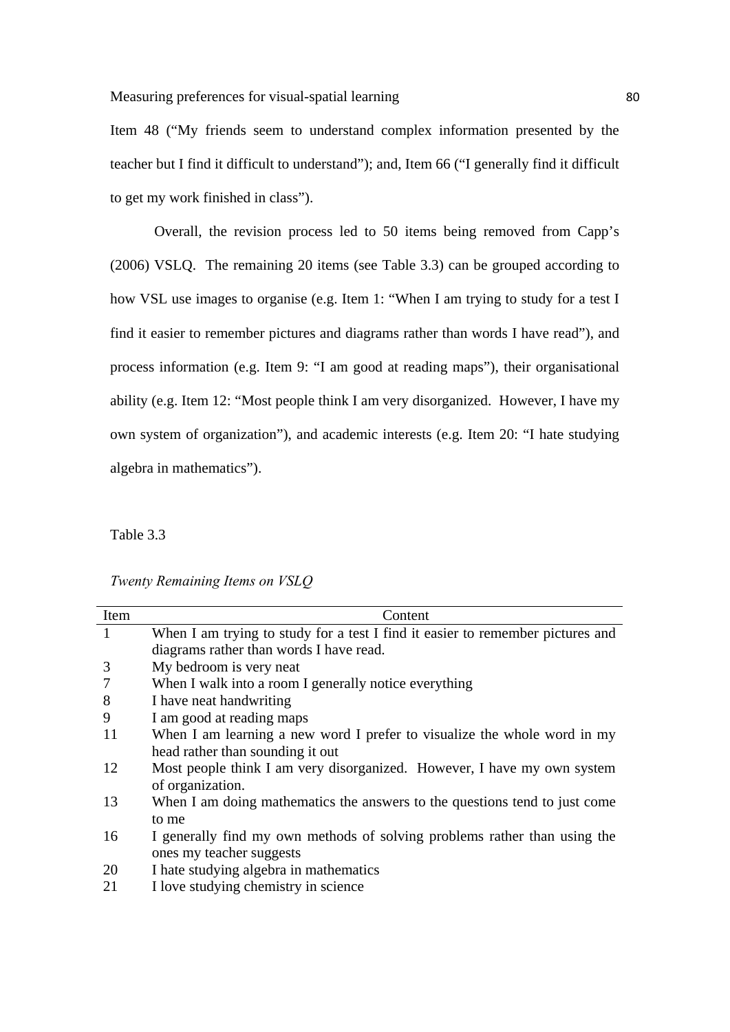Item 48 ("My friends seem to understand complex information presented by the teacher but I find it difficult to understand"); and, Item 66 ("I generally find it difficult to get my work finished in class").

Overall, the revision process led to 50 items being removed from Capp's (2006) VSLQ. The remaining 20 items (see Table 3.3) can be grouped according to how VSL use images to organise (e.g. Item 1: "When I am trying to study for a test I find it easier to remember pictures and diagrams rather than words I have read"), and process information (e.g. Item 9: "I am good at reading maps"), their organisational ability (e.g. Item 12: "Most people think I am very disorganized. However, I have my own system of organization"), and academic interests (e.g. Item 20: "I hate studying algebra in mathematics").

Table 3.3

*Twenty Remaining Items on VSLQ*

| Item | Content |
|---|---|
| 1 | When I am trying to study for a test I find it easier to remember pictures and diagrams rather than words I have read. |
| 3 | My bedroom is very neat |
| 7 | When I walk into a room I generally notice everything |
| 8 | I have neat handwriting |
| 9 | I am good at reading maps |
| 11 | When I am learning a new word I prefer to visualize the whole word in my head rather than sounding it out |
| 12 | Most people think I am very disorganized. However, I have my own system of organization. |
| 13 | When I am doing mathematics the answers to the questions tend to just come to me |
| 16 | I generally find my own methods of solving problems rather than using the ones my teacher suggests |
| 20 | I hate studying algebra in mathematics |
| 21 | I love studying chemistry in science |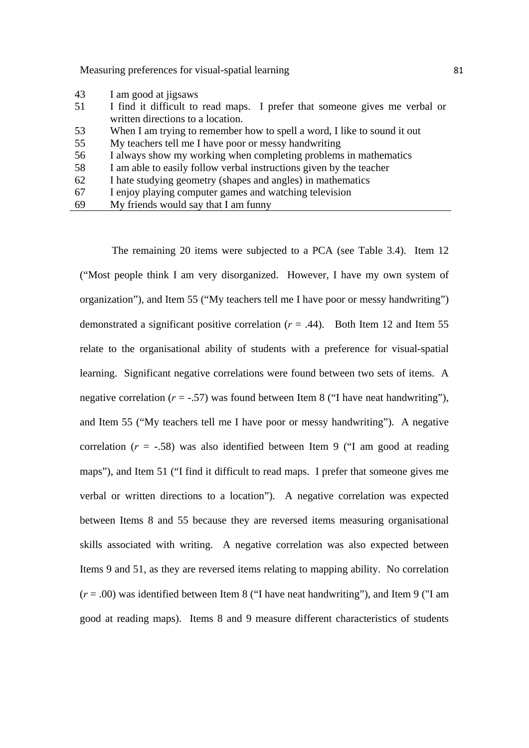| | |
|---|---|
| 43 | I am good at jigsaws |
| 51 | I find it difficult to read maps. I prefer that someone gives me verbal or written directions to a location. |
| 53 | When I am trying to remember how to spell a word, I like to sound it out |
| 55 | My teachers tell me I have poor or messy handwriting |
| 56 | I always show my working when completing problems in mathematics |
| 58 | I am able to easily follow verbal instructions given by the teacher |
| 62 | I hate studying geometry (shapes and angles) in mathematics |
| 67 | I enjoy playing computer games and watching television |
| 69 | My friends would say that I am funny |

The remaining 20 items were subjected to a PCA (see Table 3.4). Item 12 ("Most people think I am very disorganized. However, I have my own system of organization"), and Item 55 ("My teachers tell me I have poor or messy handwriting") demonstrated a significant positive correlation ($r$ = .44). Both Item 12 and Item 55 relate to the organisational ability of students with a preference for visual-spatial learning. Significant negative correlations were found between two sets of items. A negative correlation ($r$ = -.57) was found between Item 8 ("I have neat handwriting"), and Item 55 ("My teachers tell me I have poor or messy handwriting"). A negative correlation ($r$ = -.58) was also identified between Item 9 ("I am good at reading maps"), and Item 51 ("I find it difficult to read maps. I prefer that someone gives me verbal or written directions to a location"). A negative correlation was expected between Items 8 and 55 because they are reversed items measuring organisational skills associated with writing. A negative correlation was also expected between Items 9 and 51, as they are reversed items relating to mapping ability. No correlation ($r$ = .00) was identified between Item 8 ("I have neat handwriting"), and Item 9 ("I am good at reading maps). Items 8 and 9 measure different characteristics of students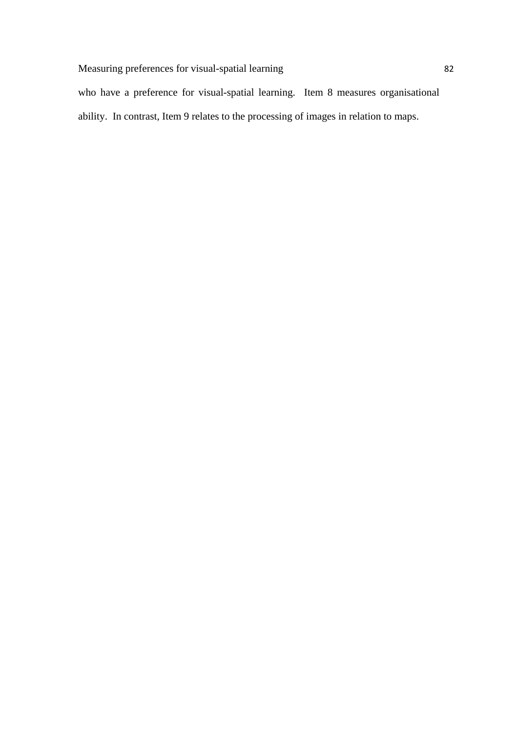who have a preference for visual-spatial learning. Item 8 measures organisational ability. In contrast, Item 9 relates to the processing of images in relation to maps.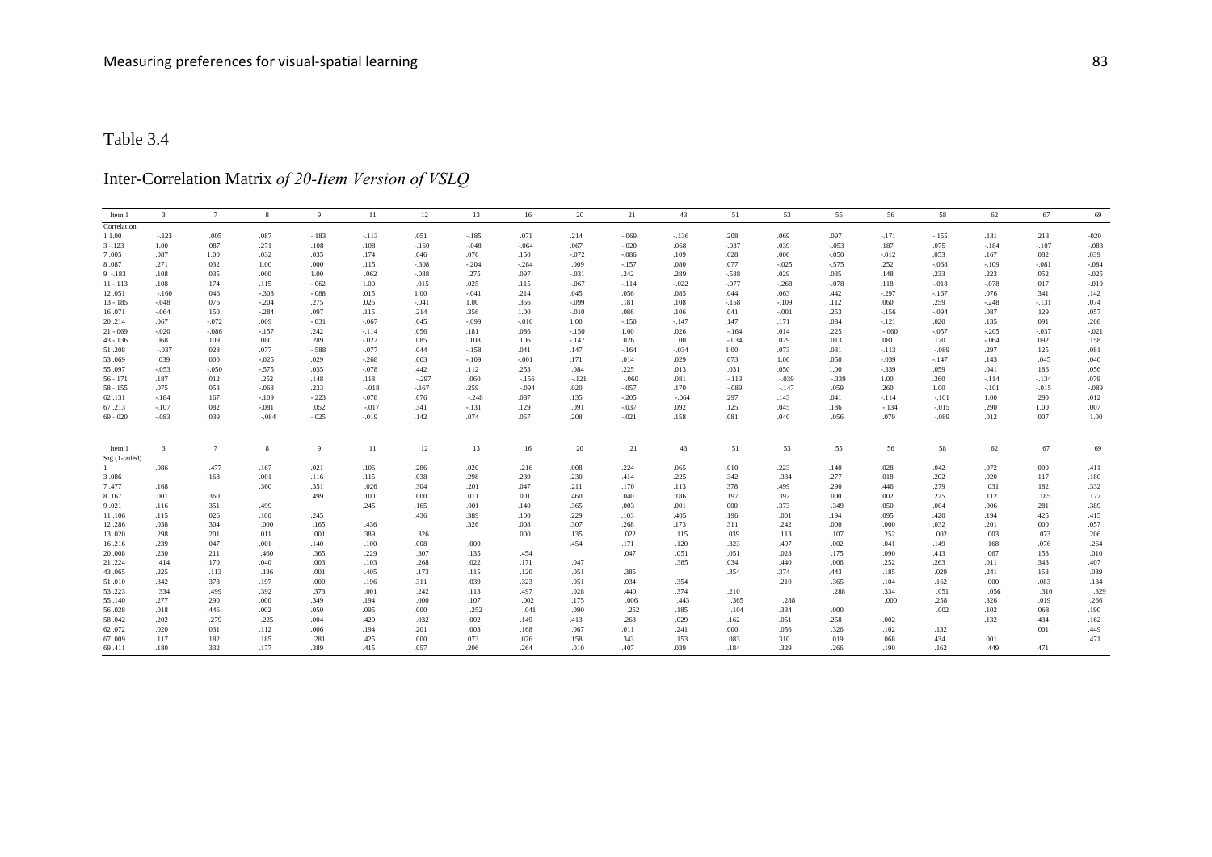Table 3.4

Inter-Correlation Matrix *of 20-Item Version of VSLQ*

| Item | 1 | 3 | 7 | 8 | 9 | 11 | 12 | 13 | 16 | 20 | 21 | 43 | 51 | 53 | 55 | 56 | 58 | 62 | 67 | 69 |
|---|---|---|---|---|---|---|---|---|---|---|---|---|---|---|---|---|---|---|---|---|
| Correlation | | | | | | | | | | | | | | | | | | | | |
| 1 | 1.00 | -.123 | .005 | .087 | -.183 | -.113 | .051 | -.185 | .071 | .214 | -.069 | -.136 | .208 | .069 | .097 | -.171 | -.155 | .131 | .213 | -.020 |
| 3 | -.123 | 1.00 | .087 | .271 | .108 | .108 | -.160 | -.048 | -.064 | .067 | -.020 | .068 | -.037 | .039 | -.053 | .187 | .075 | -.184 | -.107 | -.083 |
| 7 | .005 | .087 | 1.00 | .032 | .035 | .174 | .046 | .076 | .150 | -.072 | -.086 | .109 | .028 | .000 | -.050 | -.012 | .053 | .167 | .082 | .039 |
| 8 | .087 | .271 | .032 | 1.00 | .000 | .115 | -.308 | -.204 | -.284 | .009 | -.157 | .080 | .077 | -.025 | -.575 | .252 | -.068 | -.109 | -.081 | -.084 |
| 9 | -.183 | .108 | .035 | .000 | 1.00 | .062 | -.088 | .275 | .097 | -.031 | .242 | .289 | -.588 | .029 | .035 | .148 | .233 | .223 | .052 | -.025 |
| 11 | -.113 | .108 | .174 | .115 | -.062 | 1.00 | .015 | .025 | .115 | -.067 | -.114 | -.022 | -.077 | -.268 | -.078 | .118 | -.018 | -.078 | .017 | -.019 |
| 12 | .051 | -.160 | .046 | -.308 | -.088 | .015 | 1.00 | -.041 | .214 | .045 | .056 | .085 | .044 | .063 | .442 | -.297 | -.167 | .076 | .341 | .142 |
| 13 | -.185 | -.048 | .076 | -.204 | .275 | .025 | -.041 | 1.00 | .356 | -.099 | .181 | .108 | -.158 | -.109 | .112 | .060 | .259 | -.248 | -.131 | .074 |
| 16 | .071 | -.064 | .150 | -.284 | .097 | .115 | .214 | .356 | 1.00 | -.010 | .086 | .106 | .041 | -.001 | .253 | -.156 | -.094 | .087 | .129 | .057 |
| 20 | .214 | .067 | -.072 | .009 | -.031 | -.067 | .045 | -.099 | -.010 | 1.00 | -.150 | -.147 | .147 | .171 | .084 | -.121 | .020 | .135 | .091 | .208 |
| 21 | -.069 | -.020 | -.086 | -.157 | .242 | -.114 | .056 | .181 | .086 | -.150 | 1.00 | .026 | -.164 | .014 | .225 | -.060 | -.057 | -.205 | -.037 | -.021 |
| 43 | -.136 | .068 | .109 | .080 | .289 | -.022 | .085 | .108 | .106 | -.147 | .026 | 1.00 | -.034 | .029 | .013 | .081 | .170 | -.064 | .092 | .158 |
| 51 | .208 | -.037 | .028 | .077 | -.588 | -.077 | .044 | -.158 | .041 | .147 | -.164 | -.034 | 1.00 | .073 | .031 | -.113 | -.089 | .297 | .125 | .081 |
| 53 | .069 | .039 | .000 | -.025 | .029 | -.268 | .063 | -.109 | -.001 | .171 | .014 | .029 | .073 | 1.00 | .050 | -.039 | -.147 | .143 | .045 | .040 |
| 55 | .097 | -.053 | -.050 | -.575 | .035 | -.078 | .442 | .112 | .253 | .084 | .225 | .013 | .031 | .050 | 1.00 | -.339 | .059 | .041 | .186 | .056 |
| 56 | -.171 | .187 | .012 | .252 | .148 | .118 | -.297 | .060 | -.156 | -.121 | -.060 | .081 | -.113 | -.039 | -.339 | 1.00 | .260 | -.114 | -.134 | .079 |
| 58 | -.155 | .075 | .053 | -.068 | .233 | -.018 | -.167 | .259 | -.094 | .020 | -.057 | .170 | -.089 | -.147 | .059 | .260 | 1.00 | -.101 | -.015 | -.089 |
| 62 | .131 | -.184 | .167 | -.109 | -.223 | -.078 | .076 | -.248 | .087 | .135 | -.205 | -.064 | .297 | .143 | .041 | -.114 | -.101 | 1.00 | .290 | .012 |
| 67 | .213 | -.107 | .082 | -.081 | .052 | -.017 | .341 | -.131 | .129 | .091 | -.037 | .092 | .125 | .045 | .186 | -.134 | -.015 | .290 | 1.00 | .007 |
| 69 | -.020 | -.083 | .039 | -.084 | -.025 | -.019 | .142 | .074 | .057 | .208 | -.021 | .158 | .081 | .040 | .056 | .079 | -.089 | .012 | .007 | 1.00 |

| Item | 1 | 3 | 7 | 8 | 9 | 11 | 12 | 13 | 16 | 20 | 21 | 43 | 51 | 53 | 55 | 56 | 58 | 62 | 67 | 69 |
|---|---|---|---|---|---|---|---|---|---|---|---|---|---|---|---|---|---|---|---|---|
| Sig (1-tailed) | | | | | | | | | | | | | | | | | | | | |
| 1 | | .086 | .477 | .167 | .021 | .106 | .286 | .020 | .216 | .008 | .224 | .065 | .010 | .223 | .140 | .028 | .042 | .072 | .009 | .411 |
| 3 | .086 | | .168 | .001 | .116 | .115 | .038 | .298 | .239 | .230 | .414 | .225 | .342 | .334 | .277 | .018 | .202 | .020 | .117 | .180 |
| 7 | .477 | .168 | | .360 | .351 | .026 | .304 | .201 | .047 | .211 | .170 | .113 | .378 | .499 | .290 | .446 | .279 | .031 | .182 | .332 |
| 8 | .167 | .001 | .360 | | .499 | .100 | .000 | .011 | .001 | .460 | .040 | .186 | .197 | .392 | .000 | .002 | .225 | .112 | .185 | .177 |
| 9 | .021 | .116 | .351 | .499 | | .245 | .165 | .001 | .140 | .365 | .003 | .001 | .000 | .373 | .349 | .050 | .004 | .006 | .281 | .389 |
| 11 | .106 | .115 | .026 | .100 | .245 | | .436 | .389 | .100 | .229 | .103 | .405 | .196 | .001 | .194 | .095 | .420 | .194 | .425 | .415 |
| 12 | .286 | .038 | .304 | .000 | .165 | .436 | | .326 | .008 | .307 | .268 | .173 | .311 | .242 | .000 | .000 | .032 | .201 | .000 | .057 |
| 13 | .020 | .298 | .201 | .011 | .001 | .389 | .326 | | .000 | .135 | .022 | .115 | .039 | .113 | .107 | .252 | .002 | .003 | .073 | .206 |
| 16 | .216 | .239 | .047 | .001 | .140 | .100 | .008 | .000 | | .454 | .171 | .120 | .323 | .497 | .002 | .041 | .149 | .168 | .076 | .264 |
| 20 | .008 | .230 | .211 | .460 | .365 | .229 | .307 | .135 | .454 | | .047 | .051 | .051 | .028 | .175 | .090 | .413 | .067 | .158 | .010 |
| 21 | .224 | .414 | .170 | .040 | .003 | .103 | .268 | .022 | .171 | .047 | | .385 | .034 | .440 | .006 | .252 | .263 | .011 | .343 | .407 |
| 43 | .065 | .225 | .113 | .186 | .001 | .405 | .173 | .115 | .120 | .051 | .385 | | .354 | .374 | .443 | .185 | .029 | .241 | .153 | .039 |
| 51 | .010 | .342 | .378 | .197 | .000 | .196 | .311 | .039 | .323 | .051 | .034 | .354 | | .210 | .365 | .104 | .162 | .000 | .083 | .184 |
| 53 | .223 | .334 | .499 | .392 | .373 | .001 | .242 | .113 | .497 | .028 | .440 | .374 | .210 | | .288 | .334 | .051 | .056 | .310 | .329 |
| 55 | .140 | .277 | .290 | .000 | .349 | .194 | .000 | .107 | .002 | .175 | .006 | .443 | .365 | .288 | | .000 | .258 | .326 | .019 | .266 |
| 56 | .028 | .018 | .446 | .002 | .050 | .095 | .000 | .252 | .041 | .090 | .252 | .185 | .104 | .334 | .000 | | .002 | .102 | .068 | .190 |
| 58 | .042 | .202 | .279 | .225 | .004 | .420 | .032 | .002 | .149 | .413 | .263 | .029 | .162 | .051 | .258 | .002 | | .132 | .434 | .162 |
| 62 | .072 | .020 | .031 | .112 | .006 | .194 | .201 | .003 | .168 | .067 | .011 | .241 | .000 | .056 | .326 | .102 | .132 | | .001 | .449 |
| 67 | .009 | .117 | .182 | .185 | .281 | .425 | .000 | .073 | .076 | .158 | .343 | .153 | .083 | .310 | .019 | .068 | .434 | .001 | | .471 |
| 69 | .411 | .180 | .332 | .177 | .389 | .415 | .057 | .206 | .264 | .010 | .407 | .039 | .184 | .329 | .266 | .190 | .162 | .449 | .471 | |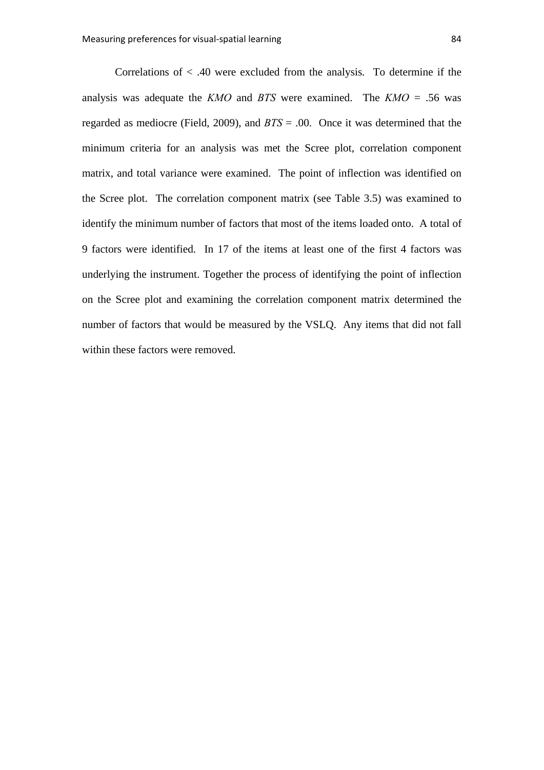Correlations of < .40 were excluded from the analysis. To determine if the analysis was adequate the *KMO* and *BTS* were examined. The *KMO* = .56 was regarded as mediocre (Field, 2009), and *BTS* = .00. Once it was determined that the minimum criteria for an analysis was met the Scree plot, correlation component matrix, and total variance were examined. The point of inflection was identified on the Scree plot. The correlation component matrix (see Table 3.5) was examined to identify the minimum number of factors that most of the items loaded onto. A total of 9 factors were identified. In 17 of the items at least one of the first 4 factors was underlying the instrument. Together the process of identifying the point of inflection on the Scree plot and examining the correlation component matrix determined the number of factors that would be measured by the VSLQ. Any items that did not fall within these factors were removed.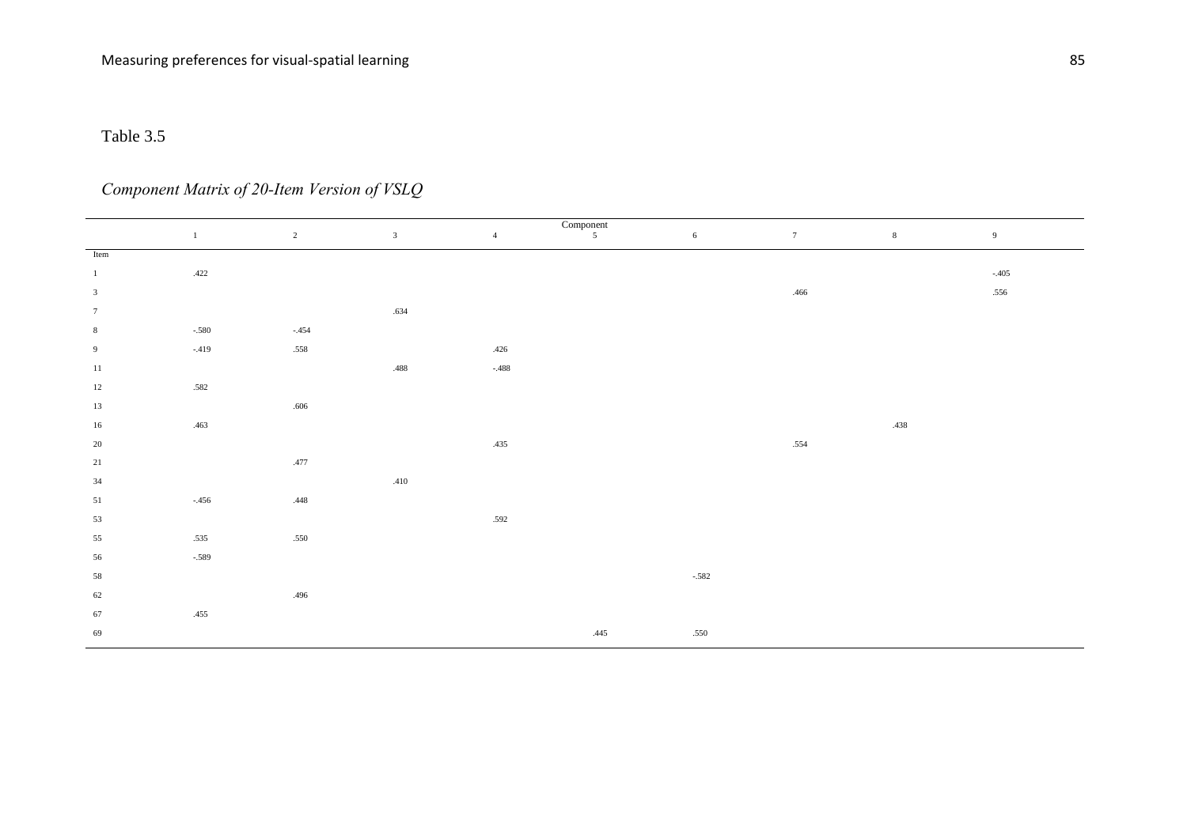Table 3.5

*Component Matrix of 20-Item Version of VSLQ*

| | Component | | | | | | | | |
|---|---|---|---|---|---|---|---|---|---|
| | 1 | 2 | 3 | 4 | 5 | 6 | 7 | 8 | 9 |
| Item | | | | | | | | | |
| 1 | .422 | | | | | | | | -.405 |
| 3 | | | | | | | .466 | | .556 |
| 7 | | | .634 | | | | | | |
| 8 | -.580 | -.454 | | | | | | | |
| 9 | -.419 | .558 | | .426 | | | | | |
| 11 | | | .488 | -.488 | | | | | |
| 12 | .582 | | | | | | | | |
| 13 | | .606 | | | | | | | |
| 16 | .463 | | | | | | | .438 | |
| 20 | | | | .435 | | | .554 | | |
| 21 | | .477 | | | | | | | |
| 34 | | | .410 | | | | | | |
| 51 | -.456 | .448 | | | | | | | |
| 53 | | | | .592 | | | | | |
| 55 | .535 | .550 | | | | | | | |
| 56 | -.589 | | | | | | | | |
| 58 | | | | | | -.582 | | | |
| 62 | | .496 | | | | | | | |
| 67 | .455 | | | | | | | | |
| 69 | | | | | .445 | .550 | | | |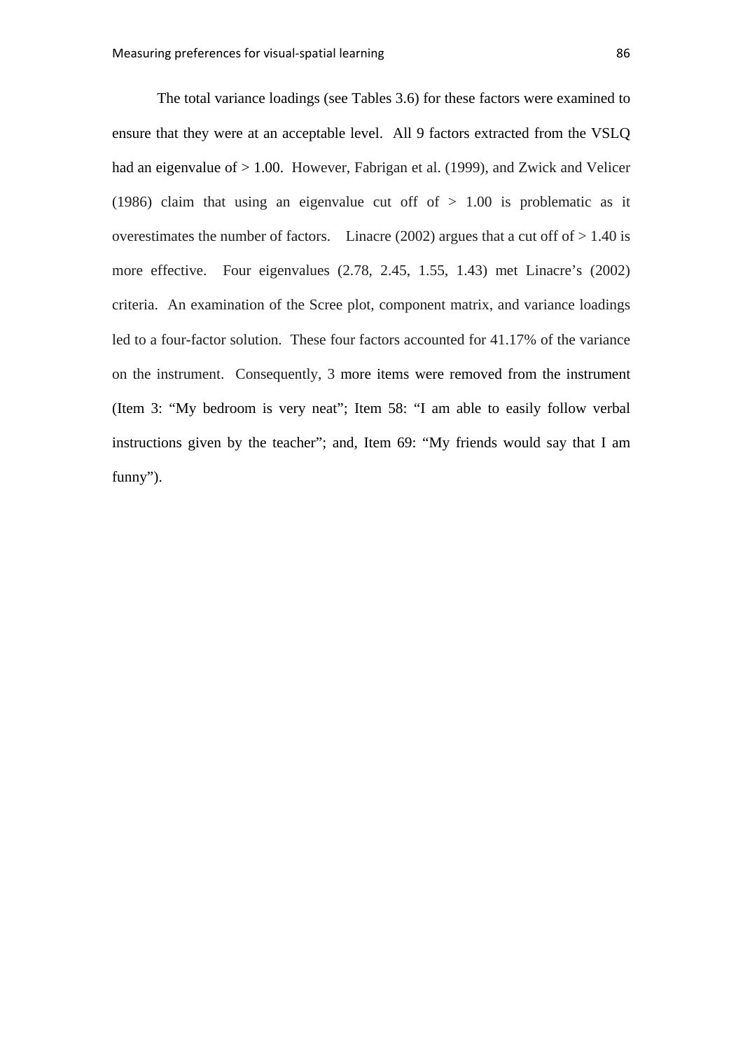The total variance loadings (see Tables 3.6) for these factors were examined to ensure that they were at an acceptable level. All 9 factors extracted from the VSLQ had an eigenvalue of > 1.00. However, Fabrigan et al. (1999), and Zwick and Velicer (1986) claim that using an eigenvalue cut off of > 1.00 is problematic as it overestimates the number of factors. Linacre (2002) argues that a cut off of > 1.40 is more effective. Four eigenvalues (2.78, 2.45, 1.55, 1.43) met Linacre's (2002) criteria. An examination of the Scree plot, component matrix, and variance loadings led to a four-factor solution. These four factors accounted for 41.17% of the variance on the instrument. Consequently, 3 more items were removed from the instrument (Item 3: "My bedroom is very neat"; Item 58: "I am able to easily follow verbal instructions given by the teacher"; and, Item 69: "My friends would say that I am funny").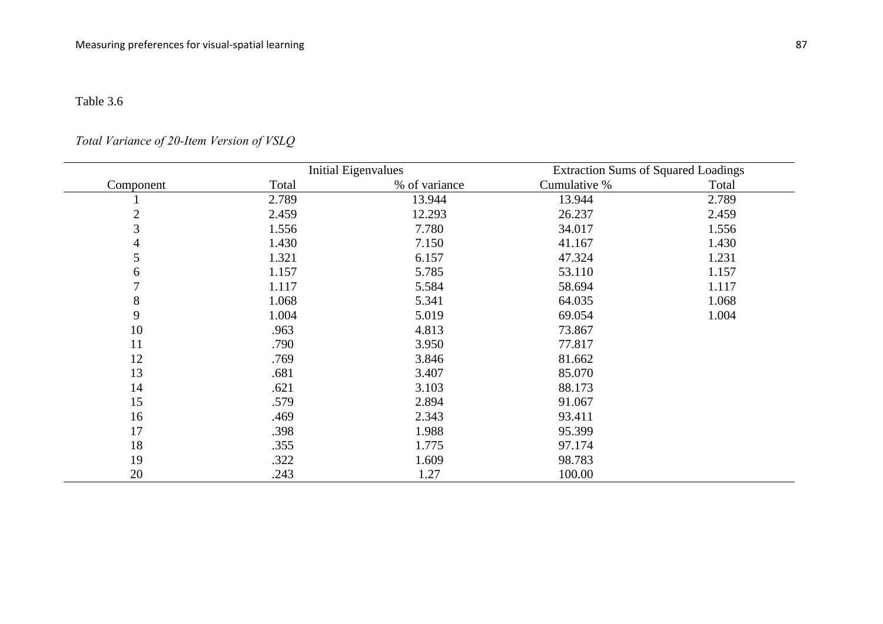Table 3.6

*Total Variance of 20-Item Version of VSLQ*

| | Initial Eigenvalues | | | Extraction Sums of Squared Loadings |
|---|---|---|---|---|
| Component | Total | % of variance | Cumulative % | Total |
| 1 | 2.789 | 13.944 | 13.944 | 2.789 |
| 2 | 2.459 | 12.293 | 26.237 | 2.459 |
| 3 | 1.556 | 7.780 | 34.017 | 1.556 |
| 4 | 1.430 | 7.150 | 41.167 | 1.430 |
| 5 | 1.321 | 6.157 | 47.324 | 1.231 |
| 6 | 1.157 | 5.785 | 53.110 | 1.157 |
| 7 | 1.117 | 5.584 | 58.694 | 1.117 |
| 8 | 1.068 | 5.341 | 64.035 | 1.068 |
| 9 | 1.004 | 5.019 | 69.054 | 1.004 |
| 10 | .963 | 4.813 | 73.867 | |
| 11 | .790 | 3.950 | 77.817 | |
| 12 | .769 | 3.846 | 81.662 | |
| 13 | .681 | 3.407 | 85.070 | |
| 14 | .621 | 3.103 | 88.173 | |
| 15 | .579 | 2.894 | 91.067 | |
| 16 | .469 | 2.343 | 93.411 | |
| 17 | .398 | 1.988 | 95.399 | |
| 18 | .355 | 1.775 | 97.174 | |
| 19 | .322 | 1.609 | 98.783 | |
| 20 | .243 | 1.27 | 100.00 | |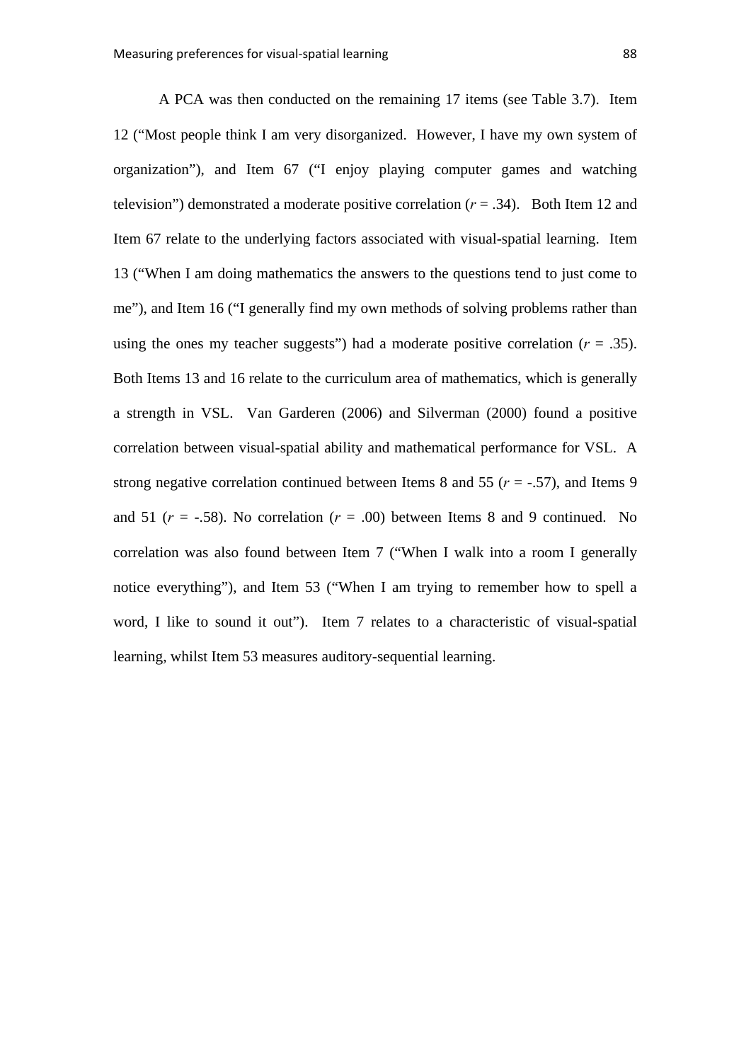A PCA was then conducted on the remaining 17 items (see Table 3.7). Item 12 ("Most people think I am very disorganized. However, I have my own system of organization"), and Item 67 ("I enjoy playing computer games and watching television") demonstrated a moderate positive correlation ($r = .34$). Both Item 12 and Item 67 relate to the underlying factors associated with visual-spatial learning. Item 13 ("When I am doing mathematics the answers to the questions tend to just come to me"), and Item 16 ("I generally find my own methods of solving problems rather than using the ones my teacher suggests") had a moderate positive correlation ($r = .35$). Both Items 13 and 16 relate to the curriculum area of mathematics, which is generally a strength in VSL. Van Garderen (2006) and Silverman (2000) found a positive correlation between visual-spatial ability and mathematical performance for VSL. A strong negative correlation continued between Items 8 and 55 ($r = -.57$), and Items 9 and 51 ($r = -.58$). No correlation ($r = .00$) between Items 8 and 9 continued. No correlation was also found between Item 7 ("When I walk into a room I generally notice everything"), and Item 53 ("When I am trying to remember how to spell a word, I like to sound it out"). Item 7 relates to a characteristic of visual-spatial learning, whilst Item 53 measures auditory-sequential learning.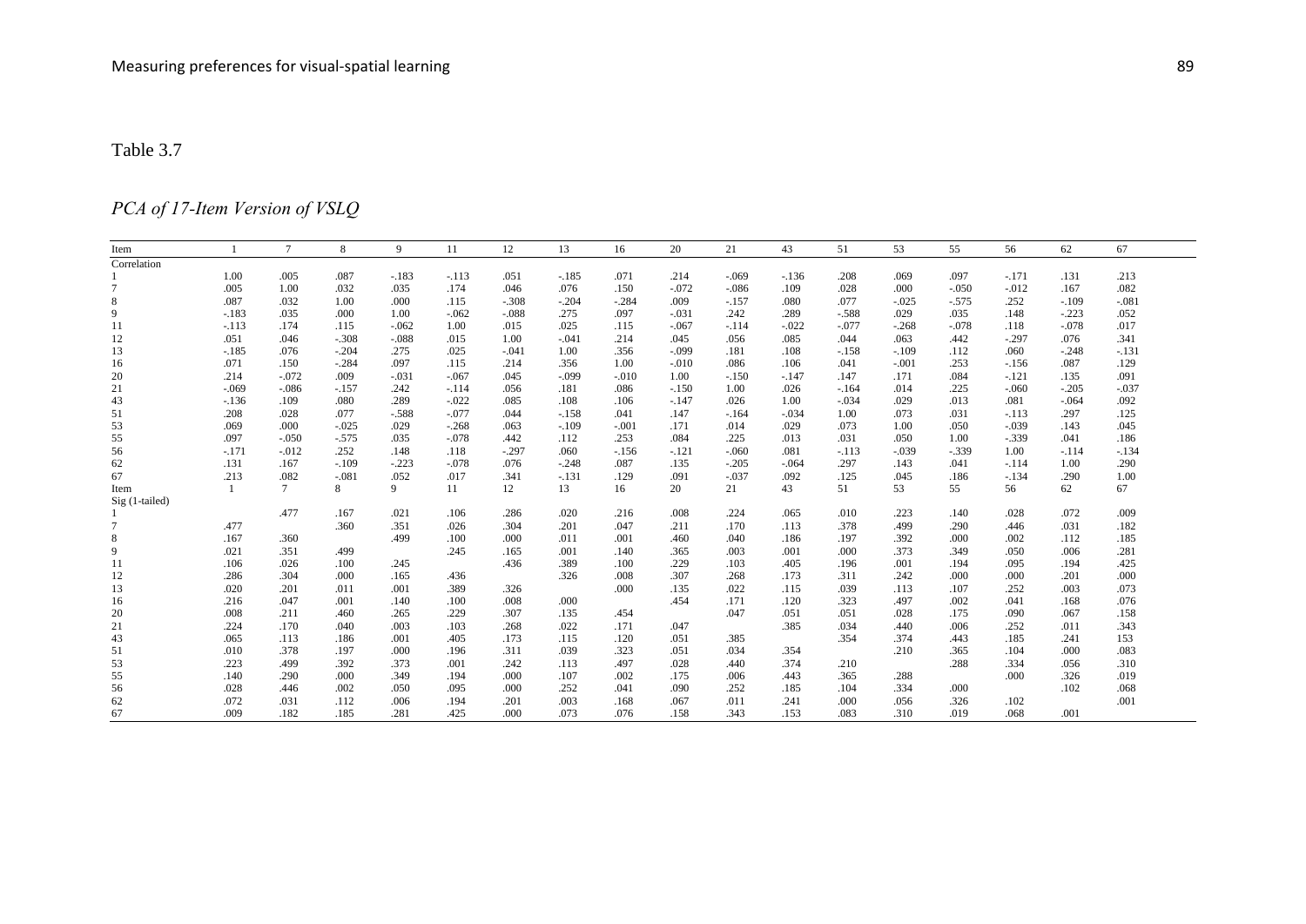Table 3.7

*PCA of 17-Item Version of VSLQ*

| Item | 1 | 7 | 8 | 9 | 11 | 12 | 13 | 16 | 20 | 21 | 43 | 51 | 53 | 55 | 56 | 62 | 67 |
|---|---|---|---|---|---|---|---|---|---|---|---|---|---|---|---|---|---|
| Correlation | | | | | | | | | | | | | | | | | |
| 1 | 1.00 | .005 | .087 | -.183 | -.113 | .051 | -.185 | .071 | .214 | -.069 | -.136 | .208 | .069 | .097 | -.171 | .131 | .213 |
| 7 | .005 | 1.00 | .032 | .035 | .174 | .046 | .076 | .150 | -.072 | -.086 | .109 | .028 | .000 | -.050 | -.012 | .167 | .082 |
| 8 | .087 | .032 | 1.00 | .000 | .115 | -.308 | -.204 | -.284 | .009 | -.157 | .080 | .077 | -.025 | -.575 | .252 | -.109 | -.081 |
| 9 | -.183 | .035 | .000 | 1.00 | -.062 | -.088 | .275 | .097 | -.031 | .242 | .289 | -.588 | .029 | .035 | .148 | -.223 | .052 |
| 11 | -.113 | .174 | .115 | -.062 | 1.00 | .015 | .025 | .115 | -.067 | -.114 | -.022 | -.077 | -.268 | -.078 | .118 | -.078 | .017 |
| 12 | .051 | .046 | -.308 | -.088 | .015 | 1.00 | -.041 | .214 | .045 | .056 | .085 | .044 | .063 | .442 | -.297 | .076 | .341 |
| 13 | -.185 | .076 | -.204 | .275 | .025 | -.041 | 1.00 | .356 | -.099 | .181 | .108 | -.158 | -.109 | .112 | .060 | -.248 | -.131 |
| 16 | .071 | .150 | -.284 | .097 | .115 | .214 | .356 | 1.00 | -.010 | .086 | .106 | .041 | -.001 | .253 | -.156 | .087 | .129 |
| 20 | .214 | -.072 | .009 | -.031 | -.067 | .045 | -.099 | -.010 | 1.00 | -.150 | -.147 | .147 | .171 | .084 | -.121 | .135 | .091 |
| 21 | -.069 | -.086 | -.157 | .242 | -.114 | .056 | .181 | .086 | -.150 | 1.00 | .026 | -.164 | .014 | .225 | -.060 | -.205 | -.037 |
| 43 | -.136 | .109 | .080 | .289 | -.022 | .085 | .108 | .106 | -.147 | .026 | 1.00 | -.034 | .029 | .013 | .081 | -.064 | .092 |
| 51 | .208 | .028 | .077 | -.588 | -.077 | .044 | -.158 | .041 | .147 | -.164 | -.034 | 1.00 | .073 | .031 | -.113 | .297 | .125 |
| 53 | .069 | .000 | -.025 | .029 | -.268 | .063 | -.109 | -.001 | .171 | .014 | .029 | .073 | 1.00 | .050 | -.039 | .143 | .045 |
| 55 | .097 | -.050 | -.575 | .035 | -.078 | .442 | .112 | .253 | .084 | .225 | .013 | .031 | .050 | 1.00 | -.339 | .041 | .186 |
| 56 | -.171 | -.012 | .252 | .148 | .118 | -.297 | .060 | -.156 | -.121 | -.060 | .081 | -.113 | -.039 | -.339 | 1.00 | -.114 | -.134 |
| 62 | .131 | .167 | -.109 | -.223 | -.078 | .076 | -.248 | .087 | .135 | -.205 | -.064 | .297 | .143 | .041 | -.114 | 1.00 | .290 |
| 67 | .213 | .082 | -.081 | .052 | .017 | .341 | -.131 | .129 | .091 | -.037 | .092 | .125 | .045 | .186 | -.134 | .290 | 1.00 |
| Item | 1 | 7 | 8 | 9 | 11 | 12 | 13 | 16 | 20 | 21 | 43 | 51 | 53 | 55 | 56 | 62 | 67 |
| Sig (1-tailed) | | | | | | | | | | | | | | | | | |
| 1 | | .477 | .167 | .021 | .106 | .286 | .020 | .216 | .008 | .224 | .065 | .010 | .223 | .140 | .028 | .072 | .009 |
| 7 | .477 | | .360 | .351 | .026 | .304 | .201 | .047 | .211 | .170 | .113 | .378 | .499 | .290 | .446 | .031 | .182 |
| 8 | .167 | .360 | | .499 | .100 | .000 | .011 | .001 | .460 | .040 | .186 | .197 | .392 | .000 | .002 | .112 | .185 |
| 9 | .021 | .351 | .499 | | .245 | .165 | .001 | .140 | .365 | .003 | .001 | .000 | .373 | .349 | .050 | .006 | .281 |
| 11 | .106 | .026 | .100 | .245 | | .436 | .389 | .100 | .229 | .103 | .405 | .196 | .001 | .194 | .095 | .194 | .425 |
| 12 | .286 | .304 | .000 | .165 | .436 | | .326 | .008 | .307 | .268 | .173 | .311 | .242 | .000 | .000 | .201 | .000 |
| 13 | .020 | .201 | .011 | .001 | .389 | .326 | | .000 | .135 | .022 | .115 | .039 | .113 | .107 | .252 | .003 | .073 |
| 16 | .216 | .047 | .001 | .140 | .100 | .008 | .000 | | .454 | .171 | .120 | .323 | .497 | .002 | .041 | .168 | .076 |
| 20 | .008 | .211 | .460 | .265 | .229 | .307 | .135 | .454 | | .047 | .051 | .051 | .028 | .175 | .090 | .067 | .158 |
| 21 | .224 | .170 | .040 | .003 | .103 | .268 | .022 | .171 | .047 | | .385 | .034 | .440 | .006 | .252 | .011 | .343 |
| 43 | .065 | .113 | .186 | .001 | .405 | .173 | .115 | .120 | .051 | .385 | | .354 | .374 | .443 | .185 | .241 | 153 |
| 51 | .010 | .378 | .197 | .000 | .196 | .311 | .039 | .323 | .051 | .034 | .354 | | .210 | .365 | .104 | .000 | .083 |
| 53 | .223 | .499 | .392 | .373 | .001 | .242 | .113 | .497 | .028 | .440 | .374 | .210 | | .288 | .334 | .056 | .310 |
| 55 | .140 | .290 | .000 | .349 | .194 | .000 | .107 | .002 | .175 | .006 | .443 | .365 | .288 | | .000 | .326 | .019 |
| 56 | .028 | .446 | .002 | .050 | .095 | .000 | .252 | .041 | .090 | .252 | .185 | .104 | .334 | .000 | | .102 | .068 |
| 62 | .072 | .031 | .112 | .006 | .194 | .201 | .003 | .168 | .067 | .011 | .241 | .000 | .056 | .326 | .102 | | .001 |
| 67 | .009 | .182 | .185 | .281 | .425 | .000 | .073 | .076 | .158 | .343 | .153 | .083 | .310 | .019 | .068 | .001 | |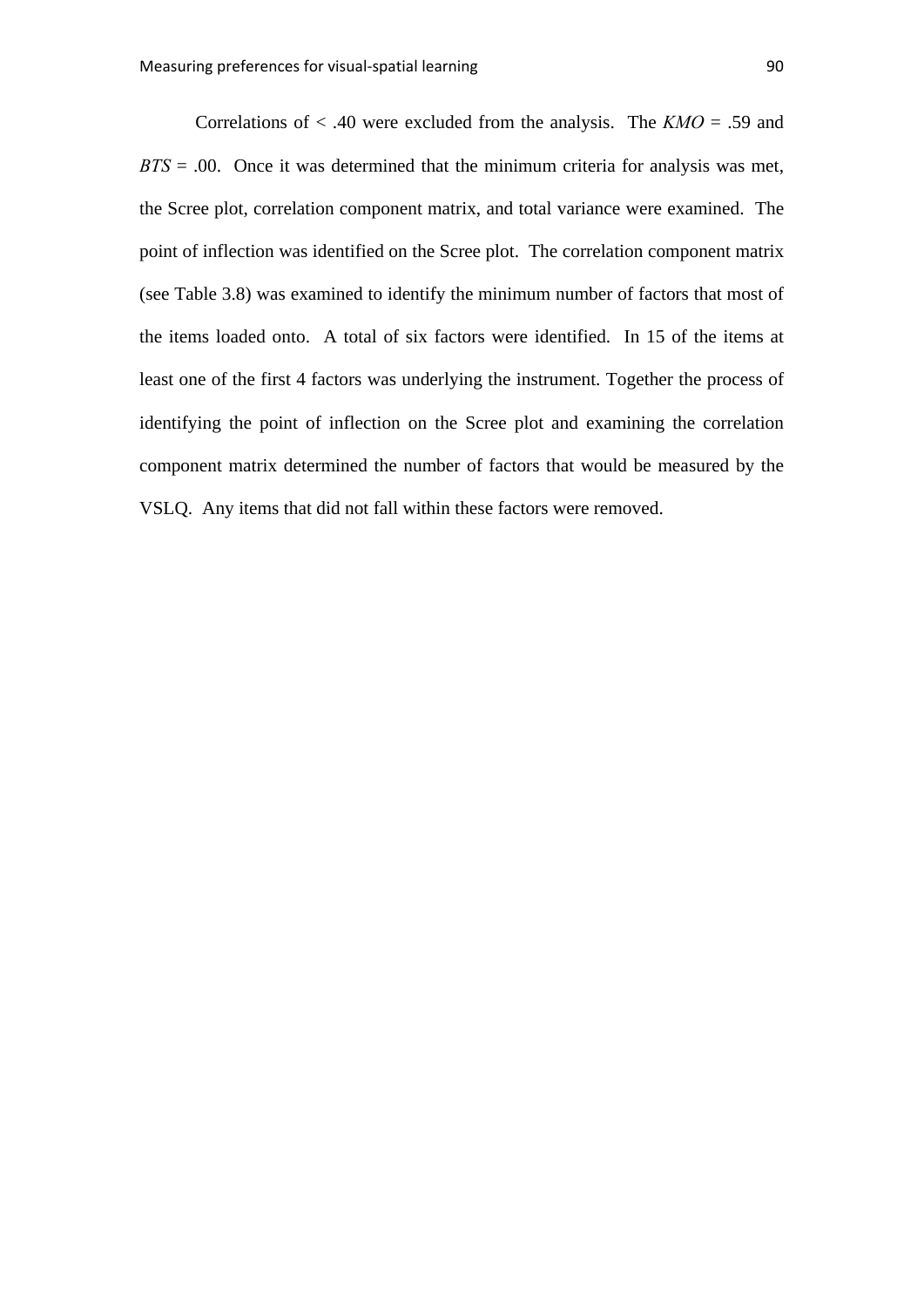Correlations of < .40 were excluded from the analysis. The *KMO* = .59 and *BTS* = .00. Once it was determined that the minimum criteria for analysis was met, the Scree plot, correlation component matrix, and total variance were examined. The point of inflection was identified on the Scree plot. The correlation component matrix (see Table 3.8) was examined to identify the minimum number of factors that most of the items loaded onto. A total of six factors were identified. In 15 of the items at least one of the first 4 factors was underlying the instrument. Together the process of identifying the point of inflection on the Scree plot and examining the correlation component matrix determined the number of factors that would be measured by the VSLQ. Any items that did not fall within these factors were removed.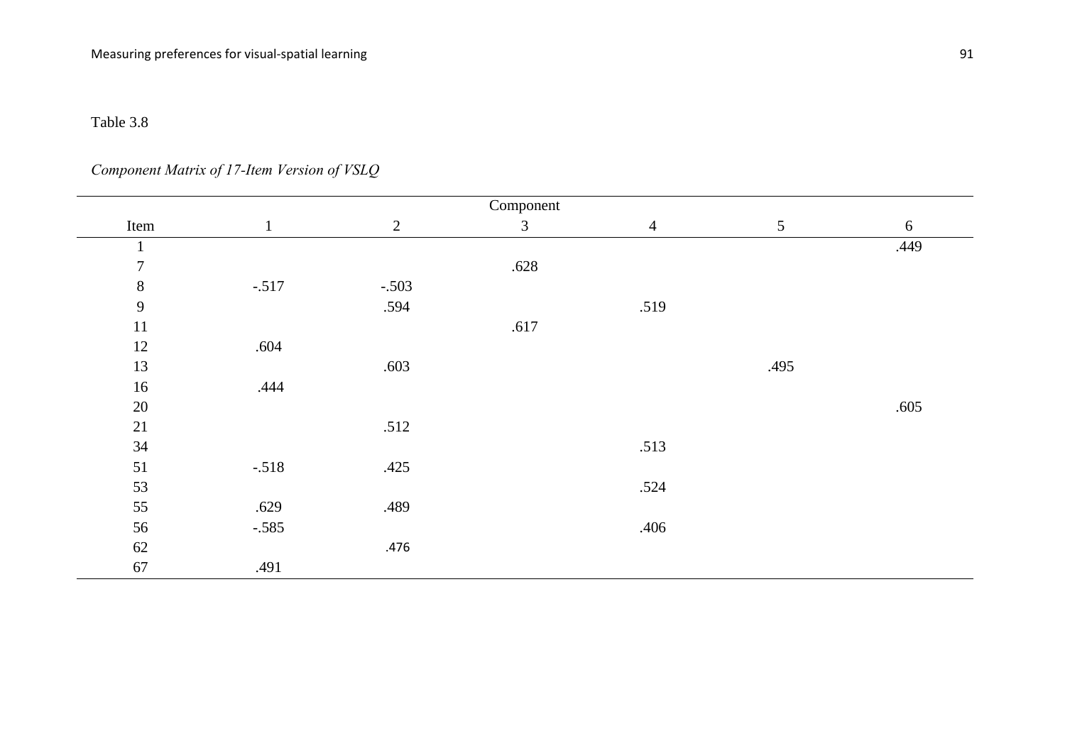Table 3.8

*Component Matrix of 17-Item Version of VSLQ*

| | Component | | | | | |
|---|---|---|---|---|---|---|
| Item | 1 | 2 | 3 | 4 | 5 | 6 |
| 1 | | | | | | .449 |
| 7 | | | .628 | | | |
| 8 | -.517 | -.503 | | | | |
| 9 | | .594 | | .519 | | |
| 11 | | | .617 | | | |
| 12 | .604 | | | | | |
| 13 | | .603 | | | .495 | |
| 16 | .444 | | | | | |
| 20 | | | | | | .605 |
| 21 | | .512 | | | | |
| 34 | | | | .513 | | |
| 51 | -.518 | .425 | | | | |
| 53 | | | | .524 | | |
| 55 | .629 | .489 | | | | |
| 56 | -.585 | | | .406 | | |
| 62 | | .476 | | | | |
| 67 | .491 | | | | | |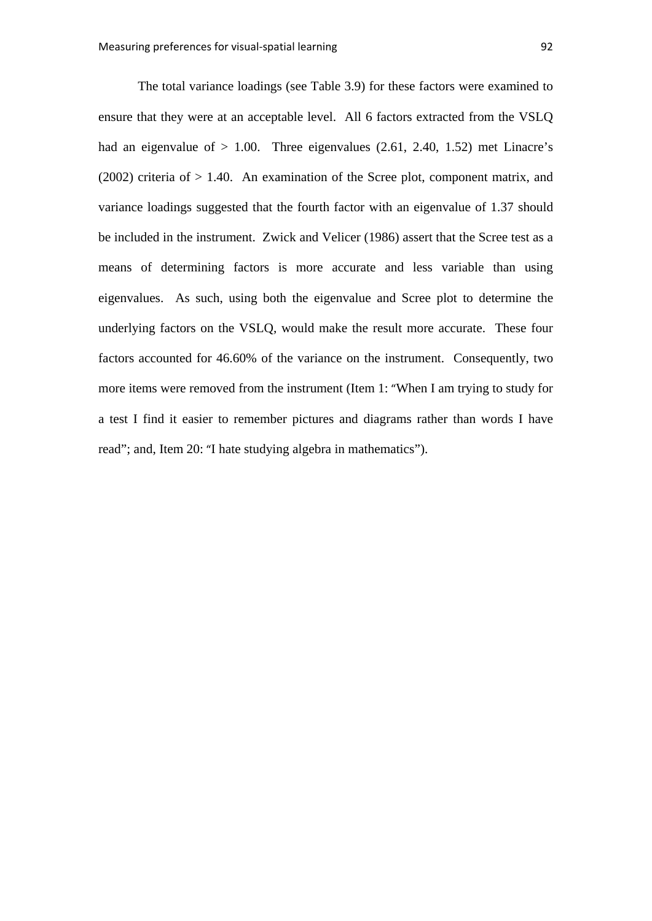The total variance loadings (see Table 3.9) for these factors were examined to ensure that they were at an acceptable level. All 6 factors extracted from the VSLQ had an eigenvalue of > 1.00. Three eigenvalues (2.61, 2.40, 1.52) met Linacre's (2002) criteria of > 1.40. An examination of the Scree plot, component matrix, and variance loadings suggested that the fourth factor with an eigenvalue of 1.37 should be included in the instrument. Zwick and Velicer (1986) assert that the Scree test as a means of determining factors is more accurate and less variable than using eigenvalues. As such, using both the eigenvalue and Scree plot to determine the underlying factors on the VSLQ, would make the result more accurate. These four factors accounted for 46.60% of the variance on the instrument. Consequently, two more items were removed from the instrument (Item 1: "When I am trying to study for a test I find it easier to remember pictures and diagrams rather than words I have read"; and, Item 20: "I hate studying algebra in mathematics").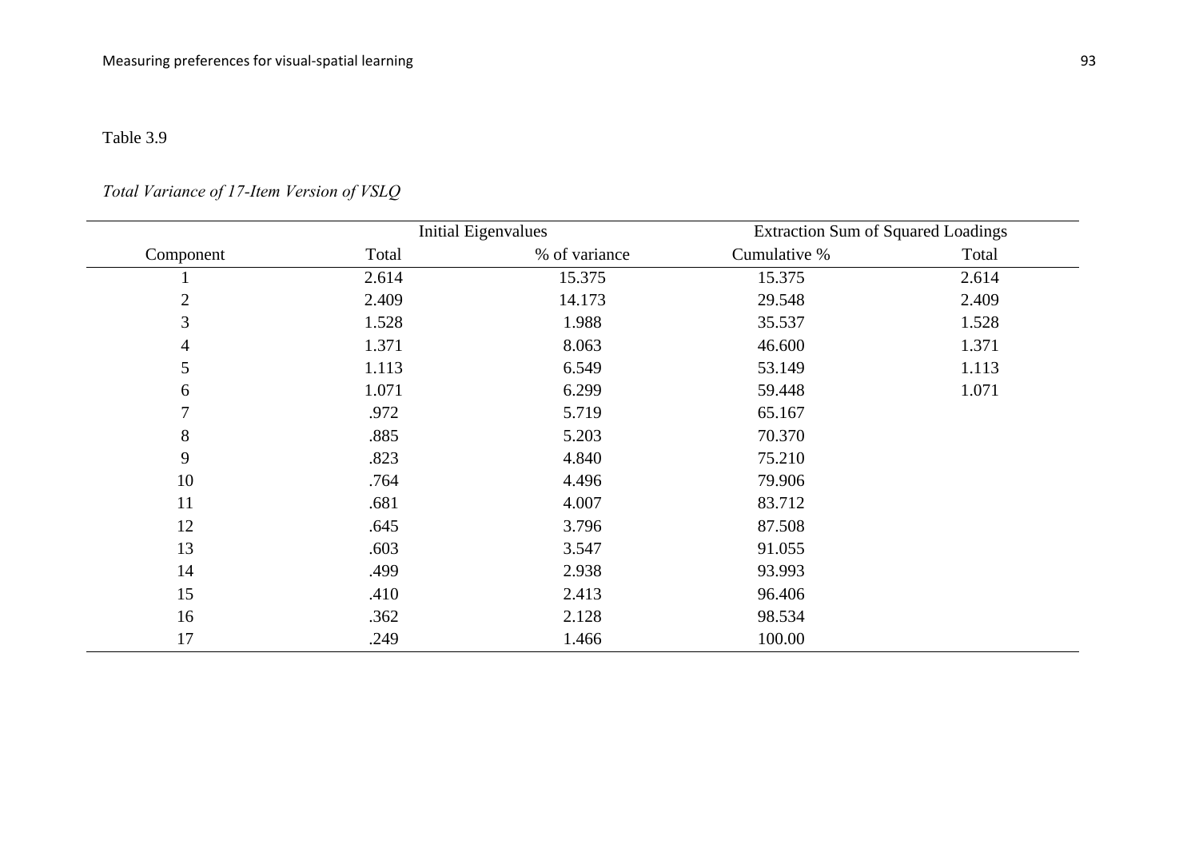Table 3.9

*Total Variance of 17-Item Version of VSLQ*

| | Initial Eigenvalues | | | Extraction Sum of Squared Loadings |
|---|---|---|---|---|
| Component | Total | % of variance | Cumulative % | Total |
| 1 | 2.614 | 15.375 | 15.375 | 2.614 |
| 2 | 2.409 | 14.173 | 29.548 | 2.409 |
| 3 | 1.528 | 1.988 | 35.537 | 1.528 |
| 4 | 1.371 | 8.063 | 46.600 | 1.371 |
| 5 | 1.113 | 6.549 | 53.149 | 1.113 |
| 6 | 1.071 | 6.299 | 59.448 | 1.071 |
| 7 | .972 | 5.719 | 65.167 | |
| 8 | .885 | 5.203 | 70.370 | |
| 9 | .823 | 4.840 | 75.210 | |
| 10 | .764 | 4.496 | 79.906 | |
| 11 | .681 | 4.007 | 83.712 | |
| 12 | .645 | 3.796 | 87.508 | |
| 13 | .603 | 3.547 | 91.055 | |
| 14 | .499 | 2.938 | 93.993 | |
| 15 | .410 | 2.413 | 96.406 | |
| 16 | .362 | 2.128 | 98.534 | |
| 17 | .249 | 1.466 | 100.00 | |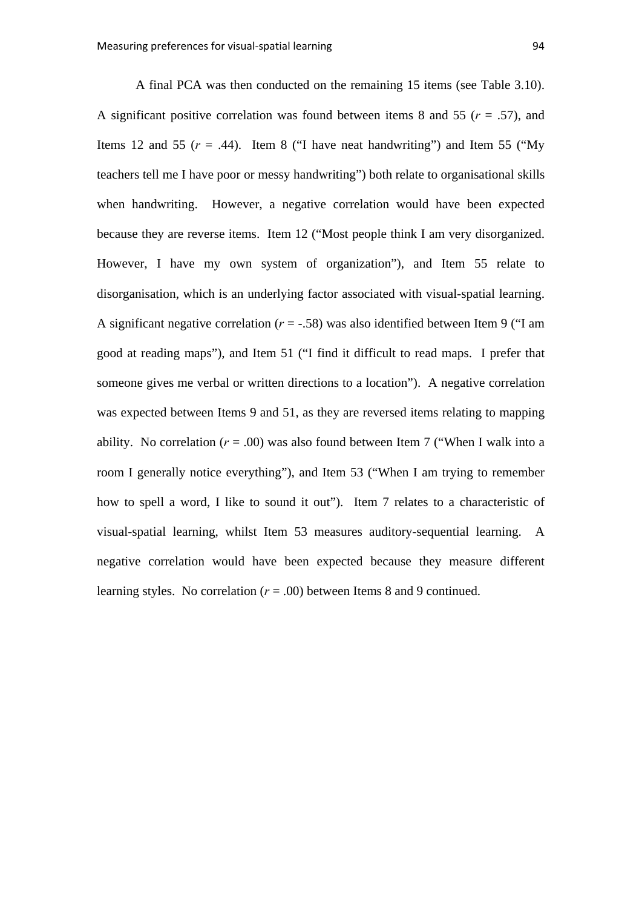A final PCA was then conducted on the remaining 15 items (see Table 3.10). A significant positive correlation was found between items 8 and 55 ($r$ = .57), and Items 12 and 55 ($r$ = .44). Item 8 (“I have neat handwriting”) and Item 55 (“My teachers tell me I have poor or messy handwriting”) both relate to organisational skills when handwriting. However, a negative correlation would have been expected because they are reverse items. Item 12 (“Most people think I am very disorganized. However, I have my own system of organization”), and Item 55 relate to disorganisation, which is an underlying factor associated with visual-spatial learning. A significant negative correlation ($r$ = -.58) was also identified between Item 9 (“I am good at reading maps”), and Item 51 (“I find it difficult to read maps. I prefer that someone gives me verbal or written directions to a location”). A negative correlation was expected between Items 9 and 51, as they are reversed items relating to mapping ability. No correlation ($r$ = .00) was also found between Item 7 (“When I walk into a room I generally notice everything”), and Item 53 (“When I am trying to remember how to spell a word, I like to sound it out”). Item 7 relates to a characteristic of visual-spatial learning, whilst Item 53 measures auditory-sequential learning. A negative correlation would have been expected because they measure different learning styles. No correlation ($r$ = .00) between Items 8 and 9 continued.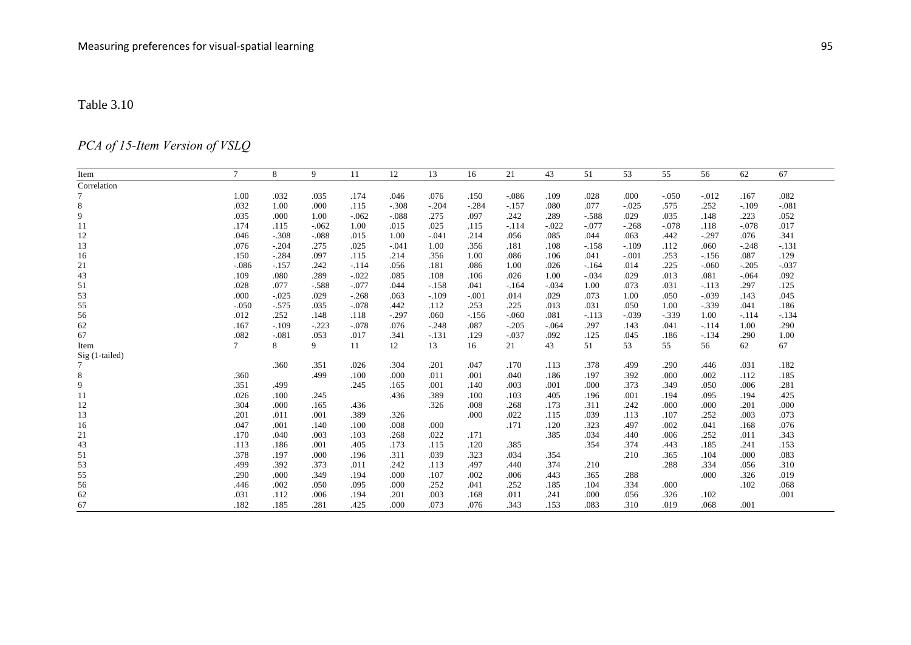Table 3.10

*PCA of 15-Item Version of VSLQ*

| Item | 7 | 8 | 9 | 11 | 12 | 13 | 16 | 21 | 43 | 51 | 53 | 55 | 56 | 62 | 67 |
|---|---|---|---|---|---|---|---|---|---|---|---|---|---|---|---|
| Correlation | | | | | | | | | | | | | | | |
| 7 | 1.00 | .032 | .035 | .174 | .046 | .076 | .150 | -.086 | .109 | .028 | .000 | -.050 | -.012 | .167 | .082 |
| 8 | .032 | 1.00 | .000 | .115 | -.308 | -.204 | -.284 | -.157 | .080 | .077 | -.025 | .575 | .252 | -.109 | -.081 |
| 9 | .035 | .000 | 1.00 | -.062 | -.088 | .275 | .097 | .242 | .289 | -.588 | .029 | .035 | .148 | .223 | .052 |
| 11 | .174 | .115 | -.062 | 1.00 | .015 | .025 | .115 | -.114 | -.022 | -.077 | -.268 | -.078 | .118 | -.078 | .017 |
| 12 | .046 | -.308 | -.088 | .015 | 1.00 | -.041 | .214 | .056 | .085 | .044 | .063 | .442 | -.297 | .076 | .341 |
| 13 | .076 | -.204 | .275 | .025 | -.041 | 1.00 | .356 | .181 | .108 | -.158 | -.109 | .112 | .060 | -.248 | -.131 |
| 16 | .150 | -.284 | .097 | .115 | .214 | .356 | 1.00 | .086 | .106 | .041 | -.001 | .253 | -.156 | .087 | .129 |
| 21 | -.086 | -.157 | .242 | -.114 | .056 | .181 | .086 | 1.00 | .026 | -.164 | .014 | .225 | -.060 | -.205 | -.037 |
| 43 | .109 | .080 | .289 | -.022 | .085 | .108 | .106 | .026 | 1.00 | -.034 | .029 | .013 | .081 | -.064 | .092 |
| 51 | .028 | .077 | -.588 | -.077 | .044 | -.158 | .041 | -.164 | -.034 | 1.00 | .073 | .031 | -.113 | .297 | .125 |
| 53 | .000 | -.025 | .029 | -.268 | .063 | -.109 | -.001 | .014 | .029 | .073 | 1.00 | .050 | -.039 | .143 | .045 |
| 55 | -.050 | -.575 | .035 | -.078 | .442 | .112 | .253 | .225 | .013 | .031 | .050 | 1.00 | -.339 | .041 | .186 |
| 56 | .012 | .252 | .148 | .118 | -.297 | .060 | -.156 | -.060 | .081 | -.113 | -.039 | -.339 | 1.00 | -.114 | -.134 |
| 62 | .167 | -.109 | -.223 | -.078 | .076 | -.248 | .087 | -.205 | -.064 | .297 | .143 | .041 | -.114 | 1.00 | .290 |
| 67 | .082 | -.081 | .053 | .017 | .341 | -.131 | .129 | -.037 | .092 | .125 | .045 | .186 | -.134 | .290 | 1.00 |
| Item | 7 | 8 | 9 | 11 | 12 | 13 | 16 | 21 | 43 | 51 | 53 | 55 | 56 | 62 | 67 |
| Sig (1-tailed) | | | | | | | | | | | | | | | |
| 7 | | .360 | .351 | .026 | .304 | .201 | .047 | .170 | .113 | .378 | .499 | .290 | .446 | .031 | .182 |
| 8 | .360 | | .499 | .100 | .000 | .011 | .001 | .040 | .186 | .197 | .392 | .000 | .002 | .112 | .185 |
| 9 | .351 | .499 | | .245 | .165 | .001 | .140 | .003 | .001 | .000 | .373 | .349 | .050 | .006 | .281 |
| 11 | .026 | .100 | .245 | | .436 | .389 | .100 | .103 | .405 | .196 | .001 | .194 | .095 | .194 | .425 |
| 12 | .304 | .000 | .165 | .436 | | .326 | .008 | .268 | .173 | .311 | .242 | .000 | .000 | .201 | .000 |
| 13 | .201 | .011 | .001 | .389 | .326 | | .000 | .022 | .115 | .039 | .113 | .107 | .252 | .003 | .073 |
| 16 | .047 | .001 | .140 | .100 | .008 | .000 | | .171 | .120 | .323 | .497 | .002 | .041 | .168 | .076 |
| 21 | .170 | .040 | .003 | .103 | .268 | .022 | .171 | | .385 | .034 | .440 | .006 | .252 | .011 | .343 |
| 43 | .113 | .186 | .001 | .405 | .173 | .115 | .120 | .385 | | .354 | .374 | .443 | .185 | .241 | .153 |
| 51 | .378 | .197 | .000 | .196 | .311 | .039 | .323 | .034 | .354 | | .210 | .365 | .104 | .000 | .083 |
| 53 | .499 | .392 | .373 | .011 | .242 | .113 | .497 | .440 | .374 | .210 | | .288 | .334 | .056 | .310 |
| 55 | .290 | .000 | .349 | .194 | .000 | .107 | .002 | .006 | .443 | .365 | .288 | | .000 | .326 | .019 |
| 56 | .446 | .002 | .050 | .095 | .000 | .252 | .041 | .252 | .185 | .104 | .334 | .000 | | .102 | .068 |
| 62 | .031 | .112 | .006 | .194 | .201 | .003 | .168 | .011 | .241 | .000 | .056 | .326 | .102 | | .001 |
| 67 | .182 | .185 | .281 | .425 | .000 | .073 | .076 | .343 | .153 | .083 | .310 | .019 | .068 | .001 | |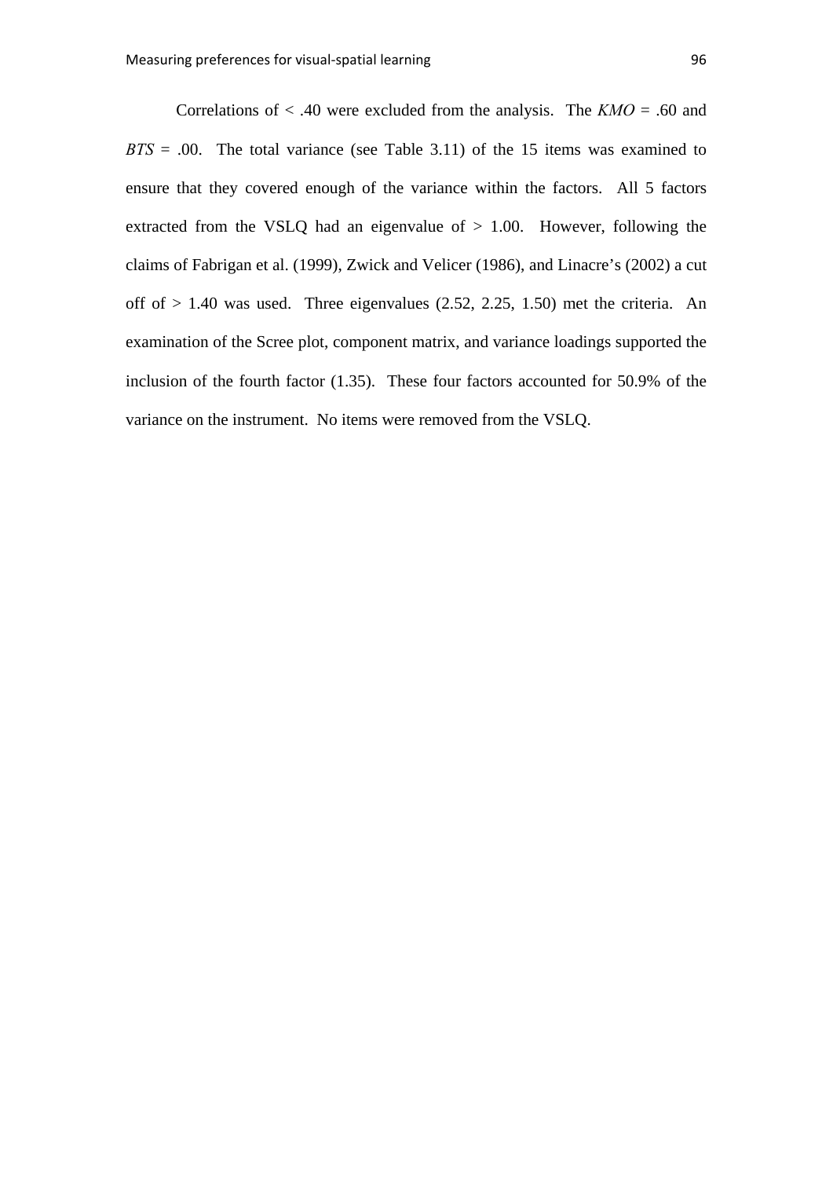Correlations of < .40 were excluded from the analysis. The *KMO* = .60 and *BTS* = .00. The total variance (see Table 3.11) of the 15 items was examined to ensure that they covered enough of the variance within the factors. All 5 factors extracted from the VSLQ had an eigenvalue of > 1.00. However, following the claims of Fabrigan et al. (1999), Zwick and Velicer (1986), and Linacre's (2002) a cut off of > 1.40 was used. Three eigenvalues (2.52, 2.25, 1.50) met the criteria. An examination of the Scree plot, component matrix, and variance loadings supported the inclusion of the fourth factor (1.35). These four factors accounted for 50.9% of the variance on the instrument. No items were removed from the VSLQ.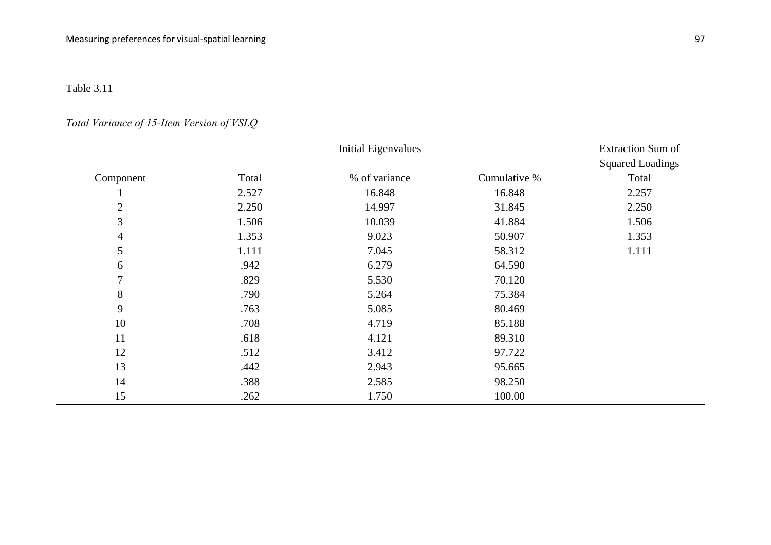Table 3.11

*Total Variance of 15-Item Version of VSLQ*

| | Initial Eigenvalues | | | Extraction Sum of Squared Loadings |
|---|---|---|---|---|
| Component | Total | % of variance | Cumulative % | Total |
| 1 | 2.527 | 16.848 | 16.848 | 2.257 |
| 2 | 2.250 | 14.997 | 31.845 | 2.250 |
| 3 | 1.506 | 10.039 | 41.884 | 1.506 |
| 4 | 1.353 | 9.023 | 50.907 | 1.353 |
| 5 | 1.111 | 7.045 | 58.312 | 1.111 |
| 6 | .942 | 6.279 | 64.590 | |
| 7 | .829 | 5.530 | 70.120 | |
| 8 | .790 | 5.264 | 75.384 | |
| 9 | .763 | 5.085 | 80.469 | |
| 10 | .708 | 4.719 | 85.188 | |
| 11 | .618 | 4.121 | 89.310 | |
| 12 | .512 | 3.412 | 97.722 | |
| 13 | .442 | 2.943 | 95.665 | |
| 14 | .388 | 2.585 | 98.250 | |
| 15 | .262 | 1.750 | 100.00 | |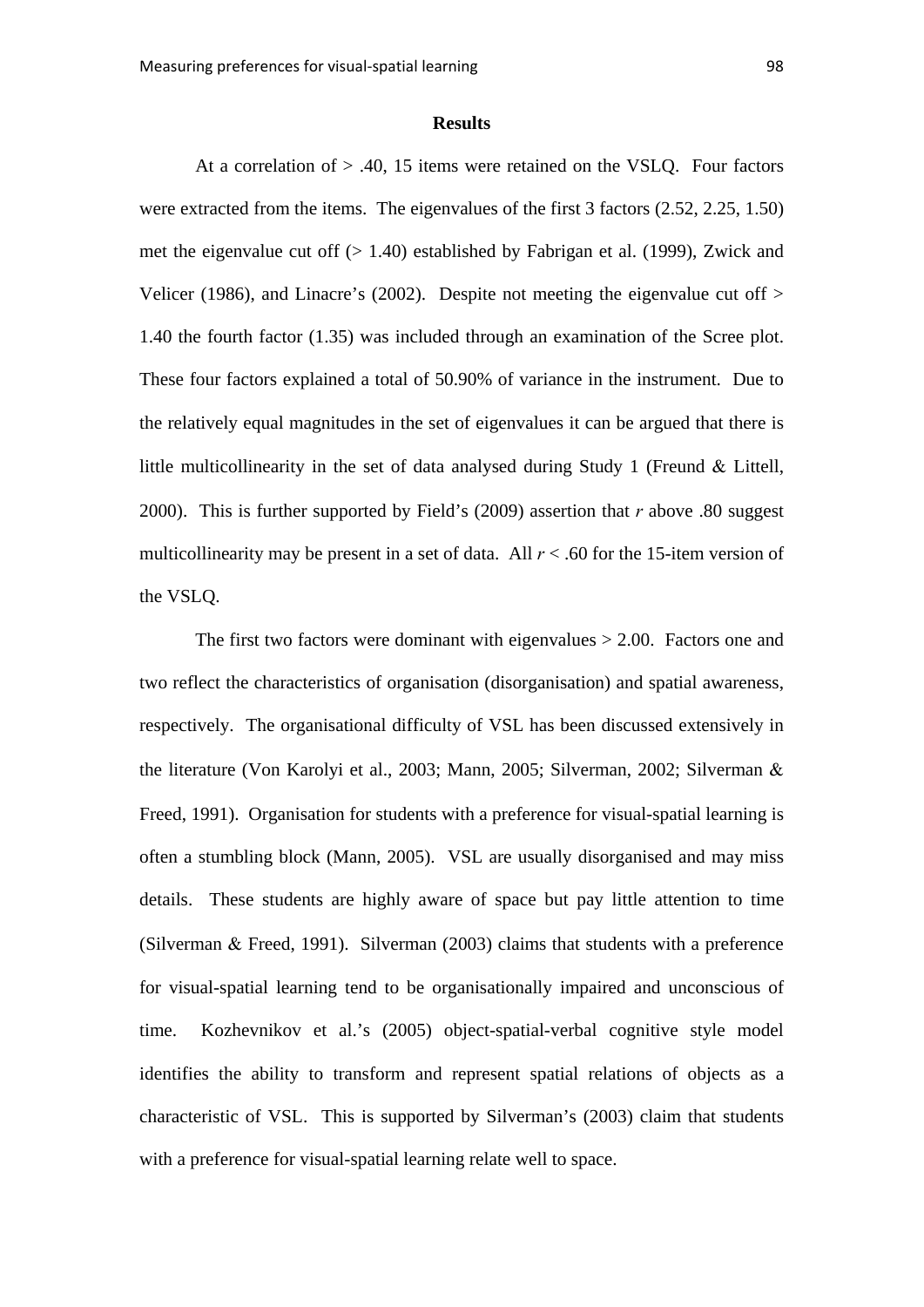## Results

At a correlation of > .40, 15 items were retained on the VSLQ. Four factors were extracted from the items. The eigenvalues of the first 3 factors (2.52, 2.25, 1.50) met the eigenvalue cut off (> 1.40) established by Fabrigan et al. (1999), Zwick and Velicer (1986), and Linacre's (2002). Despite not meeting the eigenvalue cut off > 1.40 the fourth factor (1.35) was included through an examination of the Scree plot. These four factors explained a total of 50.90% of variance in the instrument. Due to the relatively equal magnitudes in the set of eigenvalues it can be argued that there is little multicollinearity in the set of data analysed during Study 1 (Freund & Littell, 2000). This is further supported by Field's (2009) assertion that *r* above .80 suggest multicollinearity may be present in a set of data. All *r* < .60 for the 15-item version of the VSLQ.

The first two factors were dominant with eigenvalues > 2.00. Factors one and two reflect the characteristics of organisation (disorganisation) and spatial awareness, respectively. The organisational difficulty of VSL has been discussed extensively in the literature (Von Karolyi et al., 2003; Mann, 2005; Silverman, 2002; Silverman & Freed, 1991). Organisation for students with a preference for visual-spatial learning is often a stumbling block (Mann, 2005). VSL are usually disorganised and may miss details. These students are highly aware of space but pay little attention to time (Silverman & Freed, 1991). Silverman (2003) claims that students with a preference for visual-spatial learning tend to be organisationally impaired and unconscious of time. Kozhevnikov et al.'s (2005) object-spatial-verbal cognitive style model identifies the ability to transform and represent spatial relations of objects as a characteristic of VSL. This is supported by Silverman's (2003) claim that students with a preference for visual-spatial learning relate well to space.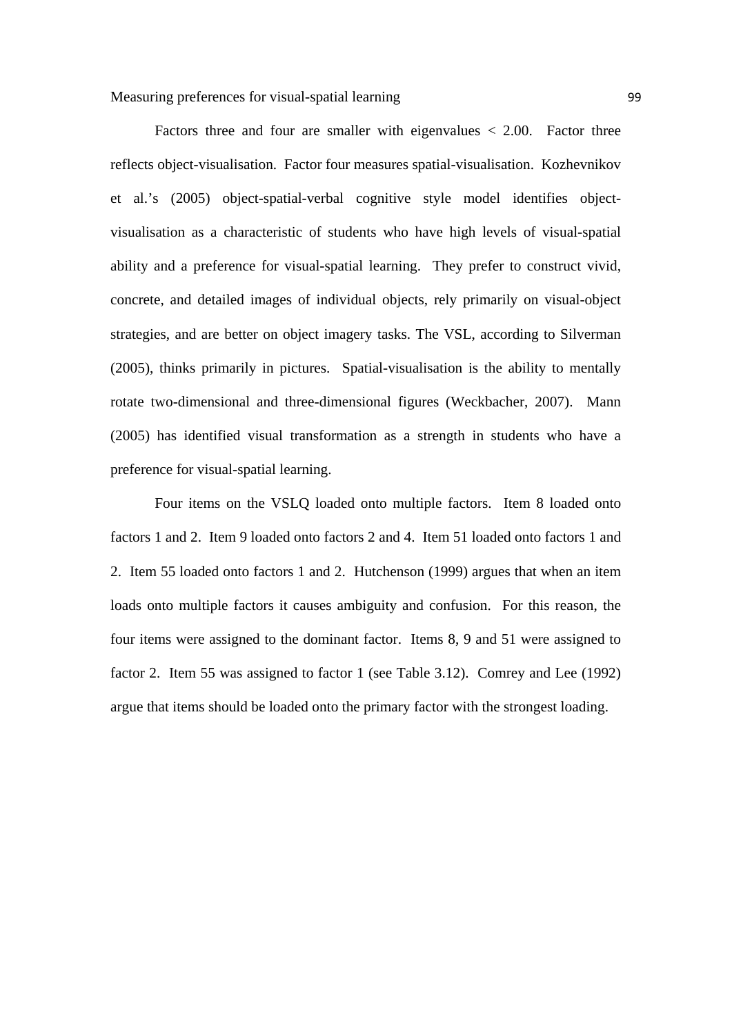Factors three and four are smaller with eigenvalues < 2.00. Factor three reflects object-visualisation. Factor four measures spatial-visualisation. Kozhevnikov et al.'s (2005) object-spatial-verbal cognitive style model identifies object-visualisation as a characteristic of students who have high levels of visual-spatial ability and a preference for visual-spatial learning. They prefer to construct vivid, concrete, and detailed images of individual objects, rely primarily on visual-object strategies, and are better on object imagery tasks. The VSL, according to Silverman (2005), thinks primarily in pictures. Spatial-visualisation is the ability to mentally rotate two-dimensional and three-dimensional figures (Weckbacher, 2007). Mann (2005) has identified visual transformation as a strength in students who have a preference for visual-spatial learning.

Four items on the VSLQ loaded onto multiple factors. Item 8 loaded onto factors 1 and 2. Item 9 loaded onto factors 2 and 4. Item 51 loaded onto factors 1 and 2. Item 55 loaded onto factors 1 and 2. Hutchenson (1999) argues that when an item loads onto multiple factors it causes ambiguity and confusion. For this reason, the four items were assigned to the dominant factor. Items 8, 9 and 51 were assigned to factor 2. Item 55 was assigned to factor 1 (see Table 3.12). Comrey and Lee (1992) argue that items should be loaded onto the primary factor with the strongest loading.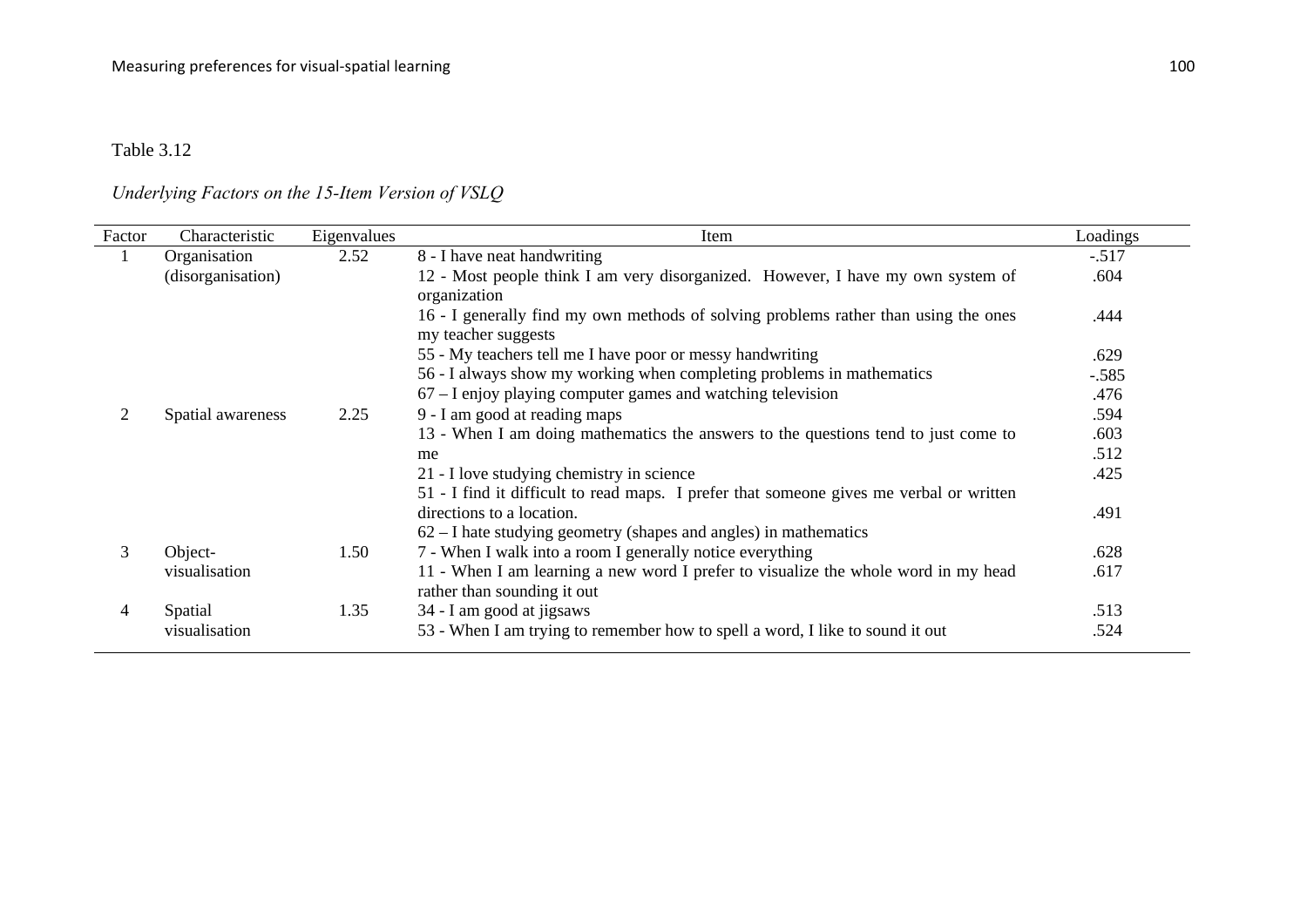Table 3.12

*Underlying Factors on the 15-Item Version of VSLQ*

| Factor | Characteristic | Eigenvalues | Item | Loadings |
|---|---|---|---|---|
| 1 | Organisation (disorganisation) | 2.52 | 8 - I have neat handwriting | -.517 |
| | | | 12 - Most people think I am very disorganized. However, I have my own system of organization | .604 |
| | | | 16 - I generally find my own methods of solving problems rather than using the ones my teacher suggests | .444 |
| | | | 55 - My teachers tell me I have poor or messy handwriting | .629 |
| | | | 56 - I always show my working when completing problems in mathematics | -.585 |
| | | | 67 – I enjoy playing computer games and watching television | .476 |
| 2 | Spatial awareness | 2.25 | 9 - I am good at reading maps | .594 |
| | | | 13 - When I am doing mathematics the answers to the questions tend to just come to me | .603 |
| | | | 21 - I love studying chemistry in science | .512 |
| | | | 51 - I find it difficult to read maps. I prefer that someone gives me verbal or written directions to a location. | .425 |
| | | | 62 – I hate studying geometry (shapes and angles) in mathematics | .491 |
| 3 | Object-visualisation | 1.50 | 7 - When I walk into a room I generally notice everything | .628 |
| | | | 11 - When I am learning a new word I prefer to visualize the whole word in my head rather than sounding it out | .617 |
| 4 | Spatial visualisation | 1.35 | 34 - I am good at jigsaws | .513 |
| | | | 53 - When I am trying to remember how to spell a word, I like to sound it out | .524 |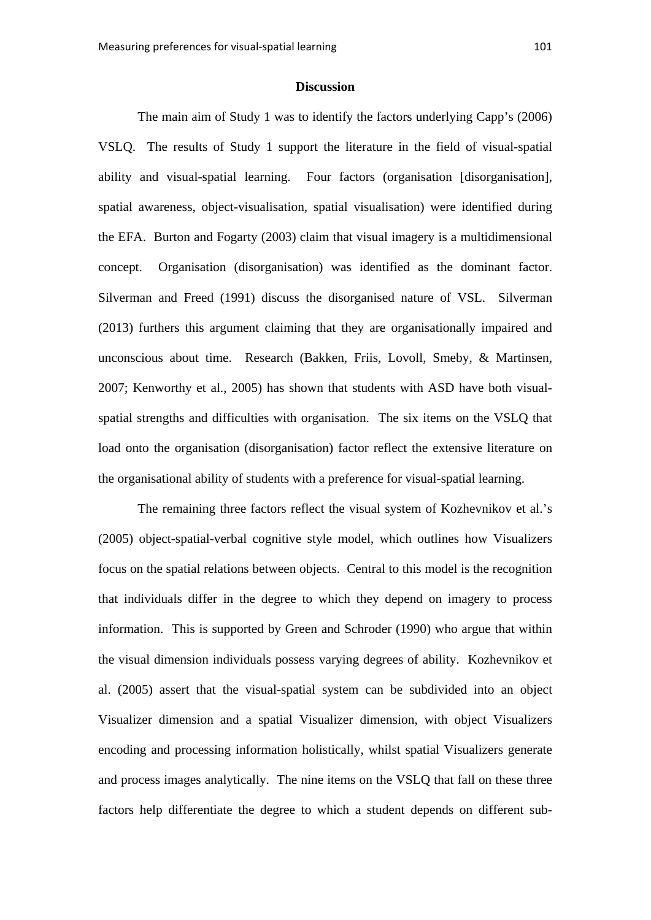## Discussion

The main aim of Study 1 was to identify the factors underlying Capp's (2006) VSLQ. The results of Study 1 support the literature in the field of visual-spatial ability and visual-spatial learning. Four factors (organisation [disorganisation], spatial awareness, object-visualisation, spatial visualisation) were identified during the EFA. Burton and Fogarty (2003) claim that visual imagery is a multidimensional concept. Organisation (disorganisation) was identified as the dominant factor. Silverman and Freed (1991) discuss the disorganised nature of VSL. Silverman (2013) furthers this argument claiming that they are organisationally impaired and unconscious about time. Research (Bakken, Friis, Lovoll, Smeby, & Martinsen, 2007; Kenworthy et al., 2005) has shown that students with ASD have both visual-spatial strengths and difficulties with organisation. The six items on the VSLQ that load onto the organisation (disorganisation) factor reflect the extensive literature on the organisational ability of students with a preference for visual-spatial learning.

The remaining three factors reflect the visual system of Kozhevnikov et al.'s (2005) object-spatial-verbal cognitive style model, which outlines how Visualizers focus on the spatial relations between objects. Central to this model is the recognition that individuals differ in the degree to which they depend on imagery to process information. This is supported by Green and Schroder (1990) who argue that within the visual dimension individuals possess varying degrees of ability. Kozhevnikov et al. (2005) assert that the visual-spatial system can be subdivided into an object Visualizer dimension and a spatial Visualizer dimension, with object Visualizers encoding and processing information holistically, whilst spatial Visualizers generate and process images analytically. The nine items on the VSLQ that fall on these three factors help differentiate the degree to which a student depends on different sub-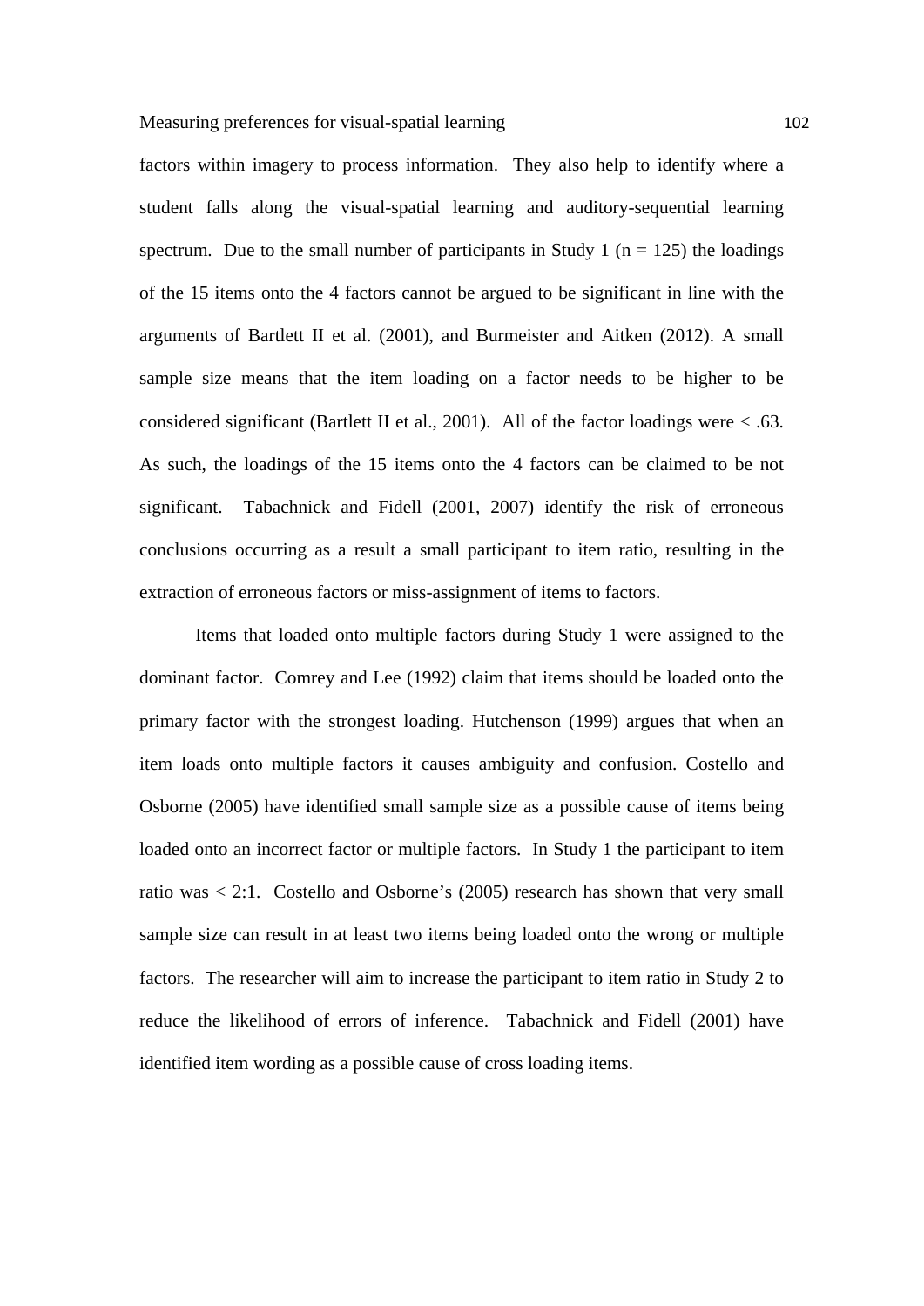factors within imagery to process information. They also help to identify where a student falls along the visual-spatial learning and auditory-sequential learning spectrum. Due to the small number of participants in Study 1 ($n = 125$) the loadings of the 15 items onto the 4 factors cannot be argued to be significant in line with the arguments of Bartlett II et al. (2001), and Burmeister and Aitken (2012). A small sample size means that the item loading on a factor needs to be higher to be considered significant (Bartlett II et al., 2001). All of the factor loadings were $< .63$. As such, the loadings of the 15 items onto the 4 factors can be claimed to be not significant. Tabachnick and Fidell (2001, 2007) identify the risk of erroneous conclusions occurring as a result a small participant to item ratio, resulting in the extraction of erroneous factors or miss-assignment of items to factors.

Items that loaded onto multiple factors during Study 1 were assigned to the dominant factor. Comrey and Lee (1992) claim that items should be loaded onto the primary factor with the strongest loading. Hutchenson (1999) argues that when an item loads onto multiple factors it causes ambiguity and confusion. Costello and Osborne (2005) have identified small sample size as a possible cause of items being loaded onto an incorrect factor or multiple factors. In Study 1 the participant to item ratio was $< 2:1$. Costello and Osborne's (2005) research has shown that very small sample size can result in at least two items being loaded onto the wrong or multiple factors. The researcher will aim to increase the participant to item ratio in Study 2 to reduce the likelihood of errors of inference. Tabachnick and Fidell (2001) have identified item wording as a possible cause of cross loading items.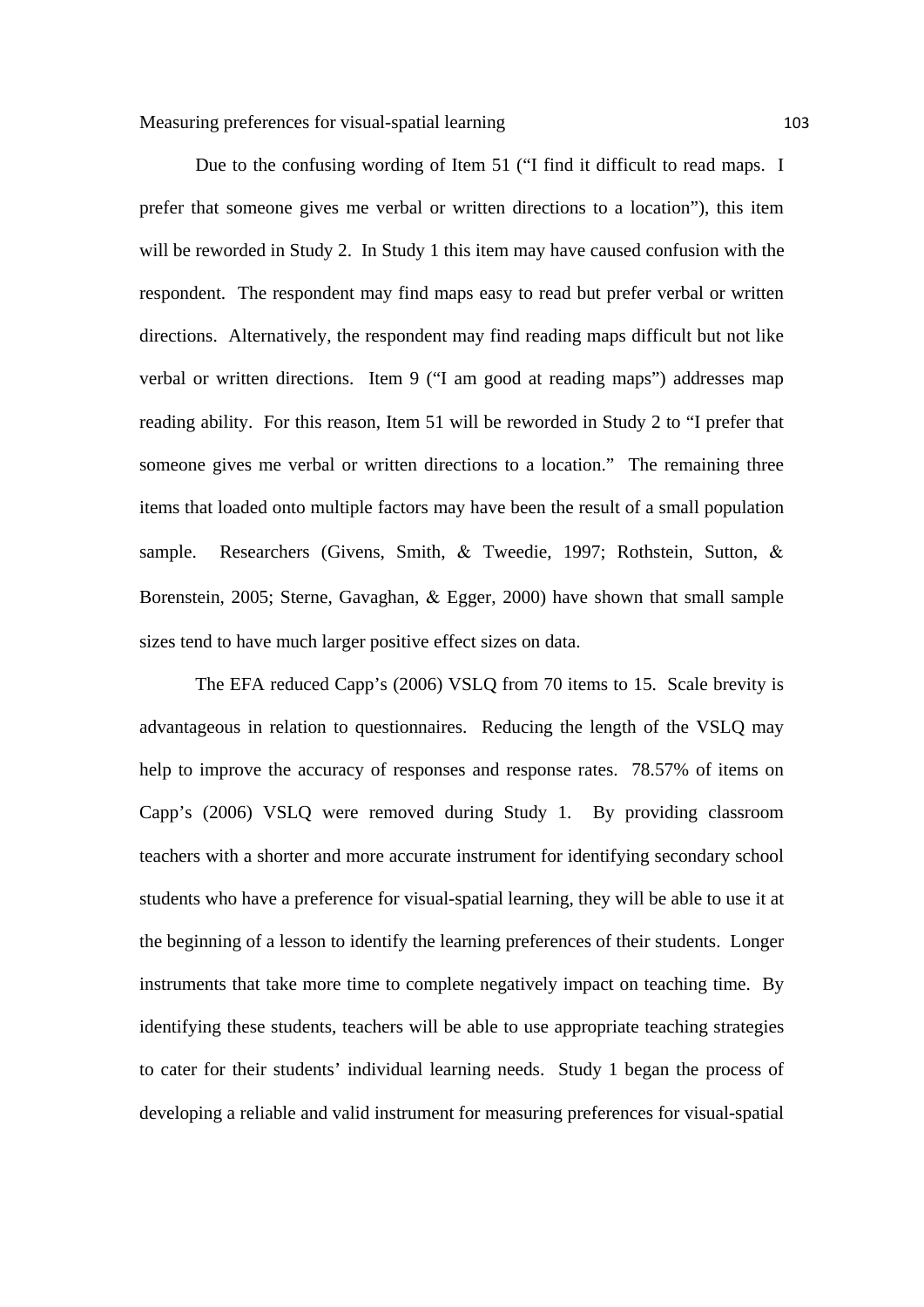Due to the confusing wording of Item 51 ("I find it difficult to read maps. I prefer that someone gives me verbal or written directions to a location"), this item will be reworded in Study 2. In Study 1 this item may have caused confusion with the respondent. The respondent may find maps easy to read but prefer verbal or written directions. Alternatively, the respondent may find reading maps difficult but not like verbal or written directions. Item 9 ("I am good at reading maps") addresses map reading ability. For this reason, Item 51 will be reworded in Study 2 to "I prefer that someone gives me verbal or written directions to a location." The remaining three items that loaded onto multiple factors may have been the result of a small population sample. Researchers (Givens, Smith, & Tweedie, 1997; Rothstein, Sutton, & Borenstein, 2005; Sterne, Gavaghan, & Egger, 2000) have shown that small sample sizes tend to have much larger positive effect sizes on data.

The EFA reduced Capp's (2006) VSLQ from 70 items to 15. Scale brevity is advantageous in relation to questionnaires. Reducing the length of the VSLQ may help to improve the accuracy of responses and response rates. 78.57% of items on Capp's (2006) VSLQ were removed during Study 1. By providing classroom teachers with a shorter and more accurate instrument for identifying secondary school students who have a preference for visual-spatial learning, they will be able to use it at the beginning of a lesson to identify the learning preferences of their students. Longer instruments that take more time to complete negatively impact on teaching time. By identifying these students, teachers will be able to use appropriate teaching strategies to cater for their students' individual learning needs. Study 1 began the process of developing a reliable and valid instrument for measuring preferences for visual-spatial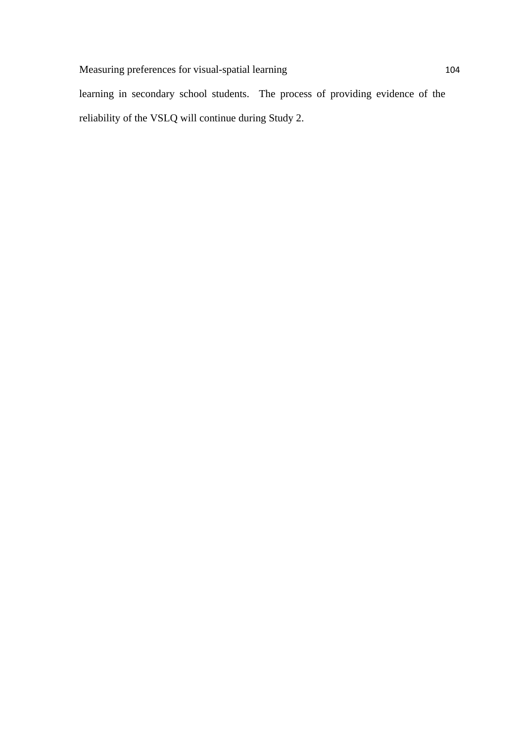learning in secondary school students. The process of providing evidence of the reliability of the VSLQ will continue during Study 2.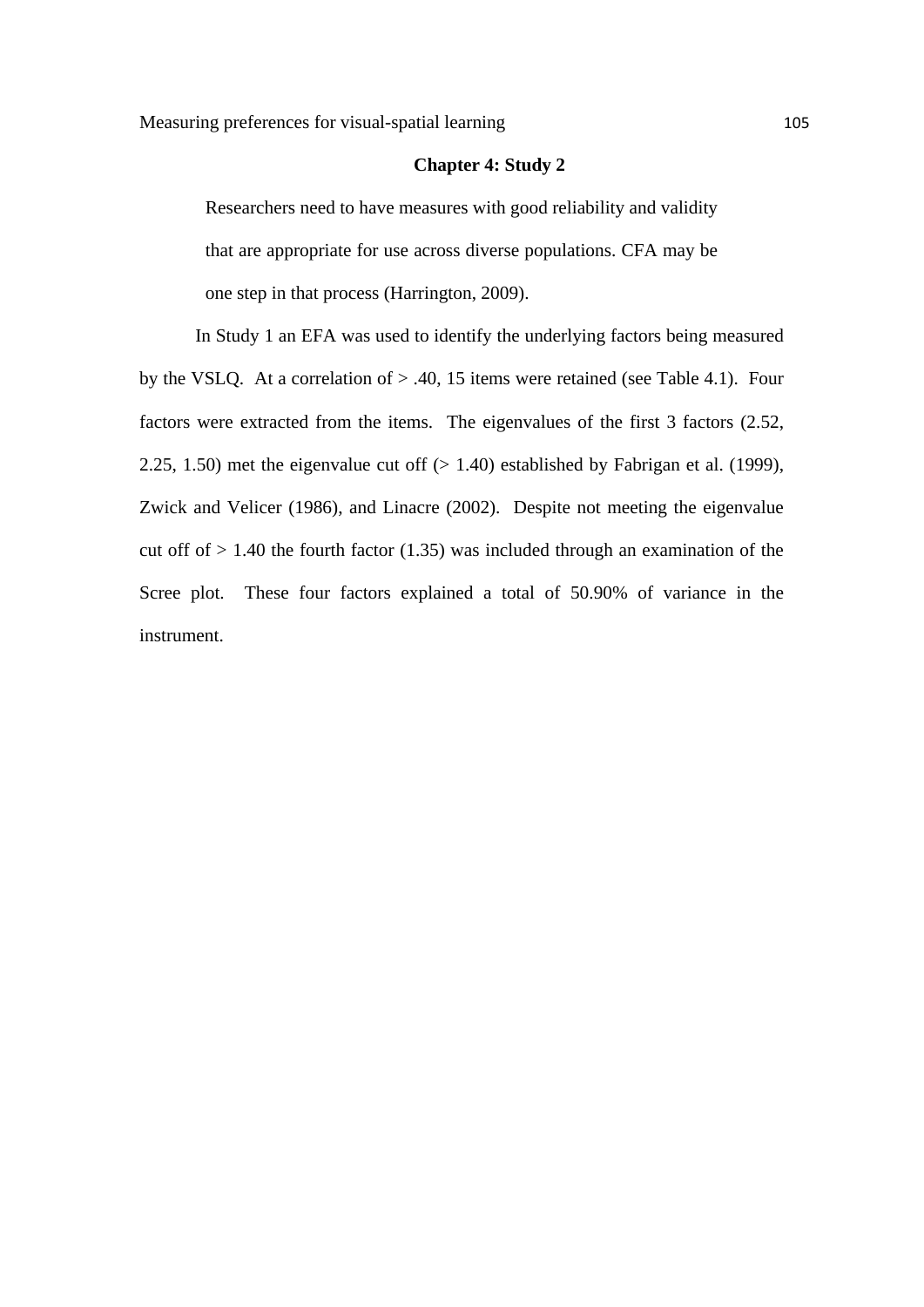# Chapter 4: Study 2

> Researchers need to have measures with good reliability and validity that are appropriate for use across diverse populations. CFA may be one step in that process (Harrington, 2009).

In Study 1 an EFA was used to identify the underlying factors being measured by the VSLQ. At a correlation of > .40, 15 items were retained (see Table 4.1). Four factors were extracted from the items. The eigenvalues of the first 3 factors (2.52, 2.25, 1.50) met the eigenvalue cut off (> 1.40) established by Fabrigan et al. (1999), Zwick and Velicer (1986), and Linacre (2002). Despite not meeting the eigenvalue cut off of > 1.40 the fourth factor (1.35) was included through an examination of the Scree plot. These four factors explained a total of 50.90% of variance in the instrument.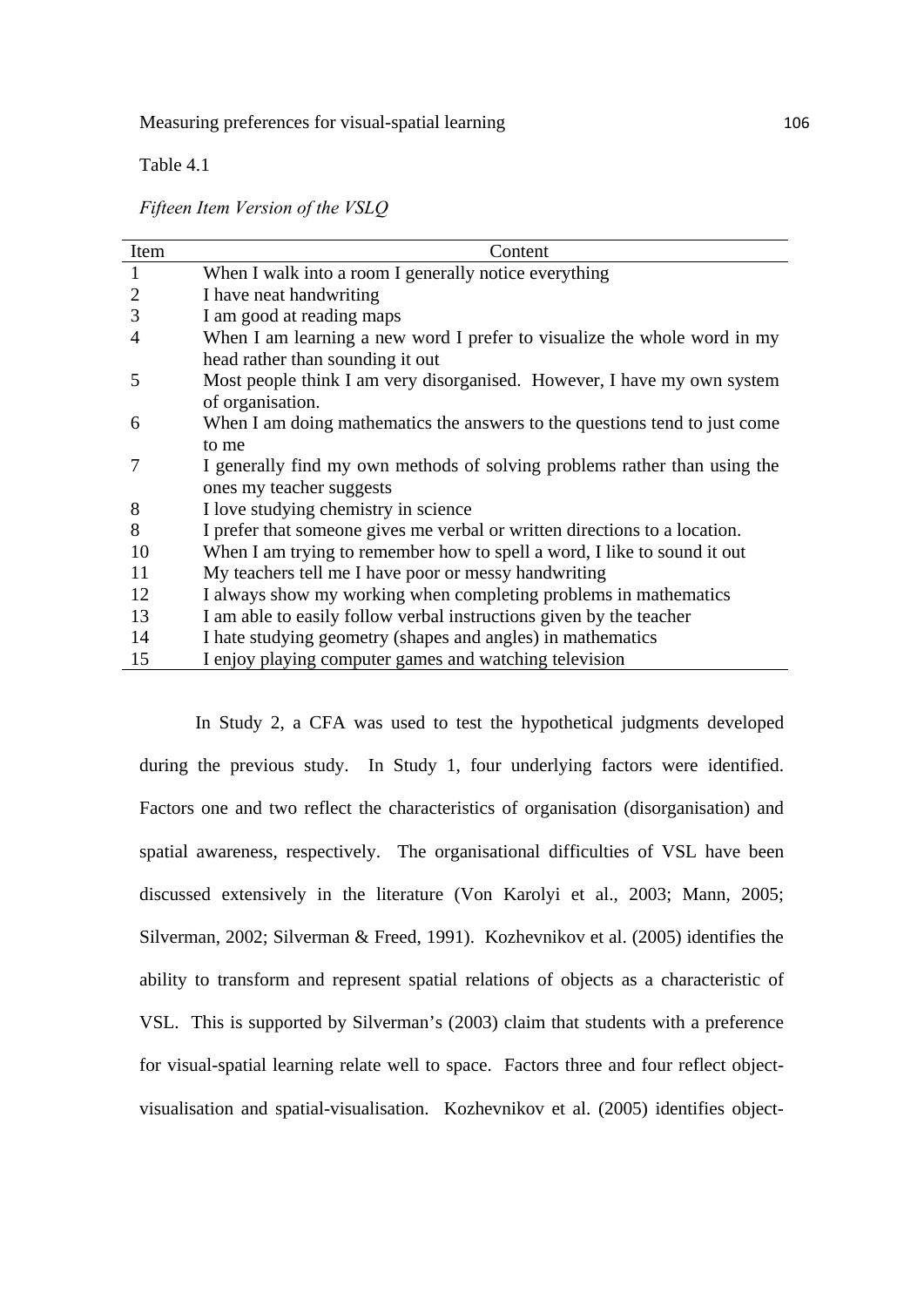Table 4.1

*Fifteen Item Version of the VSLQ*

| Item | Content |
|---|---|
| 1 | When I walk into a room I generally notice everything |
| 2 | I have neat handwriting |
| 3 | I am good at reading maps |
| 4 | When I am learning a new word I prefer to visualize the whole word in my head rather than sounding it out |
| 5 | Most people think I am very disorganised. However, I have my own system of organisation. |
| 6 | When I am doing mathematics the answers to the questions tend to just come to me |
| 7 | I generally find my own methods of solving problems rather than using the ones my teacher suggests |
| 8 | I love studying chemistry in science |
| 8 | I prefer that someone gives me verbal or written directions to a location. |
| 10 | When I am trying to remember how to spell a word, I like to sound it out |
| 11 | My teachers tell me I have poor or messy handwriting |
| 12 | I always show my working when completing problems in mathematics |
| 13 | I am able to easily follow verbal instructions given by the teacher |
| 14 | I hate studying geometry (shapes and angles) in mathematics |
| 15 | I enjoy playing computer games and watching television |

In Study 2, a CFA was used to test the hypothetical judgments developed during the previous study. In Study 1, four underlying factors were identified. Factors one and two reflect the characteristics of organisation (disorganisation) and spatial awareness, respectively. The organisational difficulties of VSL have been discussed extensively in the literature (Von Karolyi et al., 2003; Mann, 2005; Silverman, 2002; Silverman & Freed, 1991). Kozhevnikov et al. (2005) identifies the ability to transform and represent spatial relations of objects as a characteristic of VSL. This is supported by Silverman's (2003) claim that students with a preference for visual-spatial learning relate well to space. Factors three and four reflect object-visualisation and spatial-visualisation. Kozhevnikov et al. (2005) identifies object-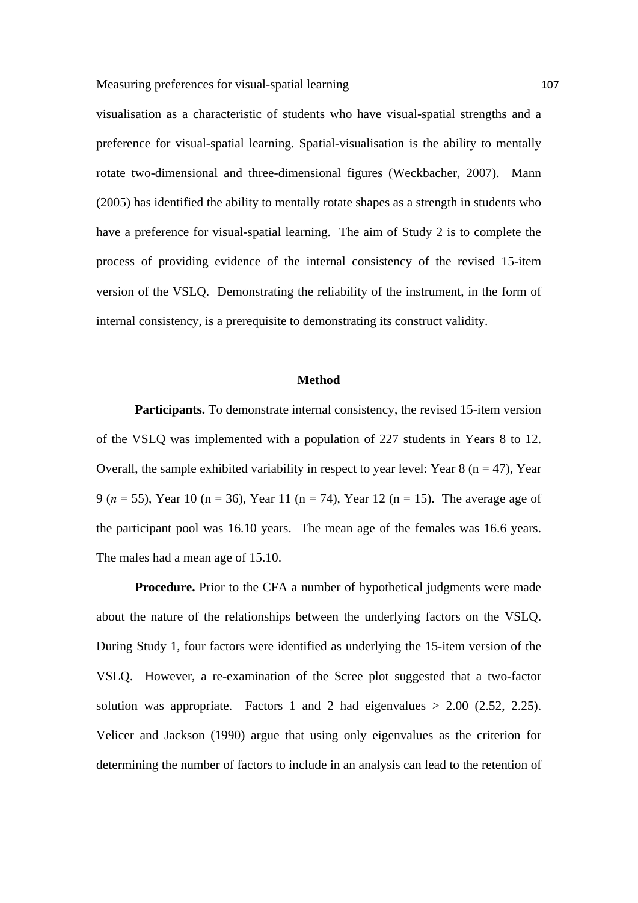visualisation as a characteristic of students who have visual-spatial strengths and a preference for visual-spatial learning. Spatial-visualisation is the ability to mentally rotate two-dimensional and three-dimensional figures (Weckbacher, 2007). Mann (2005) has identified the ability to mentally rotate shapes as a strength in students who have a preference for visual-spatial learning. The aim of Study 2 is to complete the process of providing evidence of the internal consistency of the revised 15-item version of the VSLQ. Demonstrating the reliability of the instrument, in the form of internal consistency, is a prerequisite to demonstrating its construct validity.

## Method

**Participants.** To demonstrate internal consistency, the revised 15-item version of the VSLQ was implemented with a population of 227 students in Years 8 to 12. Overall, the sample exhibited variability in respect to year level: Year 8 (n = 47), Year 9 (*n* = 55), Year 10 (n = 36), Year 11 (n = 74), Year 12 (n = 15). The average age of the participant pool was 16.10 years. The mean age of the females was 16.6 years. The males had a mean age of 15.10.

**Procedure.** Prior to the CFA a number of hypothetical judgments were made about the nature of the relationships between the underlying factors on the VSLQ. During Study 1, four factors were identified as underlying the 15-item version of the VSLQ. However, a re-examination of the Scree plot suggested that a two-factor solution was appropriate. Factors 1 and 2 had eigenvalues > 2.00 (2.52, 2.25). Velicer and Jackson (1990) argue that using only eigenvalues as the criterion for determining the number of factors to include in an analysis can lead to the retention of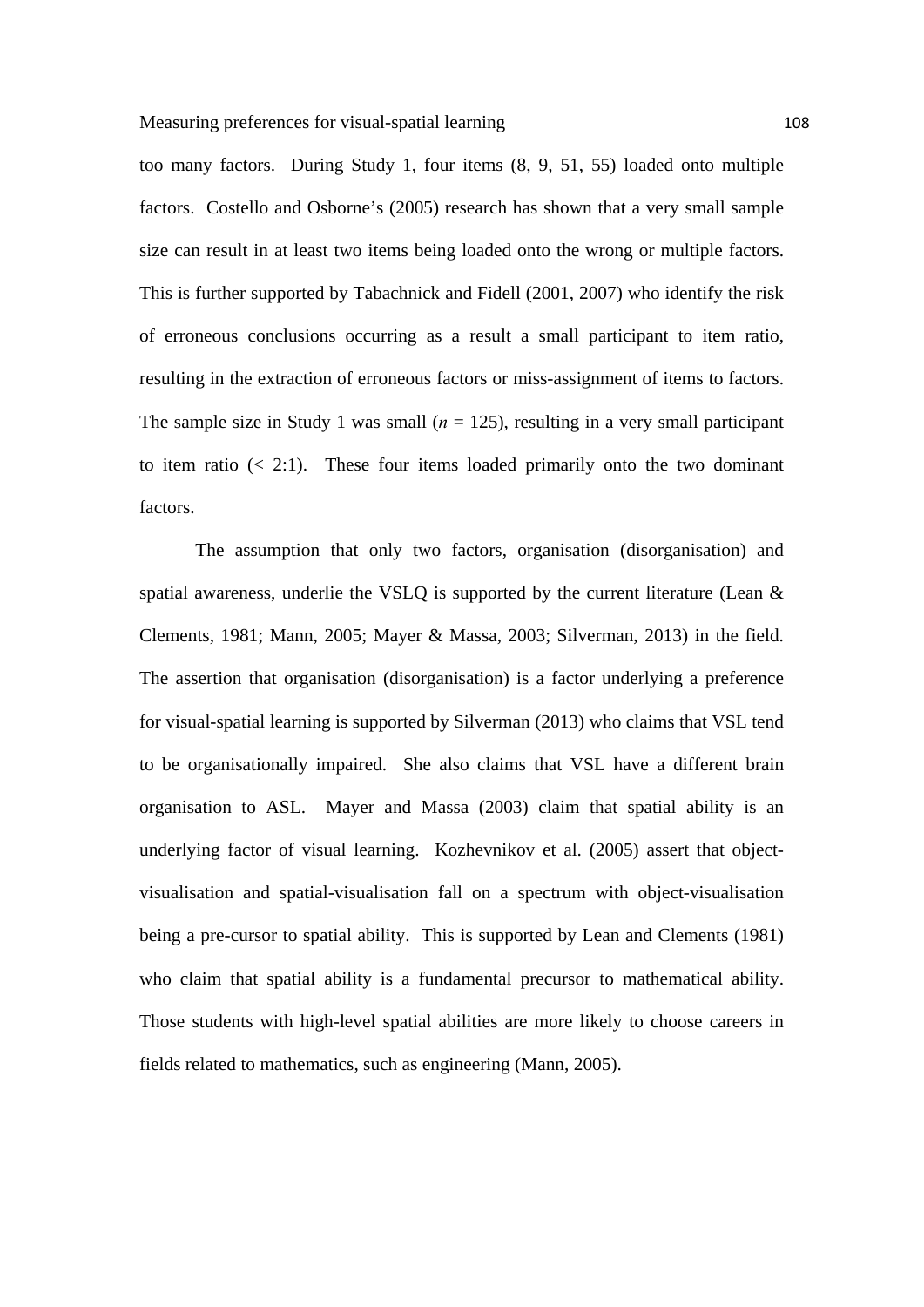too many factors. During Study 1, four items (8, 9, 51, 55) loaded onto multiple factors. Costello and Osborne's (2005) research has shown that a very small sample size can result in at least two items being loaded onto the wrong or multiple factors. This is further supported by Tabachnick and Fidell (2001, 2007) who identify the risk of erroneous conclusions occurring as a result a small participant to item ratio, resulting in the extraction of erroneous factors or miss-assignment of items to factors. The sample size in Study 1 was small (*n* = 125), resulting in a very small participant to item ratio (< 2:1). These four items loaded primarily onto the two dominant factors.

The assumption that only two factors, organisation (disorganisation) and spatial awareness, underlie the VSLQ is supported by the current literature (Lean & Clements, 1981; Mann, 2005; Mayer & Massa, 2003; Silverman, 2013) in the field. The assertion that organisation (disorganisation) is a factor underlying a preference for visual-spatial learning is supported by Silverman (2013) who claims that VSL tend to be organisationally impaired. She also claims that VSL have a different brain organisation to ASL. Mayer and Massa (2003) claim that spatial ability is an underlying factor of visual learning. Kozhevnikov et al. (2005) assert that object-visualisation and spatial-visualisation fall on a spectrum with object-visualisation being a pre-cursor to spatial ability. This is supported by Lean and Clements (1981) who claim that spatial ability is a fundamental precursor to mathematical ability. Those students with high-level spatial abilities are more likely to choose careers in fields related to mathematics, such as engineering (Mann, 2005).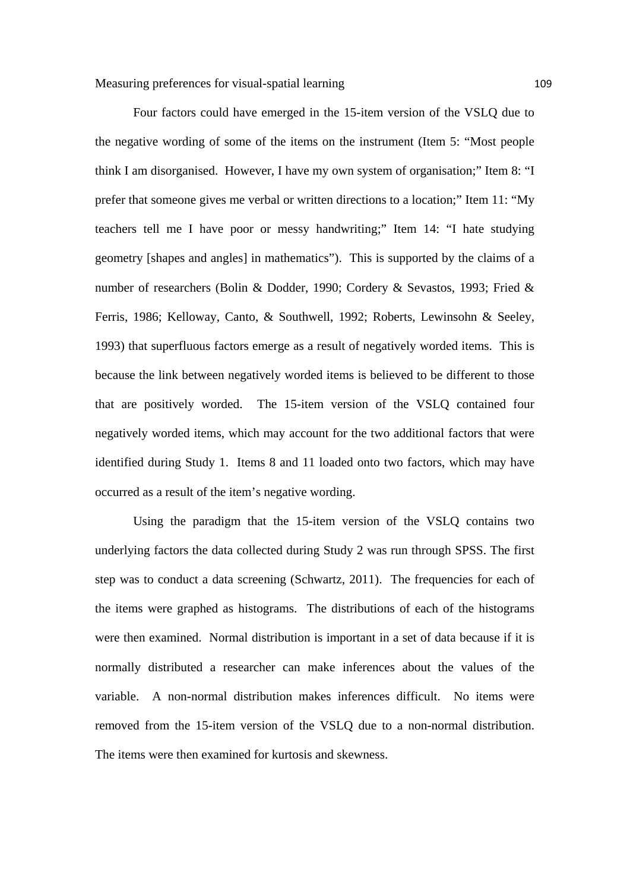Four factors could have emerged in the 15-item version of the VSLQ due to the negative wording of some of the items on the instrument (Item 5: "Most people think I am disorganised. However, I have my own system of organisation;" Item 8: "I prefer that someone gives me verbal or written directions to a location;" Item 11: "My teachers tell me I have poor or messy handwriting;" Item 14: "I hate studying geometry [shapes and angles] in mathematics"). This is supported by the claims of a number of researchers (Bolin & Dodder, 1990; Cordery & Sevastos, 1993; Fried & Ferris, 1986; Kelloway, Canto, & Southwell, 1992; Roberts, Lewinsohn & Seeley, 1993) that superfluous factors emerge as a result of negatively worded items. This is because the link between negatively worded items is believed to be different to those that are positively worded. The 15-item version of the VSLQ contained four negatively worded items, which may account for the two additional factors that were identified during Study 1. Items 8 and 11 loaded onto two factors, which may have occurred as a result of the item's negative wording.

Using the paradigm that the 15-item version of the VSLQ contains two underlying factors the data collected during Study 2 was run through SPSS. The first step was to conduct a data screening (Schwartz, 2011). The frequencies for each of the items were graphed as histograms. The distributions of each of the histograms were then examined. Normal distribution is important in a set of data because if it is normally distributed a researcher can make inferences about the values of the variable. A non-normal distribution makes inferences difficult. No items were removed from the 15-item version of the VSLQ due to a non-normal distribution. The items were then examined for kurtosis and skewness.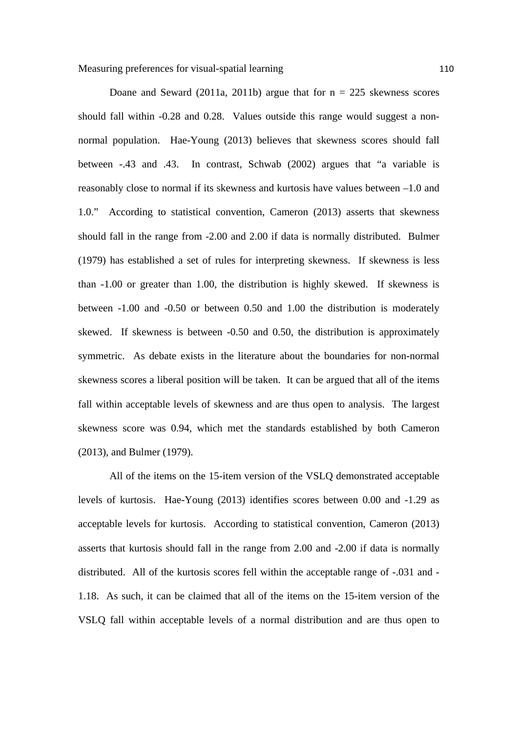Doane and Seward (2011a, 2011b) argue that for n = 225 skewness scores should fall within -0.28 and 0.28. Values outside this range would suggest a non-normal population. Hae-Young (2013) believes that skewness scores should fall between -.43 and .43. In contrast, Schwab (2002) argues that "a variable is reasonably close to normal if its skewness and kurtosis have values between –1.0 and 1.0." According to statistical convention, Cameron (2013) asserts that skewness should fall in the range from -2.00 and 2.00 if data is normally distributed. Bulmer (1979) has established a set of rules for interpreting skewness. If skewness is less than -1.00 or greater than 1.00, the distribution is highly skewed. If skewness is between -1.00 and -0.50 or between 0.50 and 1.00 the distribution is moderately skewed. If skewness is between -0.50 and 0.50, the distribution is approximately symmetric. As debate exists in the literature about the boundaries for non-normal skewness scores a liberal position will be taken. It can be argued that all of the items fall within acceptable levels of skewness and are thus open to analysis. The largest skewness score was 0.94, which met the standards established by both Cameron (2013), and Bulmer (1979).

All of the items on the 15-item version of the VSLQ demonstrated acceptable levels of kurtosis. Hae-Young (2013) identifies scores between 0.00 and -1.29 as acceptable levels for kurtosis. According to statistical convention, Cameron (2013) asserts that kurtosis should fall in the range from 2.00 and -2.00 if data is normally distributed. All of the kurtosis scores fell within the acceptable range of -.031 and -1.18. As such, it can be claimed that all of the items on the 15-item version of the VSLQ fall within acceptable levels of a normal distribution and are thus open to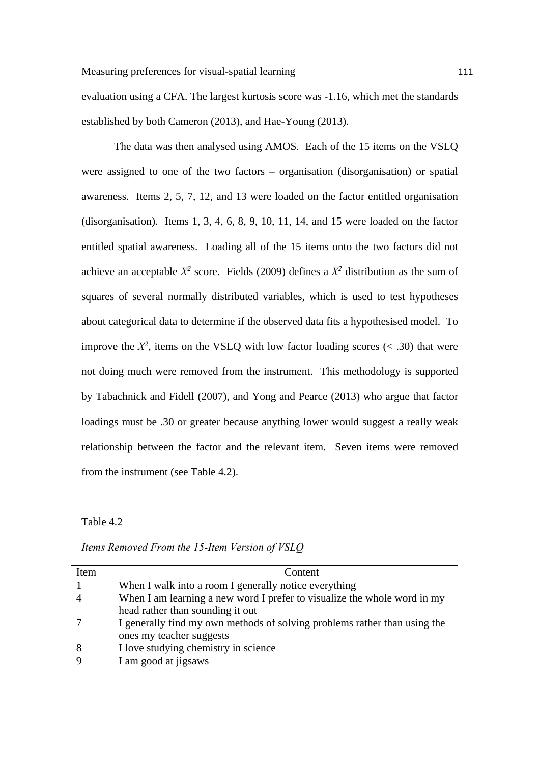evaluation using a CFA. The largest kurtosis score was -1.16, which met the standards established by both Cameron (2013), and Hae-Young (2013).

The data was then analysed using AMOS. Each of the 15 items on the VSLQ were assigned to one of the two factors – organisation (disorganisation) or spatial awareness. Items 2, 5, 7, 12, and 13 were loaded on the factor entitled organisation (disorganisation). Items 1, 3, 4, 6, 8, 9, 10, 11, 14, and 15 were loaded on the factor entitled spatial awareness. Loading all of the 15 items onto the two factors did not achieve an acceptable $X^2$ score. Fields (2009) defines a $X^2$ distribution as the sum of squares of several normally distributed variables, which is used to test hypotheses about categorical data to determine if the observed data fits a hypothesised model. To improve the $X^2$, items on the VSLQ with low factor loading scores (< .30) that were not doing much were removed from the instrument. This methodology is supported by Tabachnick and Fidell (2007), and Yong and Pearce (2013) who argue that factor loadings must be .30 or greater because anything lower would suggest a really weak relationship between the factor and the relevant item. Seven items were removed from the instrument (see Table 4.2).

Table 4.2

*Items Removed From the 15-Item Version of VSLQ*

| Item | Content |
|---|---|
| 1 | When I walk into a room I generally notice everything |
| 4 | When I am learning a new word I prefer to visualize the whole word in my head rather than sounding it out |
| 7 | I generally find my own methods of solving problems rather than using the ones my teacher suggests |
| 8 | I love studying chemistry in science |
| 9 | I am good at jigsaws |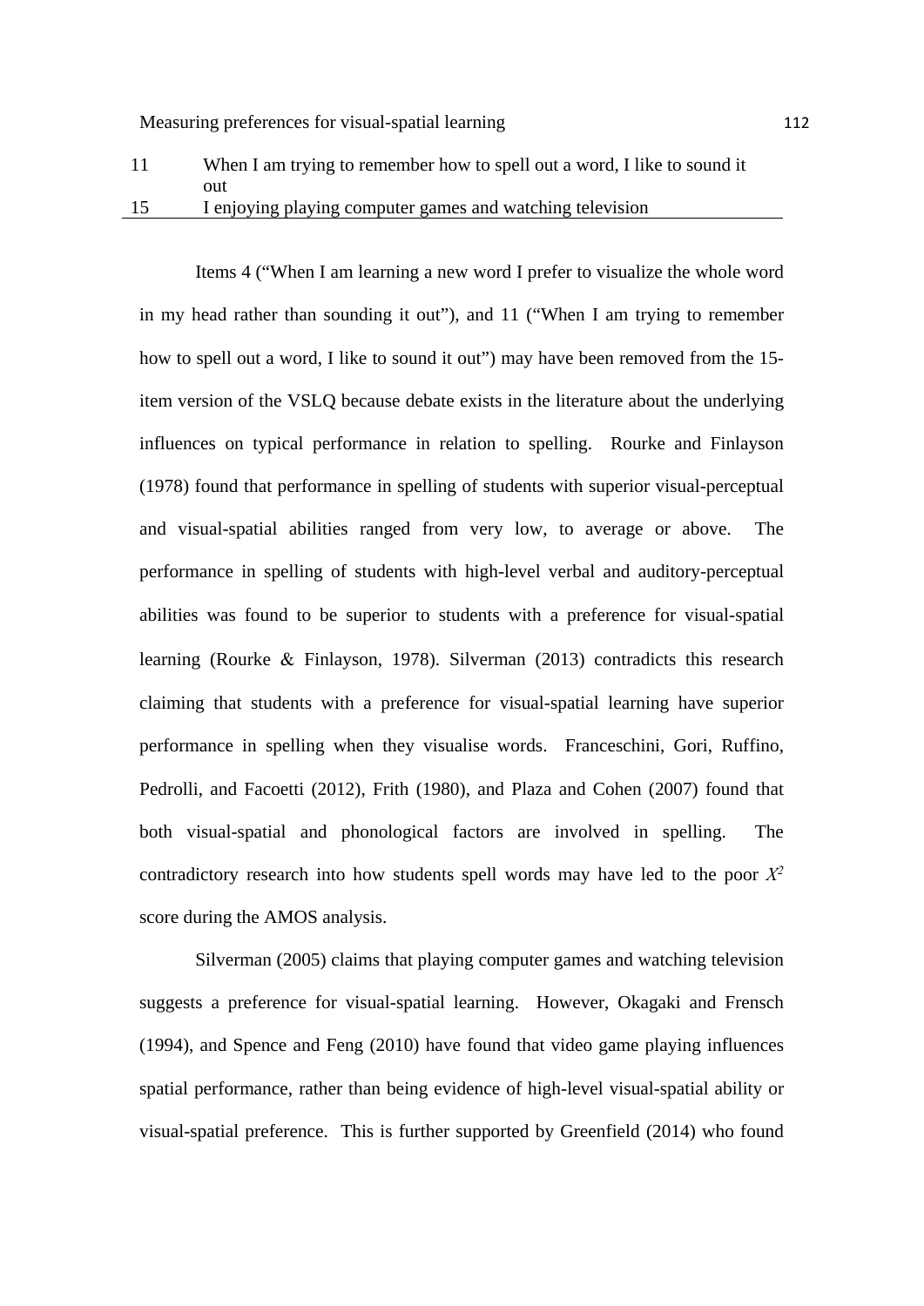| | |
|---|---|
| 11 | When I am trying to remember how to spell out a word, I like to sound it out |
| 15 | I enjoying playing computer games and watching television |

Items 4 (“When I am learning a new word I prefer to visualize the whole word in my head rather than sounding it out”), and 11 (“When I am trying to remember how to spell out a word, I like to sound it out”) may have been removed from the 15-item version of the VSLQ because debate exists in the literature about the underlying influences on typical performance in relation to spelling. Rourke and Finlayson (1978) found that performance in spelling of students with superior visual-perceptual and visual-spatial abilities ranged from very low, to average or above. The performance in spelling of students with high-level verbal and auditory-perceptual abilities was found to be superior to students with a preference for visual-spatial learning (Rourke & Finlayson, 1978). Silverman (2013) contradicts this research claiming that students with a preference for visual-spatial learning have superior performance in spelling when they visualise words. Franceschini, Gori, Ruffino, Pedrolli, and Facoetti (2012), Frith (1980), and Plaza and Cohen (2007) found that both visual-spatial and phonological factors are involved in spelling. The contradictory research into how students spell words may have led to the poor $X^2$ score during the AMOS analysis.

Silverman (2005) claims that playing computer games and watching television suggests a preference for visual-spatial learning. However, Okagaki and Frensch (1994), and Spence and Feng (2010) have found that video game playing influences spatial performance, rather than being evidence of high-level visual-spatial ability or visual-spatial preference. This is further supported by Greenfield (2014) who found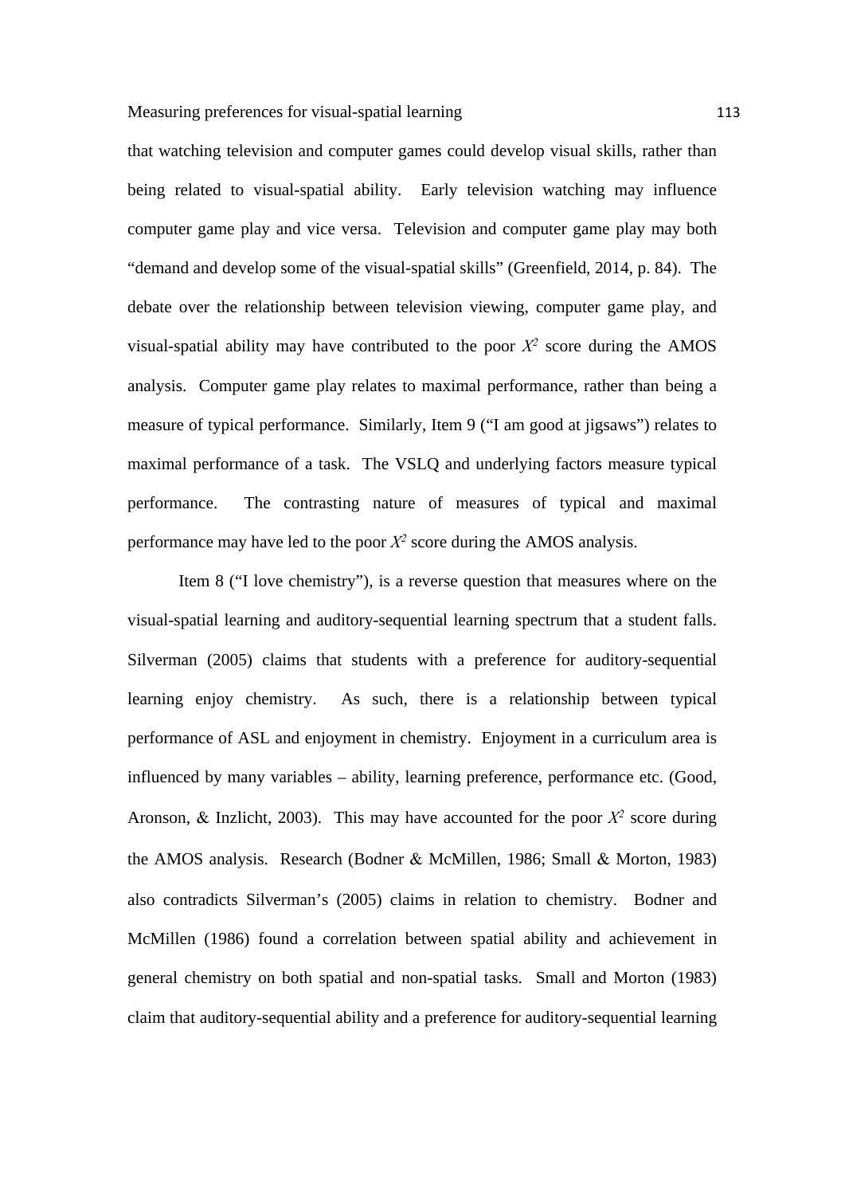that watching television and computer games could develop visual skills, rather than being related to visual-spatial ability. Early television watching may influence computer game play and vice versa. Television and computer game play may both "demand and develop some of the visual-spatial skills" (Greenfield, 2014, p. 84). The debate over the relationship between television viewing, computer game play, and visual-spatial ability may have contributed to the poor $X^2$ score during the AMOS analysis. Computer game play relates to maximal performance, rather than being a measure of typical performance. Similarly, Item 9 ("I am good at jigsaws") relates to maximal performance of a task. The VSLQ and underlying factors measure typical performance. The contrasting nature of measures of typical and maximal performance may have led to the poor $X^2$ score during the AMOS analysis.

Item 8 ("I love chemistry"), is a reverse question that measures where on the visual-spatial learning and auditory-sequential learning spectrum that a student falls. Silverman (2005) claims that students with a preference for auditory-sequential learning enjoy chemistry. As such, there is a relationship between typical performance of ASL and enjoyment in chemistry. Enjoyment in a curriculum area is influenced by many variables – ability, learning preference, performance etc. (Good, Aronson, & Inzlicht, 2003). This may have accounted for the poor $X^2$ score during the AMOS analysis. Research (Bodner & McMillen, 1986; Small & Morton, 1983) also contradicts Silverman's (2005) claims in relation to chemistry. Bodner and McMillen (1986) found a correlation between spatial ability and achievement in general chemistry on both spatial and non-spatial tasks. Small and Morton (1983) claim that auditory-sequential ability and a preference for auditory-sequential learning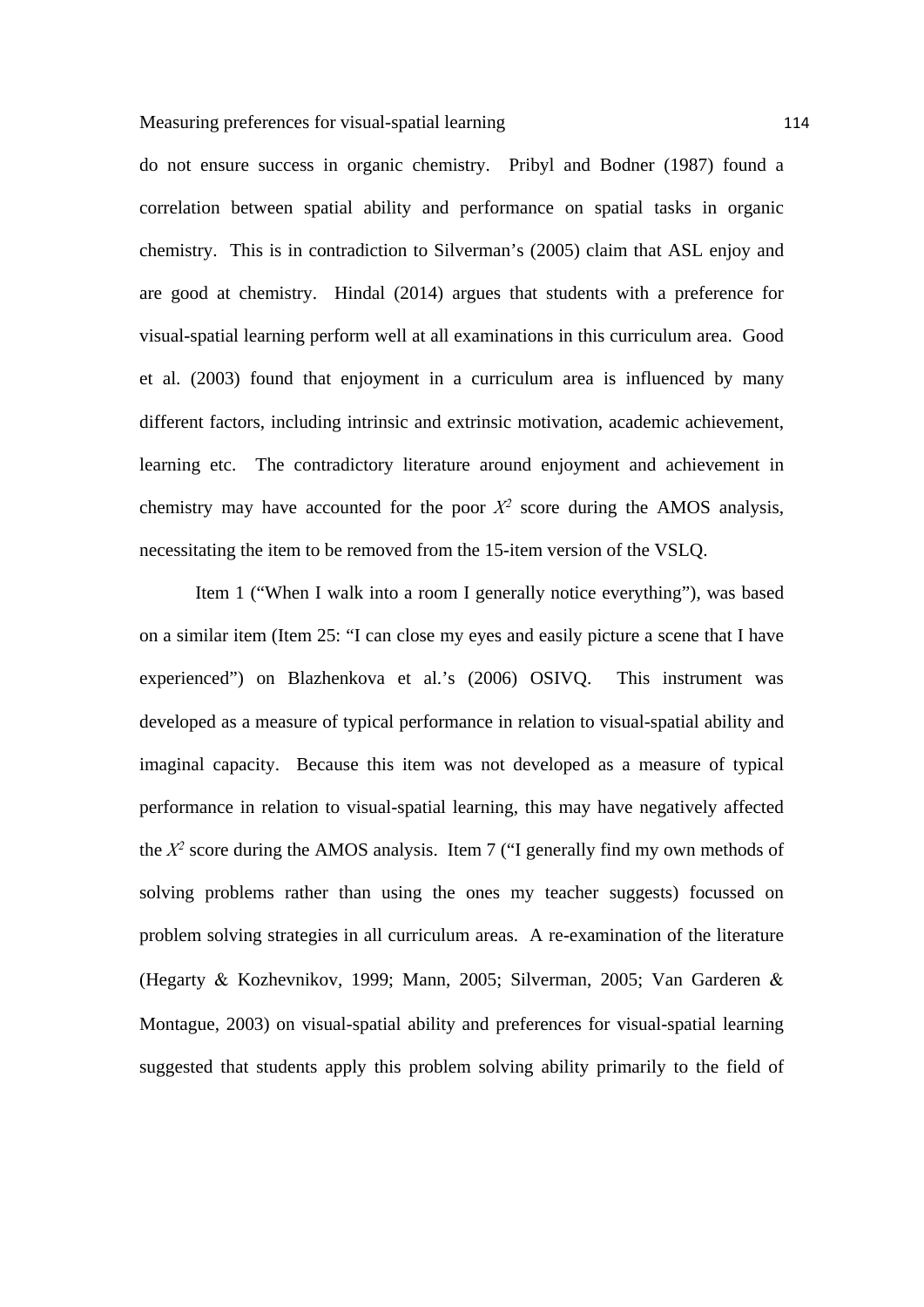do not ensure success in organic chemistry. Pribyl and Bodner (1987) found a correlation between spatial ability and performance on spatial tasks in organic chemistry. This is in contradiction to Silverman's (2005) claim that ASL enjoy and are good at chemistry. Hindal (2014) argues that students with a preference for visual-spatial learning perform well at all examinations in this curriculum area. Good et al. (2003) found that enjoyment in a curriculum area is influenced by many different factors, including intrinsic and extrinsic motivation, academic achievement, learning etc. The contradictory literature around enjoyment and achievement in chemistry may have accounted for the poor $X^2$ score during the AMOS analysis, necessitating the item to be removed from the 15-item version of the VSLQ.

Item 1 ("When I walk into a room I generally notice everything"), was based on a similar item (Item 25: "I can close my eyes and easily picture a scene that I have experienced") on Blazhenkova et al.'s (2006) OSIVQ. This instrument was developed as a measure of typical performance in relation to visual-spatial ability and imaginal capacity. Because this item was not developed as a measure of typical performance in relation to visual-spatial learning, this may have negatively affected the $X^2$ score during the AMOS analysis. Item 7 ("I generally find my own methods of solving problems rather than using the ones my teacher suggests) focussed on problem solving strategies in all curriculum areas. A re-examination of the literature (Hegarty & Kozhevnikov, 1999; Mann, 2005; Silverman, 2005; Van Garderen & Montague, 2003) on visual-spatial ability and preferences for visual-spatial learning suggested that students apply this problem solving ability primarily to the field of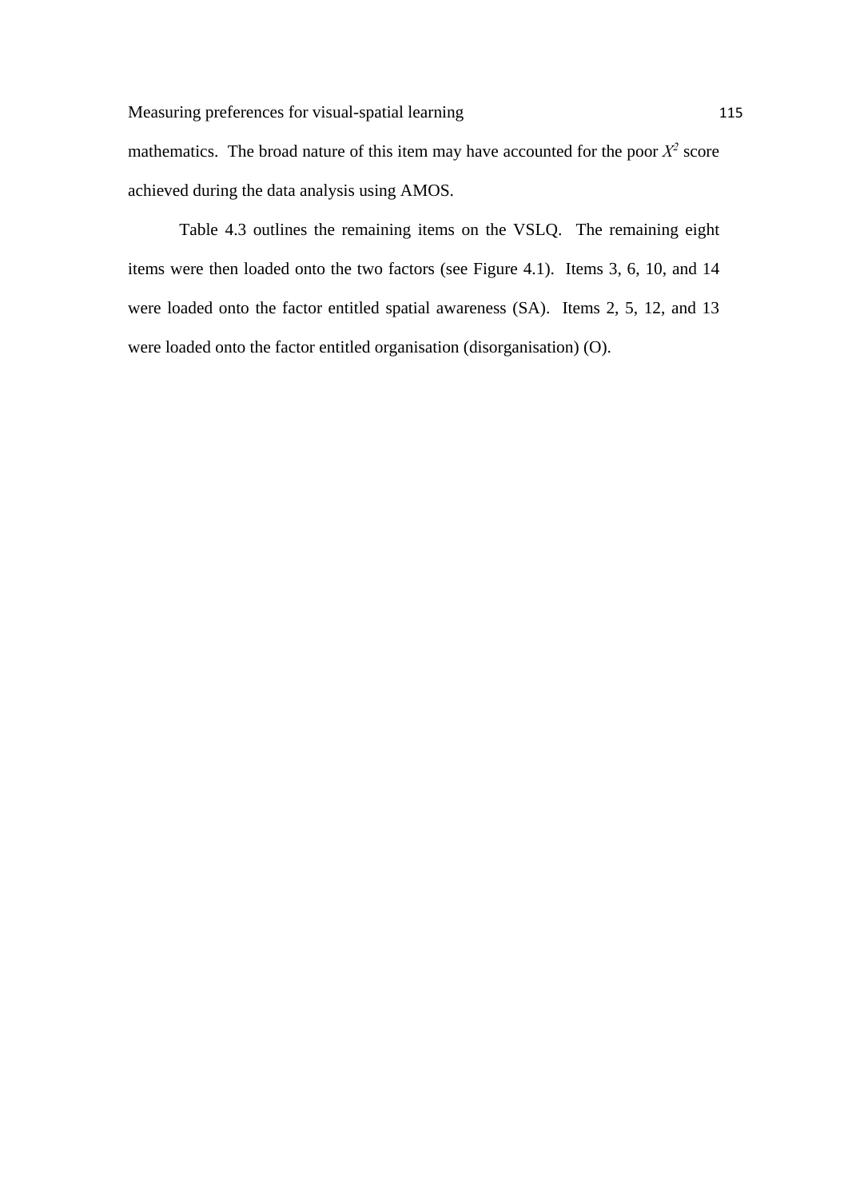mathematics. The broad nature of this item may have accounted for the poor $X^2$ score achieved during the data analysis using AMOS.

Table 4.3 outlines the remaining items on the VSLQ. The remaining eight items were then loaded onto the two factors (see Figure 4.1). Items 3, 6, 10, and 14 were loaded onto the factor entitled spatial awareness (SA). Items 2, 5, 12, and 13 were loaded onto the factor entitled organisation (disorganisation) (O).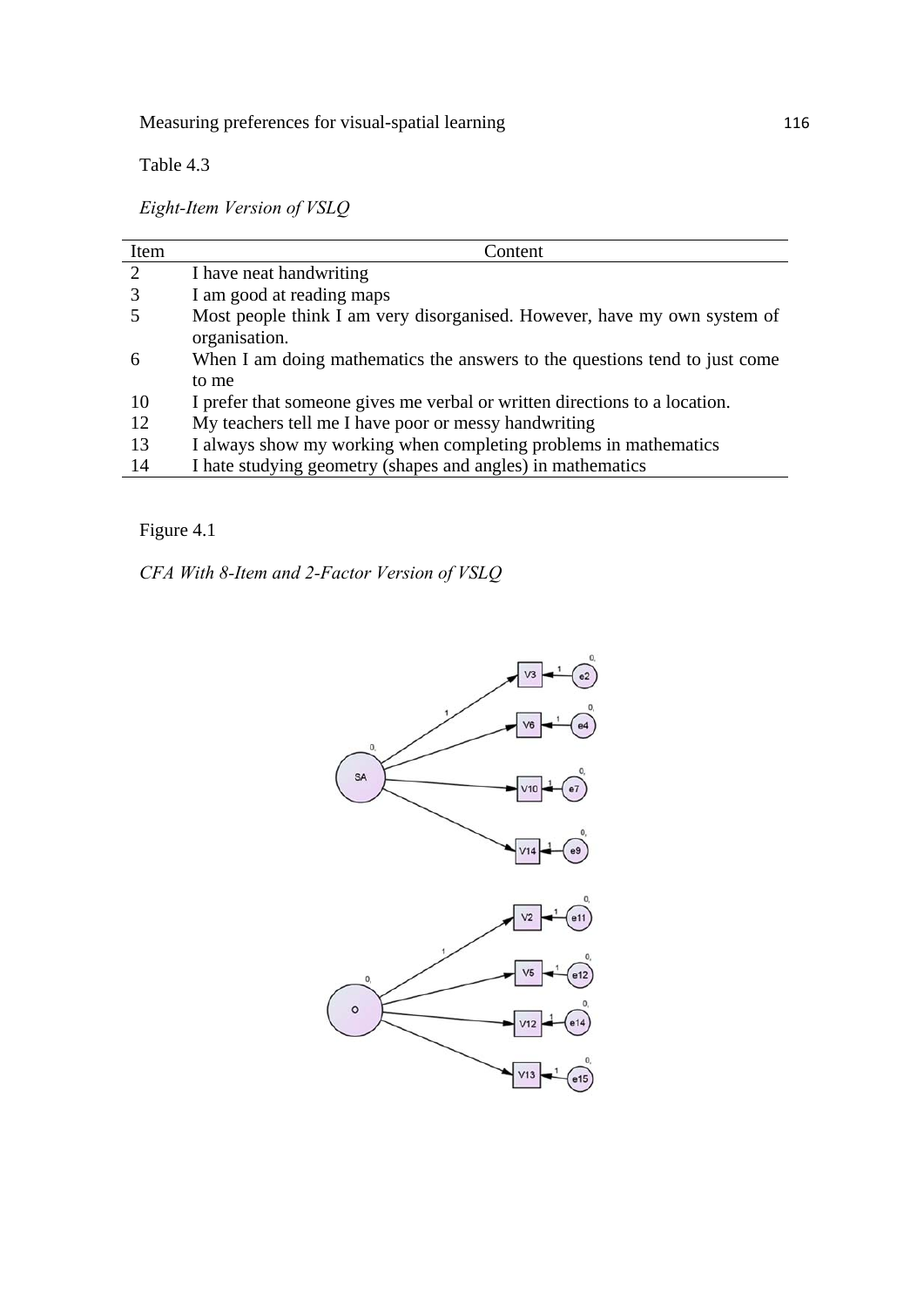Table 4.3

*Eight-Item Version of VSLQ*

| Item | Content |
|---|---|
| 2 | I have neat handwriting |
| 3 | I am good at reading maps |
| 5 | Most people think I am very disorganised. However, have my own system of organisation. |
| 6 | When I am doing mathematics the answers to the questions tend to just come to me |
| 10 | I prefer that someone gives me verbal or written directions to a location. |
| 12 | My teachers tell me I have poor or messy handwriting |
| 13 | I always show my working when completing problems in mathematics |
| 14 | I hate studying geometry (shapes and angles) in mathematics |

Figure 4.1

*CFA With 8-Item and 2-Factor Version of VSLQ*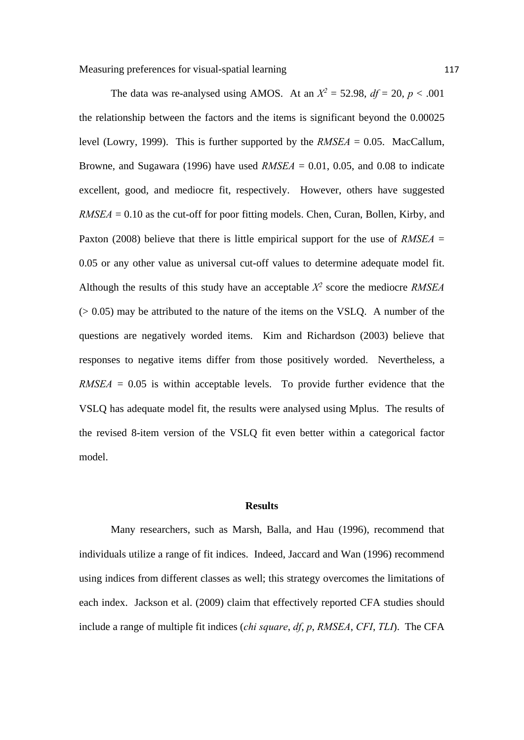The data was re-analysed using AMOS. At an $X^2$ = 52.98, *df* = 20, *p* < .001 the relationship between the factors and the items is significant beyond the 0.00025 level (Lowry, 1999). This is further supported by the *RMSEA* = 0.05. MacCallum, Browne, and Sugawara (1996) have used *RMSEA* = 0.01, 0.05, and 0.08 to indicate excellent, good, and mediocre fit, respectively. However, others have suggested *RMSEA* = 0.10 as the cut-off for poor fitting models. Chen, Curan, Bollen, Kirby, and Paxton (2008) believe that there is little empirical support for the use of *RMSEA* = 0.05 or any other value as universal cut-off values to determine adequate model fit. Although the results of this study have an acceptable $X^2$ score the mediocre *RMSEA* (> 0.05) may be attributed to the nature of the items on the VSLQ. A number of the questions are negatively worded items. Kim and Richardson (2003) believe that responses to negative items differ from those positively worded. Nevertheless, a *RMSEA* = 0.05 is within acceptable levels. To provide further evidence that the VSLQ has adequate model fit, the results were analysed using Mplus. The results of the revised 8-item version of the VSLQ fit even better within a categorical factor model.

## Results

Many researchers, such as Marsh, Balla, and Hau (1996), recommend that individuals utilize a range of fit indices. Indeed, Jaccard and Wan (1996) recommend using indices from different classes as well; this strategy overcomes the limitations of each index. Jackson et al. (2009) claim that effectively reported CFA studies should include a range of multiple fit indices (*chi square*, *df*, *p*, *RMSEA*, *CFI*, *TLI*). The CFA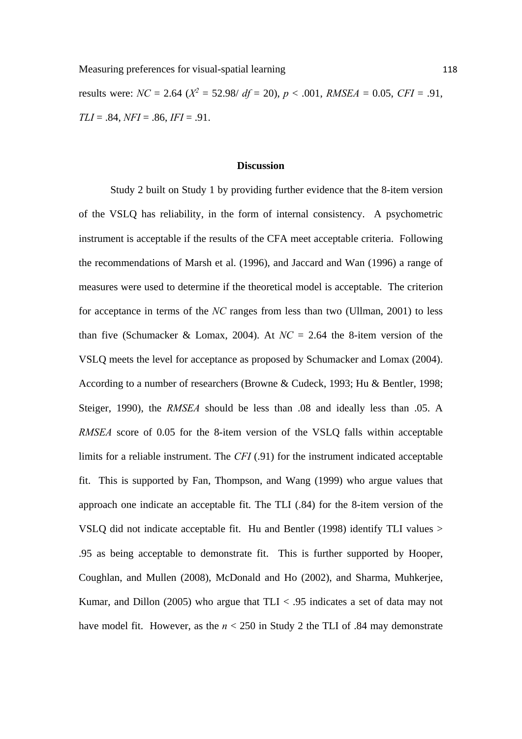results were: *NC* = 2.64 ($X^2$ = 52.98/ *df* = 20), $p < .001$, *RMSEA* = 0.05, *CFI* = .91, *TLI* = .84, *NFI* = .86, *IFI* = .91.

## Discussion

Study 2 built on Study 1 by providing further evidence that the 8-item version of the VSLQ has reliability, in the form of internal consistency. A psychometric instrument is acceptable if the results of the CFA meet acceptable criteria. Following the recommendations of Marsh et al. (1996), and Jaccard and Wan (1996) a range of measures were used to determine if the theoretical model is acceptable. The criterion for acceptance in terms of the *NC* ranges from less than two (Ullman, 2001) to less than five (Schumacker & Lomax, 2004). At *NC* = 2.64 the 8-item version of the VSLQ meets the level for acceptance as proposed by Schumacker and Lomax (2004). According to a number of researchers (Browne & Cudeck, 1993; Hu & Bentler, 1998; Steiger, 1990), the *RMSEA* should be less than .08 and ideally less than .05. A *RMSEA* score of 0.05 for the 8-item version of the VSLQ falls within acceptable limits for a reliable instrument. The *CFI* (.91) for the instrument indicated acceptable fit. This is supported by Fan, Thompson, and Wang (1999) who argue values that approach one indicate an acceptable fit. The TLI (.84) for the 8-item version of the VSLQ did not indicate acceptable fit. Hu and Bentler (1998) identify TLI values > .95 as being acceptable to demonstrate fit. This is further supported by Hooper, Coughlan, and Mullen (2008), McDonald and Ho (2002), and Sharma, Muhkerjee, Kumar, and Dillon (2005) who argue that TLI < .95 indicates a set of data may not have model fit. However, as the $n < 250$ in Study 2 the TLI of .84 may demonstrate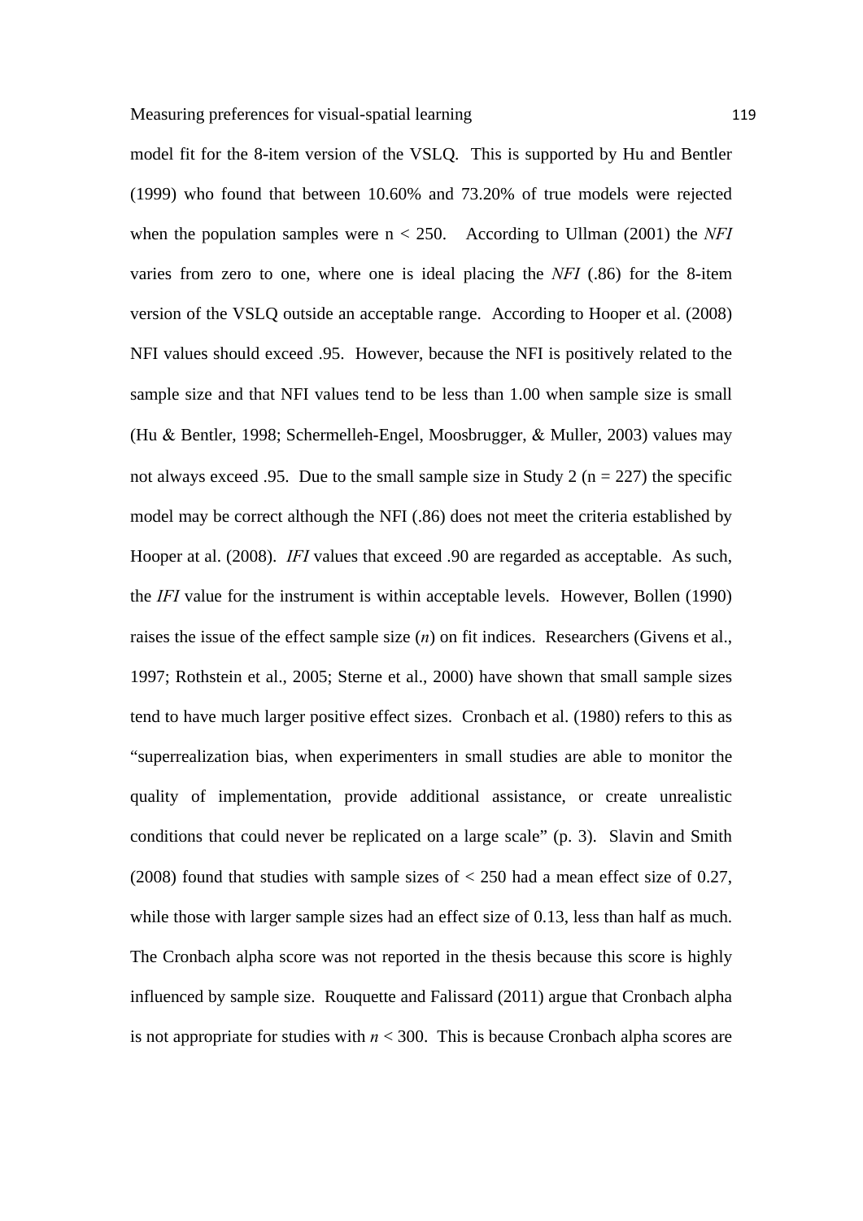model fit for the 8-item version of the VSLQ. This is supported by Hu and Bentler (1999) who found that between 10.60% and 73.20% of true models were rejected when the population samples were $n < 250$. According to Ullman (2001) the *NFI* varies from zero to one, where one is ideal placing the *NFI* (.86) for the 8-item version of the VSLQ outside an acceptable range. According to Hooper et al. (2008) NFI values should exceed .95. However, because the NFI is positively related to the sample size and that NFI values tend to be less than 1.00 when sample size is small (Hu & Bentler, 1998; Schermelleh-Engel, Moosbrugger, & Muller, 2003) values may not always exceed .95. Due to the small sample size in Study 2 ($n = 227$) the specific model may be correct although the NFI (.86) does not meet the criteria established by Hooper at al. (2008). *IFI* values that exceed .90 are regarded as acceptable. As such, the *IFI* value for the instrument is within acceptable levels. However, Bollen (1990) raises the issue of the effect sample size (*n*) on fit indices. Researchers (Givens et al., 1997; Rothstein et al., 2005; Sterne et al., 2000) have shown that small sample sizes tend to have much larger positive effect sizes. Cronbach et al. (1980) refers to this as "superrealization bias, when experimenters in small studies are able to monitor the quality of implementation, provide additional assistance, or create unrealistic conditions that could never be replicated on a large scale" (p. 3). Slavin and Smith (2008) found that studies with sample sizes of < 250 had a mean effect size of 0.27, while those with larger sample sizes had an effect size of 0.13, less than half as much. The Cronbach alpha score was not reported in the thesis because this score is highly influenced by sample size. Rouquette and Falissard (2011) argue that Cronbach alpha is not appropriate for studies with $n < 300$. This is because Cronbach alpha scores are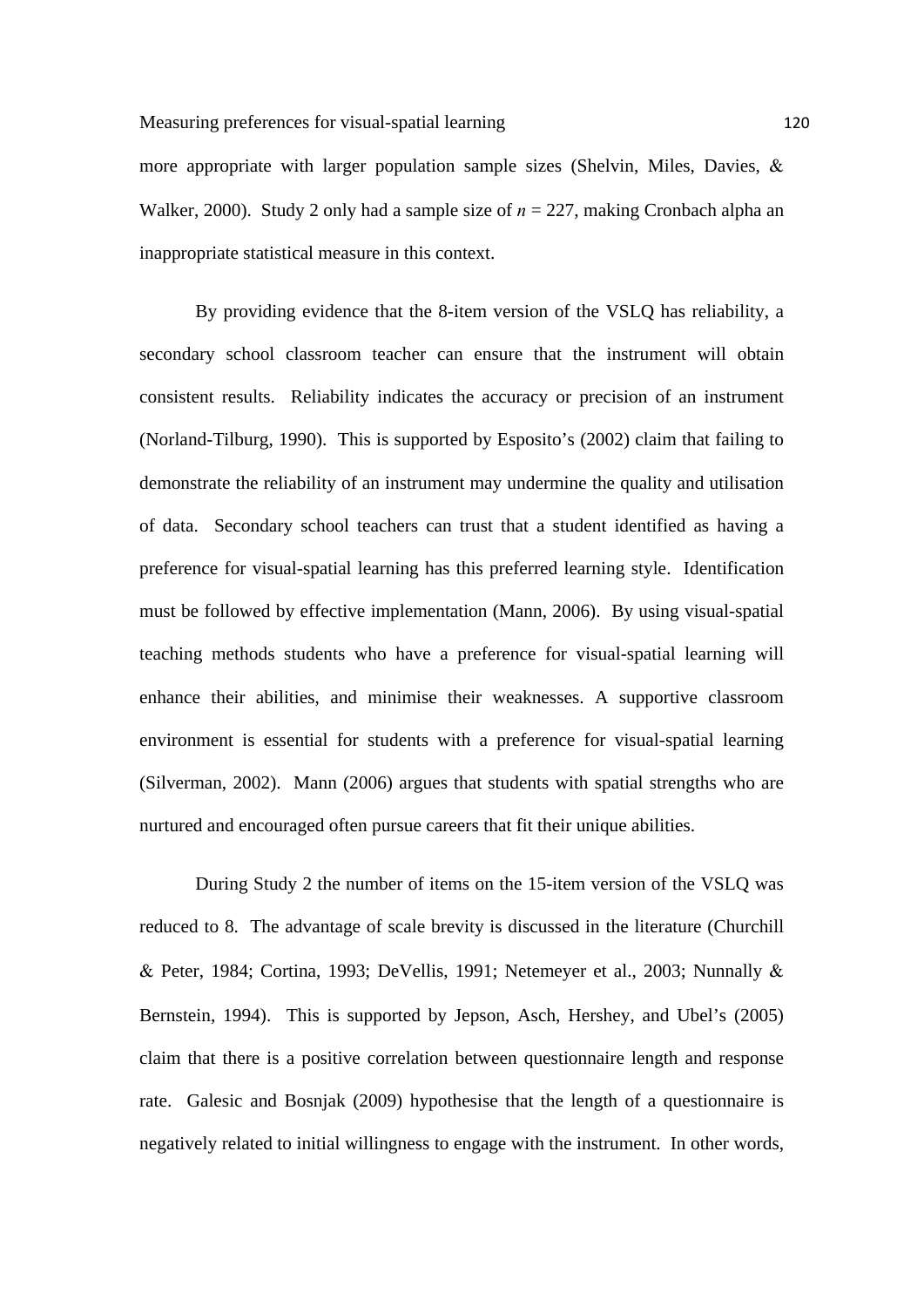more appropriate with larger population sample sizes (Shelvin, Miles, Davies, & Walker, 2000). Study 2 only had a sample size of $n$ = 227, making Cronbach alpha an inappropriate statistical measure in this context.

By providing evidence that the 8-item version of the VSLQ has reliability, a secondary school classroom teacher can ensure that the instrument will obtain consistent results. Reliability indicates the accuracy or precision of an instrument (Norland-Tilburg, 1990). This is supported by Esposito's (2002) claim that failing to demonstrate the reliability of an instrument may undermine the quality and utilisation of data. Secondary school teachers can trust that a student identified as having a preference for visual-spatial learning has this preferred learning style. Identification must be followed by effective implementation (Mann, 2006). By using visual-spatial teaching methods students who have a preference for visual-spatial learning will enhance their abilities, and minimise their weaknesses. A supportive classroom environment is essential for students with a preference for visual-spatial learning (Silverman, 2002). Mann (2006) argues that students with spatial strengths who are nurtured and encouraged often pursue careers that fit their unique abilities.

During Study 2 the number of items on the 15-item version of the VSLQ was reduced to 8. The advantage of scale brevity is discussed in the literature (Churchill & Peter, 1984; Cortina, 1993; DeVellis, 1991; Netemeyer et al., 2003; Nunnally & Bernstein, 1994). This is supported by Jepson, Asch, Hershey, and Ubel's (2005) claim that there is a positive correlation between questionnaire length and response rate. Galesic and Bosnjak (2009) hypothesise that the length of a questionnaire is negatively related to initial willingness to engage with the instrument. In other words,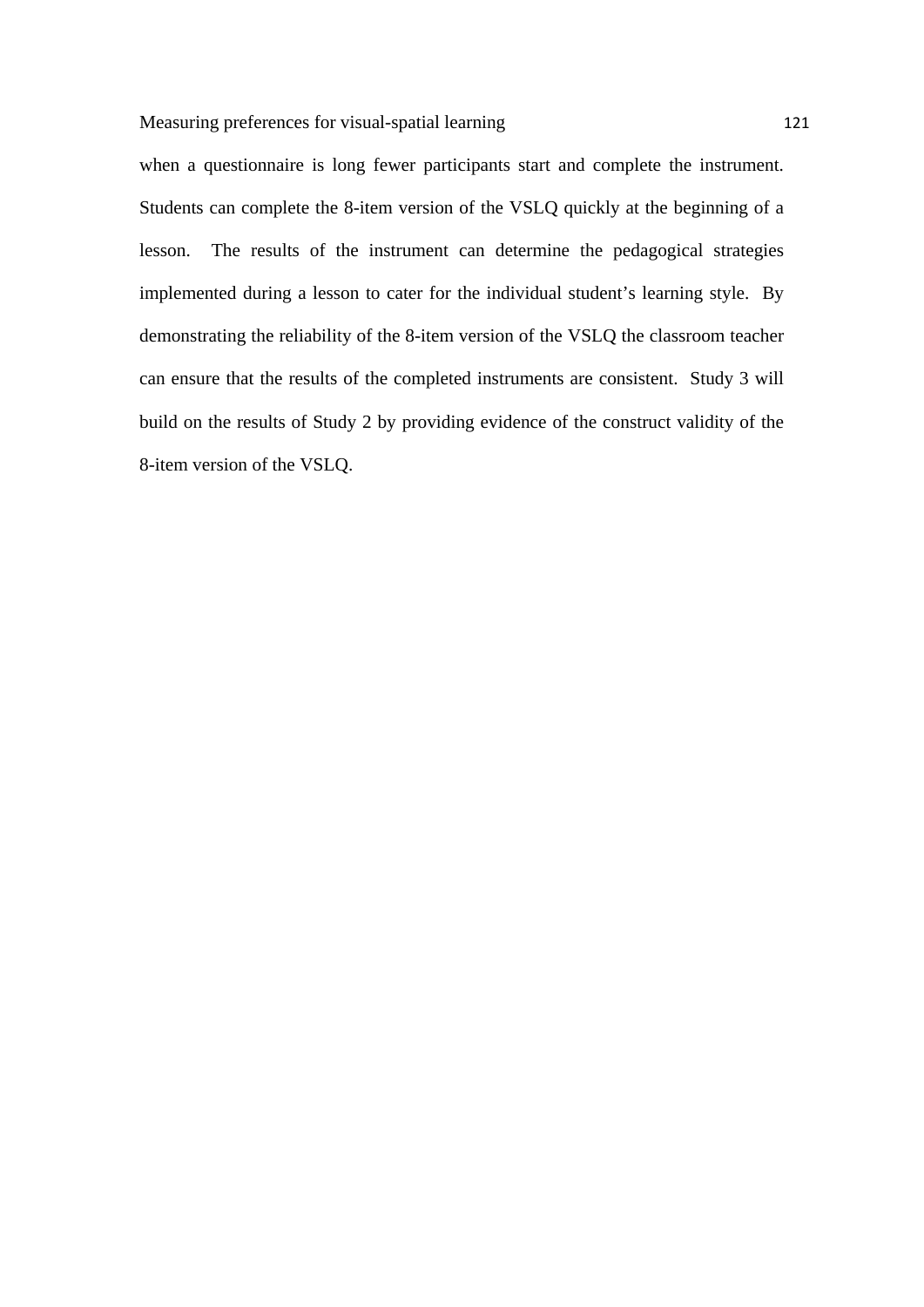when a questionnaire is long fewer participants start and complete the instrument. Students can complete the 8-item version of the VSLQ quickly at the beginning of a lesson. The results of the instrument can determine the pedagogical strategies implemented during a lesson to cater for the individual student's learning style. By demonstrating the reliability of the 8-item version of the VSLQ the classroom teacher can ensure that the results of the completed instruments are consistent. Study 3 will build on the results of Study 2 by providing evidence of the construct validity of the 8-item version of the VSLQ.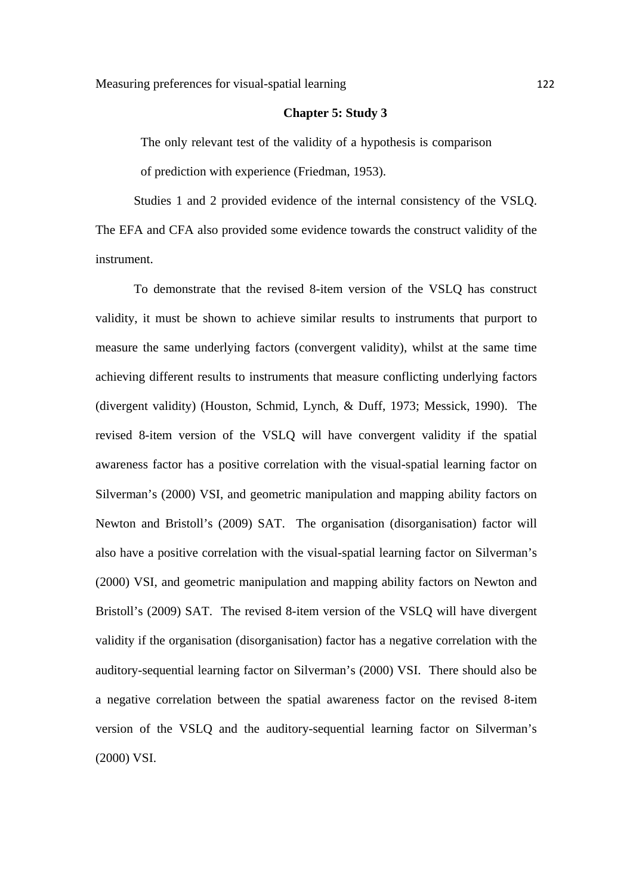## Chapter 5: Study 3

> The only relevant test of the validity of a hypothesis is comparison of prediction with experience (Friedman, 1953).

Studies 1 and 2 provided evidence of the internal consistency of the VSLQ. The EFA and CFA also provided some evidence towards the construct validity of the instrument.

To demonstrate that the revised 8-item version of the VSLQ has construct validity, it must be shown to achieve similar results to instruments that purport to measure the same underlying factors (convergent validity), whilst at the same time achieving different results to instruments that measure conflicting underlying factors (divergent validity) (Houston, Schmid, Lynch, & Duff, 1973; Messick, 1990). The revised 8-item version of the VSLQ will have convergent validity if the spatial awareness factor has a positive correlation with the visual-spatial learning factor on Silverman's (2000) VSI, and geometric manipulation and mapping ability factors on Newton and Bristoll's (2009) SAT. The organisation (disorganisation) factor will also have a positive correlation with the visual-spatial learning factor on Silverman's (2000) VSI, and geometric manipulation and mapping ability factors on Newton and Bristoll's (2009) SAT. The revised 8-item version of the VSLQ will have divergent validity if the organisation (disorganisation) factor has a negative correlation with the auditory-sequential learning factor on Silverman's (2000) VSI. There should also be a negative correlation between the spatial awareness factor on the revised 8-item version of the VSLQ and the auditory-sequential learning factor on Silverman's (2000) VSI.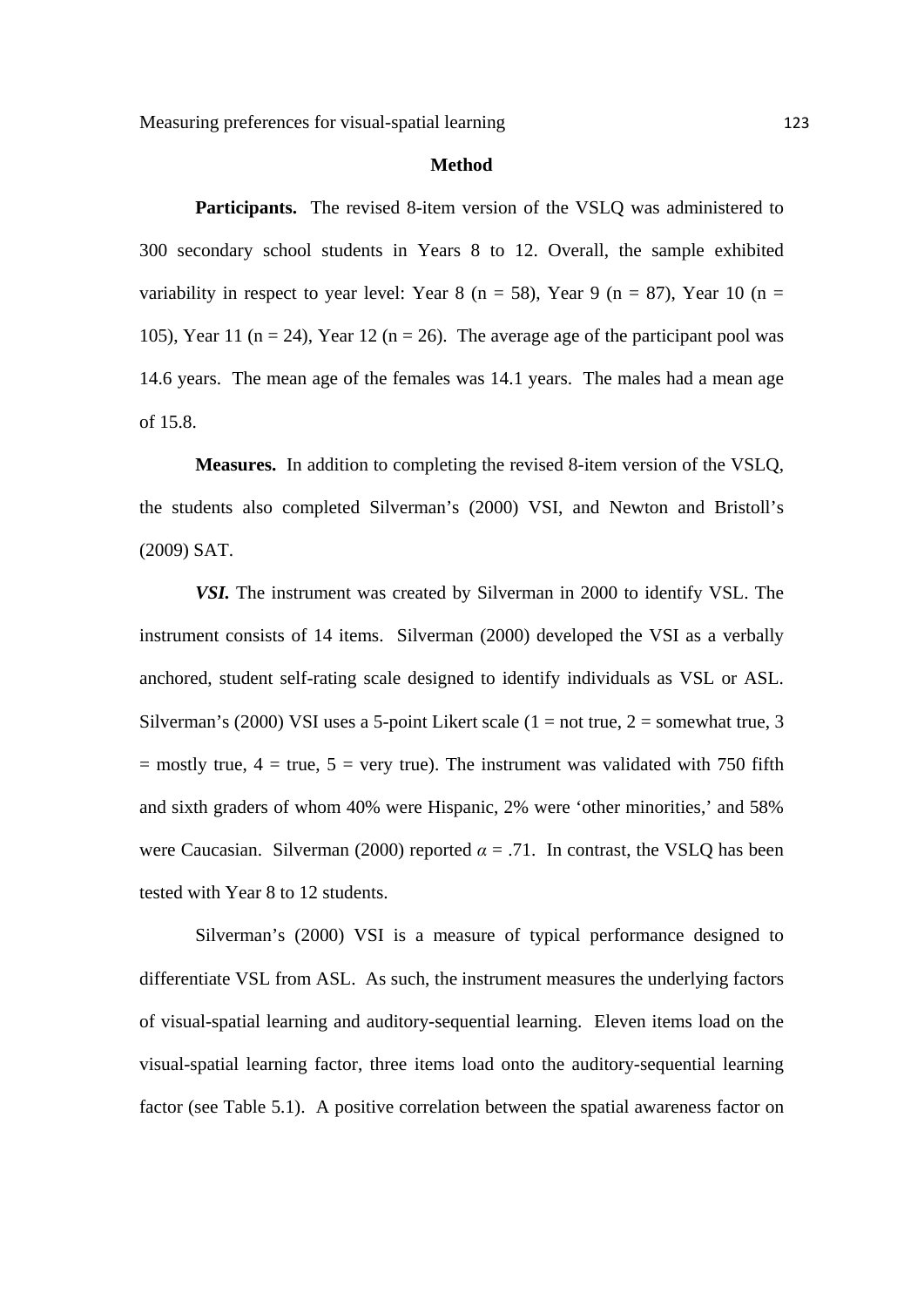## Method

**Participants.** The revised 8-item version of the VSLQ was administered to 300 secondary school students in Years 8 to 12. Overall, the sample exhibited variability in respect to year level: Year 8 (n = 58), Year 9 (n = 87), Year 10 (n = 105), Year 11 (n = 24), Year 12 (n = 26). The average age of the participant pool was 14.6 years. The mean age of the females was 14.1 years. The males had a mean age of 15.8.

**Measures.** In addition to completing the revised 8-item version of the VSLQ, the students also completed Silverman's (2000) VSI, and Newton and Bristoll's (2009) SAT.

***VSI.*** The instrument was created by Silverman in 2000 to identify VSL. The instrument consists of 14 items. Silverman (2000) developed the VSI as a verbally anchored, student self-rating scale designed to identify individuals as VSL or ASL. Silverman's (2000) VSI uses a 5-point Likert scale (1 = not true, 2 = somewhat true, 3 = mostly true, 4 = true, 5 = very true). The instrument was validated with 750 fifth and sixth graders of whom 40% were Hispanic, 2% were 'other minorities,' and 58% were Caucasian. Silverman (2000) reported $\alpha = .71$. In contrast, the VSLQ has been tested with Year 8 to 12 students.

Silverman's (2000) VSI is a measure of typical performance designed to differentiate VSL from ASL. As such, the instrument measures the underlying factors of visual-spatial learning and auditory-sequential learning. Eleven items load on the visual-spatial learning factor, three items load onto the auditory-sequential learning factor (see Table 5.1). A positive correlation between the spatial awareness factor on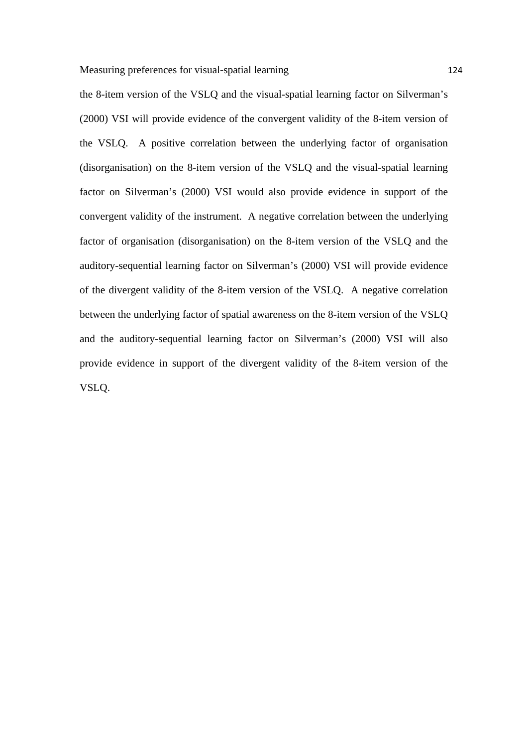the 8-item version of the VSLQ and the visual-spatial learning factor on Silverman's (2000) VSI will provide evidence of the convergent validity of the 8-item version of the VSLQ. A positive correlation between the underlying factor of organisation (disorganisation) on the 8-item version of the VSLQ and the visual-spatial learning factor on Silverman's (2000) VSI would also provide evidence in support of the convergent validity of the instrument. A negative correlation between the underlying factor of organisation (disorganisation) on the 8-item version of the VSLQ and the auditory-sequential learning factor on Silverman's (2000) VSI will provide evidence of the divergent validity of the 8-item version of the VSLQ. A negative correlation between the underlying factor of spatial awareness on the 8-item version of the VSLQ and the auditory-sequential learning factor on Silverman's (2000) VSI will also provide evidence in support of the divergent validity of the 8-item version of the VSLQ.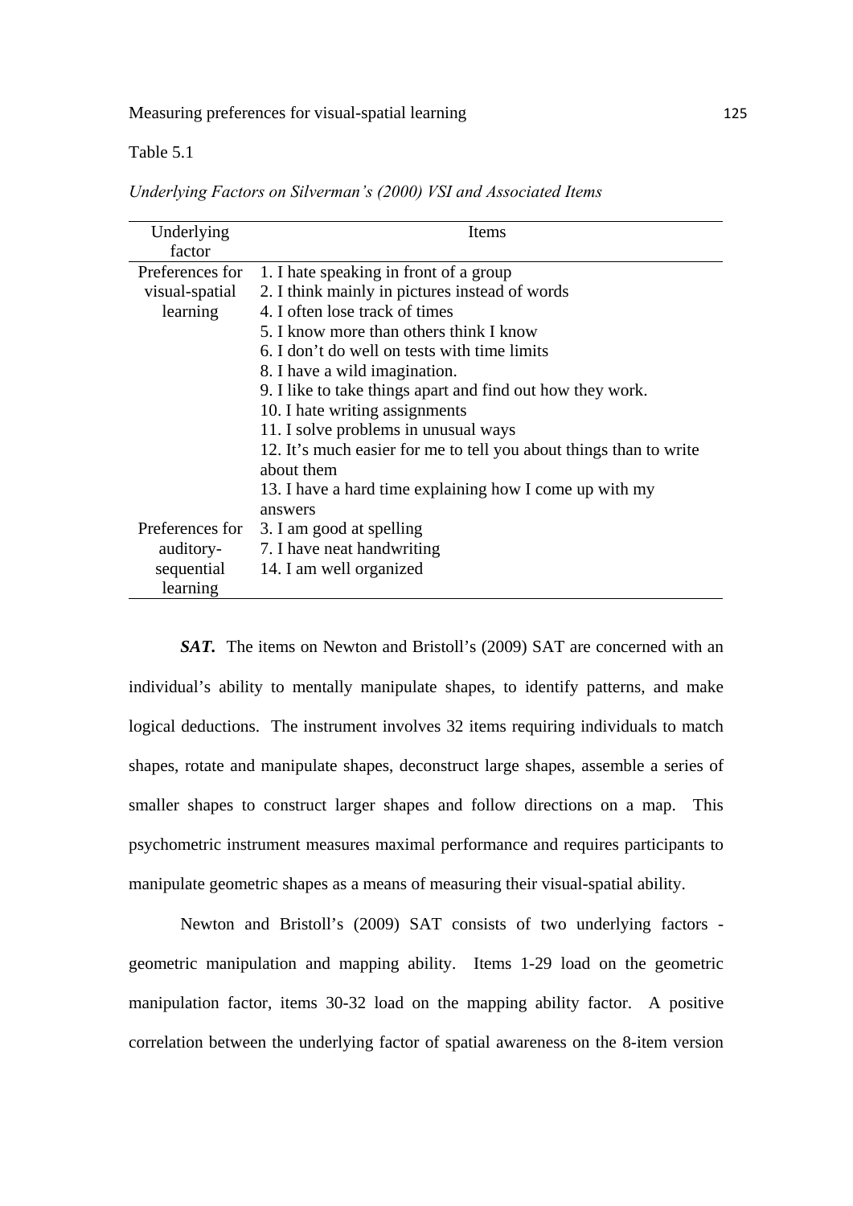Table 5.1

*Underlying Factors on Silverman's (2000) VSI and Associated Items*

| Underlying factor | Items |
|---|---|
| Preferences for visual-spatial learning | 1. I hate speaking in front of a group<br>2. I think mainly in pictures instead of words<br>4. I often lose track of times<br>5. I know more than others think I know<br>6. I don't do well on tests with time limits<br>8. I have a wild imagination.<br>9. I like to take things apart and find out how they work.<br>10. I hate writing assignments<br>11. I solve problems in unusual ways<br>12. It's much easier for me to tell you about things than to write about them<br>13. I have a hard time explaining how I come up with my answers |
| Preferences for auditory-sequential learning | 3. I am good at spelling<br>7. I have neat handwriting<br>14. I am well organized |

***SAT.*** The items on Newton and Bristoll's (2009) SAT are concerned with an individual's ability to mentally manipulate shapes, to identify patterns, and make logical deductions. The instrument involves 32 items requiring individuals to match shapes, rotate and manipulate shapes, deconstruct large shapes, assemble a series of smaller shapes to construct larger shapes and follow directions on a map. This psychometric instrument measures maximal performance and requires participants to manipulate geometric shapes as a means of measuring their visual-spatial ability.

Newton and Bristoll's (2009) SAT consists of two underlying factors - geometric manipulation and mapping ability. Items 1-29 load on the geometric manipulation factor, items 30-32 load on the mapping ability factor. A positive correlation between the underlying factor of spatial awareness on the 8-item version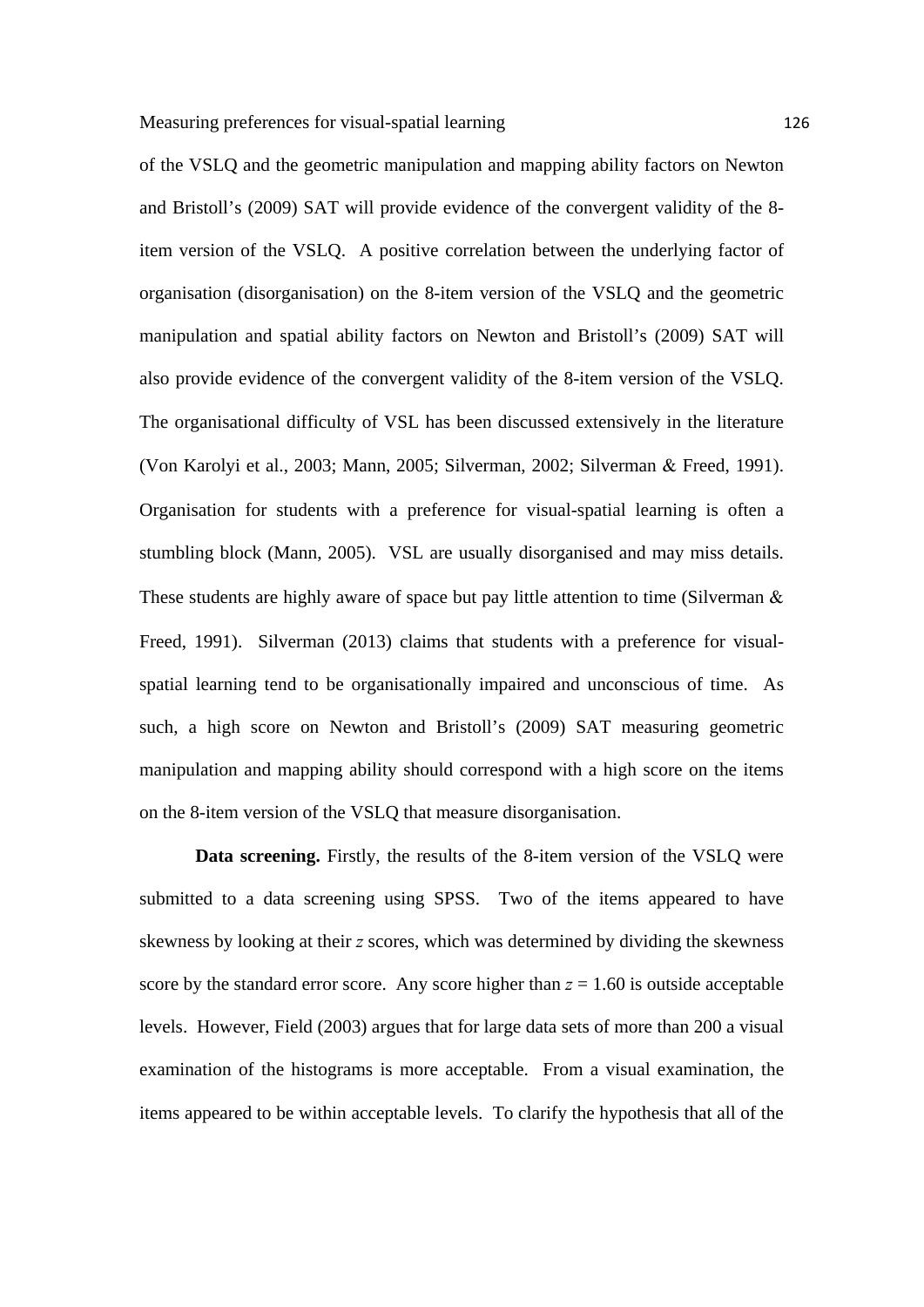of the VSLQ and the geometric manipulation and mapping ability factors on Newton and Bristoll's (2009) SAT will provide evidence of the convergent validity of the 8-item version of the VSLQ. A positive correlation between the underlying factor of organisation (disorganisation) on the 8-item version of the VSLQ and the geometric manipulation and spatial ability factors on Newton and Bristoll's (2009) SAT will also provide evidence of the convergent validity of the 8-item version of the VSLQ. The organisational difficulty of VSL has been discussed extensively in the literature (Von Karolyi et al., 2003; Mann, 2005; Silverman, 2002; Silverman & Freed, 1991). Organisation for students with a preference for visual-spatial learning is often a stumbling block (Mann, 2005). VSL are usually disorganised and may miss details. These students are highly aware of space but pay little attention to time (Silverman & Freed, 1991). Silverman (2013) claims that students with a preference for visual-spatial learning tend to be organisationally impaired and unconscious of time. As such, a high score on Newton and Bristoll's (2009) SAT measuring geometric manipulation and mapping ability should correspond with a high score on the items on the 8-item version of the VSLQ that measure disorganisation.

**Data screening.** Firstly, the results of the 8-item version of the VSLQ were submitted to a data screening using SPSS. Two of the items appeared to have skewness by looking at their $z$ scores, which was determined by dividing the skewness score by the standard error score. Any score higher than $z = 1.60$ is outside acceptable levels. However, Field (2003) argues that for large data sets of more than 200 a visual examination of the histograms is more acceptable. From a visual examination, the items appeared to be within acceptable levels. To clarify the hypothesis that all of the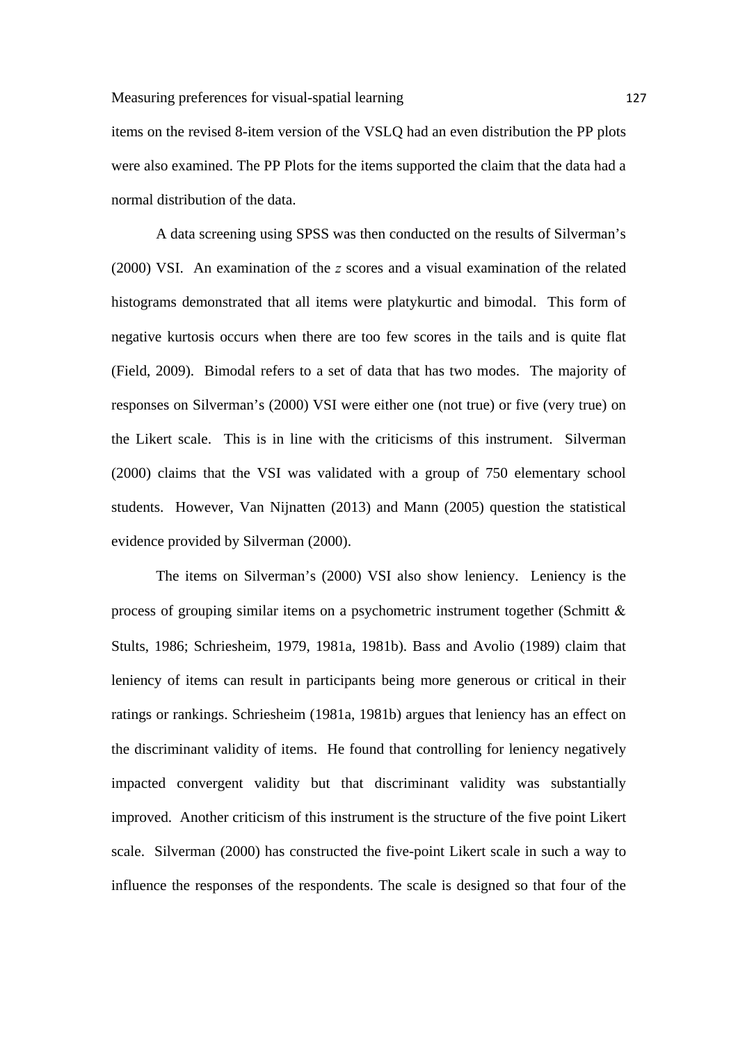items on the revised 8-item version of the VSLQ had an even distribution the PP plots were also examined. The PP Plots for the items supported the claim that the data had a normal distribution of the data.

A data screening using SPSS was then conducted on the results of Silverman's (2000) VSI. An examination of the *z* scores and a visual examination of the related histograms demonstrated that all items were platykurtic and bimodal. This form of negative kurtosis occurs when there are too few scores in the tails and is quite flat (Field, 2009). Bimodal refers to a set of data that has two modes. The majority of responses on Silverman's (2000) VSI were either one (not true) or five (very true) on the Likert scale. This is in line with the criticisms of this instrument. Silverman (2000) claims that the VSI was validated with a group of 750 elementary school students. However, Van Nijnatten (2013) and Mann (2005) question the statistical evidence provided by Silverman (2000).

The items on Silverman's (2000) VSI also show leniency. Leniency is the process of grouping similar items on a psychometric instrument together (Schmitt & Stults, 1986; Schriesheim, 1979, 1981a, 1981b). Bass and Avolio (1989) claim that leniency of items can result in participants being more generous or critical in their ratings or rankings. Schriesheim (1981a, 1981b) argues that leniency has an effect on the discriminant validity of items. He found that controlling for leniency negatively impacted convergent validity but that discriminant validity was substantially improved. Another criticism of this instrument is the structure of the five point Likert scale. Silverman (2000) has constructed the five-point Likert scale in such a way to influence the responses of the respondents. The scale is designed so that four of the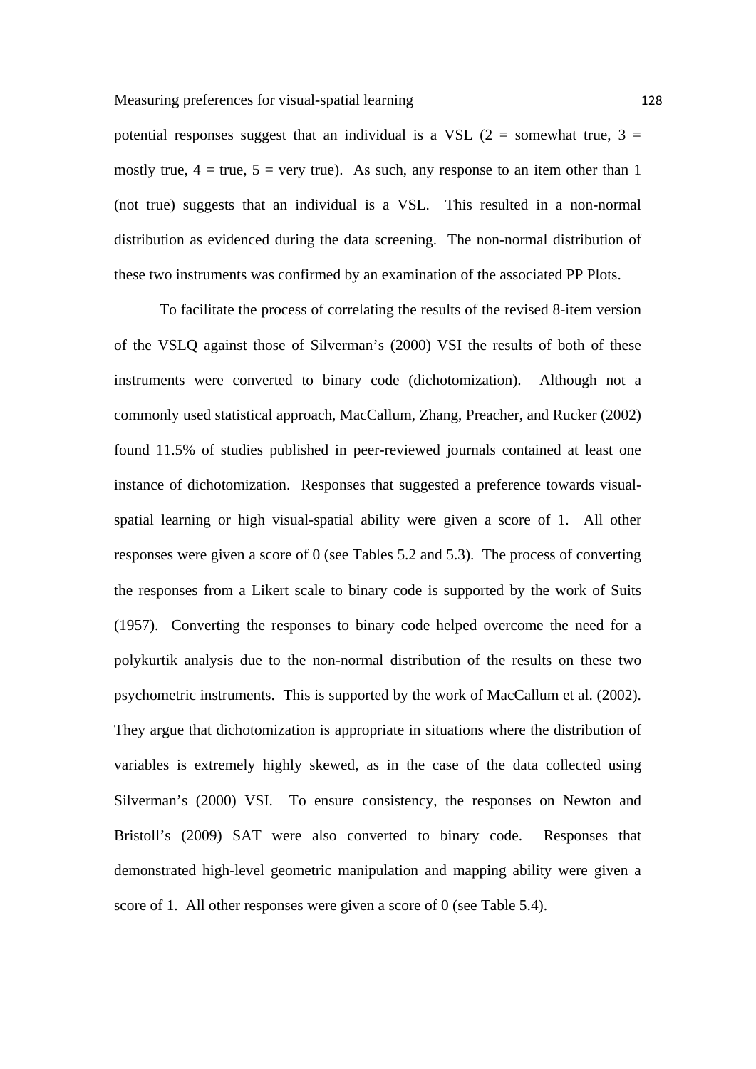potential responses suggest that an individual is a VSL (2 = somewhat true, 3 = mostly true, 4 = true, 5 = very true). As such, any response to an item other than 1 (not true) suggests that an individual is a VSL. This resulted in a non-normal distribution as evidenced during the data screening. The non-normal distribution of these two instruments was confirmed by an examination of the associated PP Plots.

To facilitate the process of correlating the results of the revised 8-item version of the VSLQ against those of Silverman's (2000) VSI the results of both of these instruments were converted to binary code (dichotomization). Although not a commonly used statistical approach, MacCallum, Zhang, Preacher, and Rucker (2002) found 11.5% of studies published in peer-reviewed journals contained at least one instance of dichotomization. Responses that suggested a preference towards visual-spatial learning or high visual-spatial ability were given a score of 1. All other responses were given a score of 0 (see Tables 5.2 and 5.3). The process of converting the responses from a Likert scale to binary code is supported by the work of Suits (1957). Converting the responses to binary code helped overcome the need for a polykurtik analysis due to the non-normal distribution of the results on these two psychometric instruments. This is supported by the work of MacCallum et al. (2002). They argue that dichotomization is appropriate in situations where the distribution of variables is extremely highly skewed, as in the case of the data collected using Silverman's (2000) VSI. To ensure consistency, the responses on Newton and Bristoll's (2009) SAT were also converted to binary code. Responses that demonstrated high-level geometric manipulation and mapping ability were given a score of 1. All other responses were given a score of 0 (see Table 5.4).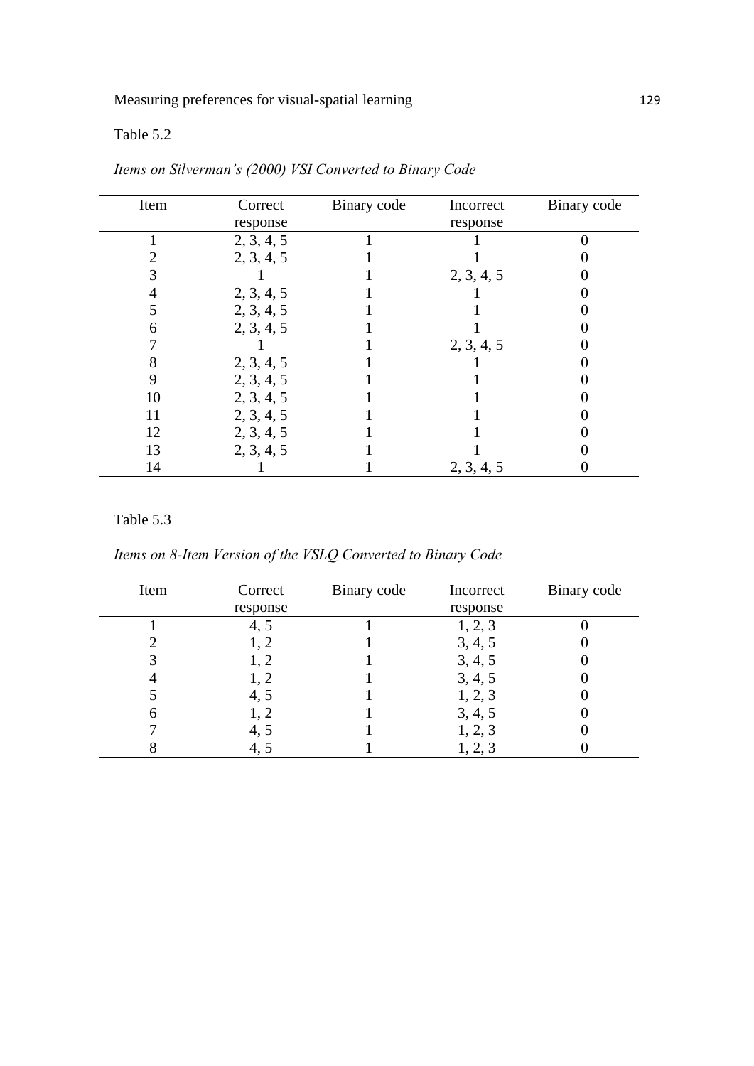Table 5.2

*Items on Silverman's (2000) VSI Converted to Binary Code*

| Item | Correct response | Binary code | Incorrect response | Binary code |
|---|---|---|---|---|
| 1 | 2, 3, 4, 5 | 1 | 1 | 0 |
| 2 | 2, 3, 4, 5 | 1 | 1 | 0 |
| 3 | 1 | 1 | 2, 3, 4, 5 | 0 |
| 4 | 2, 3, 4, 5 | 1 | 1 | 0 |
| 5 | 2, 3, 4, 5 | 1 | 1 | 0 |
| 6 | 2, 3, 4, 5 | 1 | 1 | 0 |
| 7 | 1 | 1 | 2, 3, 4, 5 | 0 |
| 8 | 2, 3, 4, 5 | 1 | 1 | 0 |
| 9 | 2, 3, 4, 5 | 1 | 1 | 0 |
| 10 | 2, 3, 4, 5 | 1 | 1 | 0 |
| 11 | 2, 3, 4, 5 | 1 | 1 | 0 |
| 12 | 2, 3, 4, 5 | 1 | 1 | 0 |
| 13 | 2, 3, 4, 5 | 1 | 1 | 0 |
| 14 | 1 | 1 | 2, 3, 4, 5 | 0 |

Table 5.3

*Items on 8-Item Version of the VSLQ Converted to Binary Code*

| Item | Correct response | Binary code | Incorrect response | Binary code |
|---|---|---|---|---|
| 1 | 4, 5 | 1 | 1, 2, 3 | 0 |
| 2 | 1, 2 | 1 | 3, 4, 5 | 0 |
| 3 | 1, 2 | 1 | 3, 4, 5 | 0 |
| 4 | 1, 2 | 1 | 3, 4, 5 | 0 |
| 5 | 4, 5 | 1 | 1, 2, 3 | 0 |
| 6 | 1, 2 | 1 | 3, 4, 5 | 0 |
| 7 | 4, 5 | 1 | 1, 2, 3 | 0 |
| 8 | 4, 5 | 1 | 1, 2, 3 | 0 |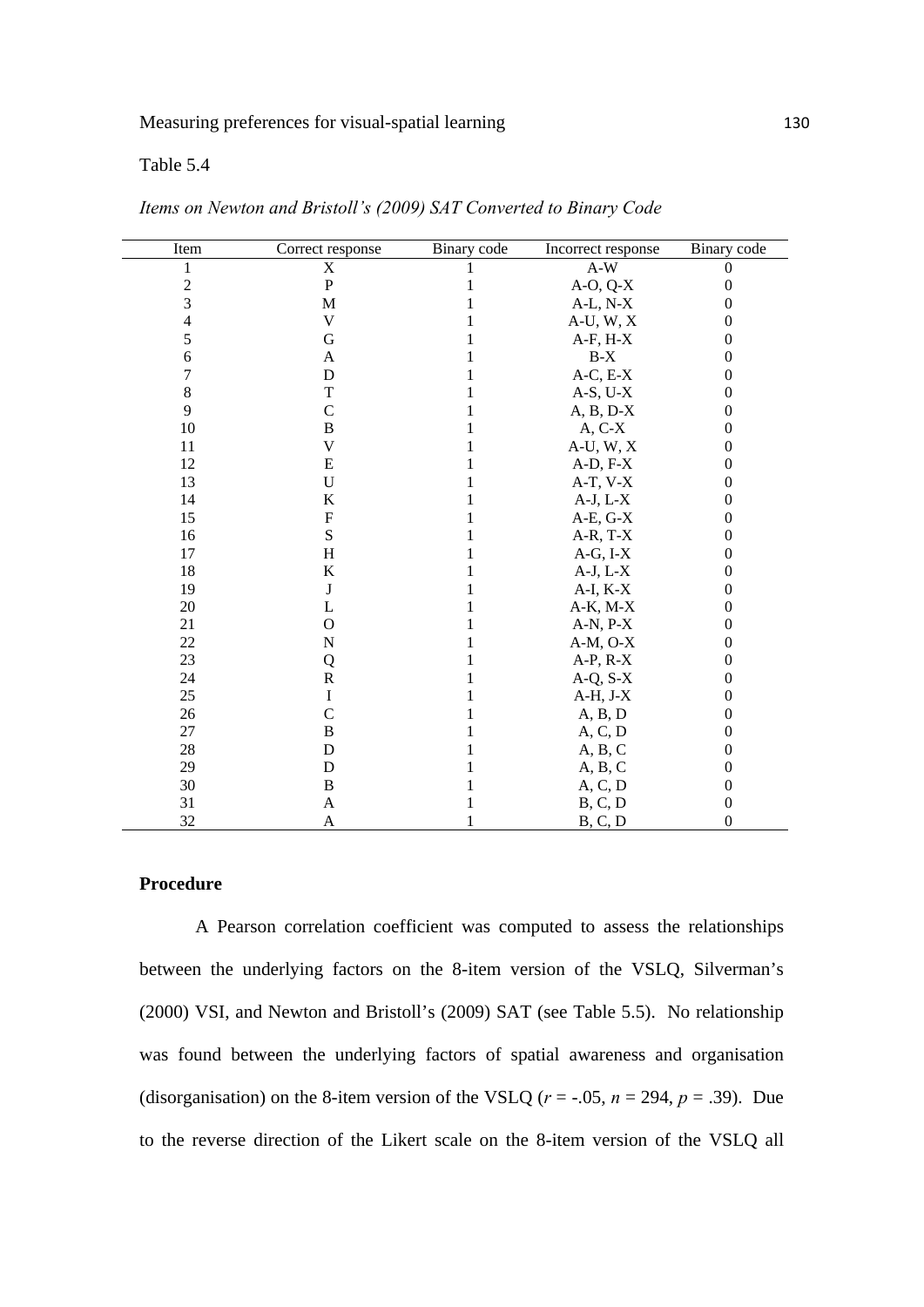Table 5.4

*Items on Newton and Bristoll's (2009) SAT Converted to Binary Code*

| Item | Correct response | Binary code | Incorrect response | Binary code |
|---|---|---|---|---|
| 1 | X | 1 | A-W | 0 |
| 2 | P | 1 | A-O, Q-X | 0 |
| 3 | M | 1 | A-L, N-X | 0 |
| 4 | V | 1 | A-U, W, X | 0 |
| 5 | G | 1 | A-F, H-X | 0 |
| 6 | A | 1 | B-X | 0 |
| 7 | D | 1 | A-C, E-X | 0 |
| 8 | T | 1 | A-S, U-X | 0 |
| 9 | C | 1 | A, B, D-X | 0 |
| 10 | B | 1 | A, C-X | 0 |
| 11 | V | 1 | A-U, W, X | 0 |
| 12 | E | 1 | A-D, F-X | 0 |
| 13 | U | 1 | A-T, V-X | 0 |
| 14 | K | 1 | A-J, L-X | 0 |
| 15 | F | 1 | A-E, G-X | 0 |
| 16 | S | 1 | A-R, T-X | 0 |
| 17 | H | 1 | A-G, I-X | 0 |
| 18 | K | 1 | A-J, L-X | 0 |
| 19 | J | 1 | A-I, K-X | 0 |
| 20 | L | 1 | A-K, M-X | 0 |
| 21 | O | 1 | A-N, P-X | 0 |
| 22 | N | 1 | A-M, O-X | 0 |
| 23 | Q | 1 | A-P, R-X | 0 |
| 24 | R | 1 | A-Q, S-X | 0 |
| 25 | I | 1 | A-H, J-X | 0 |
| 26 | C | 1 | A, B, D | 0 |
| 27 | B | 1 | A, C, D | 0 |
| 28 | D | 1 | A, B, C | 0 |
| 29 | D | 1 | A, B, C | 0 |
| 30 | B | 1 | A, C, D | 0 |
| 31 | A | 1 | B, C, D | 0 |
| 32 | A | 1 | B, C, D | 0 |

**Procedure**

A Pearson correlation coefficient was computed to assess the relationships between the underlying factors on the 8-item version of the VSLQ, Silverman's (2000) VSI, and Newton and Bristoll's (2009) SAT (see Table 5.5). No relationship was found between the underlying factors of spatial awareness and organisation (disorganisation) on the 8-item version of the VSLQ ($r$ = -.05, $n$ = 294, $p$ = .39). Due to the reverse direction of the Likert scale on the 8-item version of the VSLQ all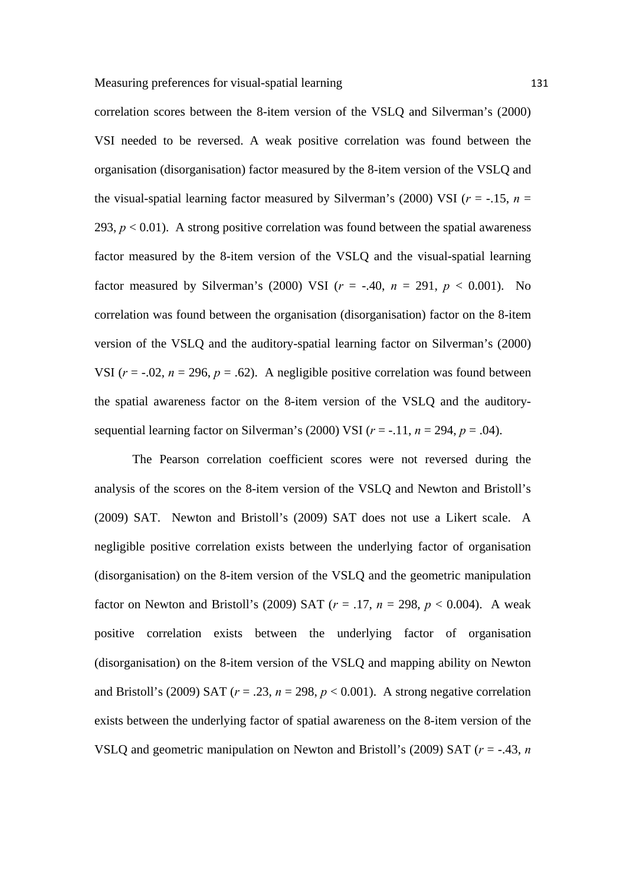correlation scores between the 8-item version of the VSLQ and Silverman's (2000) VSI needed to be reversed. A weak positive correlation was found between the organisation (disorganisation) factor measured by the 8-item version of the VSLQ and the visual-spatial learning factor measured by Silverman's (2000) VSI ($r$ = -.15, $n$ = 293, $p$ < 0.01). A strong positive correlation was found between the spatial awareness factor measured by the 8-item version of the VSLQ and the visual-spatial learning factor measured by Silverman's (2000) VSI ($r$ = -.40, $n$ = 291, $p$ < 0.001). No correlation was found between the organisation (disorganisation) factor on the 8-item version of the VSLQ and the auditory-spatial learning factor on Silverman's (2000) VSI ($r$ = -.02, $n$ = 296, $p$ = .62). A negligible positive correlation was found between the spatial awareness factor on the 8-item version of the VSLQ and the auditory-sequential learning factor on Silverman's (2000) VSI ($r$ = -.11, $n$ = 294, $p$ = .04).

The Pearson correlation coefficient scores were not reversed during the analysis of the scores on the 8-item version of the VSLQ and Newton and Bristoll's (2009) SAT. Newton and Bristoll's (2009) SAT does not use a Likert scale. A negligible positive correlation exists between the underlying factor of organisation (disorganisation) on the 8-item version of the VSLQ and the geometric manipulation factor on Newton and Bristoll's (2009) SAT ($r$ = .17, $n$ = 298, $p$ < 0.004). A weak positive correlation exists between the underlying factor of organisation (disorganisation) on the 8-item version of the VSLQ and mapping ability on Newton and Bristoll's (2009) SAT ($r$ = .23, $n$ = 298, $p$ < 0.001). A strong negative correlation exists between the underlying factor of spatial awareness on the 8-item version of the VSLQ and geometric manipulation on Newton and Bristoll's (2009) SAT ($r$ = -.43, $n$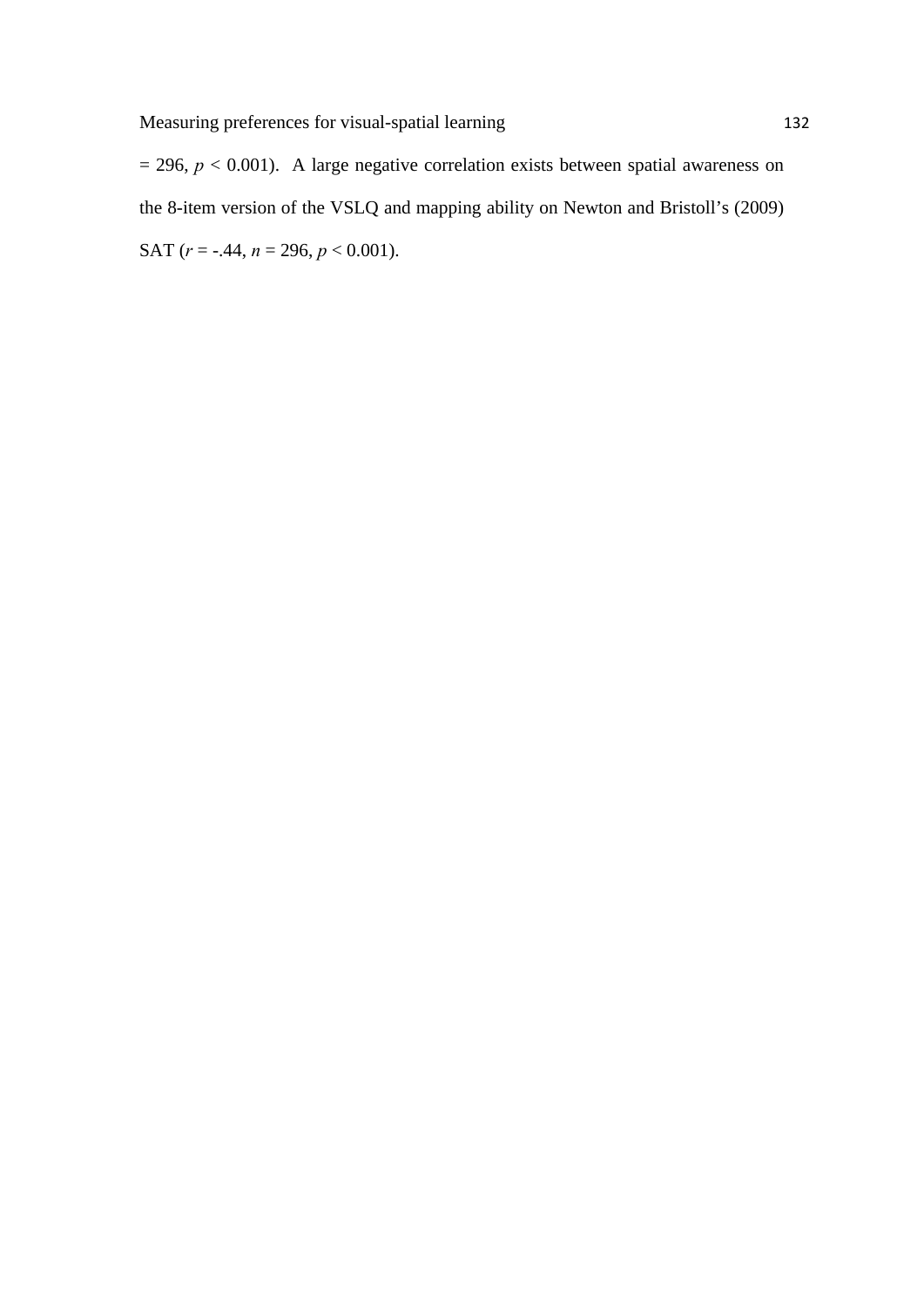$= 296$, $p < 0.001$). A large negative correlation exists between spatial awareness on the 8-item version of the VSLQ and mapping ability on Newton and Bristoll's (2009) SAT ($r = -.44$, $n = 296$, $p < 0.001$).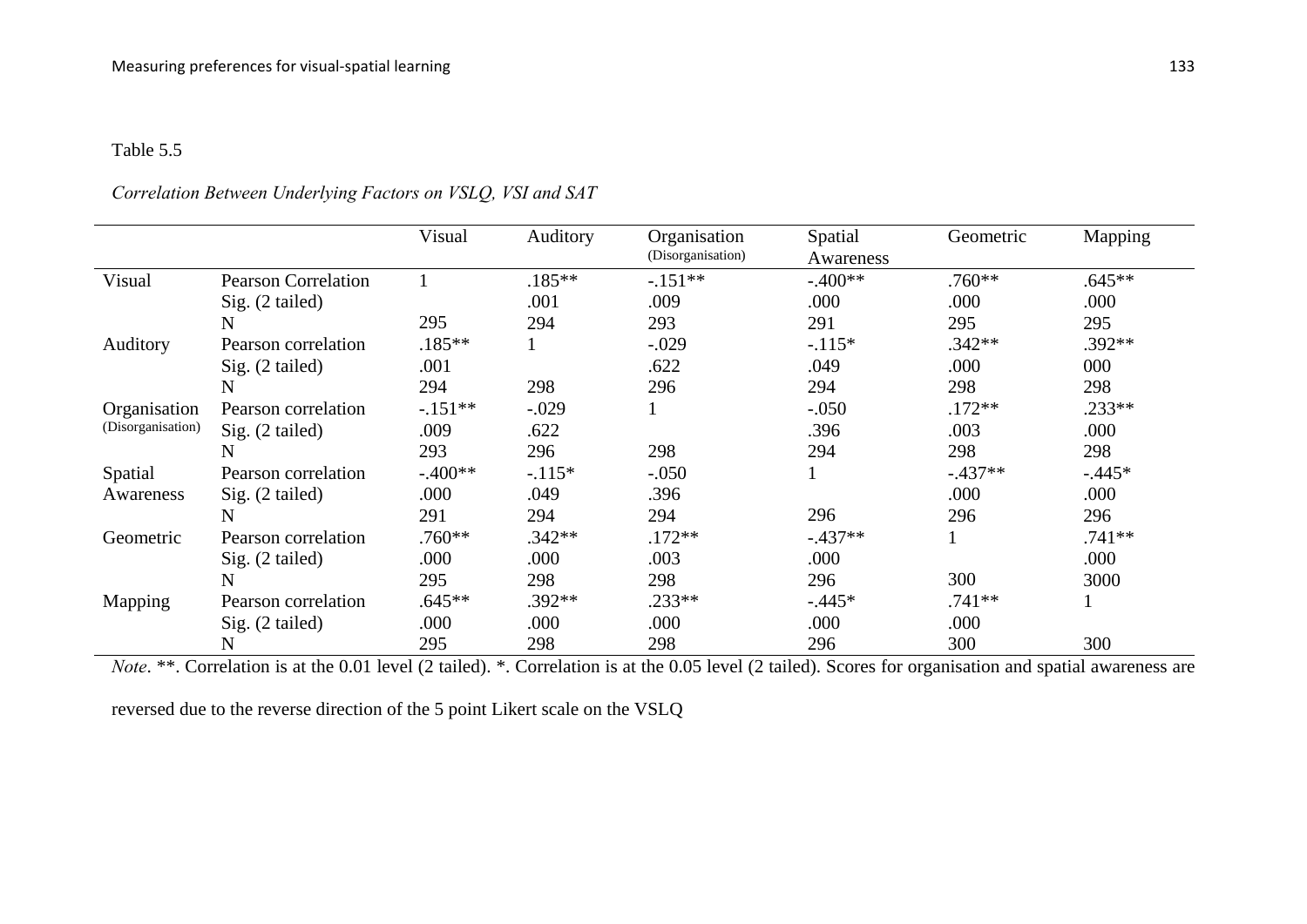Table 5.5

*Correlation Between Underlying Factors on VSLQ, VSI and SAT*

| | | Visual | Auditory | Organisation (Disorganisation) | Spatial Awareness | Geometric | Mapping |
|---|---|---|---|---|---|---|---|
| Visual | Pearson Correlation | 1 | .185** | -.151** | -.400** | .760** | .645** |
| | Sig. (2 tailed) | | .001 | .009 | .000 | .000 | .000 |
| | N | 295 | 294 | 293 | 291 | 295 | 295 |
| Auditory | Pearson correlation | .185** | 1 | -.029 | -.115* | .342** | .392** |
| | Sig. (2 tailed) | .001 | | .622 | .049 | .000 | 000 |
| | N | 294 | 298 | 296 | 294 | 298 | 298 |
| Organisation (Disorganisation) | Pearson correlation | -.151** | -.029 | 1 | -.050 | .172** | .233** |
| | Sig. (2 tailed) | .009 | .622 | | .396 | .003 | .000 |
| | N | 293 | 296 | 298 | 294 | 298 | 298 |
| Spatial Awareness | Pearson correlation | -.400** | -.115* | -.050 | 1 | -.437** | -.445* |
| | Sig. (2 tailed) | .000 | .049 | .396 | | .000 | .000 |
| | N | 291 | 294 | 294 | 296 | 296 | 296 |
| Geometric | Pearson correlation | .760** | .342** | .172** | -.437** | 1 | .741** |
| | Sig. (2 tailed) | .000 | .000 | .003 | .000 | | .000 |
| | N | 295 | 298 | 298 | 296 | 300 | 3000 |
| Mapping | Pearson correlation | .645** | .392** | .233** | -.445* | .741** | 1 |
| | Sig. (2 tailed) | .000 | .000 | .000 | .000 | .000 | |
| | N | 295 | 298 | 298 | 296 | 300 | 300 |

*Note*. **. Correlation is at the 0.01 level (2 tailed). *. Correlation is at the 0.05 level (2 tailed). Scores for organisation and spatial awareness are reversed due to the reverse direction of the 5 point Likert scale on the VSLQ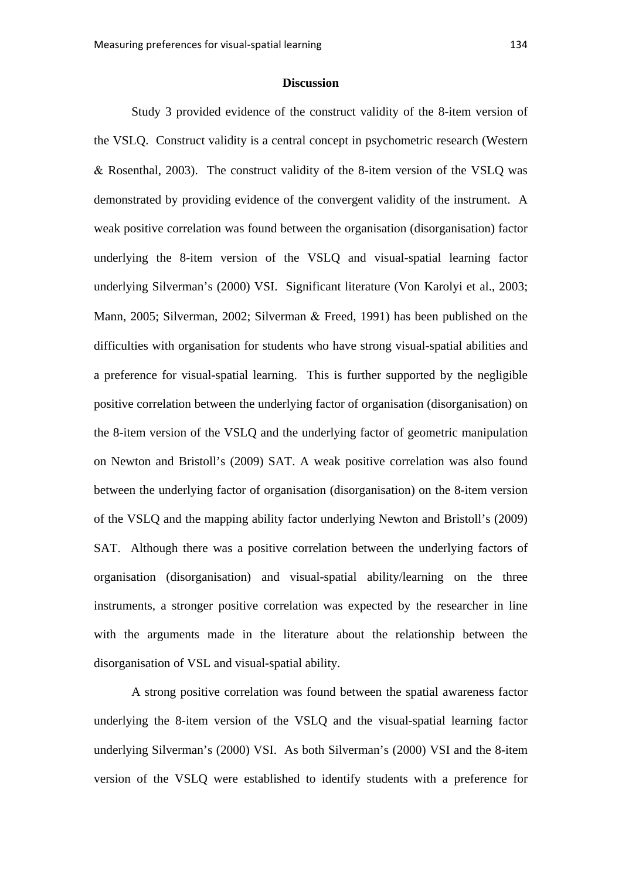## Discussion

Study 3 provided evidence of the construct validity of the 8-item version of the VSLQ. Construct validity is a central concept in psychometric research (Western & Rosenthal, 2003). The construct validity of the 8-item version of the VSLQ was demonstrated by providing evidence of the convergent validity of the instrument. A weak positive correlation was found between the organisation (disorganisation) factor underlying the 8-item version of the VSLQ and visual-spatial learning factor underlying Silverman's (2000) VSI. Significant literature (Von Karolyi et al., 2003; Mann, 2005; Silverman, 2002; Silverman & Freed, 1991) has been published on the difficulties with organisation for students who have strong visual-spatial abilities and a preference for visual-spatial learning. This is further supported by the negligible positive correlation between the underlying factor of organisation (disorganisation) on the 8-item version of the VSLQ and the underlying factor of geometric manipulation on Newton and Bristoll's (2009) SAT. A weak positive correlation was also found between the underlying factor of organisation (disorganisation) on the 8-item version of the VSLQ and the mapping ability factor underlying Newton and Bristoll's (2009) SAT. Although there was a positive correlation between the underlying factors of organisation (disorganisation) and visual-spatial ability/learning on the three instruments, a stronger positive correlation was expected by the researcher in line with the arguments made in the literature about the relationship between the disorganisation of VSL and visual-spatial ability.

A strong positive correlation was found between the spatial awareness factor underlying the 8-item version of the VSLQ and the visual-spatial learning factor underlying Silverman's (2000) VSI. As both Silverman's (2000) VSI and the 8-item version of the VSLQ were established to identify students with a preference for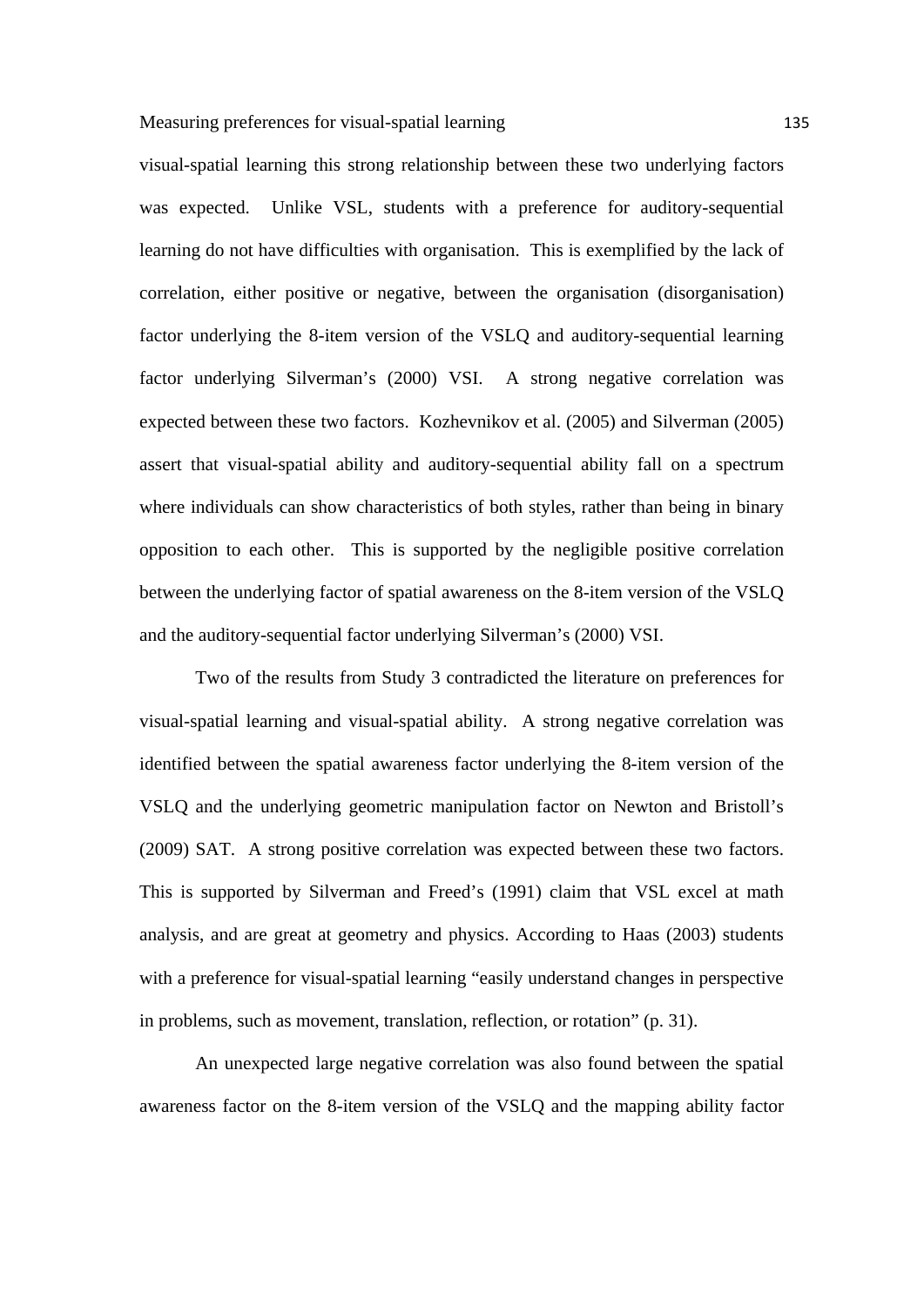visual-spatial learning this strong relationship between these two underlying factors was expected. Unlike VSL, students with a preference for auditory-sequential learning do not have difficulties with organisation. This is exemplified by the lack of correlation, either positive or negative, between the organisation (disorganisation) factor underlying the 8-item version of the VSLQ and auditory-sequential learning factor underlying Silverman's (2000) VSI. A strong negative correlation was expected between these two factors. Kozhevnikov et al. (2005) and Silverman (2005) assert that visual-spatial ability and auditory-sequential ability fall on a spectrum where individuals can show characteristics of both styles, rather than being in binary opposition to each other. This is supported by the negligible positive correlation between the underlying factor of spatial awareness on the 8-item version of the VSLQ and the auditory-sequential factor underlying Silverman's (2000) VSI.

Two of the results from Study 3 contradicted the literature on preferences for visual-spatial learning and visual-spatial ability. A strong negative correlation was identified between the spatial awareness factor underlying the 8-item version of the VSLQ and the underlying geometric manipulation factor on Newton and Bristoll's (2009) SAT. A strong positive correlation was expected between these two factors. This is supported by Silverman and Freed's (1991) claim that VSL excel at math analysis, and are great at geometry and physics. According to Haas (2003) students with a preference for visual-spatial learning "easily understand changes in perspective in problems, such as movement, translation, reflection, or rotation" (p. 31).

An unexpected large negative correlation was also found between the spatial awareness factor on the 8-item version of the VSLQ and the mapping ability factor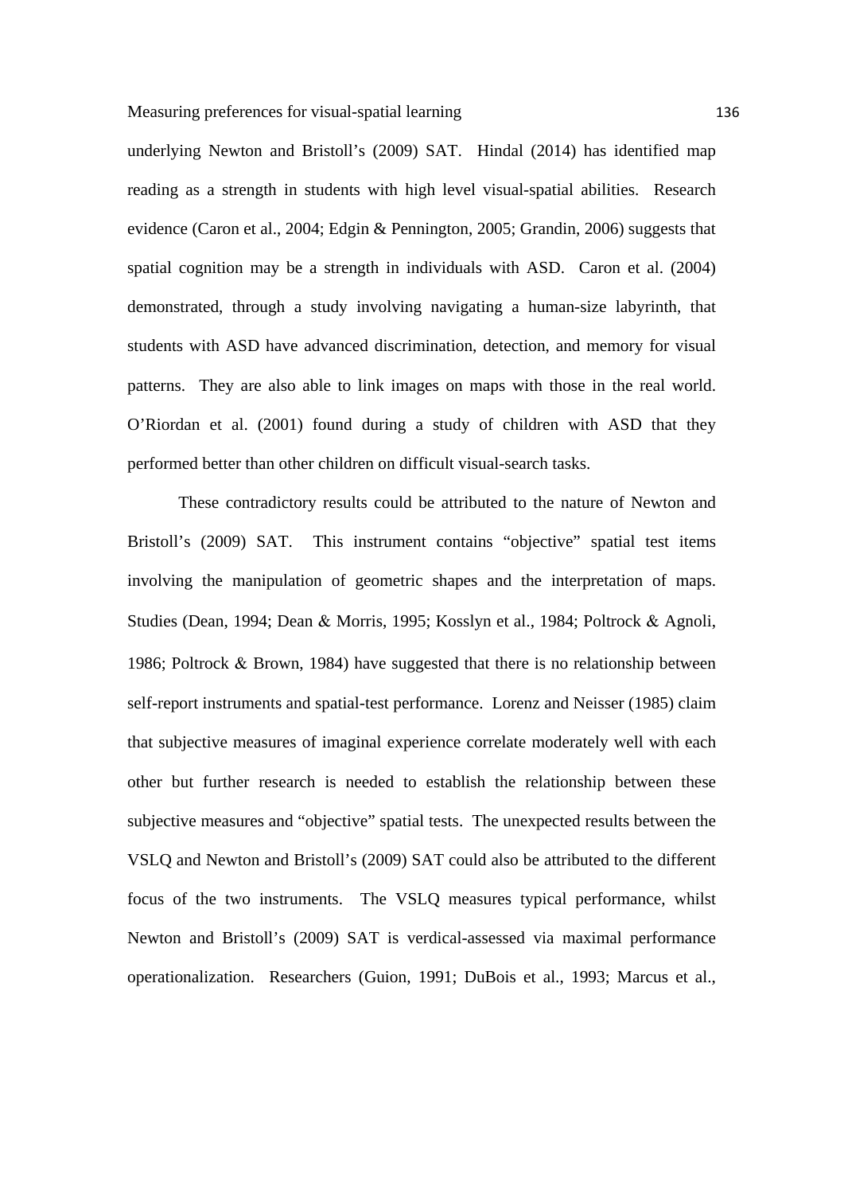underlying Newton and Bristoll's (2009) SAT. Hindal (2014) has identified map reading as a strength in students with high level visual-spatial abilities. Research evidence (Caron et al., 2004; Edgin & Pennington, 2005; Grandin, 2006) suggests that spatial cognition may be a strength in individuals with ASD. Caron et al. (2004) demonstrated, through a study involving navigating a human-size labyrinth, that students with ASD have advanced discrimination, detection, and memory for visual patterns. They are also able to link images on maps with those in the real world. O'Riordan et al. (2001) found during a study of children with ASD that they performed better than other children on difficult visual-search tasks.

These contradictory results could be attributed to the nature of Newton and Bristoll's (2009) SAT. This instrument contains "objective" spatial test items involving the manipulation of geometric shapes and the interpretation of maps. Studies (Dean, 1994; Dean & Morris, 1995; Kosslyn et al., 1984; Poltrock & Agnoli, 1986; Poltrock & Brown, 1984) have suggested that there is no relationship between self-report instruments and spatial-test performance. Lorenz and Neisser (1985) claim that subjective measures of imaginal experience correlate moderately well with each other but further research is needed to establish the relationship between these subjective measures and "objective" spatial tests. The unexpected results between the VSLQ and Newton and Bristoll's (2009) SAT could also be attributed to the different focus of the two instruments. The VSLQ measures typical performance, whilst Newton and Bristoll's (2009) SAT is verdical-assessed via maximal performance operationalization. Researchers (Guion, 1991; DuBois et al., 1993; Marcus et al.,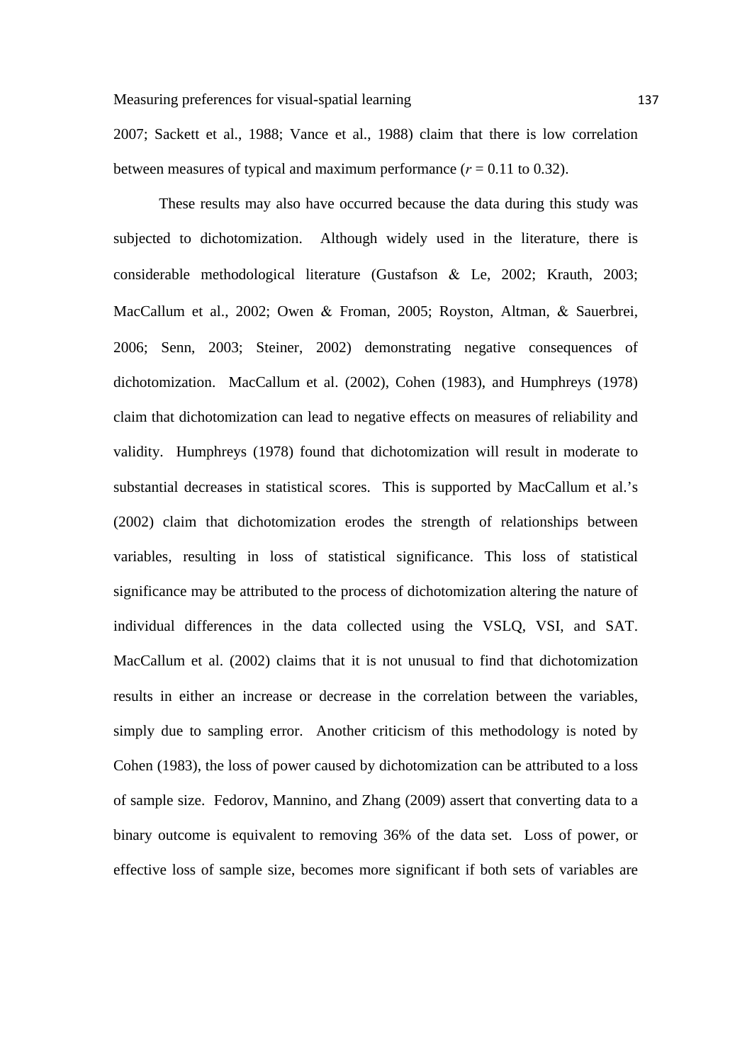2007; Sackett et al., 1988; Vance et al., 1988) claim that there is low correlation between measures of typical and maximum performance ($r$ = 0.11 to 0.32).

These results may also have occurred because the data during this study was subjected to dichotomization. Although widely used in the literature, there is considerable methodological literature (Gustafson & Le, 2002; Krauth, 2003; MacCallum et al., 2002; Owen & Froman, 2005; Royston, Altman, & Sauerbrei, 2006; Senn, 2003; Steiner, 2002) demonstrating negative consequences of dichotomization. MacCallum et al. (2002), Cohen (1983), and Humphreys (1978) claim that dichotomization can lead to negative effects on measures of reliability and validity. Humphreys (1978) found that dichotomization will result in moderate to substantial decreases in statistical scores. This is supported by MacCallum et al.'s (2002) claim that dichotomization erodes the strength of relationships between variables, resulting in loss of statistical significance. This loss of statistical significance may be attributed to the process of dichotomization altering the nature of individual differences in the data collected using the VSLQ, VSI, and SAT. MacCallum et al. (2002) claims that it is not unusual to find that dichotomization results in either an increase or decrease in the correlation between the variables, simply due to sampling error. Another criticism of this methodology is noted by Cohen (1983), the loss of power caused by dichotomization can be attributed to a loss of sample size. Fedorov, Mannino, and Zhang (2009) assert that converting data to a binary outcome is equivalent to removing 36% of the data set. Loss of power, or effective loss of sample size, becomes more significant if both sets of variables are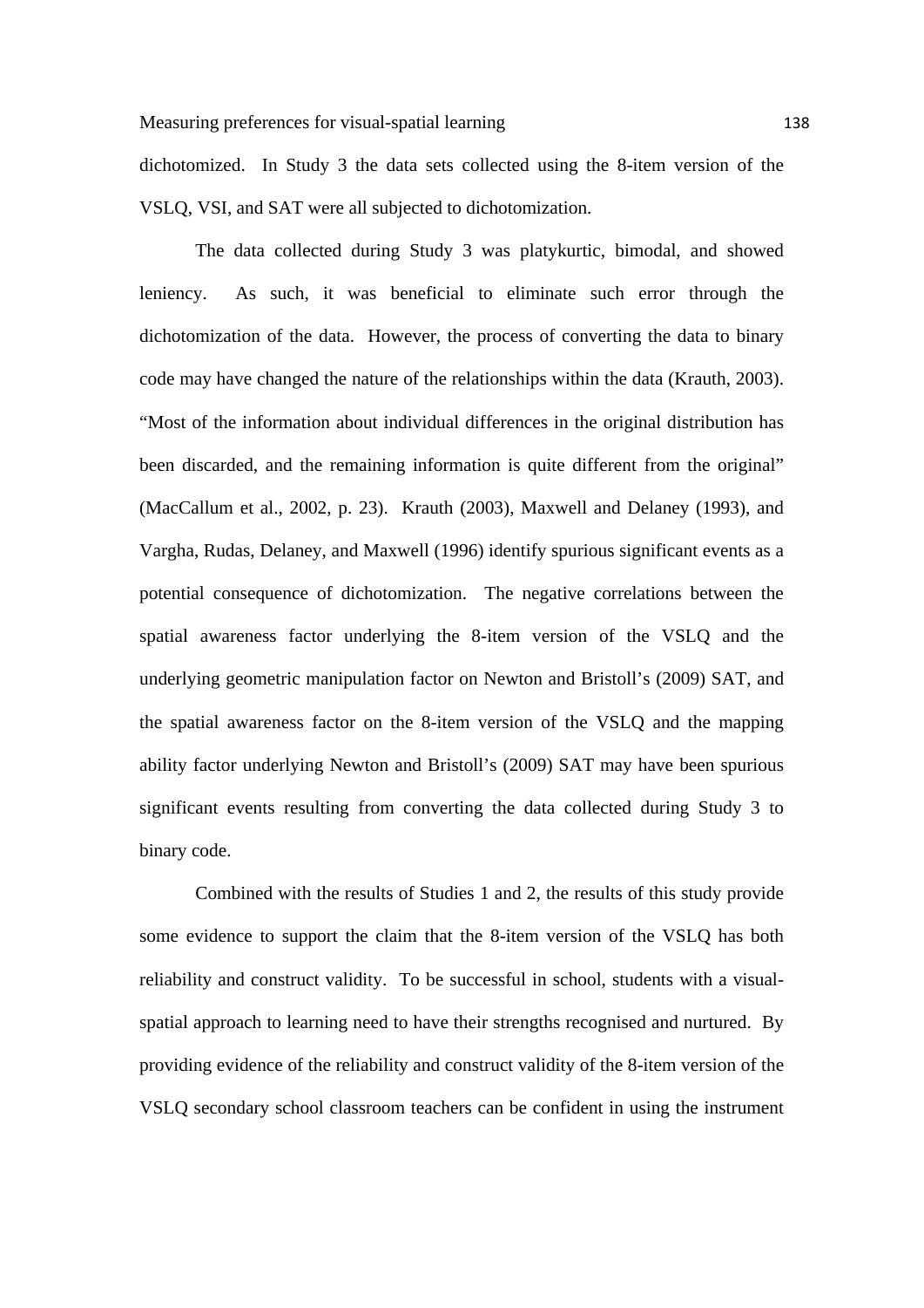dichotomized. In Study 3 the data sets collected using the 8-item version of the VSLQ, VSI, and SAT were all subjected to dichotomization.

The data collected during Study 3 was platykurtic, bimodal, and showed leniency. As such, it was beneficial to eliminate such error through the dichotomization of the data. However, the process of converting the data to binary code may have changed the nature of the relationships within the data (Krauth, 2003). "Most of the information about individual differences in the original distribution has been discarded, and the remaining information is quite different from the original" (MacCallum et al., 2002, p. 23). Krauth (2003), Maxwell and Delaney (1993), and Vargha, Rudas, Delaney, and Maxwell (1996) identify spurious significant events as a potential consequence of dichotomization. The negative correlations between the spatial awareness factor underlying the 8-item version of the VSLQ and the underlying geometric manipulation factor on Newton and Bristoll's (2009) SAT, and the spatial awareness factor on the 8-item version of the VSLQ and the mapping ability factor underlying Newton and Bristoll's (2009) SAT may have been spurious significant events resulting from converting the data collected during Study 3 to binary code.

Combined with the results of Studies 1 and 2, the results of this study provide some evidence to support the claim that the 8-item version of the VSLQ has both reliability and construct validity. To be successful in school, students with a visual-spatial approach to learning need to have their strengths recognised and nurtured. By providing evidence of the reliability and construct validity of the 8-item version of the VSLQ secondary school classroom teachers can be confident in using the instrument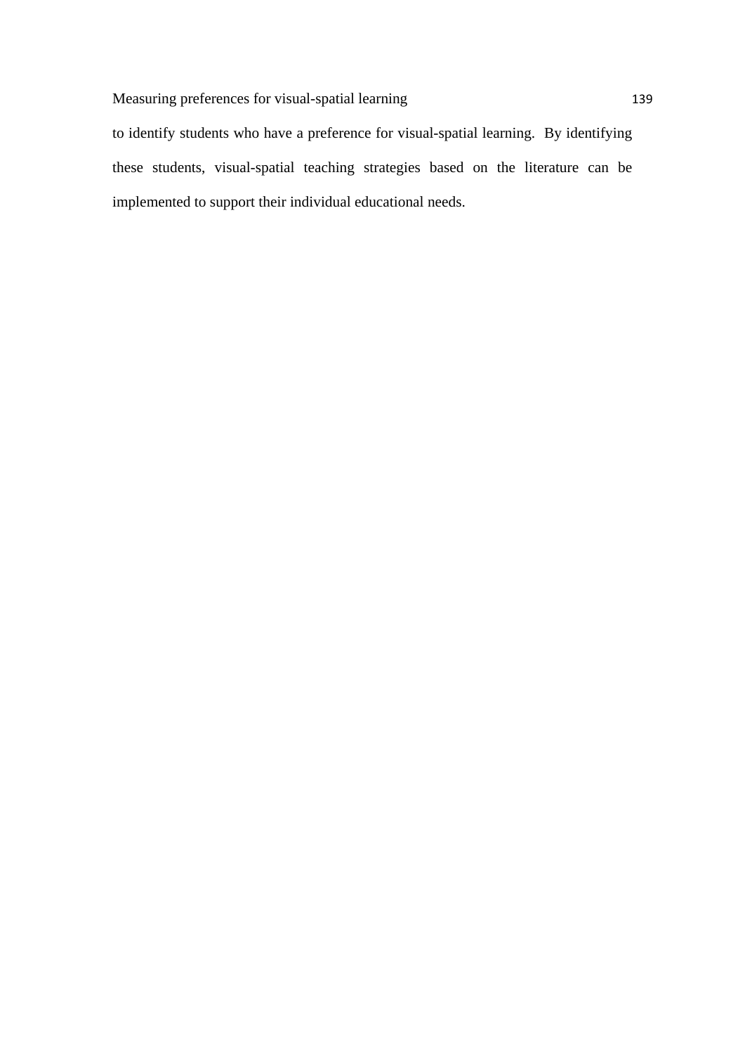to identify students who have a preference for visual-spatial learning.  By identifying these students, visual-spatial teaching strategies based on the literature can be implemented to support their individual educational needs.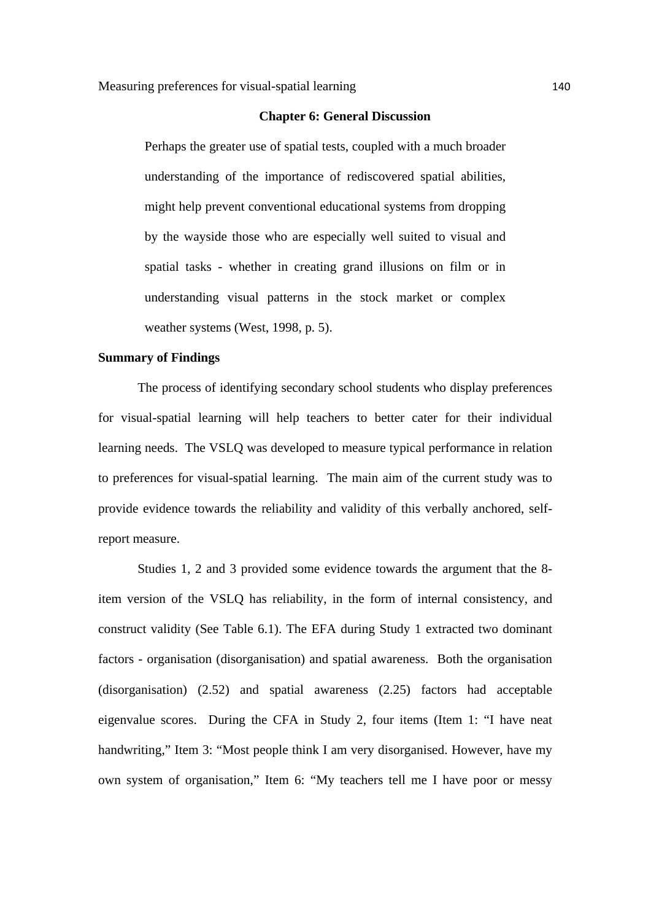# Chapter 6: General Discussion

> Perhaps the greater use of spatial tests, coupled with a much broader understanding of the importance of rediscovered spatial abilities, might help prevent conventional educational systems from dropping by the wayside those who are especially well suited to visual and spatial tasks - whether in creating grand illusions on film or in understanding visual patterns in the stock market or complex weather systems (West, 1998, p. 5).

## Summary of Findings

The process of identifying secondary school students who display preferences for visual-spatial learning will help teachers to better cater for their individual learning needs. The VSLQ was developed to measure typical performance in relation to preferences for visual-spatial learning. The main aim of the current study was to provide evidence towards the reliability and validity of this verbally anchored, self-report measure.

Studies 1, 2 and 3 provided some evidence towards the argument that the 8-item version of the VSLQ has reliability, in the form of internal consistency, and construct validity (See Table 6.1). The EFA during Study 1 extracted two dominant factors - organisation (disorganisation) and spatial awareness. Both the organisation (disorganisation) (2.52) and spatial awareness (2.25) factors had acceptable eigenvalue scores. During the CFA in Study 2, four items (Item 1: "I have neat handwriting," Item 3: "Most people think I am very disorganised. However, have my own system of organisation," Item 6: "My teachers tell me I have poor or messy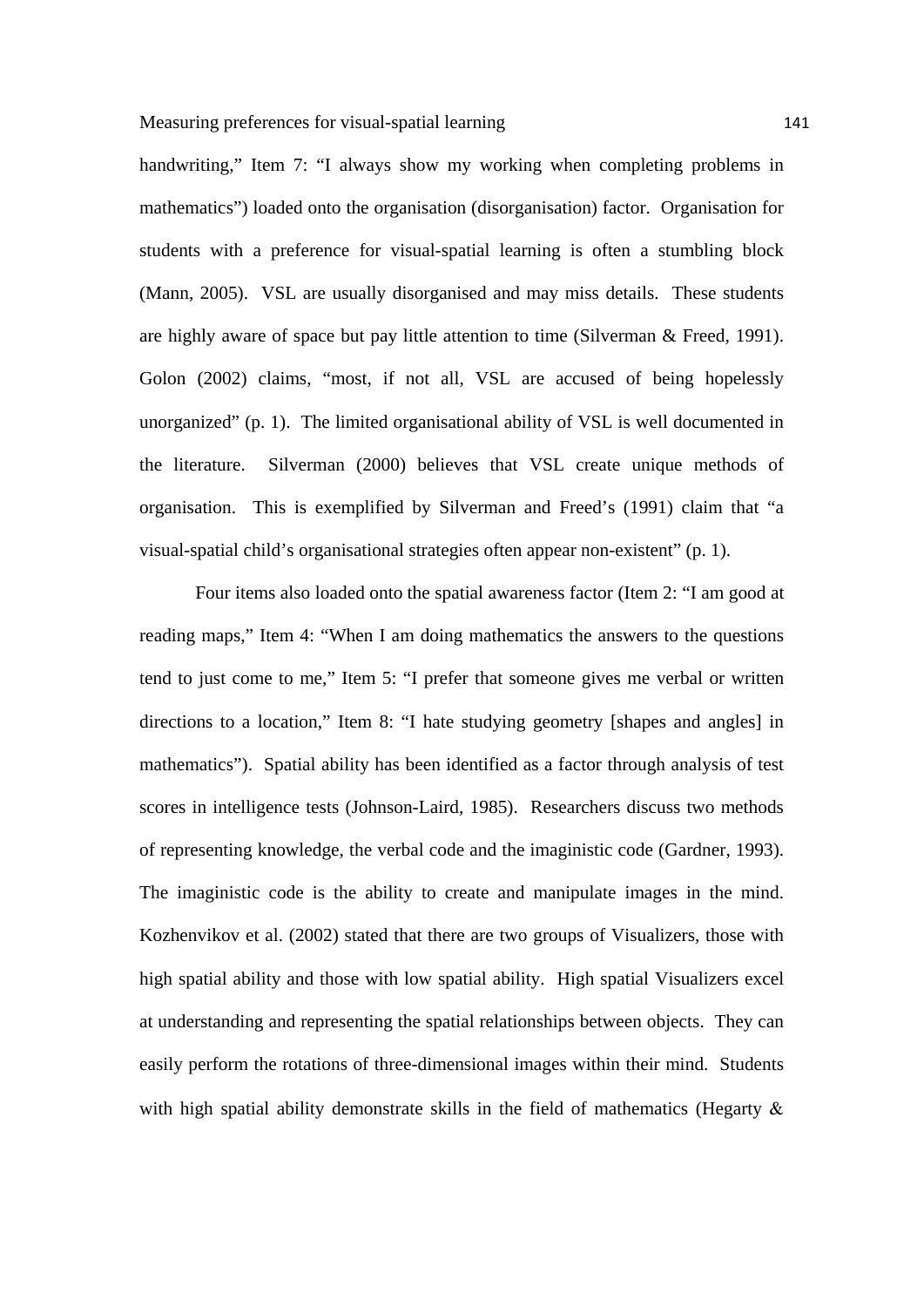handwriting," Item 7: "I always show my working when completing problems in mathematics") loaded onto the organisation (disorganisation) factor. Organisation for students with a preference for visual-spatial learning is often a stumbling block (Mann, 2005). VSL are usually disorganised and may miss details. These students are highly aware of space but pay little attention to time (Silverman & Freed, 1991). Golon (2002) claims, "most, if not all, VSL are accused of being hopelessly unorganized" (p. 1). The limited organisational ability of VSL is well documented in the literature. Silverman (2000) believes that VSL create unique methods of organisation. This is exemplified by Silverman and Freed's (1991) claim that "a visual-spatial child's organisational strategies often appear non-existent" (p. 1).

Four items also loaded onto the spatial awareness factor (Item 2: "I am good at reading maps," Item 4: "When I am doing mathematics the answers to the questions tend to just come to me," Item 5: "I prefer that someone gives me verbal or written directions to a location," Item 8: "I hate studying geometry [shapes and angles] in mathematics"). Spatial ability has been identified as a factor through analysis of test scores in intelligence tests (Johnson-Laird, 1985). Researchers discuss two methods of representing knowledge, the verbal code and the imaginistic code (Gardner, 1993). The imaginistic code is the ability to create and manipulate images in the mind. Kozhenvikov et al. (2002) stated that there are two groups of Visualizers, those with high spatial ability and those with low spatial ability. High spatial Visualizers excel at understanding and representing the spatial relationships between objects. They can easily perform the rotations of three-dimensional images within their mind. Students with high spatial ability demonstrate skills in the field of mathematics (Hegarty &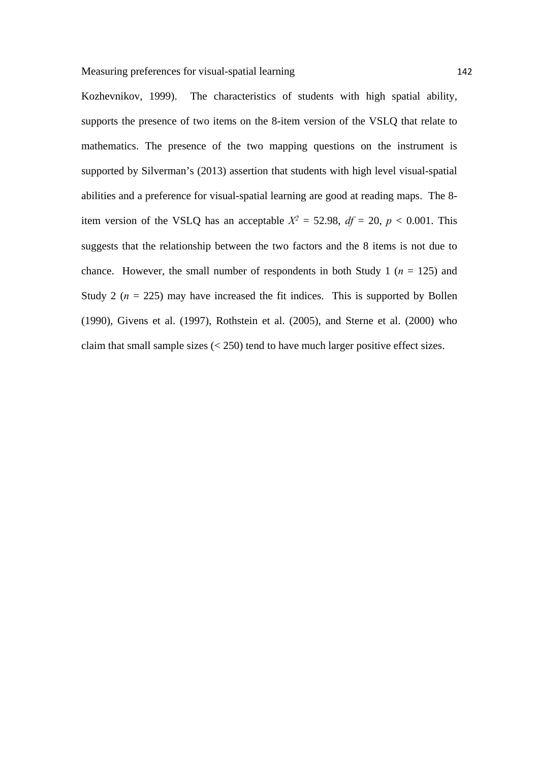Kozhevnikov, 1999). The characteristics of students with high spatial ability, supports the presence of two items on the 8-item version of the VSLQ that relate to mathematics. The presence of the two mapping questions on the instrument is supported by Silverman's (2013) assertion that students with high level visual-spatial abilities and a preference for visual-spatial learning are good at reading maps. The 8-item version of the VSLQ has an acceptable $X^2 = 52.98$, $df = 20$, $p < 0.001$. This suggests that the relationship between the two factors and the 8 items is not due to chance. However, the small number of respondents in both Study 1 ($n = 125$) and Study 2 ($n = 225$) may have increased the fit indices. This is supported by Bollen (1990), Givens et al. (1997), Rothstein et al. (2005), and Sterne et al. (2000) who claim that small sample sizes (< 250) tend to have much larger positive effect sizes.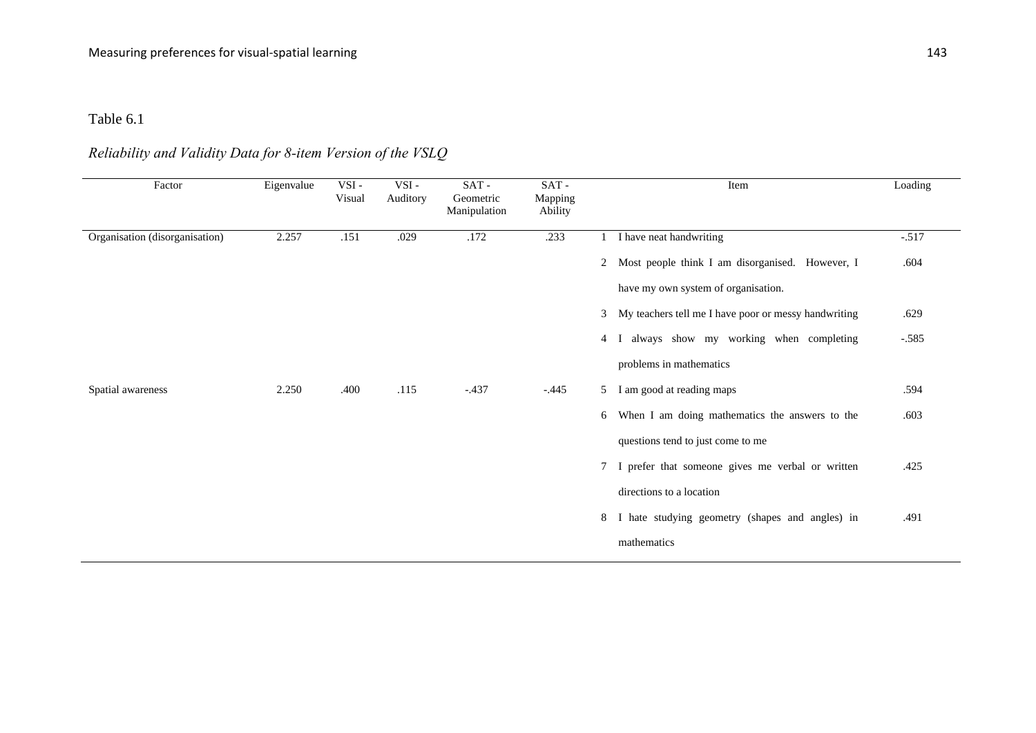Table 6.1

*Reliability and Validity Data for 8-item Version of the VSLQ*

| Factor | Eigenvalue | VSI - Visual | VSI - Auditory | SAT - Geometric Manipulation | SAT - Mapping Ability | | Item | Loading |
|---|---|---|---|---|---|---|---|---|
| Organisation (disorganisation) | 2.257 | .151 | .029 | .172 | .233 | 1 | I have neat handwriting | -.517 |
| | | | | | | 2 | Most people think I am disorganised. However, I have my own system of organisation. | .604 |
| | | | | | | 3 | My teachers tell me I have poor or messy handwriting | .629 |
| | | | | | | 4 | I always show my working when completing problems in mathematics | -.585 |
| Spatial awareness | 2.250 | .400 | .115 | -.437 | -.445 | 5 | I am good at reading maps | .594 |
| | | | | | | 6 | When I am doing mathematics the answers to the questions tend to just come to me | .603 |
| | | | | | | 7 | I prefer that someone gives me verbal or written directions to a location | .425 |
| | | | | | | 8 | I hate studying geometry (shapes and angles) in mathematics | .491 |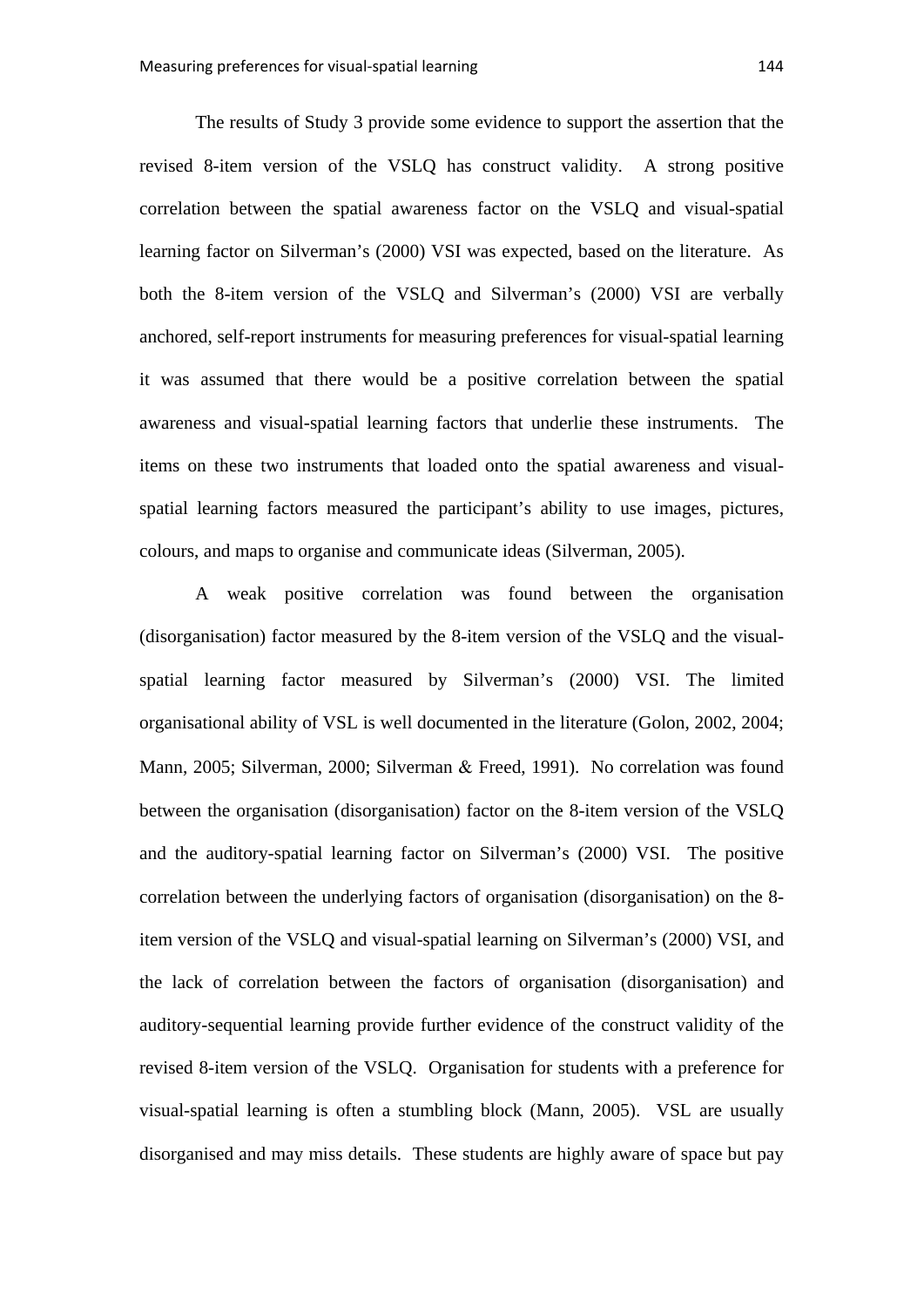The results of Study 3 provide some evidence to support the assertion that the revised 8-item version of the VSLQ has construct validity. A strong positive correlation between the spatial awareness factor on the VSLQ and visual-spatial learning factor on Silverman's (2000) VSI was expected, based on the literature. As both the 8-item version of the VSLQ and Silverman's (2000) VSI are verbally anchored, self-report instruments for measuring preferences for visual-spatial learning it was assumed that there would be a positive correlation between the spatial awareness and visual-spatial learning factors that underlie these instruments. The items on these two instruments that loaded onto the spatial awareness and visual-spatial learning factors measured the participant's ability to use images, pictures, colours, and maps to organise and communicate ideas (Silverman, 2005).

A weak positive correlation was found between the organisation (disorganisation) factor measured by the 8-item version of the VSLQ and the visual-spatial learning factor measured by Silverman's (2000) VSI. The limited organisational ability of VSL is well documented in the literature (Golon, 2002, 2004; Mann, 2005; Silverman, 2000; Silverman & Freed, 1991). No correlation was found between the organisation (disorganisation) factor on the 8-item version of the VSLQ and the auditory-spatial learning factor on Silverman's (2000) VSI. The positive correlation between the underlying factors of organisation (disorganisation) on the 8-item version of the VSLQ and visual-spatial learning on Silverman's (2000) VSI, and the lack of correlation between the factors of organisation (disorganisation) and auditory-sequential learning provide further evidence of the construct validity of the revised 8-item version of the VSLQ. Organisation for students with a preference for visual-spatial learning is often a stumbling block (Mann, 2005). VSL are usually disorganised and may miss details. These students are highly aware of space but pay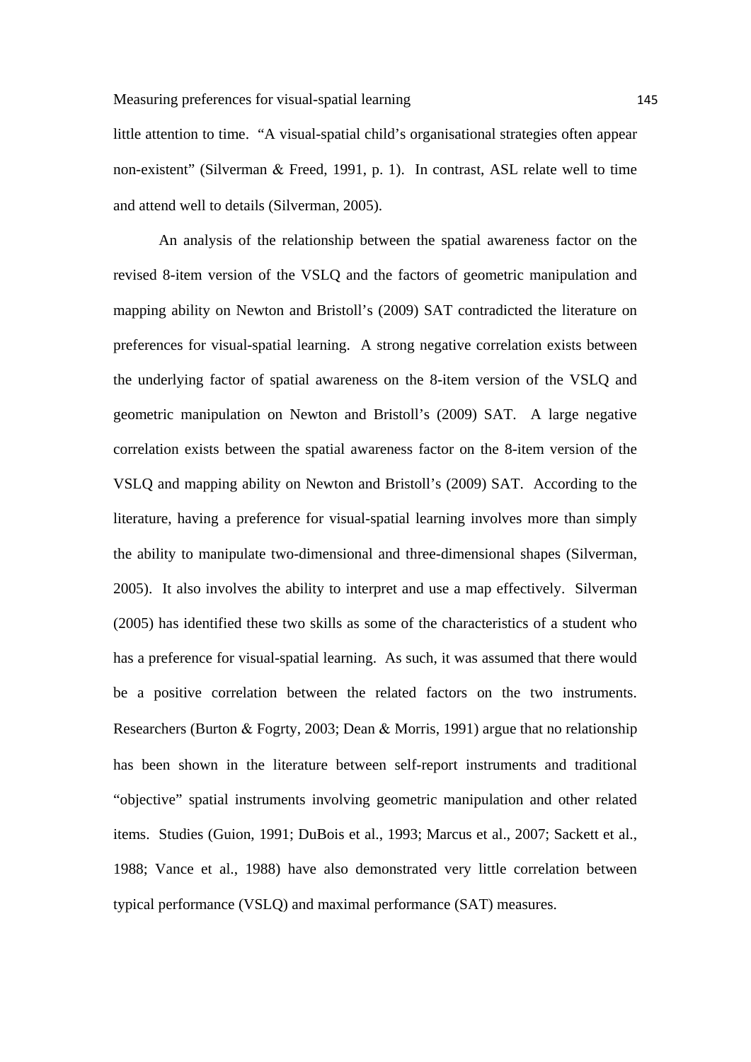little attention to time. "A visual-spatial child's organisational strategies often appear non-existent" (Silverman & Freed, 1991, p. 1). In contrast, ASL relate well to time and attend well to details (Silverman, 2005).

An analysis of the relationship between the spatial awareness factor on the revised 8-item version of the VSLQ and the factors of geometric manipulation and mapping ability on Newton and Bristoll's (2009) SAT contradicted the literature on preferences for visual-spatial learning. A strong negative correlation exists between the underlying factor of spatial awareness on the 8-item version of the VSLQ and geometric manipulation on Newton and Bristoll's (2009) SAT. A large negative correlation exists between the spatial awareness factor on the 8-item version of the VSLQ and mapping ability on Newton and Bristoll's (2009) SAT. According to the literature, having a preference for visual-spatial learning involves more than simply the ability to manipulate two-dimensional and three-dimensional shapes (Silverman, 2005). It also involves the ability to interpret and use a map effectively. Silverman (2005) has identified these two skills as some of the characteristics of a student who has a preference for visual-spatial learning. As such, it was assumed that there would be a positive correlation between the related factors on the two instruments. Researchers (Burton & Fogrty, 2003; Dean & Morris, 1991) argue that no relationship has been shown in the literature between self-report instruments and traditional "objective" spatial instruments involving geometric manipulation and other related items. Studies (Guion, 1991; DuBois et al., 1993; Marcus et al., 2007; Sackett et al., 1988; Vance et al., 1988) have also demonstrated very little correlation between typical performance (VSLQ) and maximal performance (SAT) measures.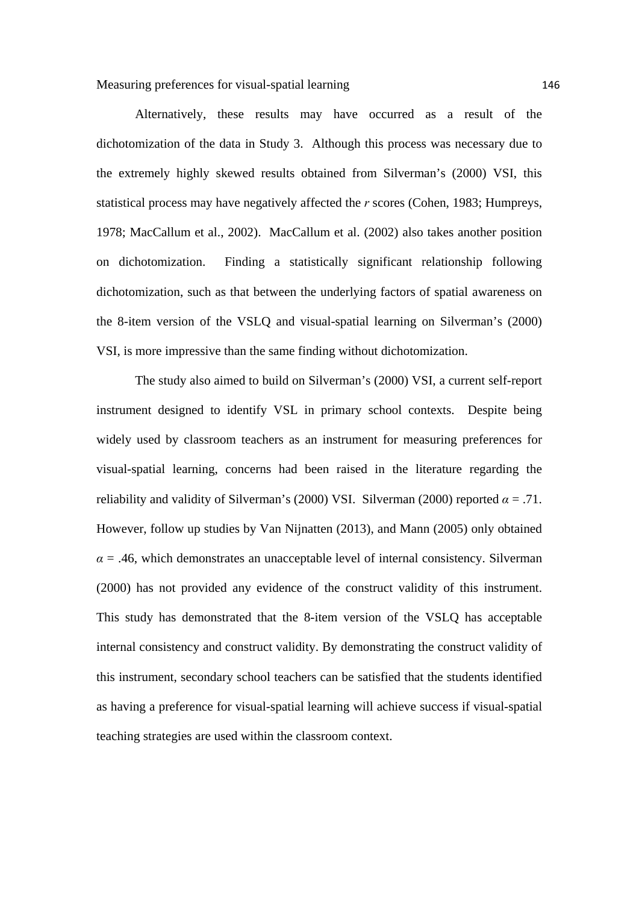Alternatively, these results may have occurred as a result of the dichotomization of the data in Study 3. Although this process was necessary due to the extremely highly skewed results obtained from Silverman's (2000) VSI, this statistical process may have negatively affected the *r* scores (Cohen, 1983; Humpreys, 1978; MacCallum et al., 2002). MacCallum et al. (2002) also takes another position on dichotomization. Finding a statistically significant relationship following dichotomization, such as that between the underlying factors of spatial awareness on the 8-item version of the VSLQ and visual-spatial learning on Silverman's (2000) VSI, is more impressive than the same finding without dichotomization.

The study also aimed to build on Silverman's (2000) VSI, a current self-report instrument designed to identify VSL in primary school contexts. Despite being widely used by classroom teachers as an instrument for measuring preferences for visual-spatial learning, concerns had been raised in the literature regarding the reliability and validity of Silverman's (2000) VSI. Silverman (2000) reported $\alpha = .71$. However, follow up studies by Van Nijnatten (2013), and Mann (2005) only obtained $\alpha = .46$, which demonstrates an unacceptable level of internal consistency. Silverman (2000) has not provided any evidence of the construct validity of this instrument. This study has demonstrated that the 8-item version of the VSLQ has acceptable internal consistency and construct validity. By demonstrating the construct validity of this instrument, secondary school teachers can be satisfied that the students identified as having a preference for visual-spatial learning will achieve success if visual-spatial teaching strategies are used within the classroom context.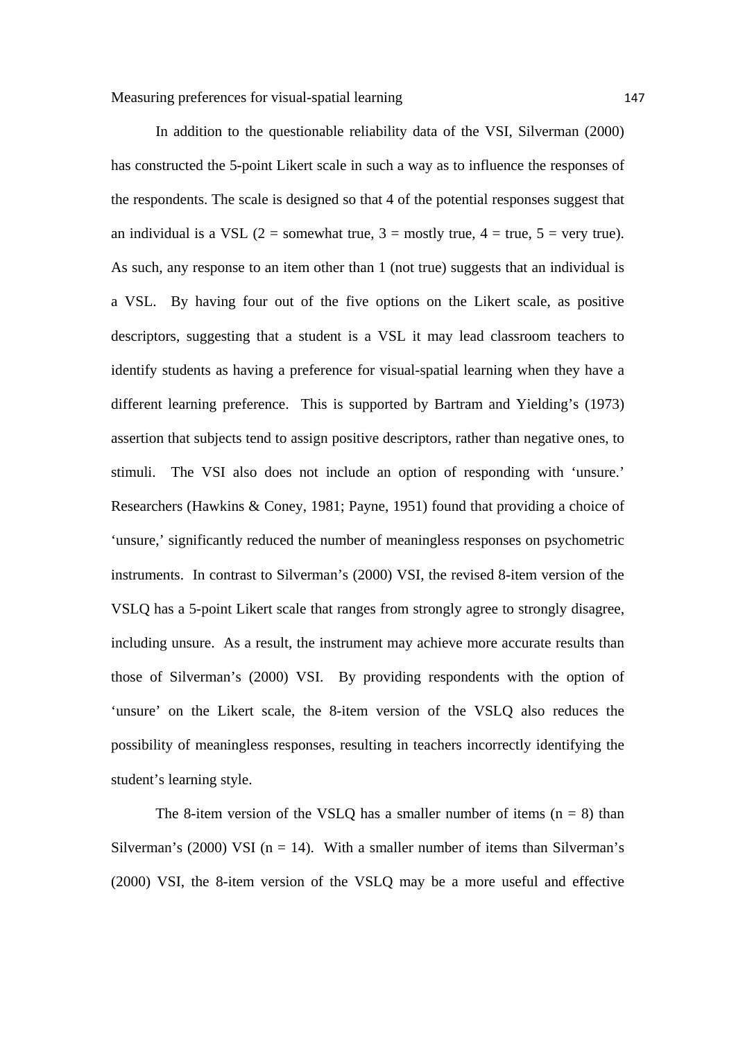In addition to the questionable reliability data of the VSI, Silverman (2000) has constructed the 5-point Likert scale in such a way as to influence the responses of the respondents. The scale is designed so that 4 of the potential responses suggest that an individual is a VSL (2 = somewhat true, 3 = mostly true, 4 = true, 5 = very true). As such, any response to an item other than 1 (not true) suggests that an individual is a VSL. By having four out of the five options on the Likert scale, as positive descriptors, suggesting that a student is a VSL it may lead classroom teachers to identify students as having a preference for visual-spatial learning when they have a different learning preference. This is supported by Bartram and Yielding's (1973) assertion that subjects tend to assign positive descriptors, rather than negative ones, to stimuli. The VSI also does not include an option of responding with 'unsure.' Researchers (Hawkins & Coney, 1981; Payne, 1951) found that providing a choice of 'unsure,' significantly reduced the number of meaningless responses on psychometric instruments. In contrast to Silverman's (2000) VSI, the revised 8-item version of the VSLQ has a 5-point Likert scale that ranges from strongly agree to strongly disagree, including unsure. As a result, the instrument may achieve more accurate results than those of Silverman's (2000) VSI. By providing respondents with the option of 'unsure' on the Likert scale, the 8-item version of the VSLQ also reduces the possibility of meaningless responses, resulting in teachers incorrectly identifying the student's learning style.

The 8-item version of the VSLQ has a smaller number of items (n = 8) than Silverman's (2000) VSI (n = 14). With a smaller number of items than Silverman's (2000) VSI, the 8-item version of the VSLQ may be a more useful and effective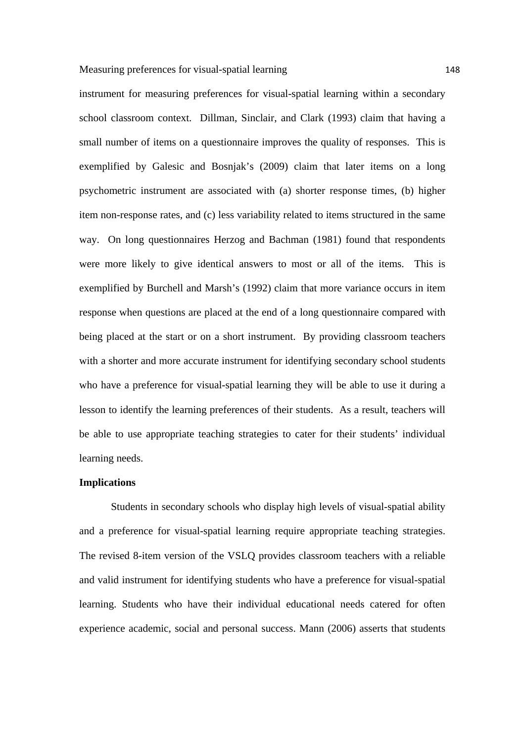instrument for measuring preferences for visual-spatial learning within a secondary school classroom context. Dillman, Sinclair, and Clark (1993) claim that having a small number of items on a questionnaire improves the quality of responses. This is exemplified by Galesic and Bosnjak's (2009) claim that later items on a long psychometric instrument are associated with (a) shorter response times, (b) higher item non-response rates, and (c) less variability related to items structured in the same way. On long questionnaires Herzog and Bachman (1981) found that respondents were more likely to give identical answers to most or all of the items. This is exemplified by Burchell and Marsh's (1992) claim that more variance occurs in item response when questions are placed at the end of a long questionnaire compared with being placed at the start or on a short instrument. By providing classroom teachers with a shorter and more accurate instrument for identifying secondary school students who have a preference for visual-spatial learning they will be able to use it during a lesson to identify the learning preferences of their students. As a result, teachers will be able to use appropriate teaching strategies to cater for their students' individual learning needs.

**Implications**

Students in secondary schools who display high levels of visual-spatial ability and a preference for visual-spatial learning require appropriate teaching strategies. The revised 8-item version of the VSLQ provides classroom teachers with a reliable and valid instrument for identifying students who have a preference for visual-spatial learning. Students who have their individual educational needs catered for often experience academic, social and personal success. Mann (2006) asserts that students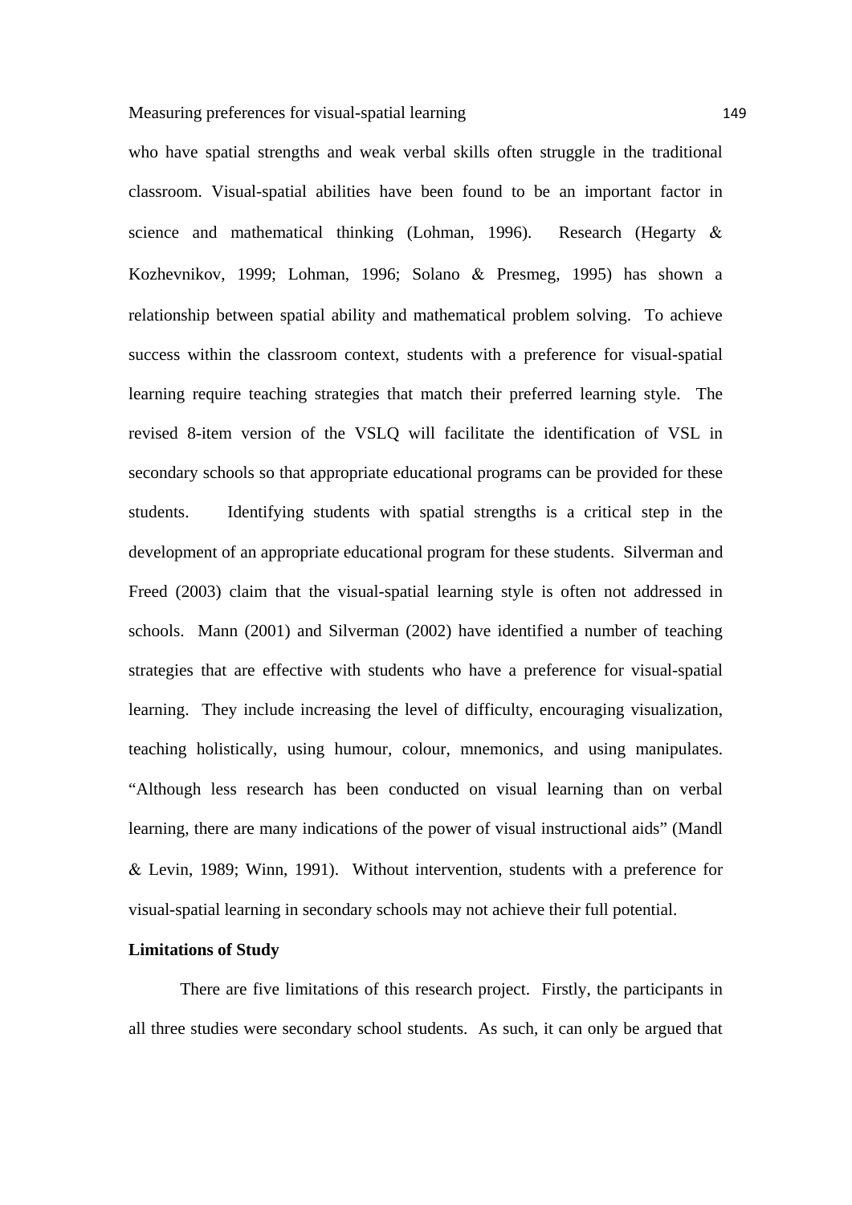who have spatial strengths and weak verbal skills often struggle in the traditional classroom. Visual-spatial abilities have been found to be an important factor in science and mathematical thinking (Lohman, 1996). Research (Hegarty & Kozhevnikov, 1999; Lohman, 1996; Solano & Presmeg, 1995) has shown a relationship between spatial ability and mathematical problem solving. To achieve success within the classroom context, students with a preference for visual-spatial learning require teaching strategies that match their preferred learning style. The revised 8-item version of the VSLQ will facilitate the identification of VSL in secondary schools so that appropriate educational programs can be provided for these students. Identifying students with spatial strengths is a critical step in the development of an appropriate educational program for these students. Silverman and Freed (2003) claim that the visual-spatial learning style is often not addressed in schools. Mann (2001) and Silverman (2002) have identified a number of teaching strategies that are effective with students who have a preference for visual-spatial learning. They include increasing the level of difficulty, encouraging visualization, teaching holistically, using humour, colour, mnemonics, and using manipulates. "Although less research has been conducted on visual learning than on verbal learning, there are many indications of the power of visual instructional aids" (Mandl & Levin, 1989; Winn, 1991). Without intervention, students with a preference for visual-spatial learning in secondary schools may not achieve their full potential.

**Limitations of Study**

There are five limitations of this research project. Firstly, the participants in all three studies were secondary school students. As such, it can only be argued that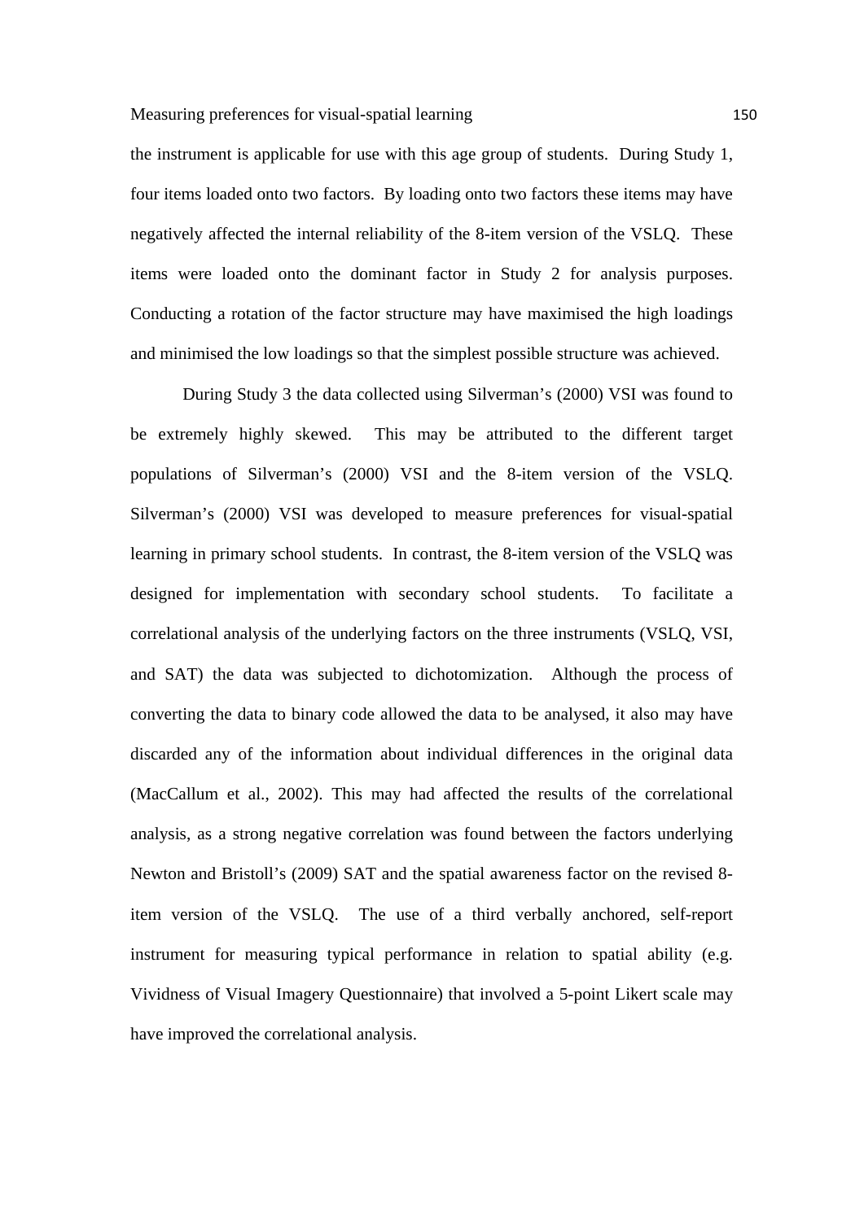the instrument is applicable for use with this age group of students. During Study 1, four items loaded onto two factors. By loading onto two factors these items may have negatively affected the internal reliability of the 8-item version of the VSLQ. These items were loaded onto the dominant factor in Study 2 for analysis purposes. Conducting a rotation of the factor structure may have maximised the high loadings and minimised the low loadings so that the simplest possible structure was achieved.

During Study 3 the data collected using Silverman's (2000) VSI was found to be extremely highly skewed. This may be attributed to the different target populations of Silverman's (2000) VSI and the 8-item version of the VSLQ. Silverman's (2000) VSI was developed to measure preferences for visual-spatial learning in primary school students. In contrast, the 8-item version of the VSLQ was designed for implementation with secondary school students. To facilitate a correlational analysis of the underlying factors on the three instruments (VSLQ, VSI, and SAT) the data was subjected to dichotomization. Although the process of converting the data to binary code allowed the data to be analysed, it also may have discarded any of the information about individual differences in the original data (MacCallum et al., 2002). This may had affected the results of the correlational analysis, as a strong negative correlation was found between the factors underlying Newton and Bristoll's (2009) SAT and the spatial awareness factor on the revised 8-item version of the VSLQ. The use of a third verbally anchored, self-report instrument for measuring typical performance in relation to spatial ability (e.g. Vividness of Visual Imagery Questionnaire) that involved a 5-point Likert scale may have improved the correlational analysis.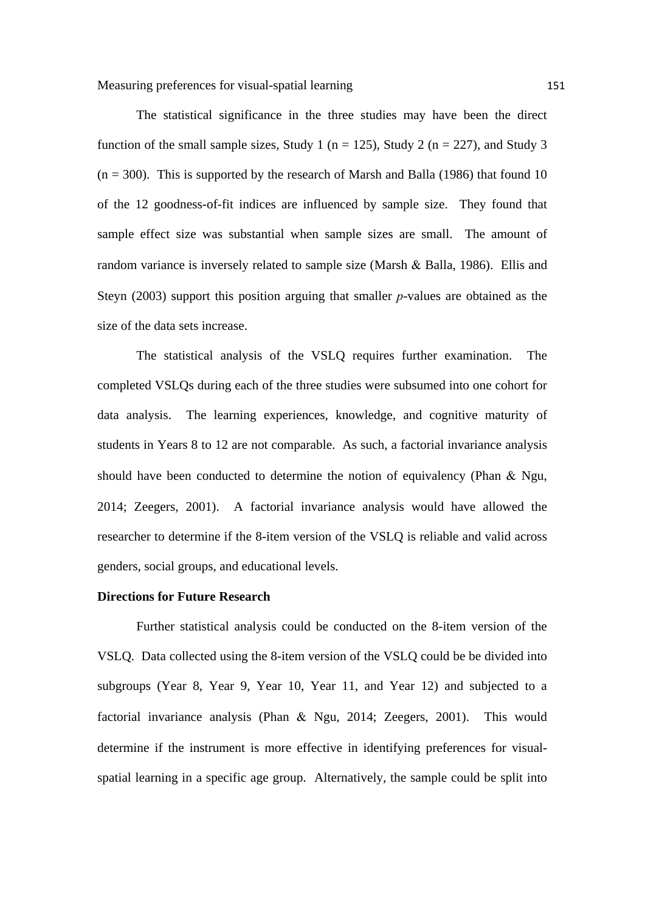The statistical significance in the three studies may have been the direct function of the small sample sizes, Study 1 (n = 125), Study 2 (n = 227), and Study 3 (n = 300). This is supported by the research of Marsh and Balla (1986) that found 10 of the 12 goodness-of-fit indices are influenced by sample size. They found that sample effect size was substantial when sample sizes are small. The amount of random variance is inversely related to sample size (Marsh & Balla, 1986). Ellis and Steyn (2003) support this position arguing that smaller *p*-values are obtained as the size of the data sets increase.

The statistical analysis of the VSLQ requires further examination. The completed VSLQs during each of the three studies were subsumed into one cohort for data analysis. The learning experiences, knowledge, and cognitive maturity of students in Years 8 to 12 are not comparable. As such, a factorial invariance analysis should have been conducted to determine the notion of equivalency (Phan & Ngu, 2014; Zeegers, 2001). A factorial invariance analysis would have allowed the researcher to determine if the 8-item version of the VSLQ is reliable and valid across genders, social groups, and educational levels.

**Directions for Future Research**

Further statistical analysis could be conducted on the 8-item version of the VSLQ. Data collected using the 8-item version of the VSLQ could be be divided into subgroups (Year 8, Year 9, Year 10, Year 11, and Year 12) and subjected to a factorial invariance analysis (Phan & Ngu, 2014; Zeegers, 2001). This would determine if the instrument is more effective in identifying preferences for visual-spatial learning in a specific age group. Alternatively, the sample could be split into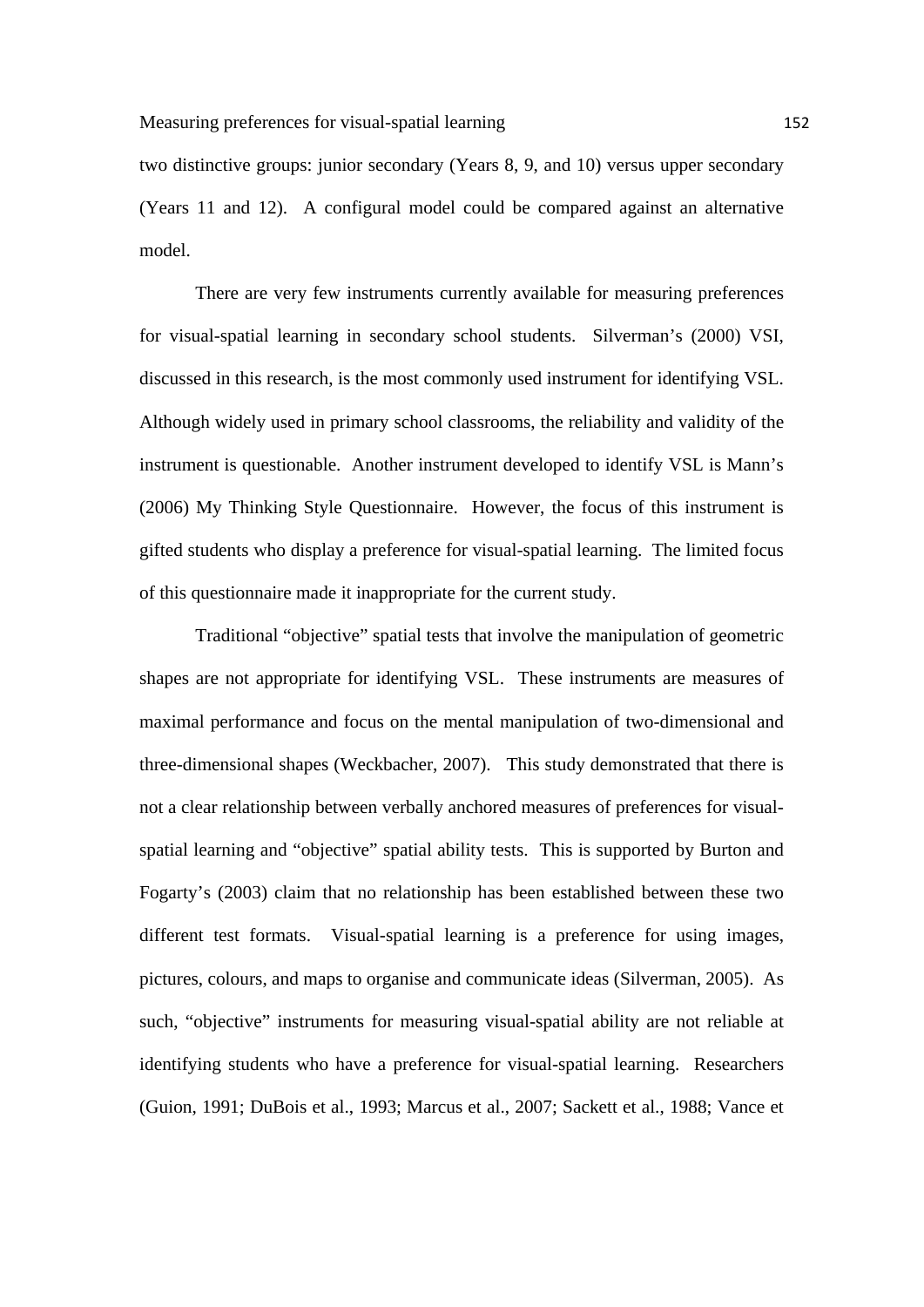two distinctive groups: junior secondary (Years 8, 9, and 10) versus upper secondary (Years 11 and 12). A configural model could be compared against an alternative model.

There are very few instruments currently available for measuring preferences for visual-spatial learning in secondary school students. Silverman's (2000) VSI, discussed in this research, is the most commonly used instrument for identifying VSL. Although widely used in primary school classrooms, the reliability and validity of the instrument is questionable. Another instrument developed to identify VSL is Mann's (2006) My Thinking Style Questionnaire. However, the focus of this instrument is gifted students who display a preference for visual-spatial learning. The limited focus of this questionnaire made it inappropriate for the current study.

Traditional "objective" spatial tests that involve the manipulation of geometric shapes are not appropriate for identifying VSL. These instruments are measures of maximal performance and focus on the mental manipulation of two-dimensional and three-dimensional shapes (Weckbacher, 2007). This study demonstrated that there is not a clear relationship between verbally anchored measures of preferences for visual-spatial learning and "objective" spatial ability tests. This is supported by Burton and Fogarty's (2003) claim that no relationship has been established between these two different test formats. Visual-spatial learning is a preference for using images, pictures, colours, and maps to organise and communicate ideas (Silverman, 2005). As such, "objective" instruments for measuring visual-spatial ability are not reliable at identifying students who have a preference for visual-spatial learning. Researchers (Guion, 1991; DuBois et al., 1993; Marcus et al., 2007; Sackett et al., 1988; Vance et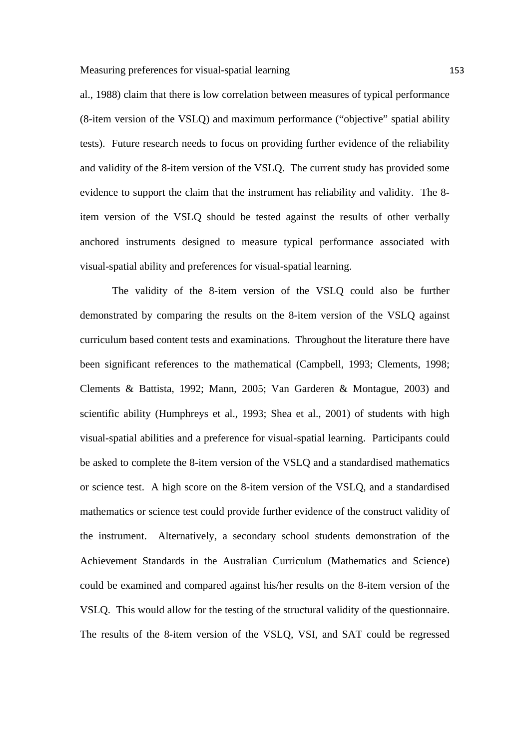al., 1988) claim that there is low correlation between measures of typical performance (8-item version of the VSLQ) and maximum performance ("objective" spatial ability tests). Future research needs to focus on providing further evidence of the reliability and validity of the 8-item version of the VSLQ. The current study has provided some evidence to support the claim that the instrument has reliability and validity. The 8-item version of the VSLQ should be tested against the results of other verbally anchored instruments designed to measure typical performance associated with visual-spatial ability and preferences for visual-spatial learning.

The validity of the 8-item version of the VSLQ could also be further demonstrated by comparing the results on the 8-item version of the VSLQ against curriculum based content tests and examinations. Throughout the literature there have been significant references to the mathematical (Campbell, 1993; Clements, 1998; Clements & Battista, 1992; Mann, 2005; Van Garderen & Montague, 2003) and scientific ability (Humphreys et al., 1993; Shea et al., 2001) of students with high visual-spatial abilities and a preference for visual-spatial learning. Participants could be asked to complete the 8-item version of the VSLQ and a standardised mathematics or science test. A high score on the 8-item version of the VSLQ, and a standardised mathematics or science test could provide further evidence of the construct validity of the instrument. Alternatively, a secondary school students demonstration of the Achievement Standards in the Australian Curriculum (Mathematics and Science) could be examined and compared against his/her results on the 8-item version of the VSLQ. This would allow for the testing of the structural validity of the questionnaire. The results of the 8-item version of the VSLQ, VSI, and SAT could be regressed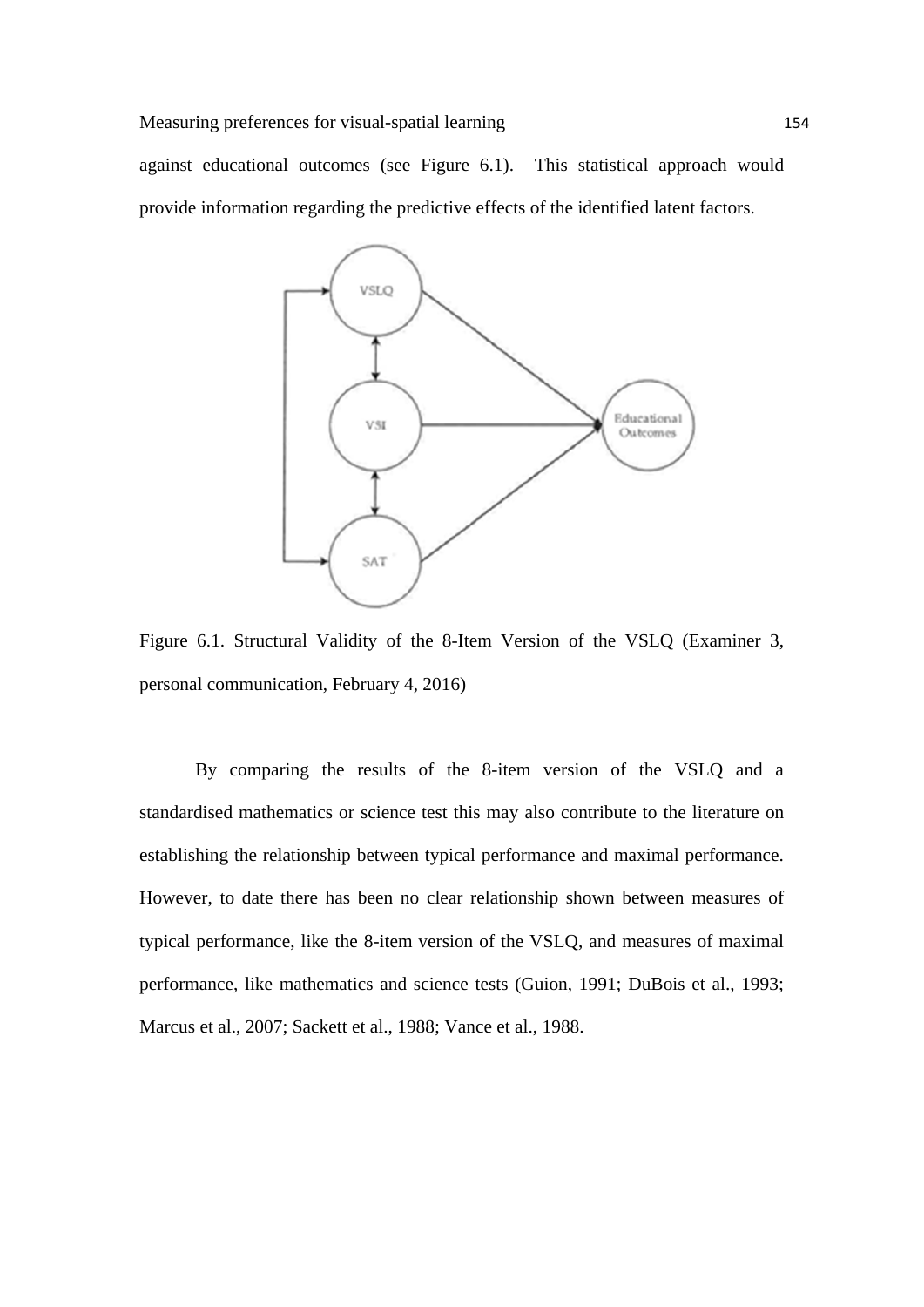against educational outcomes (see Figure 6.1). This statistical approach would provide information regarding the predictive effects of the identified latent factors.

Figure 6.1. Structural Validity of the 8-Item Version of the VSLQ (Examiner 3, personal communication, February 4, 2016)

By comparing the results of the 8-item version of the VSLQ and a standardised mathematics or science test this may also contribute to the literature on establishing the relationship between typical performance and maximal performance. However, to date there has been no clear relationship shown between measures of typical performance, like the 8-item version of the VSLQ, and measures of maximal performance, like mathematics and science tests (Guion, 1991; DuBois et al., 1993; Marcus et al., 2007; Sackett et al., 1988; Vance et al., 1988.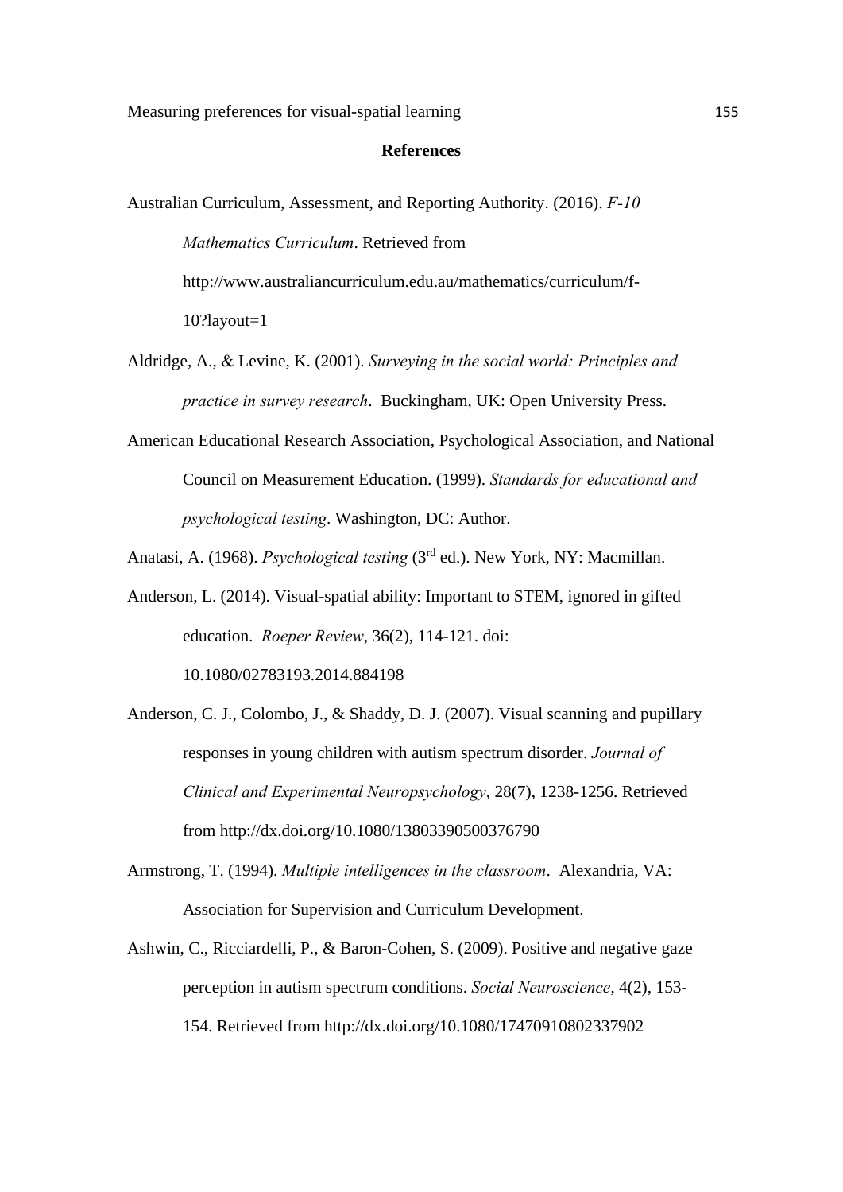## References

Australian Curriculum, Assessment, and Reporting Authority. (2016). *F-10 Mathematics Curriculum*. Retrieved from http://www.australiancurriculum.edu.au/mathematics/curriculum/f-10?layout=1

Aldridge, A., & Levine, K. (2001). *Surveying in the social world: Principles and practice in survey research*. Buckingham, UK: Open University Press.

American Educational Research Association, Psychological Association, and National Council on Measurement Education. (1999). *Standards for educational and psychological testing*. Washington, DC: Author.

Anatasi, A. (1968). *Psychological testing* (3rd ed.). New York, NY: Macmillan.

Anderson, L. (2014). Visual-spatial ability: Important to STEM, ignored in gifted education. *Roeper Review*, 36(2), 114-121. doi: 10.1080/02783193.2014.884198

Anderson, C. J., Colombo, J., & Shaddy, D. J. (2007). Visual scanning and pupillary responses in young children with autism spectrum disorder. *Journal of Clinical and Experimental Neuropsychology*, 28(7), 1238-1256. Retrieved from http://dx.doi.org/10.1080/13803390500376790

Armstrong, T. (1994). *Multiple intelligences in the classroom*. Alexandria, VA: Association for Supervision and Curriculum Development.

Ashwin, C., Ricciardelli, P., & Baron-Cohen, S. (2009). Positive and negative gaze perception in autism spectrum conditions. *Social Neuroscience*, 4(2), 153-154. Retrieved from http://dx.doi.org/10.1080/17470910802337902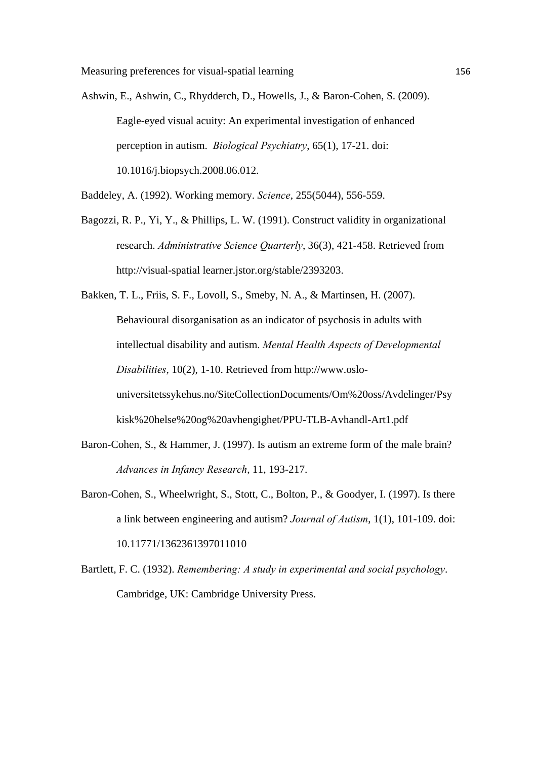Ashwin, E., Ashwin, C., Rhydderch, D., Howells, J., & Baron-Cohen, S. (2009). Eagle-eyed visual acuity: An experimental investigation of enhanced perception in autism. *Biological Psychiatry*, 65(1), 17-21. doi: 10.1016/j.biopsych.2008.06.012.

Baddeley, A. (1992). Working memory. *Science*, 255(5044), 556-559.

Bagozzi, R. P., Yi, Y., & Phillips, L. W. (1991). Construct validity in organizational research. *Administrative Science Quarterly*, 36(3), 421-458. Retrieved from http://visual-spatial learner.jstor.org/stable/2393203.

Bakken, T. L., Friis, S. F., Lovoll, S., Smeby, N. A., & Martinsen, H. (2007). Behavioural disorganisation as an indicator of psychosis in adults with intellectual disability and autism. *Mental Health Aspects of Developmental Disabilities*, 10(2), 1-10. Retrieved from http://www.oslo-universitetssykehus.no/SiteCollectionDocuments/Om%20oss/Avdelinger/Psykisk%20helse%20og%20avhengighet/PPU-TLB-Avhandl-Art1.pdf

Baron-Cohen, S., & Hammer, J. (1997). Is autism an extreme form of the male brain? *Advances in Infancy Research*, 11, 193-217.

Baron-Cohen, S., Wheelwright, S., Stott, C., Bolton, P., & Goodyer, I. (1997). Is there a link between engineering and autism? *Journal of Autism*, 1(1), 101-109. doi: 10.11771/1362361397011010

Bartlett, F. C. (1932). *Remembering: A study in experimental and social psychology*. Cambridge, UK: Cambridge University Press.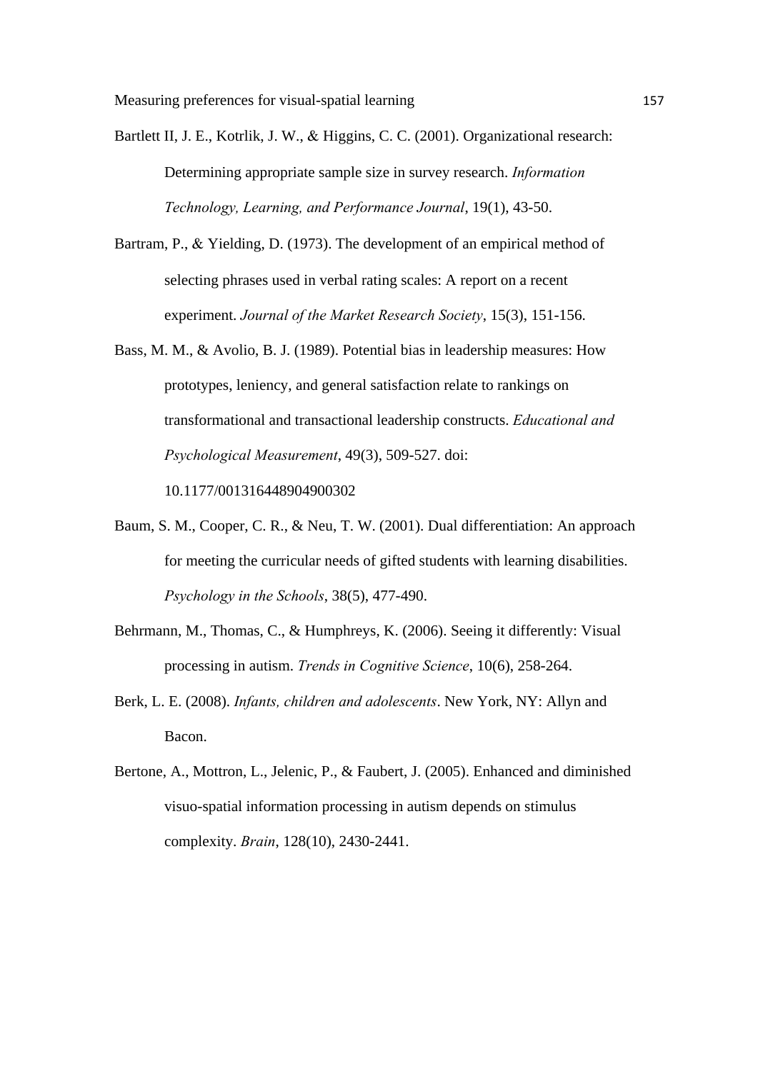Bartlett II, J. E., Kotrlik, J. W., & Higgins, C. C. (2001). Organizational research: Determining appropriate sample size in survey research. *Information Technology, Learning, and Performance Journal*, 19(1), 43-50.

Bartram, P., & Yielding, D. (1973). The development of an empirical method of selecting phrases used in verbal rating scales: A report on a recent experiment. *Journal of the Market Research Society*, 15(3), 151-156.

Bass, M. M., & Avolio, B. J. (1989). Potential bias in leadership measures: How prototypes, leniency, and general satisfaction relate to rankings on transformational and transactional leadership constructs. *Educational and Psychological Measurement*, 49(3), 509-527. doi: 10.1177/001316448904900302

Baum, S. M., Cooper, C. R., & Neu, T. W. (2001). Dual differentiation: An approach for meeting the curricular needs of gifted students with learning disabilities. *Psychology in the Schools*, 38(5), 477-490.

Behrmann, M., Thomas, C., & Humphreys, K. (2006). Seeing it differently: Visual processing in autism. *Trends in Cognitive Science*, 10(6), 258-264.

Berk, L. E. (2008). *Infants, children and adolescents*. New York, NY: Allyn and Bacon.

Bertone, A., Mottron, L., Jelenic, P., & Faubert, J. (2005). Enhanced and diminished visuo-spatial information processing in autism depends on stimulus complexity. *Brain*, 128(10), 2430-2441.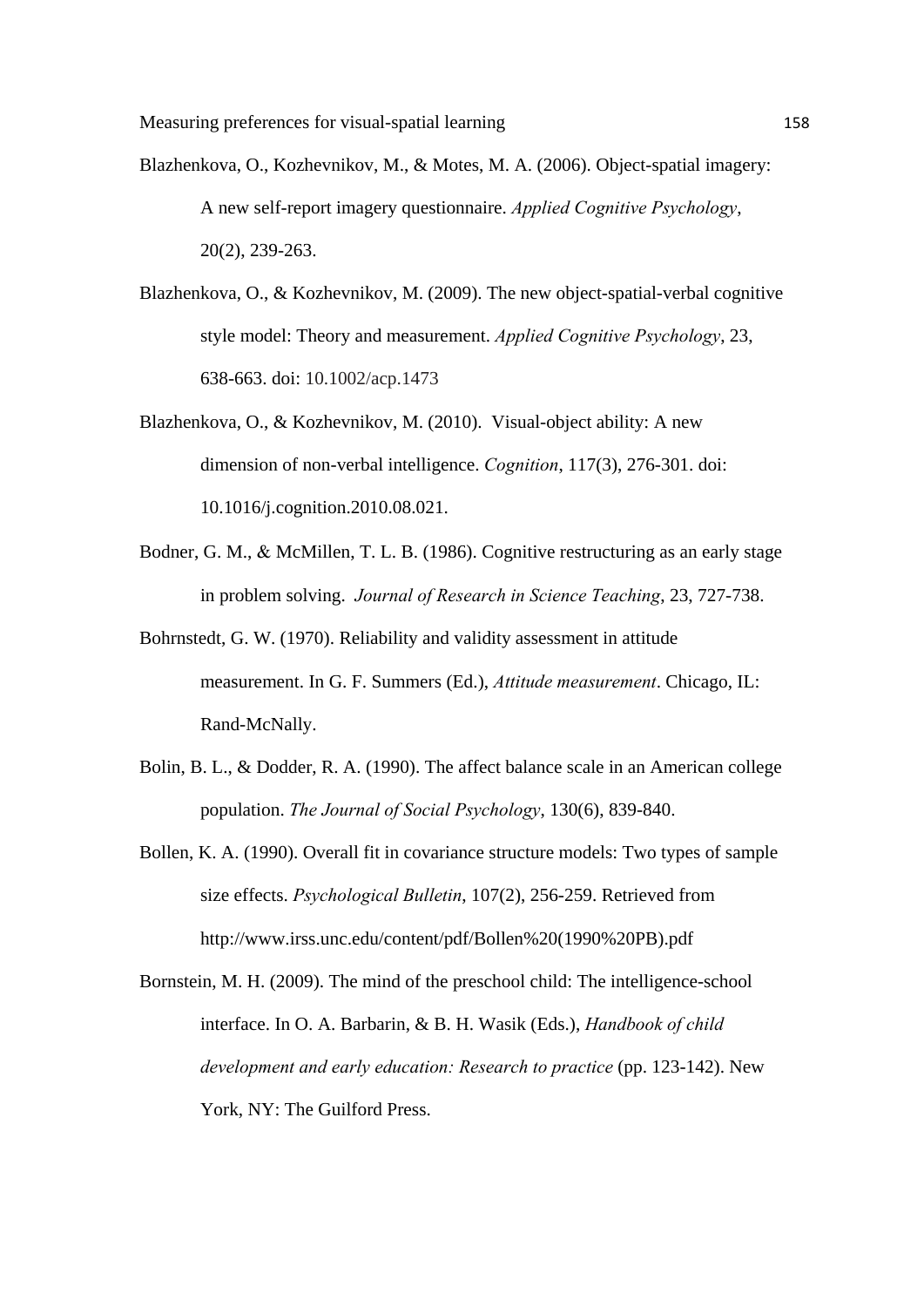Blazhenkova, O., Kozhevnikov, M., & Motes, M. A. (2006). Object-spatial imagery: A new self-report imagery questionnaire. *Applied Cognitive Psychology*, 20(2), 239-263.

Blazhenkova, O., & Kozhevnikov, M. (2009). The new object-spatial-verbal cognitive style model: Theory and measurement. *Applied Cognitive Psychology*, 23, 638-663. doi: 10.1002/acp.1473

Blazhenkova, O., & Kozhevnikov, M. (2010). Visual-object ability: A new dimension of non-verbal intelligence. *Cognition*, 117(3), 276-301. doi: 10.1016/j.cognition.2010.08.021.

Bodner, G. M., & McMillen, T. L. B. (1986). Cognitive restructuring as an early stage in problem solving. *Journal of Research in Science Teaching*, 23, 727-738.

Bohrnstedt, G. W. (1970). Reliability and validity assessment in attitude measurement. In G. F. Summers (Ed.), *Attitude measurement*. Chicago, IL: Rand-McNally.

Bolin, B. L., & Dodder, R. A. (1990). The affect balance scale in an American college population. *The Journal of Social Psychology*, 130(6), 839-840.

Bollen, K. A. (1990). Overall fit in covariance structure models: Two types of sample size effects. *Psychological Bulletin*, 107(2), 256-259. Retrieved from http://www.irss.unc.edu/content/pdf/Bollen%20(1990%20PB).pdf

Bornstein, M. H. (2009). The mind of the preschool child: The intelligence-school interface. In O. A. Barbarin, & B. H. Wasik (Eds.), *Handbook of child development and early education: Research to practice* (pp. 123-142). New York, NY: The Guilford Press.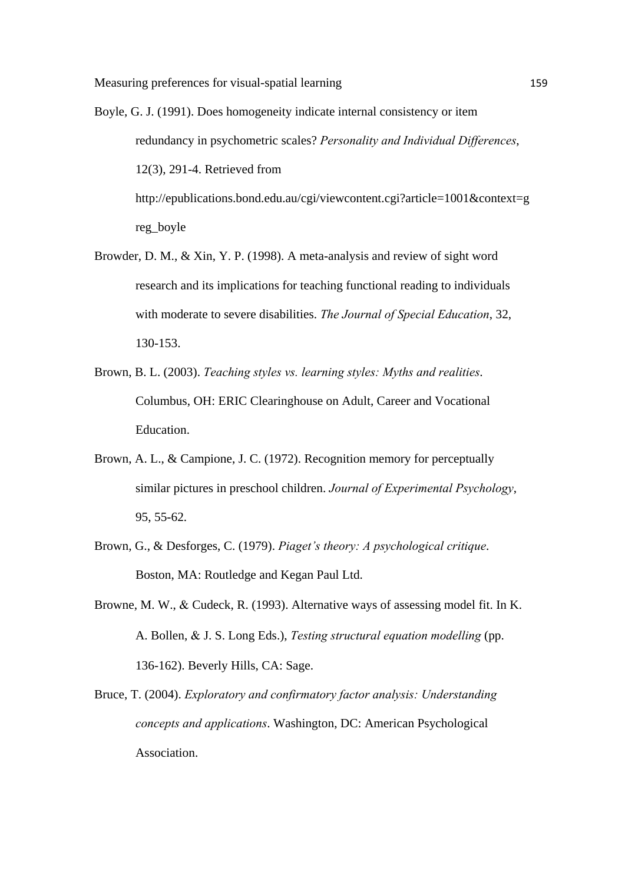Boyle, G. J. (1991). Does homogeneity indicate internal consistency or item redundancy in psychometric scales? *Personality and Individual Differences*, 12(3), 291-4. Retrieved from http://epublications.bond.edu.au/cgi/viewcontent.cgi?article=1001&context=greg_boyle

Browder, D. M., & Xin, Y. P. (1998). A meta-analysis and review of sight word research and its implications for teaching functional reading to individuals with moderate to severe disabilities. *The Journal of Special Education*, 32, 130-153.

Brown, B. L. (2003). *Teaching styles vs. learning styles: Myths and realities*. Columbus, OH: ERIC Clearinghouse on Adult, Career and Vocational Education.

Brown, A. L., & Campione, J. C. (1972). Recognition memory for perceptually similar pictures in preschool children. *Journal of Experimental Psychology*, 95, 55-62.

Brown, G., & Desforges, C. (1979). *Piaget's theory: A psychological critique*. Boston, MA: Routledge and Kegan Paul Ltd.

Browne, M. W., & Cudeck, R. (1993). Alternative ways of assessing model fit. In K. A. Bollen, & J. S. Long Eds.), *Testing structural equation modelling* (pp. 136-162). Beverly Hills, CA: Sage.

Bruce, T. (2004). *Exploratory and confirmatory factor analysis: Understanding concepts and applications*. Washington, DC: American Psychological Association.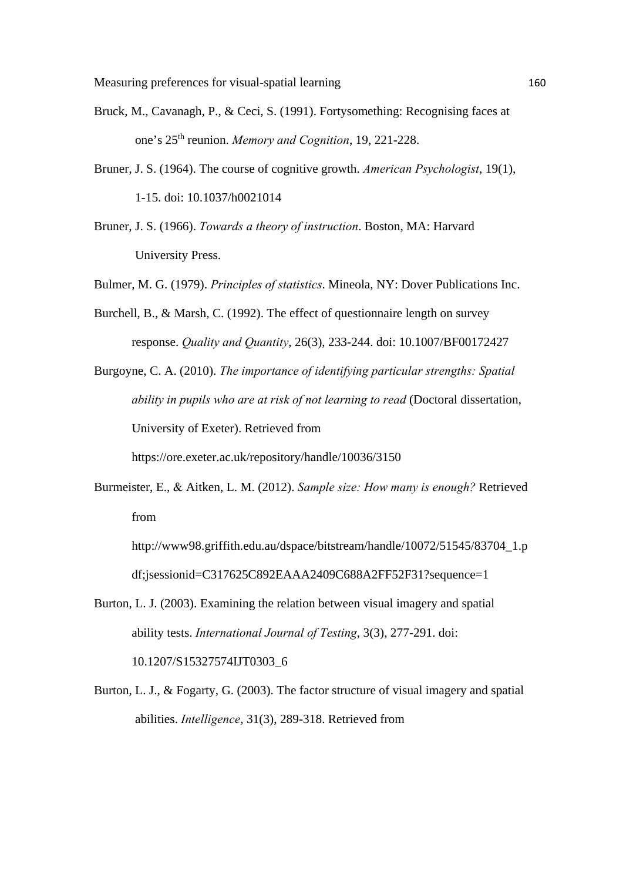Bruck, M., Cavanagh, P., & Ceci, S. (1991). Fortysomething: Recognising faces at one's 25th reunion. *Memory and Cognition*, 19, 221-228.

Bruner, J. S. (1964). The course of cognitive growth. *American Psychologist*, 19(1), 1-15. doi: 10.1037/h0021014

Bruner, J. S. (1966). *Towards a theory of instruction*. Boston, MA: Harvard University Press.

Bulmer, M. G. (1979). *Principles of statistics*. Mineola, NY: Dover Publications Inc.

Burchell, B., & Marsh, C. (1992). The effect of questionnaire length on survey response. *Quality and Quantity*, 26(3), 233-244. doi: 10.1007/BF00172427

Burgoyne, C. A. (2010). *The importance of identifying particular strengths: Spatial ability in pupils who are at risk of not learning to read* (Doctoral dissertation, University of Exeter). Retrieved from https://ore.exeter.ac.uk/repository/handle/10036/3150

Burmeister, E., & Aitken, L. M. (2012). *Sample size: How many is enough?* Retrieved from http://www98.griffith.edu.au/dspace/bitstream/handle/10072/51545/83704_1.pdf;jsessionid=C317625C892EAAA2409C688A2FF52F31?sequence=1

Burton, L. J. (2003). Examining the relation between visual imagery and spatial ability tests. *International Journal of Testing*, 3(3), 277-291. doi: 10.1207/S15327574IJT0303_6

Burton, L. J., & Fogarty, G. (2003). The factor structure of visual imagery and spatial abilities. *Intelligence*, 31(3), 289-318. Retrieved from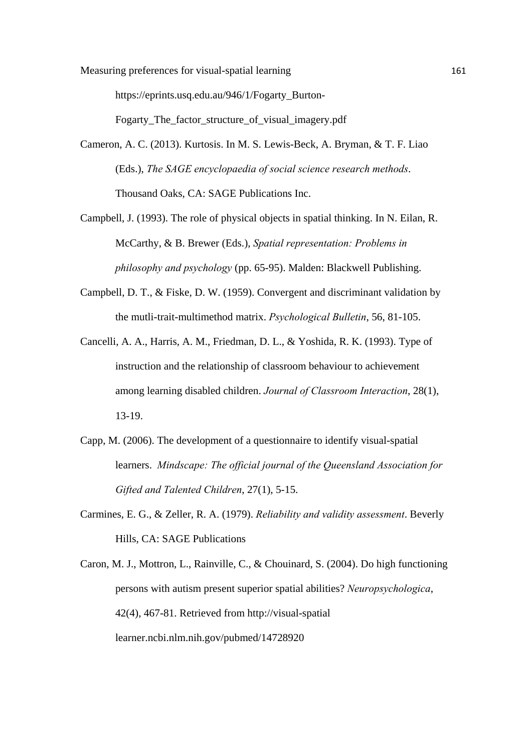https://eprints.usq.edu.au/946/1/Fogarty_Burton-Fogarty_The_factor_structure_of_visual_imagery.pdf

Cameron, A. C. (2013). Kurtosis. In M. S. Lewis-Beck, A. Bryman, & T. F. Liao (Eds.), *The SAGE encyclopaedia of social science research methods*. Thousand Oaks, CA: SAGE Publications Inc.

Campbell, J. (1993). The role of physical objects in spatial thinking. In N. Eilan, R. McCarthy, & B. Brewer (Eds.), *Spatial representation: Problems in philosophy and psychology* (pp. 65-95). Malden: Blackwell Publishing.

Campbell, D. T., & Fiske, D. W. (1959). Convergent and discriminant validation by the mutli-trait-multimethod matrix. *Psychological Bulletin*, 56, 81-105.

Cancelli, A. A., Harris, A. M., Friedman, D. L., & Yoshida, R. K. (1993). Type of instruction and the relationship of classroom behaviour to achievement among learning disabled children. *Journal of Classroom Interaction*, 28(1), 13-19.

Capp, M. (2006). The development of a questionnaire to identify visual-spatial learners. *Mindscape: The official journal of the Queensland Association for Gifted and Talented Children*, 27(1), 5-15.

Carmines, E. G., & Zeller, R. A. (1979). *Reliability and validity assessment*. Beverly Hills, CA: SAGE Publications

Caron, M. J., Mottron, L., Rainville, C., & Chouinard, S. (2004). Do high functioning persons with autism present superior spatial abilities? *Neuropsychologica*, 42(4), 467-81. Retrieved from http://visual-spatial learner.ncbi.nlm.nih.gov/pubmed/14728920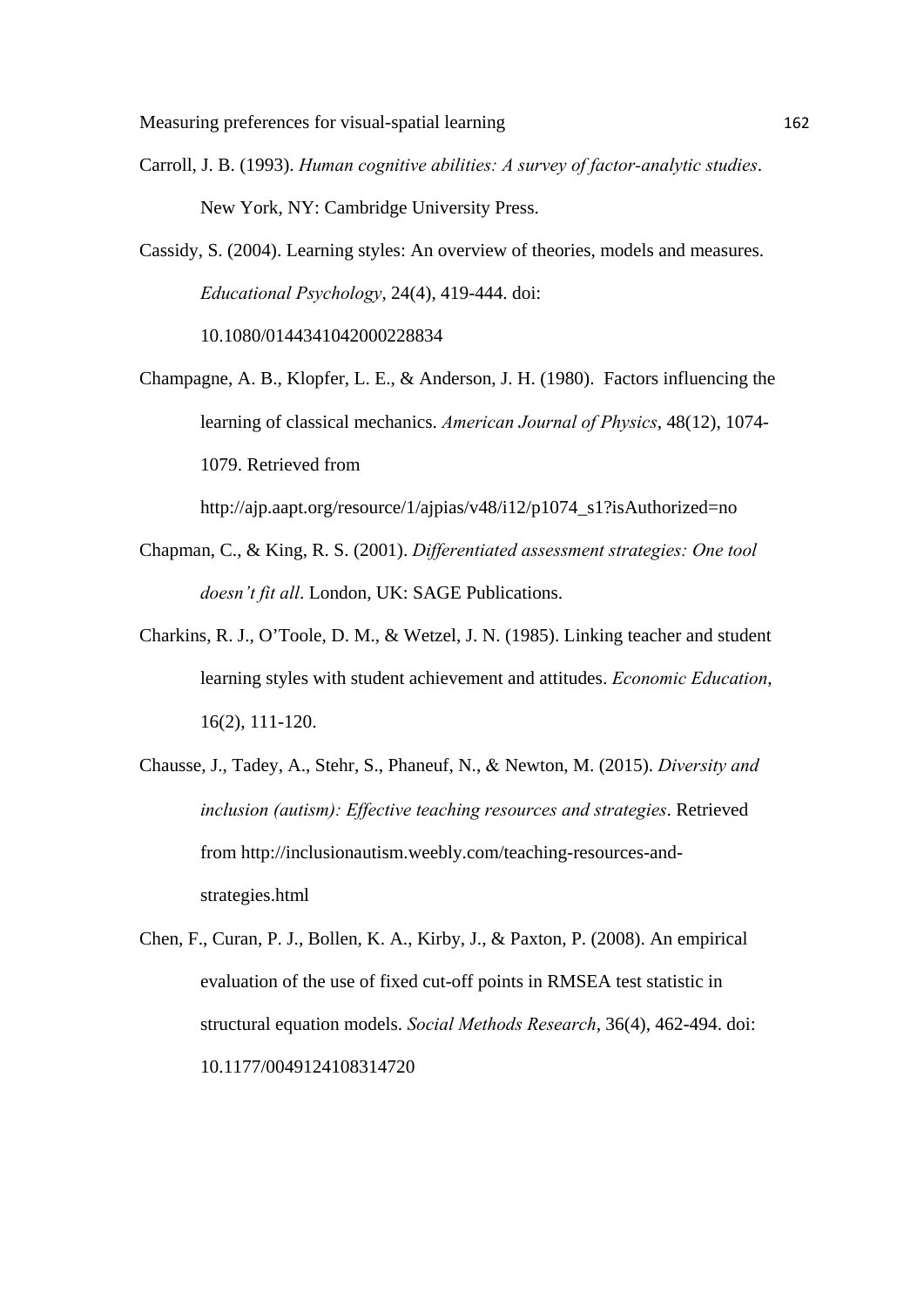Carroll, J. B. (1993). *Human cognitive abilities: A survey of factor-analytic studies*. New York, NY: Cambridge University Press.

Cassidy, S. (2004). Learning styles: An overview of theories, models and measures. *Educational Psychology*, 24(4), 419-444. doi: 10.1080/0144341042000228834

Champagne, A. B., Klopfer, L. E., & Anderson, J. H. (1980). Factors influencing the learning of classical mechanics. *American Journal of Physics*, 48(12), 1074-1079. Retrieved from http://ajp.aapt.org/resource/1/ajpias/v48/i12/p1074_s1?isAuthorized=no

Chapman, C., & King, R. S. (2001). *Differentiated assessment strategies: One tool doesn't fit all*. London, UK: SAGE Publications.

Charkins, R. J., O'Toole, D. M., & Wetzel, J. N. (1985). Linking teacher and student learning styles with student achievement and attitudes. *Economic Education*, 16(2), 111-120.

Chausse, J., Tadey, A., Stehr, S., Phaneuf, N., & Newton, M. (2015). *Diversity and inclusion (autism): Effective teaching resources and strategies*. Retrieved from http://inclusionautism.weebly.com/teaching-resources-and-strategies.html

Chen, F., Curan, P. J., Bollen, K. A., Kirby, J., & Paxton, P. (2008). An empirical evaluation of the use of fixed cut-off points in RMSEA test statistic in structural equation models. *Social Methods Research*, 36(4), 462-494. doi: 10.1177/0049124108314720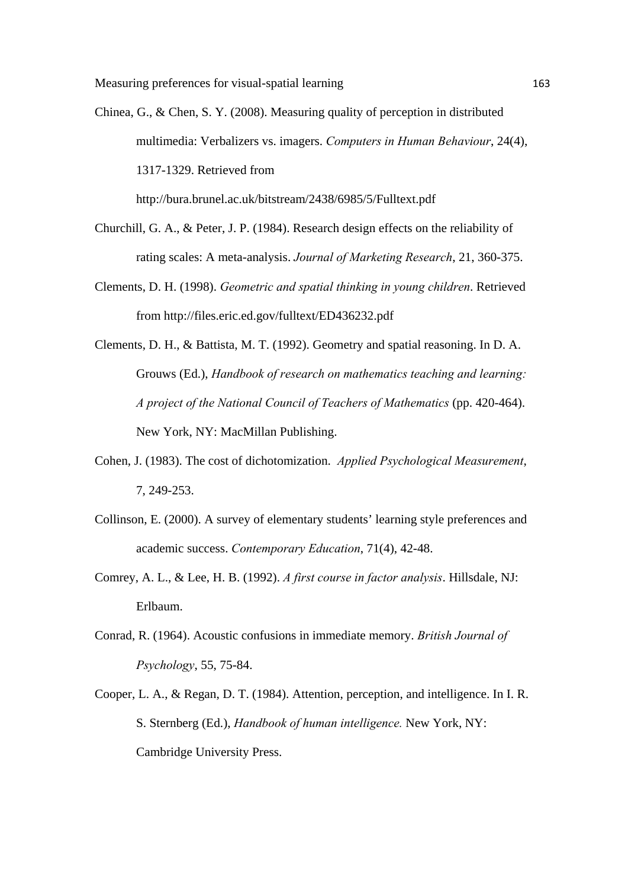Chinea, G., & Chen, S. Y. (2008). Measuring quality of perception in distributed multimedia: Verbalizers vs. imagers. *Computers in Human Behaviour*, 24(4), 1317-1329. Retrieved from http://bura.brunel.ac.uk/bitstream/2438/6985/5/Fulltext.pdf

Churchill, G. A., & Peter, J. P. (1984). Research design effects on the reliability of rating scales: A meta-analysis. *Journal of Marketing Research*, 21, 360-375.

Clements, D. H. (1998). *Geometric and spatial thinking in young children*. Retrieved from http://files.eric.ed.gov/fulltext/ED436232.pdf

Clements, D. H., & Battista, M. T. (1992). Geometry and spatial reasoning. In D. A. Grouws (Ed.), *Handbook of research on mathematics teaching and learning: A project of the National Council of Teachers of Mathematics* (pp. 420-464). New York, NY: MacMillan Publishing.

Cohen, J. (1983). The cost of dichotomization. *Applied Psychological Measurement*, 7, 249-253.

Collinson, E. (2000). A survey of elementary students' learning style preferences and academic success. *Contemporary Education*, 71(4), 42-48.

Comrey, A. L., & Lee, H. B. (1992). *A first course in factor analysis*. Hillsdale, NJ: Erlbaum.

Conrad, R. (1964). Acoustic confusions in immediate memory. *British Journal of Psychology*, 55, 75-84.

Cooper, L. A., & Regan, D. T. (1984). Attention, perception, and intelligence. In I. R. S. Sternberg (Ed.), *Handbook of human intelligence.* New York, NY: Cambridge University Press.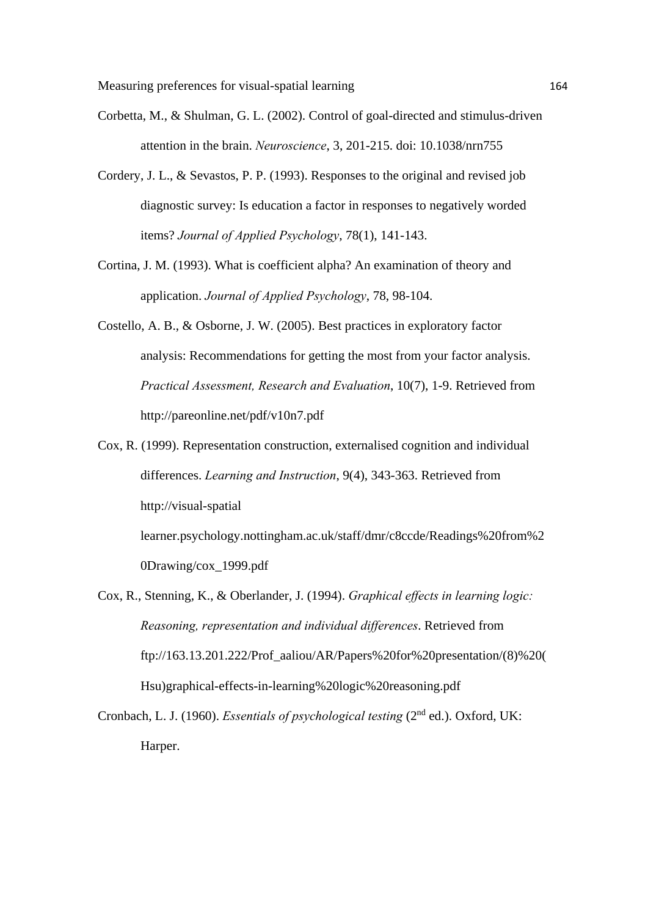Corbetta, M., & Shulman, G. L. (2002). Control of goal-directed and stimulus-driven attention in the brain. *Neuroscience*, 3, 201-215. doi: 10.1038/nrn755

Cordery, J. L., & Sevastos, P. P. (1993). Responses to the original and revised job diagnostic survey: Is education a factor in responses to negatively worded items? *Journal of Applied Psychology*, 78(1), 141-143.

Cortina, J. M. (1993). What is coefficient alpha? An examination of theory and application. *Journal of Applied Psychology*, 78, 98-104.

Costello, A. B., & Osborne, J. W. (2005). Best practices in exploratory factor analysis: Recommendations for getting the most from your factor analysis. *Practical Assessment, Research and Evaluation*, 10(7), 1-9. Retrieved from http://pareonline.net/pdf/v10n7.pdf

Cox, R. (1999). Representation construction, externalised cognition and individual differences. *Learning and Instruction*, 9(4), 343-363. Retrieved from http://visual-spatial learner.psychology.nottingham.ac.uk/staff/dmr/c8ccde/Readings%20from%20Drawing/cox_1999.pdf

Cox, R., Stenning, K., & Oberlander, J. (1994). *Graphical effects in learning logic: Reasoning, representation and individual differences*. Retrieved from ftp://163.13.201.222/Prof_aaliou/AR/Papers%20for%20presentation/(8)%20(Hsu)graphical-effects-in-learning%20logic%20reasoning.pdf

Cronbach, L. J. (1960). *Essentials of psychological testing* (2nd ed.). Oxford, UK: Harper.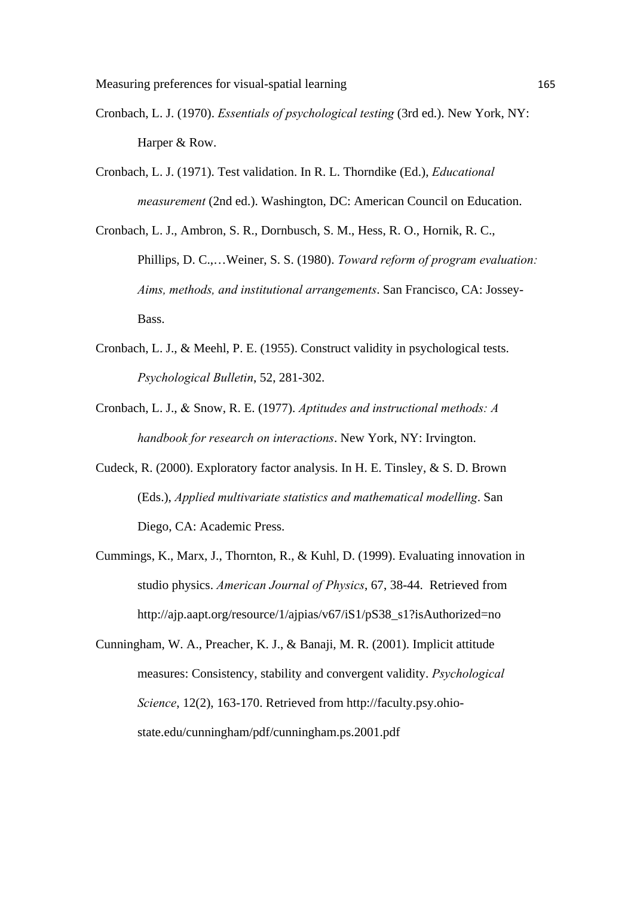Cronbach, L. J. (1970). *Essentials of psychological testing* (3rd ed.). New York, NY: Harper & Row.

Cronbach, L. J. (1971). Test validation. In R. L. Thorndike (Ed.), *Educational measurement* (2nd ed.). Washington, DC: American Council on Education.

Cronbach, L. J., Ambron, S. R., Dornbusch, S. M., Hess, R. O., Hornik, R. C., Phillips, D. C.,…Weiner, S. S. (1980). *Toward reform of program evaluation: Aims, methods, and institutional arrangements*. San Francisco, CA: Jossey-Bass.

Cronbach, L. J., & Meehl, P. E. (1955). Construct validity in psychological tests. *Psychological Bulletin*, 52, 281-302.

Cronbach, L. J., & Snow, R. E. (1977). *Aptitudes and instructional methods: A handbook for research on interactions*. New York, NY: Irvington.

Cudeck, R. (2000). Exploratory factor analysis. In H. E. Tinsley, & S. D. Brown (Eds.), *Applied multivariate statistics and mathematical modelling*. San Diego, CA: Academic Press.

Cummings, K., Marx, J., Thornton, R., & Kuhl, D. (1999). Evaluating innovation in studio physics. *American Journal of Physics*, 67, 38-44. Retrieved from http://ajp.aapt.org/resource/1/ajpias/v67/iS1/pS38_s1?isAuthorized=no

Cunningham, W. A., Preacher, K. J., & Banaji, M. R. (2001). Implicit attitude measures: Consistency, stability and convergent validity. *Psychological Science*, 12(2), 163-170. Retrieved from http://faculty.psy.ohio-state.edu/cunningham/pdf/cunningham.ps.2001.pdf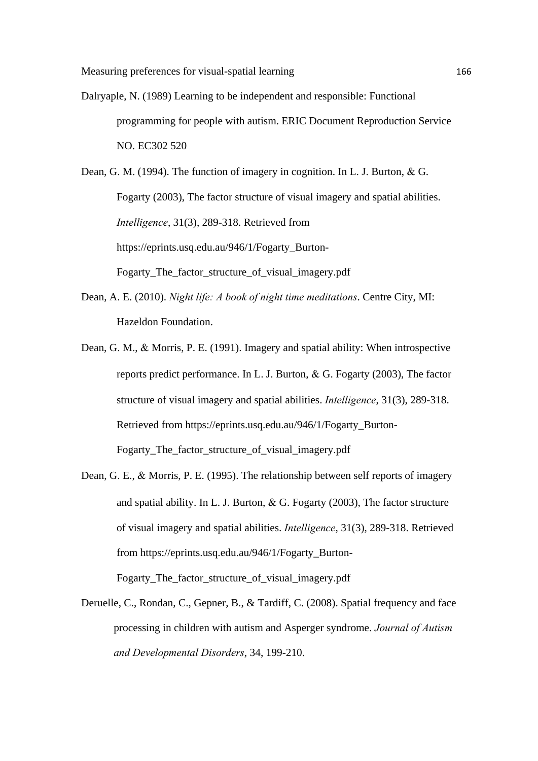Dalryaple, N. (1989) Learning to be independent and responsible: Functional programming for people with autism. ERIC Document Reproduction Service NO. EC302 520

Dean, G. M. (1994). The function of imagery in cognition. In L. J. Burton, & G. Fogarty (2003), The factor structure of visual imagery and spatial abilities. *Intelligence*, 31(3), 289-318. Retrieved from https://eprints.usq.edu.au/946/1/Fogarty_Burton-Fogarty_The_factor_structure_of_visual_imagery.pdf

Dean, A. E. (2010). *Night life: A book of night time meditations*. Centre City, MI: Hazeldon Foundation.

Dean, G. M., & Morris, P. E. (1991). Imagery and spatial ability: When introspective reports predict performance. In L. J. Burton, & G. Fogarty (2003), The factor structure of visual imagery and spatial abilities. *Intelligence*, 31(3), 289-318. Retrieved from https://eprints.usq.edu.au/946/1/Fogarty_Burton-Fogarty_The_factor_structure_of_visual_imagery.pdf

Dean, G. E., & Morris, P. E. (1995). The relationship between self reports of imagery and spatial ability. In L. J. Burton, & G. Fogarty (2003), The factor structure of visual imagery and spatial abilities. *Intelligence*, 31(3), 289-318. Retrieved from https://eprints.usq.edu.au/946/1/Fogarty_Burton-Fogarty_The_factor_structure_of_visual_imagery.pdf

Deruelle, C., Rondan, C., Gepner, B., & Tardiff, C. (2008). Spatial frequency and face processing in children with autism and Asperger syndrome. *Journal of Autism and Developmental Disorders*, 34, 199-210.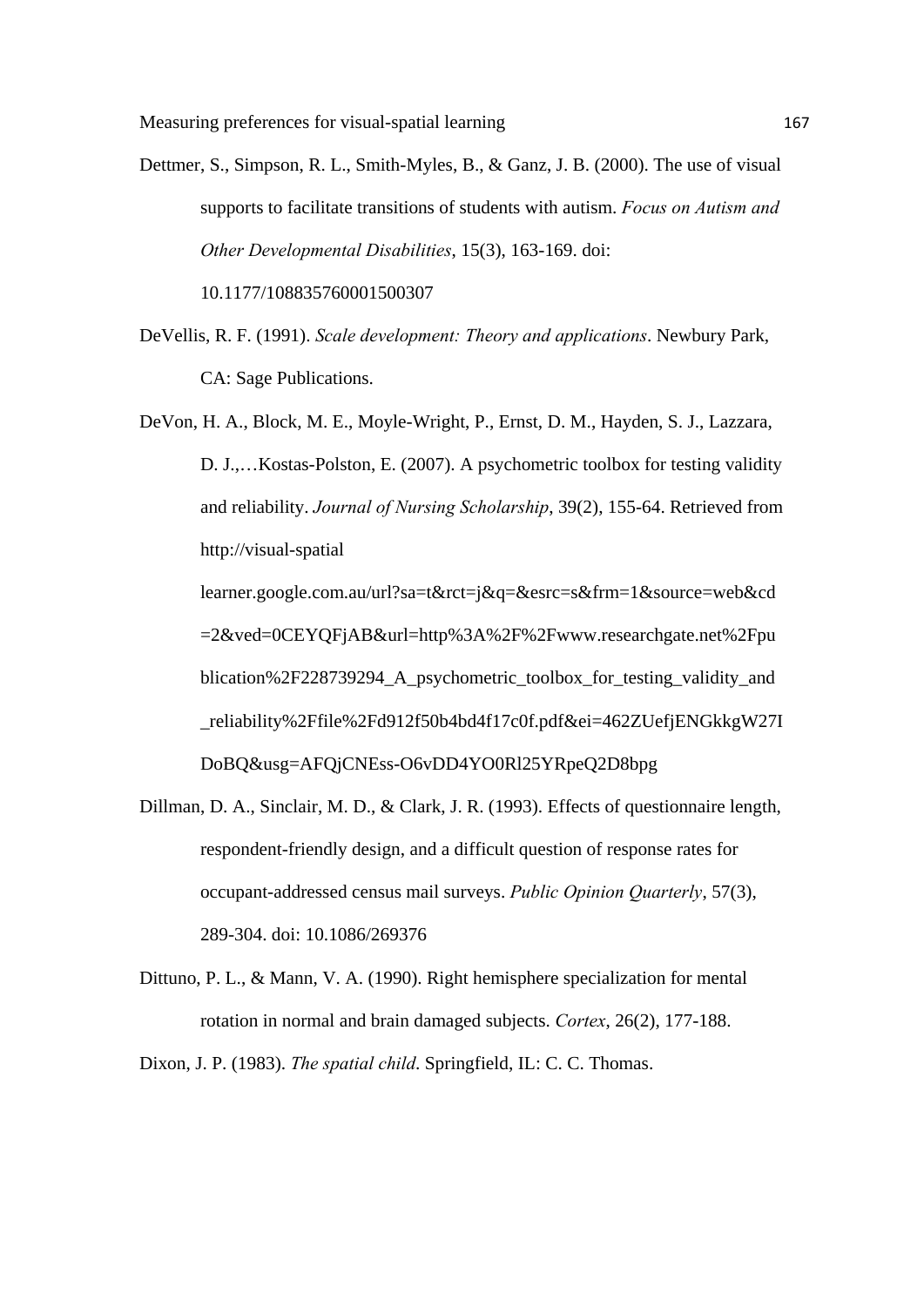Dettmer, S., Simpson, R. L., Smith-Myles, B., & Ganz, J. B. (2000). The use of visual supports to facilitate transitions of students with autism. *Focus on Autism and Other Developmental Disabilities*, 15(3), 163-169. doi: 10.1177/108835760001500307

DeVellis, R. F. (1991). *Scale development: Theory and applications*. Newbury Park, CA: Sage Publications.

DeVon, H. A., Block, M. E., Moyle-Wright, P., Ernst, D. M., Hayden, S. J., Lazzara, D. J.,…Kostas-Polston, E. (2007). A psychometric toolbox for testing validity and reliability. *Journal of Nursing Scholarship*, 39(2), 155-64. Retrieved from http://visual-spatial learner.google.com.au/url?sa=t&rct=j&q=&esrc=s&frm=1&source=web&cd=2&ved=0CEYQFjAB&url=http%3A%2F%2Fwww.researchgate.net%2Fpublication%2F228739294_A_psychometric_toolbox_for_testing_validity_and_reliability%2Ffile%2Fd912f50b4bd4f17c0f.pdf&ei=462ZUefjENGkkgW27IDoBQ&usg=AFQjCNEss-O6vDD4YO0Rl25YRpeQ2D8bpg

Dillman, D. A., Sinclair, M. D., & Clark, J. R. (1993). Effects of questionnaire length, respondent-friendly design, and a difficult question of response rates for occupant-addressed census mail surveys. *Public Opinion Quarterly*, 57(3), 289-304. doi: 10.1086/269376

Dittuno, P. L., & Mann, V. A. (1990). Right hemisphere specialization for mental rotation in normal and brain damaged subjects. *Cortex*, 26(2), 177-188.

Dixon, J. P. (1983). *The spatial child.* Springfield, IL: C. C. Thomas.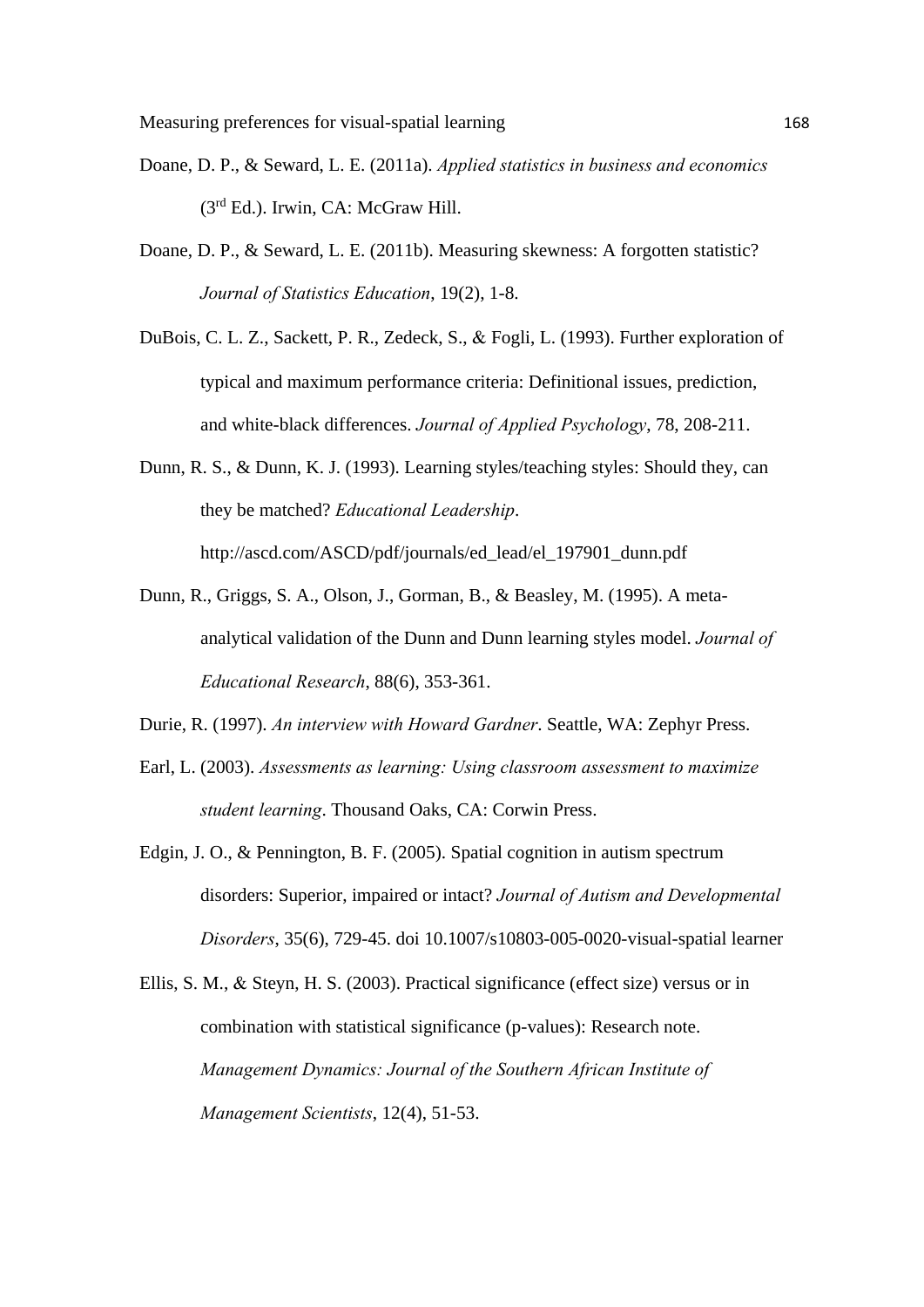Doane, D. P., & Seward, L. E. (2011a). *Applied statistics in business and economics* (3rd Ed.). Irwin, CA: McGraw Hill.

Doane, D. P., & Seward, L. E. (2011b). Measuring skewness: A forgotten statistic? *Journal of Statistics Education*, 19(2), 1-8.

DuBois, C. L. Z., Sackett, P. R., Zedeck, S., & Fogli, L. (1993). Further exploration of typical and maximum performance criteria: Definitional issues, prediction, and white-black differences. *Journal of Applied Psychology*, 78, 208-211.

Dunn, R. S., & Dunn, K. J. (1993). Learning styles/teaching styles: Should they, can they be matched? *Educational Leadership*. http://ascd.com/ASCD/pdf/journals/ed_lead/el_197901_dunn.pdf

Dunn, R., Griggs, S. A., Olson, J., Gorman, B., & Beasley, M. (1995). A meta-analytical validation of the Dunn and Dunn learning styles model. *Journal of Educational Research*, 88(6), 353-361.

Durie, R. (1997). *An interview with Howard Gardner*. Seattle, WA: Zephyr Press.

Earl, L. (2003). *Assessments as learning: Using classroom assessment to maximize student learning*. Thousand Oaks, CA: Corwin Press.

Edgin, J. O., & Pennington, B. F. (2005). Spatial cognition in autism spectrum disorders: Superior, impaired or intact? *Journal of Autism and Developmental Disorders*, 35(6), 729-45. doi 10.1007/s10803-005-0020-visual-spatial learner

Ellis, S. M., & Steyn, H. S. (2003). Practical significance (effect size) versus or in combination with statistical significance (p-values): Research note. *Management Dynamics: Journal of the Southern African Institute of Management Scientists*, 12(4), 51-53.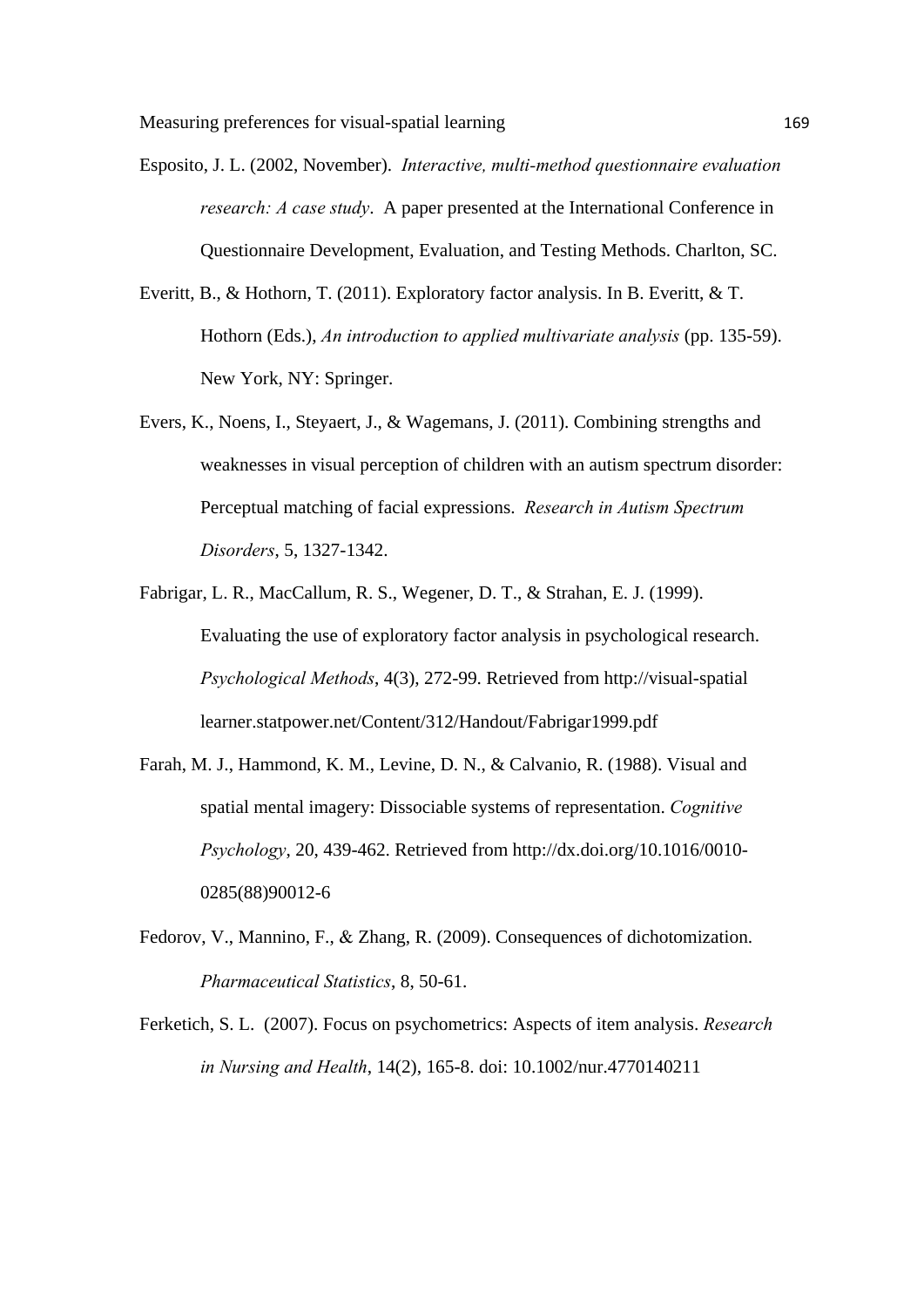Esposito, J. L. (2002, November). *Interactive, multi-method questionnaire evaluation research: A case study*. A paper presented at the International Conference in Questionnaire Development, Evaluation, and Testing Methods. Charlton, SC.

Everitt, B., & Hothorn, T. (2011). Exploratory factor analysis. In B. Everitt, & T. Hothorn (Eds.), *An introduction to applied multivariate analysis* (pp. 135-59). New York, NY: Springer.

Evers, K., Noens, I., Steyaert, J., & Wagemans, J. (2011). Combining strengths and weaknesses in visual perception of children with an autism spectrum disorder: Perceptual matching of facial expressions. *Research in Autism Spectrum Disorders*, 5, 1327-1342.

Fabrigar, L. R., MacCallum, R. S., Wegener, D. T., & Strahan, E. J. (1999). Evaluating the use of exploratory factor analysis in psychological research. *Psychological Methods*, 4(3), 272-99. Retrieved from http://visual-spatial learner.statpower.net/Content/312/Handout/Fabrigar1999.pdf

Farah, M. J., Hammond, K. M., Levine, D. N., & Calvanio, R. (1988). Visual and spatial mental imagery: Dissociable systems of representation. *Cognitive Psychology*, 20, 439-462. Retrieved from http://dx.doi.org/10.1016/0010-0285(88)90012-6

Fedorov, V., Mannino, F., & Zhang, R. (2009). Consequences of dichotomization. *Pharmaceutical Statistics*, 8, 50-61.

Ferketich, S. L. (2007). Focus on psychometrics: Aspects of item analysis. *Research in Nursing and Health*, 14(2), 165-8. doi: 10.1002/nur.4770140211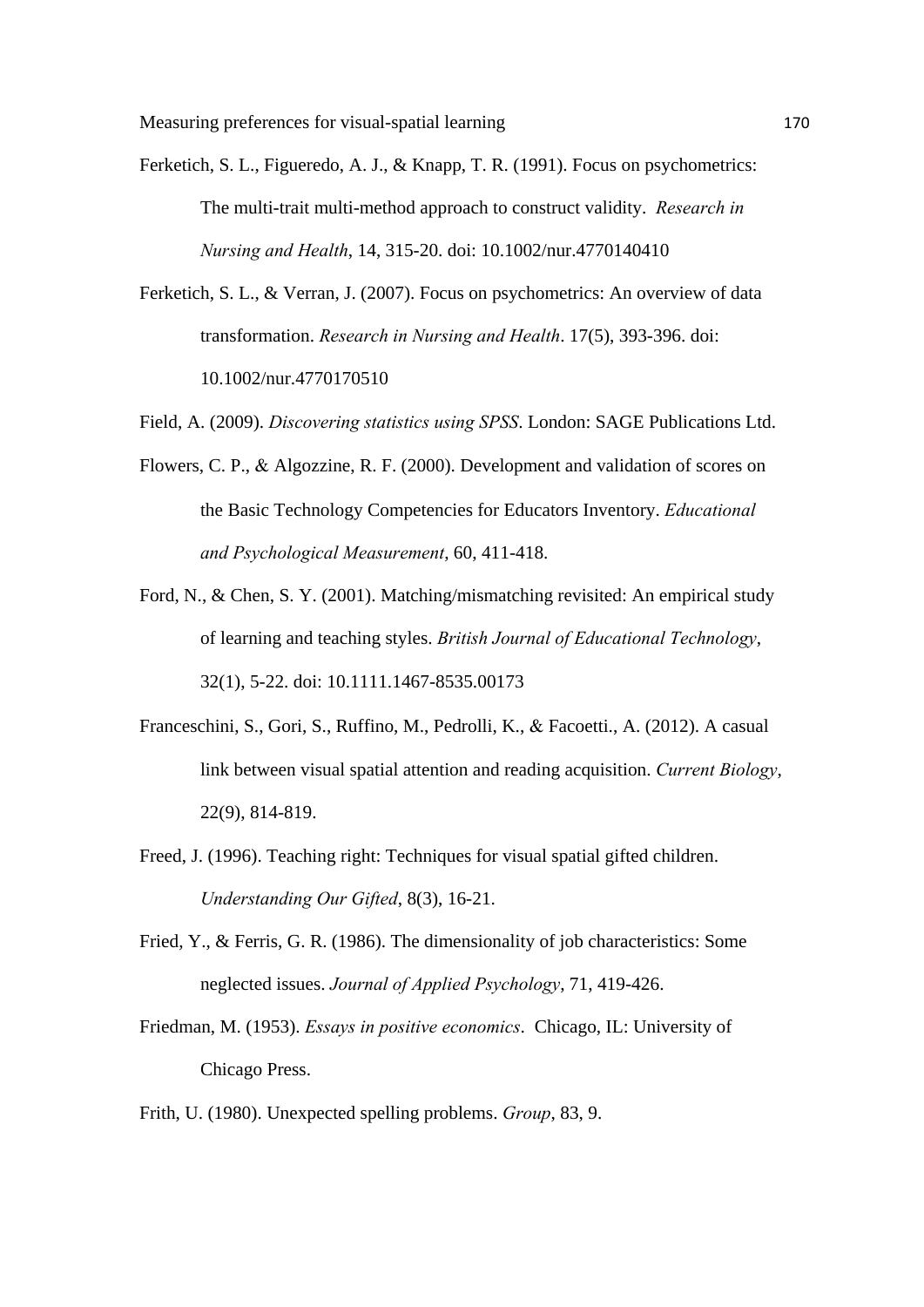Ferketich, S. L., Figueredo, A. J., & Knapp, T. R. (1991). Focus on psychometrics: The multi-trait multi-method approach to construct validity. *Research in Nursing and Health*, 14, 315-20. doi: 10.1002/nur.4770140410

Ferketich, S. L., & Verran, J. (2007). Focus on psychometrics: An overview of data transformation. *Research in Nursing and Health*. 17(5), 393-396. doi: 10.1002/nur.4770170510

Field, A. (2009). *Discovering statistics using SPSS*. London: SAGE Publications Ltd.

Flowers, C. P., & Algozzine, R. F. (2000). Development and validation of scores on the Basic Technology Competencies for Educators Inventory. *Educational and Psychological Measurement*, 60, 411-418.

Ford, N., & Chen, S. Y. (2001). Matching/mismatching revisited: An empirical study of learning and teaching styles. *British Journal of Educational Technology*, 32(1), 5-22. doi: 10.1111.1467-8535.00173

Franceschini, S., Gori, S., Ruffino, M., Pedrolli, K., & Facoetti., A. (2012). A casual link between visual spatial attention and reading acquisition. *Current Biology*, 22(9), 814-819.

Freed, J. (1996). Teaching right: Techniques for visual spatial gifted children. *Understanding Our Gifted*, 8(3), 16-21.

Fried, Y., & Ferris, G. R. (1986). The dimensionality of job characteristics: Some neglected issues. *Journal of Applied Psychology*, 71, 419-426.

Friedman, M. (1953). *Essays in positive economics*. Chicago, IL: University of Chicago Press.

Frith, U. (1980). Unexpected spelling problems. *Group*, 83, 9.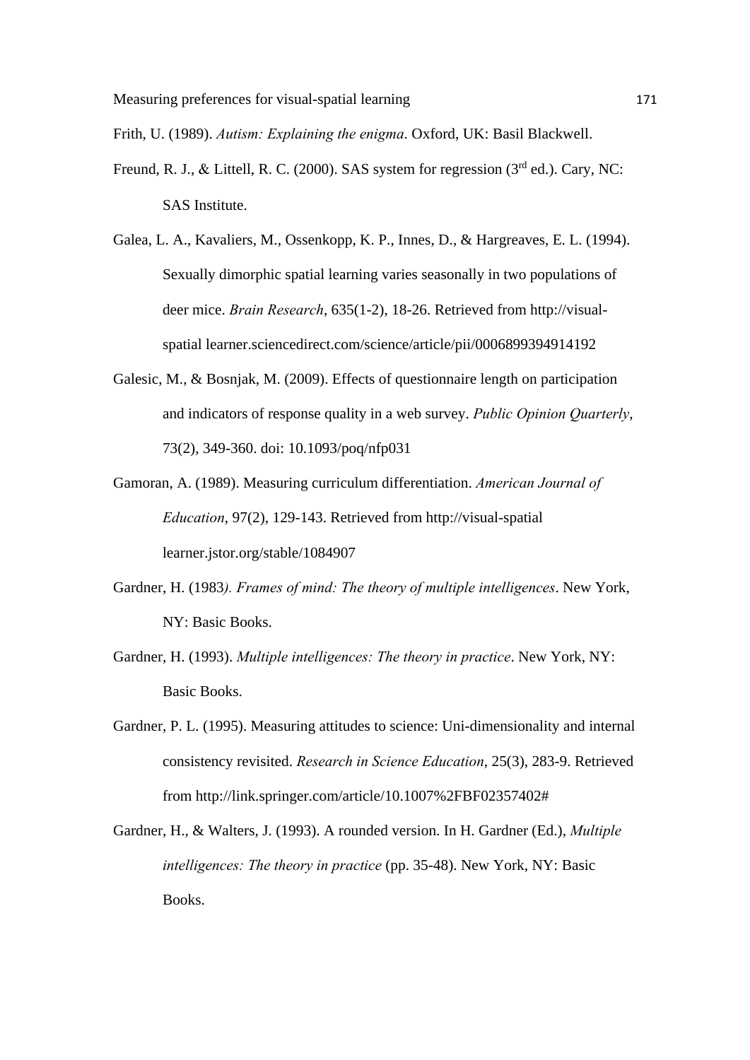Frith, U. (1989). *Autism: Explaining the enigma*. Oxford, UK: Basil Blackwell.

Freund, R. J., & Littell, R. C. (2000). SAS system for regression (3rd ed.). Cary, NC: SAS Institute.

Galea, L. A., Kavaliers, M., Ossenkopp, K. P., Innes, D., & Hargreaves, E. L. (1994). Sexually dimorphic spatial learning varies seasonally in two populations of deer mice. *Brain Research*, 635(1-2), 18-26. Retrieved from http://visual-spatial learner.sciencedirect.com/science/article/pii/0006899394914192

Galesic, M., & Bosnjak, M. (2009). Effects of questionnaire length on participation and indicators of response quality in a web survey. *Public Opinion Quarterly*, 73(2), 349-360. doi: 10.1093/poq/nfp031

Gamoran, A. (1989). Measuring curriculum differentiation. *American Journal of Education*, 97(2), 129-143. Retrieved from http://visual-spatial learner.jstor.org/stable/1084907

Gardner, H. (1983*). Frames of mind: The theory of multiple intelligences*. New York, NY: Basic Books.

Gardner, H. (1993). *Multiple intelligences: The theory in practice*. New York, NY: Basic Books.

Gardner, P. L. (1995). Measuring attitudes to science: Uni-dimensionality and internal consistency revisited. *Research in Science Education*, 25(3), 283-9. Retrieved from http://link.springer.com/article/10.1007%2FBF02357402#

Gardner, H., & Walters, J. (1993). A rounded version. In H. Gardner (Ed.), *Multiple intelligences: The theory in practice* (pp. 35-48). New York, NY: Basic Books.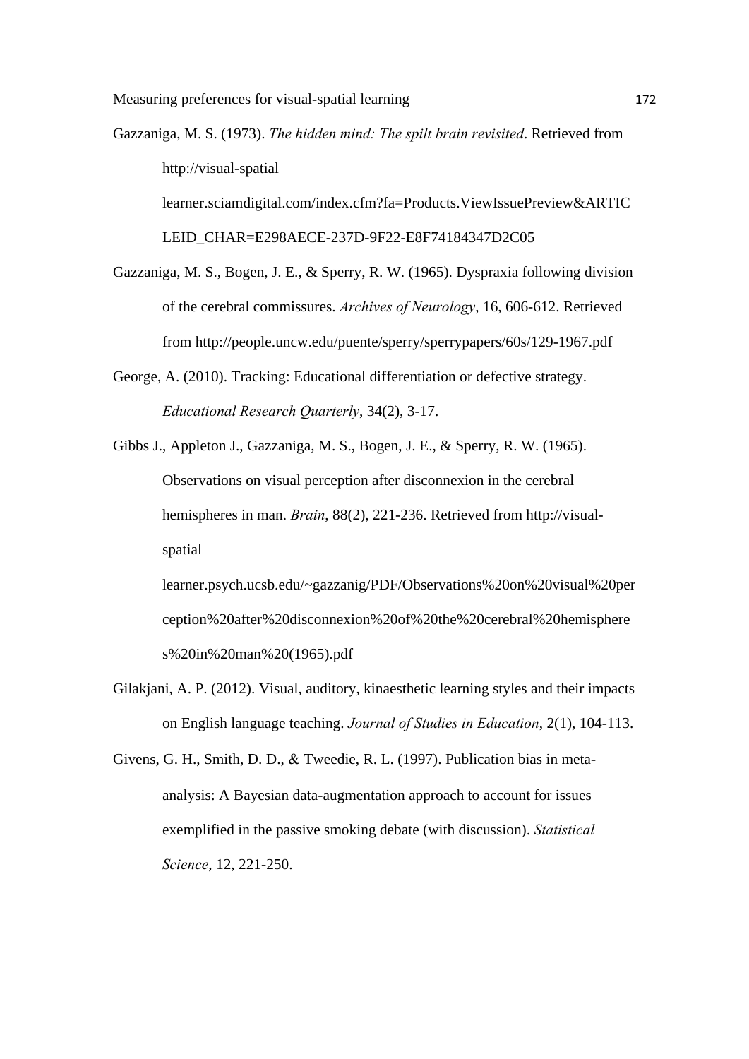Gazzaniga, M. S. (1973). *The hidden mind: The spilt brain revisited*. Retrieved from http://visual-spatial learner.sciamdigital.com/index.cfm?fa=Products.ViewIssuePreview&ARTICLEID_CHAR=E298AECE-237D-9F22-E8F74184347D2C05

Gazzaniga, M. S., Bogen, J. E., & Sperry, R. W. (1965). Dyspraxia following division of the cerebral commissures. *Archives of Neurology*, 16, 606-612. Retrieved from http://people.uncw.edu/puente/sperry/sperrypapers/60s/129-1967.pdf

George, A. (2010). Tracking: Educational differentiation or defective strategy. *Educational Research Quarterly*, 34(2), 3-17.

Gibbs J., Appleton J., Gazzaniga, M. S., Bogen, J. E., & Sperry, R. W. (1965). Observations on visual perception after disconnexion in the cerebral hemispheres in man. *Brain*, 88(2), 221-236. Retrieved from http://visual-spatial learner.psych.ucsb.edu/~gazzanig/PDF/Observations%20on%20visual%20perception%20after%20disconnexion%20of%20the%20cerebral%20hemispheres%20in%20man%20(1965).pdf

Gilakjani, A. P. (2012). Visual, auditory, kinaesthetic learning styles and their impacts on English language teaching. *Journal of Studies in Education*, 2(1), 104-113.

Givens, G. H., Smith, D. D., & Tweedie, R. L. (1997). Publication bias in meta-analysis: A Bayesian data-augmentation approach to account for issues exemplified in the passive smoking debate (with discussion). *Statistical Science*, 12, 221-250.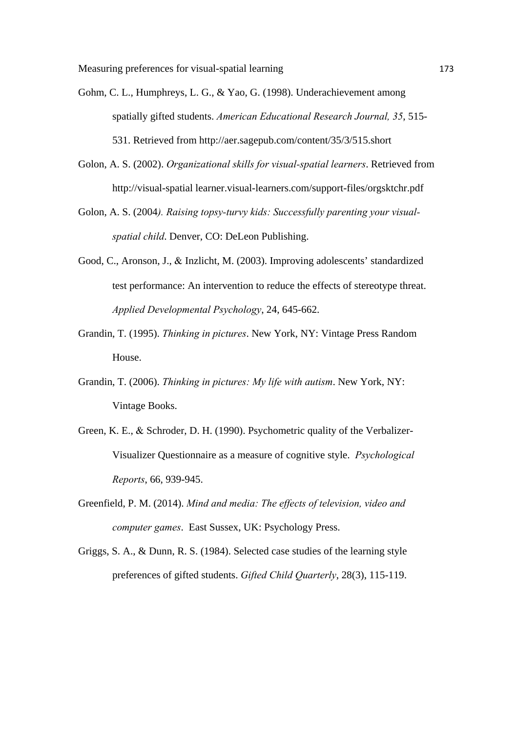Gohm, C. L., Humphreys, L. G., & Yao, G. (1998). Underachievement among spatially gifted students. *American Educational Research Journal, 35*, 515-531. Retrieved from http://aer.sagepub.com/content/35/3/515.short

Golon, A. S. (2002). *Organizational skills for visual-spatial learners*. Retrieved from http://visual-spatial learner.visual-learners.com/support-files/orgsktchr.pdf

Golon, A. S. (2004*). Raising topsy-turvy kids: Successfully parenting your visual-spatial child*. Denver, CO: DeLeon Publishing.

Good, C., Aronson, J., & Inzlicht, M. (2003). Improving adolescents' standardized test performance: An intervention to reduce the effects of stereotype threat. *Applied Developmental Psychology*, 24, 645-662.

Grandin, T. (1995). *Thinking in pictures*. New York, NY: Vintage Press Random House.

Grandin, T. (2006). *Thinking in pictures: My life with autism*. New York, NY: Vintage Books.

Green, K. E., & Schroder, D. H. (1990). Psychometric quality of the Verbalizer-Visualizer Questionnaire as a measure of cognitive style. *Psychological Reports*, 66, 939-945.

Greenfield, P. M. (2014). *Mind and media: The effects of television, video and computer games*. East Sussex, UK: Psychology Press.

Griggs, S. A., & Dunn, R. S. (1984). Selected case studies of the learning style preferences of gifted students. *Gifted Child Quarterly*, 28(3), 115-119.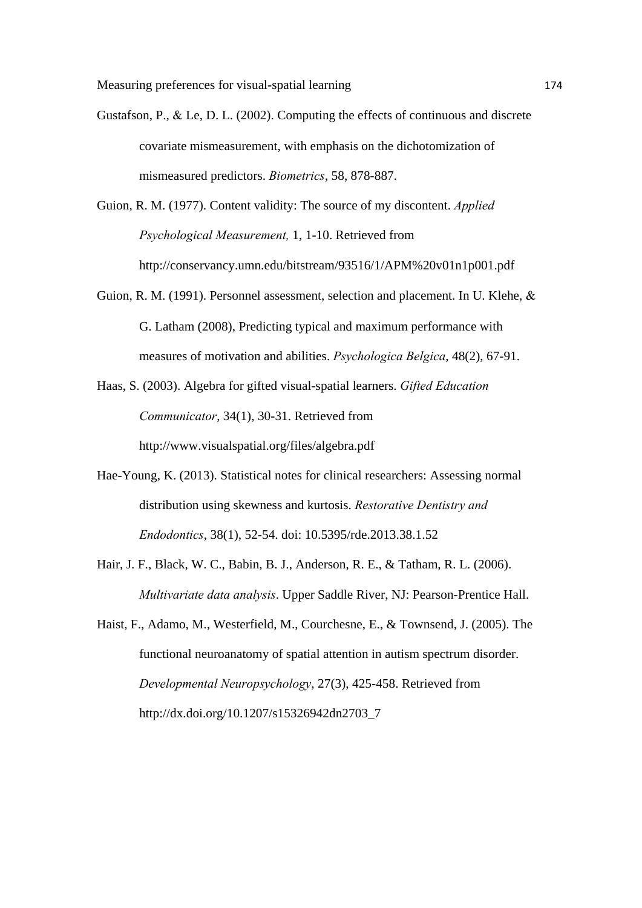Gustafson, P., & Le, D. L. (2002). Computing the effects of continuous and discrete covariate mismeasurement, with emphasis on the dichotomization of mismeasured predictors. *Biometrics*, 58, 878-887.

Guion, R. M. (1977). Content validity: The source of my discontent. *Applied Psychological Measurement,* 1, 1-10. Retrieved from http://conservancy.umn.edu/bitstream/93516/1/APM%20v01n1p001.pdf

Guion, R. M. (1991). Personnel assessment, selection and placement. In U. Klehe, & G. Latham (2008), Predicting typical and maximum performance with measures of motivation and abilities. *Psychologica Belgica*, 48(2), 67-91.

Haas, S. (2003). Algebra for gifted visual-spatial learners. *Gifted Education Communicator*, 34(1), 30-31. Retrieved from http://www.visualspatial.org/files/algebra.pdf

Hae-Young, K. (2013). Statistical notes for clinical researchers: Assessing normal distribution using skewness and kurtosis. *Restorative Dentistry and Endodontics*, 38(1), 52-54. doi: 10.5395/rde.2013.38.1.52

Hair, J. F., Black, W. C., Babin, B. J., Anderson, R. E., & Tatham, R. L. (2006). *Multivariate data analysis*. Upper Saddle River, NJ: Pearson-Prentice Hall.

Haist, F., Adamo, M., Westerfield, M., Courchesne, E., & Townsend, J. (2005). The functional neuroanatomy of spatial attention in autism spectrum disorder. *Developmental Neuropsychology*, 27(3), 425-458. Retrieved from http://dx.doi.org/10.1207/s15326942dn2703_7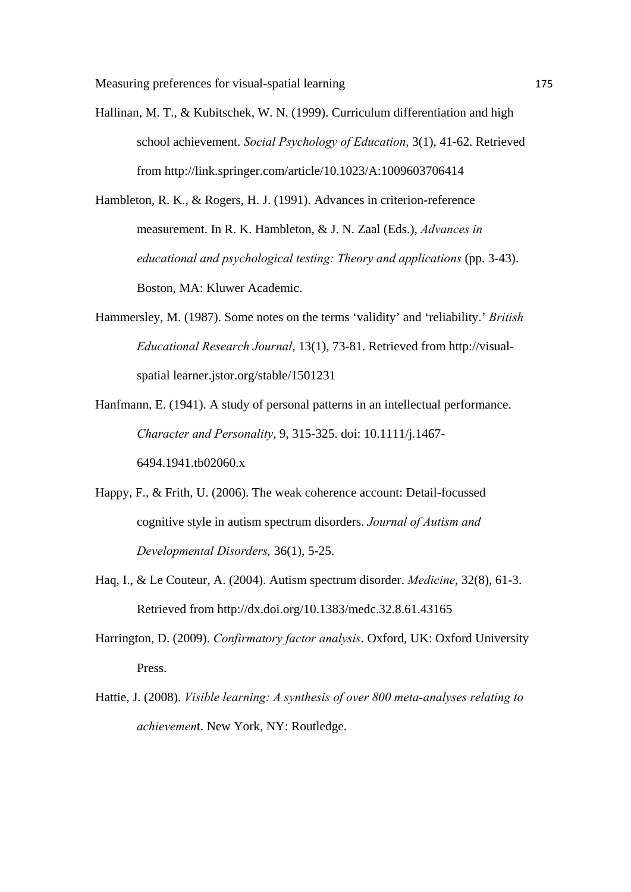Hallinan, M. T., & Kubitschek, W. N. (1999). Curriculum differentiation and high school achievement. *Social Psychology of Education*, 3(1), 41-62. Retrieved from http://link.springer.com/article/10.1023/A:1009603706414

Hambleton, R. K., & Rogers, H. J. (1991). Advances in criterion-reference measurement. In R. K. Hambleton, & J. N. Zaal (Eds.), *Advances in educational and psychological testing: Theory and applications* (pp. 3-43). Boston, MA: Kluwer Academic.

Hammersley, M. (1987). Some notes on the terms 'validity' and 'reliability.' *British Educational Research Journal*, 13(1), 73-81. Retrieved from http://visual-spatial learner.jstor.org/stable/1501231

Hanfmann, E. (1941). A study of personal patterns in an intellectual performance. *Character and Personality*, 9, 315-325. doi: 10.1111/j.1467-6494.1941.tb02060.x

Happy, F., & Frith, U. (2006). The weak coherence account: Detail-focussed cognitive style in autism spectrum disorders. *Journal of Autism and Developmental Disorders,* 36(1), 5-25.

Haq, I., & Le Couteur, A. (2004). Autism spectrum disorder. *Medicine*, 32(8), 61-3. Retrieved from http://dx.doi.org/10.1383/medc.32.8.61.43165

Harrington, D. (2009). *Confirmatory factor analysis*. Oxford, UK: Oxford University Press.

Hattie, J. (2008). *Visible learning: A synthesis of over 800 meta-analyses relating to achievemen*t. New York, NY: Routledge.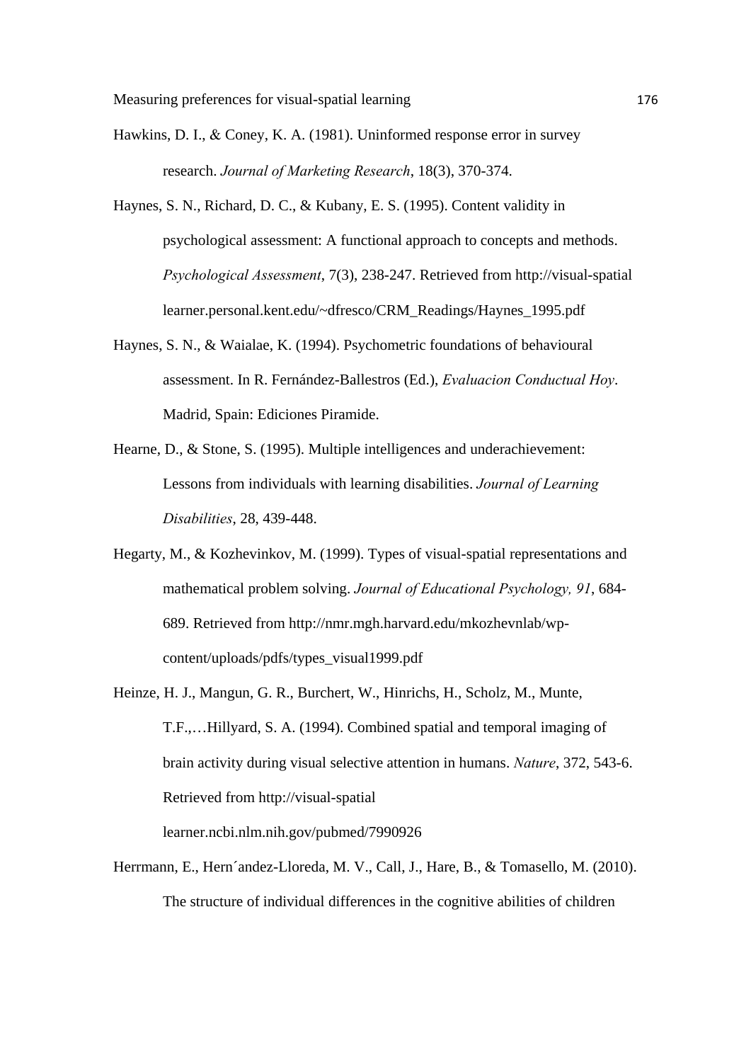Hawkins, D. I., & Coney, K. A. (1981). Uninformed response error in survey research. *Journal of Marketing Research*, 18(3), 370-374.

Haynes, S. N., Richard, D. C., & Kubany, E. S. (1995). Content validity in psychological assessment: A functional approach to concepts and methods. *Psychological Assessment*, 7(3), 238-247. Retrieved from http://visual-spatial learner.personal.kent.edu/~dfresco/CRM_Readings/Haynes_1995.pdf

Haynes, S. N., & Waialae, K. (1994). Psychometric foundations of behavioural assessment. In R. Fernández-Ballestros (Ed.), *Evaluacion Conductual Hoy*. Madrid, Spain: Ediciones Piramide.

Hearne, D., & Stone, S. (1995). Multiple intelligences and underachievement: Lessons from individuals with learning disabilities. *Journal of Learning Disabilities*, 28, 439-448.

Hegarty, M., & Kozhevinkov, M. (1999). Types of visual-spatial representations and mathematical problem solving. *Journal of Educational Psychology, 91*, 684-689. Retrieved from http://nmr.mgh.harvard.edu/mkozhevnlab/wp-content/uploads/pdfs/types_visual1999.pdf

Heinze, H. J., Mangun, G. R., Burchert, W., Hinrichs, H., Scholz, M., Munte, T.F.,…Hillyard, S. A. (1994). Combined spatial and temporal imaging of brain activity during visual selective attention in humans. *Nature*, 372, 543-6. Retrieved from http://visual-spatial learner.ncbi.nlm.nih.gov/pubmed/7990926

Herrmann, E., Hern´andez-Lloreda, M. V., Call, J., Hare, B., & Tomasello, M. (2010). The structure of individual differences in the cognitive abilities of children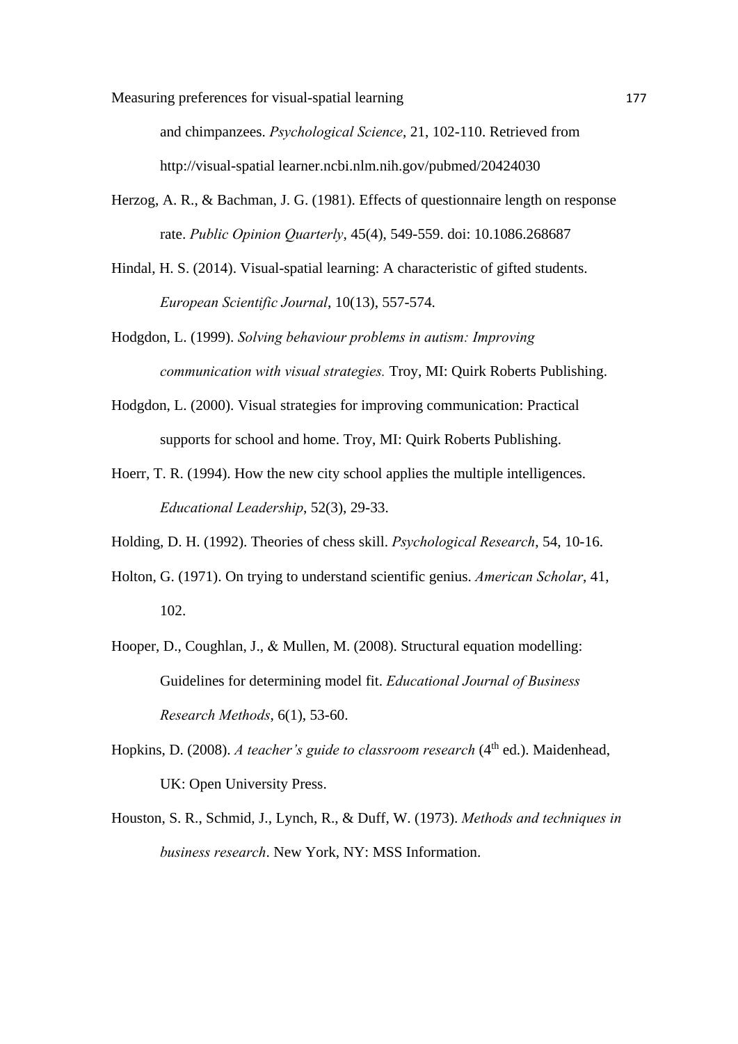and chimpanzees. *Psychological Science*, 21, 102-110. Retrieved from http://visual-spatial learner.ncbi.nlm.nih.gov/pubmed/20424030

Herzog, A. R., & Bachman, J. G. (1981). Effects of questionnaire length on response rate. *Public Opinion Quarterly*, 45(4), 549-559. doi: 10.1086.268687

Hindal, H. S. (2014). Visual-spatial learning: A characteristic of gifted students. *European Scientific Journal*, 10(13), 557-574.

Hodgdon, L. (1999). *Solving behaviour problems in autism: Improving communication with visual strategies.* Troy, MI: Quirk Roberts Publishing.

Hodgdon, L. (2000). Visual strategies for improving communication: Practical supports for school and home. Troy, MI: Quirk Roberts Publishing.

Hoerr, T. R. (1994). How the new city school applies the multiple intelligences. *Educational Leadership*, 52(3), 29-33.

Holding, D. H. (1992). Theories of chess skill. *Psychological Research*, 54, 10-16.

Holton, G. (1971). On trying to understand scientific genius. *American Scholar*, 41, 102.

Hooper, D., Coughlan, J., & Mullen, M. (2008). Structural equation modelling: Guidelines for determining model fit. *Educational Journal of Business Research Methods*, 6(1), 53-60.

Hopkins, D. (2008). *A teacher's guide to classroom research* (4th ed.). Maidenhead, UK: Open University Press.

Houston, S. R., Schmid, J., Lynch, R., & Duff, W. (1973). *Methods and techniques in business research*. New York, NY: MSS Information.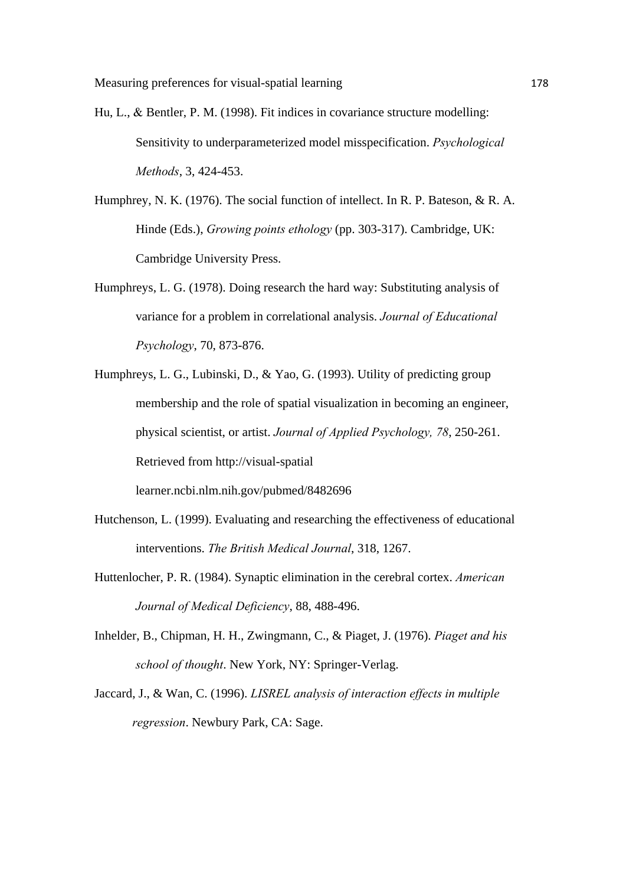Hu, L., & Bentler, P. M. (1998). Fit indices in covariance structure modelling: Sensitivity to underparameterized model misspecification. *Psychological Methods*, 3, 424-453.

Humphrey, N. K. (1976). The social function of intellect. In R. P. Bateson, & R. A. Hinde (Eds.), *Growing points ethology* (pp. 303-317). Cambridge, UK: Cambridge University Press.

Humphreys, L. G. (1978). Doing research the hard way: Substituting analysis of variance for a problem in correlational analysis. *Journal of Educational Psychology*, 70, 873-876.

Humphreys, L. G., Lubinski, D., & Yao, G. (1993). Utility of predicting group membership and the role of spatial visualization in becoming an engineer, physical scientist, or artist. *Journal of Applied Psychology, 78*, 250-261. Retrieved from http://visual-spatial learner.ncbi.nlm.nih.gov/pubmed/8482696

Hutchenson, L. (1999). Evaluating and researching the effectiveness of educational interventions. *The British Medical Journal*, 318, 1267.

Huttenlocher, P. R. (1984). Synaptic elimination in the cerebral cortex. *American Journal of Medical Deficiency*, 88, 488-496.

Inhelder, B., Chipman, H. H., Zwingmann, C., & Piaget, J. (1976). *Piaget and his school of thought*. New York, NY: Springer-Verlag.

Jaccard, J., & Wan, C. (1996). *LISREL analysis of interaction effects in multiple regression*. Newbury Park, CA: Sage.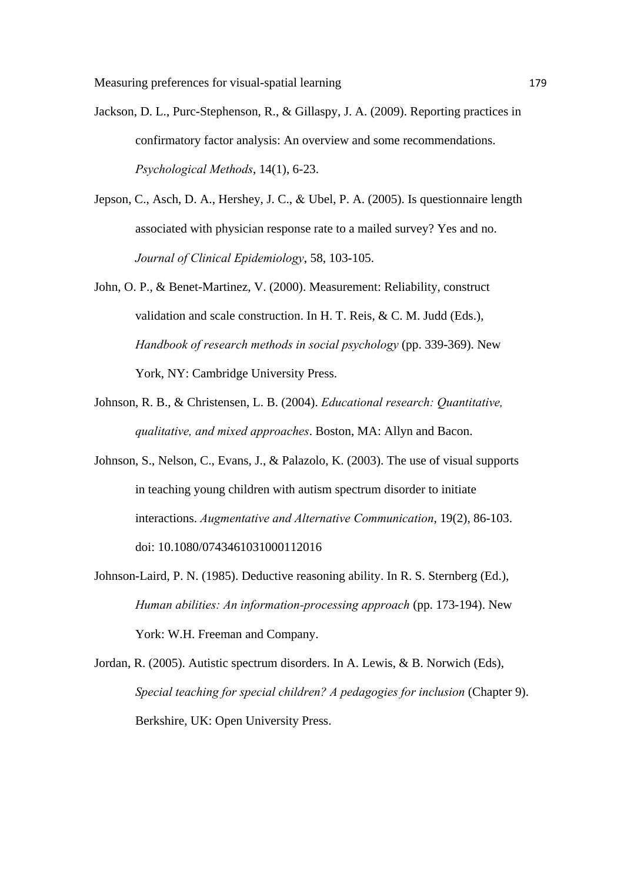Jackson, D. L., Purc-Stephenson, R., & Gillaspy, J. A. (2009). Reporting practices in confirmatory factor analysis: An overview and some recommendations. *Psychological Methods*, 14(1), 6-23.

Jepson, C., Asch, D. A., Hershey, J. C., & Ubel, P. A. (2005). Is questionnaire length associated with physician response rate to a mailed survey? Yes and no. *Journal of Clinical Epidemiology*, 58, 103-105.

John, O. P., & Benet-Martinez, V. (2000). Measurement: Reliability, construct validation and scale construction. In H. T. Reis, & C. M. Judd (Eds.), *Handbook of research methods in social psychology* (pp. 339-369). New York, NY: Cambridge University Press.

Johnson, R. B., & Christensen, L. B. (2004). *Educational research: Quantitative, qualitative, and mixed approaches*. Boston, MA: Allyn and Bacon.

Johnson, S., Nelson, C., Evans, J., & Palazolo, K. (2003). The use of visual supports in teaching young children with autism spectrum disorder to initiate interactions. *Augmentative and Alternative Communication*, 19(2), 86-103. doi: 10.1080/0743461031000112016

Johnson-Laird, P. N. (1985). Deductive reasoning ability. In R. S. Sternberg (Ed.), *Human abilities: An information-processing approach* (pp. 173-194). New York: W.H. Freeman and Company.

Jordan, R. (2005). Autistic spectrum disorders. In A. Lewis, & B. Norwich (Eds), *Special teaching for special children? A pedagogies for inclusion* (Chapter 9). Berkshire, UK: Open University Press.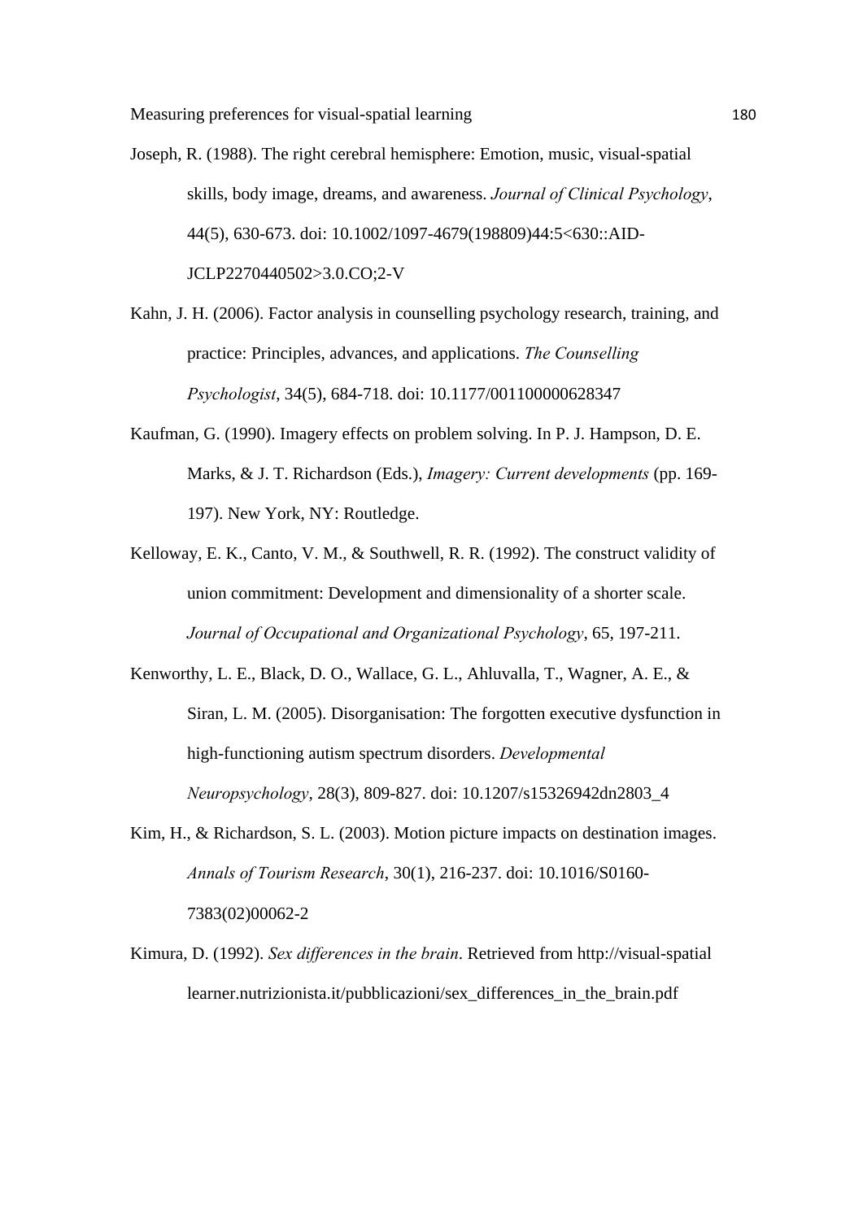Joseph, R. (1988). The right cerebral hemisphere: Emotion, music, visual-spatial skills, body image, dreams, and awareness. *Journal of Clinical Psychology*, 44(5), 630-673. doi: 10.1002/1097-4679(198809)44:5<630::AID-JCLP2270440502>3.0.CO;2-V

Kahn, J. H. (2006). Factor analysis in counselling psychology research, training, and practice: Principles, advances, and applications. *The Counselling Psychologist*, 34(5), 684-718. doi: 10.1177/001100000628347

Kaufman, G. (1990). Imagery effects on problem solving. In P. J. Hampson, D. E. Marks, & J. T. Richardson (Eds.), *Imagery: Current developments* (pp. 169-197). New York, NY: Routledge.

Kelloway, E. K., Canto, V. M., & Southwell, R. R. (1992). The construct validity of union commitment: Development and dimensionality of a shorter scale. *Journal of Occupational and Organizational Psychology*, 65, 197-211.

Kenworthy, L. E., Black, D. O., Wallace, G. L., Ahluvalla, T., Wagner, A. E., & Siran, L. M. (2005). Disorganisation: The forgotten executive dysfunction in high-functioning autism spectrum disorders. *Developmental Neuropsychology*, 28(3), 809-827. doi: 10.1207/s15326942dn2803_4

Kim, H., & Richardson, S. L. (2003). Motion picture impacts on destination images. *Annals of Tourism Research*, 30(1), 216-237. doi: 10.1016/S0160-7383(02)00062-2

Kimura, D. (1992). *Sex differences in the brain*. Retrieved from http://visual-spatial learner.nutrizionista.it/pubblicazioni/sex_differences_in_the_brain.pdf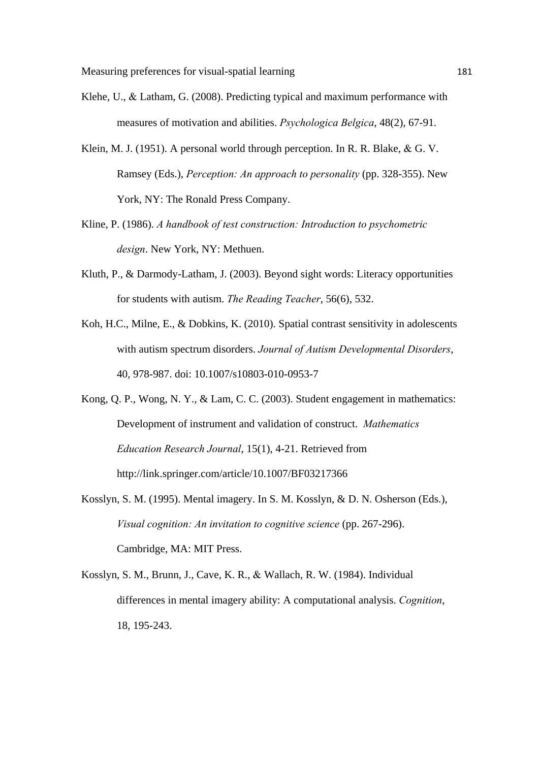Klehe, U., & Latham, G. (2008). Predicting typical and maximum performance with measures of motivation and abilities. *Psychologica Belgica*, 48(2), 67-91.

Klein, M. J. (1951). A personal world through perception. In R. R. Blake, & G. V. Ramsey (Eds.), *Perception: An approach to personality* (pp. 328-355). New York, NY: The Ronald Press Company.

Kline, P. (1986). *A handbook of test construction: Introduction to psychometric design*. New York, NY: Methuen.

Kluth, P., & Darmody-Latham, J. (2003). Beyond sight words: Literacy opportunities for students with autism. *The Reading Teacher*, 56(6), 532.

Koh, H.C., Milne, E., & Dobkins, K. (2010). Spatial contrast sensitivity in adolescents with autism spectrum disorders. *Journal of Autism Developmental Disorders*, 40, 978-987. doi: 10.1007/s10803-010-0953-7

Kong, Q. P., Wong, N. Y., & Lam, C. C. (2003). Student engagement in mathematics: Development of instrument and validation of construct. *Mathematics Education Research Journal*, 15(1), 4-21. Retrieved from http://link.springer.com/article/10.1007/BF03217366

Kosslyn, S. M. (1995). Mental imagery. In S. M. Kosslyn, & D. N. Osherson (Eds.), *Visual cognition: An invitation to cognitive science* (pp. 267-296). Cambridge, MA: MIT Press.

Kosslyn, S. M., Brunn, J., Cave, K. R., & Wallach, R. W. (1984). Individual differences in mental imagery ability: A computational analysis. *Cognition*, 18, 195-243.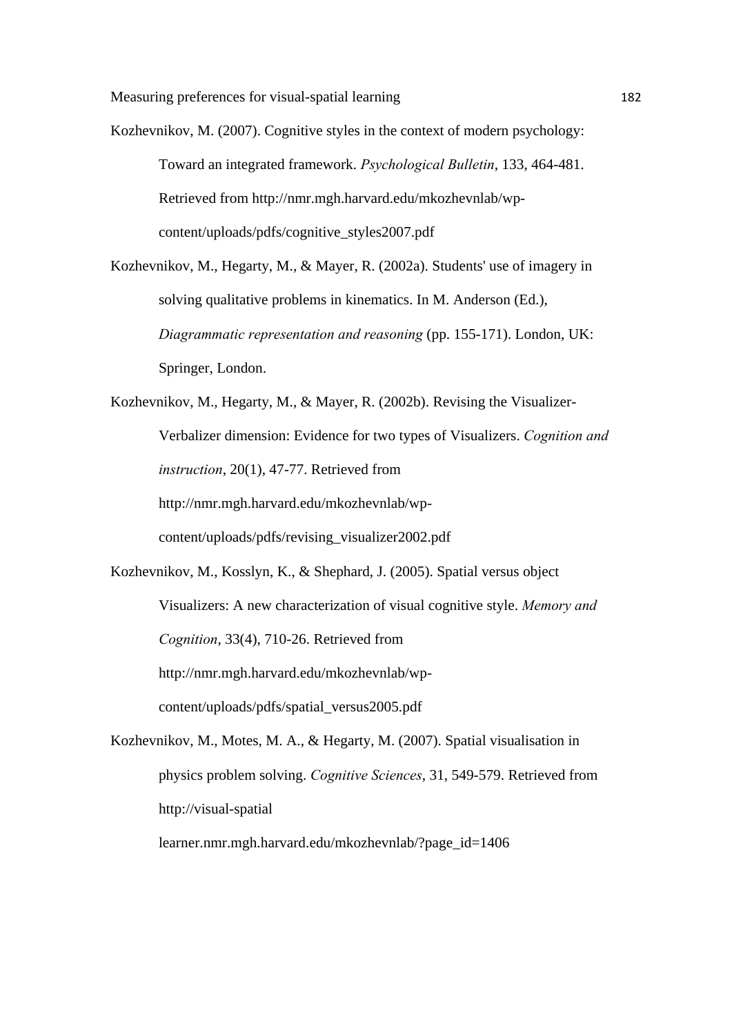Kozhevnikov, M. (2007). Cognitive styles in the context of modern psychology: Toward an integrated framework. *Psychological Bulletin*, 133, 464-481. Retrieved from http://nmr.mgh.harvard.edu/mkozhevnlab/wp-content/uploads/pdfs/cognitive_styles2007.pdf

Kozhevnikov, M., Hegarty, M., & Mayer, R. (2002a). Students' use of imagery in solving qualitative problems in kinematics. In M. Anderson (Ed.), *Diagrammatic representation and reasoning* (pp. 155-171). London, UK: Springer, London.

Kozhevnikov, M., Hegarty, M., & Mayer, R. (2002b). Revising the Visualizer-Verbalizer dimension: Evidence for two types of Visualizers. *Cognition and instruction*, 20(1), 47-77. Retrieved from http://nmr.mgh.harvard.edu/mkozhevnlab/wp-content/uploads/pdfs/revising_visualizer2002.pdf

Kozhevnikov, M., Kosslyn, K., & Shephard, J. (2005). Spatial versus object Visualizers: A new characterization of visual cognitive style. *Memory and Cognition*, 33(4), 710-26. Retrieved from http://nmr.mgh.harvard.edu/mkozhevnlab/wp-content/uploads/pdfs/spatial_versus2005.pdf

Kozhevnikov, M., Motes, M. A., & Hegarty, M. (2007). Spatial visualisation in physics problem solving. *Cognitive Sciences*, 31, 549-579. Retrieved from http://visual-spatial learner.nmr.mgh.harvard.edu/mkozhevnlab/?page_id=1406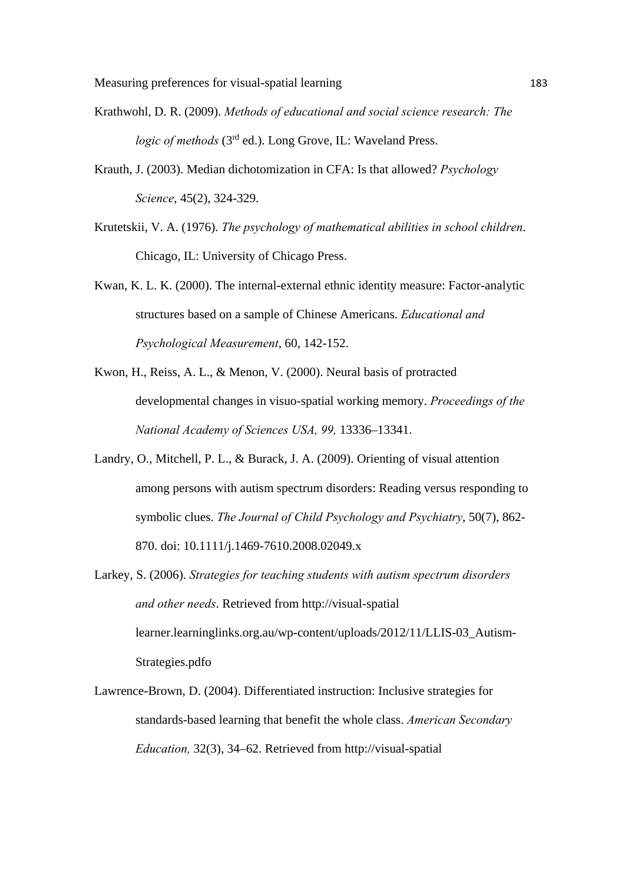Krathwohl, D. R. (2009). *Methods of educational and social science research: The logic of methods* (3rd ed.). Long Grove, IL: Waveland Press.

Krauth, J. (2003). Median dichotomization in CFA: Is that allowed? *Psychology Science*, 45(2), 324-329.

Krutetskii, V. A. (1976). *The psychology of mathematical abilities in school children*. Chicago, IL: University of Chicago Press.

Kwan, K. L. K. (2000). The internal-external ethnic identity measure: Factor-analytic structures based on a sample of Chinese Americans. *Educational and Psychological Measurement*, 60, 142-152.

Kwon, H., Reiss, A. L., & Menon, V. (2000). Neural basis of protracted developmental changes in visuo-spatial working memory. *Proceedings of the National Academy of Sciences USA, 99,* 13336–13341.

Landry, O., Mitchell, P. L., & Burack, J. A. (2009). Orienting of visual attention among persons with autism spectrum disorders: Reading versus responding to symbolic clues. *The Journal of Child Psychology and Psychiatry*, 50(7), 862-870. doi: 10.1111/j.1469-7610.2008.02049.x

Larkey, S. (2006). *Strategies for teaching students with autism spectrum disorders and other needs*. Retrieved from http://visual-spatial learner.learninglinks.org.au/wp-content/uploads/2012/11/LLIS-03_Autism-Strategies.pdfo

Lawrence-Brown, D. (2004). Differentiated instruction: Inclusive strategies for standards-based learning that benefit the whole class. *American Secondary Education,* 32(3), 34–62. Retrieved from http://visual-spatial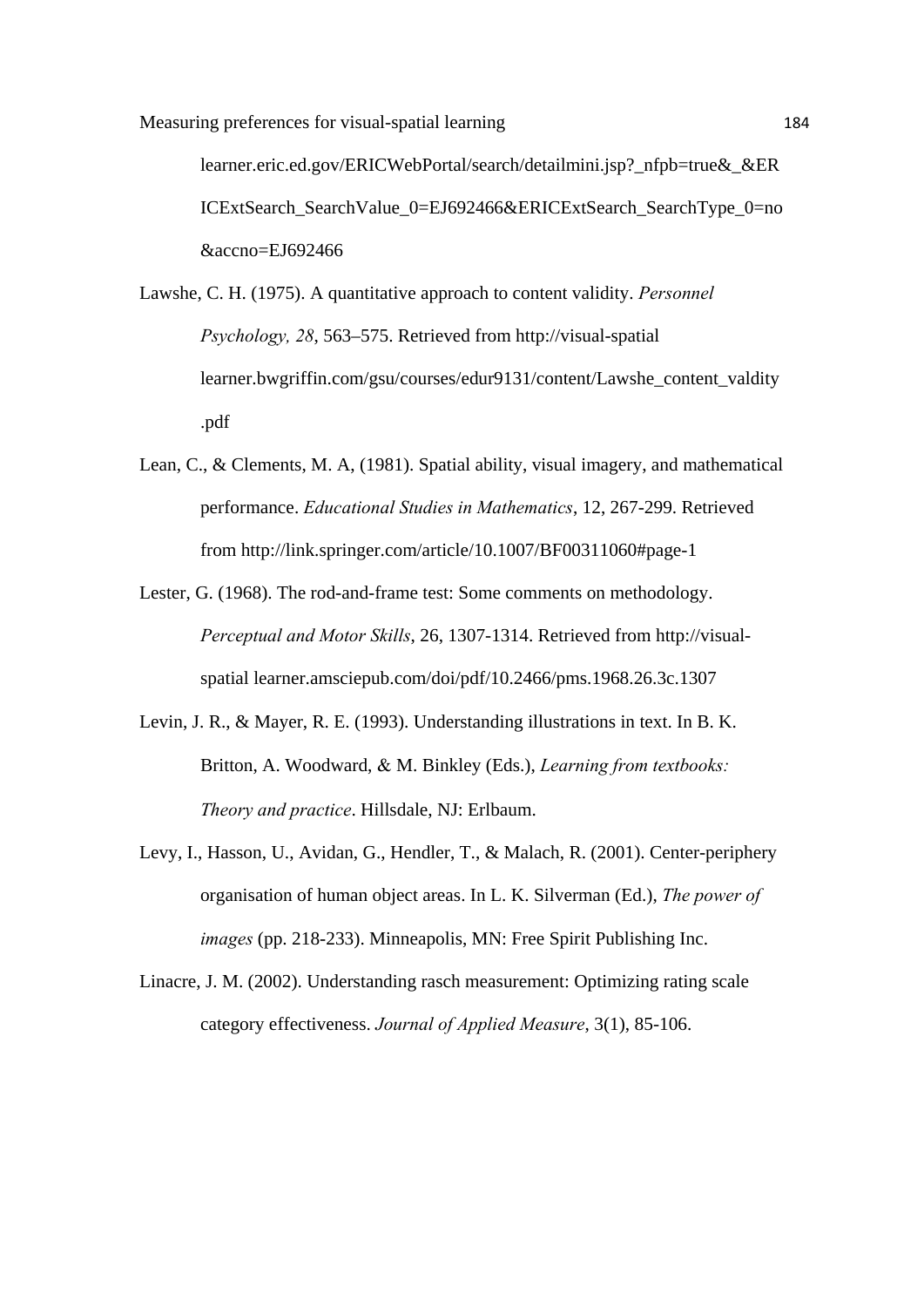learner.eric.ed.gov/ERICWebPortal/search/detailmini.jsp?_nfpb=true&_&ERICExtSearch_SearchValue_0=EJ692466&ERICExtSearch_SearchType_0=no&accno=EJ692466

Lawshe, C. H. (1975). A quantitative approach to content validity. *Personnel Psychology, 28*, 563–575. Retrieved from http://visual-spatial learner.bwgriffin.com/gsu/courses/edur9131/content/Lawshe_content_valdity.pdf

Lean, C., & Clements, M. A, (1981). Spatial ability, visual imagery, and mathematical performance. *Educational Studies in Mathematics*, 12, 267-299. Retrieved from http://link.springer.com/article/10.1007/BF00311060#page-1

Lester, G. (1968). The rod-and-frame test: Some comments on methodology. *Perceptual and Motor Skills*, 26, 1307-1314. Retrieved from http://visual-spatial learner.amsciepub.com/doi/pdf/10.2466/pms.1968.26.3c.1307

Levin, J. R., & Mayer, R. E. (1993). Understanding illustrations in text. In B. K. Britton, A. Woodward, & M. Binkley (Eds.), *Learning from textbooks: Theory and practice*. Hillsdale, NJ: Erlbaum.

Levy, I., Hasson, U., Avidan, G., Hendler, T., & Malach, R. (2001). Center-periphery organisation of human object areas. In L. K. Silverman (Ed.), *The power of images* (pp. 218-233). Minneapolis, MN: Free Spirit Publishing Inc.

Linacre, J. M. (2002). Understanding rasch measurement: Optimizing rating scale category effectiveness. *Journal of Applied Measure*, 3(1), 85-106.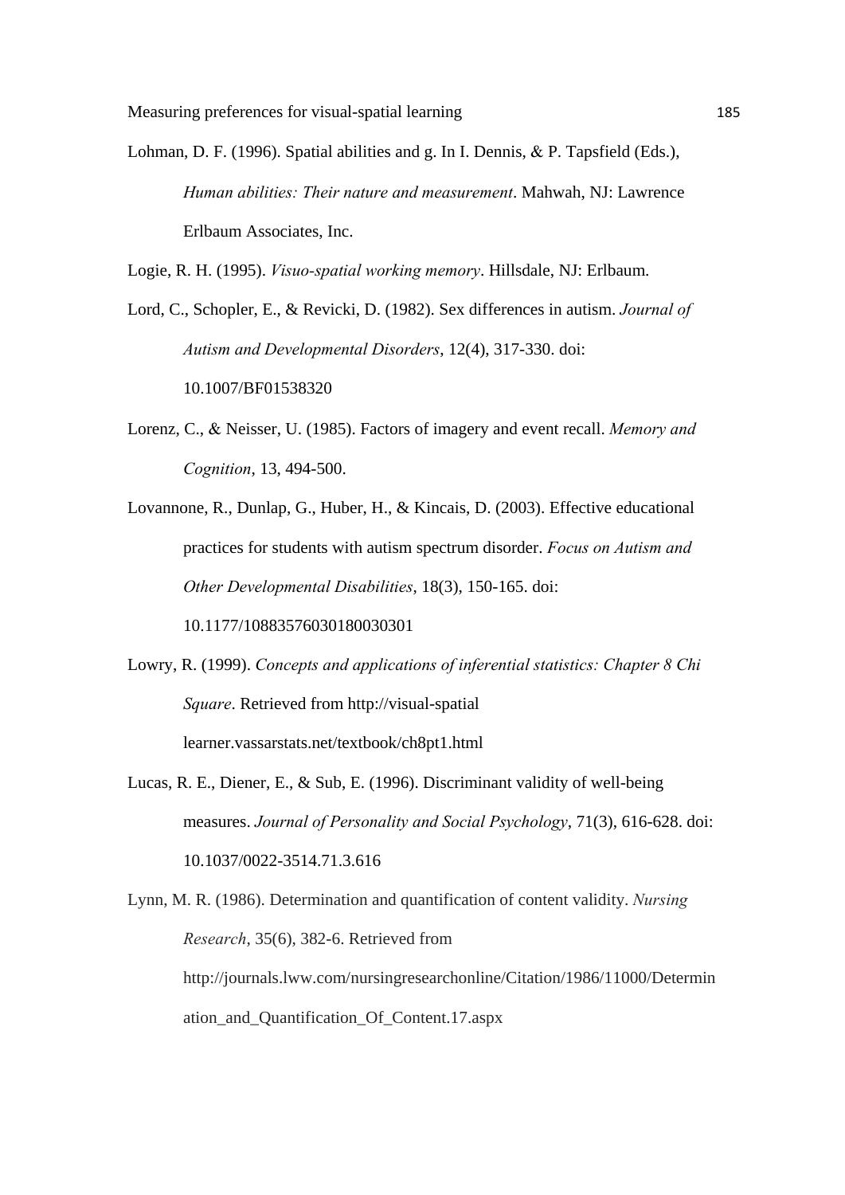Lohman, D. F. (1996). Spatial abilities and g. In I. Dennis, & P. Tapsfield (Eds.), *Human abilities: Their nature and measurement*. Mahwah, NJ: Lawrence Erlbaum Associates, Inc.

Logie, R. H. (1995). *Visuo-spatial working memory*. Hillsdale, NJ: Erlbaum.

Lord, C., Schopler, E., & Revicki, D. (1982). Sex differences in autism. *Journal of Autism and Developmental Disorders*, 12(4), 317-330. doi: 10.1007/BF01538320

Lorenz, C., & Neisser, U. (1985). Factors of imagery and event recall. *Memory and Cognition*, 13, 494-500.

Lovannone, R., Dunlap, G., Huber, H., & Kincais, D. (2003). Effective educational practices for students with autism spectrum disorder. *Focus on Autism and Other Developmental Disabilities*, 18(3), 150-165. doi: 10.1177/10883576030180030301

Lowry, R. (1999). *Concepts and applications of inferential statistics: Chapter 8 Chi Square*. Retrieved from http://visual-spatial learner.vassarstats.net/textbook/ch8pt1.html

Lucas, R. E., Diener, E., & Sub, E. (1996). Discriminant validity of well-being measures. *Journal of Personality and Social Psychology*, 71(3), 616-628. doi: 10.1037/0022-3514.71.3.616

Lynn, M. R. (1986). Determination and quantification of content validity. *Nursing Research*, 35(6), 382-6. Retrieved from http://journals.lww.com/nursingresearchonline/Citation/1986/11000/Determination_and_Quantification_Of_Content.17.aspx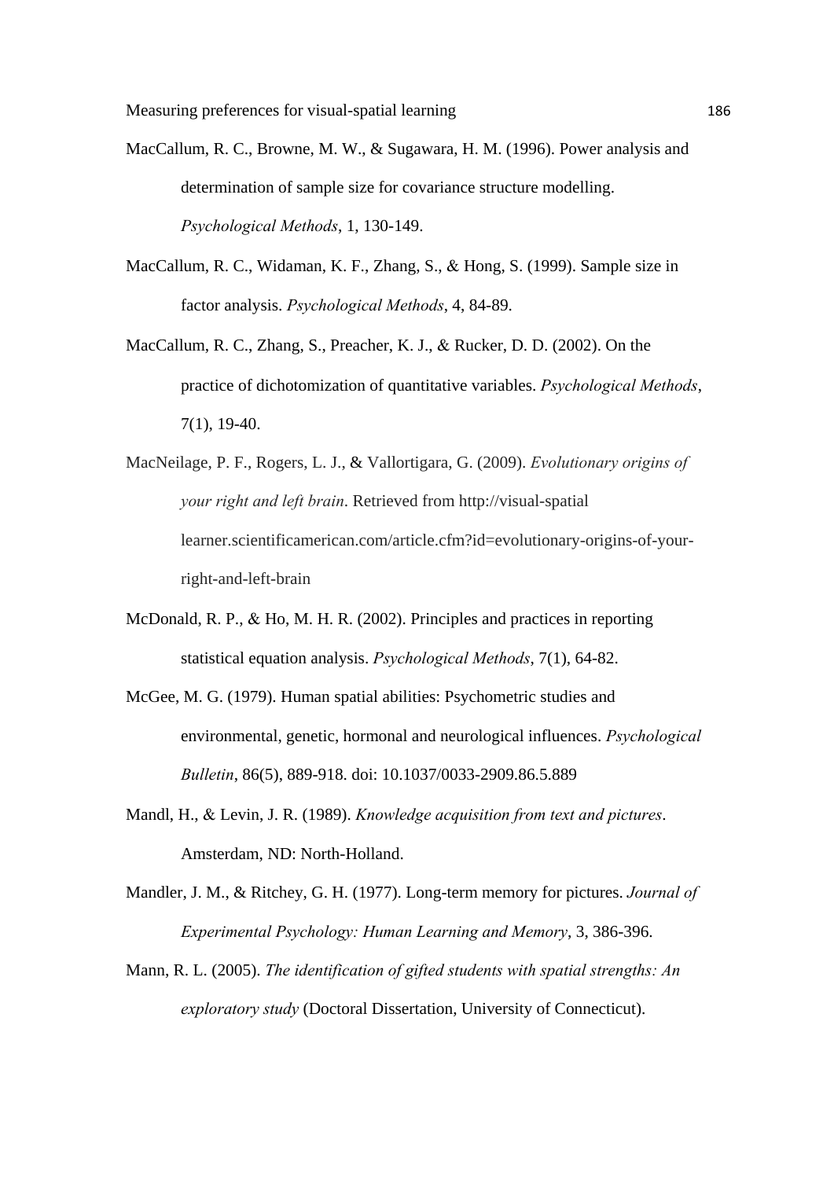MacCallum, R. C., Browne, M. W., & Sugawara, H. M. (1996). Power analysis and determination of sample size for covariance structure modelling. *Psychological Methods*, 1, 130-149.

MacCallum, R. C., Widaman, K. F., Zhang, S., & Hong, S. (1999). Sample size in factor analysis. *Psychological Methods*, 4, 84-89.

MacCallum, R. C., Zhang, S., Preacher, K. J., & Rucker, D. D. (2002). On the practice of dichotomization of quantitative variables. *Psychological Methods*, 7(1), 19-40.

MacNeilage, P. F., Rogers, L. J., & Vallortigara, G. (2009). *Evolutionary origins of your right and left brain*. Retrieved from http://visual-spatial learner.scientificamerican.com/article.cfm?id=evolutionary-origins-of-your-right-and-left-brain

McDonald, R. P., & Ho, M. H. R. (2002). Principles and practices in reporting statistical equation analysis. *Psychological Methods*, 7(1), 64-82.

McGee, M. G. (1979). Human spatial abilities: Psychometric studies and environmental, genetic, hormonal and neurological influences. *Psychological Bulletin*, 86(5), 889-918. doi: 10.1037/0033-2909.86.5.889

Mandl, H., & Levin, J. R. (1989). *Knowledge acquisition from text and pictures*. Amsterdam, ND: North-Holland.

Mandler, J. M., & Ritchey, G. H. (1977). Long-term memory for pictures. *Journal of Experimental Psychology: Human Learning and Memory*, 3, 386-396.

Mann, R. L. (2005). *The identification of gifted students with spatial strengths: An exploratory study* (Doctoral Dissertation, University of Connecticut).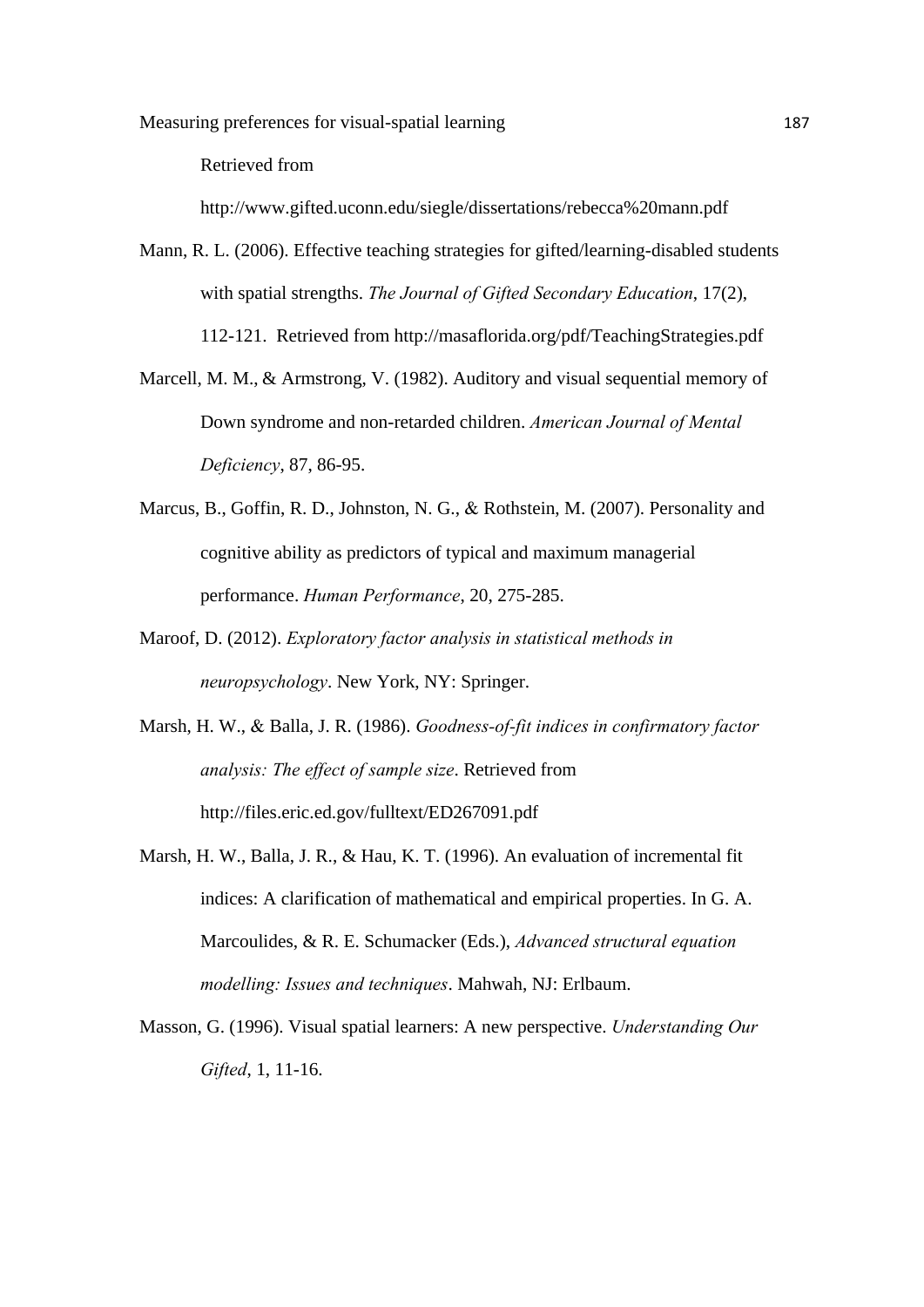Retrieved from http://www.gifted.uconn.edu/siegle/dissertations/rebecca%20mann.pdf

Mann, R. L. (2006). Effective teaching strategies for gifted/learning-disabled students with spatial strengths. *The Journal of Gifted Secondary Education*, 17(2), 112-121. Retrieved from http://masaflorida.org/pdf/TeachingStrategies.pdf

Marcell, M. M., & Armstrong, V. (1982). Auditory and visual sequential memory of Down syndrome and non-retarded children. *American Journal of Mental Deficiency*, 87, 86-95.

Marcus, B., Goffin, R. D., Johnston, N. G., & Rothstein, M. (2007). Personality and cognitive ability as predictors of typical and maximum managerial performance. *Human Performance*, 20, 275-285.

Maroof, D. (2012). *Exploratory factor analysis in statistical methods in neuropsychology*. New York, NY: Springer.

Marsh, H. W., & Balla, J. R. (1986). *Goodness-of-fit indices in confirmatory factor analysis: The effect of sample size*. Retrieved from http://files.eric.ed.gov/fulltext/ED267091.pdf

Marsh, H. W., Balla, J. R., & Hau, K. T. (1996). An evaluation of incremental fit indices: A clarification of mathematical and empirical properties. In G. A. Marcoulides, & R. E. Schumacker (Eds.), *Advanced structural equation modelling: Issues and techniques*. Mahwah, NJ: Erlbaum.

Masson, G. (1996). Visual spatial learners: A new perspective. *Understanding Our Gifted*, 1, 11-16.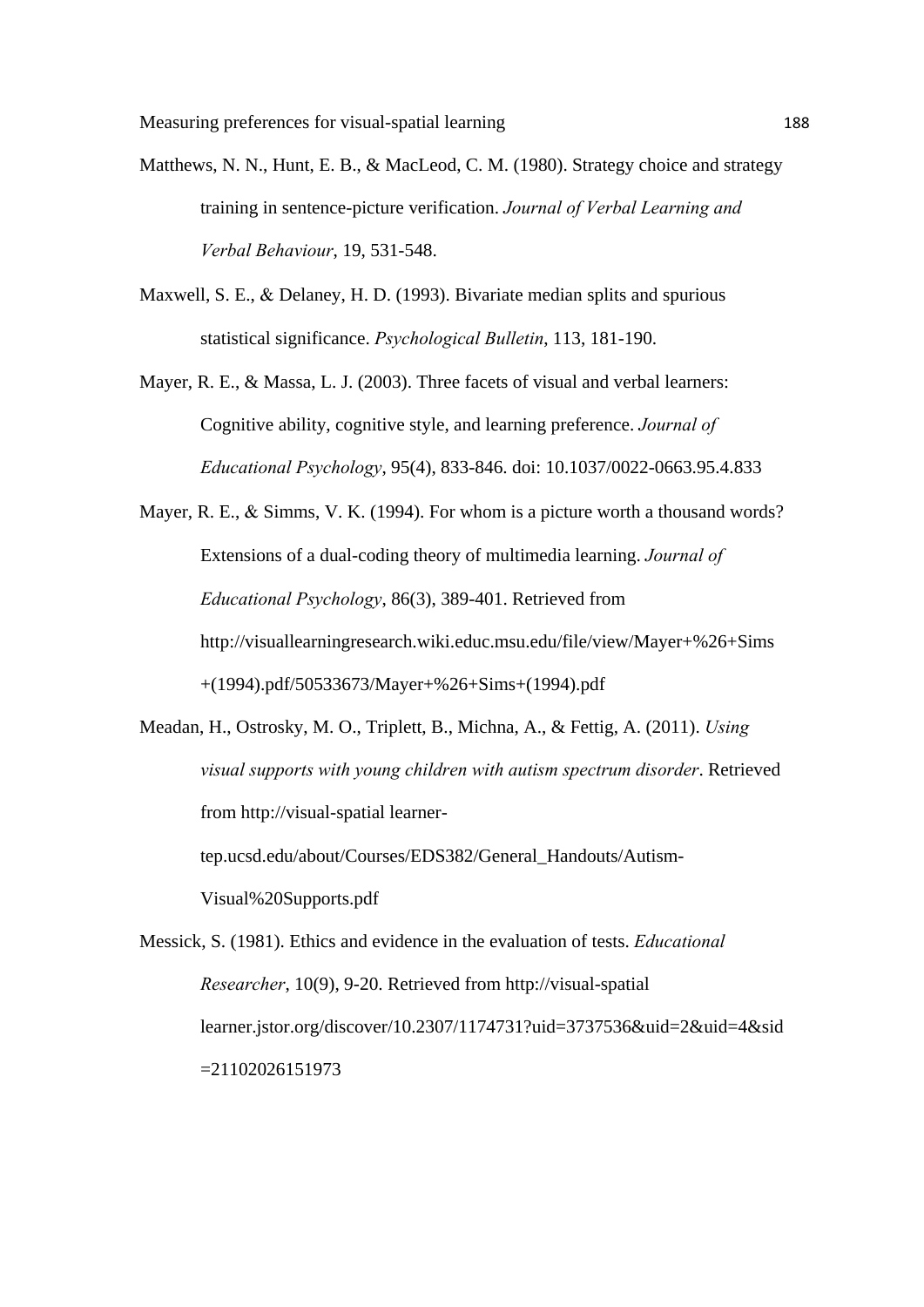Matthews, N. N., Hunt, E. B., & MacLeod, C. M. (1980). Strategy choice and strategy training in sentence-picture verification. *Journal of Verbal Learning and Verbal Behaviour*, 19, 531-548.

Maxwell, S. E., & Delaney, H. D. (1993). Bivariate median splits and spurious statistical significance. *Psychological Bulletin*, 113, 181-190.

Mayer, R. E., & Massa, L. J. (2003). Three facets of visual and verbal learners: Cognitive ability, cognitive style, and learning preference. *Journal of Educational Psychology*, 95(4), 833-846. doi: 10.1037/0022-0663.95.4.833

Mayer, R. E., & Simms, V. K. (1994). For whom is a picture worth a thousand words? Extensions of a dual-coding theory of multimedia learning. *Journal of Educational Psychology*, 86(3), 389-401. Retrieved from http://visuallearningresearch.wiki.educ.msu.edu/file/view/Mayer+%26+Sims+(1994).pdf/50533673/Mayer+%26+Sims+(1994).pdf

Meadan, H., Ostrosky, M. O., Triplett, B., Michna, A., & Fettig, A. (2011). *Using visual supports with young children with autism spectrum disorder*. Retrieved from http://visual-spatial learner-tep.ucsd.edu/about/Courses/EDS382/General_Handouts/Autism-Visual%20Supports.pdf

Messick, S. (1981). Ethics and evidence in the evaluation of tests. *Educational Researcher*, 10(9), 9-20. Retrieved from http://visual-spatial learner.jstor.org/discover/10.2307/1174731?uid=3737536&uid=2&uid=4&sid=21102026151973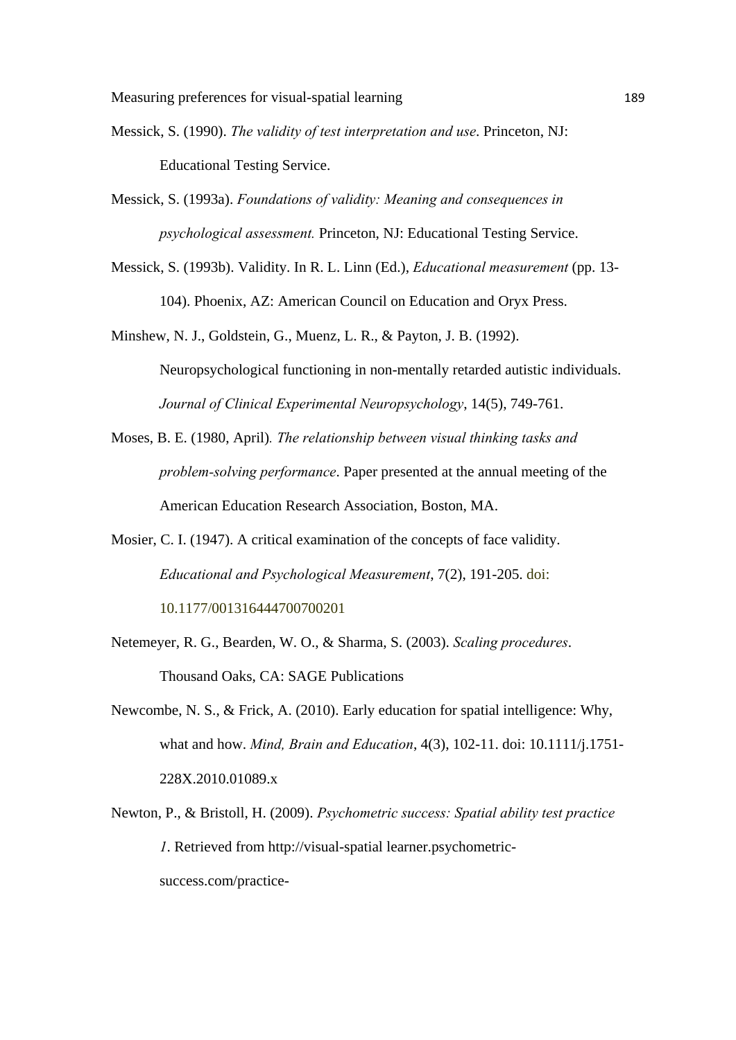Messick, S. (1990). *The validity of test interpretation and use*. Princeton, NJ: Educational Testing Service.

Messick, S. (1993a). *Foundations of validity: Meaning and consequences in psychological assessment.* Princeton, NJ: Educational Testing Service.

Messick, S. (1993b). Validity. In R. L. Linn (Ed.), *Educational measurement* (pp. 13-104). Phoenix, AZ: American Council on Education and Oryx Press.

Minshew, N. J., Goldstein, G., Muenz, L. R., & Payton, J. B. (1992). Neuropsychological functioning in non-mentally retarded autistic individuals. *Journal of Clinical Experimental Neuropsychology*, 14(5), 749-761.

Moses, B. E. (1980, April). *The relationship between visual thinking tasks and problem-solving performance*. Paper presented at the annual meeting of the American Education Research Association, Boston, MA.

Mosier, C. I. (1947). A critical examination of the concepts of face validity. *Educational and Psychological Measurement*, 7(2), 191-205. doi: 10.1177/001316444700700201

Netemeyer, R. G., Bearden, W. O., & Sharma, S. (2003). *Scaling procedures*. Thousand Oaks, CA: SAGE Publications

Newcombe, N. S., & Frick, A. (2010). Early education for spatial intelligence: Why, what and how. *Mind, Brain and Education*, 4(3), 102-11. doi: 10.1111/j.1751-228X.2010.01089.x

Newton, P., & Bristoll, H. (2009). *Psychometric success: Spatial ability test practice 1*. Retrieved from http://visual-spatial learner.psychometric-success.com/practice-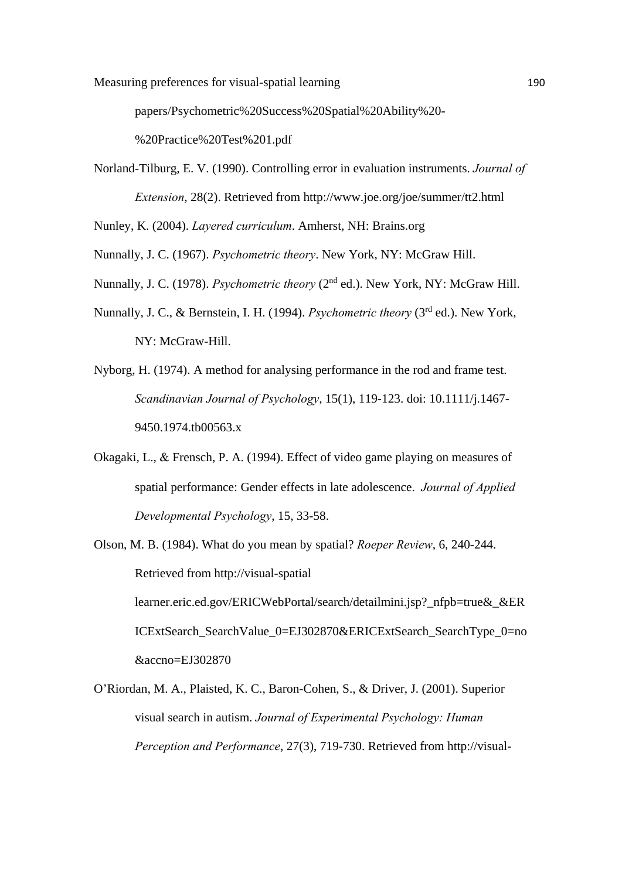papers/Psychometric%20Success%20Spatial%20Ability%20-%20Practice%20Test%201.pdf

Norland-Tilburg, E. V. (1990). Controlling error in evaluation instruments. *Journal of Extension*, 28(2). Retrieved from http://www.joe.org/joe/summer/tt2.html

Nunley, K. (2004). *Layered curriculum*. Amherst, NH: Brains.org

Nunnally, J. C. (1967). *Psychometric theory*. New York, NY: McGraw Hill.

Nunnally, J. C. (1978). *Psychometric theory* (2nd ed.). New York, NY: McGraw Hill.

Nunnally, J. C., & Bernstein, I. H. (1994). *Psychometric theory* (3rd ed.). New York, NY: McGraw-Hill.

Nyborg, H. (1974). A method for analysing performance in the rod and frame test. *Scandinavian Journal of Psychology*, 15(1), 119-123. doi: 10.1111/j.1467-9450.1974.tb00563.x

Okagaki, L., & Frensch, P. A. (1994). Effect of video game playing on measures of spatial performance: Gender effects in late adolescence. *Journal of Applied Developmental Psychology*, 15, 33-58.

Olson, M. B. (1984). What do you mean by spatial? *Roeper Review*, 6, 240-244. Retrieved from http://visual-spatial learner.eric.ed.gov/ERICWebPortal/search/detailmini.jsp?_nfpb=true&_&ERICExtSearch_SearchValue_0=EJ302870&ERICExtSearch_SearchType_0=no&accno=EJ302870

O'Riordan, M. A., Plaisted, K. C., Baron-Cohen, S., & Driver, J. (2001). Superior visual search in autism. *Journal of Experimental Psychology: Human Perception and Performance*, 27(3), 719-730. Retrieved from http://visual-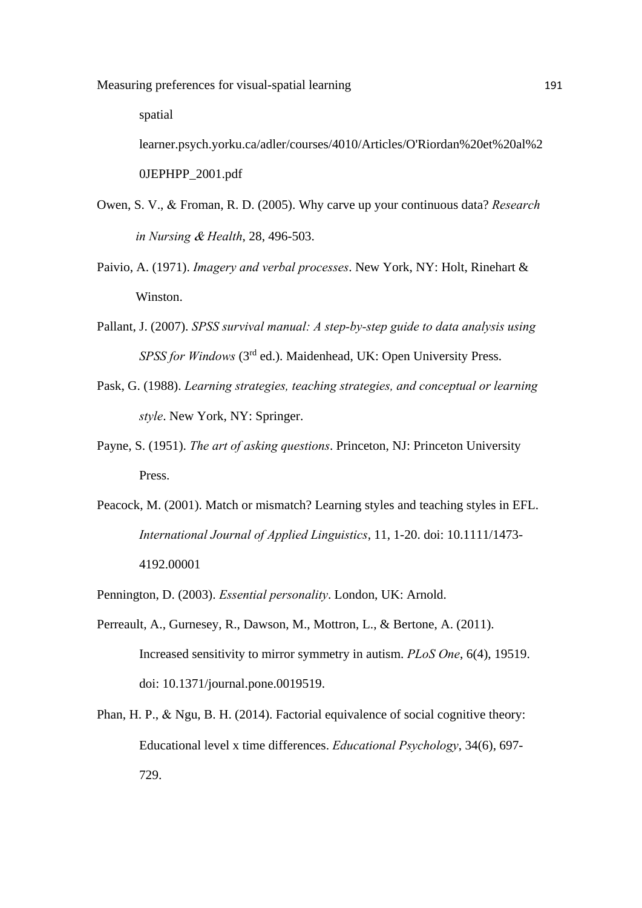spatial learner.psych.yorku.ca/adler/courses/4010/Articles/O'Riordan%20et%20al%20JEPHPP_2001.pdf

Owen, S. V., & Froman, R. D. (2005). Why carve up your continuous data? *Research in Nursing & Health*, 28, 496-503.

Paivio, A. (1971). *Imagery and verbal processes*. New York, NY: Holt, Rinehart & Winston.

Pallant, J. (2007). *SPSS survival manual: A step-by-step guide to data analysis using SPSS for Windows* (3rd ed.). Maidenhead, UK: Open University Press.

Pask, G. (1988). *Learning strategies, teaching strategies, and conceptual or learning style*. New York, NY: Springer.

Payne, S. (1951). *The art of asking questions*. Princeton, NJ: Princeton University Press.

Peacock, M. (2001). Match or mismatch? Learning styles and teaching styles in EFL. *International Journal of Applied Linguistics*, 11, 1-20. doi: 10.1111/1473-4192.00001

Pennington, D. (2003). *Essential personality*. London, UK: Arnold.

Perreault, A., Gurnesey, R., Dawson, M., Mottron, L., & Bertone, A. (2011). Increased sensitivity to mirror symmetry in autism. *PLoS One*, 6(4), 19519. doi: 10.1371/journal.pone.0019519.

Phan, H. P., & Ngu, B. H. (2014). Factorial equivalence of social cognitive theory: Educational level x time differences. *Educational Psychology*, 34(6), 697-729.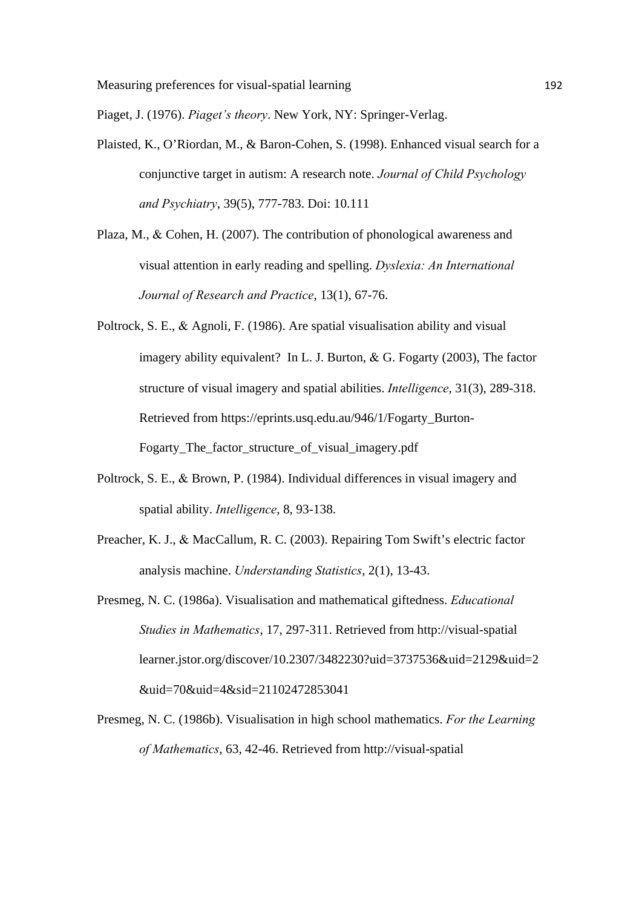Piaget, J. (1976). *Piaget's theory*. New York, NY: Springer-Verlag.

Plaisted, K., O'Riordan, M., & Baron-Cohen, S. (1998). Enhanced visual search for a conjunctive target in autism: A research note. *Journal of Child Psychology and Psychiatry*, 39(5), 777-783. Doi: 10.111

Plaza, M., & Cohen, H. (2007). The contribution of phonological awareness and visual attention in early reading and spelling. *Dyslexia: An International Journal of Research and Practice*, 13(1), 67-76.

Poltrock, S. E., & Agnoli, F. (1986). Are spatial visualisation ability and visual imagery ability equivalent? In L. J. Burton, & G. Fogarty (2003), The factor structure of visual imagery and spatial abilities. *Intelligence*, 31(3), 289-318. Retrieved from https://eprints.usq.edu.au/946/1/Fogarty_Burton-Fogarty_The_factor_structure_of_visual_imagery.pdf

Poltrock, S. E., & Brown, P. (1984). Individual differences in visual imagery and spatial ability. *Intelligence*, 8, 93-138.

Preacher, K. J., & MacCallum, R. C. (2003). Repairing Tom Swift's electric factor analysis machine. *Understanding Statistics*, 2(1), 13-43.

Presmeg, N. C. (1986a). Visualisation and mathematical giftedness. *Educational Studies in Mathematics*, 17, 297-311. Retrieved from http://visual-spatial learner.jstor.org/discover/10.2307/3482230?uid=3737536&uid=2129&uid=2&uid=70&uid=4&sid=21102472853041

Presmeg, N. C. (1986b). Visualisation in high school mathematics. *For the Learning of Mathematics*, 63, 42-46. Retrieved from http://visual-spatial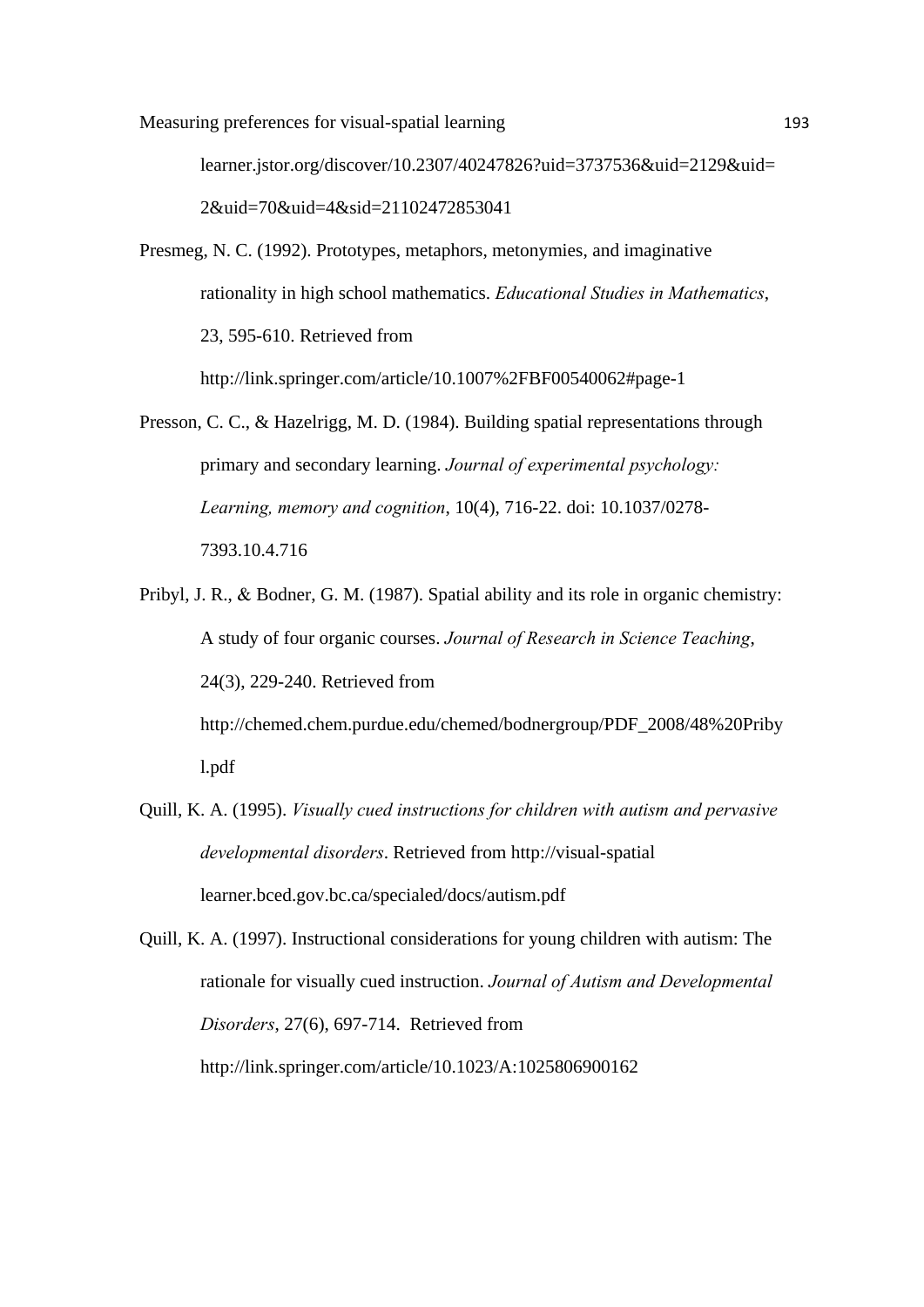learner.jstor.org/discover/10.2307/40247826?uid=3737536&uid=2129&uid=2&uid=70&uid=4&sid=21102472853041

Presmeg, N. C. (1992). Prototypes, metaphors, metonymies, and imaginative rationality in high school mathematics. *Educational Studies in Mathematics*, 23, 595-610. Retrieved from http://link.springer.com/article/10.1007%2FBF00540062#page-1

Presson, C. C., & Hazelrigg, M. D. (1984). Building spatial representations through primary and secondary learning. *Journal of experimental psychology: Learning, memory and cognition*, 10(4), 716-22. doi: 10.1037/0278-7393.10.4.716

Pribyl, J. R., & Bodner, G. M. (1987). Spatial ability and its role in organic chemistry: A study of four organic courses. *Journal of Research in Science Teaching*, 24(3), 229-240. Retrieved from http://chemed.chem.purdue.edu/chemed/bodnergroup/PDF_2008/48%20Pribyl.pdf

Quill, K. A. (1995). *Visually cued instructions for children with autism and pervasive developmental disorders*. Retrieved from http://visual-spatial learner.bced.gov.bc.ca/specialed/docs/autism.pdf

Quill, K. A. (1997). Instructional considerations for young children with autism: The rationale for visually cued instruction. *Journal of Autism and Developmental Disorders*, 27(6), 697-714. Retrieved from http://link.springer.com/article/10.1023/A:1025806900162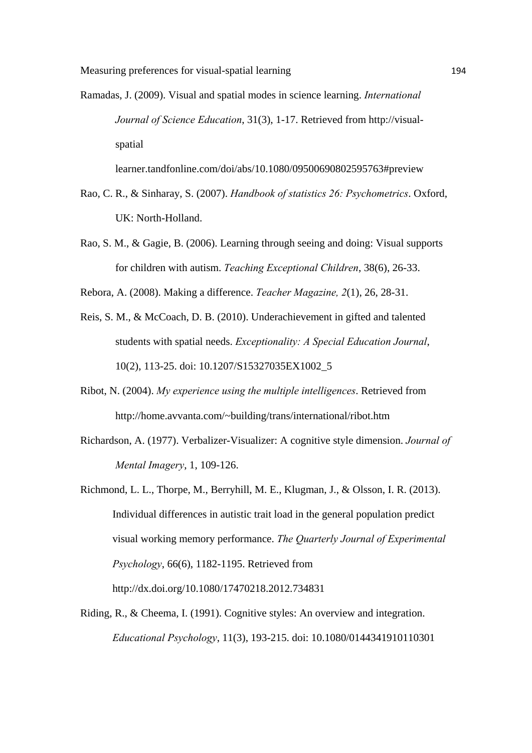Ramadas, J. (2009). Visual and spatial modes in science learning. *International Journal of Science Education*, 31(3), 1-17. Retrieved from http://visual-spatial learner.tandfonline.com/doi/abs/10.1080/09500690802595763#preview

Rao, C. R., & Sinharay, S. (2007). *Handbook of statistics 26: Psychometrics*. Oxford, UK: North-Holland.

Rao, S. M., & Gagie, B. (2006). Learning through seeing and doing: Visual supports for children with autism. *Teaching Exceptional Children*, 38(6), 26-33.

Rebora, A. (2008). Making a difference. *Teacher Magazine, 2*(1), 26, 28-31.

Reis, S. M., & McCoach, D. B. (2010). Underachievement in gifted and talented students with spatial needs. *Exceptionality: A Special Education Journal*, 10(2), 113-25. doi: 10.1207/S15327035EX1002_5

Ribot, N. (2004). *My experience using the multiple intelligences*. Retrieved from http://home.avvanta.com/~building/trans/international/ribot.htm

Richardson, A. (1977). Verbalizer-Visualizer: A cognitive style dimension. *Journal of Mental Imagery*, 1, 109-126.

Richmond, L. L., Thorpe, M., Berryhill, M. E., Klugman, J., & Olsson, I. R. (2013). Individual differences in autistic trait load in the general population predict visual working memory performance. *The Quarterly Journal of Experimental Psychology*, 66(6), 1182-1195. Retrieved from http://dx.doi.org/10.1080/17470218.2012.734831

Riding, R., & Cheema, I. (1991). Cognitive styles: An overview and integration. *Educational Psychology*, 11(3), 193-215. doi: 10.1080/0144341910110301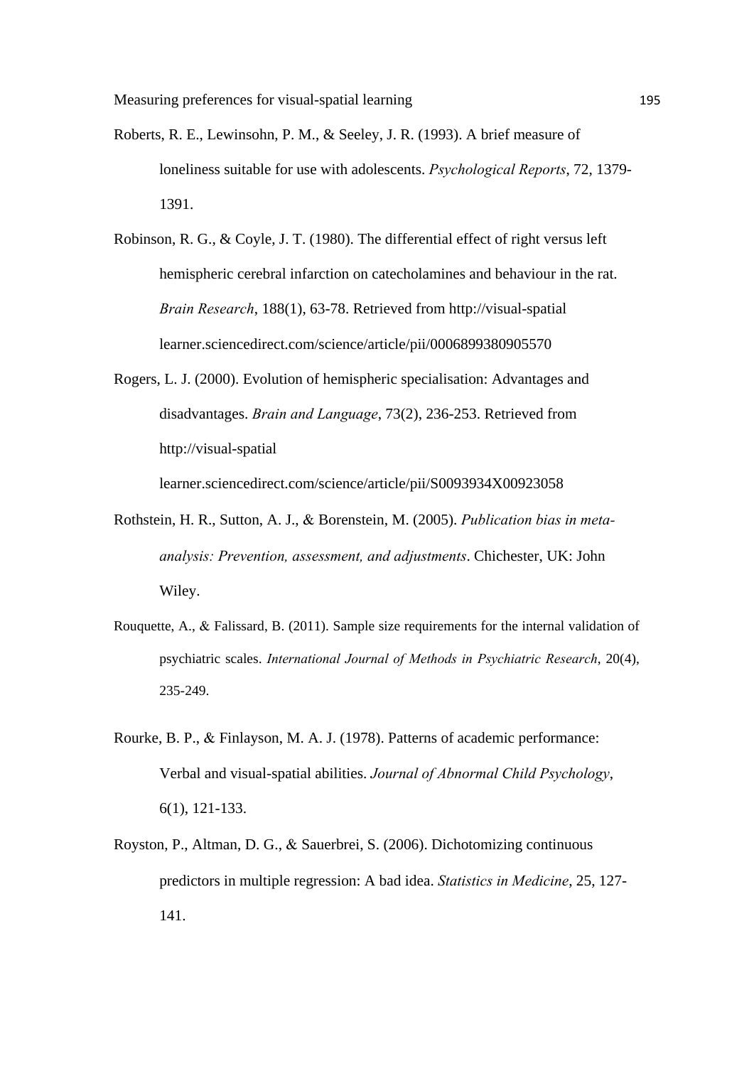Roberts, R. E., Lewinsohn, P. M., & Seeley, J. R. (1993). A brief measure of loneliness suitable for use with adolescents. *Psychological Reports*, 72, 1379-1391.

Robinson, R. G., & Coyle, J. T. (1980). The differential effect of right versus left hemispheric cerebral infarction on catecholamines and behaviour in the rat. *Brain Research*, 188(1), 63-78. Retrieved from http://visual-spatial learner.sciencedirect.com/science/article/pii/0006899380905570

Rogers, L. J. (2000). Evolution of hemispheric specialisation: Advantages and disadvantages. *Brain and Language*, 73(2), 236-253. Retrieved from http://visual-spatial learner.sciencedirect.com/science/article/pii/S0093934X00923058

Rothstein, H. R., Sutton, A. J., & Borenstein, M. (2005). *Publication bias in meta-analysis: Prevention, assessment, and adjustments*. Chichester, UK: John Wiley.

Rouquette, A., & Falissard, B. (2011). Sample size requirements for the internal validation of psychiatric scales. *International Journal of Methods in Psychiatric Research*, 20(4), 235-249.

Rourke, B. P., & Finlayson, M. A. J. (1978). Patterns of academic performance: Verbal and visual-spatial abilities. *Journal of Abnormal Child Psychology*, 6(1), 121-133.

Royston, P., Altman, D. G., & Sauerbrei, S. (2006). Dichotomizing continuous predictors in multiple regression: A bad idea. *Statistics in Medicine*, 25, 127-141.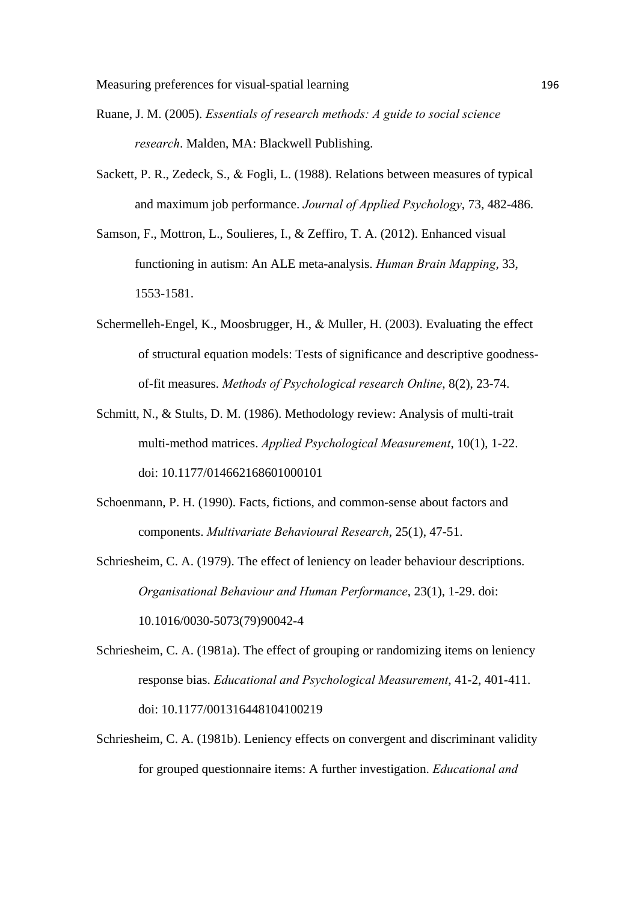Ruane, J. M. (2005). *Essentials of research methods: A guide to social science research*. Malden, MA: Blackwell Publishing.

Sackett, P. R., Zedeck, S., & Fogli, L. (1988). Relations between measures of typical and maximum job performance. *Journal of Applied Psychology*, 73, 482-486.

Samson, F., Mottron, L., Soulieres, I., & Zeffiro, T. A. (2012). Enhanced visual functioning in autism: An ALE meta-analysis. *Human Brain Mapping*, 33, 1553-1581.

Schermelleh-Engel, K., Moosbrugger, H., & Muller, H. (2003). Evaluating the effect of structural equation models: Tests of significance and descriptive goodness-of-fit measures. *Methods of Psychological research Online*, 8(2), 23-74.

Schmitt, N., & Stults, D. M. (1986). Methodology review: Analysis of multi-trait multi-method matrices. *Applied Psychological Measurement*, 10(1), 1-22. doi: 10.1177/014662168601000101

Schoenmann, P. H. (1990). Facts, fictions, and common-sense about factors and components. *Multivariate Behavioural Research*, 25(1), 47-51.

Schriesheim, C. A. (1979). The effect of leniency on leader behaviour descriptions. *Organisational Behaviour and Human Performance*, 23(1), 1-29. doi: 10.1016/0030-5073(79)90042-4

Schriesheim, C. A. (1981a). The effect of grouping or randomizing items on leniency response bias. *Educational and Psychological Measurement*, 41-2, 401-411. doi: 10.1177/001316448104100219

Schriesheim, C. A. (1981b). Leniency effects on convergent and discriminant validity for grouped questionnaire items: A further investigation. *Educational and*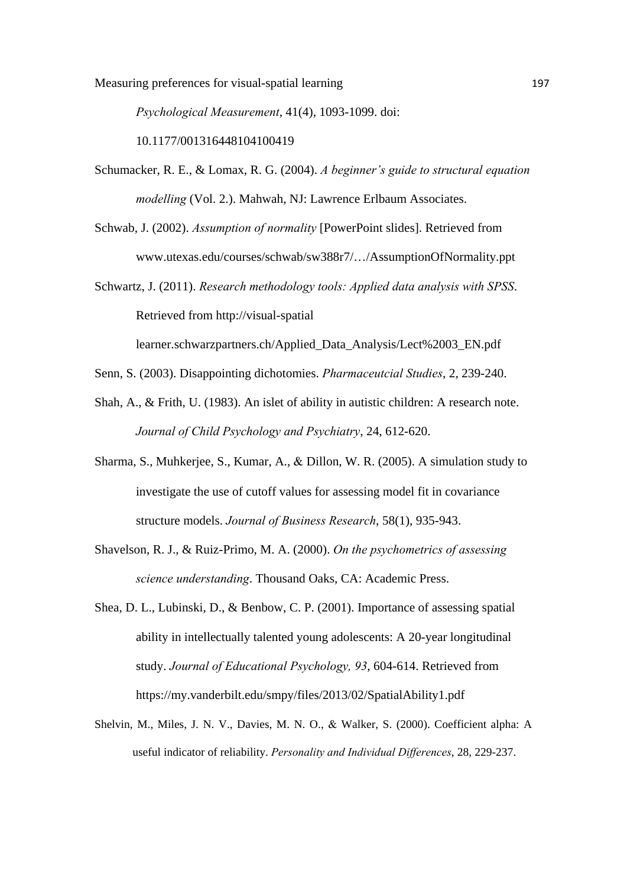*Psychological Measurement*, 41(4), 1093-1099. doi: 10.1177/001316448104100419

Schumacker, R. E., & Lomax, R. G. (2004). *A beginner's guide to structural equation modelling* (Vol. 2.). Mahwah, NJ: Lawrence Erlbaum Associates.

Schwab, J. (2002). *Assumption of normality* [PowerPoint slides]. Retrieved from www.utexas.edu/courses/schwab/sw388r7/…/AssumptionOfNormality.ppt

Schwartz, J. (2011). *Research methodology tools: Applied data analysis with SPSS.* Retrieved from http://visual-spatial learner.schwarzpartners.ch/Applied_Data_Analysis/Lect%2003_EN.pdf

Senn, S. (2003). Disappointing dichotomies. *Pharmaceutcial Studies*, 2, 239-240.

Shah, A., & Frith, U. (1983). An islet of ability in autistic children: A research note. *Journal of Child Psychology and Psychiatry*, 24, 612-620.

Sharma, S., Muhkerjee, S., Kumar, A., & Dillon, W. R. (2005). A simulation study to investigate the use of cutoff values for assessing model fit in covariance structure models. *Journal of Business Research*, 58(1), 935-943.

Shavelson, R. J., & Ruiz-Primo, M. A. (2000). *On the psychometrics of assessing science understanding*. Thousand Oaks, CA: Academic Press.

Shea, D. L., Lubinski, D., & Benbow, C. P. (2001). Importance of assessing spatial ability in intellectually talented young adolescents: A 20-year longitudinal study. *Journal of Educational Psychology, 93*, 604-614. Retrieved from https://my.vanderbilt.edu/smpy/files/2013/02/SpatialAbility1.pdf

Shelvin, M., Miles, J. N. V., Davies, M. N. O., & Walker, S. (2000). Coefficient alpha: A useful indicator of reliability. *Personality and Individual Differences*, 28, 229-237.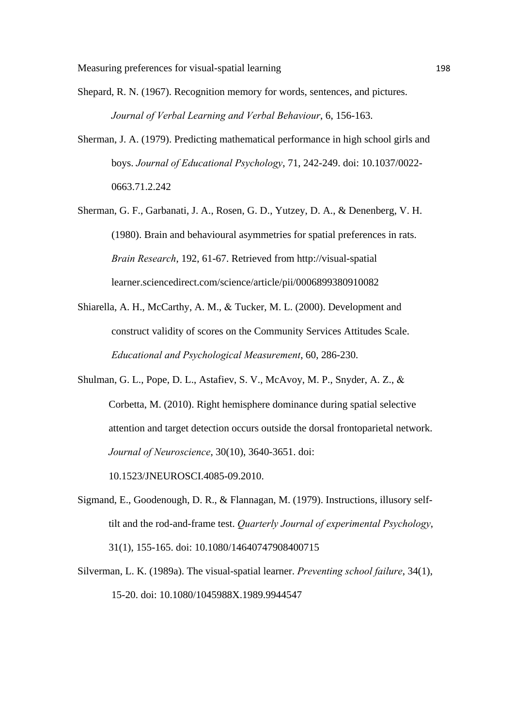Shepard, R. N. (1967). Recognition memory for words, sentences, and pictures. *Journal of Verbal Learning and Verbal Behaviour*, 6, 156-163.

Sherman, J. A. (1979). Predicting mathematical performance in high school girls and boys. *Journal of Educational Psychology*, 71, 242-249. doi: 10.1037/0022-0663.71.2.242

Sherman, G. F., Garbanati, J. A., Rosen, G. D., Yutzey, D. A., & Denenberg, V. H. (1980). Brain and behavioural asymmetries for spatial preferences in rats. *Brain Research*, 192, 61-67. Retrieved from http://visual-spatial learner.sciencedirect.com/science/article/pii/0006899380910082

Shiarella, A. H., McCarthy, A. M., & Tucker, M. L. (2000). Development and construct validity of scores on the Community Services Attitudes Scale. *Educational and Psychological Measurement*, 60, 286-230.

Shulman, G. L., Pope, D. L., Astafiev, S. V., McAvoy, M. P., Snyder, A. Z., & Corbetta, M. (2010). Right hemisphere dominance during spatial selective attention and target detection occurs outside the dorsal frontoparietal network. *Journal of Neuroscience*, 30(10), 3640-3651. doi: 10.1523/JNEUROSCI.4085-09.2010.

Sigmand, E., Goodenough, D. R., & Flannagan, M. (1979). Instructions, illusory self-tilt and the rod-and-frame test. *Quarterly Journal of experimental Psychology*, 31(1), 155-165. doi: 10.1080/14640747908400715

Silverman, L. K. (1989a). The visual-spatial learner. *Preventing school failure*, 34(1), 15-20. doi: 10.1080/1045988X.1989.9944547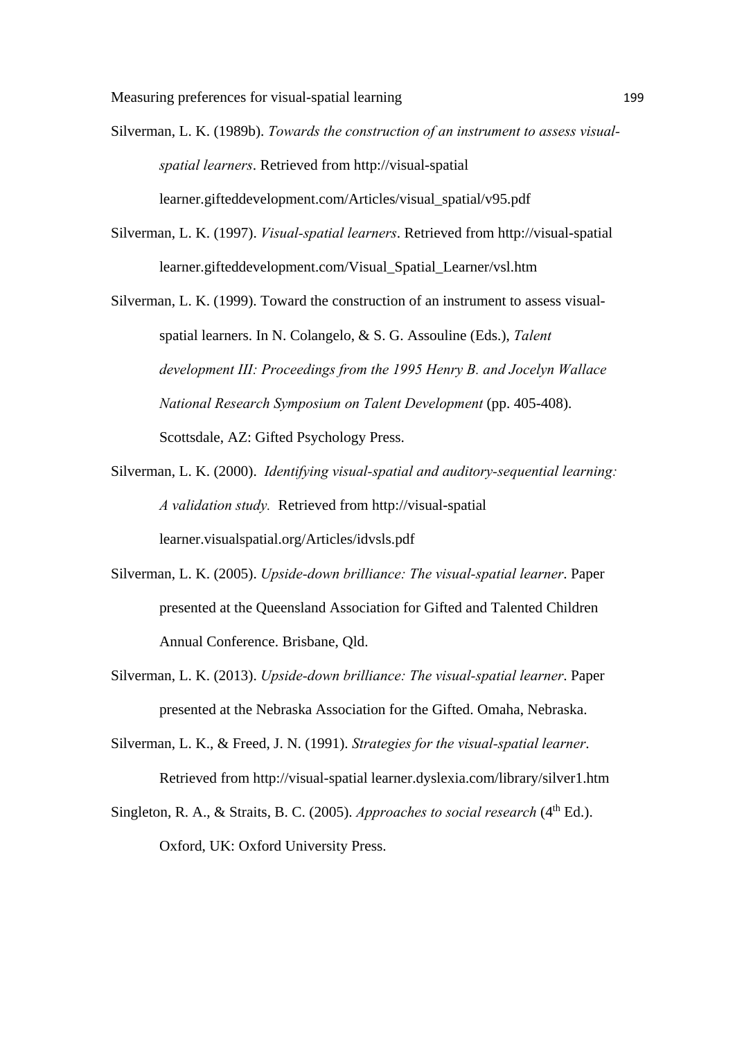Silverman, L. K. (1989b). *Towards the construction of an instrument to assess visual-spatial learners*. Retrieved from http://visual-spatial learner.gifteddevelopment.com/Articles/visual_spatial/v95.pdf

Silverman, L. K. (1997). *Visual-spatial learners*. Retrieved from http://visual-spatial learner.gifteddevelopment.com/Visual_Spatial_Learner/vsl.htm

Silverman, L. K. (1999). Toward the construction of an instrument to assess visual-spatial learners. In N. Colangelo, & S. G. Assouline (Eds.), *Talent development III: Proceedings from the 1995 Henry B. and Jocelyn Wallace National Research Symposium on Talent Development* (pp. 405-408). Scottsdale, AZ: Gifted Psychology Press.

Silverman, L. K. (2000). *Identifying visual-spatial and auditory-sequential learning: A validation study.* Retrieved from http://visual-spatial learner.visualspatial.org/Articles/idvsls.pdf

Silverman, L. K. (2005). *Upside-down brilliance: The visual-spatial learner*. Paper presented at the Queensland Association for Gifted and Talented Children Annual Conference. Brisbane, Qld.

Silverman, L. K. (2013). *Upside-down brilliance: The visual-spatial learner*. Paper presented at the Nebraska Association for the Gifted. Omaha, Nebraska.

Silverman, L. K., & Freed, J. N. (1991). *Strategies for the visual-spatial learner*. Retrieved from http://visual-spatial learner.dyslexia.com/library/silver1.htm

Singleton, R. A., & Straits, B. C. (2005). *Approaches to social research* (4th Ed.). Oxford, UK: Oxford University Press.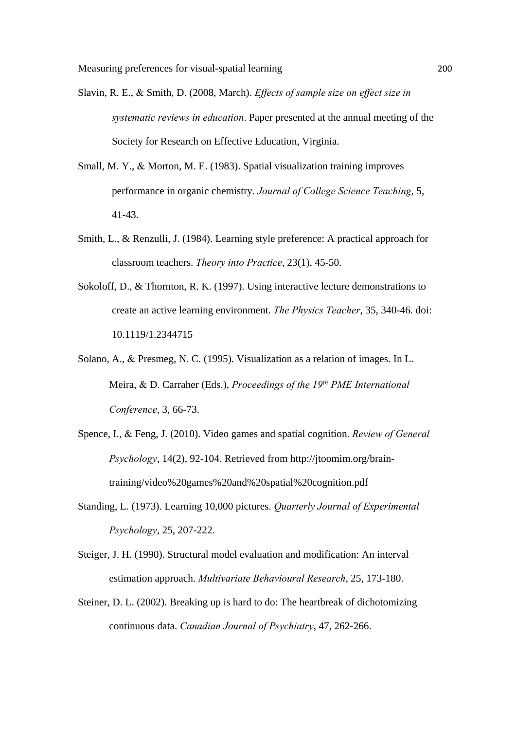Slavin, R. E., & Smith, D. (2008, March). *Effects of sample size on effect size in systematic reviews in education*. Paper presented at the annual meeting of the Society for Research on Effective Education, Virginia.

Small, M. Y., & Morton, M. E. (1983). Spatial visualization training improves performance in organic chemistry. *Journal of College Science Teaching*, 5, 41-43.

Smith, L., & Renzulli, J. (1984). Learning style preference: A practical approach for classroom teachers. *Theory into Practice*, 23(1), 45-50.

Sokoloff, D., & Thornton, R. K. (1997). Using interactive lecture demonstrations to create an active learning environment. *The Physics Teacher*, 35, 340-46. doi: 10.1119/1.2344715

Solano, A., & Presmeg, N. C. (1995). Visualization as a relation of images. In L. Meira, & D. Carraher (Eds.), *Proceedings of the 19th PME International Conference*, 3, 66-73.

Spence, I., & Feng, J. (2010). Video games and spatial cognition. *Review of General Psychology*, 14(2), 92-104. Retrieved from http://jtoomim.org/brain-training/video%20games%20and%20spatial%20cognition.pdf

Standing, L. (1973). Learning 10,000 pictures. *Quarterly Journal of Experimental Psychology*, 25, 207-222.

Steiger, J. H. (1990). Structural model evaluation and modification: An interval estimation approach. *Multivariate Behavioural Research*, 25, 173-180.

Steiner, D. L. (2002). Breaking up is hard to do: The heartbreak of dichotomizing continuous data. *Canadian Journal of Psychiatry*, 47, 262-266.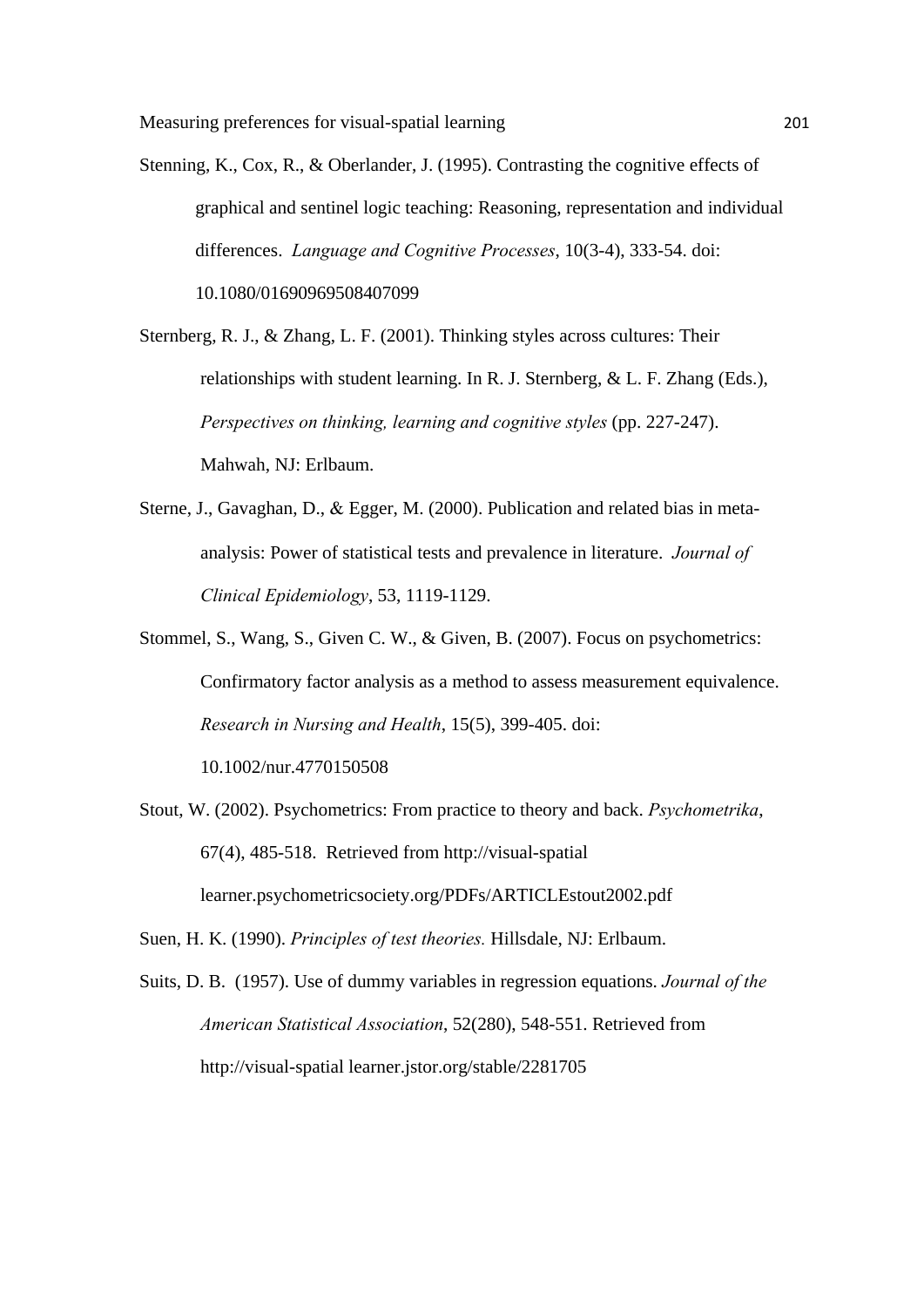Stenning, K., Cox, R., & Oberlander, J. (1995). Contrasting the cognitive effects of graphical and sentinel logic teaching: Reasoning, representation and individual differences. *Language and Cognitive Processes*, 10(3-4), 333-54. doi: 10.1080/01690969508407099

Sternberg, R. J., & Zhang, L. F. (2001). Thinking styles across cultures: Their relationships with student learning. In R. J. Sternberg, & L. F. Zhang (Eds.), *Perspectives on thinking, learning and cognitive styles* (pp. 227-247). Mahwah, NJ: Erlbaum.

Sterne, J., Gavaghan, D., & Egger, M. (2000). Publication and related bias in meta-analysis: Power of statistical tests and prevalence in literature. *Journal of Clinical Epidemiology*, 53, 1119-1129.

Stommel, S., Wang, S., Given C. W., & Given, B. (2007). Focus on psychometrics: Confirmatory factor analysis as a method to assess measurement equivalence. *Research in Nursing and Health*, 15(5), 399-405. doi: 10.1002/nur.4770150508

Stout, W. (2002). Psychometrics: From practice to theory and back. *Psychometrika*, 67(4), 485-518. Retrieved from http://visual-spatial learner.psychometricsociety.org/PDFs/ARTICLEstout2002.pdf

Suen, H. K. (1990). *Principles of test theories.* Hillsdale, NJ: Erlbaum.

Suits, D. B. (1957). Use of dummy variables in regression equations. *Journal of the American Statistical Association*, 52(280), 548-551. Retrieved from http://visual-spatial learner.jstor.org/stable/2281705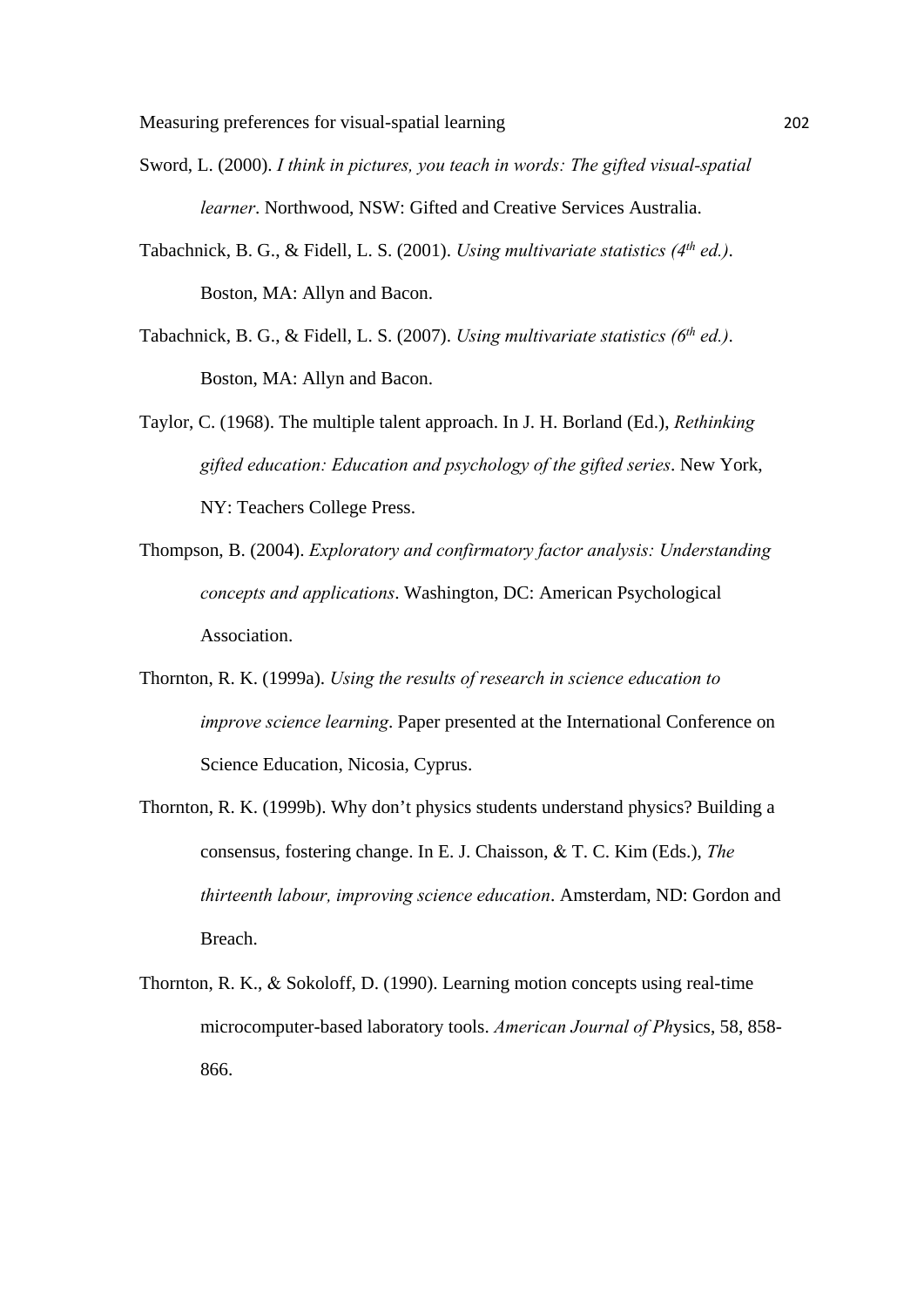Sword, L. (2000). *I think in pictures, you teach in words: The gifted visual-spatial learner*. Northwood, NSW: Gifted and Creative Services Australia.

Tabachnick, B. G., & Fidell, L. S. (2001). *Using multivariate statistics (4th ed.)*. Boston, MA: Allyn and Bacon.

Tabachnick, B. G., & Fidell, L. S. (2007). *Using multivariate statistics (6th ed.)*. Boston, MA: Allyn and Bacon.

Taylor, C. (1968). The multiple talent approach. In J. H. Borland (Ed.), *Rethinking gifted education: Education and psychology of the gifted series*. New York, NY: Teachers College Press.

Thompson, B. (2004). *Exploratory and confirmatory factor analysis: Understanding concepts and applications*. Washington, DC: American Psychological Association.

Thornton, R. K. (1999a). *Using the results of research in science education to improve science learning*. Paper presented at the International Conference on Science Education, Nicosia, Cyprus.

Thornton, R. K. (1999b). Why don't physics students understand physics? Building a consensus, fostering change. In E. J. Chaisson, & T. C. Kim (Eds.), *The thirteenth labour, improving science education*. Amsterdam, ND: Gordon and Breach.

Thornton, R. K., & Sokoloff, D. (1990). Learning motion concepts using real-time microcomputer-based laboratory tools. *American Journal of Ph*ysics, 58, 858-866.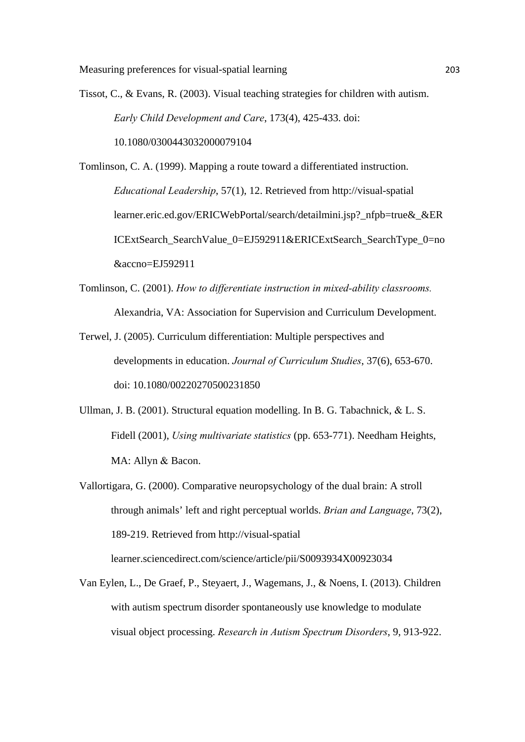Tissot, C., & Evans, R. (2003). Visual teaching strategies for children with autism. *Early Child Development and Care*, 173(4), 425-433. doi: 10.1080/0300443032000079104

Tomlinson, C. A. (1999). Mapping a route toward a differentiated instruction. *Educational Leadership*, 57(1), 12. Retrieved from http://visual-spatial learner.eric.ed.gov/ERICWebPortal/search/detailmini.jsp?_nfpb=true&_&ERICExtSearch_SearchValue_0=EJ592911&ERICExtSearch_SearchType_0=no&accno=EJ592911

Tomlinson, C. (2001). *How to differentiate instruction in mixed-ability classrooms.* Alexandria, VA: Association for Supervision and Curriculum Development.

Terwel, J. (2005). Curriculum differentiation: Multiple perspectives and developments in education. *Journal of Curriculum Studies*, 37(6), 653-670. doi: 10.1080/00220270500231850

Ullman, J. B. (2001). Structural equation modelling. In B. G. Tabachnick, & L. S. Fidell (2001), *Using multivariate statistics* (pp. 653-771). Needham Heights, MA: Allyn & Bacon.

Vallortigara, G. (2000). Comparative neuropsychology of the dual brain: A stroll through animals' left and right perceptual worlds. *Brian and Language*, 73(2), 189-219. Retrieved from http://visual-spatial learner.sciencedirect.com/science/article/pii/S0093934X00923034

Van Eylen, L., De Graef, P., Steyaert, J., Wagemans, J., & Noens, I. (2013). Children with autism spectrum disorder spontaneously use knowledge to modulate visual object processing. *Research in Autism Spectrum Disorders*, 9, 913-922.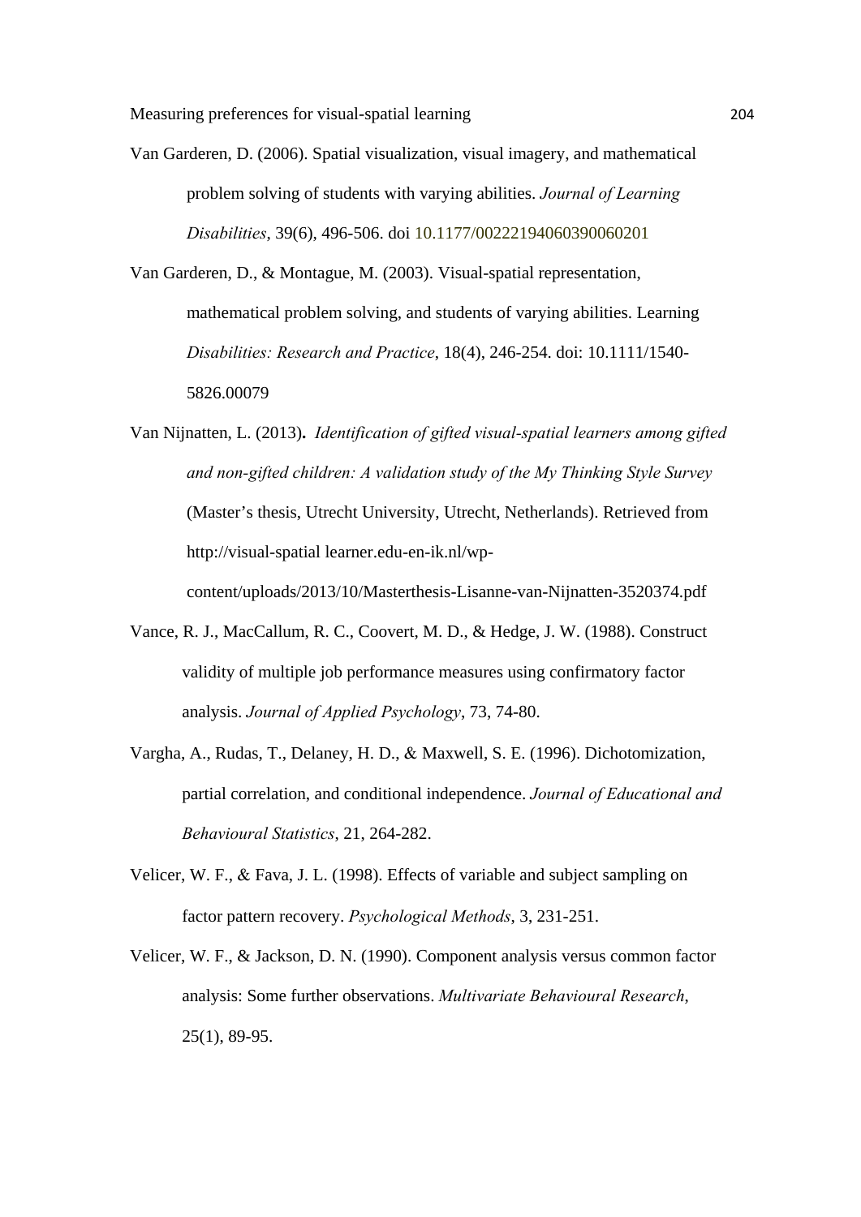Van Garderen, D. (2006). Spatial visualization, visual imagery, and mathematical problem solving of students with varying abilities. *Journal of Learning Disabilities*, 39(6), 496-506. doi 10.1177/00222194060390060201

Van Garderen, D., & Montague, M. (2003). Visual-spatial representation, mathematical problem solving, and students of varying abilities. Learning *Disabilities: Research and Practice*, 18(4), 246-254. doi: 10.1111/1540-5826.00079

Van Nijnatten, L. (2013). *Identification of gifted visual-spatial learners among gifted and non-gifted children: A validation study of the My Thinking Style Survey* (Master's thesis, Utrecht University, Utrecht, Netherlands). Retrieved from http://visual-spatial learner.edu-en-ik.nl/wp-content/uploads/2013/10/Masterthesis-Lisanne-van-Nijnatten-3520374.pdf

Vance, R. J., MacCallum, R. C., Coovert, M. D., & Hedge, J. W. (1988). Construct validity of multiple job performance measures using confirmatory factor analysis. *Journal of Applied Psychology*, 73, 74-80.

Vargha, A., Rudas, T., Delaney, H. D., & Maxwell, S. E. (1996). Dichotomization, partial correlation, and conditional independence. *Journal of Educational and Behavioural Statistics*, 21, 264-282.

Velicer, W. F., & Fava, J. L. (1998). Effects of variable and subject sampling on factor pattern recovery. *Psychological Methods*, 3, 231-251.

Velicer, W. F., & Jackson, D. N. (1990). Component analysis versus common factor analysis: Some further observations. *Multivariate Behavioural Research*, 25(1), 89-95.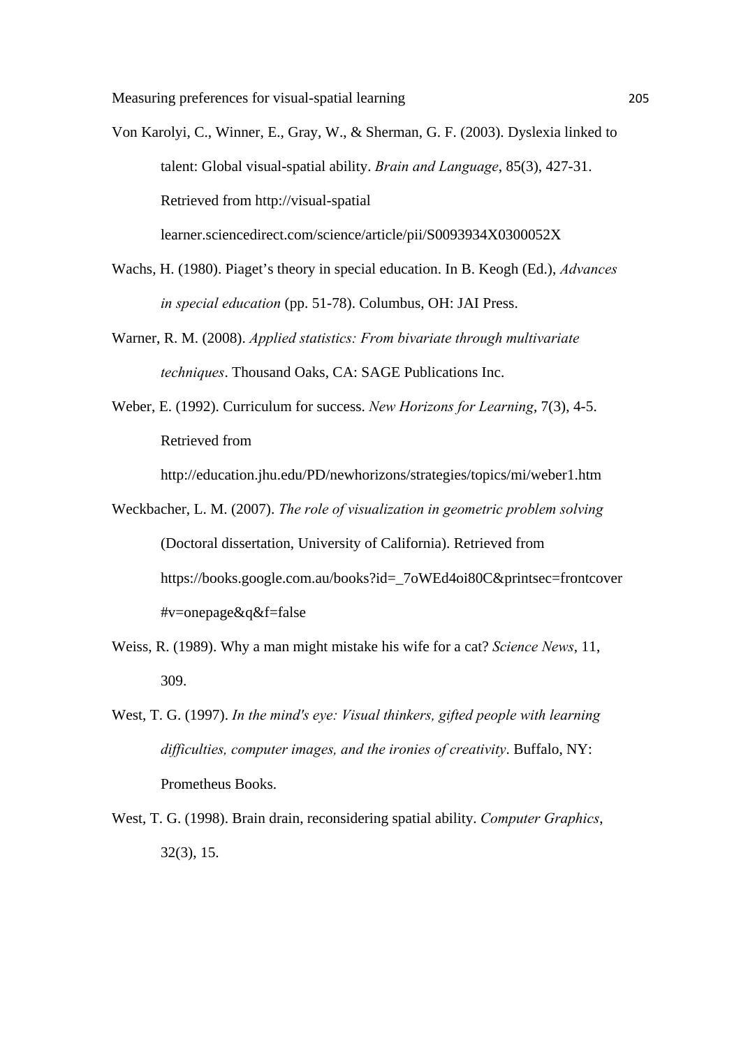Von Karolyi, C., Winner, E., Gray, W., & Sherman, G. F. (2003). Dyslexia linked to talent: Global visual-spatial ability. *Brain and Language*, 85(3), 427-31. Retrieved from http://visual-spatial learner.sciencedirect.com/science/article/pii/S0093934X0300052X

Wachs, H. (1980). Piaget's theory in special education. In B. Keogh (Ed.), *Advances in special education* (pp. 51-78). Columbus, OH: JAI Press.

Warner, R. M. (2008). *Applied statistics: From bivariate through multivariate techniques*. Thousand Oaks, CA: SAGE Publications Inc.

Weber, E. (1992). Curriculum for success. *New Horizons for Learning*, 7(3), 4-5. Retrieved from http://education.jhu.edu/PD/newhorizons/strategies/topics/mi/weber1.htm

Weckbacher, L. M. (2007). *The role of visualization in geometric problem solving* (Doctoral dissertation, University of California). Retrieved from https://books.google.com.au/books?id=_7oWEd4oi80C&printsec=frontcover#v=onepage&q&f=false

Weiss, R. (1989). Why a man might mistake his wife for a cat? *Science News*, 11, 309.

West, T. G. (1997). *In the mind's eye: Visual thinkers, gifted people with learning difficulties, computer images, and the ironies of creativity*. Buffalo, NY: Prometheus Books.

West, T. G. (1998). Brain drain, reconsidering spatial ability. *Computer Graphics*, 32(3), 15.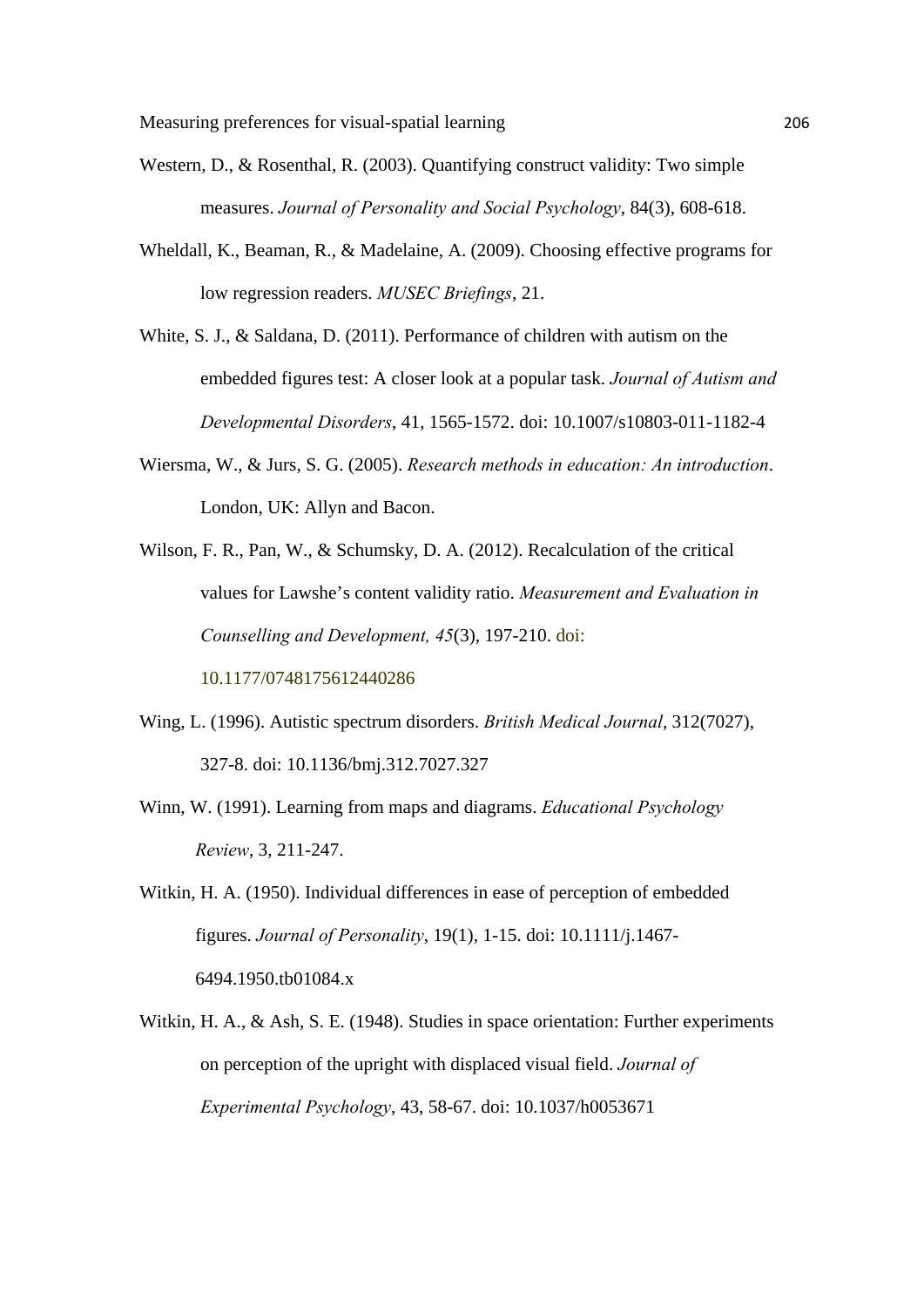Western, D., & Rosenthal, R. (2003). Quantifying construct validity: Two simple measures. *Journal of Personality and Social Psychology*, 84(3), 608-618.

Wheldall, K., Beaman, R., & Madelaine, A. (2009). Choosing effective programs for low regression readers. *MUSEC Briefings*, 21.

White, S. J., & Saldana, D. (2011). Performance of children with autism on the embedded figures test: A closer look at a popular task. *Journal of Autism and Developmental Disorders*, 41, 1565-1572. doi: 10.1007/s10803-011-1182-4

Wiersma, W., & Jurs, S. G. (2005). *Research methods in education: An introduction*. London, UK: Allyn and Bacon.

Wilson, F. R., Pan, W., & Schumsky, D. A. (2012). Recalculation of the critical values for Lawshe's content validity ratio. *Measurement and Evaluation in Counselling and Development, 45*(3), 197-210. doi: 10.1177/0748175612440286

Wing, L. (1996). Autistic spectrum disorders. *British Medical Journal*, 312(7027), 327-8. doi: 10.1136/bmj.312.7027.327

Winn, W. (1991). Learning from maps and diagrams. *Educational Psychology Review*, 3, 211-247.

Witkin, H. A. (1950). Individual differences in ease of perception of embedded figures. *Journal of Personality*, 19(1), 1-15. doi: 10.1111/j.1467-6494.1950.tb01084.x

Witkin, H. A., & Ash, S. E. (1948). Studies in space orientation: Further experiments on perception of the upright with displaced visual field. *Journal of Experimental Psychology*, 43, 58-67. doi: 10.1037/h0053671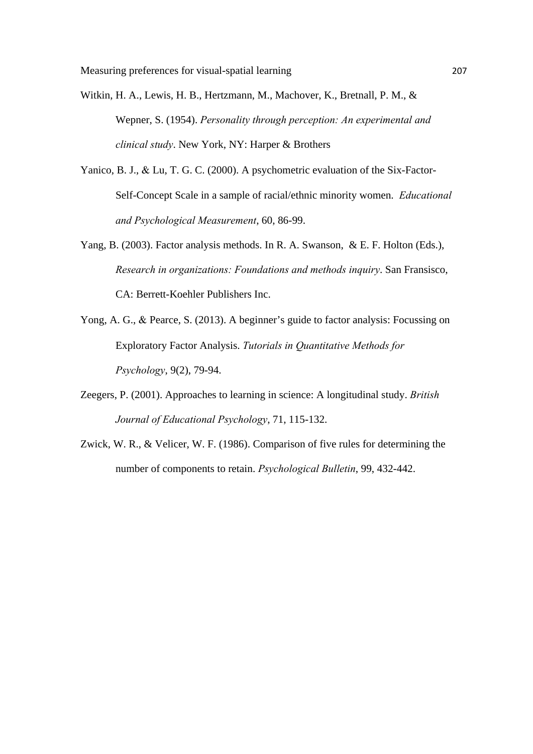Witkin, H. A., Lewis, H. B., Hertzmann, M., Machover, K., Bretnall, P. M., & Wepner, S. (1954). *Personality through perception: An experimental and clinical study*. New York, NY: Harper & Brothers

Yanico, B. J., & Lu, T. G. C. (2000). A psychometric evaluation of the Six-Factor-Self-Concept Scale in a sample of racial/ethnic minority women. *Educational and Psychological Measurement*, 60, 86-99.

Yang, B. (2003). Factor analysis methods. In R. A. Swanson, & E. F. Holton (Eds.), *Research in organizations: Foundations and methods inquiry*. San Fransisco, CA: Berrett-Koehler Publishers Inc.

Yong, A. G., & Pearce, S. (2013). A beginner's guide to factor analysis: Focussing on Exploratory Factor Analysis. *Tutorials in Quantitative Methods for Psychology*, 9(2), 79-94.

Zeegers, P. (2001). Approaches to learning in science: A longitudinal study. *British Journal of Educational Psychology*, 71, 115-132.

Zwick, W. R., & Velicer, W. F. (1986). Comparison of five rules for determining the number of components to retain. *Psychological Bulletin*, 99, 432-442.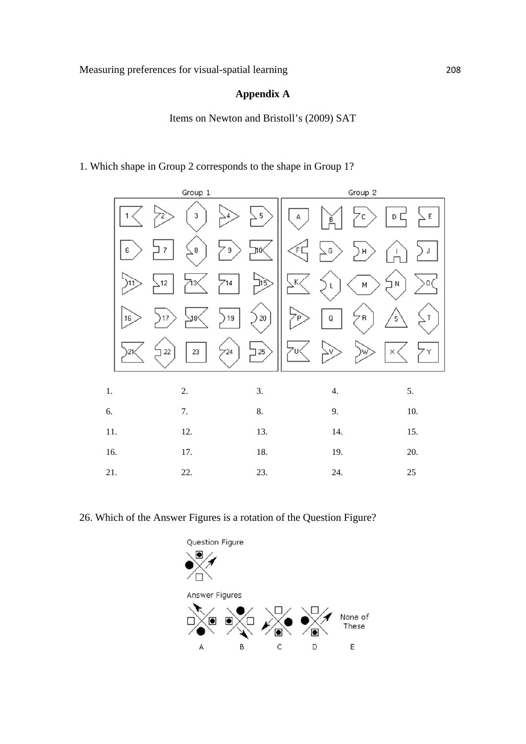## Appendix A

Items on Newton and Bristoll's (2009) SAT

1. Which shape in Group 2 corresponds to the shape in Group 1?

| | | | | |
|---|---|---|---|---|
| 1. | 2. | 3. | 4. | 5. |
| 6. | 7. | 8. | 9. | 10. |
| 11. | 12. | 13. | 14. | 15. |
| 16. | 17. | 18. | 19. | 20. |
| 21. | 22. | 23. | 24. | 25 |

26. Which of the Answer Figures is a rotation of the Question Figure?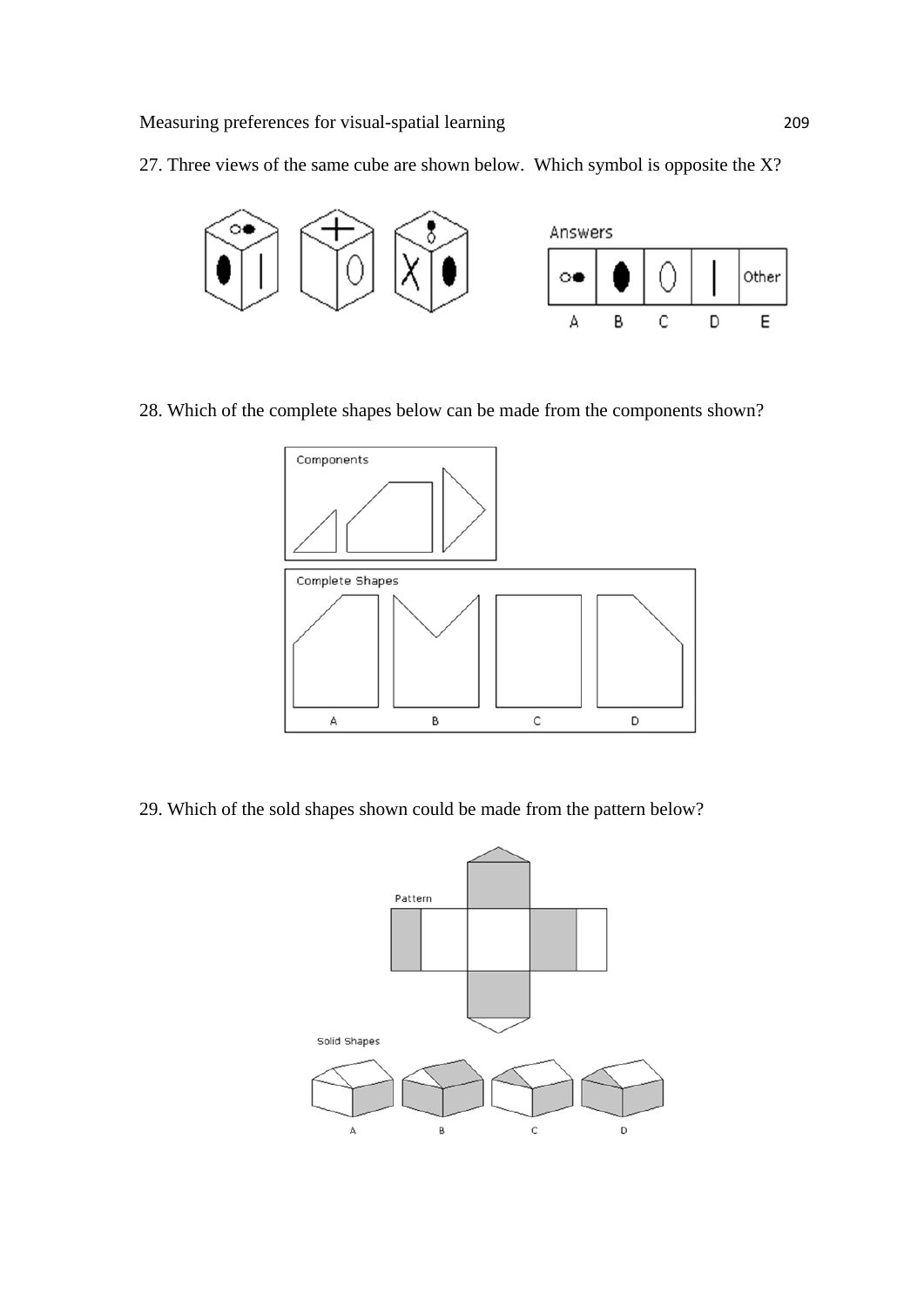27. Three views of the same cube are shown below. Which symbol is opposite the X?

Answers

| A | B | C | D | E |
|---|---|---|---|---|
| ○● | ⬮ | ⬯ | \| | Other |

28. Which of the complete shapes below can be made from the components shown?

Components

Complete Shapes

A B C D

29. Which of the sold shapes shown could be made from the pattern below?

Pattern

Solid Shapes

A B C D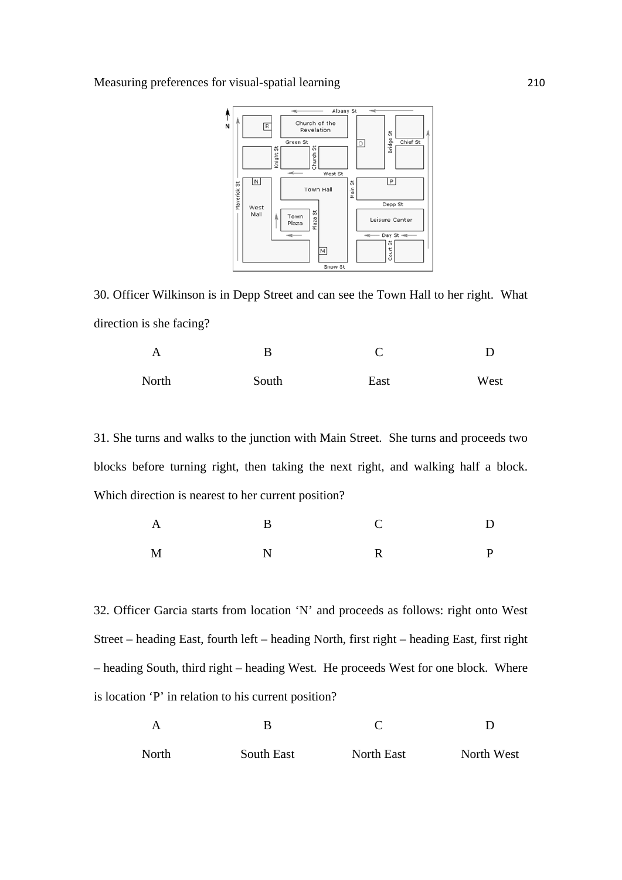30. Officer Wilkinson is in Depp Street and can see the Town Hall to her right. What direction is she facing?

| A | B | C | D |
|---|---|---|---|
| North | South | East | West |

31. She turns and walks to the junction with Main Street. She turns and proceeds two blocks before turning right, then taking the next right, and walking half a block. Which direction is nearest to her current position?

| A | B | C | D |
|---|---|---|---|
| M | N | R | P |

32. Officer Garcia starts from location 'N' and proceeds as follows: right onto West Street – heading East, fourth left – heading North, first right – heading East, first right – heading South, third right – heading West. He proceeds West for one block. Where is location 'P' in relation to his current position?

| A | B | C | D |
|---|---|---|---|
| North | South East | North East | North West |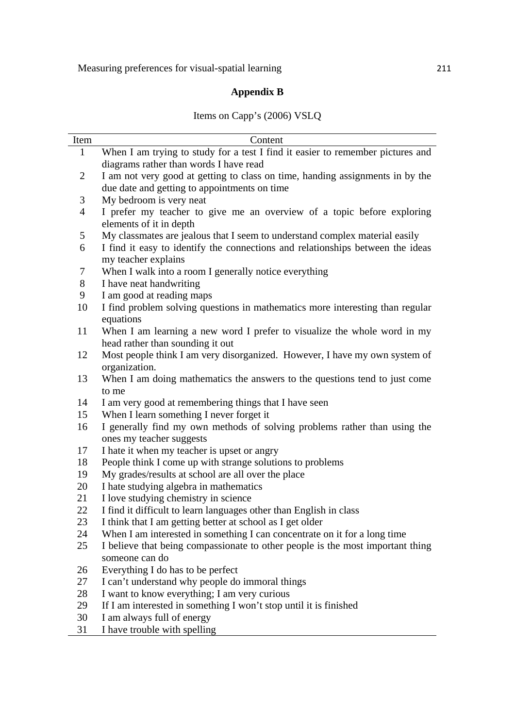## Appendix B

Items on Capp's (2006) VSLQ

| Item | Content |
|---|---|
| 1 | When I am trying to study for a test I find it easier to remember pictures and diagrams rather than words I have read |
| 2 | I am not very good at getting to class on time, handing assignments in by the due date and getting to appointments on time |
| 3 | My bedroom is very neat |
| 4 | I prefer my teacher to give me an overview of a topic before exploring elements of it in depth |
| 5 | My classmates are jealous that I seem to understand complex material easily |
| 6 | I find it easy to identify the connections and relationships between the ideas my teacher explains |
| 7 | When I walk into a room I generally notice everything |
| 8 | I have neat handwriting |
| 9 | I am good at reading maps |
| 10 | I find problem solving questions in mathematics more interesting than regular equations |
| 11 | When I am learning a new word I prefer to visualize the whole word in my head rather than sounding it out |
| 12 | Most people think I am very disorganized. However, I have my own system of organization. |
| 13 | When I am doing mathematics the answers to the questions tend to just come to me |
| 14 | I am very good at remembering things that I have seen |
| 15 | When I learn something I never forget it |
| 16 | I generally find my own methods of solving problems rather than using the ones my teacher suggests |
| 17 | I hate it when my teacher is upset or angry |
| 18 | People think I come up with strange solutions to problems |
| 19 | My grades/results at school are all over the place |
| 20 | I hate studying algebra in mathematics |
| 21 | I love studying chemistry in science |
| 22 | I find it difficult to learn languages other than English in class |
| 23 | I think that I am getting better at school as I get older |
| 24 | When I am interested in something I can concentrate on it for a long time |
| 25 | I believe that being compassionate to other people is the most important thing someone can do |
| 26 | Everything I do has to be perfect |
| 27 | I can't understand why people do immoral things |
| 28 | I want to know everything; I am very curious |
| 29 | If I am interested in something I won't stop until it is finished |
| 30 | I am always full of energy |
| 31 | I have trouble with spelling |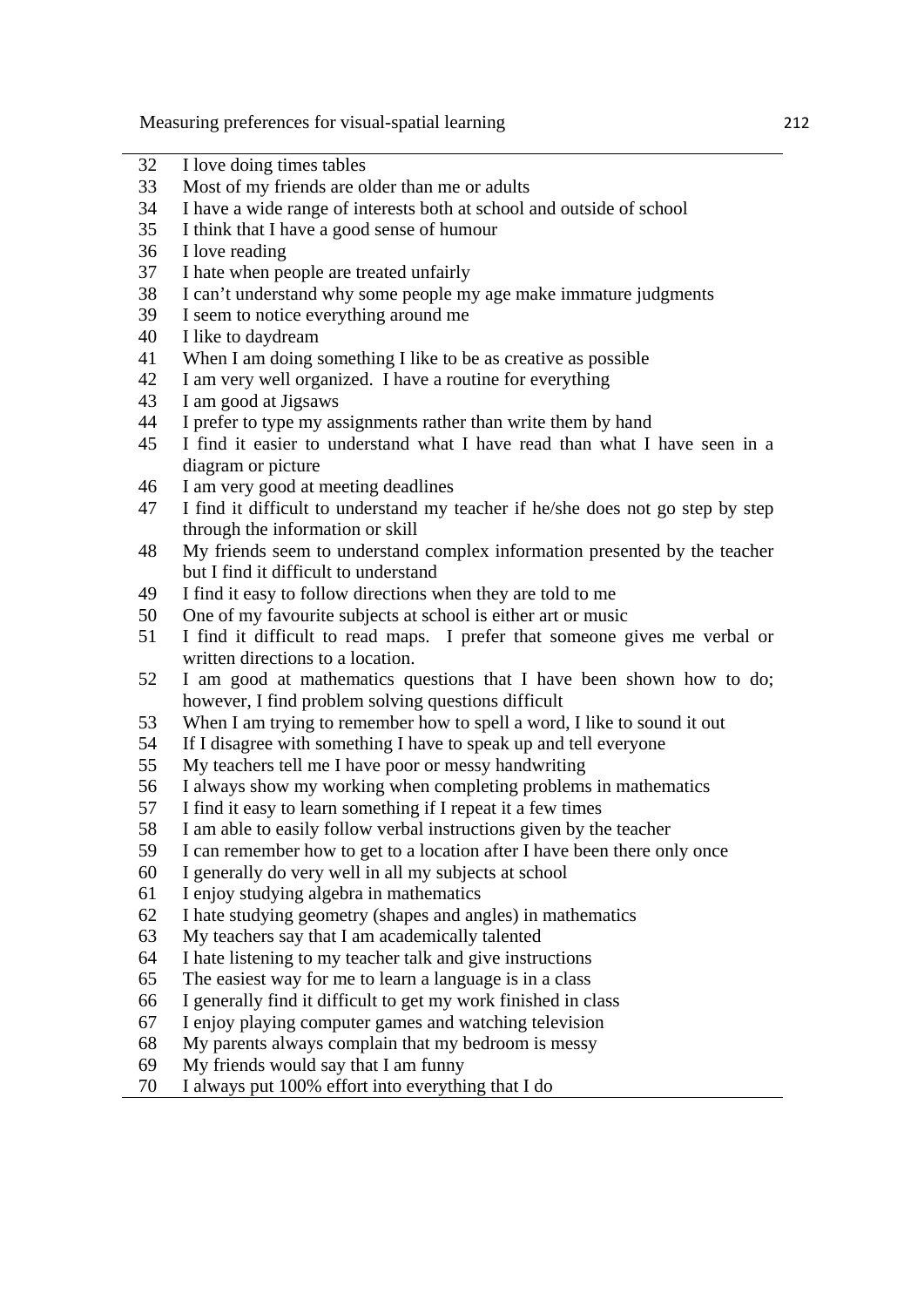| | |
|---|---|
| 32 | I love doing times tables |
| 33 | Most of my friends are older than me or adults |
| 34 | I have a wide range of interests both at school and outside of school |
| 35 | I think that I have a good sense of humour |
| 36 | I love reading |
| 37 | I hate when people are treated unfairly |
| 38 | I can't understand why some people my age make immature judgments |
| 39 | I seem to notice everything around me |
| 40 | I like to daydream |
| 41 | When I am doing something I like to be as creative as possible |
| 42 | I am very well organized. I have a routine for everything |
| 43 | I am good at Jigsaws |
| 44 | I prefer to type my assignments rather than write them by hand |
| 45 | I find it easier to understand what I have read than what I have seen in a diagram or picture |
| 46 | I am very good at meeting deadlines |
| 47 | I find it difficult to understand my teacher if he/she does not go step by step through the information or skill |
| 48 | My friends seem to understand complex information presented by the teacher but I find it difficult to understand |
| 49 | I find it easy to follow directions when they are told to me |
| 50 | One of my favourite subjects at school is either art or music |
| 51 | I find it difficult to read maps. I prefer that someone gives me verbal or written directions to a location. |
| 52 | I am good at mathematics questions that I have been shown how to do; however, I find problem solving questions difficult |
| 53 | When I am trying to remember how to spell a word, I like to sound it out |
| 54 | If I disagree with something I have to speak up and tell everyone |
| 55 | My teachers tell me I have poor or messy handwriting |
| 56 | I always show my working when completing problems in mathematics |
| 57 | I find it easy to learn something if I repeat it a few times |
| 58 | I am able to easily follow verbal instructions given by the teacher |
| 59 | I can remember how to get to a location after I have been there only once |
| 60 | I generally do very well in all my subjects at school |
| 61 | I enjoy studying algebra in mathematics |
| 62 | I hate studying geometry (shapes and angles) in mathematics |
| 63 | My teachers say that I am academically talented |
| 64 | I hate listening to my teacher talk and give instructions |
| 65 | The easiest way for me to learn a language is in a class |
| 66 | I generally find it difficult to get my work finished in class |
| 67 | I enjoy playing computer games and watching television |
| 68 | My parents always complain that my bedroom is messy |
| 69 | My friends would say that I am funny |
| 70 | I always put 100% effort into everything that I do |